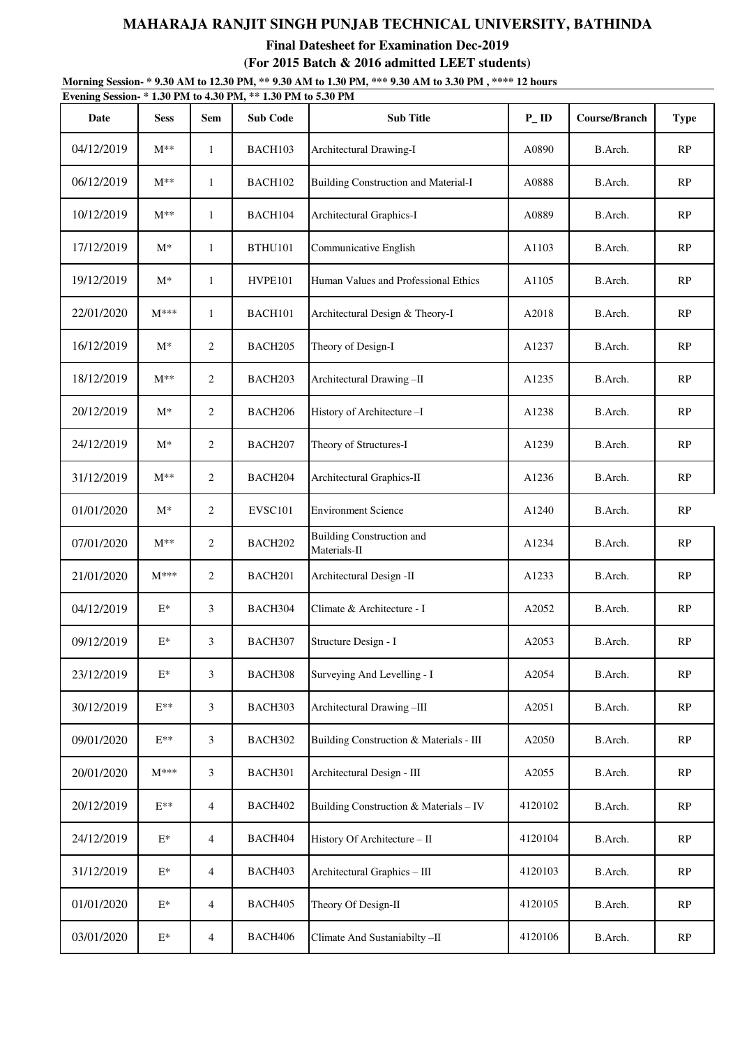# MAHARAJA RANJIT SINGH PUNJAB TECHNICAL UNIVERSITY, BATHINDA

## Final Datesheet for Examination Dec-2019

### (For 2015 Batch & 2016 admitted LEET students)

**Morning Session- * 9.30 AM to 12.30 PM, ** 9.30 AM to 1.30 PM, *** 9.30 AM to 3.30 PM , **** 12 hours**

**Evening Session- * 1.30 PM to 4.30 PM, ** 1.30 PM to 5.30 PM**

| Date | Sess | Sem | Sub Code | Sub Title | P_ID | Course/Branch | Type |
|---|---|---|---|---|---|---|---|
| 04/12/2019 | M** | 1 | BACH103 | Architectural Drawing-I | A0890 | B.Arch. | RP |
| 06/12/2019 | M** | 1 | BACH102 | Building Construction and Material-I | A0888 | B.Arch. | RP |
| 10/12/2019 | M** | 1 | BACH104 | Architectural Graphics-I | A0889 | B.Arch. | RP |
| 17/12/2019 | M* | 1 | BTHU101 | Communicative English | A1103 | B.Arch. | RP |
| 19/12/2019 | M* | 1 | HVPE101 | Human Values and Professional Ethics | A1105 | B.Arch. | RP |
| 22/01/2020 | M*** | 1 | BACH101 | Architectural Design & Theory-I | A2018 | B.Arch. | RP |
| 16/12/2019 | M* | 2 | BACH205 | Theory of Design-I | A1237 | B.Arch. | RP |
| 18/12/2019 | M** | 2 | BACH203 | Architectural Drawing –II | A1235 | B.Arch. | RP |
| 20/12/2019 | M* | 2 | BACH206 | History of Architecture –I | A1238 | B.Arch. | RP |
| 24/12/2019 | M* | 2 | BACH207 | Theory of Structures-I | A1239 | B.Arch. | RP |
| 31/12/2019 | M** | 2 | BACH204 | Architectural Graphics-II | A1236 | B.Arch. | RP |
| 01/01/2020 | M* | 2 | EVSC101 | Environment Science | A1240 | B.Arch. | RP |
| 07/01/2020 | M** | 2 | BACH202 | Building Construction and Materials-II | A1234 | B.Arch. | RP |
| 21/01/2020 | M*** | 2 | BACH201 | Architectural Design -II | A1233 | B.Arch. | RP |
| 04/12/2019 | E* | 3 | BACH304 | Climate & Architecture - I | A2052 | B.Arch. | RP |
| 09/12/2019 | E* | 3 | BACH307 | Structure Design - I | A2053 | B.Arch. | RP |
| 23/12/2019 | E* | 3 | BACH308 | Surveying And Levelling - I | A2054 | B.Arch. | RP |
| 30/12/2019 | E** | 3 | BACH303 | Architectural Drawing –III | A2051 | B.Arch. | RP |
| 09/01/2020 | E** | 3 | BACH302 | Building Construction & Materials - III | A2050 | B.Arch. | RP |
| 20/01/2020 | M*** | 3 | BACH301 | Architectural Design - III | A2055 | B.Arch. | RP |
| 20/12/2019 | E** | 4 | BACH402 | Building Construction & Materials – IV | 4120102 | B.Arch. | RP |
| 24/12/2019 | E* | 4 | BACH404 | History Of Architecture – II | 4120104 | B.Arch. | RP |
| 31/12/2019 | E* | 4 | BACH403 | Architectural Graphics – III | 4120103 | B.Arch. | RP |
| 01/01/2020 | E* | 4 | BACH405 | Theory Of Design-II | 4120105 | B.Arch. | RP |
| 03/01/2020 | E* | 4 | BACH406 | Climate And Sustaniabilty –II | 4120106 | B.Arch. | RP |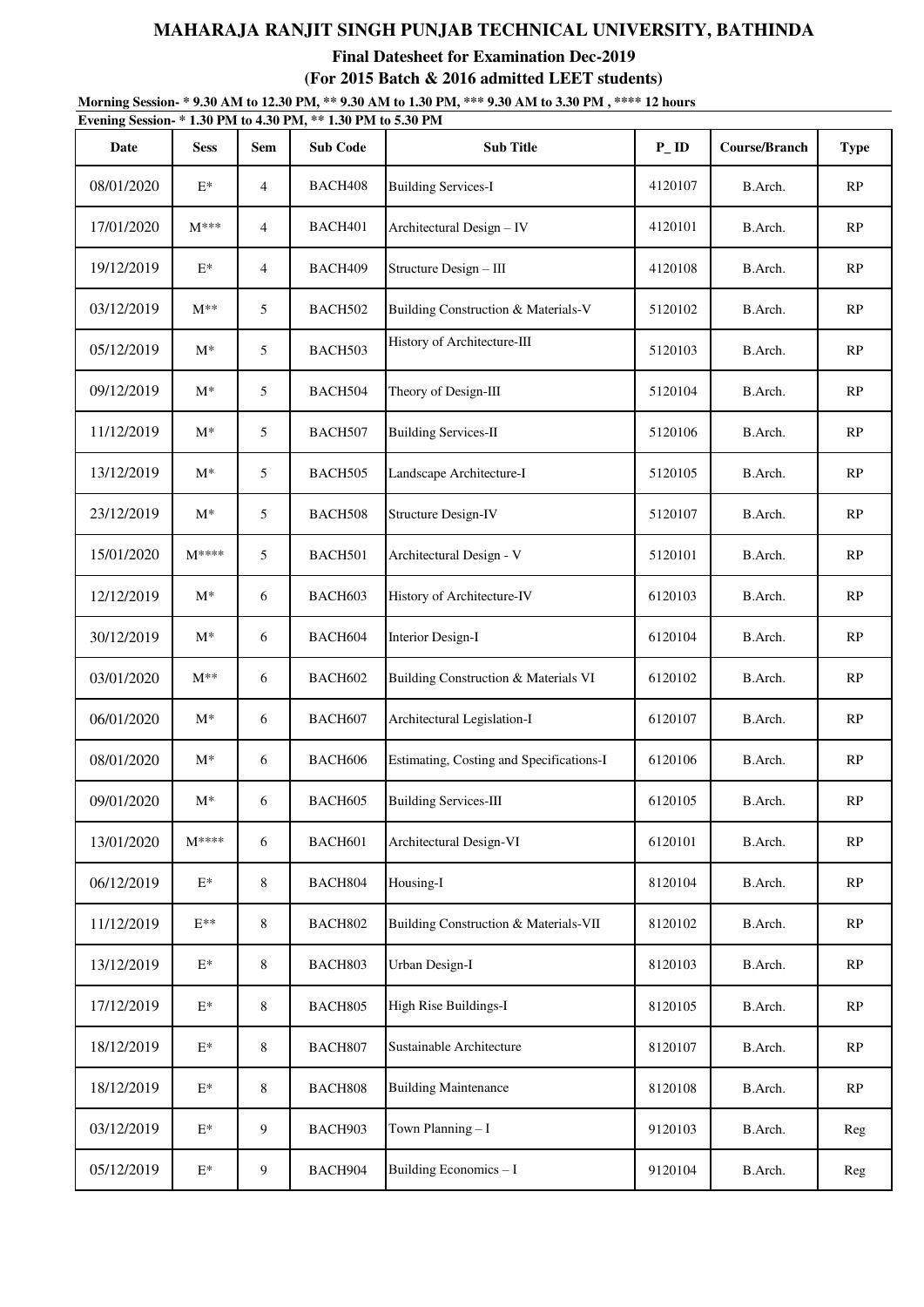# MAHARAJA RANJIT SINGH PUNJAB TECHNICAL UNIVERSITY, BATHINDA

**Final Datesheet for Examination Dec-2019**

**(For 2015 Batch & 2016 admitted LEET students)**

**Morning Session- * 9.30 AM to 12.30 PM, ** 9.30 AM to 1.30 PM, *** 9.30 AM to 3.30 PM , **** 12 hours**

**Evening Session- * 1.30 PM to 4.30 PM, ** 1.30 PM to 5.30 PM**

| Date | Sess | Sem | Sub Code | Sub Title | P_ID | Course/Branch | Type |
|---|---|---|---|---|---|---|---|
| 08/01/2020 | E* | 4 | BACH408 | Building Services-I | 4120107 | B.Arch. | RP |
| 17/01/2020 | M*** | 4 | BACH401 | Architectural Design – IV | 4120101 | B.Arch. | RP |
| 19/12/2019 | E* | 4 | BACH409 | Structure Design – III | 4120108 | B.Arch. | RP |
| 03/12/2019 | M** | 5 | BACH502 | Building Construction & Materials-V | 5120102 | B.Arch. | RP |
| 05/12/2019 | M* | 5 | BACH503 | History of Architecture-III | 5120103 | B.Arch. | RP |
| 09/12/2019 | M* | 5 | BACH504 | Theory of Design-III | 5120104 | B.Arch. | RP |
| 11/12/2019 | M* | 5 | BACH507 | Building Services-II | 5120106 | B.Arch. | RP |
| 13/12/2019 | M* | 5 | BACH505 | Landscape Architecture-I | 5120105 | B.Arch. | RP |
| 23/12/2019 | M* | 5 | BACH508 | Structure Design-IV | 5120107 | B.Arch. | RP |
| 15/01/2020 | M**** | 5 | BACH501 | Architectural Design - V | 5120101 | B.Arch. | RP |
| 12/12/2019 | M* | 6 | BACH603 | History of Architecture-IV | 6120103 | B.Arch. | RP |
| 30/12/2019 | M* | 6 | BACH604 | Interior Design-I | 6120104 | B.Arch. | RP |
| 03/01/2020 | M** | 6 | BACH602 | Building Construction & Materials VI | 6120102 | B.Arch. | RP |
| 06/01/2020 | M* | 6 | BACH607 | Architectural Legislation-I | 6120107 | B.Arch. | RP |
| 08/01/2020 | M* | 6 | BACH606 | Estimating, Costing and Specifications-I | 6120106 | B.Arch. | RP |
| 09/01/2020 | M* | 6 | BACH605 | Building Services-III | 6120105 | B.Arch. | RP |
| 13/01/2020 | M**** | 6 | BACH601 | Architectural Design-VI | 6120101 | B.Arch. | RP |
| 06/12/2019 | E* | 8 | BACH804 | Housing-I | 8120104 | B.Arch. | RP |
| 11/12/2019 | E** | 8 | BACH802 | Building Construction & Materials-VII | 8120102 | B.Arch. | RP |
| 13/12/2019 | E* | 8 | BACH803 | Urban Design-I | 8120103 | B.Arch. | RP |
| 17/12/2019 | E* | 8 | BACH805 | High Rise Buildings-I | 8120105 | B.Arch. | RP |
| 18/12/2019 | E* | 8 | BACH807 | Sustainable Architecture | 8120107 | B.Arch. | RP |
| 18/12/2019 | E* | 8 | BACH808 | Building Maintenance | 8120108 | B.Arch. | RP |
| 03/12/2019 | E* | 9 | BACH903 | Town Planning – I | 9120103 | B.Arch. | Reg |
| 05/12/2019 | E* | 9 | BACH904 | Building Economics – I | 9120104 | B.Arch. | Reg |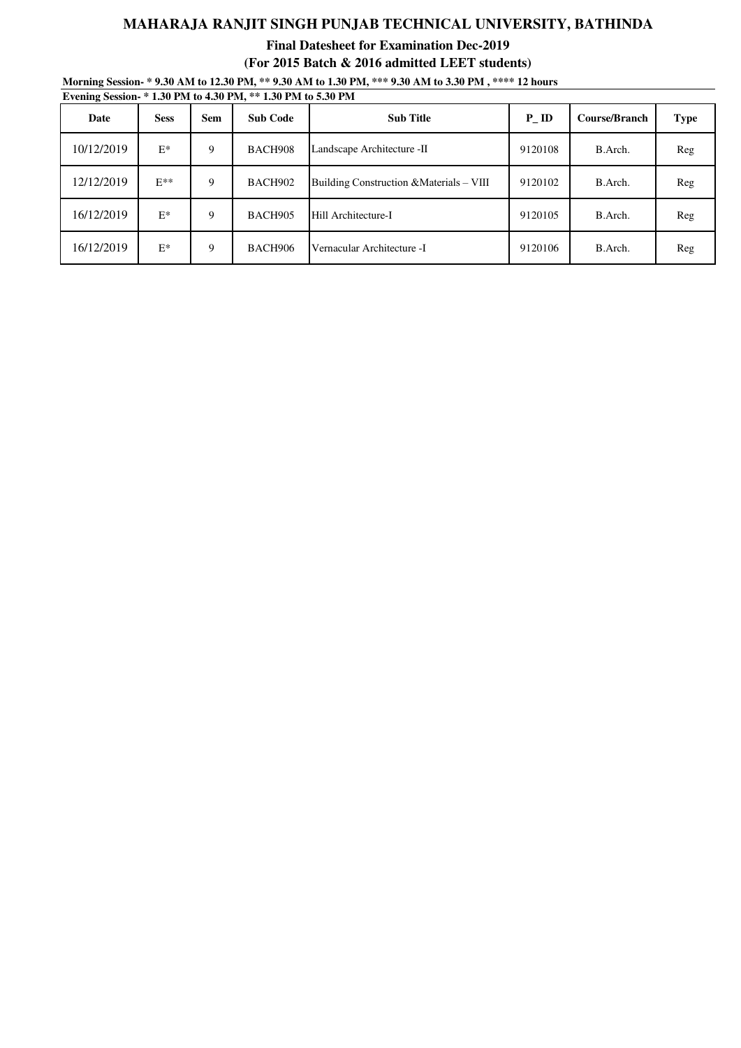# MAHARAJA RANJIT SINGH PUNJAB TECHNICAL UNIVERSITY, BATHINDA

**Final Datesheet for Examination Dec-2019**

**(For 2015 Batch & 2016 admitted LEET students)**

**Morning Session- * 9.30 AM to 12.30 PM, ** 9.30 AM to 1.30 PM, *** 9.30 AM to 3.30 PM , **** 12 hours**

**Evening Session- * 1.30 PM to 4.30 PM, ** 1.30 PM to 5.30 PM**

| Date | Sess | Sem | Sub Code | Sub Title | P_ID | Course/Branch | Type |
|---|---|---|---|---|---|---|---|
| 10/12/2019 | E* | 9 | BACH908 | Landscape Architecture -II | 9120108 | B.Arch. | Reg |
| 12/12/2019 | E** | 9 | BACH902 | Building Construction &Materials – VIII | 9120102 | B.Arch. | Reg |
| 16/12/2019 | E* | 9 | BACH905 | Hill Architecture-I | 9120105 | B.Arch. | Reg |
| 16/12/2019 | E* | 9 | BACH906 | Vernacular Architecture -I | 9120106 | B.Arch. | Reg |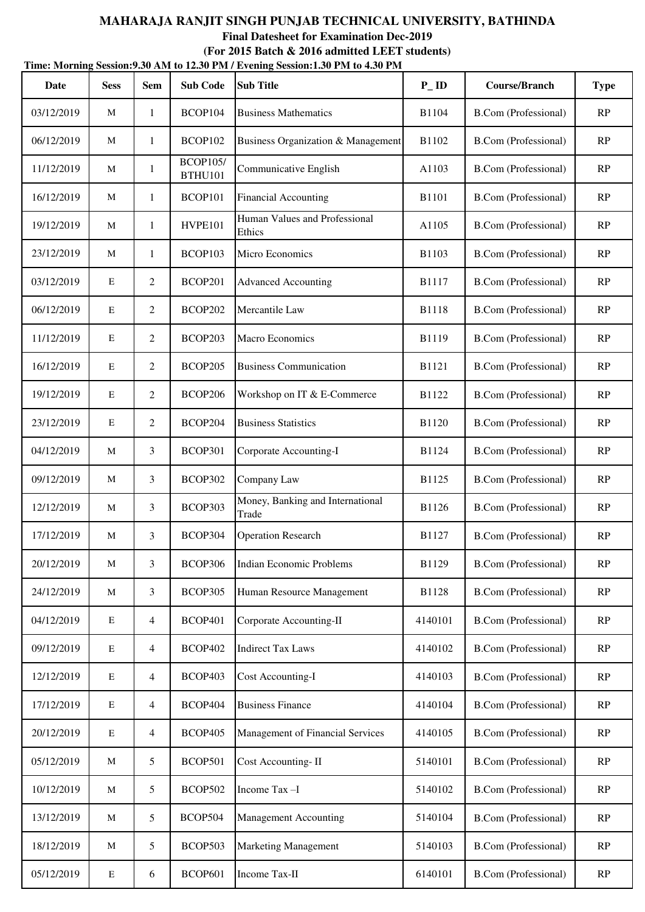# MAHARAJA RANJIT SINGH PUNJAB TECHNICAL UNIVERSITY, BATHINDA

## Final Datesheet for Examination Dec-2019

### (For 2015 Batch & 2016 admitted LEET students)

**Time: Morning Session:9.30 AM to 12.30 PM / Evening Session:1.30 PM to 4.30 PM**

| Date | Sess | Sem | Sub Code | Sub Title | P_ID | Course/Branch | Type |
|---|---|---|---|---|---|---|---|
| 03/12/2019 | M | 1 | BCOP104 | Business Mathematics | B1104 | B.Com (Professional) | RP |
| 06/12/2019 | M | 1 | BCOP102 | Business Organization & Management | B1102 | B.Com (Professional) | RP |
| 11/12/2019 | M | 1 | BCOP105/ BTHU101 | Communicative English | A1103 | B.Com (Professional) | RP |
| 16/12/2019 | M | 1 | BCOP101 | Financial Accounting | B1101 | B.Com (Professional) | RP |
| 19/12/2019 | M | 1 | HVPE101 | Human Values and Professional Ethics | A1105 | B.Com (Professional) | RP |
| 23/12/2019 | M | 1 | BCOP103 | Micro Economics | B1103 | B.Com (Professional) | RP |
| 03/12/2019 | E | 2 | BCOP201 | Advanced Accounting | B1117 | B.Com (Professional) | RP |
| 06/12/2019 | E | 2 | BCOP202 | Mercantile Law | B1118 | B.Com (Professional) | RP |
| 11/12/2019 | E | 2 | BCOP203 | Macro Economics | B1119 | B.Com (Professional) | RP |
| 16/12/2019 | E | 2 | BCOP205 | Business Communication | B1121 | B.Com (Professional) | RP |
| 19/12/2019 | E | 2 | BCOP206 | Workshop on IT & E-Commerce | B1122 | B.Com (Professional) | RP |
| 23/12/2019 | E | 2 | BCOP204 | Business Statistics | B1120 | B.Com (Professional) | RP |
| 04/12/2019 | M | 3 | BCOP301 | Corporate Accounting-I | B1124 | B.Com (Professional) | RP |
| 09/12/2019 | M | 3 | BCOP302 | Company Law | B1125 | B.Com (Professional) | RP |
| 12/12/2019 | M | 3 | BCOP303 | Money, Banking and International Trade | B1126 | B.Com (Professional) | RP |
| 17/12/2019 | M | 3 | BCOP304 | Operation Research | B1127 | B.Com (Professional) | RP |
| 20/12/2019 | M | 3 | BCOP306 | Indian Economic Problems | B1129 | B.Com (Professional) | RP |
| 24/12/2019 | M | 3 | BCOP305 | Human Resource Management | B1128 | B.Com (Professional) | RP |
| 04/12/2019 | E | 4 | BCOP401 | Corporate Accounting-II | 4140101 | B.Com (Professional) | RP |
| 09/12/2019 | E | 4 | BCOP402 | Indirect Tax Laws | 4140102 | B.Com (Professional) | RP |
| 12/12/2019 | E | 4 | BCOP403 | Cost Accounting-I | 4140103 | B.Com (Professional) | RP |
| 17/12/2019 | E | 4 | BCOP404 | Business Finance | 4140104 | B.Com (Professional) | RP |
| 20/12/2019 | E | 4 | BCOP405 | Management of Financial Services | 4140105 | B.Com (Professional) | RP |
| 05/12/2019 | M | 5 | BCOP501 | Cost Accounting- II | 5140101 | B.Com (Professional) | RP |
| 10/12/2019 | M | 5 | BCOP502 | Income Tax –I | 5140102 | B.Com (Professional) | RP |
| 13/12/2019 | M | 5 | BCOP504 | Management Accounting | 5140104 | B.Com (Professional) | RP |
| 18/12/2019 | M | 5 | BCOP503 | Marketing Management | 5140103 | B.Com (Professional) | RP |
| 05/12/2019 | E | 6 | BCOP601 | Income Tax-II | 6140101 | B.Com (Professional) | RP |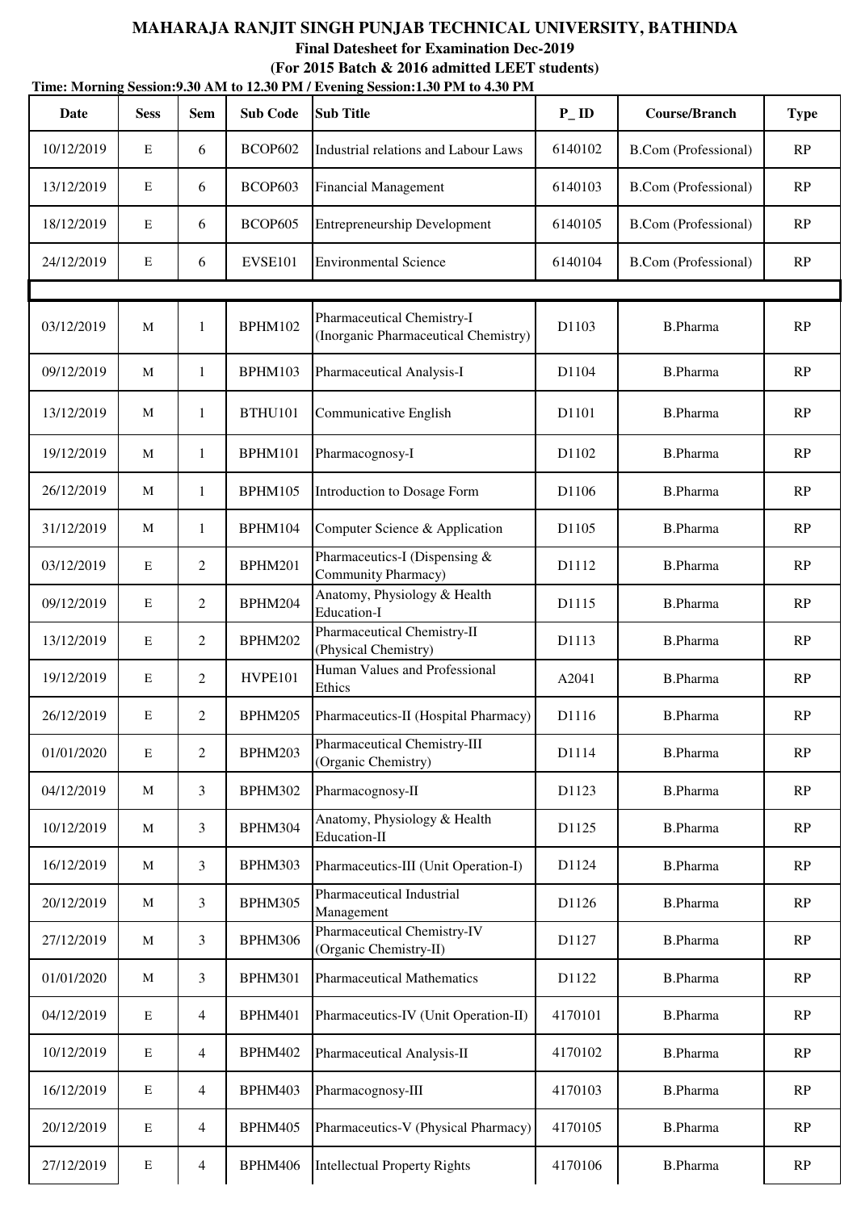# MAHARAJA RANJIT SINGH PUNJAB TECHNICAL UNIVERSITY, BATHINDA

**Final Datesheet for Examination Dec-2019**

**(For 2015 Batch & 2016 admitted LEET students)**

**Time: Morning Session:9.30 AM to 12.30 PM / Evening Session:1.30 PM to 4.30 PM**

| Date | Sess | Sem | Sub Code | Sub Title | P_ID | Course/Branch | Type |
|---|---|---|---|---|---|---|---|
| 10/12/2019 | E | 6 | BCOP602 | Industrial relations and Labour Laws | 6140102 | B.Com (Professional) | RP |
| 13/12/2019 | E | 6 | BCOP603 | Financial Management | 6140103 | B.Com (Professional) | RP |
| 18/12/2019 | E | 6 | BCOP605 | Entrepreneurship Development | 6140105 | B.Com (Professional) | RP |
| 24/12/2019 | E | 6 | EVSE101 | Environmental Science | 6140104 | B.Com (Professional) | RP |
| | | | | | | | |
| 03/12/2019 | M | 1 | BPHM102 | Pharmaceutical Chemistry-I (Inorganic Pharmaceutical Chemistry) | D1103 | B.Pharma | RP |
| 09/12/2019 | M | 1 | BPHM103 | Pharmaceutical Analysis-I | D1104 | B.Pharma | RP |
| 13/12/2019 | M | 1 | BTHU101 | Communicative English | D1101 | B.Pharma | RP |
| 19/12/2019 | M | 1 | BPHM101 | Pharmacognosy-I | D1102 | B.Pharma | RP |
| 26/12/2019 | M | 1 | BPHM105 | Introduction to Dosage Form | D1106 | B.Pharma | RP |
| 31/12/2019 | M | 1 | BPHM104 | Computer Science & Application | D1105 | B.Pharma | RP |
| 03/12/2019 | E | 2 | BPHM201 | Pharmaceutics-I (Dispensing & Community Pharmacy) | D1112 | B.Pharma | RP |
| 09/12/2019 | E | 2 | BPHM204 | Anatomy, Physiology & Health Education-I | D1115 | B.Pharma | RP |
| 13/12/2019 | E | 2 | BPHM202 | Pharmaceutical Chemistry-II (Physical Chemistry) | D1113 | B.Pharma | RP |
| 19/12/2019 | E | 2 | HVPE101 | Human Values and Professional Ethics | A2041 | B.Pharma | RP |
| 26/12/2019 | E | 2 | BPHM205 | Pharmaceutics-II (Hospital Pharmacy) | D1116 | B.Pharma | RP |
| 01/01/2020 | E | 2 | BPHM203 | Pharmaceutical Chemistry-III (Organic Chemistry) | D1114 | B.Pharma | RP |
| 04/12/2019 | M | 3 | BPHM302 | Pharmacognosy-II | D1123 | B.Pharma | RP |
| 10/12/2019 | M | 3 | BPHM304 | Anatomy, Physiology & Health Education-II | D1125 | B.Pharma | RP |
| 16/12/2019 | M | 3 | BPHM303 | Pharmaceutics-III (Unit Operation-I) | D1124 | B.Pharma | RP |
| 20/12/2019 | M | 3 | BPHM305 | Pharmaceutical Industrial Management | D1126 | B.Pharma | RP |
| 27/12/2019 | M | 3 | BPHM306 | Pharmaceutical Chemistry-IV (Organic Chemistry-II) | D1127 | B.Pharma | RP |
| 01/01/2020 | M | 3 | BPHM301 | Pharmaceutical Mathematics | D1122 | B.Pharma | RP |
| 04/12/2019 | E | 4 | BPHM401 | Pharmaceutics-IV (Unit Operation-II) | 4170101 | B.Pharma | RP |
| 10/12/2019 | E | 4 | BPHM402 | Pharmaceutical Analysis-II | 4170102 | B.Pharma | RP |
| 16/12/2019 | E | 4 | BPHM403 | Pharmacognosy-III | 4170103 | B.Pharma | RP |
| 20/12/2019 | E | 4 | BPHM405 | Pharmaceutics-V (Physical Pharmacy) | 4170105 | B.Pharma | RP |
| 27/12/2019 | E | 4 | BPHM406 | Intellectual Property Rights | 4170106 | B.Pharma | RP |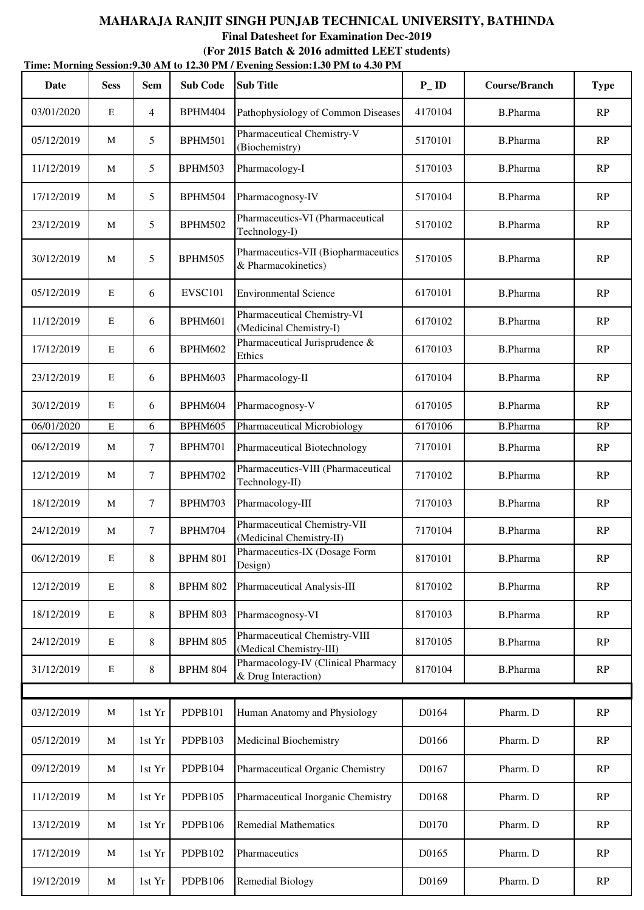# MAHARAJA RANJIT SINGH PUNJAB TECHNICAL UNIVERSITY, BATHINDA

**Final Datesheet for Examination Dec-2019**

**(For 2015 Batch & 2016 admitted LEET students)**

**Time: Morning Session:9.30 AM to 12.30 PM / Evening Session:1.30 PM to 4.30 PM**

| Date | Sess | Sem | Sub Code | Sub Title | P_ ID | Course/Branch | Type |
|---|---|---|---|---|---|---|---|
| 03/01/2020 | E | 4 | BPHM404 | Pathophysiology of Common Diseases | 4170104 | B.Pharma | RP |
| 05/12/2019 | M | 5 | BPHM501 | Pharmaceutical Chemistry-V (Biochemistry) | 5170101 | B.Pharma | RP |
| 11/12/2019 | M | 5 | BPHM503 | Pharmacology-I | 5170103 | B.Pharma | RP |
| 17/12/2019 | M | 5 | BPHM504 | Pharmacognosy-IV | 5170104 | B.Pharma | RP |
| 23/12/2019 | M | 5 | BPHM502 | Pharmaceutics-VI (Pharmaceutical Technology-I) | 5170102 | B.Pharma | RP |
| 30/12/2019 | M | 5 | BPHM505 | Pharmaceutics-VII (Biopharmaceutics & Pharmacokinetics) | 5170105 | B.Pharma | RP |
| 05/12/2019 | E | 6 | EVSC101 | Environmental Science | 6170101 | B.Pharma | RP |
| 11/12/2019 | E | 6 | BPHM601 | Pharmaceutical Chemistry-VI (Medicinal Chemistry-I) | 6170102 | B.Pharma | RP |
| 17/12/2019 | E | 6 | BPHM602 | Pharmaceutical Jurisprudence & Ethics | 6170103 | B.Pharma | RP |
| 23/12/2019 | E | 6 | BPHM603 | Pharmacology-II | 6170104 | B.Pharma | RP |
| 30/12/2019 | E | 6 | BPHM604 | Pharmacognosy-V | 6170105 | B.Pharma | RP |
| 06/01/2020 | E | 6 | BPHM605 | Pharmaceutical Microbiology | 6170106 | B.Pharma | RP |
| 06/12/2019 | M | 7 | BPHM701 | Pharmaceutical Biotechnology | 7170101 | B.Pharma | RP |
| 12/12/2019 | M | 7 | BPHM702 | Pharmaceutics-VIII (Pharmaceutical Technology-II) | 7170102 | B.Pharma | RP |
| 18/12/2019 | M | 7 | BPHM703 | Pharmacology-III | 7170103 | B.Pharma | RP |
| 24/12/2019 | M | 7 | BPHM704 | Pharmaceutical Chemistry-VII (Medicinal Chemistry-II) | 7170104 | B.Pharma | RP |
| 06/12/2019 | E | 8 | BPHM 801 | Pharmaceutics-IX (Dosage Form Design) | 8170101 | B.Pharma | RP |
| 12/12/2019 | E | 8 | BPHM 802 | Pharmaceutical Analysis-III | 8170102 | B.Pharma | RP |
| 18/12/2019 | E | 8 | BPHM 803 | Pharmacognosy-VI | 8170103 | B.Pharma | RP |
| 24/12/2019 | E | 8 | BPHM 805 | Pharmaceutical Chemistry-VIII (Medical Chemistry-III) | 8170105 | B.Pharma | RP |
| 31/12/2019 | E | 8 | BPHM 804 | Pharmacology-IV (Clinical Pharmacy & Drug Interaction) | 8170104 | B.Pharma | RP |
| | | | | | | | |
| 03/12/2019 | M | 1st Yr | PDPB101 | Human Anatomy and Physiology | D0164 | Pharm. D | RP |
| 05/12/2019 | M | 1st Yr | PDPB103 | Medicinal Biochemistry | D0166 | Pharm. D | RP |
| 09/12/2019 | M | 1st Yr | PDPB104 | Pharmaceutical Organic Chemistry | D0167 | Pharm. D | RP |
| 11/12/2019 | M | 1st Yr | PDPB105 | Pharmaceutical Inorganic Chemistry | D0168 | Pharm. D | RP |
| 13/12/2019 | M | 1st Yr | PDPB106 | Remedial Mathematics | D0170 | Pharm. D | RP |
| 17/12/2019 | M | 1st Yr | PDPB102 | Pharmaceutics | D0165 | Pharm. D | RP |
| 19/12/2019 | M | 1st Yr | PDPB106 | Remedial Biology | D0169 | Pharm. D | RP |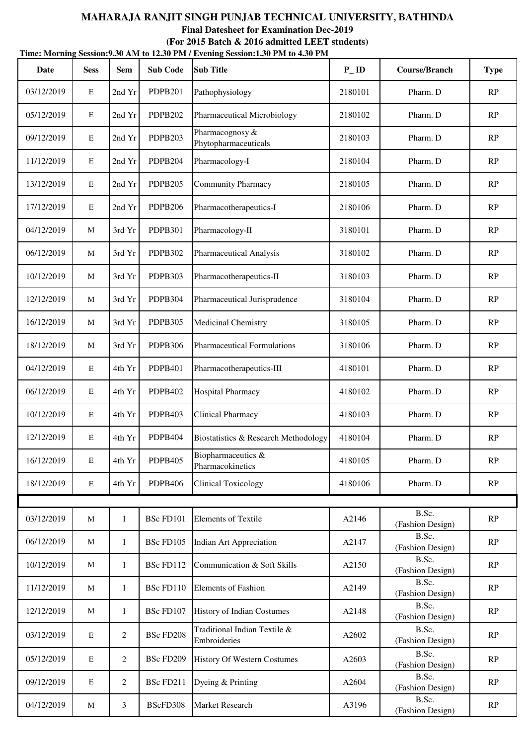# MAHARAJA RANJIT SINGH PUNJAB TECHNICAL UNIVERSITY, BATHINDA

**Final Datesheet for Examination Dec-2019**

**(For 2015 Batch & 2016 admitted LEET students)**

**Time: Morning Session:9.30 AM to 12.30 PM / Evening Session:1.30 PM to 4.30 PM**

| Date | Sess | Sem | Sub Code | Sub Title | P_ID | Course/Branch | Type |
|---|---|---|---|---|---|---|---|
| 03/12/2019 | E | 2nd Yr | PDPB201 | Pathophysiology | 2180101 | Pharm. D | RP |
| 05/12/2019 | E | 2nd Yr | PDPB202 | Pharmaceutical Microbiology | 2180102 | Pharm. D | RP |
| 09/12/2019 | E | 2nd Yr | PDPB203 | Pharmacognosy & Phytopharmaceuticals | 2180103 | Pharm. D | RP |
| 11/12/2019 | E | 2nd Yr | PDPB204 | Pharmacology-I | 2180104 | Pharm. D | RP |
| 13/12/2019 | E | 2nd Yr | PDPB205 | Community Pharmacy | 2180105 | Pharm. D | RP |
| 17/12/2019 | E | 2nd Yr | PDPB206 | Pharmacotherapeutics-I | 2180106 | Pharm. D | RP |
| 04/12/2019 | M | 3rd Yr | PDPB301 | Pharmacology-II | 3180101 | Pharm. D | RP |
| 06/12/2019 | M | 3rd Yr | PDPB302 | Pharmaceutical Analysis | 3180102 | Pharm. D | RP |
| 10/12/2019 | M | 3rd Yr | PDPB303 | Pharmacotherapeutics-II | 3180103 | Pharm. D | RP |
| 12/12/2019 | M | 3rd Yr | PDPB304 | Pharmaceutical Jurisprudence | 3180104 | Pharm. D | RP |
| 16/12/2019 | M | 3rd Yr | PDPB305 | Medicinal Chemistry | 3180105 | Pharm. D | RP |
| 18/12/2019 | M | 3rd Yr | PDPB306 | Pharmaceutical Formulations | 3180106 | Pharm. D | RP |
| 04/12/2019 | E | 4th Yr | PDPB401 | Pharmacotherapeutics-III | 4180101 | Pharm. D | RP |
| 06/12/2019 | E | 4th Yr | PDPB402 | Hospital Pharmacy | 4180102 | Pharm. D | RP |
| 10/12/2019 | E | 4th Yr | PDPB403 | Clinical Pharmacy | 4180103 | Pharm. D | RP |
| 12/12/2019 | E | 4th Yr | PDPB404 | Biostatistics & Research Methodology | 4180104 | Pharm. D | RP |
| 16/12/2019 | E | 4th Yr | PDPB405 | Biopharmaceutics & Pharmacokinetics | 4180105 | Pharm. D | RP |
| 18/12/2019 | E | 4th Yr | PDPB406 | Clinical Toxicology | 4180106 | Pharm. D | RP |
| | | | | | | | |
| 03/12/2019 | M | 1 | BSc FD101 | Elements of Textile | A2146 | B.Sc. (Fashion Design) | RP |
| 06/12/2019 | M | 1 | BSc FD105 | Indian Art Appreciation | A2147 | B.Sc. (Fashion Design) | RP |
| 10/12/2019 | M | 1 | BSc FD112 | Communication & Soft Skills | A2150 | B.Sc. (Fashion Design) | RP |
| 11/12/2019 | M | 1 | BSc FD110 | Elements of Fashion | A2149 | B.Sc. (Fashion Design) | RP |
| 12/12/2019 | M | 1 | BSc FD107 | History of Indian Costumes | A2148 | B.Sc. (Fashion Design) | RP |
| 03/12/2019 | E | 2 | BSc FD208 | Traditional Indian Textile & Embroideries | A2602 | B.Sc. (Fashion Design) | RP |
| 05/12/2019 | E | 2 | BSc FD209 | History Of Western Costumes | A2603 | B.Sc. (Fashion Design) | RP |
| 09/12/2019 | E | 2 | BSc FD211 | Dyeing & Printing | A2604 | B.Sc. (Fashion Design) | RP |
| 04/12/2019 | M | 3 | BScFD308 | Market Research | A3196 | B.Sc. (Fashion Design) | RP |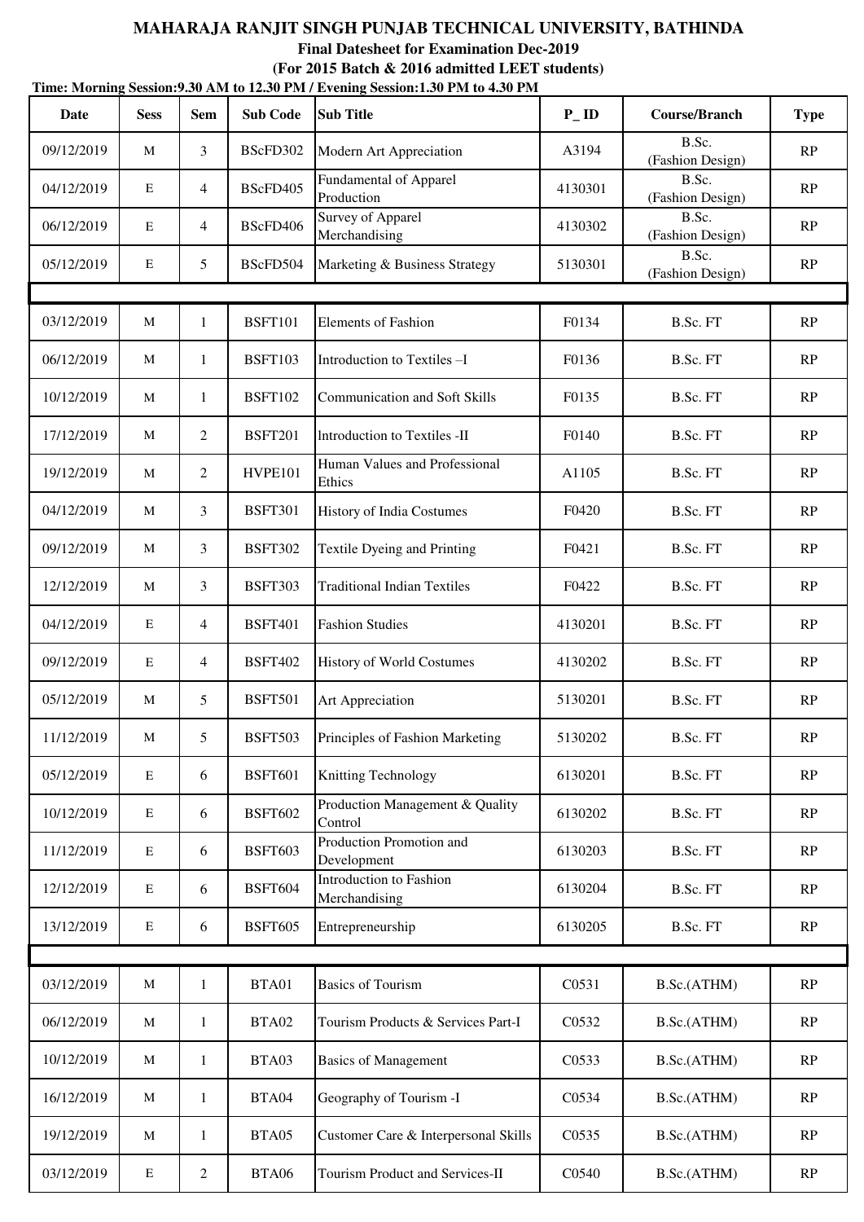# MAHARAJA RANJIT SINGH PUNJAB TECHNICAL UNIVERSITY, BATHINDA

**Final Datesheet for Examination Dec-2019**

**(For 2015 Batch & 2016 admitted LEET students)**

**Time: Morning Session:9.30 AM to 12.30 PM / Evening Session:1.30 PM to 4.30 PM**

| Date | Sess | Sem | Sub Code | Sub Title | P_ ID | Course/Branch | Type |
|---|---|---|---|---|---|---|---|
| 09/12/2019 | M | 3 | BScFD302 | Modern Art Appreciation | A3194 | B.Sc. (Fashion Design) | RP |
| 04/12/2019 | E | 4 | BScFD405 | Fundamental of Apparel Production | 4130301 | B.Sc. (Fashion Design) | RP |
| 06/12/2019 | E | 4 | BScFD406 | Survey of Apparel Merchandising | 4130302 | B.Sc. (Fashion Design) | RP |
| 05/12/2019 | E | 5 | BScFD504 | Marketing & Business Strategy | 5130301 | B.Sc. (Fashion Design) | RP |
| | | | | | | | |
| 03/12/2019 | M | 1 | BSFT101 | Elements of Fashion | F0134 | B.Sc. FT | RP |
| 06/12/2019 | M | 1 | BSFT103 | Introduction to Textiles –I | F0136 | B.Sc. FT | RP |
| 10/12/2019 | M | 1 | BSFT102 | Communication and Soft Skills | F0135 | B.Sc. FT | RP |
| 17/12/2019 | M | 2 | BSFT201 | Introduction to Textiles -II | F0140 | B.Sc. FT | RP |
| 19/12/2019 | M | 2 | HVPE101 | Human Values and Professional Ethics | A1105 | B.Sc. FT | RP |
| 04/12/2019 | M | 3 | BSFT301 | History of India Costumes | F0420 | B.Sc. FT | RP |
| 09/12/2019 | M | 3 | BSFT302 | Textile Dyeing and Printing | F0421 | B.Sc. FT | RP |
| 12/12/2019 | M | 3 | BSFT303 | Traditional Indian Textiles | F0422 | B.Sc. FT | RP |
| 04/12/2019 | E | 4 | BSFT401 | Fashion Studies | 4130201 | B.Sc. FT | RP |
| 09/12/2019 | E | 4 | BSFT402 | History of World Costumes | 4130202 | B.Sc. FT | RP |
| 05/12/2019 | M | 5 | BSFT501 | Art Appreciation | 5130201 | B.Sc. FT | RP |
| 11/12/2019 | M | 5 | BSFT503 | Principles of Fashion Marketing | 5130202 | B.Sc. FT | RP |
| 05/12/2019 | E | 6 | BSFT601 | Knitting Technology | 6130201 | B.Sc. FT | RP |
| 10/12/2019 | E | 6 | BSFT602 | Production Management & Quality Control | 6130202 | B.Sc. FT | RP |
| 11/12/2019 | E | 6 | BSFT603 | Production Promotion and Development | 6130203 | B.Sc. FT | RP |
| 12/12/2019 | E | 6 | BSFT604 | Introduction to Fashion Merchandising | 6130204 | B.Sc. FT | RP |
| 13/12/2019 | E | 6 | BSFT605 | Entrepreneurship | 6130205 | B.Sc. FT | RP |
| | | | | | | | |
| 03/12/2019 | M | 1 | BTA01 | Basics of Tourism | C0531 | B.Sc.(ATHM) | RP |
| 06/12/2019 | M | 1 | BTA02 | Tourism Products & Services Part-I | C0532 | B.Sc.(ATHM) | RP |
| 10/12/2019 | M | 1 | BTA03 | Basics of Management | C0533 | B.Sc.(ATHM) | RP |
| 16/12/2019 | M | 1 | BTA04 | Geography of Tourism -I | C0534 | B.Sc.(ATHM) | RP |
| 19/12/2019 | M | 1 | BTA05 | Customer Care & Interpersonal Skills | C0535 | B.Sc.(ATHM) | RP |
| 03/12/2019 | E | 2 | BTA06 | Tourism Product and Services-II | C0540 | B.Sc.(ATHM) | RP |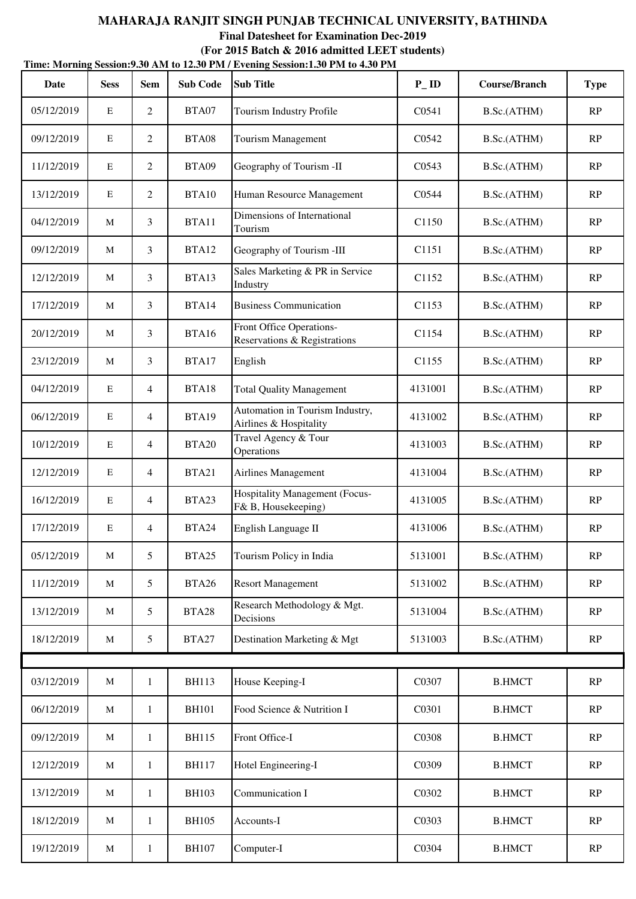# MAHARAJA RANJIT SINGH PUNJAB TECHNICAL UNIVERSITY, BATHINDA

**Final Datesheet for Examination Dec-2019**

**(For 2015 Batch & 2016 admitted LEET students)**

**Time: Morning Session:9.30 AM to 12.30 PM / Evening Session:1.30 PM to 4.30 PM**

| Date | Sess | Sem | Sub Code | Sub Title | P_ID | Course/Branch | Type |
|---|---|---|---|---|---|---|---|
| 05/12/2019 | E | 2 | BTA07 | Tourism Industry Profile | C0541 | B.Sc.(ATHM) | RP |
| 09/12/2019 | E | 2 | BTA08 | Tourism Management | C0542 | B.Sc.(ATHM) | RP |
| 11/12/2019 | E | 2 | BTA09 | Geography of Tourism -II | C0543 | B.Sc.(ATHM) | RP |
| 13/12/2019 | E | 2 | BTA10 | Human Resource Management | C0544 | B.Sc.(ATHM) | RP |
| 04/12/2019 | M | 3 | BTA11 | Dimensions of International Tourism | C1150 | B.Sc.(ATHM) | RP |
| 09/12/2019 | M | 3 | BTA12 | Geography of Tourism -III | C1151 | B.Sc.(ATHM) | RP |
| 12/12/2019 | M | 3 | BTA13 | Sales Marketing & PR in Service Industry | C1152 | B.Sc.(ATHM) | RP |
| 17/12/2019 | M | 3 | BTA14 | Business Communication | C1153 | B.Sc.(ATHM) | RP |
| 20/12/2019 | M | 3 | BTA16 | Front Office Operations- Reservations & Registrations | C1154 | B.Sc.(ATHM) | RP |
| 23/12/2019 | M | 3 | BTA17 | English | C1155 | B.Sc.(ATHM) | RP |
| 04/12/2019 | E | 4 | BTA18 | Total Quality Management | 4131001 | B.Sc.(ATHM) | RP |
| 06/12/2019 | E | 4 | BTA19 | Automation in Tourism Industry, Airlines & Hospitality | 4131002 | B.Sc.(ATHM) | RP |
| 10/12/2019 | E | 4 | BTA20 | Travel Agency & Tour Operations | 4131003 | B.Sc.(ATHM) | RP |
| 12/12/2019 | E | 4 | BTA21 | Airlines Management | 4131004 | B.Sc.(ATHM) | RP |
| 16/12/2019 | E | 4 | BTA23 | Hospitality Management (Focus- F& B, Housekeeping) | 4131005 | B.Sc.(ATHM) | RP |
| 17/12/2019 | E | 4 | BTA24 | English Language II | 4131006 | B.Sc.(ATHM) | RP |
| 05/12/2019 | M | 5 | BTA25 | Tourism Policy in India | 5131001 | B.Sc.(ATHM) | RP |
| 11/12/2019 | M | 5 | BTA26 | Resort Management | 5131002 | B.Sc.(ATHM) | RP |
| 13/12/2019 | M | 5 | BTA28 | Research Methodology & Mgt. Decisions | 5131004 | B.Sc.(ATHM) | RP |
| 18/12/2019 | M | 5 | BTA27 | Destination Marketing & Mgt | 5131003 | B.Sc.(ATHM) | RP |
| | | | | | | | |
| 03/12/2019 | M | 1 | BH113 | House Keeping-I | C0307 | B.HMCT | RP |
| 06/12/2019 | M | 1 | BH101 | Food Science & Nutrition I | C0301 | B.HMCT | RP |
| 09/12/2019 | M | 1 | BH115 | Front Office-I | C0308 | B.HMCT | RP |
| 12/12/2019 | M | 1 | BH117 | Hotel Engineering-I | C0309 | B.HMCT | RP |
| 13/12/2019 | M | 1 | BH103 | Communication I | C0302 | B.HMCT | RP |
| 18/12/2019 | M | 1 | BH105 | Accounts-I | C0303 | B.HMCT | RP |
| 19/12/2019 | M | 1 | BH107 | Computer-I | C0304 | B.HMCT | RP |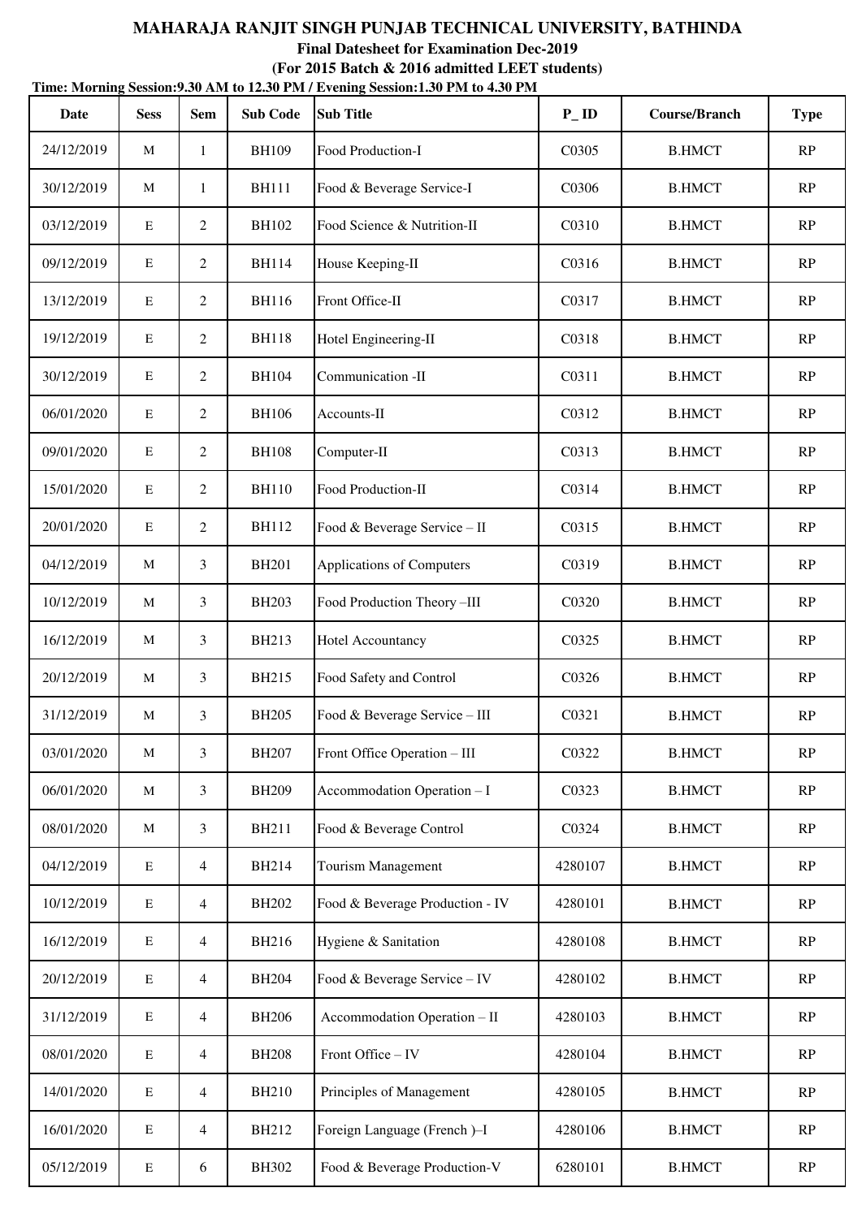# MAHARAJA RANJIT SINGH PUNJAB TECHNICAL UNIVERSITY, BATHINDA

**Final Datesheet for Examination Dec-2019**

**(For 2015 Batch & 2016 admitted LEET students)**

**Time: Morning Session:9.30 AM to 12.30 PM / Evening Session:1.30 PM to 4.30 PM**

| Date | Sess | Sem | Sub Code | Sub Title | P_ID | Course/Branch | Type |
|---|---|---|---|---|---|---|---|
| 24/12/2019 | M | 1 | BH109 | Food Production-I | C0305 | B.HMCT | RP |
| 30/12/2019 | M | 1 | BH111 | Food & Beverage Service-I | C0306 | B.HMCT | RP |
| 03/12/2019 | E | 2 | BH102 | Food Science & Nutrition-II | C0310 | B.HMCT | RP |
| 09/12/2019 | E | 2 | BH114 | House Keeping-II | C0316 | B.HMCT | RP |
| 13/12/2019 | E | 2 | BH116 | Front Office-II | C0317 | B.HMCT | RP |
| 19/12/2019 | E | 2 | BH118 | Hotel Engineering-II | C0318 | B.HMCT | RP |
| 30/12/2019 | E | 2 | BH104 | Communication -II | C0311 | B.HMCT | RP |
| 06/01/2020 | E | 2 | BH106 | Accounts-II | C0312 | B.HMCT | RP |
| 09/01/2020 | E | 2 | BH108 | Computer-II | C0313 | B.HMCT | RP |
| 15/01/2020 | E | 2 | BH110 | Food Production-II | C0314 | B.HMCT | RP |
| 20/01/2020 | E | 2 | BH112 | Food & Beverage Service – II | C0315 | B.HMCT | RP |
| 04/12/2019 | M | 3 | BH201 | Applications of Computers | C0319 | B.HMCT | RP |
| 10/12/2019 | M | 3 | BH203 | Food Production Theory –III | C0320 | B.HMCT | RP |
| 16/12/2019 | M | 3 | BH213 | Hotel Accountancy | C0325 | B.HMCT | RP |
| 20/12/2019 | M | 3 | BH215 | Food Safety and Control | C0326 | B.HMCT | RP |
| 31/12/2019 | M | 3 | BH205 | Food & Beverage Service – III | C0321 | B.HMCT | RP |
| 03/01/2020 | M | 3 | BH207 | Front Office Operation – III | C0322 | B.HMCT | RP |
| 06/01/2020 | M | 3 | BH209 | Accommodation Operation – I | C0323 | B.HMCT | RP |
| 08/01/2020 | M | 3 | BH211 | Food & Beverage Control | C0324 | B.HMCT | RP |
| 04/12/2019 | E | 4 | BH214 | Tourism Management | 4280107 | B.HMCT | RP |
| 10/12/2019 | E | 4 | BH202 | Food & Beverage Production - IV | 4280101 | B.HMCT | RP |
| 16/12/2019 | E | 4 | BH216 | Hygiene & Sanitation | 4280108 | B.HMCT | RP |
| 20/12/2019 | E | 4 | BH204 | Food & Beverage Service – IV | 4280102 | B.HMCT | RP |
| 31/12/2019 | E | 4 | BH206 | Accommodation Operation – II | 4280103 | B.HMCT | RP |
| 08/01/2020 | E | 4 | BH208 | Front Office – IV | 4280104 | B.HMCT | RP |
| 14/01/2020 | E | 4 | BH210 | Principles of Management | 4280105 | B.HMCT | RP |
| 16/01/2020 | E | 4 | BH212 | Foreign Language (French )–I | 4280106 | B.HMCT | RP |
| 05/12/2019 | E | 6 | BH302 | Food & Beverage Production-V | 6280101 | B.HMCT | RP |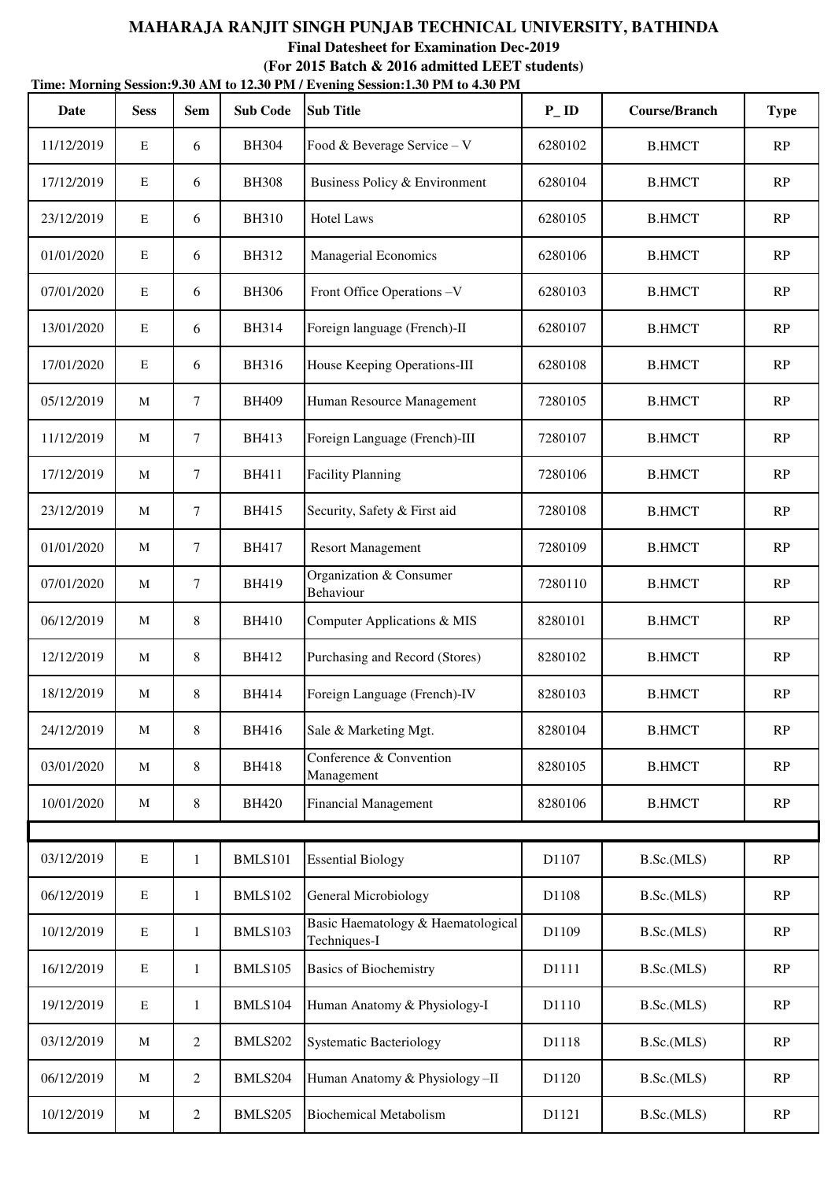# MAHARAJA RANJIT SINGH PUNJAB TECHNICAL UNIVERSITY, BATHINDA

**Final Datesheet for Examination Dec-2019**

**(For 2015 Batch & 2016 admitted LEET students)**

**Time: Morning Session:9.30 AM to 12.30 PM / Evening Session:1.30 PM to 4.30 PM**

| Date | Sess | Sem | Sub Code | Sub Title | P_ ID | Course/Branch | Type |
|---|---|---|---|---|---|---|---|
| 11/12/2019 | E | 6 | BH304 | Food & Beverage Service – V | 6280102 | B.HMCT | RP |
| 17/12/2019 | E | 6 | BH308 | Business Policy & Environment | 6280104 | B.HMCT | RP |
| 23/12/2019 | E | 6 | BH310 | Hotel Laws | 6280105 | B.HMCT | RP |
| 01/01/2020 | E | 6 | BH312 | Managerial Economics | 6280106 | B.HMCT | RP |
| 07/01/2020 | E | 6 | BH306 | Front Office Operations –V | 6280103 | B.HMCT | RP |
| 13/01/2020 | E | 6 | BH314 | Foreign language (French)-II | 6280107 | B.HMCT | RP |
| 17/01/2020 | E | 6 | BH316 | House Keeping Operations-III | 6280108 | B.HMCT | RP |
| 05/12/2019 | M | 7 | BH409 | Human Resource Management | 7280105 | B.HMCT | RP |
| 11/12/2019 | M | 7 | BH413 | Foreign Language (French)-III | 7280107 | B.HMCT | RP |
| 17/12/2019 | M | 7 | BH411 | Facility Planning | 7280106 | B.HMCT | RP |
| 23/12/2019 | M | 7 | BH415 | Security, Safety & First aid | 7280108 | B.HMCT | RP |
| 01/01/2020 | M | 7 | BH417 | Resort Management | 7280109 | B.HMCT | RP |
| 07/01/2020 | M | 7 | BH419 | Organization & Consumer Behaviour | 7280110 | B.HMCT | RP |
| 06/12/2019 | M | 8 | BH410 | Computer Applications & MIS | 8280101 | B.HMCT | RP |
| 12/12/2019 | M | 8 | BH412 | Purchasing and Record (Stores) | 8280102 | B.HMCT | RP |
| 18/12/2019 | M | 8 | BH414 | Foreign Language (French)-IV | 8280103 | B.HMCT | RP |
| 24/12/2019 | M | 8 | BH416 | Sale & Marketing Mgt. | 8280104 | B.HMCT | RP |
| 03/01/2020 | M | 8 | BH418 | Conference & Convention Management | 8280105 | B.HMCT | RP |
| 10/01/2020 | M | 8 | BH420 | Financial Management | 8280106 | B.HMCT | RP |
| | | | | | | | |
| 03/12/2019 | E | 1 | BMLS101 | Essential Biology | D1107 | B.Sc.(MLS) | RP |
| 06/12/2019 | E | 1 | BMLS102 | General Microbiology | D1108 | B.Sc.(MLS) | RP |
| 10/12/2019 | E | 1 | BMLS103 | Basic Haematology & Haematological Techniques-I | D1109 | B.Sc.(MLS) | RP |
| 16/12/2019 | E | 1 | BMLS105 | Basics of Biochemistry | D1111 | B.Sc.(MLS) | RP |
| 19/12/2019 | E | 1 | BMLS104 | Human Anatomy & Physiology-I | D1110 | B.Sc.(MLS) | RP |
| 03/12/2019 | M | 2 | BMLS202 | Systematic Bacteriology | D1118 | B.Sc.(MLS) | RP |
| 06/12/2019 | M | 2 | BMLS204 | Human Anatomy & Physiology –II | D1120 | B.Sc.(MLS) | RP |
| 10/12/2019 | M | 2 | BMLS205 | Biochemical Metabolism | D1121 | B.Sc.(MLS) | RP |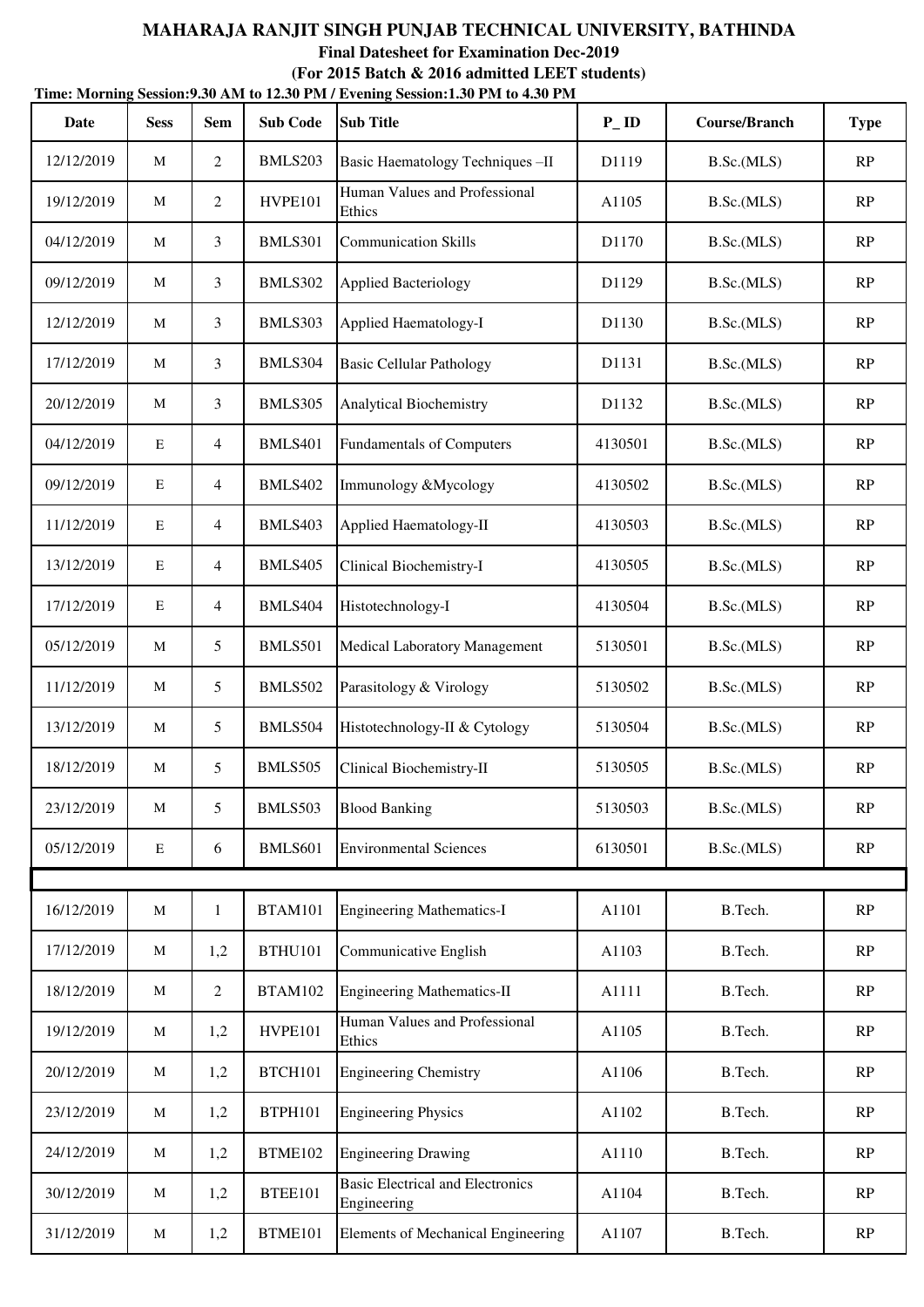**MAHARAJA RANJIT SINGH PUNJAB TECHNICAL UNIVERSITY, BATHINDA**

**Final Datesheet for Examination Dec-2019**

**(For 2015 Batch & 2016 admitted LEET students)**

**Time: Morning Session:9.30 AM to 12.30 PM / Evening Session:1.30 PM to 4.30 PM**

| Date | Sess | Sem | Sub Code | Sub Title | P_ID | Course/Branch | Type |
|---|---|---|---|---|---|---|---|
| 12/12/2019 | M | 2 | BMLS203 | Basic Haematology Techniques –II | D1119 | B.Sc.(MLS) | RP |
| 19/12/2019 | M | 2 | HVPE101 | Human Values and Professional Ethics | A1105 | B.Sc.(MLS) | RP |
| 04/12/2019 | M | 3 | BMLS301 | Communication Skills | D1170 | B.Sc.(MLS) | RP |
| 09/12/2019 | M | 3 | BMLS302 | Applied Bacteriology | D1129 | B.Sc.(MLS) | RP |
| 12/12/2019 | M | 3 | BMLS303 | Applied Haematology-I | D1130 | B.Sc.(MLS) | RP |
| 17/12/2019 | M | 3 | BMLS304 | Basic Cellular Pathology | D1131 | B.Sc.(MLS) | RP |
| 20/12/2019 | M | 3 | BMLS305 | Analytical Biochemistry | D1132 | B.Sc.(MLS) | RP |
| 04/12/2019 | E | 4 | BMLS401 | Fundamentals of Computers | 4130501 | B.Sc.(MLS) | RP |
| 09/12/2019 | E | 4 | BMLS402 | Immunology &Mycology | 4130502 | B.Sc.(MLS) | RP |
| 11/12/2019 | E | 4 | BMLS403 | Applied Haematology-II | 4130503 | B.Sc.(MLS) | RP |
| 13/12/2019 | E | 4 | BMLS405 | Clinical Biochemistry-I | 4130505 | B.Sc.(MLS) | RP |
| 17/12/2019 | E | 4 | BMLS404 | Histotechnology-I | 4130504 | B.Sc.(MLS) | RP |
| 05/12/2019 | M | 5 | BMLS501 | Medical Laboratory Management | 5130501 | B.Sc.(MLS) | RP |
| 11/12/2019 | M | 5 | BMLS502 | Parasitology & Virology | 5130502 | B.Sc.(MLS) | RP |
| 13/12/2019 | M | 5 | BMLS504 | Histotechnology-II & Cytology | 5130504 | B.Sc.(MLS) | RP |
| 18/12/2019 | M | 5 | BMLS505 | Clinical Biochemistry-II | 5130505 | B.Sc.(MLS) | RP |
| 23/12/2019 | M | 5 | BMLS503 | Blood Banking | 5130503 | B.Sc.(MLS) | RP |
| 05/12/2019 | E | 6 | BMLS601 | Environmental Sciences | 6130501 | B.Sc.(MLS) | RP |
| | | | | | | | |
| 16/12/2019 | M | 1 | BTAM101 | Engineering Mathematics-I | A1101 | B.Tech. | RP |
| 17/12/2019 | M | 1,2 | BTHU101 | Communicative English | A1103 | B.Tech. | RP |
| 18/12/2019 | M | 2 | BTAM102 | Engineering Mathematics-II | A1111 | B.Tech. | RP |
| 19/12/2019 | M | 1,2 | HVPE101 | Human Values and Professional Ethics | A1105 | B.Tech. | RP |
| 20/12/2019 | M | 1,2 | BTCH101 | Engineering Chemistry | A1106 | B.Tech. | RP |
| 23/12/2019 | M | 1,2 | BTPH101 | Engineering Physics | A1102 | B.Tech. | RP |
| 24/12/2019 | M | 1,2 | BTME102 | Engineering Drawing | A1110 | B.Tech. | RP |
| 30/12/2019 | M | 1,2 | BTEE101 | Basic Electrical and Electronics Engineering | A1104 | B.Tech. | RP |
| 31/12/2019 | M | 1,2 | BTME101 | Elements of Mechanical Engineering | A1107 | B.Tech. | RP |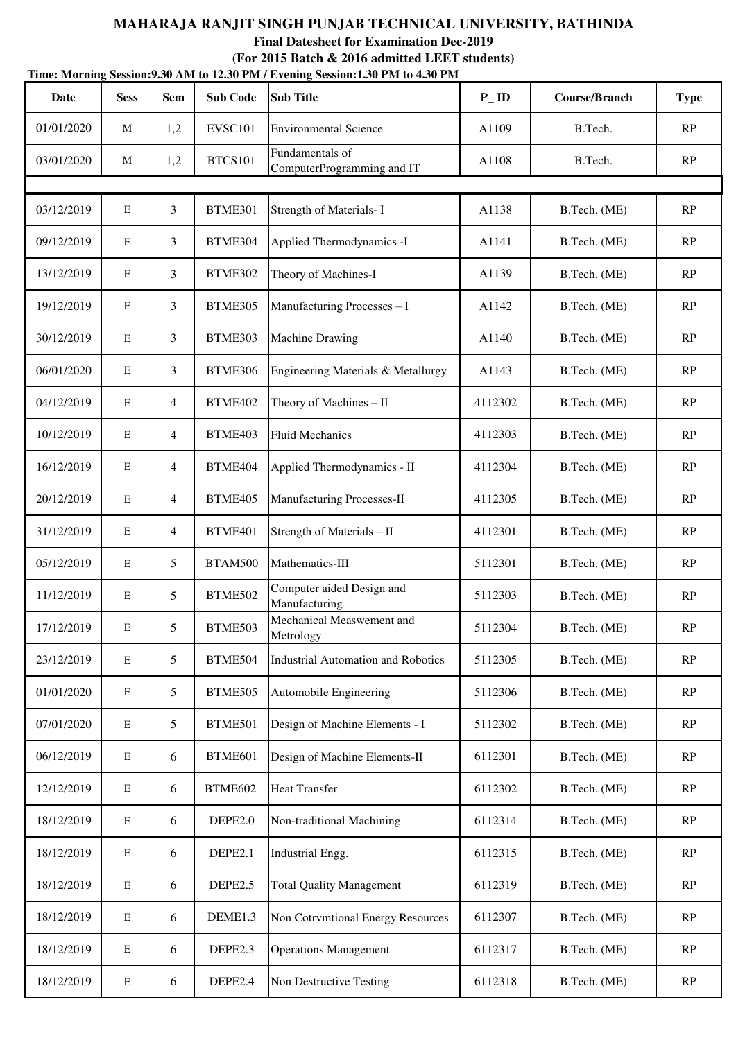**MAHARAJA RANJIT SINGH PUNJAB TECHNICAL UNIVERSITY, BATHINDA**

**Final Datesheet for Examination Dec-2019**

**(For 2015 Batch & 2016 admitted LEET students)**

**Time: Morning Session:9.30 AM to 12.30 PM / Evening Session:1.30 PM to 4.30 PM**

| Date | Sess | Sem | Sub Code | Sub Title | P_ID | Course/Branch | Type |
|---|---|---|---|---|---|---|---|
| 01/01/2020 | M | 1,2 | EVSC101 | Environmental Science | A1109 | B.Tech. | RP |
| 03/01/2020 | M | 1,2 | BTCS101 | Fundamentals of ComputerProgramming and IT | A1108 | B.Tech. | RP |
| | | | | | | | |
| 03/12/2019 | E | 3 | BTME301 | Strength of Materials- I | A1138 | B.Tech. (ME) | RP |
| 09/12/2019 | E | 3 | BTME304 | Applied Thermodynamics -I | A1141 | B.Tech. (ME) | RP |
| 13/12/2019 | E | 3 | BTME302 | Theory of Machines-I | A1139 | B.Tech. (ME) | RP |
| 19/12/2019 | E | 3 | BTME305 | Manufacturing Processes – I | A1142 | B.Tech. (ME) | RP |
| 30/12/2019 | E | 3 | BTME303 | Machine Drawing | A1140 | B.Tech. (ME) | RP |
| 06/01/2020 | E | 3 | BTME306 | Engineering Materials & Metallurgy | A1143 | B.Tech. (ME) | RP |
| 04/12/2019 | E | 4 | BTME402 | Theory of Machines – II | 4112302 | B.Tech. (ME) | RP |
| 10/12/2019 | E | 4 | BTME403 | Fluid Mechanics | 4112303 | B.Tech. (ME) | RP |
| 16/12/2019 | E | 4 | BTME404 | Applied Thermodynamics - II | 4112304 | B.Tech. (ME) | RP |
| 20/12/2019 | E | 4 | BTME405 | Manufacturing Processes-II | 4112305 | B.Tech. (ME) | RP |
| 31/12/2019 | E | 4 | BTME401 | Strength of Materials – II | 4112301 | B.Tech. (ME) | RP |
| 05/12/2019 | E | 5 | BTAM500 | Mathematics-III | 5112301 | B.Tech. (ME) | RP |
| 11/12/2019 | E | 5 | BTME502 | Computer aided Design and Manufacturing | 5112303 | B.Tech. (ME) | RP |
| 17/12/2019 | E | 5 | BTME503 | Mechanical Measwement and Metrology | 5112304 | B.Tech. (ME) | RP |
| 23/12/2019 | E | 5 | BTME504 | Industrial Automation and Robotics | 5112305 | B.Tech. (ME) | RP |
| 01/01/2020 | E | 5 | BTME505 | Automobile Engineering | 5112306 | B.Tech. (ME) | RP |
| 07/01/2020 | E | 5 | BTME501 | Design of Machine Elements - I | 5112302 | B.Tech. (ME) | RP |
| 06/12/2019 | E | 6 | BTME601 | Design of Machine Elements-II | 6112301 | B.Tech. (ME) | RP |
| 12/12/2019 | E | 6 | BTME602 | Heat Transfer | 6112302 | B.Tech. (ME) | RP |
| 18/12/2019 | E | 6 | DEPE2.0 | Non-traditional Machining | 6112314 | B.Tech. (ME) | RP |
| 18/12/2019 | E | 6 | DEPE2.1 | Industrial Engg. | 6112315 | B.Tech. (ME) | RP |
| 18/12/2019 | E | 6 | DEPE2.5 | Total Quality Management | 6112319 | B.Tech. (ME) | RP |
| 18/12/2019 | E | 6 | DEME1.3 | Non Cotrvmtional Energy Resources | 6112307 | B.Tech. (ME) | RP |
| 18/12/2019 | E | 6 | DEPE2.3 | Operations Management | 6112317 | B.Tech. (ME) | RP |
| 18/12/2019 | E | 6 | DEPE2.4 | Non Destructive Testing | 6112318 | B.Tech. (ME) | RP |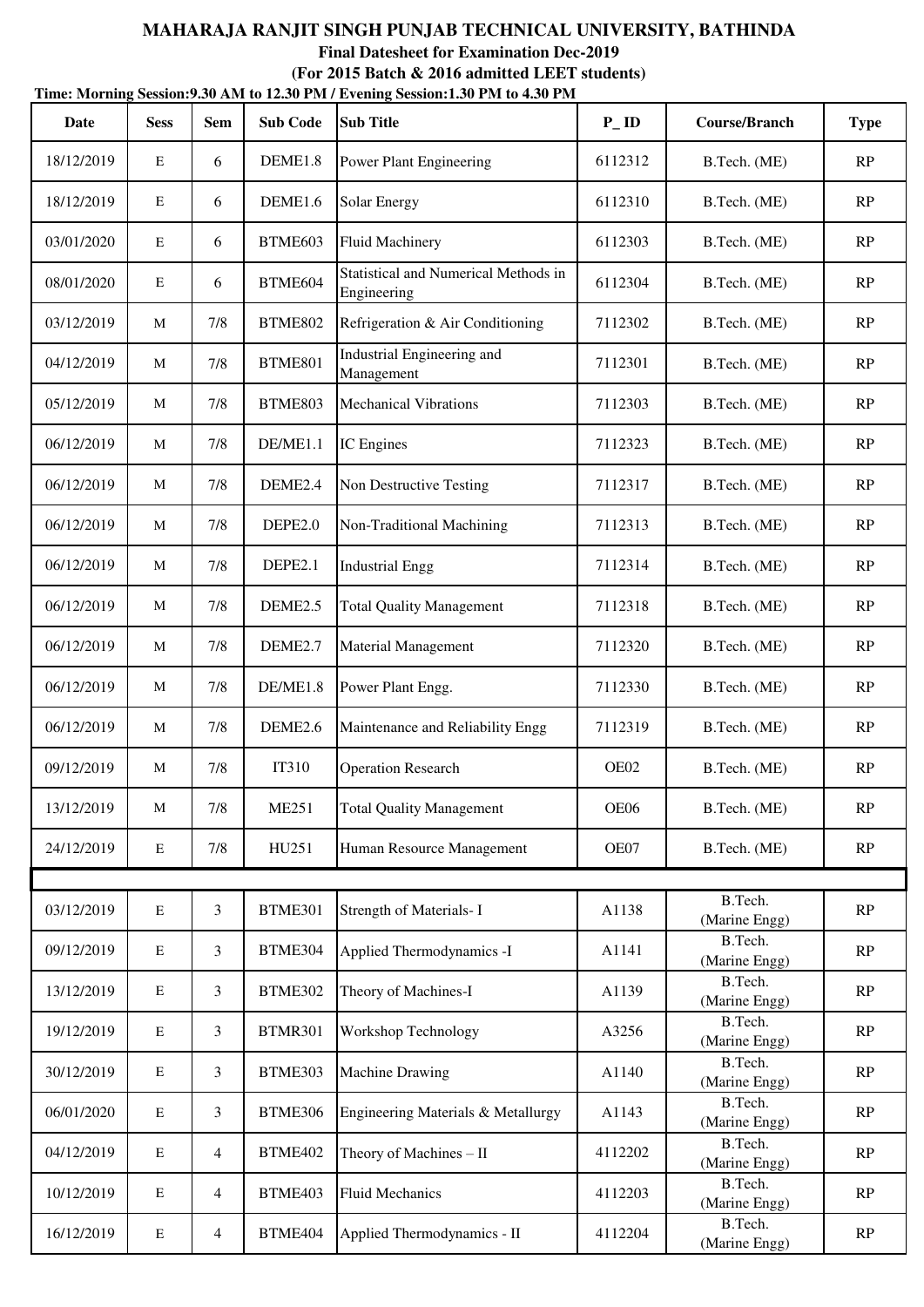**MAHARAJA RANJIT SINGH PUNJAB TECHNICAL UNIVERSITY, BATHINDA**

**Final Datesheet for Examination Dec-2019**

**(For 2015 Batch & 2016 admitted LEET students)**

**Time: Morning Session:9.30 AM to 12.30 PM / Evening Session:1.30 PM to 4.30 PM**

| Date | Sess | Sem | Sub Code | Sub Title | P_ID | Course/Branch | Type |
|---|---|---|---|---|---|---|---|
| 18/12/2019 | E | 6 | DEME1.8 | Power Plant Engineering | 6112312 | B.Tech. (ME) | RP |
| 18/12/2019 | E | 6 | DEME1.6 | Solar Energy | 6112310 | B.Tech. (ME) | RP |
| 03/01/2020 | E | 6 | BTME603 | Fluid Machinery | 6112303 | B.Tech. (ME) | RP |
| 08/01/2020 | E | 6 | BTME604 | Statistical and Numerical Methods in Engineering | 6112304 | B.Tech. (ME) | RP |
| 03/12/2019 | M | 7/8 | BTME802 | Refrigeration & Air Conditioning | 7112302 | B.Tech. (ME) | RP |
| 04/12/2019 | M | 7/8 | BTME801 | Industrial Engineering and Management | 7112301 | B.Tech. (ME) | RP |
| 05/12/2019 | M | 7/8 | BTME803 | Mechanical Vibrations | 7112303 | B.Tech. (ME) | RP |
| 06/12/2019 | M | 7/8 | DE/ME1.1 | IC Engines | 7112323 | B.Tech. (ME) | RP |
| 06/12/2019 | M | 7/8 | DEME2.4 | Non Destructive Testing | 7112317 | B.Tech. (ME) | RP |
| 06/12/2019 | M | 7/8 | DEPE2.0 | Non-Traditional Machining | 7112313 | B.Tech. (ME) | RP |
| 06/12/2019 | M | 7/8 | DEPE2.1 | Industrial Engg | 7112314 | B.Tech. (ME) | RP |
| 06/12/2019 | M | 7/8 | DEME2.5 | Total Quality Management | 7112318 | B.Tech. (ME) | RP |
| 06/12/2019 | M | 7/8 | DEME2.7 | Material Management | 7112320 | B.Tech. (ME) | RP |
| 06/12/2019 | M | 7/8 | DE/ME1.8 | Power Plant Engg. | 7112330 | B.Tech. (ME) | RP |
| 06/12/2019 | M | 7/8 | DEME2.6 | Maintenance and Reliability Engg | 7112319 | B.Tech. (ME) | RP |
| 09/12/2019 | M | 7/8 | IT310 | Operation Research | OE02 | B.Tech. (ME) | RP |
| 13/12/2019 | M | 7/8 | ME251 | Total Quality Management | OE06 | B.Tech. (ME) | RP |
| 24/12/2019 | E | 7/8 | HU251 | Human Resource Management | OE07 | B.Tech. (ME) | RP |
| | | | | | | | |
| 03/12/2019 | E | 3 | BTME301 | Strength of Materials- I | A1138 | B.Tech. (Marine Engg) | RP |
| 09/12/2019 | E | 3 | BTME304 | Applied Thermodynamics -I | A1141 | B.Tech. (Marine Engg) | RP |
| 13/12/2019 | E | 3 | BTME302 | Theory of Machines-I | A1139 | B.Tech. (Marine Engg) | RP |
| 19/12/2019 | E | 3 | BTMR301 | Workshop Technology | A3256 | B.Tech. (Marine Engg) | RP |
| 30/12/2019 | E | 3 | BTME303 | Machine Drawing | A1140 | B.Tech. (Marine Engg) | RP |
| 06/01/2020 | E | 3 | BTME306 | Engineering Materials & Metallurgy | A1143 | B.Tech. (Marine Engg) | RP |
| 04/12/2019 | E | 4 | BTME402 | Theory of Machines – II | 4112202 | B.Tech. (Marine Engg) | RP |
| 10/12/2019 | E | 4 | BTME403 | Fluid Mechanics | 4112203 | B.Tech. (Marine Engg) | RP |
| 16/12/2019 | E | 4 | BTME404 | Applied Thermodynamics - II | 4112204 | B.Tech. (Marine Engg) | RP |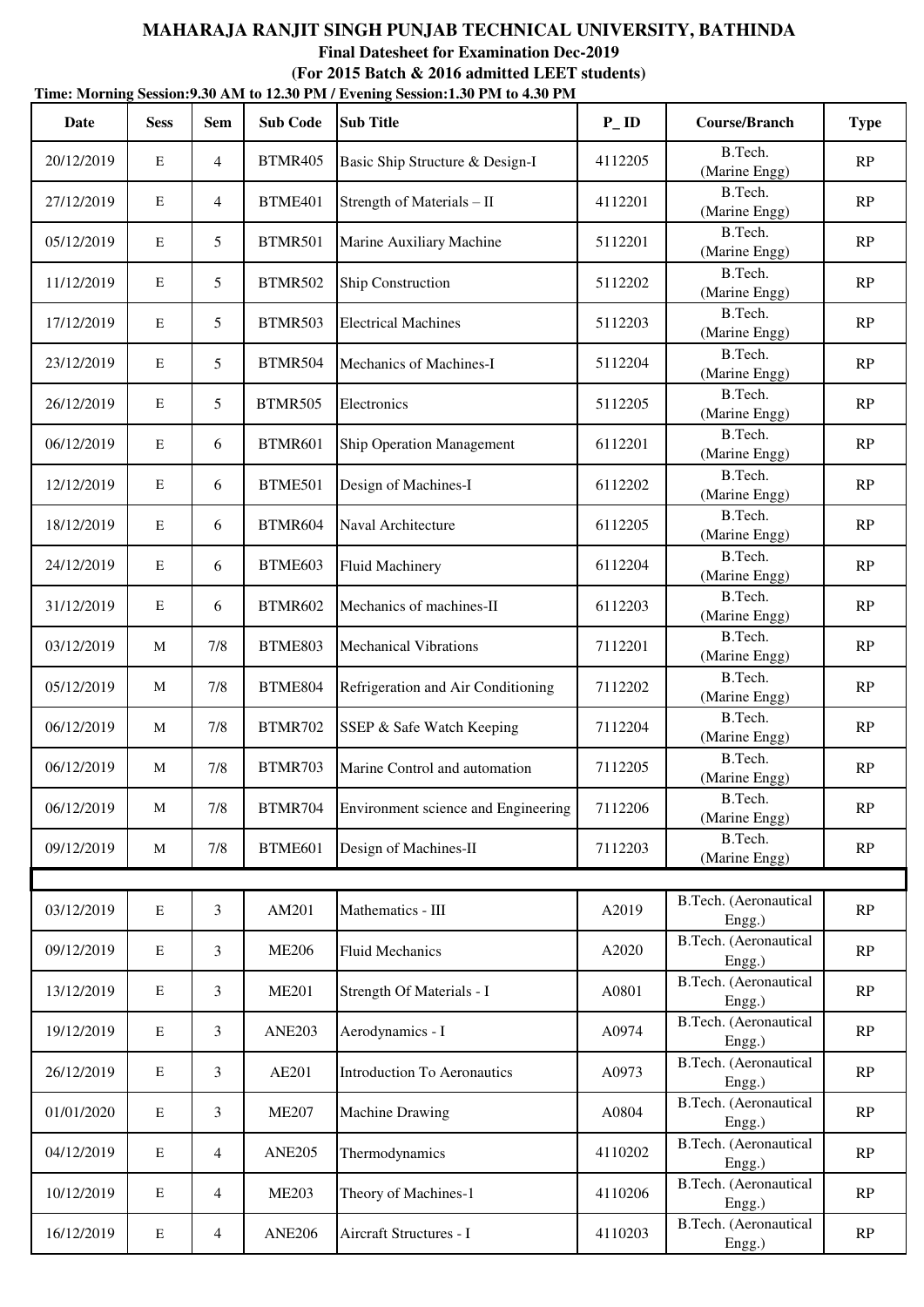# MAHARAJA RANJIT SINGH PUNJAB TECHNICAL UNIVERSITY, BATHINDA

## Final Datesheet for Examination Dec-2019

### (For 2015 Batch & 2016 admitted LEET students)

**Time: Morning Session:9.30 AM to 12.30 PM / Evening Session:1.30 PM to 4.30 PM**

| Date | Sess | Sem | Sub Code | Sub Title | P_ID | Course/Branch | Type |
|---|---|---|---|---|---|---|---|
| 20/12/2019 | E | 4 | BTMR405 | Basic Ship Structure & Design-I | 4112205 | B.Tech. (Marine Engg) | RP |
| 27/12/2019 | E | 4 | BTME401 | Strength of Materials – II | 4112201 | B.Tech. (Marine Engg) | RP |
| 05/12/2019 | E | 5 | BTMR501 | Marine Auxiliary Machine | 5112201 | B.Tech. (Marine Engg) | RP |
| 11/12/2019 | E | 5 | BTMR502 | Ship Construction | 5112202 | B.Tech. (Marine Engg) | RP |
| 17/12/2019 | E | 5 | BTMR503 | Electrical Machines | 5112203 | B.Tech. (Marine Engg) | RP |
| 23/12/2019 | E | 5 | BTMR504 | Mechanics of Machines-I | 5112204 | B.Tech. (Marine Engg) | RP |
| 26/12/2019 | E | 5 | BTMR505 | Electronics | 5112205 | B.Tech. (Marine Engg) | RP |
| 06/12/2019 | E | 6 | BTMR601 | Ship Operation Management | 6112201 | B.Tech. (Marine Engg) | RP |
| 12/12/2019 | E | 6 | BTME501 | Design of Machines-I | 6112202 | B.Tech. (Marine Engg) | RP |
| 18/12/2019 | E | 6 | BTMR604 | Naval Architecture | 6112205 | B.Tech. (Marine Engg) | RP |
| 24/12/2019 | E | 6 | BTME603 | Fluid Machinery | 6112204 | B.Tech. (Marine Engg) | RP |
| 31/12/2019 | E | 6 | BTMR602 | Mechanics of machines-II | 6112203 | B.Tech. (Marine Engg) | RP |
| 03/12/2019 | M | 7/8 | BTME803 | Mechanical Vibrations | 7112201 | B.Tech. (Marine Engg) | RP |
| 05/12/2019 | M | 7/8 | BTME804 | Refrigeration and Air Conditioning | 7112202 | B.Tech. (Marine Engg) | RP |
| 06/12/2019 | M | 7/8 | BTMR702 | SSEP & Safe Watch Keeping | 7112204 | B.Tech. (Marine Engg) | RP |
| 06/12/2019 | M | 7/8 | BTMR703 | Marine Control and automation | 7112205 | B.Tech. (Marine Engg) | RP |
| 06/12/2019 | M | 7/8 | BTMR704 | Environment science and Engineering | 7112206 | B.Tech. (Marine Engg) | RP |
| 09/12/2019 | M | 7/8 | BTME601 | Design of Machines-II | 7112203 | B.Tech. (Marine Engg) | RP |
| | | | | | | | |
| 03/12/2019 | E | 3 | AM201 | Mathematics - III | A2019 | B.Tech. (Aeronautical Engg.) | RP |
| 09/12/2019 | E | 3 | ME206 | Fluid Mechanics | A2020 | B.Tech. (Aeronautical Engg.) | RP |
| 13/12/2019 | E | 3 | ME201 | Strength Of Materials - I | A0801 | B.Tech. (Aeronautical Engg.) | RP |
| 19/12/2019 | E | 3 | ANE203 | Aerodynamics - I | A0974 | B.Tech. (Aeronautical Engg.) | RP |
| 26/12/2019 | E | 3 | AE201 | Introduction To Aeronautics | A0973 | B.Tech. (Aeronautical Engg.) | RP |
| 01/01/2020 | E | 3 | ME207 | Machine Drawing | A0804 | B.Tech. (Aeronautical Engg.) | RP |
| 04/12/2019 | E | 4 | ANE205 | Thermodynamics | 4110202 | B.Tech. (Aeronautical Engg.) | RP |
| 10/12/2019 | E | 4 | ME203 | Theory of Machines-1 | 4110206 | B.Tech. (Aeronautical Engg.) | RP |
| 16/12/2019 | E | 4 | ANE206 | Aircraft Structures - I | 4110203 | B.Tech. (Aeronautical Engg.) | RP |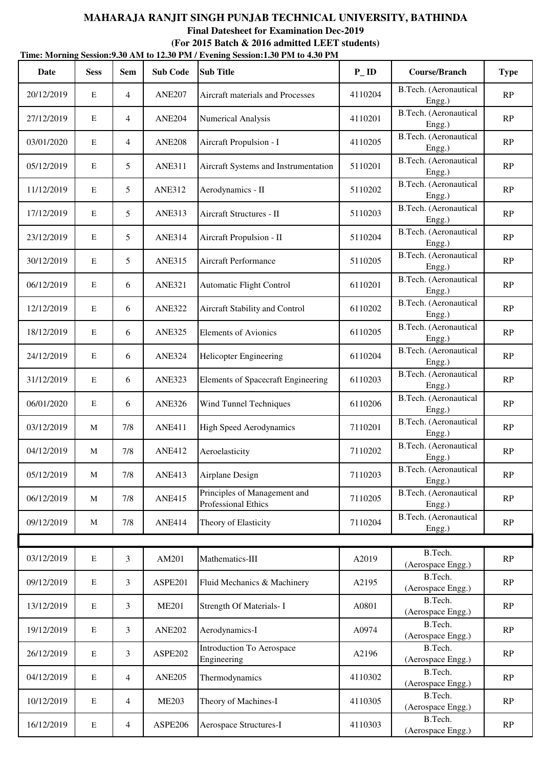# MAHARAJA RANJIT SINGH PUNJAB TECHNICAL UNIVERSITY, BATHINDA

**Final Datesheet for Examination Dec-2019**

**(For 2015 Batch & 2016 admitted LEET students)**

**Time: Morning Session:9.30 AM to 12.30 PM / Evening Session:1.30 PM to 4.30 PM**

| Date | Sess | Sem | Sub Code | Sub Title | P_ ID | Course/Branch | Type |
|---|---|---|---|---|---|---|---|
| 20/12/2019 | E | 4 | ANE207 | Aircraft materials and Processes | 4110204 | B.Tech. (Aeronautical Engg.) | RP |
| 27/12/2019 | E | 4 | ANE204 | Numerical Analysis | 4110201 | B.Tech. (Aeronautical Engg.) | RP |
| 03/01/2020 | E | 4 | ANE208 | Aircraft Propulsion - I | 4110205 | B.Tech. (Aeronautical Engg.) | RP |
| 05/12/2019 | E | 5 | ANE311 | Aircraft Systems and Instrumentation | 5110201 | B.Tech. (Aeronautical Engg.) | RP |
| 11/12/2019 | E | 5 | ANE312 | Aerodynamics - II | 5110202 | B.Tech. (Aeronautical Engg.) | RP |
| 17/12/2019 | E | 5 | ANE313 | Aircraft Structures - II | 5110203 | B.Tech. (Aeronautical Engg.) | RP |
| 23/12/2019 | E | 5 | ANE314 | Aircraft Propulsion - II | 5110204 | B.Tech. (Aeronautical Engg.) | RP |
| 30/12/2019 | E | 5 | ANE315 | Aircraft Performance | 5110205 | B.Tech. (Aeronautical Engg.) | RP |
| 06/12/2019 | E | 6 | ANE321 | Automatic Flight Control | 6110201 | B.Tech. (Aeronautical Engg.) | RP |
| 12/12/2019 | E | 6 | ANE322 | Aircraft Stability and Control | 6110202 | B.Tech. (Aeronautical Engg.) | RP |
| 18/12/2019 | E | 6 | ANE325 | Elements of Avionics | 6110205 | B.Tech. (Aeronautical Engg.) | RP |
| 24/12/2019 | E | 6 | ANE324 | Helicopter Engineering | 6110204 | B.Tech. (Aeronautical Engg.) | RP |
| 31/12/2019 | E | 6 | ANE323 | Elements of Spacecraft Engineering | 6110203 | B.Tech. (Aeronautical Engg.) | RP |
| 06/01/2020 | E | 6 | ANE326 | Wind Tunnel Techniques | 6110206 | B.Tech. (Aeronautical Engg.) | RP |
| 03/12/2019 | M | 7/8 | ANE411 | High Speed Aerodynamics | 7110201 | B.Tech. (Aeronautical Engg.) | RP |
| 04/12/2019 | M | 7/8 | ANE412 | Aeroelasticity | 7110202 | B.Tech. (Aeronautical Engg.) | RP |
| 05/12/2019 | M | 7/8 | ANE413 | Airplane Design | 7110203 | B.Tech. (Aeronautical Engg.) | RP |
| 06/12/2019 | M | 7/8 | ANE415 | Principles of Management and Professional Ethics | 7110205 | B.Tech. (Aeronautical Engg.) | RP |
| 09/12/2019 | M | 7/8 | ANE414 | Theory of Elasticity | 7110204 | B.Tech. (Aeronautical Engg.) | RP |
| | | | | | | | |
| 03/12/2019 | E | 3 | AM201 | Mathematics-III | A2019 | B.Tech. (Aerospace Engg.) | RP |
| 09/12/2019 | E | 3 | ASPE201 | Fluid Mechanics & Machinery | A2195 | B.Tech. (Aerospace Engg.) | RP |
| 13/12/2019 | E | 3 | ME201 | Strength Of Materials- I | A0801 | B.Tech. (Aerospace Engg.) | RP |
| 19/12/2019 | E | 3 | ANE202 | Aerodynamics-I | A0974 | B.Tech. (Aerospace Engg.) | RP |
| 26/12/2019 | E | 3 | ASPE202 | Introduction To Aerospace Engineering | A2196 | B.Tech. (Aerospace Engg.) | RP |
| 04/12/2019 | E | 4 | ANE205 | Thermodynamics | 4110302 | B.Tech. (Aerospace Engg.) | RP |
| 10/12/2019 | E | 4 | ME203 | Theory of Machines-I | 4110305 | B.Tech. (Aerospace Engg.) | RP |
| 16/12/2019 | E | 4 | ASPE206 | Aerospace Structures-I | 4110303 | B.Tech. (Aerospace Engg.) | RP |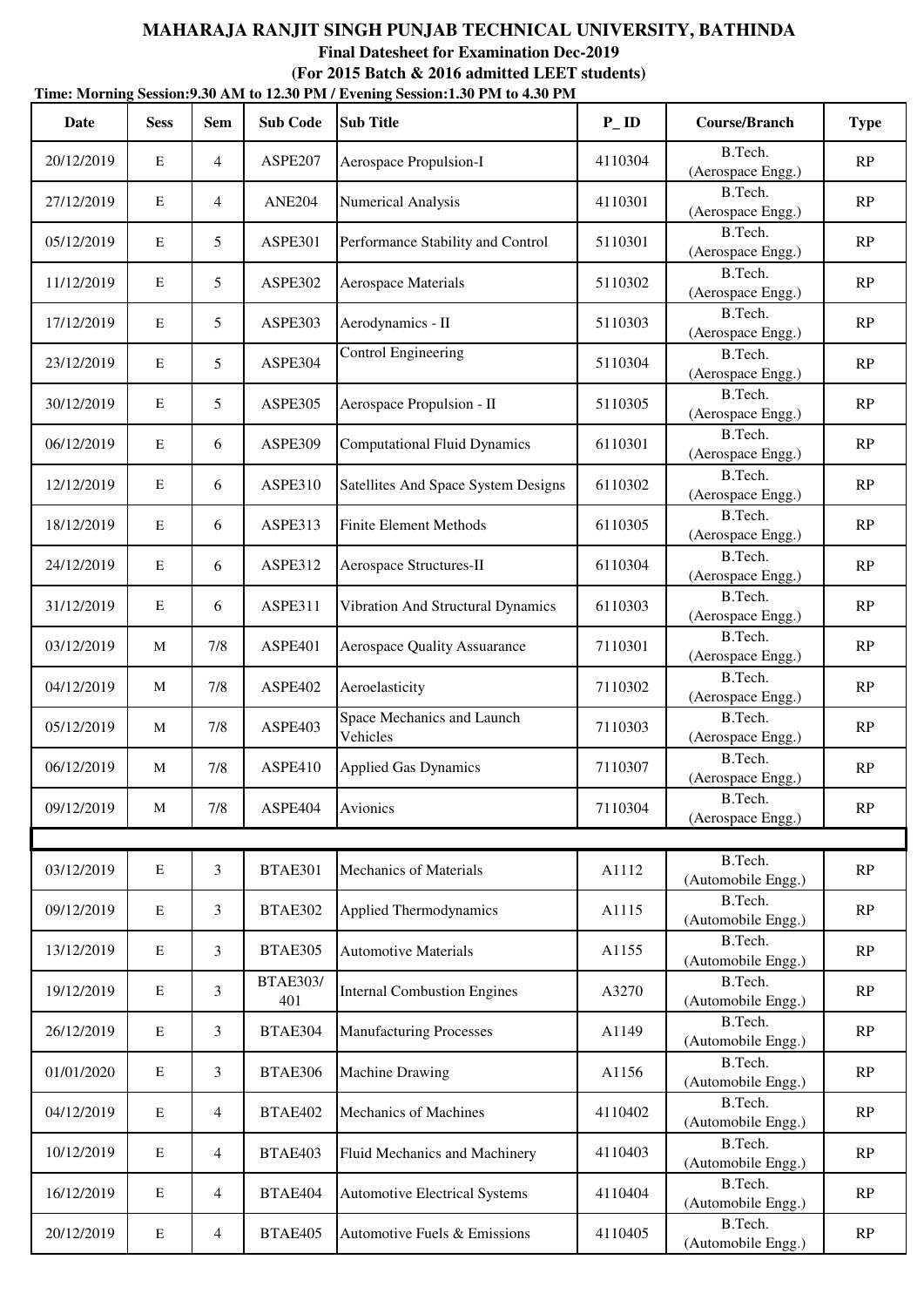# MAHARAJA RANJIT SINGH PUNJAB TECHNICAL UNIVERSITY, BATHINDA

**Final Datesheet for Examination Dec-2019**

**(For 2015 Batch & 2016 admitted LEET students)**

**Time: Morning Session:9.30 AM to 12.30 PM / Evening Session:1.30 PM to 4.30 PM**

| Date | Sess | Sem | Sub Code | Sub Title | P_ID | Course/Branch | Type |
|---|---|---|---|---|---|---|---|
| 20/12/2019 | E | 4 | ASPE207 | Aerospace Propulsion-I | 4110304 | B.Tech. (Aerospace Engg.) | RP |
| 27/12/2019 | E | 4 | ANE204 | Numerical Analysis | 4110301 | B.Tech. (Aerospace Engg.) | RP |
| 05/12/2019 | E | 5 | ASPE301 | Performance Stability and Control | 5110301 | B.Tech. (Aerospace Engg.) | RP |
| 11/12/2019 | E | 5 | ASPE302 | Aerospace Materials | 5110302 | B.Tech. (Aerospace Engg.) | RP |
| 17/12/2019 | E | 5 | ASPE303 | Aerodynamics - II | 5110303 | B.Tech. (Aerospace Engg.) | RP |
| 23/12/2019 | E | 5 | ASPE304 | Control Engineering | 5110304 | B.Tech. (Aerospace Engg.) | RP |
| 30/12/2019 | E | 5 | ASPE305 | Aerospace Propulsion - II | 5110305 | B.Tech. (Aerospace Engg.) | RP |
| 06/12/2019 | E | 6 | ASPE309 | Computational Fluid Dynamics | 6110301 | B.Tech. (Aerospace Engg.) | RP |
| 12/12/2019 | E | 6 | ASPE310 | Satellites And Space System Designs | 6110302 | B.Tech. (Aerospace Engg.) | RP |
| 18/12/2019 | E | 6 | ASPE313 | Finite Element Methods | 6110305 | B.Tech. (Aerospace Engg.) | RP |
| 24/12/2019 | E | 6 | ASPE312 | Aerospace Structures-II | 6110304 | B.Tech. (Aerospace Engg.) | RP |
| 31/12/2019 | E | 6 | ASPE311 | Vibration And Structural Dynamics | 6110303 | B.Tech. (Aerospace Engg.) | RP |
| 03/12/2019 | M | 7/8 | ASPE401 | Aerospace Quality Assuarance | 7110301 | B.Tech. (Aerospace Engg.) | RP |
| 04/12/2019 | M | 7/8 | ASPE402 | Aeroelasticity | 7110302 | B.Tech. (Aerospace Engg.) | RP |
| 05/12/2019 | M | 7/8 | ASPE403 | Space Mechanics and Launch Vehicles | 7110303 | B.Tech. (Aerospace Engg.) | RP |
| 06/12/2019 | M | 7/8 | ASPE410 | Applied Gas Dynamics | 7110307 | B.Tech. (Aerospace Engg.) | RP |
| 09/12/2019 | M | 7/8 | ASPE404 | Avionics | 7110304 | B.Tech. (Aerospace Engg.) | RP |
| | | | | | | | |
| 03/12/2019 | E | 3 | BTAE301 | Mechanics of Materials | A1112 | B.Tech. (Automobile Engg.) | RP |
| 09/12/2019 | E | 3 | BTAE302 | Applied Thermodynamics | A1115 | B.Tech. (Automobile Engg.) | RP |
| 13/12/2019 | E | 3 | BTAE305 | Automotive Materials | A1155 | B.Tech. (Automobile Engg.) | RP |
| 19/12/2019 | E | 3 | BTAE303/ 401 | Internal Combustion Engines | A3270 | B.Tech. (Automobile Engg.) | RP |
| 26/12/2019 | E | 3 | BTAE304 | Manufacturing Processes | A1149 | B.Tech. (Automobile Engg.) | RP |
| 01/01/2020 | E | 3 | BTAE306 | Machine Drawing | A1156 | B.Tech. (Automobile Engg.) | RP |
| 04/12/2019 | E | 4 | BTAE402 | Mechanics of Machines | 4110402 | B.Tech. (Automobile Engg.) | RP |
| 10/12/2019 | E | 4 | BTAE403 | Fluid Mechanics and Machinery | 4110403 | B.Tech. (Automobile Engg.) | RP |
| 16/12/2019 | E | 4 | BTAE404 | Automotive Electrical Systems | 4110404 | B.Tech. (Automobile Engg.) | RP |
| 20/12/2019 | E | 4 | BTAE405 | Automotive Fuels & Emissions | 4110405 | B.Tech. (Automobile Engg.) | RP |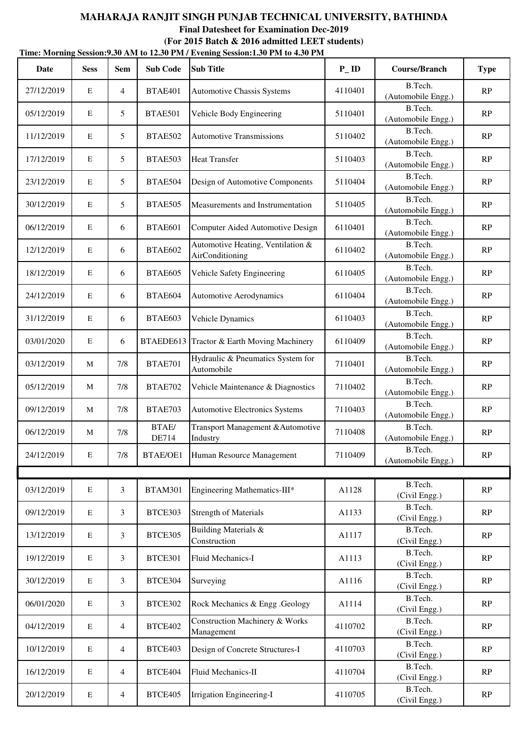**MAHARAJA RANJIT SINGH PUNJAB TECHNICAL UNIVERSITY, BATHINDA**

**Final Datesheet for Examination Dec-2019**

**(For 2015 Batch & 2016 admitted LEET students)**

**Time: Morning Session:9.30 AM to 12.30 PM / Evening Session:1.30 PM to 4.30 PM**

| Date | Sess | Sem | Sub Code | Sub Title | P_ID | Course/Branch | Type |
|---|---|---|---|---|---|---|---|
| 27/12/2019 | E | 4 | BTAE401 | Automotive Chassis Systems | 4110401 | B.Tech. (Automobile Engg.) | RP |
| 05/12/2019 | E | 5 | BTAE501 | Vehicle Body Engineering | 5110401 | B.Tech. (Automobile Engg.) | RP |
| 11/12/2019 | E | 5 | BTAE502 | Automotive Transmissions | 5110402 | B.Tech. (Automobile Engg.) | RP |
| 17/12/2019 | E | 5 | BTAE503 | Heat Transfer | 5110403 | B.Tech. (Automobile Engg.) | RP |
| 23/12/2019 | E | 5 | BTAE504 | Design of Automotive Components | 5110404 | B.Tech. (Automobile Engg.) | RP |
| 30/12/2019 | E | 5 | BTAE505 | Measurements and Instrumentation | 5110405 | B.Tech. (Automobile Engg.) | RP |
| 06/12/2019 | E | 6 | BTAE601 | Computer Aided Automotive Design | 6110401 | B.Tech. (Automobile Engg.) | RP |
| 12/12/2019 | E | 6 | BTAE602 | Automotive Heating, Ventilation & AirConditioning | 6110402 | B.Tech. (Automobile Engg.) | RP |
| 18/12/2019 | E | 6 | BTAE605 | Vehicle Safety Engineering | 6110405 | B.Tech. (Automobile Engg.) | RP |
| 24/12/2019 | E | 6 | BTAE604 | Automotive Aerodynamics | 6110404 | B.Tech. (Automobile Engg.) | RP |
| 31/12/2019 | E | 6 | BTAE603 | Vehicle Dynamics | 6110403 | B.Tech. (Automobile Engg.) | RP |
| 03/01/2020 | E | 6 | BTAEDE613 | Tractor & Earth Moving Machinery | 6110409 | B.Tech. (Automobile Engg.) | RP |
| 03/12/2019 | M | 7/8 | BTAE701 | Hydraulic & Pneumatics System for Automobile | 7110401 | B.Tech. (Automobile Engg.) | RP |
| 05/12/2019 | M | 7/8 | BTAE702 | Vehicle Maintenance & Diagnostics | 7110402 | B.Tech. (Automobile Engg.) | RP |
| 09/12/2019 | M | 7/8 | BTAE703 | Automotive Electronics Systems | 7110403 | B.Tech. (Automobile Engg.) | RP |
| 06/12/2019 | M | 7/8 | BTAE/ DE714 | Transport Management &Automotive Industry | 7110408 | B.Tech. (Automobile Engg.) | RP |
| 24/12/2019 | E | 7/8 | BTAE/OE1 | Human Resource Management | 7110409 | B.Tech. (Automobile Engg.) | RP |
| | | | | | | | |
| 03/12/2019 | E | 3 | BTAM301 | Engineering Mathematics-III* | A1128 | B.Tech. (Civil Engg.) | RP |
| 09/12/2019 | E | 3 | BTCE303 | Strength of Materials | A1133 | B.Tech. (Civil Engg.) | RP |
| 13/12/2019 | E | 3 | BTCE305 | Building Materials & Construction | A1117 | B.Tech. (Civil Engg.) | RP |
| 19/12/2019 | E | 3 | BTCE301 | Fluid Mechanics-I | A1113 | B.Tech. (Civil Engg.) | RP |
| 30/12/2019 | E | 3 | BTCE304 | Surveying | A1116 | B.Tech. (Civil Engg.) | RP |
| 06/01/2020 | E | 3 | BTCE302 | Rock Mechanics & Engg .Geology | A1114 | B.Tech. (Civil Engg.) | RP |
| 04/12/2019 | E | 4 | BTCE402 | Construction Machinery & Works Management | 4110702 | B.Tech. (Civil Engg.) | RP |
| 10/12/2019 | E | 4 | BTCE403 | Design of Concrete Structures-I | 4110703 | B.Tech. (Civil Engg.) | RP |
| 16/12/2019 | E | 4 | BTCE404 | Fluid Mechanics-II | 4110704 | B.Tech. (Civil Engg.) | RP |
| 20/12/2019 | E | 4 | BTCE405 | Irrigation Engineering-I | 4110705 | B.Tech. (Civil Engg.) | RP |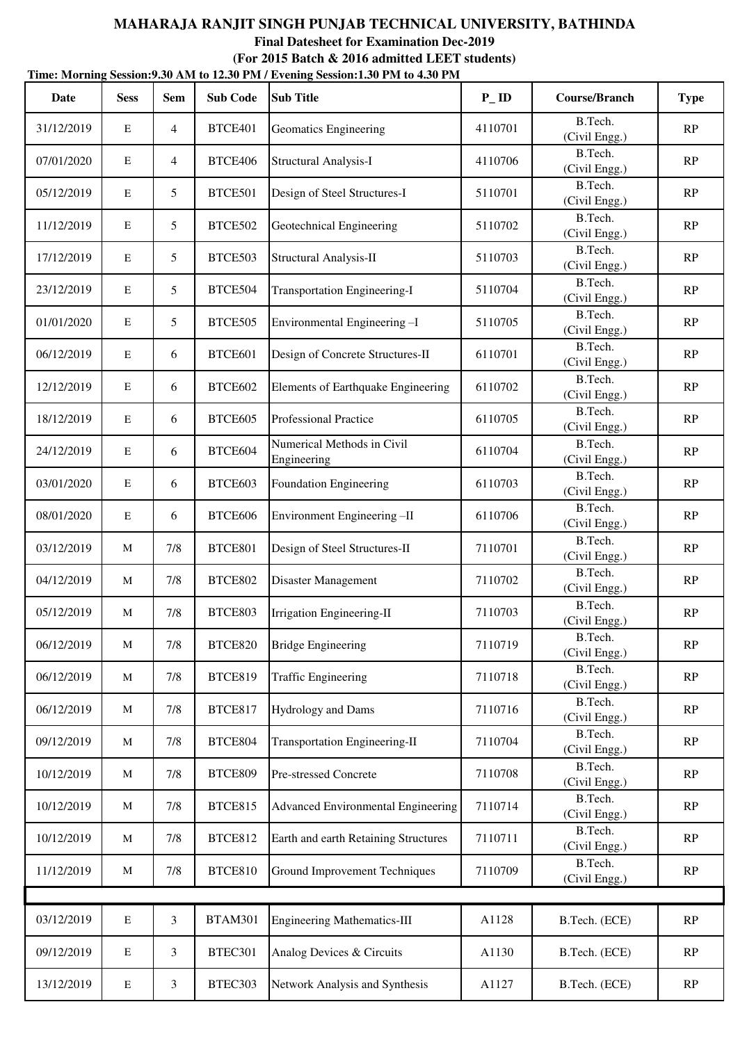**MAHARAJA RANJIT SINGH PUNJAB TECHNICAL UNIVERSITY, BATHINDA**

**Final Datesheet for Examination Dec-2019**

**(For 2015 Batch & 2016 admitted LEET students)**

**Time: Morning Session:9.30 AM to 12.30 PM / Evening Session:1.30 PM to 4.30 PM**

| Date | Sess | Sem | Sub Code | Sub Title | P_ID | Course/Branch | Type |
|---|---|---|---|---|---|---|---|
| 31/12/2019 | E | 4 | BTCE401 | Geomatics Engineering | 4110701 | B.Tech. (Civil Engg.) | RP |
| 07/01/2020 | E | 4 | BTCE406 | Structural Analysis-I | 4110706 | B.Tech. (Civil Engg.) | RP |
| 05/12/2019 | E | 5 | BTCE501 | Design of Steel Structures-I | 5110701 | B.Tech. (Civil Engg.) | RP |
| 11/12/2019 | E | 5 | BTCE502 | Geotechnical Engineering | 5110702 | B.Tech. (Civil Engg.) | RP |
| 17/12/2019 | E | 5 | BTCE503 | Structural Analysis-II | 5110703 | B.Tech. (Civil Engg.) | RP |
| 23/12/2019 | E | 5 | BTCE504 | Transportation Engineering-I | 5110704 | B.Tech. (Civil Engg.) | RP |
| 01/01/2020 | E | 5 | BTCE505 | Environmental Engineering –I | 5110705 | B.Tech. (Civil Engg.) | RP |
| 06/12/2019 | E | 6 | BTCE601 | Design of Concrete Structures-II | 6110701 | B.Tech. (Civil Engg.) | RP |
| 12/12/2019 | E | 6 | BTCE602 | Elements of Earthquake Engineering | 6110702 | B.Tech. (Civil Engg.) | RP |
| 18/12/2019 | E | 6 | BTCE605 | Professional Practice | 6110705 | B.Tech. (Civil Engg.) | RP |
| 24/12/2019 | E | 6 | BTCE604 | Numerical Methods in Civil Engineering | 6110704 | B.Tech. (Civil Engg.) | RP |
| 03/01/2020 | E | 6 | BTCE603 | Foundation Engineering | 6110703 | B.Tech. (Civil Engg.) | RP |
| 08/01/2020 | E | 6 | BTCE606 | Environment Engineering –II | 6110706 | B.Tech. (Civil Engg.) | RP |
| 03/12/2019 | M | 7/8 | BTCE801 | Design of Steel Structures-II | 7110701 | B.Tech. (Civil Engg.) | RP |
| 04/12/2019 | M | 7/8 | BTCE802 | Disaster Management | 7110702 | B.Tech. (Civil Engg.) | RP |
| 05/12/2019 | M | 7/8 | BTCE803 | Irrigation Engineering-II | 7110703 | B.Tech. (Civil Engg.) | RP |
| 06/12/2019 | M | 7/8 | BTCE820 | Bridge Engineering | 7110719 | B.Tech. (Civil Engg.) | RP |
| 06/12/2019 | M | 7/8 | BTCE819 | Traffic Engineering | 7110718 | B.Tech. (Civil Engg.) | RP |
| 06/12/2019 | M | 7/8 | BTCE817 | Hydrology and Dams | 7110716 | B.Tech. (Civil Engg.) | RP |
| 09/12/2019 | M | 7/8 | BTCE804 | Transportation Engineering-II | 7110704 | B.Tech. (Civil Engg.) | RP |
| 10/12/2019 | M | 7/8 | BTCE809 | Pre-stressed Concrete | 7110708 | B.Tech. (Civil Engg.) | RP |
| 10/12/2019 | M | 7/8 | BTCE815 | Advanced Environmental Engineering | 7110714 | B.Tech. (Civil Engg.) | RP |
| 10/12/2019 | M | 7/8 | BTCE812 | Earth and earth Retaining Structures | 7110711 | B.Tech. (Civil Engg.) | RP |
| 11/12/2019 | M | 7/8 | BTCE810 | Ground Improvement Techniques | 7110709 | B.Tech. (Civil Engg.) | RP |
| | | | | | | | |
| 03/12/2019 | E | 3 | BTAM301 | Engineering Mathematics-III | A1128 | B.Tech. (ECE) | RP |
| 09/12/2019 | E | 3 | BTEC301 | Analog Devices & Circuits | A1130 | B.Tech. (ECE) | RP |
| 13/12/2019 | E | 3 | BTEC303 | Network Analysis and Synthesis | A1127 | B.Tech. (ECE) | RP |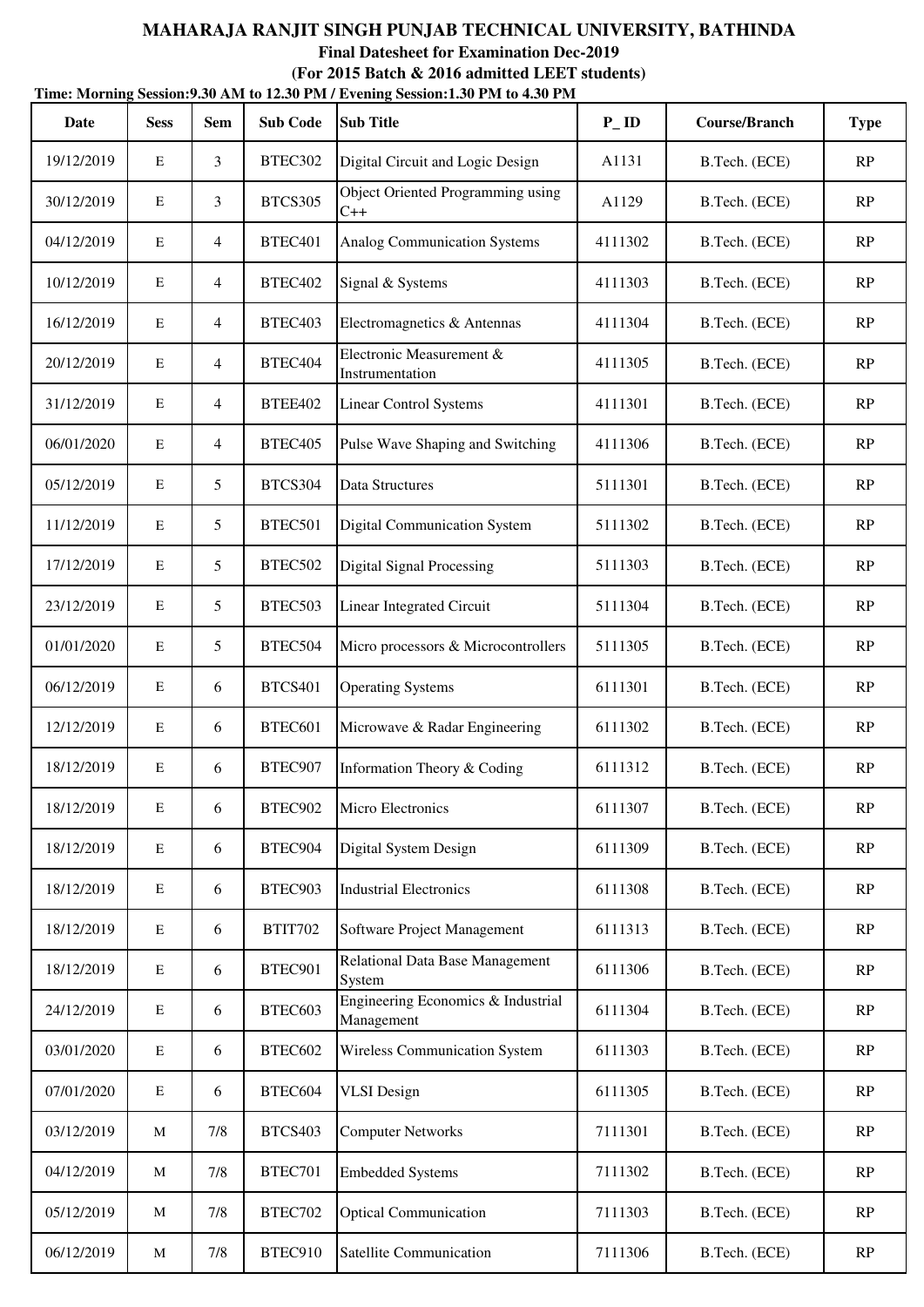# MAHARAJA RANJIT SINGH PUNJAB TECHNICAL UNIVERSITY, BATHINDA

**Final Datesheet for Examination Dec-2019**

**(For 2015 Batch & 2016 admitted LEET students)**

**Time: Morning Session:9.30 AM to 12.30 PM / Evening Session:1.30 PM to 4.30 PM**

| Date | Sess | Sem | Sub Code | Sub Title | P_ID | Course/Branch | Type |
|---|---|---|---|---|---|---|---|
| 19/12/2019 | E | 3 | BTEC302 | Digital Circuit and Logic Design | A1131 | B.Tech. (ECE) | RP |
| 30/12/2019 | E | 3 | BTCS305 | Object Oriented Programming using C++ | A1129 | B.Tech. (ECE) | RP |
| 04/12/2019 | E | 4 | BTEC401 | Analog Communication Systems | 4111302 | B.Tech. (ECE) | RP |
| 10/12/2019 | E | 4 | BTEC402 | Signal & Systems | 4111303 | B.Tech. (ECE) | RP |
| 16/12/2019 | E | 4 | BTEC403 | Electromagnetics & Antennas | 4111304 | B.Tech. (ECE) | RP |
| 20/12/2019 | E | 4 | BTEC404 | Electronic Measurement & Instrumentation | 4111305 | B.Tech. (ECE) | RP |
| 31/12/2019 | E | 4 | BTEE402 | Linear Control Systems | 4111301 | B.Tech. (ECE) | RP |
| 06/01/2020 | E | 4 | BTEC405 | Pulse Wave Shaping and Switching | 4111306 | B.Tech. (ECE) | RP |
| 05/12/2019 | E | 5 | BTCS304 | Data Structures | 5111301 | B.Tech. (ECE) | RP |
| 11/12/2019 | E | 5 | BTEC501 | Digital Communication System | 5111302 | B.Tech. (ECE) | RP |
| 17/12/2019 | E | 5 | BTEC502 | Digital Signal Processing | 5111303 | B.Tech. (ECE) | RP |
| 23/12/2019 | E | 5 | BTEC503 | Linear Integrated Circuit | 5111304 | B.Tech. (ECE) | RP |
| 01/01/2020 | E | 5 | BTEC504 | Micro processors & Microcontrollers | 5111305 | B.Tech. (ECE) | RP |
| 06/12/2019 | E | 6 | BTCS401 | Operating Systems | 6111301 | B.Tech. (ECE) | RP |
| 12/12/2019 | E | 6 | BTEC601 | Microwave & Radar Engineering | 6111302 | B.Tech. (ECE) | RP |
| 18/12/2019 | E | 6 | BTEC907 | Information Theory & Coding | 6111312 | B.Tech. (ECE) | RP |
| 18/12/2019 | E | 6 | BTEC902 | Micro Electronics | 6111307 | B.Tech. (ECE) | RP |
| 18/12/2019 | E | 6 | BTEC904 | Digital System Design | 6111309 | B.Tech. (ECE) | RP |
| 18/12/2019 | E | 6 | BTEC903 | Industrial Electronics | 6111308 | B.Tech. (ECE) | RP |
| 18/12/2019 | E | 6 | BTIT702 | Software Project Management | 6111313 | B.Tech. (ECE) | RP |
| 18/12/2019 | E | 6 | BTEC901 | Relational Data Base Management System | 6111306 | B.Tech. (ECE) | RP |
| 24/12/2019 | E | 6 | BTEC603 | Engineering Economics & Industrial Management | 6111304 | B.Tech. (ECE) | RP |
| 03/01/2020 | E | 6 | BTEC602 | Wireless Communication System | 6111303 | B.Tech. (ECE) | RP |
| 07/01/2020 | E | 6 | BTEC604 | VLSI Design | 6111305 | B.Tech. (ECE) | RP |
| 03/12/2019 | M | 7/8 | BTCS403 | Computer Networks | 7111301 | B.Tech. (ECE) | RP |
| 04/12/2019 | M | 7/8 | BTEC701 | Embedded Systems | 7111302 | B.Tech. (ECE) | RP |
| 05/12/2019 | M | 7/8 | BTEC702 | Optical Communication | 7111303 | B.Tech. (ECE) | RP |
| 06/12/2019 | M | 7/8 | BTEC910 | Satellite Communication | 7111306 | B.Tech. (ECE) | RP |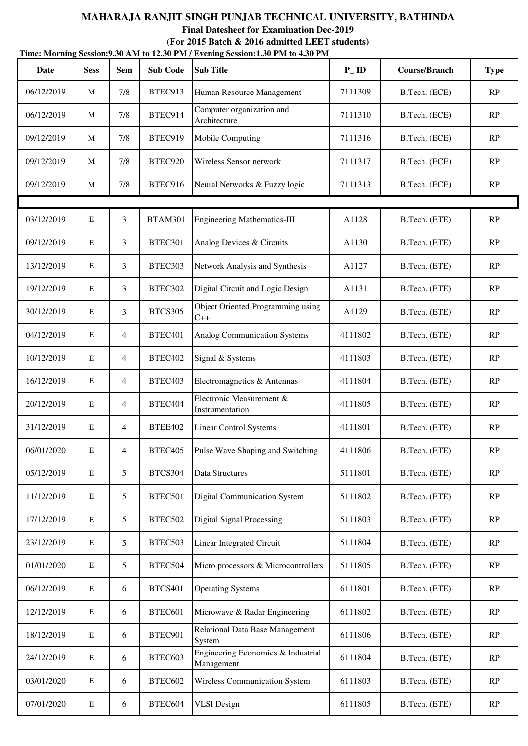**MAHARAJA RANJIT SINGH PUNJAB TECHNICAL UNIVERSITY, BATHINDA**

**Final Datesheet for Examination Dec-2019**

**(For 2015 Batch & 2016 admitted LEET students)**

**Time: Morning Session:9.30 AM to 12.30 PM / Evening Session:1.30 PM to 4.30 PM**

| Date | Sess | Sem | Sub Code | Sub Title | P_ID | Course/Branch | Type |
|---|---|---|---|---|---|---|---|
| 06/12/2019 | M | 7/8 | BTEC913 | Human Resource Management | 7111309 | B.Tech. (ECE) | RP |
| 06/12/2019 | M | 7/8 | BTEC914 | Computer organization and Architecture | 7111310 | B.Tech. (ECE) | RP |
| 09/12/2019 | M | 7/8 | BTEC919 | Mobile Computing | 7111316 | B.Tech. (ECE) | RP |
| 09/12/2019 | M | 7/8 | BTEC920 | Wireless Sensor network | 7111317 | B.Tech. (ECE) | RP |
| 09/12/2019 | M | 7/8 | BTEC916 | Neural Networks & Fuzzy logic | 7111313 | B.Tech. (ECE) | RP |
| | | | | | | | |
| 03/12/2019 | E | 3 | BTAM301 | Engineering Mathematics-III | A1128 | B.Tech. (ETE) | RP |
| 09/12/2019 | E | 3 | BTEC301 | Analog Devices & Circuits | A1130 | B.Tech. (ETE) | RP |
| 13/12/2019 | E | 3 | BTEC303 | Network Analysis and Synthesis | A1127 | B.Tech. (ETE) | RP |
| 19/12/2019 | E | 3 | BTEC302 | Digital Circuit and Logic Design | A1131 | B.Tech. (ETE) | RP |
| 30/12/2019 | E | 3 | BTCS305 | Object Oriented Programming using C++ | A1129 | B.Tech. (ETE) | RP |
| 04/12/2019 | E | 4 | BTEC401 | Analog Communication Systems | 4111802 | B.Tech. (ETE) | RP |
| 10/12/2019 | E | 4 | BTEC402 | Signal & Systems | 4111803 | B.Tech. (ETE) | RP |
| 16/12/2019 | E | 4 | BTEC403 | Electromagnetics & Antennas | 4111804 | B.Tech. (ETE) | RP |
| 20/12/2019 | E | 4 | BTEC404 | Electronic Measurement & Instrumentation | 4111805 | B.Tech. (ETE) | RP |
| 31/12/2019 | E | 4 | BTEE402 | Linear Control Systems | 4111801 | B.Tech. (ETE) | RP |
| 06/01/2020 | E | 4 | BTEC405 | Pulse Wave Shaping and Switching | 4111806 | B.Tech. (ETE) | RP |
| 05/12/2019 | E | 5 | BTCS304 | Data Structures | 5111801 | B.Tech. (ETE) | RP |
| 11/12/2019 | E | 5 | BTEC501 | Digital Communication System | 5111802 | B.Tech. (ETE) | RP |
| 17/12/2019 | E | 5 | BTEC502 | Digital Signal Processing | 5111803 | B.Tech. (ETE) | RP |
| 23/12/2019 | E | 5 | BTEC503 | Linear Integrated Circuit | 5111804 | B.Tech. (ETE) | RP |
| 01/01/2020 | E | 5 | BTEC504 | Micro processors & Microcontrollers | 5111805 | B.Tech. (ETE) | RP |
| 06/12/2019 | E | 6 | BTCS401 | Operating Systems | 6111801 | B.Tech. (ETE) | RP |
| 12/12/2019 | E | 6 | BTEC601 | Microwave & Radar Engineering | 6111802 | B.Tech. (ETE) | RP |
| 18/12/2019 | E | 6 | BTEC901 | Relational Data Base Management System | 6111806 | B.Tech. (ETE) | RP |
| 24/12/2019 | E | 6 | BTEC603 | Engineering Economics & Industrial Management | 6111804 | B.Tech. (ETE) | RP |
| 03/01/2020 | E | 6 | BTEC602 | Wireless Communication System | 6111803 | B.Tech. (ETE) | RP |
| 07/01/2020 | E | 6 | BTEC604 | VLSI Design | 6111805 | B.Tech. (ETE) | RP |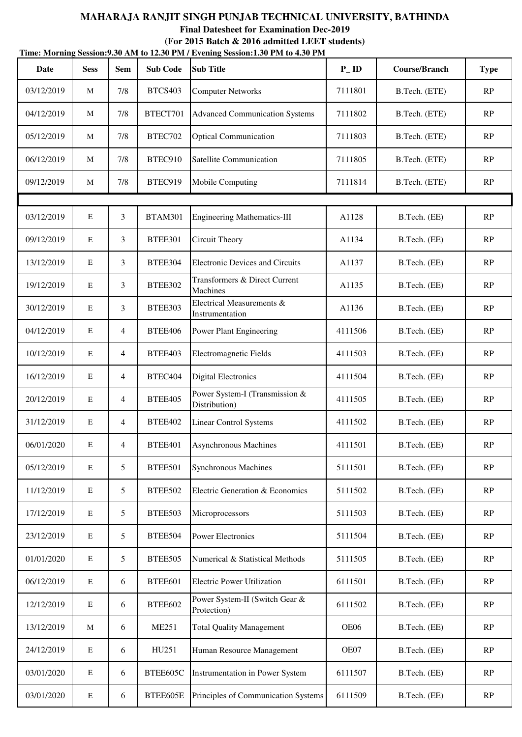# MAHARAJA RANJIT SINGH PUNJAB TECHNICAL UNIVERSITY, BATHINDA

## Final Datesheet for Examination Dec-2019

### (For 2015 Batch & 2016 admitted LEET students)

**Time: Morning Session:9.30 AM to 12.30 PM / Evening Session:1.30 PM to 4.30 PM**

| Date | Sess | Sem | Sub Code | Sub Title | P_ID | Course/Branch | Type |
|---|---|---|---|---|---|---|---|
| 03/12/2019 | M | 7/8 | BTCS403 | Computer Networks | 7111801 | B.Tech. (ETE) | RP |
| 04/12/2019 | M | 7/8 | BTECT701 | Advanced Communication Systems | 7111802 | B.Tech. (ETE) | RP |
| 05/12/2019 | M | 7/8 | BTEC702 | Optical Communication | 7111803 | B.Tech. (ETE) | RP |
| 06/12/2019 | M | 7/8 | BTEC910 | Satellite Communication | 7111805 | B.Tech. (ETE) | RP |
| 09/12/2019 | M | 7/8 | BTEC919 | Mobile Computing | 7111814 | B.Tech. (ETE) | RP |
| | | | | | | | |
| 03/12/2019 | E | 3 | BTAM301 | Engineering Mathematics-III | A1128 | B.Tech. (EE) | RP |
| 09/12/2019 | E | 3 | BTEE301 | Circuit Theory | A1134 | B.Tech. (EE) | RP |
| 13/12/2019 | E | 3 | BTEE304 | Electronic Devices and Circuits | A1137 | B.Tech. (EE) | RP |
| 19/12/2019 | E | 3 | BTEE302 | Transformers & Direct Current Machines | A1135 | B.Tech. (EE) | RP |
| 30/12/2019 | E | 3 | BTEE303 | Electrical Measurements & Instrumentation | A1136 | B.Tech. (EE) | RP |
| 04/12/2019 | E | 4 | BTEE406 | Power Plant Engineering | 4111506 | B.Tech. (EE) | RP |
| 10/12/2019 | E | 4 | BTEE403 | Electromagnetic Fields | 4111503 | B.Tech. (EE) | RP |
| 16/12/2019 | E | 4 | BTEC404 | Digital Electronics | 4111504 | B.Tech. (EE) | RP |
| 20/12/2019 | E | 4 | BTEE405 | Power System-I (Transmission & Distribution) | 4111505 | B.Tech. (EE) | RP |
| 31/12/2019 | E | 4 | BTEE402 | Linear Control Systems | 4111502 | B.Tech. (EE) | RP |
| 06/01/2020 | E | 4 | BTEE401 | Asynchronous Machines | 4111501 | B.Tech. (EE) | RP |
| 05/12/2019 | E | 5 | BTEE501 | Synchronous Machines | 5111501 | B.Tech. (EE) | RP |
| 11/12/2019 | E | 5 | BTEE502 | Electric Generation & Economics | 5111502 | B.Tech. (EE) | RP |
| 17/12/2019 | E | 5 | BTEE503 | Microprocessors | 5111503 | B.Tech. (EE) | RP |
| 23/12/2019 | E | 5 | BTEE504 | Power Electronics | 5111504 | B.Tech. (EE) | RP |
| 01/01/2020 | E | 5 | BTEE505 | Numerical & Statistical Methods | 5111505 | B.Tech. (EE) | RP |
| 06/12/2019 | E | 6 | BTEE601 | Electric Power Utilization | 6111501 | B.Tech. (EE) | RP |
| 12/12/2019 | E | 6 | BTEE602 | Power System-II (Switch Gear & Protection) | 6111502 | B.Tech. (EE) | RP |
| 13/12/2019 | M | 6 | ME251 | Total Quality Management | OE06 | B.Tech. (EE) | RP |
| 24/12/2019 | E | 6 | HU251 | Human Resource Management | OE07 | B.Tech. (EE) | RP |
| 03/01/2020 | E | 6 | BTEE605C | Instrumentation in Power System | 6111507 | B.Tech. (EE) | RP |
| 03/01/2020 | E | 6 | BTEE605E | Principles of Communication Systems | 6111509 | B.Tech. (EE) | RP |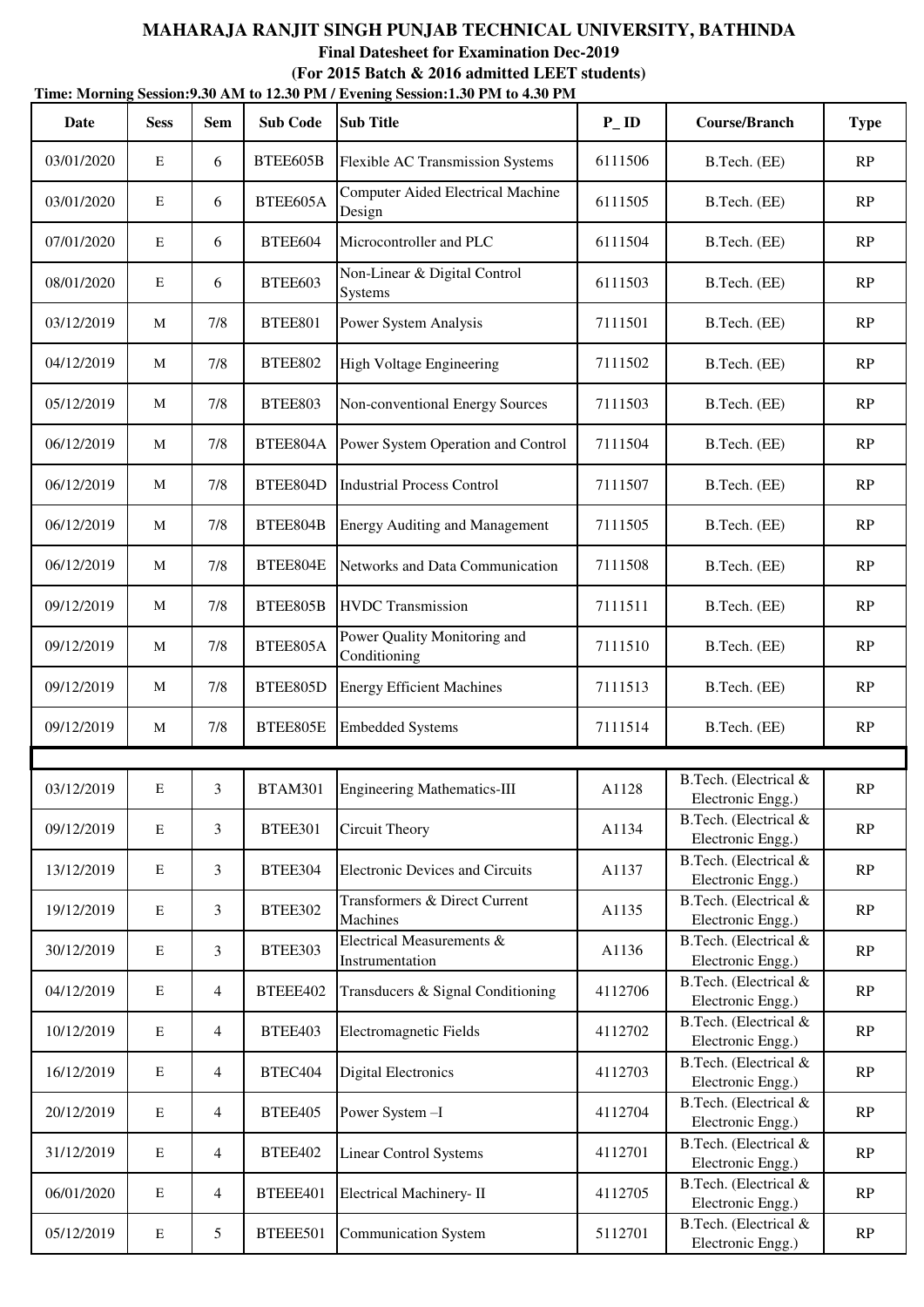**MAHARAJA RANJIT SINGH PUNJAB TECHNICAL UNIVERSITY, BATHINDA**

**Final Datesheet for Examination Dec-2019**

**(For 2015 Batch & 2016 admitted LEET students)**

**Time: Morning Session:9.30 AM to 12.30 PM / Evening Session:1.30 PM to 4.30 PM**

| Date | Sess | Sem | Sub Code | Sub Title | P_ID | Course/Branch | Type |
|---|---|---|---|---|---|---|---|
| 03/01/2020 | E | 6 | BTEE605B | Flexible AC Transmission Systems | 6111506 | B.Tech. (EE) | RP |
| 03/01/2020 | E | 6 | BTEE605A | Computer Aided Electrical Machine Design | 6111505 | B.Tech. (EE) | RP |
| 07/01/2020 | E | 6 | BTEE604 | Microcontroller and PLC | 6111504 | B.Tech. (EE) | RP |
| 08/01/2020 | E | 6 | BTEE603 | Non-Linear & Digital Control Systems | 6111503 | B.Tech. (EE) | RP |
| 03/12/2019 | M | 7/8 | BTEE801 | Power System Analysis | 7111501 | B.Tech. (EE) | RP |
| 04/12/2019 | M | 7/8 | BTEE802 | High Voltage Engineering | 7111502 | B.Tech. (EE) | RP |
| 05/12/2019 | M | 7/8 | BTEE803 | Non-conventional Energy Sources | 7111503 | B.Tech. (EE) | RP |
| 06/12/2019 | M | 7/8 | BTEE804A | Power System Operation and Control | 7111504 | B.Tech. (EE) | RP |
| 06/12/2019 | M | 7/8 | BTEE804D | Industrial Process Control | 7111507 | B.Tech. (EE) | RP |
| 06/12/2019 | M | 7/8 | BTEE804B | Energy Auditing and Management | 7111505 | B.Tech. (EE) | RP |
| 06/12/2019 | M | 7/8 | BTEE804E | Networks and Data Communication | 7111508 | B.Tech. (EE) | RP |
| 09/12/2019 | M | 7/8 | BTEE805B | HVDC Transmission | 7111511 | B.Tech. (EE) | RP |
| 09/12/2019 | M | 7/8 | BTEE805A | Power Quality Monitoring and Conditioning | 7111510 | B.Tech. (EE) | RP |
| 09/12/2019 | M | 7/8 | BTEE805D | Energy Efficient Machines | 7111513 | B.Tech. (EE) | RP |
| 09/12/2019 | M | 7/8 | BTEE805E | Embedded Systems | 7111514 | B.Tech. (EE) | RP |
| | | | | | | | |
| 03/12/2019 | E | 3 | BTAM301 | Engineering Mathematics-III | A1128 | B.Tech. (Electrical & Electronic Engg.) | RP |
| 09/12/2019 | E | 3 | BTEE301 | Circuit Theory | A1134 | B.Tech. (Electrical & Electronic Engg.) | RP |
| 13/12/2019 | E | 3 | BTEE304 | Electronic Devices and Circuits | A1137 | B.Tech. (Electrical & Electronic Engg.) | RP |
| 19/12/2019 | E | 3 | BTEE302 | Transformers & Direct Current Machines | A1135 | B.Tech. (Electrical & Electronic Engg.) | RP |
| 30/12/2019 | E | 3 | BTEE303 | Electrical Measurements & Instrumentation | A1136 | B.Tech. (Electrical & Electronic Engg.) | RP |
| 04/12/2019 | E | 4 | BTEEE402 | Transducers & Signal Conditioning | 4112706 | B.Tech. (Electrical & Electronic Engg.) | RP |
| 10/12/2019 | E | 4 | BTEE403 | Electromagnetic Fields | 4112702 | B.Tech. (Electrical & Electronic Engg.) | RP |
| 16/12/2019 | E | 4 | BTEC404 | Digital Electronics | 4112703 | B.Tech. (Electrical & Electronic Engg.) | RP |
| 20/12/2019 | E | 4 | BTEE405 | Power System –I | 4112704 | B.Tech. (Electrical & Electronic Engg.) | RP |
| 31/12/2019 | E | 4 | BTEE402 | Linear Control Systems | 4112701 | B.Tech. (Electrical & Electronic Engg.) | RP |
| 06/01/2020 | E | 4 | BTEEE401 | Electrical Machinery- II | 4112705 | B.Tech. (Electrical & Electronic Engg.) | RP |
| 05/12/2019 | E | 5 | BTEEE501 | Communication System | 5112701 | B.Tech. (Electrical & Electronic Engg.) | RP |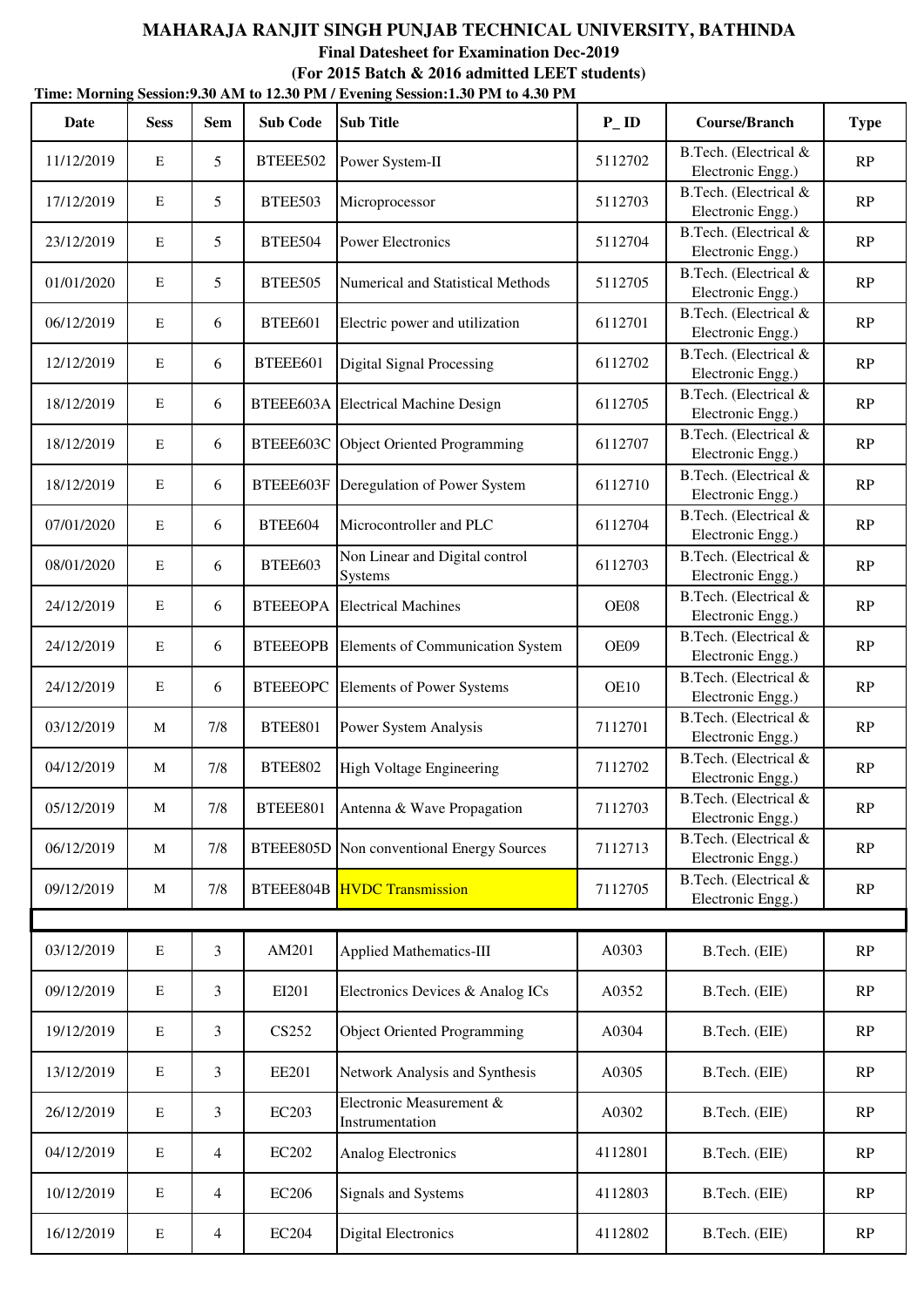# MAHARAJA RANJIT SINGH PUNJAB TECHNICAL UNIVERSITY, BATHINDA

**Final Datesheet for Examination Dec-2019**

**(For 2015 Batch & 2016 admitted LEET students)**

**Time: Morning Session:9.30 AM to 12.30 PM / Evening Session:1.30 PM to 4.30 PM**

| Date | Sess | Sem | Sub Code | Sub Title | P_ID | Course/Branch | Type |
|---|---|---|---|---|---|---|---|
| 11/12/2019 | E | 5 | BTEEE502 | Power System-II | 5112702 | B.Tech. (Electrical & Electronic Engg.) | RP |
| 17/12/2019 | E | 5 | BTEE503 | Microprocessor | 5112703 | B.Tech. (Electrical & Electronic Engg.) | RP |
| 23/12/2019 | E | 5 | BTEE504 | Power Electronics | 5112704 | B.Tech. (Electrical & Electronic Engg.) | RP |
| 01/01/2020 | E | 5 | BTEE505 | Numerical and Statistical Methods | 5112705 | B.Tech. (Electrical & Electronic Engg.) | RP |
| 06/12/2019 | E | 6 | BTEE601 | Electric power and utilization | 6112701 | B.Tech. (Electrical & Electronic Engg.) | RP |
| 12/12/2019 | E | 6 | BTEEE601 | Digital Signal Processing | 6112702 | B.Tech. (Electrical & Electronic Engg.) | RP |
| 18/12/2019 | E | 6 | BTEEE603A | Electrical Machine Design | 6112705 | B.Tech. (Electrical & Electronic Engg.) | RP |
| 18/12/2019 | E | 6 | BTEEE603C | Object Oriented Programming | 6112707 | B.Tech. (Electrical & Electronic Engg.) | RP |
| 18/12/2019 | E | 6 | BTEEE603F | Deregulation of Power System | 6112710 | B.Tech. (Electrical & Electronic Engg.) | RP |
| 07/01/2020 | E | 6 | BTEE604 | Microcontroller and PLC | 6112704 | B.Tech. (Electrical & Electronic Engg.) | RP |
| 08/01/2020 | E | 6 | BTEE603 | Non Linear and Digital control Systems | 6112703 | B.Tech. (Electrical & Electronic Engg.) | RP |
| 24/12/2019 | E | 6 | BTEEEOPA | Electrical Machines | OE08 | B.Tech. (Electrical & Electronic Engg.) | RP |
| 24/12/2019 | E | 6 | BTEEEOPB | Elements of Communication System | OE09 | B.Tech. (Electrical & Electronic Engg.) | RP |
| 24/12/2019 | E | 6 | BTEEEOPC | Elements of Power Systems | OE10 | B.Tech. (Electrical & Electronic Engg.) | RP |
| 03/12/2019 | M | 7/8 | BTEE801 | Power System Analysis | 7112701 | B.Tech. (Electrical & Electronic Engg.) | RP |
| 04/12/2019 | M | 7/8 | BTEE802 | High Voltage Engineering | 7112702 | B.Tech. (Electrical & Electronic Engg.) | RP |
| 05/12/2019 | M | 7/8 | BTEEE801 | Antenna & Wave Propagation | 7112703 | B.Tech. (Electrical & Electronic Engg.) | RP |
| 06/12/2019 | M | 7/8 | BTEEE805D | Non conventional Energy Sources | 7112713 | B.Tech. (Electrical & Electronic Engg.) | RP |
| 09/12/2019 | M | 7/8 | BTEEE804B | HVDC Transmission | 7112705 | B.Tech. (Electrical & Electronic Engg.) | RP |
| | | | | | | | |
| 03/12/2019 | E | 3 | AM201 | Applied Mathematics-III | A0303 | B.Tech. (EIE) | RP |
| 09/12/2019 | E | 3 | EI201 | Electronics Devices & Analog ICs | A0352 | B.Tech. (EIE) | RP |
| 19/12/2019 | E | 3 | CS252 | Object Oriented Programming | A0304 | B.Tech. (EIE) | RP |
| 13/12/2019 | E | 3 | EE201 | Network Analysis and Synthesis | A0305 | B.Tech. (EIE) | RP |
| 26/12/2019 | E | 3 | EC203 | Electronic Measurement & Instrumentation | A0302 | B.Tech. (EIE) | RP |
| 04/12/2019 | E | 4 | EC202 | Analog Electronics | 4112801 | B.Tech. (EIE) | RP |
| 10/12/2019 | E | 4 | EC206 | Signals and Systems | 4112803 | B.Tech. (EIE) | RP |
| 16/12/2019 | E | 4 | EC204 | Digital Electronics | 4112802 | B.Tech. (EIE) | RP |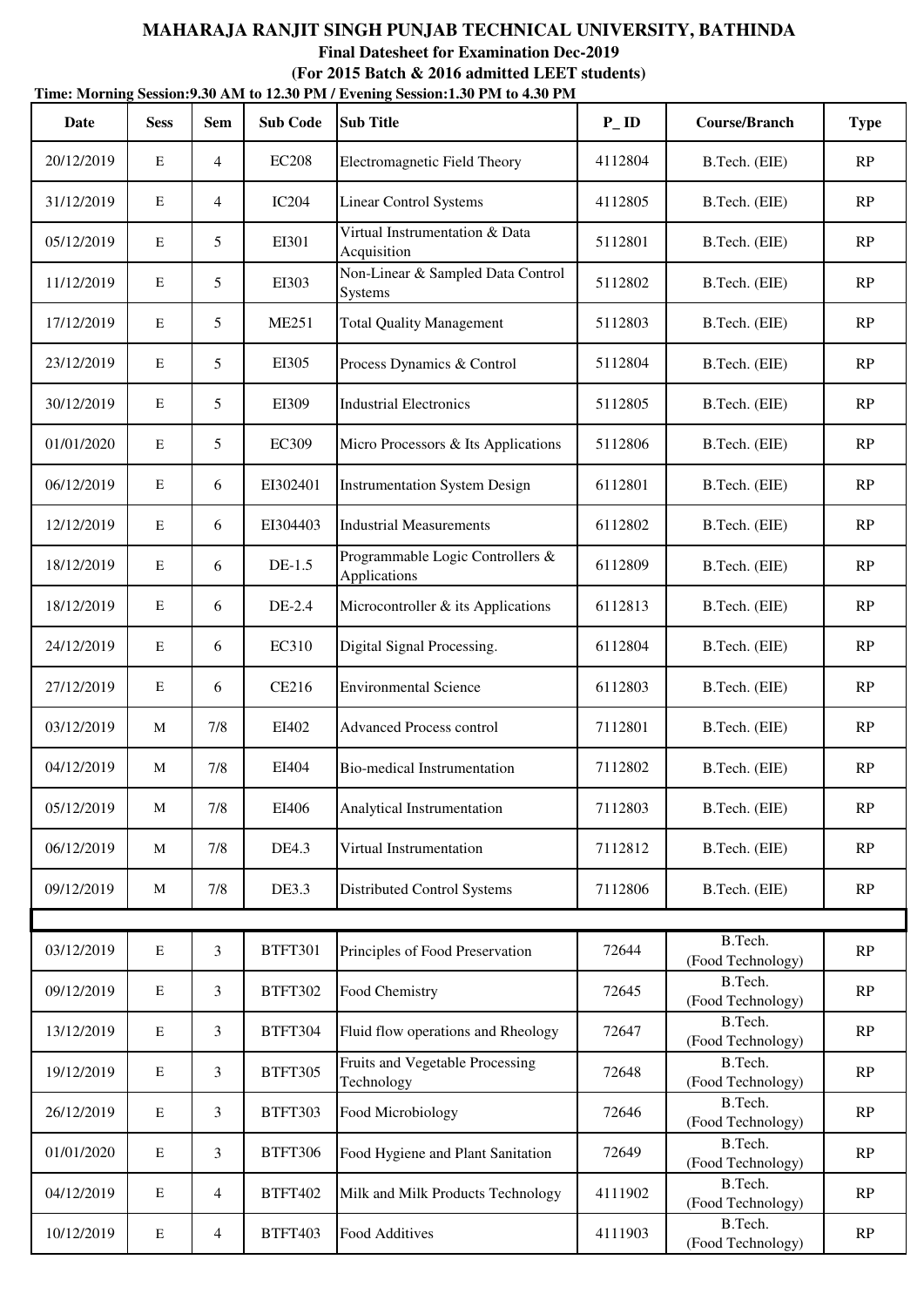**MAHARAJA RANJIT SINGH PUNJAB TECHNICAL UNIVERSITY, BATHINDA**

**Final Datesheet for Examination Dec-2019**

**(For 2015 Batch & 2016 admitted LEET students)**

**Time: Morning Session:9.30 AM to 12.30 PM / Evening Session:1.30 PM to 4.30 PM**

| Date | Sess | Sem | Sub Code | Sub Title | P_ID | Course/Branch | Type |
|---|---|---|---|---|---|---|---|
| 20/12/2019 | E | 4 | EC208 | Electromagnetic Field Theory | 4112804 | B.Tech. (EIE) | RP |
| 31/12/2019 | E | 4 | IC204 | Linear Control Systems | 4112805 | B.Tech. (EIE) | RP |
| 05/12/2019 | E | 5 | EI301 | Virtual Instrumentation & Data Acquisition | 5112801 | B.Tech. (EIE) | RP |
| 11/12/2019 | E | 5 | EI303 | Non-Linear & Sampled Data Control Systems | 5112802 | B.Tech. (EIE) | RP |
| 17/12/2019 | E | 5 | ME251 | Total Quality Management | 5112803 | B.Tech. (EIE) | RP |
| 23/12/2019 | E | 5 | EI305 | Process Dynamics & Control | 5112804 | B.Tech. (EIE) | RP |
| 30/12/2019 | E | 5 | EI309 | Industrial Electronics | 5112805 | B.Tech. (EIE) | RP |
| 01/01/2020 | E | 5 | EC309 | Micro Processors & Its Applications | 5112806 | B.Tech. (EIE) | RP |
| 06/12/2019 | E | 6 | EI302401 | Instrumentation System Design | 6112801 | B.Tech. (EIE) | RP |
| 12/12/2019 | E | 6 | EI304403 | Industrial Measurements | 6112802 | B.Tech. (EIE) | RP |
| 18/12/2019 | E | 6 | DE-1.5 | Programmable Logic Controllers & Applications | 6112809 | B.Tech. (EIE) | RP |
| 18/12/2019 | E | 6 | DE-2.4 | Microcontroller & its Applications | 6112813 | B.Tech. (EIE) | RP |
| 24/12/2019 | E | 6 | EC310 | Digital Signal Processing. | 6112804 | B.Tech. (EIE) | RP |
| 27/12/2019 | E | 6 | CE216 | Environmental Science | 6112803 | B.Tech. (EIE) | RP |
| 03/12/2019 | M | 7/8 | EI402 | Advanced Process control | 7112801 | B.Tech. (EIE) | RP |
| 04/12/2019 | M | 7/8 | EI404 | Bio-medical Instrumentation | 7112802 | B.Tech. (EIE) | RP |
| 05/12/2019 | M | 7/8 | EI406 | Analytical Instrumentation | 7112803 | B.Tech. (EIE) | RP |
| 06/12/2019 | M | 7/8 | DE4.3 | Virtual Instrumentation | 7112812 | B.Tech. (EIE) | RP |
| 09/12/2019 | M | 7/8 | DE3.3 | Distributed Control Systems | 7112806 | B.Tech. (EIE) | RP |
| | | | | | | | |
| 03/12/2019 | E | 3 | BTFT301 | Principles of Food Preservation | 72644 | B.Tech. (Food Technology) | RP |
| 09/12/2019 | E | 3 | BTFT302 | Food Chemistry | 72645 | B.Tech. (Food Technology) | RP |
| 13/12/2019 | E | 3 | BTFT304 | Fluid flow operations and Rheology | 72647 | B.Tech. (Food Technology) | RP |
| 19/12/2019 | E | 3 | BTFT305 | Fruits and Vegetable Processing Technology | 72648 | B.Tech. (Food Technology) | RP |
| 26/12/2019 | E | 3 | BTFT303 | Food Microbiology | 72646 | B.Tech. (Food Technology) | RP |
| 01/01/2020 | E | 3 | BTFT306 | Food Hygiene and Plant Sanitation | 72649 | B.Tech. (Food Technology) | RP |
| 04/12/2019 | E | 4 | BTFT402 | Milk and Milk Products Technology | 4111902 | B.Tech. (Food Technology) | RP |
| 10/12/2019 | E | 4 | BTFT403 | Food Additives | 4111903 | B.Tech. (Food Technology) | RP |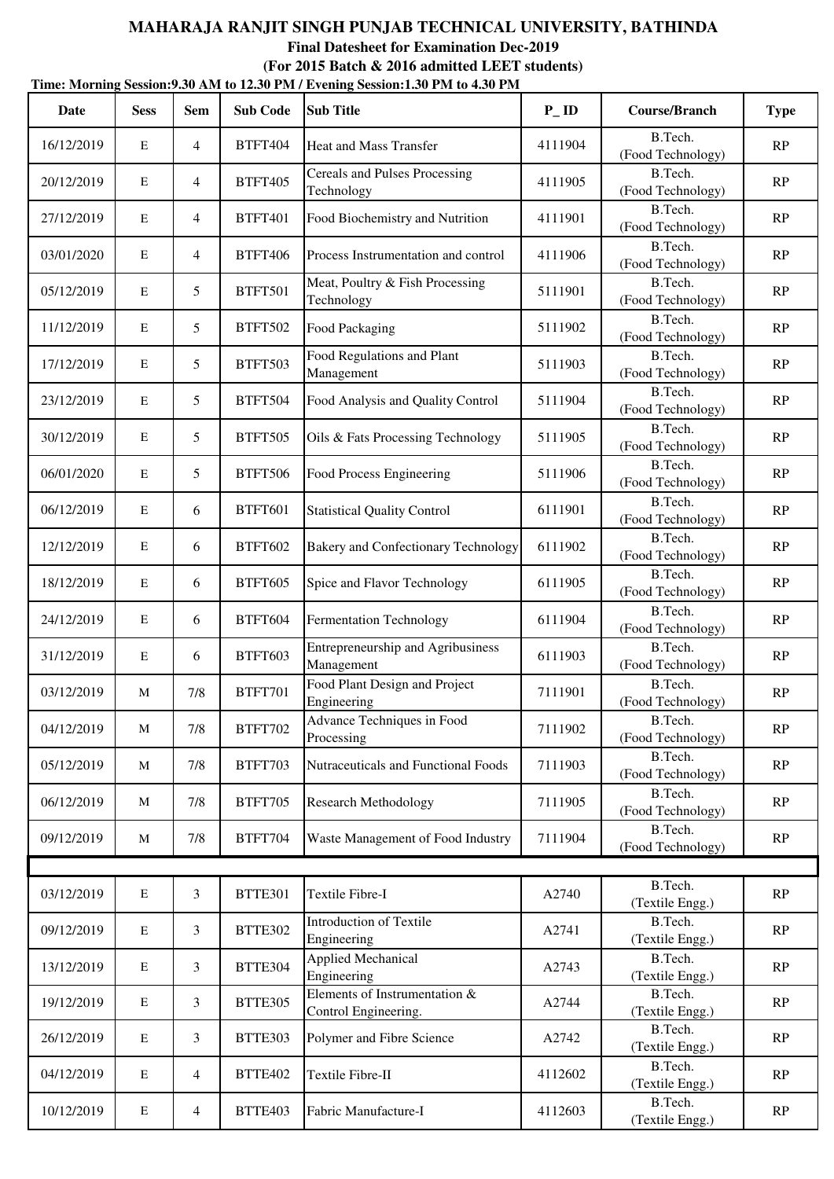# MAHARAJA RANJIT SINGH PUNJAB TECHNICAL UNIVERSITY, BATHINDA

**Final Datesheet for Examination Dec-2019**

**(For 2015 Batch & 2016 admitted LEET students)**

**Time: Morning Session:9.30 AM to 12.30 PM / Evening Session:1.30 PM to 4.30 PM**

| Date | Sess | Sem | Sub Code | Sub Title | P_ID | Course/Branch | Type |
|---|---|---|---|---|---|---|---|
| 16/12/2019 | E | 4 | BTFT404 | Heat and Mass Transfer | 4111904 | B.Tech. (Food Technology) | RP |
| 20/12/2019 | E | 4 | BTFT405 | Cereals and Pulses Processing Technology | 4111905 | B.Tech. (Food Technology) | RP |
| 27/12/2019 | E | 4 | BTFT401 | Food Biochemistry and Nutrition | 4111901 | B.Tech. (Food Technology) | RP |
| 03/01/2020 | E | 4 | BTFT406 | Process Instrumentation and control | 4111906 | B.Tech. (Food Technology) | RP |
| 05/12/2019 | E | 5 | BTFT501 | Meat, Poultry & Fish Processing Technology | 5111901 | B.Tech. (Food Technology) | RP |
| 11/12/2019 | E | 5 | BTFT502 | Food Packaging | 5111902 | B.Tech. (Food Technology) | RP |
| 17/12/2019 | E | 5 | BTFT503 | Food Regulations and Plant Management | 5111903 | B.Tech. (Food Technology) | RP |
| 23/12/2019 | E | 5 | BTFT504 | Food Analysis and Quality Control | 5111904 | B.Tech. (Food Technology) | RP |
| 30/12/2019 | E | 5 | BTFT505 | Oils & Fats Processing Technology | 5111905 | B.Tech. (Food Technology) | RP |
| 06/01/2020 | E | 5 | BTFT506 | Food Process Engineering | 5111906 | B.Tech. (Food Technology) | RP |
| 06/12/2019 | E | 6 | BTFT601 | Statistical Quality Control | 6111901 | B.Tech. (Food Technology) | RP |
| 12/12/2019 | E | 6 | BTFT602 | Bakery and Confectionary Technology | 6111902 | B.Tech. (Food Technology) | RP |
| 18/12/2019 | E | 6 | BTFT605 | Spice and Flavor Technology | 6111905 | B.Tech. (Food Technology) | RP |
| 24/12/2019 | E | 6 | BTFT604 | Fermentation Technology | 6111904 | B.Tech. (Food Technology) | RP |
| 31/12/2019 | E | 6 | BTFT603 | Entrepreneurship and Agribusiness Management | 6111903 | B.Tech. (Food Technology) | RP |
| 03/12/2019 | M | 7/8 | BTFT701 | Food Plant Design and Project Engineering | 7111901 | B.Tech. (Food Technology) | RP |
| 04/12/2019 | M | 7/8 | BTFT702 | Advance Techniques in Food Processing | 7111902 | B.Tech. (Food Technology) | RP |
| 05/12/2019 | M | 7/8 | BTFT703 | Nutraceuticals and Functional Foods | 7111903 | B.Tech. (Food Technology) | RP |
| 06/12/2019 | M | 7/8 | BTFT705 | Research Methodology | 7111905 | B.Tech. (Food Technology) | RP |
| 09/12/2019 | M | 7/8 | BTFT704 | Waste Management of Food Industry | 7111904 | B.Tech. (Food Technology) | RP |
| | | | | | | | |
| 03/12/2019 | E | 3 | BTTE301 | Textile Fibre-I | A2740 | B.Tech. (Textile Engg.) | RP |
| 09/12/2019 | E | 3 | BTTE302 | Introduction of Textile Engineering | A2741 | B.Tech. (Textile Engg.) | RP |
| 13/12/2019 | E | 3 | BTTE304 | Applied Mechanical Engineering | A2743 | B.Tech. (Textile Engg.) | RP |
| 19/12/2019 | E | 3 | BTTE305 | Elements of Instrumentation & Control Engineering. | A2744 | B.Tech. (Textile Engg.) | RP |
| 26/12/2019 | E | 3 | BTTE303 | Polymer and Fibre Science | A2742 | B.Tech. (Textile Engg.) | RP |
| 04/12/2019 | E | 4 | BTTE402 | Textile Fibre-II | 4112602 | B.Tech. (Textile Engg.) | RP |
| 10/12/2019 | E | 4 | BTTE403 | Fabric Manufacture-I | 4112603 | B.Tech. (Textile Engg.) | RP |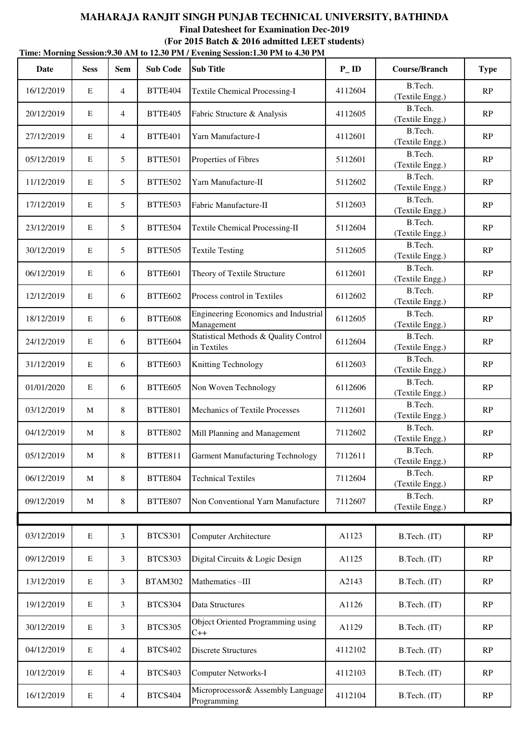**MAHARAJA RANJIT SINGH PUNJAB TECHNICAL UNIVERSITY, BATHINDA**

**Final Datesheet for Examination Dec-2019**

**(For 2015 Batch & 2016 admitted LEET students)**

**Time: Morning Session:9.30 AM to 12.30 PM / Evening Session:1.30 PM to 4.30 PM**

| Date | Sess | Sem | Sub Code | Sub Title | P_ID | Course/Branch | Type |
|---|---|---|---|---|---|---|---|
| 16/12/2019 | E | 4 | BTTE404 | Textile Chemical Processing-I | 4112604 | B.Tech. (Textile Engg.) | RP |
| 20/12/2019 | E | 4 | BTTE405 | Fabric Structure & Analysis | 4112605 | B.Tech. (Textile Engg.) | RP |
| 27/12/2019 | E | 4 | BTTE401 | Yarn Manufacture-I | 4112601 | B.Tech. (Textile Engg.) | RP |
| 05/12/2019 | E | 5 | BTTE501 | Properties of Fibres | 5112601 | B.Tech. (Textile Engg.) | RP |
| 11/12/2019 | E | 5 | BTTE502 | Yarn Manufacture-II | 5112602 | B.Tech. (Textile Engg.) | RP |
| 17/12/2019 | E | 5 | BTTE503 | Fabric Manufacture-II | 5112603 | B.Tech. (Textile Engg.) | RP |
| 23/12/2019 | E | 5 | BTTE504 | Textile Chemical Processing-II | 5112604 | B.Tech. (Textile Engg.) | RP |
| 30/12/2019 | E | 5 | BTTE505 | Textile Testing | 5112605 | B.Tech. (Textile Engg.) | RP |
| 06/12/2019 | E | 6 | BTTE601 | Theory of Textile Structure | 6112601 | B.Tech. (Textile Engg.) | RP |
| 12/12/2019 | E | 6 | BTTE602 | Process control in Textiles | 6112602 | B.Tech. (Textile Engg.) | RP |
| 18/12/2019 | E | 6 | BTTE608 | Engineering Economics and Industrial Management | 6112605 | B.Tech. (Textile Engg.) | RP |
| 24/12/2019 | E | 6 | BTTE604 | Statistical Methods & Quality Control in Textiles | 6112604 | B.Tech. (Textile Engg.) | RP |
| 31/12/2019 | E | 6 | BTTE603 | Knitting Technology | 6112603 | B.Tech. (Textile Engg.) | RP |
| 01/01/2020 | E | 6 | BTTE605 | Non Woven Technology | 6112606 | B.Tech. (Textile Engg.) | RP |
| 03/12/2019 | M | 8 | BTTE801 | Mechanics of Textile Processes | 7112601 | B.Tech. (Textile Engg.) | RP |
| 04/12/2019 | M | 8 | BTTE802 | Mill Planning and Management | 7112602 | B.Tech. (Textile Engg.) | RP |
| 05/12/2019 | M | 8 | BTTE811 | Garment Manufacturing Technology | 7112611 | B.Tech. (Textile Engg.) | RP |
| 06/12/2019 | M | 8 | BTTE804 | Technical Textiles | 7112604 | B.Tech. (Textile Engg.) | RP |
| 09/12/2019 | M | 8 | BTTE807 | Non Conventional Yarn Manufacture | 7112607 | B.Tech. (Textile Engg.) | RP |
| | | | | | | | |
| 03/12/2019 | E | 3 | BTCS301 | Computer Architecture | A1123 | B.Tech. (IT) | RP |
| 09/12/2019 | E | 3 | BTCS303 | Digital Circuits & Logic Design | A1125 | B.Tech. (IT) | RP |
| 13/12/2019 | E | 3 | BTAM302 | Mathematics –III | A2143 | B.Tech. (IT) | RP |
| 19/12/2019 | E | 3 | BTCS304 | Data Structures | A1126 | B.Tech. (IT) | RP |
| 30/12/2019 | E | 3 | BTCS305 | Object Oriented Programming using C++ | A1129 | B.Tech. (IT) | RP |
| 04/12/2019 | E | 4 | BTCS402 | Discrete Structures | 4112102 | B.Tech. (IT) | RP |
| 10/12/2019 | E | 4 | BTCS403 | Computer Networks-I | 4112103 | B.Tech. (IT) | RP |
| 16/12/2019 | E | 4 | BTCS404 | Microprocessor& Assembly Language Programming | 4112104 | B.Tech. (IT) | RP |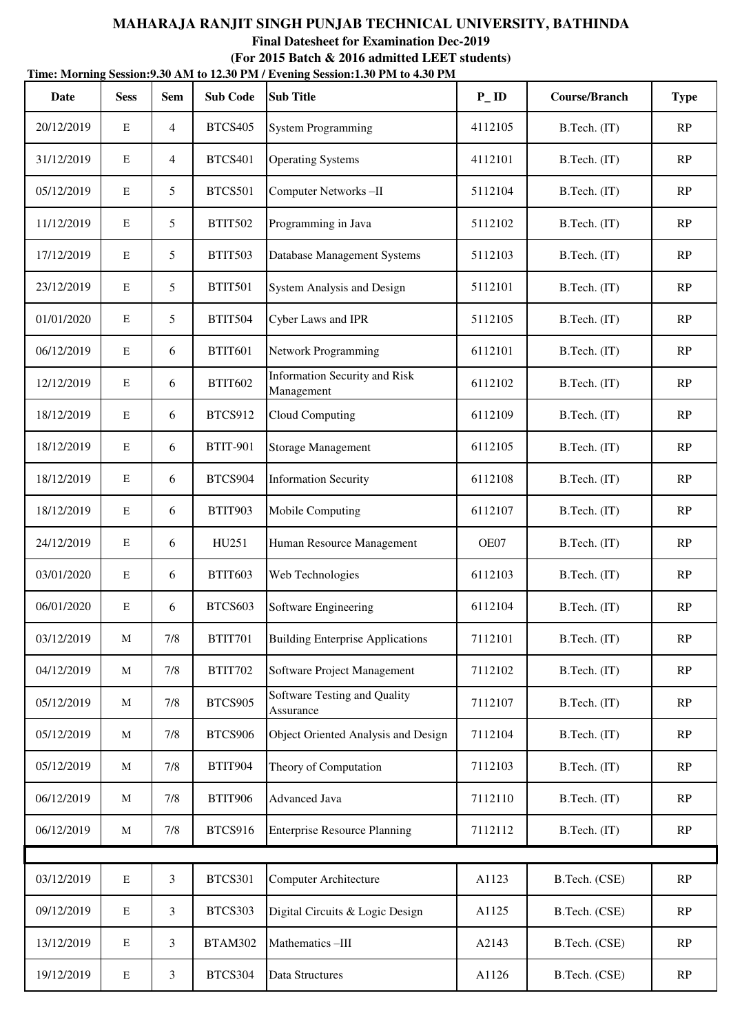# MAHARAJA RANJIT SINGH PUNJAB TECHNICAL UNIVERSITY, BATHINDA

## Final Datesheet for Examination Dec-2019

### (For 2015 Batch & 2016 admitted LEET students)

**Time: Morning Session:9.30 AM to 12.30 PM / Evening Session:1.30 PM to 4.30 PM**

| Date | Sess | Sem | Sub Code | Sub Title | P_ID | Course/Branch | Type |
|---|---|---|---|---|---|---|---|
| 20/12/2019 | E | 4 | BTCS405 | System Programming | 4112105 | B.Tech. (IT) | RP |
| 31/12/2019 | E | 4 | BTCS401 | Operating Systems | 4112101 | B.Tech. (IT) | RP |
| 05/12/2019 | E | 5 | BTCS501 | Computer Networks –II | 5112104 | B.Tech. (IT) | RP |
| 11/12/2019 | E | 5 | BTIT502 | Programming in Java | 5112102 | B.Tech. (IT) | RP |
| 17/12/2019 | E | 5 | BTIT503 | Database Management Systems | 5112103 | B.Tech. (IT) | RP |
| 23/12/2019 | E | 5 | BTIT501 | System Analysis and Design | 5112101 | B.Tech. (IT) | RP |
| 01/01/2020 | E | 5 | BTIT504 | Cyber Laws and IPR | 5112105 | B.Tech. (IT) | RP |
| 06/12/2019 | E | 6 | BTIT601 | Network Programming | 6112101 | B.Tech. (IT) | RP |
| 12/12/2019 | E | 6 | BTIT602 | Information Security and Risk Management | 6112102 | B.Tech. (IT) | RP |
| 18/12/2019 | E | 6 | BTCS912 | Cloud Computing | 6112109 | B.Tech. (IT) | RP |
| 18/12/2019 | E | 6 | BTIT-901 | Storage Management | 6112105 | B.Tech. (IT) | RP |
| 18/12/2019 | E | 6 | BTCS904 | Information Security | 6112108 | B.Tech. (IT) | RP |
| 18/12/2019 | E | 6 | BTIT903 | Mobile Computing | 6112107 | B.Tech. (IT) | RP |
| 24/12/2019 | E | 6 | HU251 | Human Resource Management | OE07 | B.Tech. (IT) | RP |
| 03/01/2020 | E | 6 | BTIT603 | Web Technologies | 6112103 | B.Tech. (IT) | RP |
| 06/01/2020 | E | 6 | BTCS603 | Software Engineering | 6112104 | B.Tech. (IT) | RP |
| 03/12/2019 | M | 7/8 | BTIT701 | Building Enterprise Applications | 7112101 | B.Tech. (IT) | RP |
| 04/12/2019 | M | 7/8 | BTIT702 | Software Project Management | 7112102 | B.Tech. (IT) | RP |
| 05/12/2019 | M | 7/8 | BTCS905 | Software Testing and Quality Assurance | 7112107 | B.Tech. (IT) | RP |
| 05/12/2019 | M | 7/8 | BTCS906 | Object Oriented Analysis and Design | 7112104 | B.Tech. (IT) | RP |
| 05/12/2019 | M | 7/8 | BTIT904 | Theory of Computation | 7112103 | B.Tech. (IT) | RP |
| 06/12/2019 | M | 7/8 | BTIT906 | Advanced Java | 7112110 | B.Tech. (IT) | RP |
| 06/12/2019 | M | 7/8 | BTCS916 | Enterprise Resource Planning | 7112112 | B.Tech. (IT) | RP |
| | | | | | | | |
| 03/12/2019 | E | 3 | BTCS301 | Computer Architecture | A1123 | B.Tech. (CSE) | RP |
| 09/12/2019 | E | 3 | BTCS303 | Digital Circuits & Logic Design | A1125 | B.Tech. (CSE) | RP |
| 13/12/2019 | E | 3 | BTAM302 | Mathematics –III | A2143 | B.Tech. (CSE) | RP |
| 19/12/2019 | E | 3 | BTCS304 | Data Structures | A1126 | B.Tech. (CSE) | RP |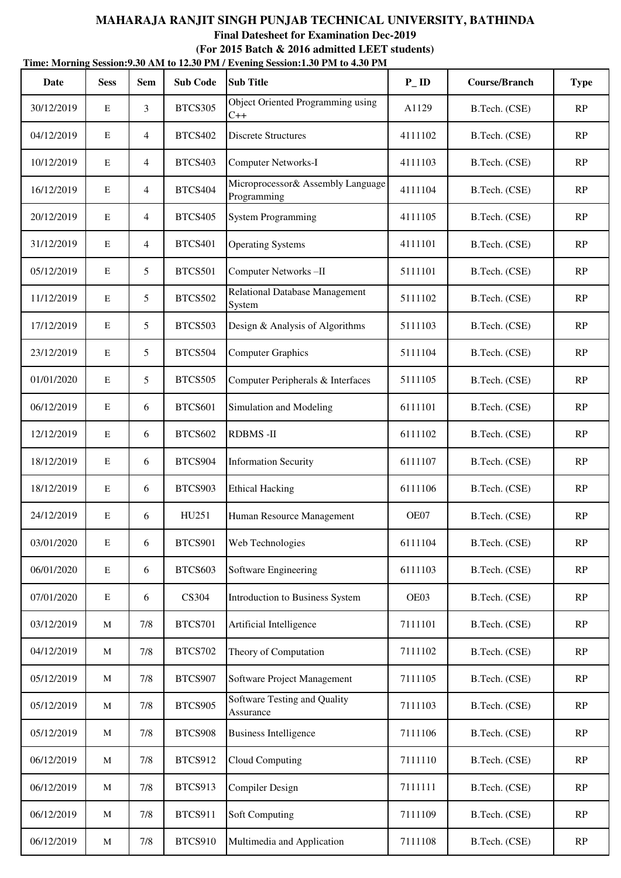# MAHARAJA RANJIT SINGH PUNJAB TECHNICAL UNIVERSITY, BATHINDA

**Final Datesheet for Examination Dec-2019**

**(For 2015 Batch & 2016 admitted LEET students)**

**Time: Morning Session:9.30 AM to 12.30 PM / Evening Session:1.30 PM to 4.30 PM**

| Date | Sess | Sem | Sub Code | Sub Title | P_ID | Course/Branch | Type |
|---|---|---|---|---|---|---|---|
| 30/12/2019 | E | 3 | BTCS305 | Object Oriented Programming using C++ | A1129 | B.Tech. (CSE) | RP |
| 04/12/2019 | E | 4 | BTCS402 | Discrete Structures | 4111102 | B.Tech. (CSE) | RP |
| 10/12/2019 | E | 4 | BTCS403 | Computer Networks-I | 4111103 | B.Tech. (CSE) | RP |
| 16/12/2019 | E | 4 | BTCS404 | Microprocessor& Assembly Language Programming | 4111104 | B.Tech. (CSE) | RP |
| 20/12/2019 | E | 4 | BTCS405 | System Programming | 4111105 | B.Tech. (CSE) | RP |
| 31/12/2019 | E | 4 | BTCS401 | Operating Systems | 4111101 | B.Tech. (CSE) | RP |
| 05/12/2019 | E | 5 | BTCS501 | Computer Networks –II | 5111101 | B.Tech. (CSE) | RP |
| 11/12/2019 | E | 5 | BTCS502 | Relational Database Management System | 5111102 | B.Tech. (CSE) | RP |
| 17/12/2019 | E | 5 | BTCS503 | Design & Analysis of Algorithms | 5111103 | B.Tech. (CSE) | RP |
| 23/12/2019 | E | 5 | BTCS504 | Computer Graphics | 5111104 | B.Tech. (CSE) | RP |
| 01/01/2020 | E | 5 | BTCS505 | Computer Peripherals & Interfaces | 5111105 | B.Tech. (CSE) | RP |
| 06/12/2019 | E | 6 | BTCS601 | Simulation and Modeling | 6111101 | B.Tech. (CSE) | RP |
| 12/12/2019 | E | 6 | BTCS602 | RDBMS -II | 6111102 | B.Tech. (CSE) | RP |
| 18/12/2019 | E | 6 | BTCS904 | Information Security | 6111107 | B.Tech. (CSE) | RP |
| 18/12/2019 | E | 6 | BTCS903 | Ethical Hacking | 6111106 | B.Tech. (CSE) | RP |
| 24/12/2019 | E | 6 | HU251 | Human Resource Management | OE07 | B.Tech. (CSE) | RP |
| 03/01/2020 | E | 6 | BTCS901 | Web Technologies | 6111104 | B.Tech. (CSE) | RP |
| 06/01/2020 | E | 6 | BTCS603 | Software Engineering | 6111103 | B.Tech. (CSE) | RP |
| 07/01/2020 | E | 6 | CS304 | Introduction to Business System | OE03 | B.Tech. (CSE) | RP |
| 03/12/2019 | M | 7/8 | BTCS701 | Artificial Intelligence | 7111101 | B.Tech. (CSE) | RP |
| 04/12/2019 | M | 7/8 | BTCS702 | Theory of Computation | 7111102 | B.Tech. (CSE) | RP |
| 05/12/2019 | M | 7/8 | BTCS907 | Software Project Management | 7111105 | B.Tech. (CSE) | RP |
| 05/12/2019 | M | 7/8 | BTCS905 | Software Testing and Quality Assurance | 7111103 | B.Tech. (CSE) | RP |
| 05/12/2019 | M | 7/8 | BTCS908 | Business Intelligence | 7111106 | B.Tech. (CSE) | RP |
| 06/12/2019 | M | 7/8 | BTCS912 | Cloud Computing | 7111110 | B.Tech. (CSE) | RP |
| 06/12/2019 | M | 7/8 | BTCS913 | Compiler Design | 7111111 | B.Tech. (CSE) | RP |
| 06/12/2019 | M | 7/8 | BTCS911 | Soft Computing | 7111109 | B.Tech. (CSE) | RP |
| 06/12/2019 | M | 7/8 | BTCS910 | Multimedia and Application | 7111108 | B.Tech. (CSE) | RP |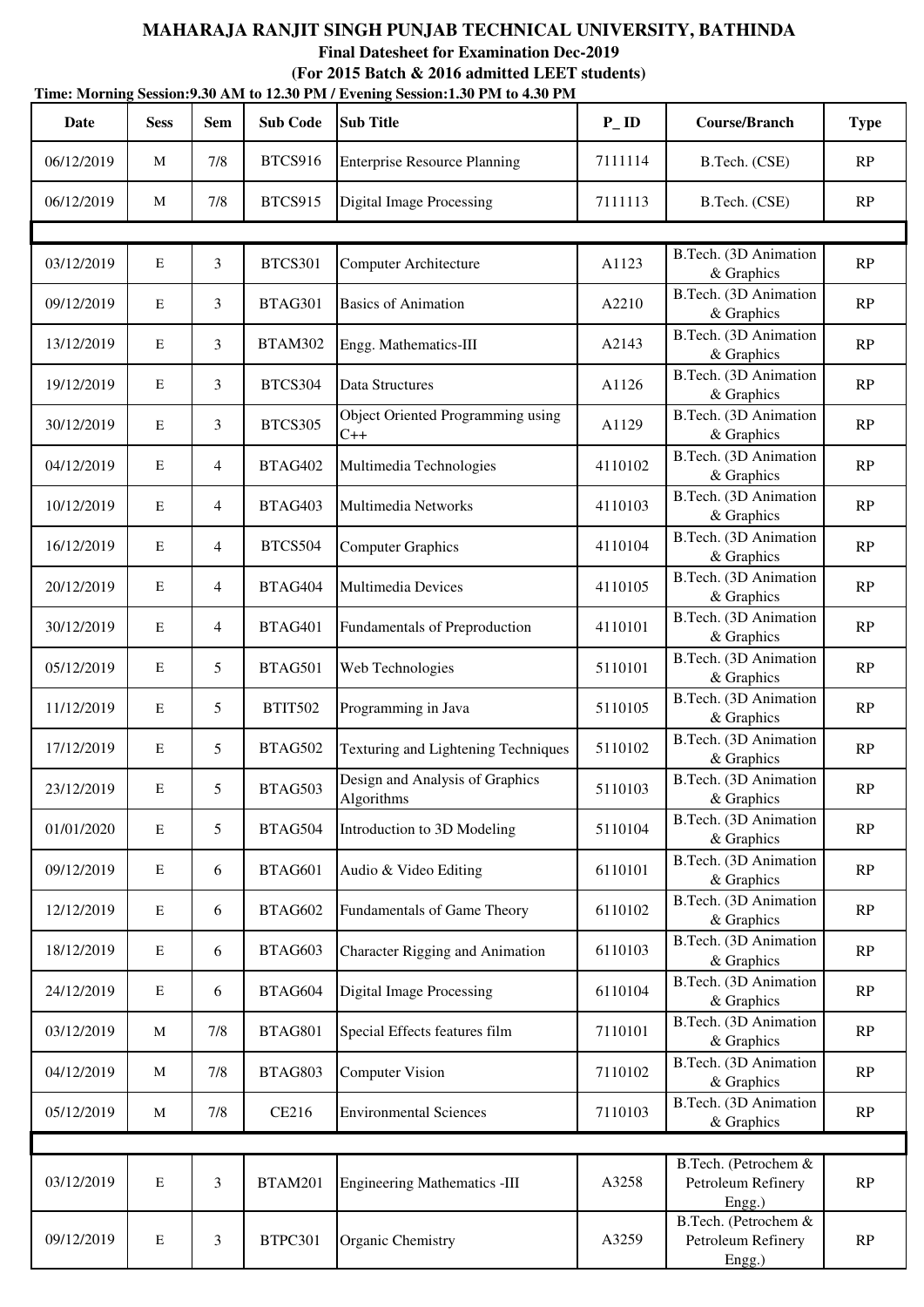**MAHARAJA RANJIT SINGH PUNJAB TECHNICAL UNIVERSITY, BATHINDA**

**Final Datesheet for Examination Dec-2019**

**(For 2015 Batch & 2016 admitted LEET students)**

**Time: Morning Session:9.30 AM to 12.30 PM / Evening Session:1.30 PM to 4.30 PM**

| Date | Sess | Sem | Sub Code | Sub Title | P_ID | Course/Branch | Type |
|---|---|---|---|---|---|---|---|
| 06/12/2019 | M | 7/8 | BTCS916 | Enterprise Resource Planning | 7111114 | B.Tech. (CSE) | RP |
| 06/12/2019 | M | 7/8 | BTCS915 | Digital Image Processing | 7111113 | B.Tech. (CSE) | RP |
| | | | | | | | |
| 03/12/2019 | E | 3 | BTCS301 | Computer Architecture | A1123 | B.Tech. (3D Animation & Graphics | RP |
| 09/12/2019 | E | 3 | BTAG301 | Basics of Animation | A2210 | B.Tech. (3D Animation & Graphics | RP |
| 13/12/2019 | E | 3 | BTAM302 | Engg. Mathematics-III | A2143 | B.Tech. (3D Animation & Graphics | RP |
| 19/12/2019 | E | 3 | BTCS304 | Data Structures | A1126 | B.Tech. (3D Animation & Graphics | RP |
| 30/12/2019 | E | 3 | BTCS305 | Object Oriented Programming using C++ | A1129 | B.Tech. (3D Animation & Graphics | RP |
| 04/12/2019 | E | 4 | BTAG402 | Multimedia Technologies | 4110102 | B.Tech. (3D Animation & Graphics | RP |
| 10/12/2019 | E | 4 | BTAG403 | Multimedia Networks | 4110103 | B.Tech. (3D Animation & Graphics | RP |
| 16/12/2019 | E | 4 | BTCS504 | Computer Graphics | 4110104 | B.Tech. (3D Animation & Graphics | RP |
| 20/12/2019 | E | 4 | BTAG404 | Multimedia Devices | 4110105 | B.Tech. (3D Animation & Graphics | RP |
| 30/12/2019 | E | 4 | BTAG401 | Fundamentals of Preproduction | 4110101 | B.Tech. (3D Animation & Graphics | RP |
| 05/12/2019 | E | 5 | BTAG501 | Web Technologies | 5110101 | B.Tech. (3D Animation & Graphics | RP |
| 11/12/2019 | E | 5 | BTIT502 | Programming in Java | 5110105 | B.Tech. (3D Animation & Graphics | RP |
| 17/12/2019 | E | 5 | BTAG502 | Texturing and Lightening Techniques | 5110102 | B.Tech. (3D Animation & Graphics | RP |
| 23/12/2019 | E | 5 | BTAG503 | Design and Analysis of Graphics Algorithms | 5110103 | B.Tech. (3D Animation & Graphics | RP |
| 01/01/2020 | E | 5 | BTAG504 | Introduction to 3D Modeling | 5110104 | B.Tech. (3D Animation & Graphics | RP |
| 09/12/2019 | E | 6 | BTAG601 | Audio & Video Editing | 6110101 | B.Tech. (3D Animation & Graphics | RP |
| 12/12/2019 | E | 6 | BTAG602 | Fundamentals of Game Theory | 6110102 | B.Tech. (3D Animation & Graphics | RP |
| 18/12/2019 | E | 6 | BTAG603 | Character Rigging and Animation | 6110103 | B.Tech. (3D Animation & Graphics | RP |
| 24/12/2019 | E | 6 | BTAG604 | Digital Image Processing | 6110104 | B.Tech. (3D Animation & Graphics | RP |
| 03/12/2019 | M | 7/8 | BTAG801 | Special Effects features film | 7110101 | B.Tech. (3D Animation & Graphics | RP |
| 04/12/2019 | M | 7/8 | BTAG803 | Computer Vision | 7110102 | B.Tech. (3D Animation & Graphics | RP |
| 05/12/2019 | M | 7/8 | CE216 | Environmental Sciences | 7110103 | B.Tech. (3D Animation & Graphics | RP |
| | | | | | | | |
| 03/12/2019 | E | 3 | BTAM201 | Engineering Mathematics -III | A3258 | B.Tech. (Petrochem & Petroleum Refinery Engg.) | RP |
| 09/12/2019 | E | 3 | BTPC301 | Organic Chemistry | A3259 | B.Tech. (Petrochem & Petroleum Refinery Engg.) | RP |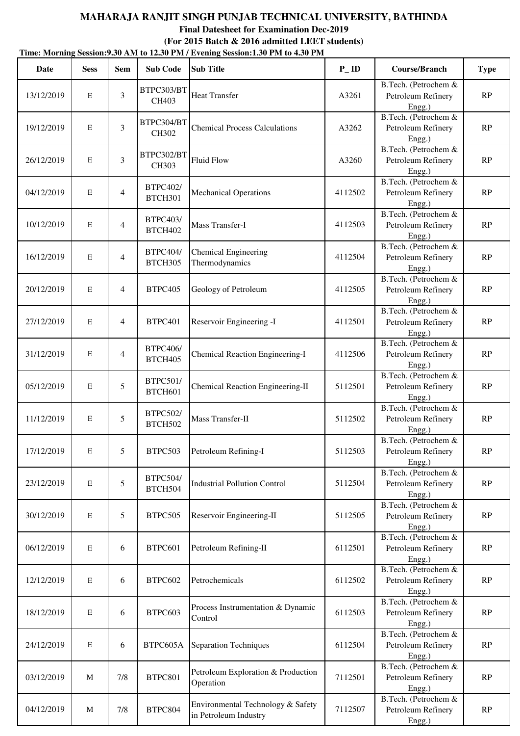# MAHARAJA RANJIT SINGH PUNJAB TECHNICAL UNIVERSITY, BATHINDA

## Final Datesheet for Examination Dec-2019

### (For 2015 Batch & 2016 admitted LEET students)

**Time: Morning Session:9.30 AM to 12.30 PM / Evening Session:1.30 PM to 4.30 PM**

| Date | Sess | Sem | Sub Code | Sub Title | P_ID | Course/Branch | Type |
|---|---|---|---|---|---|---|---|
| 13/12/2019 | E | 3 | BTPC303/BTCH403 | Heat Transfer | A3261 | B.Tech. (Petrochem & Petroleum Refinery Engg.) | RP |
| 19/12/2019 | E | 3 | BTPC304/BTCH302 | Chemical Process Calculations | A3262 | B.Tech. (Petrochem & Petroleum Refinery Engg.) | RP |
| 26/12/2019 | E | 3 | BTPC302/BTCH303 | Fluid Flow | A3260 | B.Tech. (Petrochem & Petroleum Refinery Engg.) | RP |
| 04/12/2019 | E | 4 | BTPC402/BTCH301 | Mechanical Operations | 4112502 | B.Tech. (Petrochem & Petroleum Refinery Engg.) | RP |
| 10/12/2019 | E | 4 | BTPC403/BTCH402 | Mass Transfer-I | 4112503 | B.Tech. (Petrochem & Petroleum Refinery Engg.) | RP |
| 16/12/2019 | E | 4 | BTPC404/BTCH305 | Chemical Engineering Thermodynamics | 4112504 | B.Tech. (Petrochem & Petroleum Refinery Engg.) | RP |
| 20/12/2019 | E | 4 | BTPC405 | Geology of Petroleum | 4112505 | B.Tech. (Petrochem & Petroleum Refinery Engg.) | RP |
| 27/12/2019 | E | 4 | BTPC401 | Reservoir Engineering -I | 4112501 | B.Tech. (Petrochem & Petroleum Refinery Engg.) | RP |
| 31/12/2019 | E | 4 | BTPC406/BTCH405 | Chemical Reaction Engineering-I | 4112506 | B.Tech. (Petrochem & Petroleum Refinery Engg.) | RP |
| 05/12/2019 | E | 5 | BTPC501/BTCH601 | Chemical Reaction Engineering-II | 5112501 | B.Tech. (Petrochem & Petroleum Refinery Engg.) | RP |
| 11/12/2019 | E | 5 | BTPC502/BTCH502 | Mass Transfer-II | 5112502 | B.Tech. (Petrochem & Petroleum Refinery Engg.) | RP |
| 17/12/2019 | E | 5 | BTPC503 | Petroleum Refining-I | 5112503 | B.Tech. (Petrochem & Petroleum Refinery Engg.) | RP |
| 23/12/2019 | E | 5 | BTPC504/BTCH504 | Industrial Pollution Control | 5112504 | B.Tech. (Petrochem & Petroleum Refinery Engg.) | RP |
| 30/12/2019 | E | 5 | BTPC505 | Reservoir Engineering-II | 5112505 | B.Tech. (Petrochem & Petroleum Refinery Engg.) | RP |
| 06/12/2019 | E | 6 | BTPC601 | Petroleum Refining-II | 6112501 | B.Tech. (Petrochem & Petroleum Refinery Engg.) | RP |
| 12/12/2019 | E | 6 | BTPC602 | Petrochemicals | 6112502 | B.Tech. (Petrochem & Petroleum Refinery Engg.) | RP |
| 18/12/2019 | E | 6 | BTPC603 | Process Instrumentation & Dynamic Control | 6112503 | B.Tech. (Petrochem & Petroleum Refinery Engg.) | RP |
| 24/12/2019 | E | 6 | BTPC605A | Separation Techniques | 6112504 | B.Tech. (Petrochem & Petroleum Refinery Engg.) | RP |
| 03/12/2019 | M | 7/8 | BTPC801 | Petroleum Exploration & Production Operation | 7112501 | B.Tech. (Petrochem & Petroleum Refinery Engg.) | RP |
| 04/12/2019 | M | 7/8 | BTPC804 | Environmental Technology & Safety in Petroleum Industry | 7112507 | B.Tech. (Petrochem & Petroleum Refinery Engg.) | RP |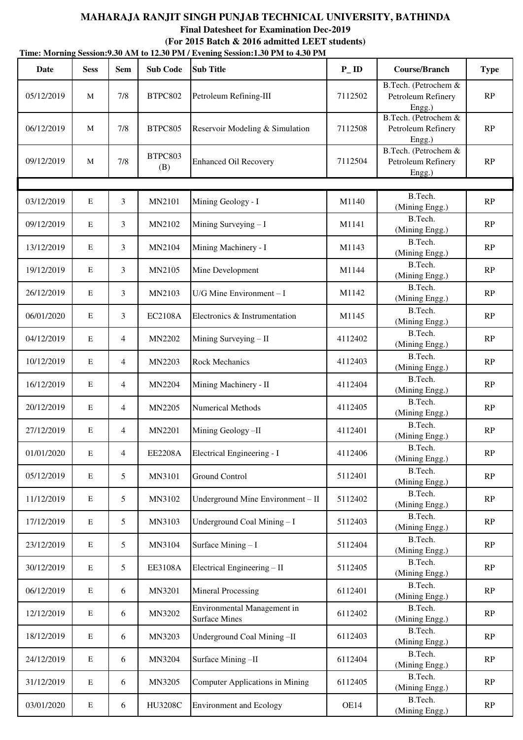**MAHARAJA RANJIT SINGH PUNJAB TECHNICAL UNIVERSITY, BATHINDA**

**Final Datesheet for Examination Dec-2019**

**(For 2015 Batch & 2016 admitted LEET students)**

**Time: Morning Session:9.30 AM to 12.30 PM / Evening Session:1.30 PM to 4.30 PM**

| Date | Sess | Sem | Sub Code | Sub Title | P_ ID | Course/Branch | Type |
|---|---|---|---|---|---|---|---|
| 05/12/2019 | M | 7/8 | BTPC802 | Petroleum Refining-III | 7112502 | B.Tech. (Petrochem & Petroleum Refinery Engg.) | RP |
| 06/12/2019 | M | 7/8 | BTPC805 | Reservoir Modeling & Simulation | 7112508 | B.Tech. (Petrochem & Petroleum Refinery Engg.) | RP |
| 09/12/2019 | M | 7/8 | BTPC803 (B) | Enhanced Oil Recovery | 7112504 | B.Tech. (Petrochem & Petroleum Refinery Engg.) | RP |
| | | | | | | | |
| 03/12/2019 | E | 3 | MN2101 | Mining Geology - I | M1140 | B.Tech. (Mining Engg.) | RP |
| 09/12/2019 | E | 3 | MN2102 | Mining Surveying – I | M1141 | B.Tech. (Mining Engg.) | RP |
| 13/12/2019 | E | 3 | MN2104 | Mining Machinery - I | M1143 | B.Tech. (Mining Engg.) | RP |
| 19/12/2019 | E | 3 | MN2105 | Mine Development | M1144 | B.Tech. (Mining Engg.) | RP |
| 26/12/2019 | E | 3 | MN2103 | U/G Mine Environment – I | M1142 | B.Tech. (Mining Engg.) | RP |
| 06/01/2020 | E | 3 | EC2108A | Electronics & Instrumentation | M1145 | B.Tech. (Mining Engg.) | RP |
| 04/12/2019 | E | 4 | MN2202 | Mining Surveying – II | 4112402 | B.Tech. (Mining Engg.) | RP |
| 10/12/2019 | E | 4 | MN2203 | Rock Mechanics | 4112403 | B.Tech. (Mining Engg.) | RP |
| 16/12/2019 | E | 4 | MN2204 | Mining Machinery - II | 4112404 | B.Tech. (Mining Engg.) | RP |
| 20/12/2019 | E | 4 | MN2205 | Numerical Methods | 4112405 | B.Tech. (Mining Engg.) | RP |
| 27/12/2019 | E | 4 | MN2201 | Mining Geology –II | 4112401 | B.Tech. (Mining Engg.) | RP |
| 01/01/2020 | E | 4 | EE2208A | Electrical Engineering - I | 4112406 | B.Tech. (Mining Engg.) | RP |
| 05/12/2019 | E | 5 | MN3101 | Ground Control | 5112401 | B.Tech. (Mining Engg.) | RP |
| 11/12/2019 | E | 5 | MN3102 | Underground Mine Environment – II | 5112402 | B.Tech. (Mining Engg.) | RP |
| 17/12/2019 | E | 5 | MN3103 | Underground Coal Mining – I | 5112403 | B.Tech. (Mining Engg.) | RP |
| 23/12/2019 | E | 5 | MN3104 | Surface Mining – I | 5112404 | B.Tech. (Mining Engg.) | RP |
| 30/12/2019 | E | 5 | EE3108A | Electrical Engineering – II | 5112405 | B.Tech. (Mining Engg.) | RP |
| 06/12/2019 | E | 6 | MN3201 | Mineral Processing | 6112401 | B.Tech. (Mining Engg.) | RP |
| 12/12/2019 | E | 6 | MN3202 | Environmental Management in Surface Mines | 6112402 | B.Tech. (Mining Engg.) | RP |
| 18/12/2019 | E | 6 | MN3203 | Underground Coal Mining –II | 6112403 | B.Tech. (Mining Engg.) | RP |
| 24/12/2019 | E | 6 | MN3204 | Surface Mining –II | 6112404 | B.Tech. (Mining Engg.) | RP |
| 31/12/2019 | E | 6 | MN3205 | Computer Applications in Mining | 6112405 | B.Tech. (Mining Engg.) | RP |
| 03/01/2020 | E | 6 | HU3208C | Environment and Ecology | OE14 | B.Tech. (Mining Engg.) | RP |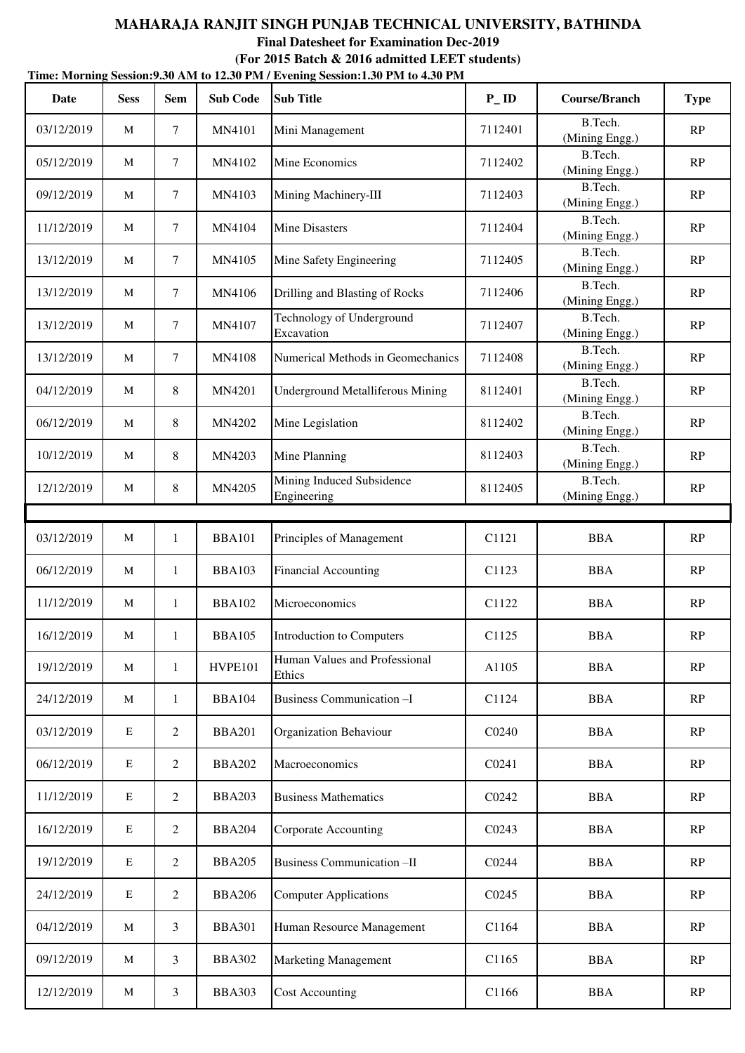**MAHARAJA RANJIT SINGH PUNJAB TECHNICAL UNIVERSITY, BATHINDA**

**Final Datesheet for Examination Dec-2019**

**(For 2015 Batch & 2016 admitted LEET students)**

**Time: Morning Session:9.30 AM to 12.30 PM / Evening Session:1.30 PM to 4.30 PM**

| Date | Sess | Sem | Sub Code | Sub Title | P_ID | Course/Branch | Type |
|---|---|---|---|---|---|---|---|
| 03/12/2019 | M | 7 | MN4101 | Mini Management | 7112401 | B.Tech. (Mining Engg.) | RP |
| 05/12/2019 | M | 7 | MN4102 | Mine Economics | 7112402 | B.Tech. (Mining Engg.) | RP |
| 09/12/2019 | M | 7 | MN4103 | Mining Machinery-III | 7112403 | B.Tech. (Mining Engg.) | RP |
| 11/12/2019 | M | 7 | MN4104 | Mine Disasters | 7112404 | B.Tech. (Mining Engg.) | RP |
| 13/12/2019 | M | 7 | MN4105 | Mine Safety Engineering | 7112405 | B.Tech. (Mining Engg.) | RP |
| 13/12/2019 | M | 7 | MN4106 | Drilling and Blasting of Rocks | 7112406 | B.Tech. (Mining Engg.) | RP |
| 13/12/2019 | M | 7 | MN4107 | Technology of Underground Excavation | 7112407 | B.Tech. (Mining Engg.) | RP |
| 13/12/2019 | M | 7 | MN4108 | Numerical Methods in Geomechanics | 7112408 | B.Tech. (Mining Engg.) | RP |
| 04/12/2019 | M | 8 | MN4201 | Underground Metalliferous Mining | 8112401 | B.Tech. (Mining Engg.) | RP |
| 06/12/2019 | M | 8 | MN4202 | Mine Legislation | 8112402 | B.Tech. (Mining Engg.) | RP |
| 10/12/2019 | M | 8 | MN4203 | Mine Planning | 8112403 | B.Tech. (Mining Engg.) | RP |
| 12/12/2019 | M | 8 | MN4205 | Mining Induced Subsidence Engineering | 8112405 | B.Tech. (Mining Engg.) | RP |
| | | | | | | | |
| 03/12/2019 | M | 1 | BBA101 | Principles of Management | C1121 | BBA | RP |
| 06/12/2019 | M | 1 | BBA103 | Financial Accounting | C1123 | BBA | RP |
| 11/12/2019 | M | 1 | BBA102 | Microeconomics | C1122 | BBA | RP |
| 16/12/2019 | M | 1 | BBA105 | Introduction to Computers | C1125 | BBA | RP |
| 19/12/2019 | M | 1 | HVPE101 | Human Values and Professional Ethics | A1105 | BBA | RP |
| 24/12/2019 | M | 1 | BBA104 | Business Communication –I | C1124 | BBA | RP |
| 03/12/2019 | E | 2 | BBA201 | Organization Behaviour | C0240 | BBA | RP |
| 06/12/2019 | E | 2 | BBA202 | Macroeconomics | C0241 | BBA | RP |
| 11/12/2019 | E | 2 | BBA203 | Business Mathematics | C0242 | BBA | RP |
| 16/12/2019 | E | 2 | BBA204 | Corporate Accounting | C0243 | BBA | RP |
| 19/12/2019 | E | 2 | BBA205 | Business Communication –II | C0244 | BBA | RP |
| 24/12/2019 | E | 2 | BBA206 | Computer Applications | C0245 | BBA | RP |
| 04/12/2019 | M | 3 | BBA301 | Human Resource Management | C1164 | BBA | RP |
| 09/12/2019 | M | 3 | BBA302 | Marketing Management | C1165 | BBA | RP |
| 12/12/2019 | M | 3 | BBA303 | Cost Accounting | C1166 | BBA | RP |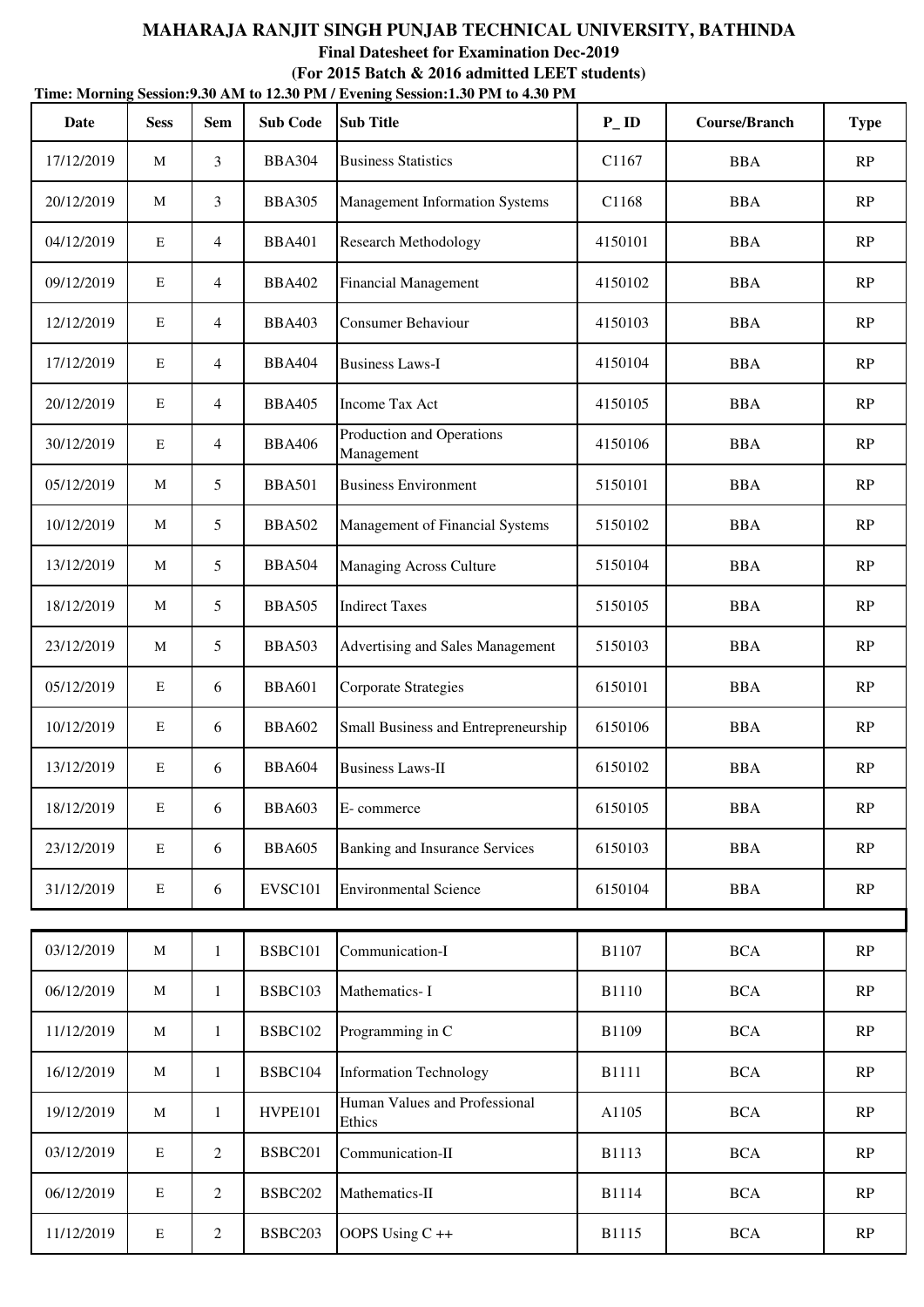# MAHARAJA RANJIT SINGH PUNJAB TECHNICAL UNIVERSITY, BATHINDA

## Final Datesheet for Examination Dec-2019

### (For 2015 Batch & 2016 admitted LEET students)

**Time: Morning Session:9.30 AM to 12.30 PM / Evening Session:1.30 PM to 4.30 PM**

| Date | Sess | Sem | Sub Code | Sub Title | P_ID | Course/Branch | Type |
|---|---|---|---|---|---|---|---|
| 17/12/2019 | M | 3 | BBA304 | Business Statistics | C1167 | BBA | RP |
| 20/12/2019 | M | 3 | BBA305 | Management Information Systems | C1168 | BBA | RP |
| 04/12/2019 | E | 4 | BBA401 | Research Methodology | 4150101 | BBA | RP |
| 09/12/2019 | E | 4 | BBA402 | Financial Management | 4150102 | BBA | RP |
| 12/12/2019 | E | 4 | BBA403 | Consumer Behaviour | 4150103 | BBA | RP |
| 17/12/2019 | E | 4 | BBA404 | Business Laws-I | 4150104 | BBA | RP |
| 20/12/2019 | E | 4 | BBA405 | Income Tax Act | 4150105 | BBA | RP |
| 30/12/2019 | E | 4 | BBA406 | Production and Operations Management | 4150106 | BBA | RP |
| 05/12/2019 | M | 5 | BBA501 | Business Environment | 5150101 | BBA | RP |
| 10/12/2019 | M | 5 | BBA502 | Management of Financial Systems | 5150102 | BBA | RP |
| 13/12/2019 | M | 5 | BBA504 | Managing Across Culture | 5150104 | BBA | RP |
| 18/12/2019 | M | 5 | BBA505 | Indirect Taxes | 5150105 | BBA | RP |
| 23/12/2019 | M | 5 | BBA503 | Advertising and Sales Management | 5150103 | BBA | RP |
| 05/12/2019 | E | 6 | BBA601 | Corporate Strategies | 6150101 | BBA | RP |
| 10/12/2019 | E | 6 | BBA602 | Small Business and Entrepreneurship | 6150106 | BBA | RP |
| 13/12/2019 | E | 6 | BBA604 | Business Laws-II | 6150102 | BBA | RP |
| 18/12/2019 | E | 6 | BBA603 | E- commerce | 6150105 | BBA | RP |
| 23/12/2019 | E | 6 | BBA605 | Banking and Insurance Services | 6150103 | BBA | RP |
| 31/12/2019 | E | 6 | EVSC101 | Environmental Science | 6150104 | BBA | RP |
| | | | | | | | |
| 03/12/2019 | M | 1 | BSBC101 | Communication-I | B1107 | BCA | RP |
| 06/12/2019 | M | 1 | BSBC103 | Mathematics- I | B1110 | BCA | RP |
| 11/12/2019 | M | 1 | BSBC102 | Programming in C | B1109 | BCA | RP |
| 16/12/2019 | M | 1 | BSBC104 | Information Technology | B1111 | BCA | RP |
| 19/12/2019 | M | 1 | HVPE101 | Human Values and Professional Ethics | A1105 | BCA | RP |
| 03/12/2019 | E | 2 | BSBC201 | Communication-II | B1113 | BCA | RP |
| 06/12/2019 | E | 2 | BSBC202 | Mathematics-II | B1114 | BCA | RP |
| 11/12/2019 | E | 2 | BSBC203 | OOPS Using C ++ | B1115 | BCA | RP |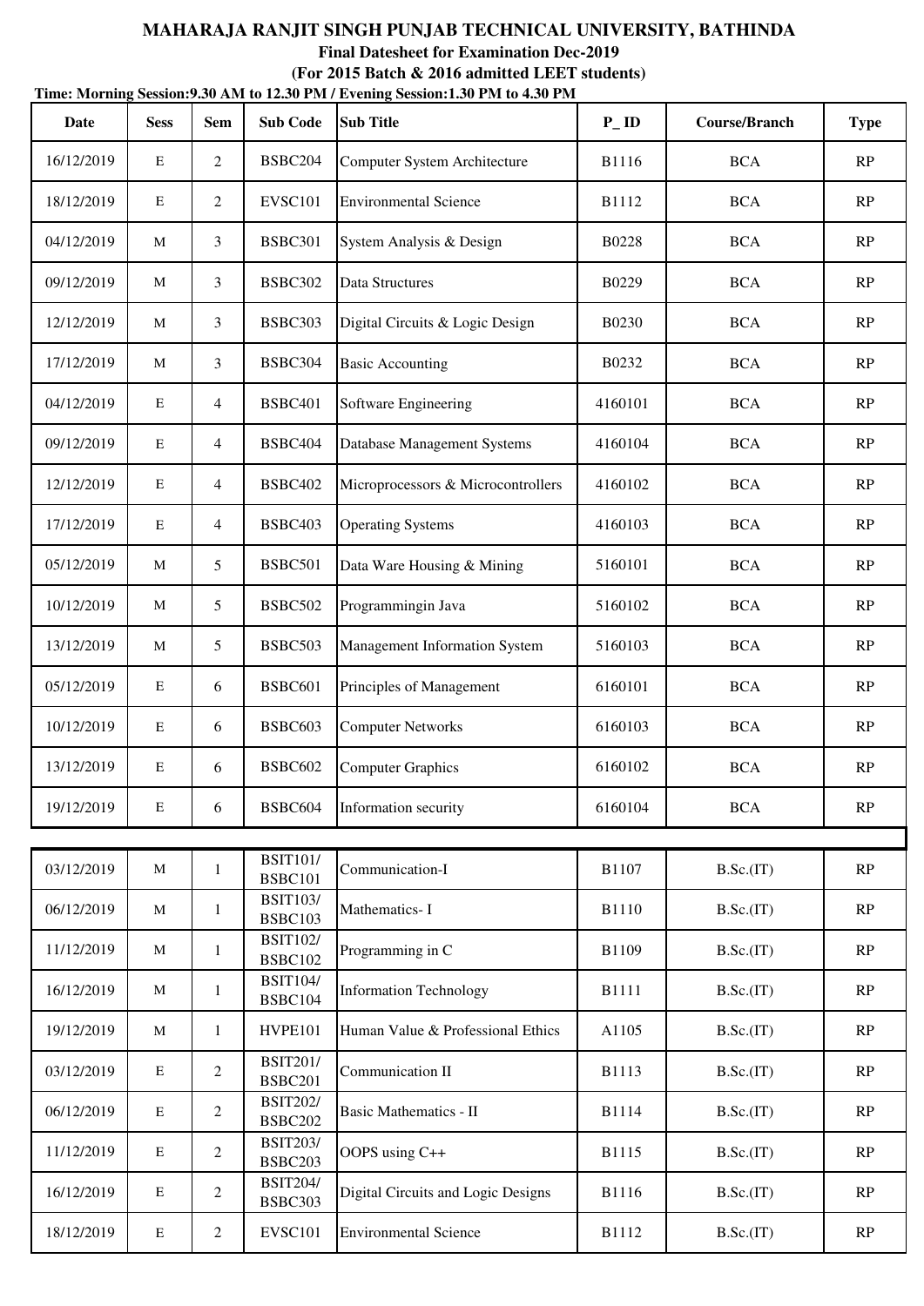**MAHARAJA RANJIT SINGH PUNJAB TECHNICAL UNIVERSITY, BATHINDA**

**Final Datesheet for Examination Dec-2019**

**(For 2015 Batch & 2016 admitted LEET students)**

**Time: Morning Session:9.30 AM to 12.30 PM / Evening Session:1.30 PM to 4.30 PM**

| Date | Sess | Sem | Sub Code | Sub Title | P_ID | Course/Branch | Type |
|---|---|---|---|---|---|---|---|
| 16/12/2019 | E | 2 | BSBC204 | Computer System Architecture | B1116 | BCA | RP |
| 18/12/2019 | E | 2 | EVSC101 | Environmental Science | B1112 | BCA | RP |
| 04/12/2019 | M | 3 | BSBC301 | System Analysis & Design | B0228 | BCA | RP |
| 09/12/2019 | M | 3 | BSBC302 | Data Structures | B0229 | BCA | RP |
| 12/12/2019 | M | 3 | BSBC303 | Digital Circuits & Logic Design | B0230 | BCA | RP |
| 17/12/2019 | M | 3 | BSBC304 | Basic Accounting | B0232 | BCA | RP |
| 04/12/2019 | E | 4 | BSBC401 | Software Engineering | 4160101 | BCA | RP |
| 09/12/2019 | E | 4 | BSBC404 | Database Management Systems | 4160104 | BCA | RP |
| 12/12/2019 | E | 4 | BSBC402 | Microprocessors & Microcontrollers | 4160102 | BCA | RP |
| 17/12/2019 | E | 4 | BSBC403 | Operating Systems | 4160103 | BCA | RP |
| 05/12/2019 | M | 5 | BSBC501 | Data Ware Housing & Mining | 5160101 | BCA | RP |
| 10/12/2019 | M | 5 | BSBC502 | Programmingin Java | 5160102 | BCA | RP |
| 13/12/2019 | M | 5 | BSBC503 | Management Information System | 5160103 | BCA | RP |
| 05/12/2019 | E | 6 | BSBC601 | Principles of Management | 6160101 | BCA | RP |
| 10/12/2019 | E | 6 | BSBC603 | Computer Networks | 6160103 | BCA | RP |
| 13/12/2019 | E | 6 | BSBC602 | Computer Graphics | 6160102 | BCA | RP |
| 19/12/2019 | E | 6 | BSBC604 | Information security | 6160104 | BCA | RP |
| 03/12/2019 | M | 1 | BSIT101/ BSBC101 | Communication-I | B1107 | B.Sc.(IT) | RP |
| 06/12/2019 | M | 1 | BSIT103/ BSBC103 | Mathematics- I | B1110 | B.Sc.(IT) | RP |
| 11/12/2019 | M | 1 | BSIT102/ BSBC102 | Programming in C | B1109 | B.Sc.(IT) | RP |
| 16/12/2019 | M | 1 | BSIT104/ BSBC104 | Information Technology | B1111 | B.Sc.(IT) | RP |
| 19/12/2019 | M | 1 | HVPE101 | Human Value & Professional Ethics | A1105 | B.Sc.(IT) | RP |
| 03/12/2019 | E | 2 | BSIT201/ BSBC201 | Communication II | B1113 | B.Sc.(IT) | RP |
| 06/12/2019 | E | 2 | BSIT202/ BSBC202 | Basic Mathematics - II | B1114 | B.Sc.(IT) | RP |
| 11/12/2019 | E | 2 | BSIT203/ BSBC203 | OOPS using C++ | B1115 | B.Sc.(IT) | RP |
| 16/12/2019 | E | 2 | BSIT204/ BSBC303 | Digital Circuits and Logic Designs | B1116 | B.Sc.(IT) | RP |
| 18/12/2019 | E | 2 | EVSC101 | Environmental Science | B1112 | B.Sc.(IT) | RP |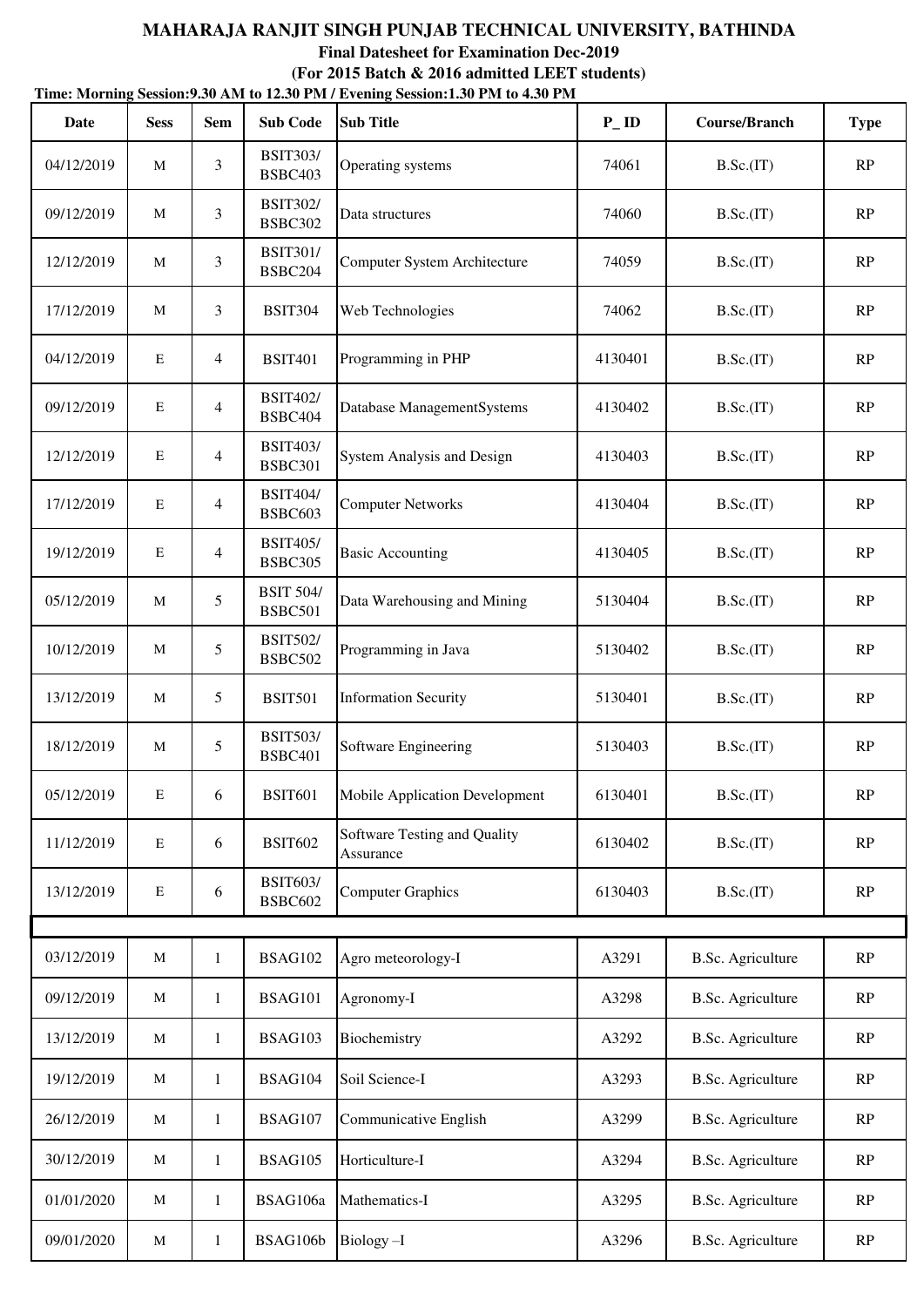# MAHARAJA RANJIT SINGH PUNJAB TECHNICAL UNIVERSITY, BATHINDA

## Final Datesheet for Examination Dec-2019

### (For 2015 Batch & 2016 admitted LEET students)

**Time: Morning Session:9.30 AM to 12.30 PM / Evening Session:1.30 PM to 4.30 PM**

| Date | Sess | Sem | Sub Code | Sub Title | P_ID | Course/Branch | Type |
|---|---|---|---|---|---|---|---|
| 04/12/2019 | M | 3 | BSIT303/ BSBC403 | Operating systems | 74061 | B.Sc.(IT) | RP |
| 09/12/2019 | M | 3 | BSIT302/ BSBC302 | Data structures | 74060 | B.Sc.(IT) | RP |
| 12/12/2019 | M | 3 | BSIT301/ BSBC204 | Computer System Architecture | 74059 | B.Sc.(IT) | RP |
| 17/12/2019 | M | 3 | BSIT304 | Web Technologies | 74062 | B.Sc.(IT) | RP |
| 04/12/2019 | E | 4 | BSIT401 | Programming in PHP | 4130401 | B.Sc.(IT) | RP |
| 09/12/2019 | E | 4 | BSIT402/ BSBC404 | Database ManagementSystems | 4130402 | B.Sc.(IT) | RP |
| 12/12/2019 | E | 4 | BSIT403/ BSBC301 | System Analysis and Design | 4130403 | B.Sc.(IT) | RP |
| 17/12/2019 | E | 4 | BSIT404/ BSBC603 | Computer Networks | 4130404 | B.Sc.(IT) | RP |
| 19/12/2019 | E | 4 | BSIT405/ BSBC305 | Basic Accounting | 4130405 | B.Sc.(IT) | RP |
| 05/12/2019 | M | 5 | BSIT 504/ BSBC501 | Data Warehousing and Mining | 5130404 | B.Sc.(IT) | RP |
| 10/12/2019 | M | 5 | BSIT502/ BSBC502 | Programming in Java | 5130402 | B.Sc.(IT) | RP |
| 13/12/2019 | M | 5 | BSIT501 | Information Security | 5130401 | B.Sc.(IT) | RP |
| 18/12/2019 | M | 5 | BSIT503/ BSBC401 | Software Engineering | 5130403 | B.Sc.(IT) | RP |
| 05/12/2019 | E | 6 | BSIT601 | Mobile Application Development | 6130401 | B.Sc.(IT) | RP |
| 11/12/2019 | E | 6 | BSIT602 | Software Testing and Quality Assurance | 6130402 | B.Sc.(IT) | RP |
| 13/12/2019 | E | 6 | BSIT603/ BSBC602 | Computer Graphics | 6130403 | B.Sc.(IT) | RP |
| | | | | | | | |
| 03/12/2019 | M | 1 | BSAG102 | Agro meteorology-I | A3291 | B.Sc. Agriculture | RP |
| 09/12/2019 | M | 1 | BSAG101 | Agronomy-I | A3298 | B.Sc. Agriculture | RP |
| 13/12/2019 | M | 1 | BSAG103 | Biochemistry | A3292 | B.Sc. Agriculture | RP |
| 19/12/2019 | M | 1 | BSAG104 | Soil Science-I | A3293 | B.Sc. Agriculture | RP |
| 26/12/2019 | M | 1 | BSAG107 | Communicative English | A3299 | B.Sc. Agriculture | RP |
| 30/12/2019 | M | 1 | BSAG105 | Horticulture-I | A3294 | B.Sc. Agriculture | RP |
| 01/01/2020 | M | 1 | BSAG106a | Mathematics-I | A3295 | B.Sc. Agriculture | RP |
| 09/01/2020 | M | 1 | BSAG106b | Biology –I | A3296 | B.Sc. Agriculture | RP |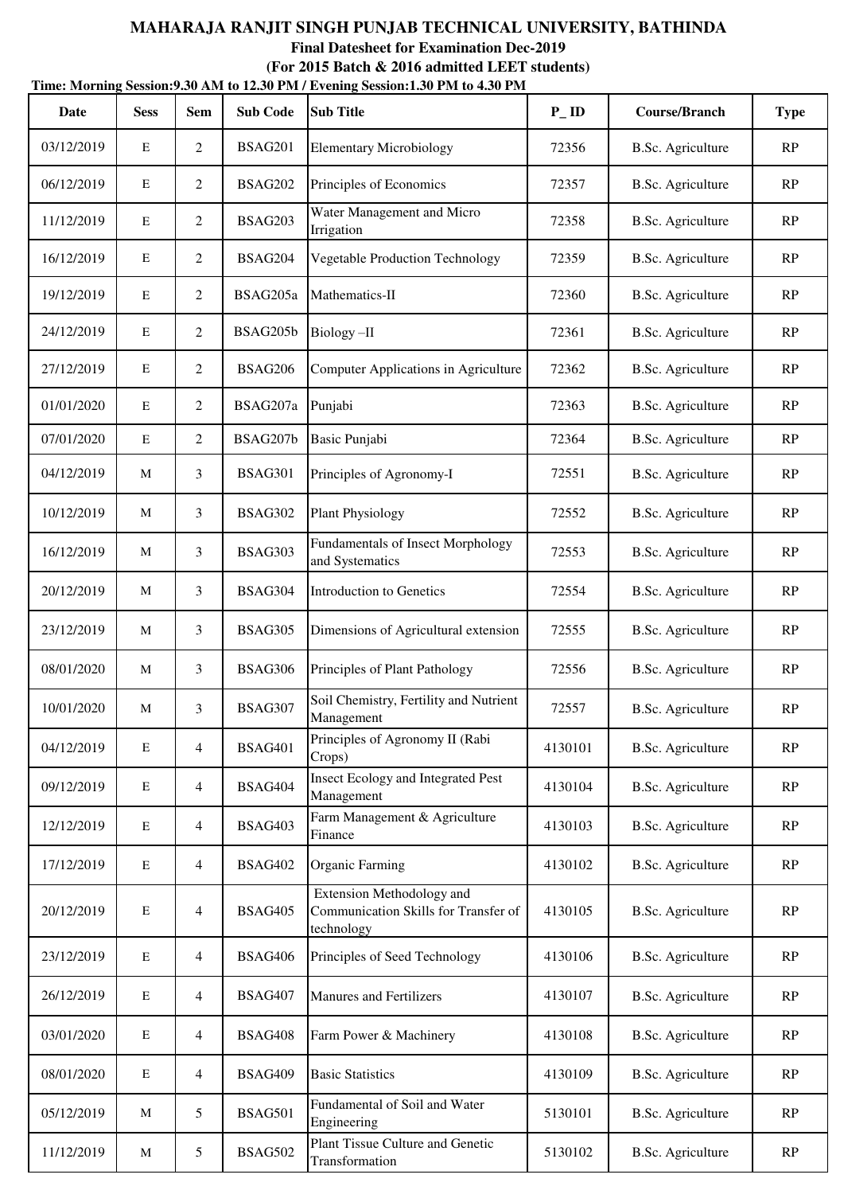# MAHARAJA RANJIT SINGH PUNJAB TECHNICAL UNIVERSITY, BATHINDA

**Final Datesheet for Examination Dec-2019**

**(For 2015 Batch & 2016 admitted LEET students)**

**Time: Morning Session:9.30 AM to 12.30 PM / Evening Session:1.30 PM to 4.30 PM**

| Date | Sess | Sem | Sub Code | Sub Title | P_ ID | Course/Branch | Type |
|---|---|---|---|---|---|---|---|
| 03/12/2019 | E | 2 | BSAG201 | Elementary Microbiology | 72356 | B.Sc. Agriculture | RP |
| 06/12/2019 | E | 2 | BSAG202 | Principles of Economics | 72357 | B.Sc. Agriculture | RP |
| 11/12/2019 | E | 2 | BSAG203 | Water Management and Micro Irrigation | 72358 | B.Sc. Agriculture | RP |
| 16/12/2019 | E | 2 | BSAG204 | Vegetable Production Technology | 72359 | B.Sc. Agriculture | RP |
| 19/12/2019 | E | 2 | BSAG205a | Mathematics-II | 72360 | B.Sc. Agriculture | RP |
| 24/12/2019 | E | 2 | BSAG205b | Biology –II | 72361 | B.Sc. Agriculture | RP |
| 27/12/2019 | E | 2 | BSAG206 | Computer Applications in Agriculture | 72362 | B.Sc. Agriculture | RP |
| 01/01/2020 | E | 2 | BSAG207a | Punjabi | 72363 | B.Sc. Agriculture | RP |
| 07/01/2020 | E | 2 | BSAG207b | Basic Punjabi | 72364 | B.Sc. Agriculture | RP |
| 04/12/2019 | M | 3 | BSAG301 | Principles of Agronomy-I | 72551 | B.Sc. Agriculture | RP |
| 10/12/2019 | M | 3 | BSAG302 | Plant Physiology | 72552 | B.Sc. Agriculture | RP |
| 16/12/2019 | M | 3 | BSAG303 | Fundamentals of Insect Morphology and Systematics | 72553 | B.Sc. Agriculture | RP |
| 20/12/2019 | M | 3 | BSAG304 | Introduction to Genetics | 72554 | B.Sc. Agriculture | RP |
| 23/12/2019 | M | 3 | BSAG305 | Dimensions of Agricultural extension | 72555 | B.Sc. Agriculture | RP |
| 08/01/2020 | M | 3 | BSAG306 | Principles of Plant Pathology | 72556 | B.Sc. Agriculture | RP |
| 10/01/2020 | M | 3 | BSAG307 | Soil Chemistry, Fertility and Nutrient Management | 72557 | B.Sc. Agriculture | RP |
| 04/12/2019 | E | 4 | BSAG401 | Principles of Agronomy II (Rabi Crops) | 4130101 | B.Sc. Agriculture | RP |
| 09/12/2019 | E | 4 | BSAG404 | Insect Ecology and Integrated Pest Management | 4130104 | B.Sc. Agriculture | RP |
| 12/12/2019 | E | 4 | BSAG403 | Farm Management & Agriculture Finance | 4130103 | B.Sc. Agriculture | RP |
| 17/12/2019 | E | 4 | BSAG402 | Organic Farming | 4130102 | B.Sc. Agriculture | RP |
| 20/12/2019 | E | 4 | BSAG405 | Extension Methodology and Communication Skills for Transfer of technology | 4130105 | B.Sc. Agriculture | RP |
| 23/12/2019 | E | 4 | BSAG406 | Principles of Seed Technology | 4130106 | B.Sc. Agriculture | RP |
| 26/12/2019 | E | 4 | BSAG407 | Manures and Fertilizers | 4130107 | B.Sc. Agriculture | RP |
| 03/01/2020 | E | 4 | BSAG408 | Farm Power & Machinery | 4130108 | B.Sc. Agriculture | RP |
| 08/01/2020 | E | 4 | BSAG409 | Basic Statistics | 4130109 | B.Sc. Agriculture | RP |
| 05/12/2019 | M | 5 | BSAG501 | Fundamental of Soil and Water Engineering | 5130101 | B.Sc. Agriculture | RP |
| 11/12/2019 | M | 5 | BSAG502 | Plant Tissue Culture and Genetic Transformation | 5130102 | B.Sc. Agriculture | RP |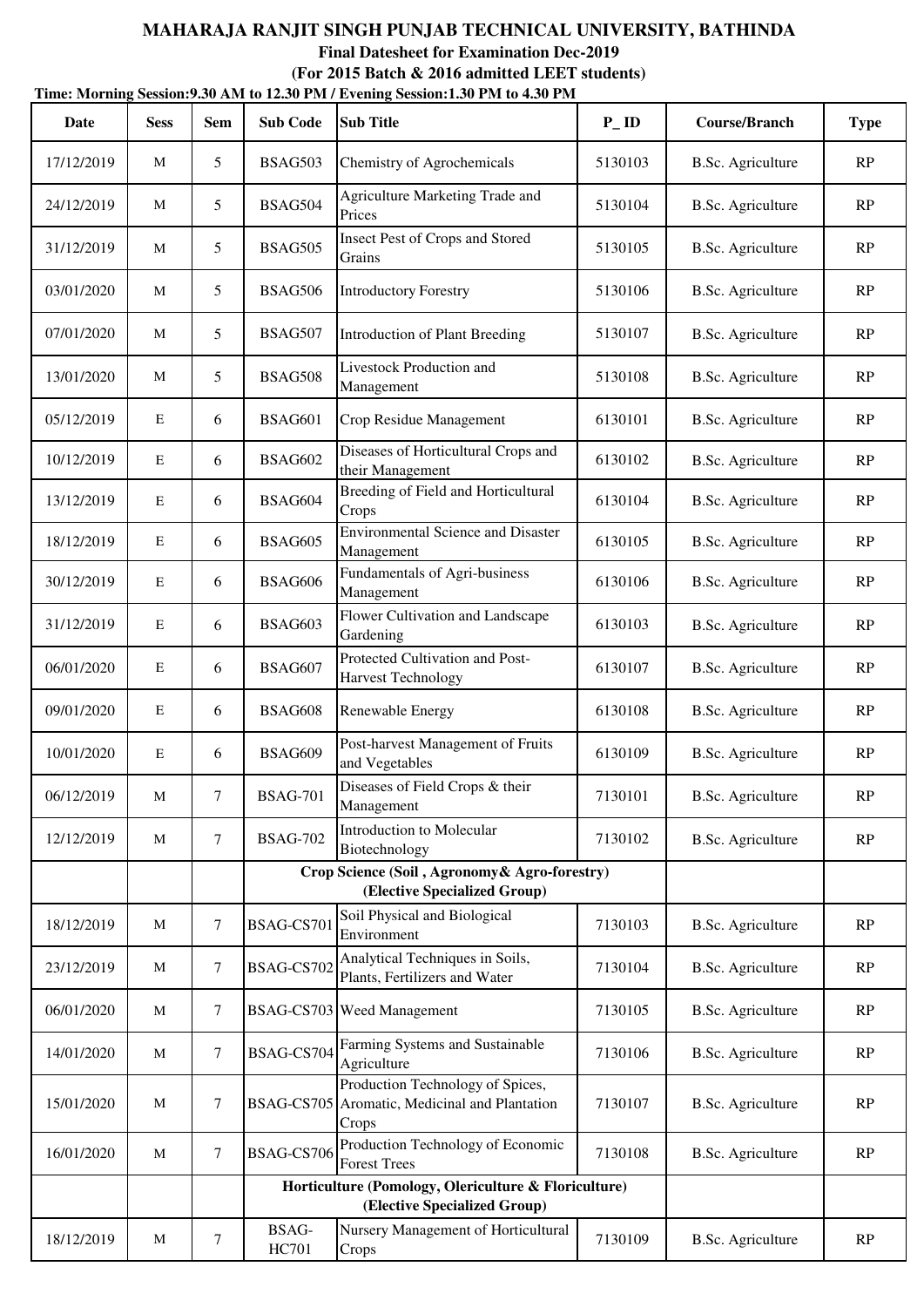**MAHARAJA RANJIT SINGH PUNJAB TECHNICAL UNIVERSITY, BATHINDA**

**Final Datesheet for Examination Dec-2019**

**(For 2015 Batch & 2016 admitted LEET students)**

**Time: Morning Session:9.30 AM to 12.30 PM / Evening Session:1.30 PM to 4.30 PM**

| Date | Sess | Sem | Sub Code | Sub Title | P_ ID | Course/Branch | Type |
|---|---|---|---|---|---|---|---|
| 17/12/2019 | M | 5 | BSAG503 | Chemistry of Agrochemicals | 5130103 | B.Sc. Agriculture | RP |
| 24/12/2019 | M | 5 | BSAG504 | Agriculture Marketing Trade and Prices | 5130104 | B.Sc. Agriculture | RP |
| 31/12/2019 | M | 5 | BSAG505 | Insect Pest of Crops and Stored Grains | 5130105 | B.Sc. Agriculture | RP |
| 03/01/2020 | M | 5 | BSAG506 | Introductory Forestry | 5130106 | B.Sc. Agriculture | RP |
| 07/01/2020 | M | 5 | BSAG507 | Introduction of Plant Breeding | 5130107 | B.Sc. Agriculture | RP |
| 13/01/2020 | M | 5 | BSAG508 | Livestock Production and Management | 5130108 | B.Sc. Agriculture | RP |
| 05/12/2019 | E | 6 | BSAG601 | Crop Residue Management | 6130101 | B.Sc. Agriculture | RP |
| 10/12/2019 | E | 6 | BSAG602 | Diseases of Horticultural Crops and their Management | 6130102 | B.Sc. Agriculture | RP |
| 13/12/2019 | E | 6 | BSAG604 | Breeding of Field and Horticultural Crops | 6130104 | B.Sc. Agriculture | RP |
| 18/12/2019 | E | 6 | BSAG605 | Environmental Science and Disaster Management | 6130105 | B.Sc. Agriculture | RP |
| 30/12/2019 | E | 6 | BSAG606 | Fundamentals of Agri-business Management | 6130106 | B.Sc. Agriculture | RP |
| 31/12/2019 | E | 6 | BSAG603 | Flower Cultivation and Landscape Gardening | 6130103 | B.Sc. Agriculture | RP |
| 06/01/2020 | E | 6 | BSAG607 | Protected Cultivation and Post-Harvest Technology | 6130107 | B.Sc. Agriculture | RP |
| 09/01/2020 | E | 6 | BSAG608 | Renewable Energy | 6130108 | B.Sc. Agriculture | RP |
| 10/01/2020 | E | 6 | BSAG609 | Post-harvest Management of Fruits and Vegetables | 6130109 | B.Sc. Agriculture | RP |
| 06/12/2019 | M | 7 | BSAG-701 | Diseases of Field Crops & their Management | 7130101 | B.Sc. Agriculture | RP |
| 12/12/2019 | M | 7 | BSAG-702 | Introduction to Molecular Biotechnology | 7130102 | B.Sc. Agriculture | RP |
| | | | **Crop Science (Soil , Agronomy& Agro-forestry) (Elective Specialized Group)** | | | | |
| 18/12/2019 | M | 7 | BSAG-CS701 | Soil Physical and Biological Environment | 7130103 | B.Sc. Agriculture | RP |
| 23/12/2019 | M | 7 | BSAG-CS702 | Analytical Techniques in Soils, Plants, Fertilizers and Water | 7130104 | B.Sc. Agriculture | RP |
| 06/01/2020 | M | 7 | BSAG-CS703 | Weed Management | 7130105 | B.Sc. Agriculture | RP |
| 14/01/2020 | M | 7 | BSAG-CS704 | Farming Systems and Sustainable Agriculture | 7130106 | B.Sc. Agriculture | RP |
| 15/01/2020 | M | 7 | BSAG-CS705 | Production Technology of Spices, Aromatic, Medicinal and Plantation Crops | 7130107 | B.Sc. Agriculture | RP |
| 16/01/2020 | M | 7 | BSAG-CS706 | Production Technology of Economic Forest Trees | 7130108 | B.Sc. Agriculture | RP |
| | | | **Horticulture (Pomology, Olericulture & Floriculture) (Elective Specialized Group)** | | | | |
| 18/12/2019 | M | 7 | BSAG-HC701 | Nursery Management of Horticultural Crops | 7130109 | B.Sc. Agriculture | RP |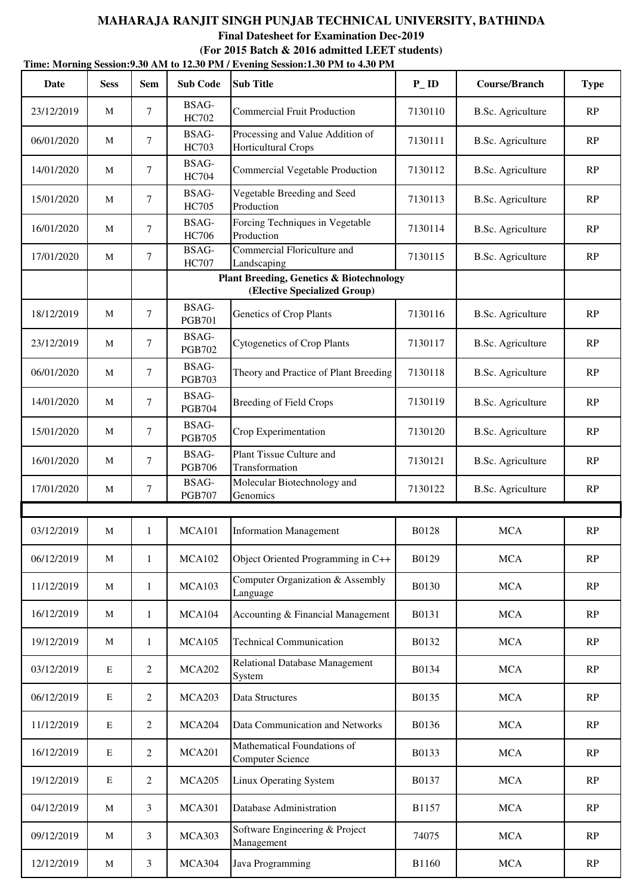**MAHARAJA RANJIT SINGH PUNJAB TECHNICAL UNIVERSITY, BATHINDA**

**Final Datesheet for Examination Dec-2019**

**(For 2015 Batch & 2016 admitted LEET students)**

**Time: Morning Session:9.30 AM to 12.30 PM / Evening Session:1.30 PM to 4.30 PM**

| Date | Sess | Sem | Sub Code | Sub Title | P_ID | Course/Branch | Type |
|---|---|---|---|---|---|---|---|
| 23/12/2019 | M | 7 | BSAG-HC702 | Commercial Fruit Production | 7130110 | B.Sc. Agriculture | RP |
| 06/01/2020 | M | 7 | BSAG-HC703 | Processing and Value Addition of Horticultural Crops | 7130111 | B.Sc. Agriculture | RP |
| 14/01/2020 | M | 7 | BSAG-HC704 | Commercial Vegetable Production | 7130112 | B.Sc. Agriculture | RP |
| 15/01/2020 | M | 7 | BSAG-HC705 | Vegetable Breeding and Seed Production | 7130113 | B.Sc. Agriculture | RP |
| 16/01/2020 | M | 7 | BSAG-HC706 | Forcing Techniques in Vegetable Production | 7130114 | B.Sc. Agriculture | RP |
| 17/01/2020 | M | 7 | BSAG-HC707 | Commercial Floriculture and Landscaping | 7130115 | B.Sc. Agriculture | RP |
| | | | **Plant Breeding, Genetics & Biotechnology (Elective Specialized Group)** | | | | |
| 18/12/2019 | M | 7 | BSAG-PGB701 | Genetics of Crop Plants | 7130116 | B.Sc. Agriculture | RP |
| 23/12/2019 | M | 7 | BSAG-PGB702 | Cytogenetics of Crop Plants | 7130117 | B.Sc. Agriculture | RP |
| 06/01/2020 | M | 7 | BSAG-PGB703 | Theory and Practice of Plant Breeding | 7130118 | B.Sc. Agriculture | RP |
| 14/01/2020 | M | 7 | BSAG-PGB704 | Breeding of Field Crops | 7130119 | B.Sc. Agriculture | RP |
| 15/01/2020 | M | 7 | BSAG-PGB705 | Crop Experimentation | 7130120 | B.Sc. Agriculture | RP |
| 16/01/2020 | M | 7 | BSAG-PGB706 | Plant Tissue Culture and Transformation | 7130121 | B.Sc. Agriculture | RP |
| 17/01/2020 | M | 7 | BSAG-PGB707 | Molecular Biotechnology and Genomics | 7130122 | B.Sc. Agriculture | RP |
| | | | | | | | |
| 03/12/2019 | M | 1 | MCA101 | Information Management | B0128 | MCA | RP |
| 06/12/2019 | M | 1 | MCA102 | Object Oriented Programming in C++ | B0129 | MCA | RP |
| 11/12/2019 | M | 1 | MCA103 | Computer Organization & Assembly Language | B0130 | MCA | RP |
| 16/12/2019 | M | 1 | MCA104 | Accounting & Financial Management | B0131 | MCA | RP |
| 19/12/2019 | M | 1 | MCA105 | Technical Communication | B0132 | MCA | RP |
| 03/12/2019 | E | 2 | MCA202 | Relational Database Management System | B0134 | MCA | RP |
| 06/12/2019 | E | 2 | MCA203 | Data Structures | B0135 | MCA | RP |
| 11/12/2019 | E | 2 | MCA204 | Data Communication and Networks | B0136 | MCA | RP |
| 16/12/2019 | E | 2 | MCA201 | Mathematical Foundations of Computer Science | B0133 | MCA | RP |
| 19/12/2019 | E | 2 | MCA205 | Linux Operating System | B0137 | MCA | RP |
| 04/12/2019 | M | 3 | MCA301 | Database Administration | B1157 | MCA | RP |
| 09/12/2019 | M | 3 | MCA303 | Software Engineering & Project Management | 74075 | MCA | RP |
| 12/12/2019 | M | 3 | MCA304 | Java Programming | B1160 | MCA | RP |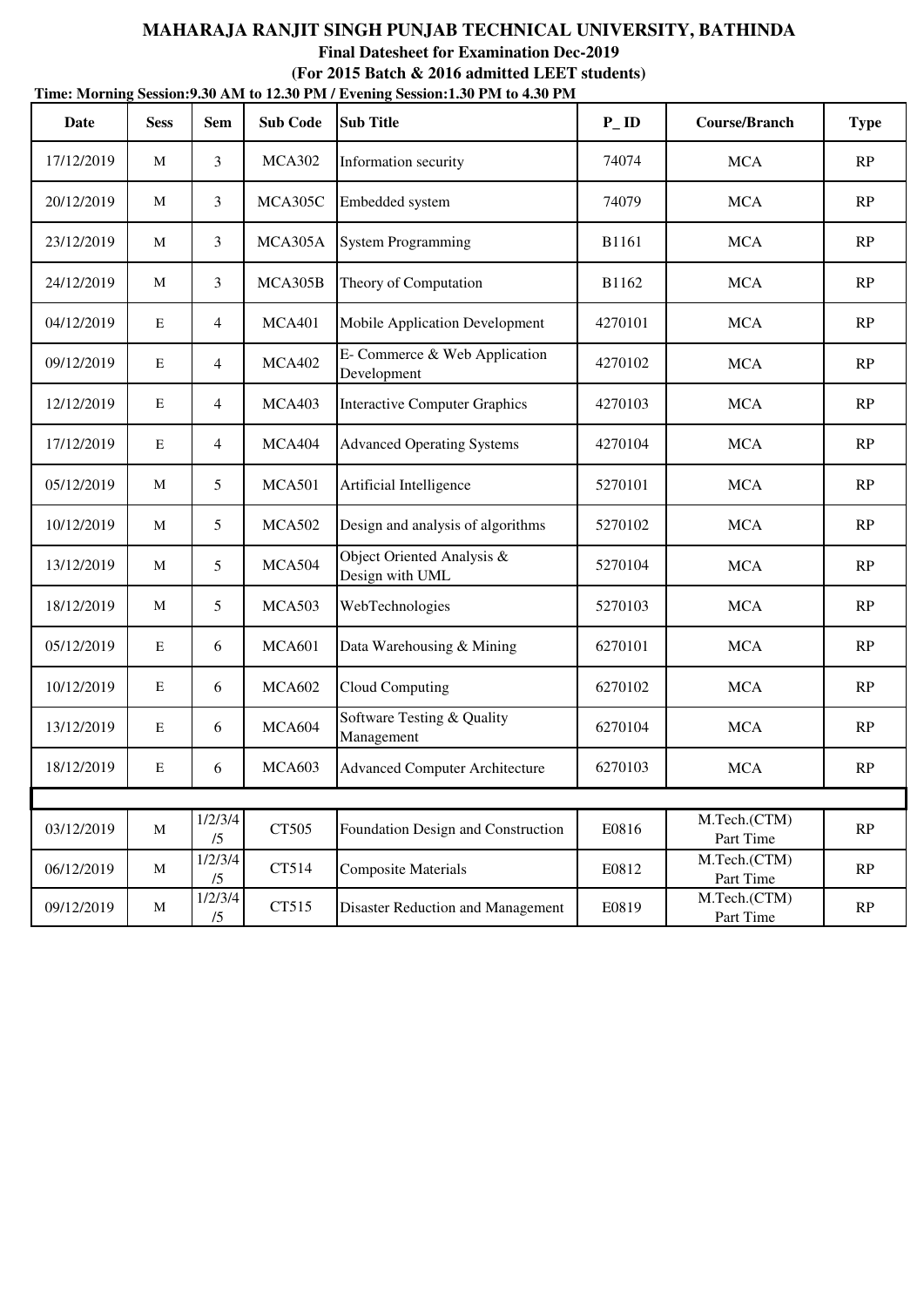**MAHARAJA RANJIT SINGH PUNJAB TECHNICAL UNIVERSITY, BATHINDA**

**Final Datesheet for Examination Dec-2019**

**(For 2015 Batch & 2016 admitted LEET students)**

**Time: Morning Session:9.30 AM to 12.30 PM / Evening Session:1.30 PM to 4.30 PM**

| Date | Sess | Sem | Sub Code | Sub Title | P_ ID | Course/Branch | Type |
|---|---|---|---|---|---|---|---|
| 17/12/2019 | M | 3 | MCA302 | Information security | 74074 | MCA | RP |
| 20/12/2019 | M | 3 | MCA305C | Embedded system | 74079 | MCA | RP |
| 23/12/2019 | M | 3 | MCA305A | System Programming | B1161 | MCA | RP |
| 24/12/2019 | M | 3 | MCA305B | Theory of Computation | B1162 | MCA | RP |
| 04/12/2019 | E | 4 | MCA401 | Mobile Application Development | 4270101 | MCA | RP |
| 09/12/2019 | E | 4 | MCA402 | E- Commerce & Web Application Development | 4270102 | MCA | RP |
| 12/12/2019 | E | 4 | MCA403 | Interactive Computer Graphics | 4270103 | MCA | RP |
| 17/12/2019 | E | 4 | MCA404 | Advanced Operating Systems | 4270104 | MCA | RP |
| 05/12/2019 | M | 5 | MCA501 | Artificial Intelligence | 5270101 | MCA | RP |
| 10/12/2019 | M | 5 | MCA502 | Design and analysis of algorithms | 5270102 | MCA | RP |
| 13/12/2019 | M | 5 | MCA504 | Object Oriented Analysis & Design with UML | 5270104 | MCA | RP |
| 18/12/2019 | M | 5 | MCA503 | WebTechnologies | 5270103 | MCA | RP |
| 05/12/2019 | E | 6 | MCA601 | Data Warehousing & Mining | 6270101 | MCA | RP |
| 10/12/2019 | E | 6 | MCA602 | Cloud Computing | 6270102 | MCA | RP |
| 13/12/2019 | E | 6 | MCA604 | Software Testing & Quality Management | 6270104 | MCA | RP |
| 18/12/2019 | E | 6 | MCA603 | Advanced Computer Architecture | 6270103 | MCA | RP |
| | | | | | | | |
| 03/12/2019 | M | 1/2/3/4/5 | CT505 | Foundation Design and Construction | E0816 | M.Tech.(CTM) Part Time | RP |
| 06/12/2019 | M | 1/2/3/4/5 | CT514 | Composite Materials | E0812 | M.Tech.(CTM) Part Time | RP |
| 09/12/2019 | M | 1/2/3/4/5 | CT515 | Disaster Reduction and Management | E0819 | M.Tech.(CTM) Part Time | RP |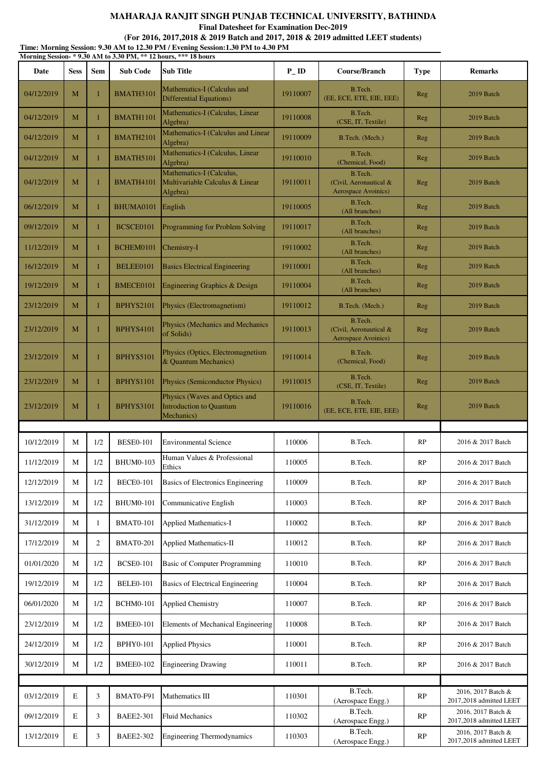**MAHARAJA RANJIT SINGH PUNJAB TECHNICAL UNIVERSITY, BATHINDA**

**Final Datesheet for Examination Dec-2019**

**(For 2016, 2017,2018 & 2019 Batch and 2017, 2018 & 2019 admitted LEET students)**

**Time: Morning Session: 9.30 AM to 12.30 PM / Evening Session:1.30 PM to 4.30 PM**

**Morning Session- * 9.30 AM to 3.30 PM, ** 12 hours, *** 18 hours**

| Date | Sess | Sem | Sub Code | Sub Title | P_ID | Course/Branch | Type | Remarks |
|---|---|---|---|---|---|---|---|---|
| 04/12/2019 | M | 1 | BMATH3101 | Mathematics-I (Calculus and Differential Equations) | 19110007 | B.Tech. (EE, ECE, ETE, EIE, EEE) | Reg | 2019 Batch |
| 04/12/2019 | M | 1 | BMATH1101 | Mathematics-I (Calculus, Linear Algebra) | 19110008 | B.Tech. (CSE, IT, Textile) | Reg | 2019 Batch |
| 04/12/2019 | M | 1 | BMATH2101 | Mathematics-I (Calculus and Linear Algebra) | 19110009 | B.Tech. (Mech.) | Reg | 2019 Batch |
| 04/12/2019 | M | 1 | BMATH5101 | Mathematics-I (Calculus, Linear Algebra) | 19110010 | B.Tech. (Chemical, Food) | Reg | 2019 Batch |
| 04/12/2019 | M | 1 | BMATH4101 | Mathematics-I (Calculus, Multivariable Calculus & Linear Algebra) | 19110011 | B.Tech. (Civil, Aeronautical & Aerospace Avoinics) | Reg | 2019 Batch |
| 06/12/2019 | M | 1 | BHUMA0101 | English | 19110005 | B.Tech. (All branches) | Reg | 2019 Batch |
| 09/12/2019 | M | 1 | BCSCE0101 | Programming for Problem Solving | 19110017 | B.Tech. (All branches) | Reg | 2019 Batch |
| 11/12/2019 | M | 1 | BCHEM0101 | Chemistry-I | 19110002 | B.Tech. (All branches) | Reg | 2019 Batch |
| 16/12/2019 | M | 1 | BELEE0101 | Basics Electrical Engineering | 19110001 | B.Tech. (All branches) | Reg | 2019 Batch |
| 19/12/2019 | M | 1 | BMECE0101 | Engineering Graphics & Design | 19110004 | B.Tech. (All branches) | Reg | 2019 Batch |
| 23/12/2019 | M | 1 | BPHYS2101 | Physics (Electromagnetism) | 19110012 | B.Tech. (Mech.) | Reg | 2019 Batch |
| 23/12/2019 | M | 1 | BPHYS4101 | Physics (Mechanics and Mechanics of Solids) | 19110013 | B.Tech. (Civil, Aeronautical & Aerospace Avoinics) | Reg | 2019 Batch |
| 23/12/2019 | M | 1 | BPHYS5101 | Physics (Optics, Electromagnetism & Quantum Mechanics) | 19110014 | B.Tech. (Chemical, Food) | Reg | 2019 Batch |
| 23/12/2019 | M | 1 | BPHYS1101 | Physics (Semiconductor Physics) | 19110015 | B.Tech. (CSE, IT, Textile) | Reg | 2019 Batch |
| 23/12/2019 | M | 1 | BPHYS3101 | Physics (Waves and Optics and Introduction to Quantum Mechanics) | 19110016 | B.Tech. (EE, ECE, ETE, EIE, EEE) | Reg | 2019 Batch |
| | | | | | | | | |
| 10/12/2019 | M | 1/2 | BESE0-101 | Environmental Science | 110006 | B.Tech. | RP | 2016 & 2017 Batch |
| 11/12/2019 | M | 1/2 | BHUM0-103 | Human Values & Professional Ethics | 110005 | B.Tech. | RP | 2016 & 2017 Batch |
| 12/12/2019 | M | 1/2 | BECE0-101 | Basics of Electronics Engineering | 110009 | B.Tech. | RP | 2016 & 2017 Batch |
| 13/12/2019 | M | 1/2 | BHUM0-101 | Communicative English | 110003 | B.Tech. | RP | 2016 & 2017 Batch |
| 31/12/2019 | M | 1 | BMAT0-101 | Applied Mathematics-I | 110002 | B.Tech. | RP | 2016 & 2017 Batch |
| 17/12/2019 | M | 2 | BMAT0-201 | Applied Mathematics-II | 110012 | B.Tech. | RP | 2016 & 2017 Batch |
| 01/01/2020 | M | 1/2 | BCSE0-101 | Basic of Computer Programming | 110010 | B.Tech. | RP | 2016 & 2017 Batch |
| 19/12/2019 | M | 1/2 | BELE0-101 | Basics of Electrical Engineering | 110004 | B.Tech. | RP | 2016 & 2017 Batch |
| 06/01/2020 | M | 1/2 | BCHM0-101 | Applied Chemistry | 110007 | B.Tech. | RP | 2016 & 2017 Batch |
| 23/12/2019 | M | 1/2 | BMEE0-101 | Elements of Mechanical Engineering | 110008 | B.Tech. | RP | 2016 & 2017 Batch |
| 24/12/2019 | M | 1/2 | BPHY0-101 | Applied Physics | 110001 | B.Tech. | RP | 2016 & 2017 Batch |
| 30/12/2019 | M | 1/2 | BMEE0-102 | Engineering Drawing | 110011 | B.Tech. | RP | 2016 & 2017 Batch |
| | | | | | | | | |
| 03/12/2019 | E | 3 | BMAT0-F91 | Mathematics III | 110301 | B.Tech. (Aerospace Engg.) | RP | 2016, 2017 Batch & 2017,2018 admitted LEET |
| 09/12/2019 | E | 3 | BAEE2-301 | Fluid Mechanics | 110302 | B.Tech. (Aerospace Engg.) | RP | 2016, 2017 Batch & 2017,2018 admitted LEET |
| 13/12/2019 | E | 3 | BAEE2-302 | Engineering Thermodynamics | 110303 | B.Tech. (Aerospace Engg.) | RP | 2016, 2017 Batch & 2017,2018 admitted LEET |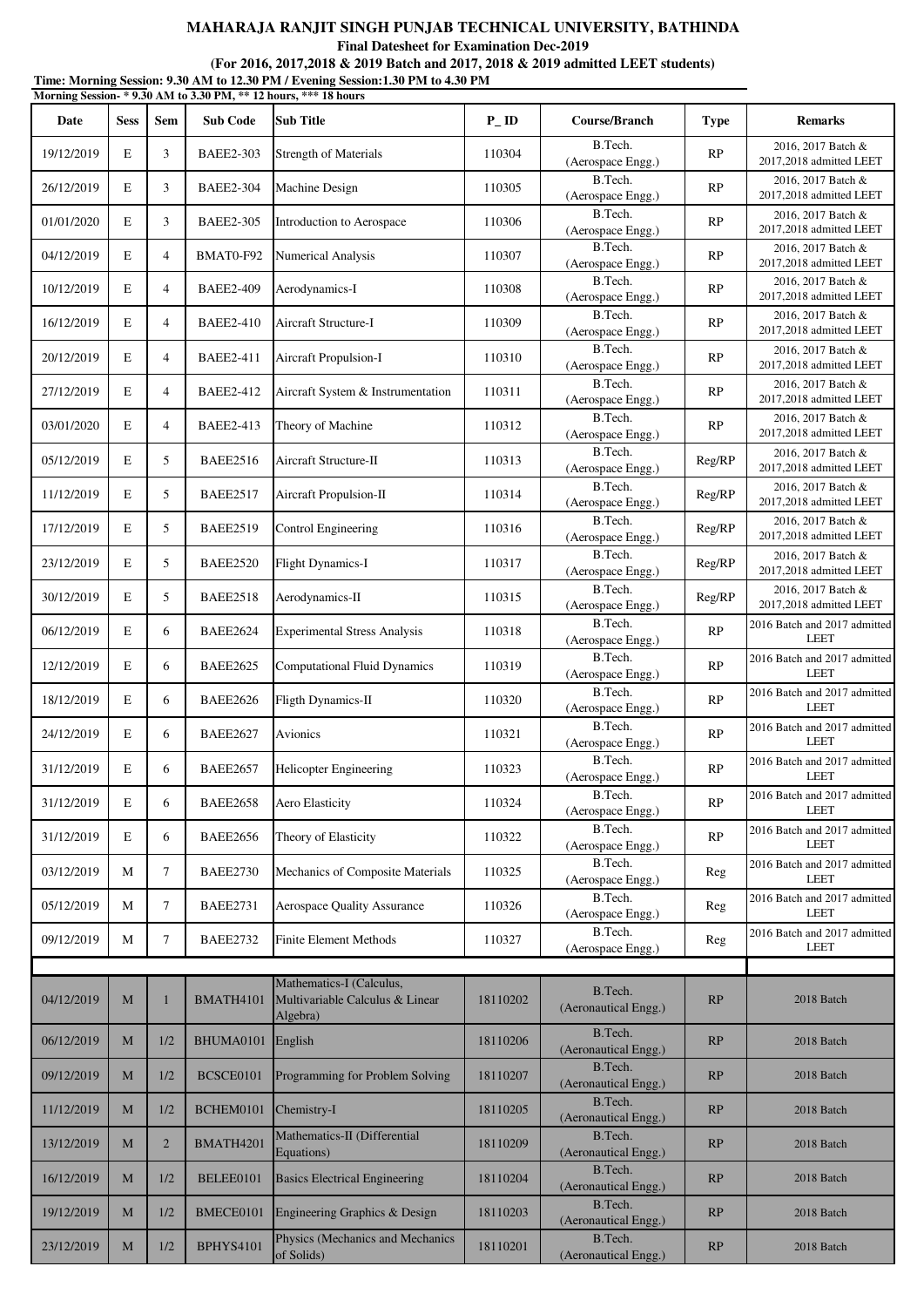# MAHARAJA RANJIT SINGH PUNJAB TECHNICAL UNIVERSITY, BATHINDA

**Final Datesheet for Examination Dec-2019**

**(For 2016, 2017,2018 & 2019 Batch and 2017, 2018 & 2019 admitted LEET students)**

**Time: Morning Session: 9.30 AM to 12.30 PM / Evening Session:1.30 PM to 4.30 PM**

**Morning Session- * 9.30 AM to 3.30 PM, ** 12 hours, *** 18 hours**

| Date | Sess | Sem | Sub Code | Sub Title | P_ID | Course/Branch | Type | Remarks |
|---|---|---|---|---|---|---|---|---|
| 19/12/2019 | E | 3 | BAEE2-303 | Strength of Materials | 110304 | B.Tech. (Aerospace Engg.) | RP | 2016, 2017 Batch & 2017,2018 admitted LEET |
| 26/12/2019 | E | 3 | BAEE2-304 | Machine Design | 110305 | B.Tech. (Aerospace Engg.) | RP | 2016, 2017 Batch & 2017,2018 admitted LEET |
| 01/01/2020 | E | 3 | BAEE2-305 | Introduction to Aerospace | 110306 | B.Tech. (Aerospace Engg.) | RP | 2016, 2017 Batch & 2017,2018 admitted LEET |
| 04/12/2019 | E | 4 | BMAT0-F92 | Numerical Analysis | 110307 | B.Tech. (Aerospace Engg.) | RP | 2016, 2017 Batch & 2017,2018 admitted LEET |
| 10/12/2019 | E | 4 | BAEE2-409 | Aerodynamics-I | 110308 | B.Tech. (Aerospace Engg.) | RP | 2016, 2017 Batch & 2017,2018 admitted LEET |
| 16/12/2019 | E | 4 | BAEE2-410 | Aircraft Structure-I | 110309 | B.Tech. (Aerospace Engg.) | RP | 2016, 2017 Batch & 2017,2018 admitted LEET |
| 20/12/2019 | E | 4 | BAEE2-411 | Aircraft Propulsion-I | 110310 | B.Tech. (Aerospace Engg.) | RP | 2016, 2017 Batch & 2017,2018 admitted LEET |
| 27/12/2019 | E | 4 | BAEE2-412 | Aircraft System & Instrumentation | 110311 | B.Tech. (Aerospace Engg.) | RP | 2016, 2017 Batch & 2017,2018 admitted LEET |
| 03/01/2020 | E | 4 | BAEE2-413 | Theory of Machine | 110312 | B.Tech. (Aerospace Engg.) | RP | 2016, 2017 Batch & 2017,2018 admitted LEET |
| 05/12/2019 | E | 5 | BAEE2516 | Aircraft Structure-II | 110313 | B.Tech. (Aerospace Engg.) | Reg/RP | 2016, 2017 Batch & 2017,2018 admitted LEET |
| 11/12/2019 | E | 5 | BAEE2517 | Aircraft Propulsion-II | 110314 | B.Tech. (Aerospace Engg.) | Reg/RP | 2016, 2017 Batch & 2017,2018 admitted LEET |
| 17/12/2019 | E | 5 | BAEE2519 | Control Engineering | 110316 | B.Tech. (Aerospace Engg.) | Reg/RP | 2016, 2017 Batch & 2017,2018 admitted LEET |
| 23/12/2019 | E | 5 | BAEE2520 | Flight Dynamics-I | 110317 | B.Tech. (Aerospace Engg.) | Reg/RP | 2016, 2017 Batch & 2017,2018 admitted LEET |
| 30/12/2019 | E | 5 | BAEE2518 | Aerodynamics-II | 110315 | B.Tech. (Aerospace Engg.) | Reg/RP | 2016, 2017 Batch & 2017,2018 admitted LEET |
| 06/12/2019 | E | 6 | BAEE2624 | Experimental Stress Analysis | 110318 | B.Tech. (Aerospace Engg.) | RP | 2016 Batch and 2017 admitted LEET |
| 12/12/2019 | E | 6 | BAEE2625 | Computational Fluid Dynamics | 110319 | B.Tech. (Aerospace Engg.) | RP | 2016 Batch and 2017 admitted LEET |
| 18/12/2019 | E | 6 | BAEE2626 | Fligth Dynamics-II | 110320 | B.Tech. (Aerospace Engg.) | RP | 2016 Batch and 2017 admitted LEET |
| 24/12/2019 | E | 6 | BAEE2627 | Avionics | 110321 | B.Tech. (Aerospace Engg.) | RP | 2016 Batch and 2017 admitted LEET |
| 31/12/2019 | E | 6 | BAEE2657 | Helicopter Engineering | 110323 | B.Tech. (Aerospace Engg.) | RP | 2016 Batch and 2017 admitted LEET |
| 31/12/2019 | E | 6 | BAEE2658 | Aero Elasticity | 110324 | B.Tech. (Aerospace Engg.) | RP | 2016 Batch and 2017 admitted LEET |
| 31/12/2019 | E | 6 | BAEE2656 | Theory of Elasticity | 110322 | B.Tech. (Aerospace Engg.) | RP | 2016 Batch and 2017 admitted LEET |
| 03/12/2019 | M | 7 | BAEE2730 | Mechanics of Composite Materials | 110325 | B.Tech. (Aerospace Engg.) | Reg | 2016 Batch and 2017 admitted LEET |
| 05/12/2019 | M | 7 | BAEE2731 | Aerospace Quality Assurance | 110326 | B.Tech. (Aerospace Engg.) | Reg | 2016 Batch and 2017 admitted LEET |
| 09/12/2019 | M | 7 | BAEE2732 | Finite Element Methods | 110327 | B.Tech. (Aerospace Engg.) | Reg | 2016 Batch and 2017 admitted LEET |
| | | | | | | | | |
| 04/12/2019 | M | 1 | BMATH4101 | Mathematics-I (Calculus, Multivariable Calculus & Linear Algebra) | 18110202 | B.Tech. (Aeronautical Engg.) | RP | 2018 Batch |
| 06/12/2019 | M | 1/2 | BHUMA0101 | English | 18110206 | B.Tech. (Aeronautical Engg.) | RP | 2018 Batch |
| 09/12/2019 | M | 1/2 | BCSCE0101 | Programming for Problem Solving | 18110207 | B.Tech. (Aeronautical Engg.) | RP | 2018 Batch |
| 11/12/2019 | M | 1/2 | BCHEM0101 | Chemistry-I | 18110205 | B.Tech. (Aeronautical Engg.) | RP | 2018 Batch |
| 13/12/2019 | M | 2 | BMATH4201 | Mathematics-II (Differential Equations) | 18110209 | B.Tech. (Aeronautical Engg.) | RP | 2018 Batch |
| 16/12/2019 | M | 1/2 | BELEE0101 | Basics Electrical Engineering | 18110204 | B.Tech. (Aeronautical Engg.) | RP | 2018 Batch |
| 19/12/2019 | M | 1/2 | BMECE0101 | Engineering Graphics & Design | 18110203 | B.Tech. (Aeronautical Engg.) | RP | 2018 Batch |
| 23/12/2019 | M | 1/2 | BPHYS4101 | Physics (Mechanics and Mechanics of Solids) | 18110201 | B.Tech. (Aeronautical Engg.) | RP | 2018 Batch |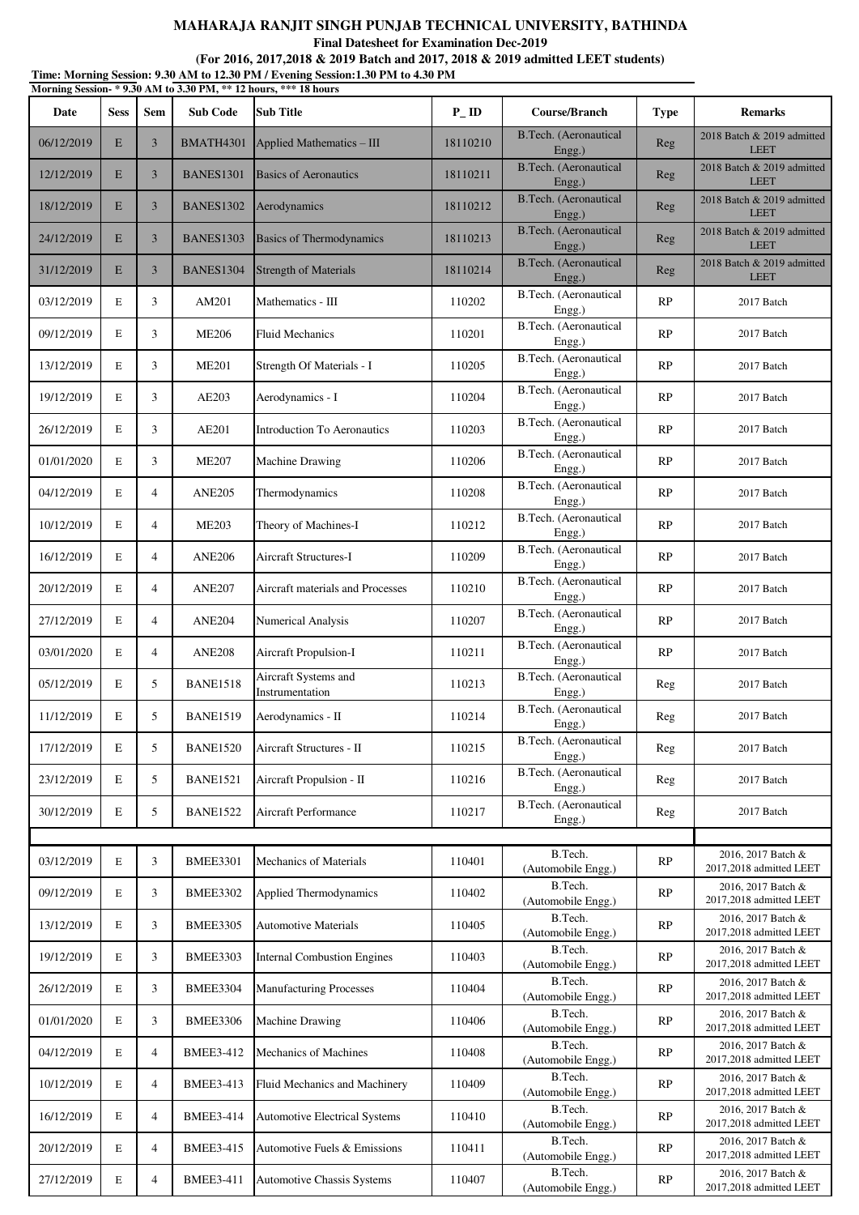# MAHARAJA RANJIT SINGH PUNJAB TECHNICAL UNIVERSITY, BATHINDA

**Final Datesheet for Examination Dec-2019**

**(For 2016, 2017,2018 & 2019 Batch and 2017, 2018 & 2019 admitted LEET students)**

**Time: Morning Session: 9.30 AM to 12.30 PM / Evening Session:1.30 PM to 4.30 PM**

**Morning Session- * 9.30 AM to 3.30 PM, ** 12 hours, *** 18 hours**

| Date | Sess | Sem | Sub Code | Sub Title | P_ID | Course/Branch | Type | Remarks |
|---|---|---|---|---|---|---|---|---|
| 06/12/2019 | E | 3 | BMATH4301 | Applied Mathematics – III | 18110210 | B.Tech. (Aeronautical Engg.) | Reg | 2018 Batch & 2019 admitted LEET |
| 12/12/2019 | E | 3 | BANES1301 | Basics of Aeronautics | 18110211 | B.Tech. (Aeronautical Engg.) | Reg | 2018 Batch & 2019 admitted LEET |
| 18/12/2019 | E | 3 | BANES1302 | Aerodynamics | 18110212 | B.Tech. (Aeronautical Engg.) | Reg | 2018 Batch & 2019 admitted LEET |
| 24/12/2019 | E | 3 | BANES1303 | Basics of Thermodynamics | 18110213 | B.Tech. (Aeronautical Engg.) | Reg | 2018 Batch & 2019 admitted LEET |
| 31/12/2019 | E | 3 | BANES1304 | Strength of Materials | 18110214 | B.Tech. (Aeronautical Engg.) | Reg | 2018 Batch & 2019 admitted LEET |
| 03/12/2019 | E | 3 | AM201 | Mathematics - III | 110202 | B.Tech. (Aeronautical Engg.) | RP | 2017 Batch |
| 09/12/2019 | E | 3 | ME206 | Fluid Mechanics | 110201 | B.Tech. (Aeronautical Engg.) | RP | 2017 Batch |
| 13/12/2019 | E | 3 | ME201 | Strength Of Materials - I | 110205 | B.Tech. (Aeronautical Engg.) | RP | 2017 Batch |
| 19/12/2019 | E | 3 | AE203 | Aerodynamics - I | 110204 | B.Tech. (Aeronautical Engg.) | RP | 2017 Batch |
| 26/12/2019 | E | 3 | AE201 | Introduction To Aeronautics | 110203 | B.Tech. (Aeronautical Engg.) | RP | 2017 Batch |
| 01/01/2020 | E | 3 | ME207 | Machine Drawing | 110206 | B.Tech. (Aeronautical Engg.) | RP | 2017 Batch |
| 04/12/2019 | E | 4 | ANE205 | Thermodynamics | 110208 | B.Tech. (Aeronautical Engg.) | RP | 2017 Batch |
| 10/12/2019 | E | 4 | ME203 | Theory of Machines-I | 110212 | B.Tech. (Aeronautical Engg.) | RP | 2017 Batch |
| 16/12/2019 | E | 4 | ANE206 | Aircraft Structures-I | 110209 | B.Tech. (Aeronautical Engg.) | RP | 2017 Batch |
| 20/12/2019 | E | 4 | ANE207 | Aircraft materials and Processes | 110210 | B.Tech. (Aeronautical Engg.) | RP | 2017 Batch |
| 27/12/2019 | E | 4 | ANE204 | Numerical Analysis | 110207 | B.Tech. (Aeronautical Engg.) | RP | 2017 Batch |
| 03/01/2020 | E | 4 | ANE208 | Aircraft Propulsion-I | 110211 | B.Tech. (Aeronautical Engg.) | RP | 2017 Batch |
| 05/12/2019 | E | 5 | BANE1518 | Aircraft Systems and Instrumentation | 110213 | B.Tech. (Aeronautical Engg.) | Reg | 2017 Batch |
| 11/12/2019 | E | 5 | BANE1519 | Aerodynamics - II | 110214 | B.Tech. (Aeronautical Engg.) | Reg | 2017 Batch |
| 17/12/2019 | E | 5 | BANE1520 | Aircraft Structures - II | 110215 | B.Tech. (Aeronautical Engg.) | Reg | 2017 Batch |
| 23/12/2019 | E | 5 | BANE1521 | Aircraft Propulsion - II | 110216 | B.Tech. (Aeronautical Engg.) | Reg | 2017 Batch |
| 30/12/2019 | E | 5 | BANE1522 | Aircraft Performance | 110217 | B.Tech. (Aeronautical Engg.) | Reg | 2017 Batch |
| | | | | | | | | |
| 03/12/2019 | E | 3 | BMEE3301 | Mechanics of Materials | 110401 | B.Tech. (Automobile Engg.) | RP | 2016, 2017 Batch & 2017,2018 admitted LEET |
| 09/12/2019 | E | 3 | BMEE3302 | Applied Thermodynamics | 110402 | B.Tech. (Automobile Engg.) | RP | 2016, 2017 Batch & 2017,2018 admitted LEET |
| 13/12/2019 | E | 3 | BMEE3305 | Automotive Materials | 110405 | B.Tech. (Automobile Engg.) | RP | 2016, 2017 Batch & 2017,2018 admitted LEET |
| 19/12/2019 | E | 3 | BMEE3303 | Internal Combustion Engines | 110403 | B.Tech. (Automobile Engg.) | RP | 2016, 2017 Batch & 2017,2018 admitted LEET |
| 26/12/2019 | E | 3 | BMEE3304 | Manufacturing Processes | 110404 | B.Tech. (Automobile Engg.) | RP | 2016, 2017 Batch & 2017,2018 admitted LEET |
| 01/01/2020 | E | 3 | BMEE3306 | Machine Drawing | 110406 | B.Tech. (Automobile Engg.) | RP | 2016, 2017 Batch & 2017,2018 admitted LEET |
| 04/12/2019 | E | 4 | BMEE3-412 | Mechanics of Machines | 110408 | B.Tech. (Automobile Engg.) | RP | 2016, 2017 Batch & 2017,2018 admitted LEET |
| 10/12/2019 | E | 4 | BMEE3-413 | Fluid Mechanics and Machinery | 110409 | B.Tech. (Automobile Engg.) | RP | 2016, 2017 Batch & 2017,2018 admitted LEET |
| 16/12/2019 | E | 4 | BMEE3-414 | Automotive Electrical Systems | 110410 | B.Tech. (Automobile Engg.) | RP | 2016, 2017 Batch & 2017,2018 admitted LEET |
| 20/12/2019 | E | 4 | BMEE3-415 | Automotive Fuels & Emissions | 110411 | B.Tech. (Automobile Engg.) | RP | 2016, 2017 Batch & 2017,2018 admitted LEET |
| 27/12/2019 | E | 4 | BMEE3-411 | Automotive Chassis Systems | 110407 | B.Tech. (Automobile Engg.) | RP | 2016, 2017 Batch & 2017,2018 admitted LEET |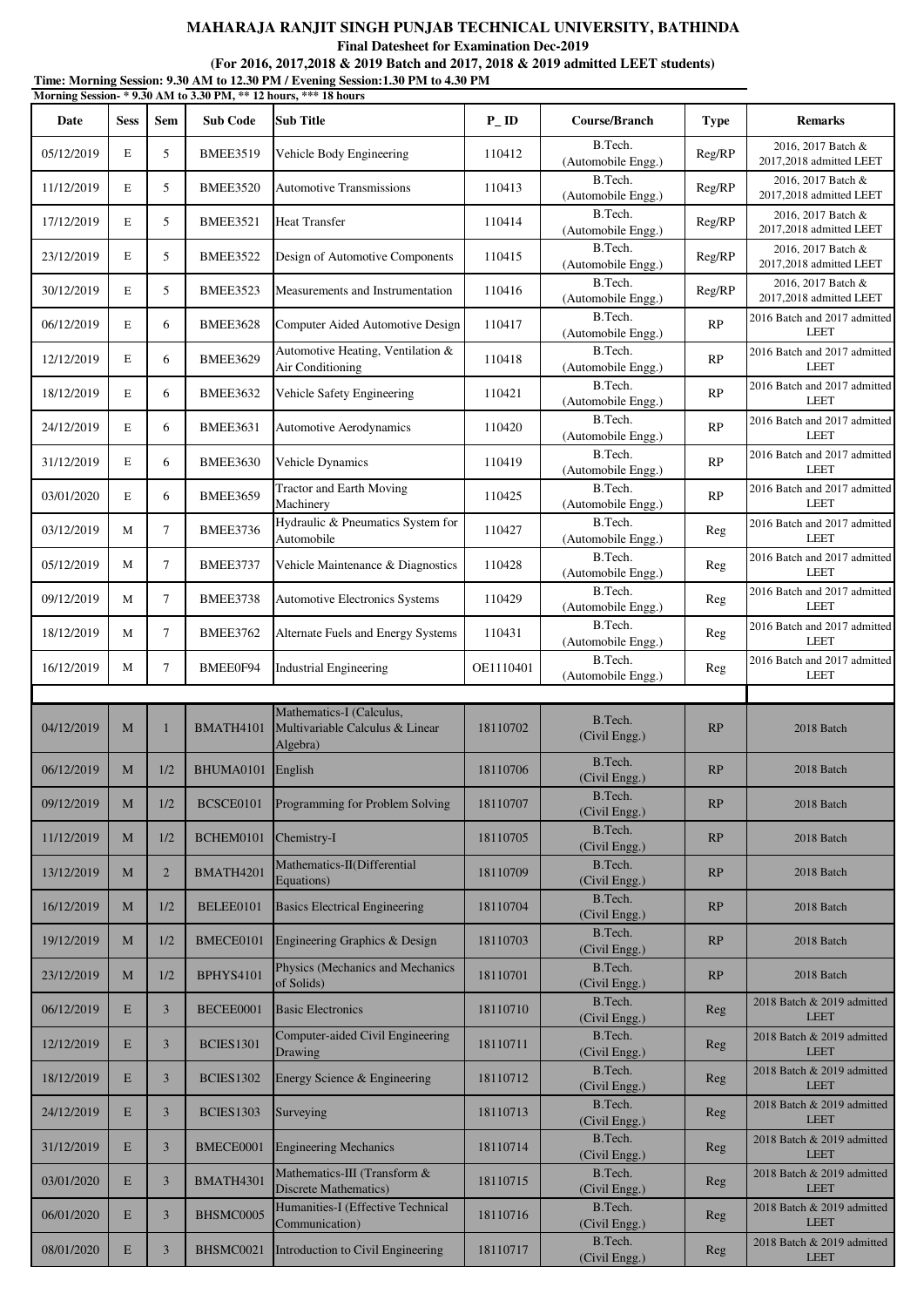# MAHARAJA RANJIT SINGH PUNJAB TECHNICAL UNIVERSITY, BATHINDA

**Final Datesheet for Examination Dec-2019**

**(For 2016, 2017,2018 & 2019 Batch and 2017, 2018 & 2019 admitted LEET students)**

**Time: Morning Session: 9.30 AM to 12.30 PM / Evening Session:1.30 PM to 4.30 PM**

**Morning Session- * 9.30 AM to 3.30 PM, ** 12 hours, *** 18 hours**

| Date | Sess | Sem | Sub Code | Sub Title | P_ID | Course/Branch | Type | Remarks |
|---|---|---|---|---|---|---|---|---|
| 05/12/2019 | E | 5 | BMEE3519 | Vehicle Body Engineering | 110412 | B.Tech. (Automobile Engg.) | Reg/RP | 2016, 2017 Batch & 2017,2018 admitted LEET |
| 11/12/2019 | E | 5 | BMEE3520 | Automotive Transmissions | 110413 | B.Tech. (Automobile Engg.) | Reg/RP | 2016, 2017 Batch & 2017,2018 admitted LEET |
| 17/12/2019 | E | 5 | BMEE3521 | Heat Transfer | 110414 | B.Tech. (Automobile Engg.) | Reg/RP | 2016, 2017 Batch & 2017,2018 admitted LEET |
| 23/12/2019 | E | 5 | BMEE3522 | Design of Automotive Components | 110415 | B.Tech. (Automobile Engg.) | Reg/RP | 2016, 2017 Batch & 2017,2018 admitted LEET |
| 30/12/2019 | E | 5 | BMEE3523 | Measurements and Instrumentation | 110416 | B.Tech. (Automobile Engg.) | Reg/RP | 2016, 2017 Batch & 2017,2018 admitted LEET |
| 06/12/2019 | E | 6 | BMEE3628 | Computer Aided Automotive Design | 110417 | B.Tech. (Automobile Engg.) | RP | 2016 Batch and 2017 admitted LEET |
| 12/12/2019 | E | 6 | BMEE3629 | Automotive Heating, Ventilation & Air Conditioning | 110418 | B.Tech. (Automobile Engg.) | RP | 2016 Batch and 2017 admitted LEET |
| 18/12/2019 | E | 6 | BMEE3632 | Vehicle Safety Engineering | 110421 | B.Tech. (Automobile Engg.) | RP | 2016 Batch and 2017 admitted LEET |
| 24/12/2019 | E | 6 | BMEE3631 | Automotive Aerodynamics | 110420 | B.Tech. (Automobile Engg.) | RP | 2016 Batch and 2017 admitted LEET |
| 31/12/2019 | E | 6 | BMEE3630 | Vehicle Dynamics | 110419 | B.Tech. (Automobile Engg.) | RP | 2016 Batch and 2017 admitted LEET |
| 03/01/2020 | E | 6 | BMEE3659 | Tractor and Earth Moving Machinery | 110425 | B.Tech. (Automobile Engg.) | RP | 2016 Batch and 2017 admitted LEET |
| 03/12/2019 | M | 7 | BMEE3736 | Hydraulic & Pneumatics System for Automobile | 110427 | B.Tech. (Automobile Engg.) | Reg | 2016 Batch and 2017 admitted LEET |
| 05/12/2019 | M | 7 | BMEE3737 | Vehicle Maintenance & Diagnostics | 110428 | B.Tech. (Automobile Engg.) | Reg | 2016 Batch and 2017 admitted LEET |
| 09/12/2019 | M | 7 | BMEE3738 | Automotive Electronics Systems | 110429 | B.Tech. (Automobile Engg.) | Reg | 2016 Batch and 2017 admitted LEET |
| 18/12/2019 | M | 7 | BMEE3762 | Alternate Fuels and Energy Systems | 110431 | B.Tech. (Automobile Engg.) | Reg | 2016 Batch and 2017 admitted LEET |
| 16/12/2019 | M | 7 | BMEE0F94 | Industrial Engineering | OE1110401 | B.Tech. (Automobile Engg.) | Reg | 2016 Batch and 2017 admitted LEET |
| | | | | | | | | |
| 04/12/2019 | M | 1 | BMATH4101 | Mathematics-I (Calculus, Multivariable Calculus & Linear Algebra) | 18110702 | B.Tech. (Civil Engg.) | RP | 2018 Batch |
| 06/12/2019 | M | 1/2 | BHUMA0101 | English | 18110706 | B.Tech. (Civil Engg.) | RP | 2018 Batch |
| 09/12/2019 | M | 1/2 | BCSCE0101 | Programming for Problem Solving | 18110707 | B.Tech. (Civil Engg.) | RP | 2018 Batch |
| 11/12/2019 | M | 1/2 | BCHEM0101 | Chemistry-I | 18110705 | B.Tech. (Civil Engg.) | RP | 2018 Batch |
| 13/12/2019 | M | 2 | BMATH4201 | Mathematics-II(Differential Equations) | 18110709 | B.Tech. (Civil Engg.) | RP | 2018 Batch |
| 16/12/2019 | M | 1/2 | BELEE0101 | Basics Electrical Engineering | 18110704 | B.Tech. (Civil Engg.) | RP | 2018 Batch |
| 19/12/2019 | M | 1/2 | BMECE0101 | Engineering Graphics & Design | 18110703 | B.Tech. (Civil Engg.) | RP | 2018 Batch |
| 23/12/2019 | M | 1/2 | BPHYS4101 | Physics (Mechanics and Mechanics of Solids) | 18110701 | B.Tech. (Civil Engg.) | RP | 2018 Batch |
| 06/12/2019 | E | 3 | BECEE0001 | Basic Electronics | 18110710 | B.Tech. (Civil Engg.) | Reg | 2018 Batch & 2019 admitted LEET |
| 12/12/2019 | E | 3 | BCIES1301 | Computer-aided Civil Engineering Drawing | 18110711 | B.Tech. (Civil Engg.) | Reg | 2018 Batch & 2019 admitted LEET |
| 18/12/2019 | E | 3 | BCIES1302 | Energy Science & Engineering | 18110712 | B.Tech. (Civil Engg.) | Reg | 2018 Batch & 2019 admitted LEET |
| 24/12/2019 | E | 3 | BCIES1303 | Surveying | 18110713 | B.Tech. (Civil Engg.) | Reg | 2018 Batch & 2019 admitted LEET |
| 31/12/2019 | E | 3 | BMECE0001 | Engineering Mechanics | 18110714 | B.Tech. (Civil Engg.) | Reg | 2018 Batch & 2019 admitted LEET |
| 03/01/2020 | E | 3 | BMATH4301 | Mathematics-III (Transform & Discrete Mathematics) | 18110715 | B.Tech. (Civil Engg.) | Reg | 2018 Batch & 2019 admitted LEET |
| 06/01/2020 | E | 3 | BHSMC0005 | Humanities-I (Effective Technical Communication) | 18110716 | B.Tech. (Civil Engg.) | Reg | 2018 Batch & 2019 admitted LEET |
| 08/01/2020 | E | 3 | BHSMC0021 | Introduction to Civil Engineering | 18110717 | B.Tech. (Civil Engg.) | Reg | 2018 Batch & 2019 admitted LEET |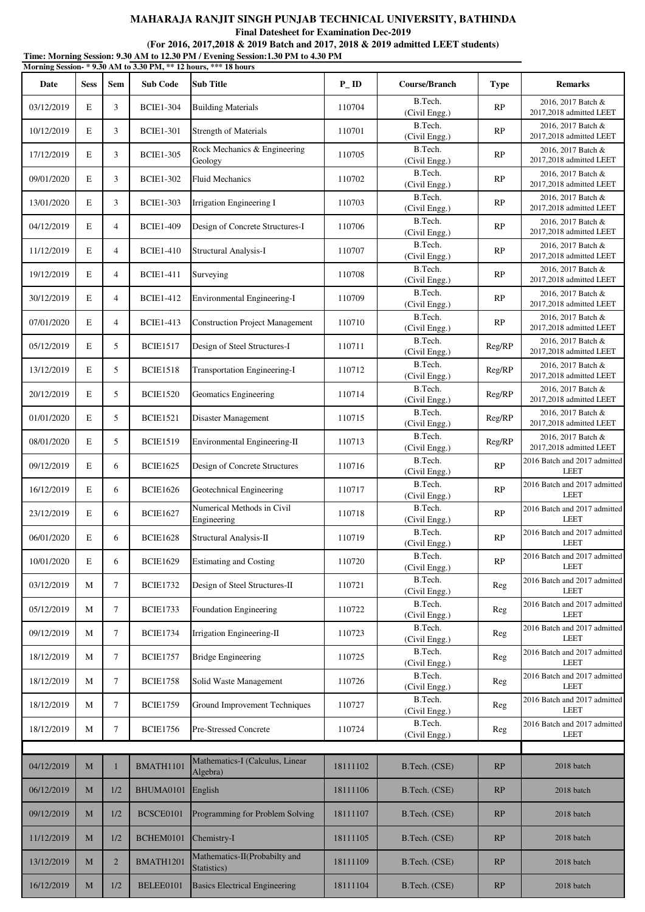# MAHARAJA RANJIT SINGH PUNJAB TECHNICAL UNIVERSITY, BATHINDA

**Final Datesheet for Examination Dec-2019**

**(For 2016, 2017,2018 & 2019 Batch and 2017, 2018 & 2019 admitted LEET students)**

**Time: Morning Session: 9.30 AM to 12.30 PM / Evening Session:1.30 PM to 4.30 PM**

**Morning Session- * 9.30 AM to 3.30 PM, ** 12 hours, *** 18 hours**

| Date | Sess | Sem | Sub Code | Sub Title | P_ID | Course/Branch | Type | Remarks |
|---|---|---|---|---|---|---|---|---|
| 03/12/2019 | E | 3 | BCIE1-304 | Building Materials | 110704 | B.Tech. (Civil Engg.) | RP | 2016, 2017 Batch & 2017,2018 admitted LEET |
| 10/12/2019 | E | 3 | BCIE1-301 | Strength of Materials | 110701 | B.Tech. (Civil Engg.) | RP | 2016, 2017 Batch & 2017,2018 admitted LEET |
| 17/12/2019 | E | 3 | BCIE1-305 | Rock Mechanics & Engineering Geology | 110705 | B.Tech. (Civil Engg.) | RP | 2016, 2017 Batch & 2017,2018 admitted LEET |
| 09/01/2020 | E | 3 | BCIE1-302 | Fluid Mechanics | 110702 | B.Tech. (Civil Engg.) | RP | 2016, 2017 Batch & 2017,2018 admitted LEET |
| 13/01/2020 | E | 3 | BCIE1-303 | Irrigation Engineering I | 110703 | B.Tech. (Civil Engg.) | RP | 2016, 2017 Batch & 2017,2018 admitted LEET |
| 04/12/2019 | E | 4 | BCIE1-409 | Design of Concrete Structures-I | 110706 | B.Tech. (Civil Engg.) | RP | 2016, 2017 Batch & 2017,2018 admitted LEET |
| 11/12/2019 | E | 4 | BCIE1-410 | Structural Analysis-I | 110707 | B.Tech. (Civil Engg.) | RP | 2016, 2017 Batch & 2017,2018 admitted LEET |
| 19/12/2019 | E | 4 | BCIE1-411 | Surveying | 110708 | B.Tech. (Civil Engg.) | RP | 2016, 2017 Batch & 2017,2018 admitted LEET |
| 30/12/2019 | E | 4 | BCIE1-412 | Environmental Engineering-I | 110709 | B.Tech. (Civil Engg.) | RP | 2016, 2017 Batch & 2017,2018 admitted LEET |
| 07/01/2020 | E | 4 | BCIE1-413 | Construction Project Management | 110710 | B.Tech. (Civil Engg.) | RP | 2016, 2017 Batch & 2017,2018 admitted LEET |
| 05/12/2019 | E | 5 | BCIE1517 | Design of Steel Structures-I | 110711 | B.Tech. (Civil Engg.) | Reg/RP | 2016, 2017 Batch & 2017,2018 admitted LEET |
| 13/12/2019 | E | 5 | BCIE1518 | Transportation Engineering-I | 110712 | B.Tech. (Civil Engg.) | Reg/RP | 2016, 2017 Batch & 2017,2018 admitted LEET |
| 20/12/2019 | E | 5 | BCIE1520 | Geomatics Engineering | 110714 | B.Tech. (Civil Engg.) | Reg/RP | 2016, 2017 Batch & 2017,2018 admitted LEET |
| 01/01/2020 | E | 5 | BCIE1521 | Disaster Management | 110715 | B.Tech. (Civil Engg.) | Reg/RP | 2016, 2017 Batch & 2017,2018 admitted LEET |
| 08/01/2020 | E | 5 | BCIE1519 | Environmental Engineering-II | 110713 | B.Tech. (Civil Engg.) | Reg/RP | 2016, 2017 Batch & 2017,2018 admitted LEET |
| 09/12/2019 | E | 6 | BCIE1625 | Design of Concrete Structures | 110716 | B.Tech. (Civil Engg.) | RP | 2016 Batch and 2017 admitted LEET |
| 16/12/2019 | E | 6 | BCIE1626 | Geotechnical Engineering | 110717 | B.Tech. (Civil Engg.) | RP | 2016 Batch and 2017 admitted LEET |
| 23/12/2019 | E | 6 | BCIE1627 | Numerical Methods in Civil Engineering | 110718 | B.Tech. (Civil Engg.) | RP | 2016 Batch and 2017 admitted LEET |
| 06/01/2020 | E | 6 | BCIE1628 | Structural Analysis-II | 110719 | B.Tech. (Civil Engg.) | RP | 2016 Batch and 2017 admitted LEET |
| 10/01/2020 | E | 6 | BCIE1629 | Estimating and Costing | 110720 | B.Tech. (Civil Engg.) | RP | 2016 Batch and 2017 admitted LEET |
| 03/12/2019 | M | 7 | BCIE1732 | Design of Steel Structures-II | 110721 | B.Tech. (Civil Engg.) | Reg | 2016 Batch and 2017 admitted LEET |
| 05/12/2019 | M | 7 | BCIE1733 | Foundation Engineering | 110722 | B.Tech. (Civil Engg.) | Reg | 2016 Batch and 2017 admitted LEET |
| 09/12/2019 | M | 7 | BCIE1734 | Irrigation Engineering-II | 110723 | B.Tech. (Civil Engg.) | Reg | 2016 Batch and 2017 admitted LEET |
| 18/12/2019 | M | 7 | BCIE1757 | Bridge Engineering | 110725 | B.Tech. (Civil Engg.) | Reg | 2016 Batch and 2017 admitted LEET |
| 18/12/2019 | M | 7 | BCIE1758 | Solid Waste Management | 110726 | B.Tech. (Civil Engg.) | Reg | 2016 Batch and 2017 admitted LEET |
| 18/12/2019 | M | 7 | BCIE1759 | Ground Improvement Techniques | 110727 | B.Tech. (Civil Engg.) | Reg | 2016 Batch and 2017 admitted LEET |
| 18/12/2019 | M | 7 | BCIE1756 | Pre-Stressed Concrete | 110724 | B.Tech. (Civil Engg.) | Reg | 2016 Batch and 2017 admitted LEET |
| | | | | | | | | |
| 04/12/2019 | M | 1 | BMATH1101 | Mathematics-I (Calculus, Linear Algebra) | 18111102 | B.Tech. (CSE) | RP | 2018 batch |
| 06/12/2019 | M | 1/2 | BHUMA0101 | English | 18111106 | B.Tech. (CSE) | RP | 2018 batch |
| 09/12/2019 | M | 1/2 | BCSCE0101 | Programming for Problem Solving | 18111107 | B.Tech. (CSE) | RP | 2018 batch |
| 11/12/2019 | M | 1/2 | BCHEM0101 | Chemistry-I | 18111105 | B.Tech. (CSE) | RP | 2018 batch |
| 13/12/2019 | M | 2 | BMATH1201 | Mathematics-II(Probabilty and Statistics) | 18111109 | B.Tech. (CSE) | RP | 2018 batch |
| 16/12/2019 | M | 1/2 | BELEE0101 | Basics Electrical Engineering | 18111104 | B.Tech. (CSE) | RP | 2018 batch |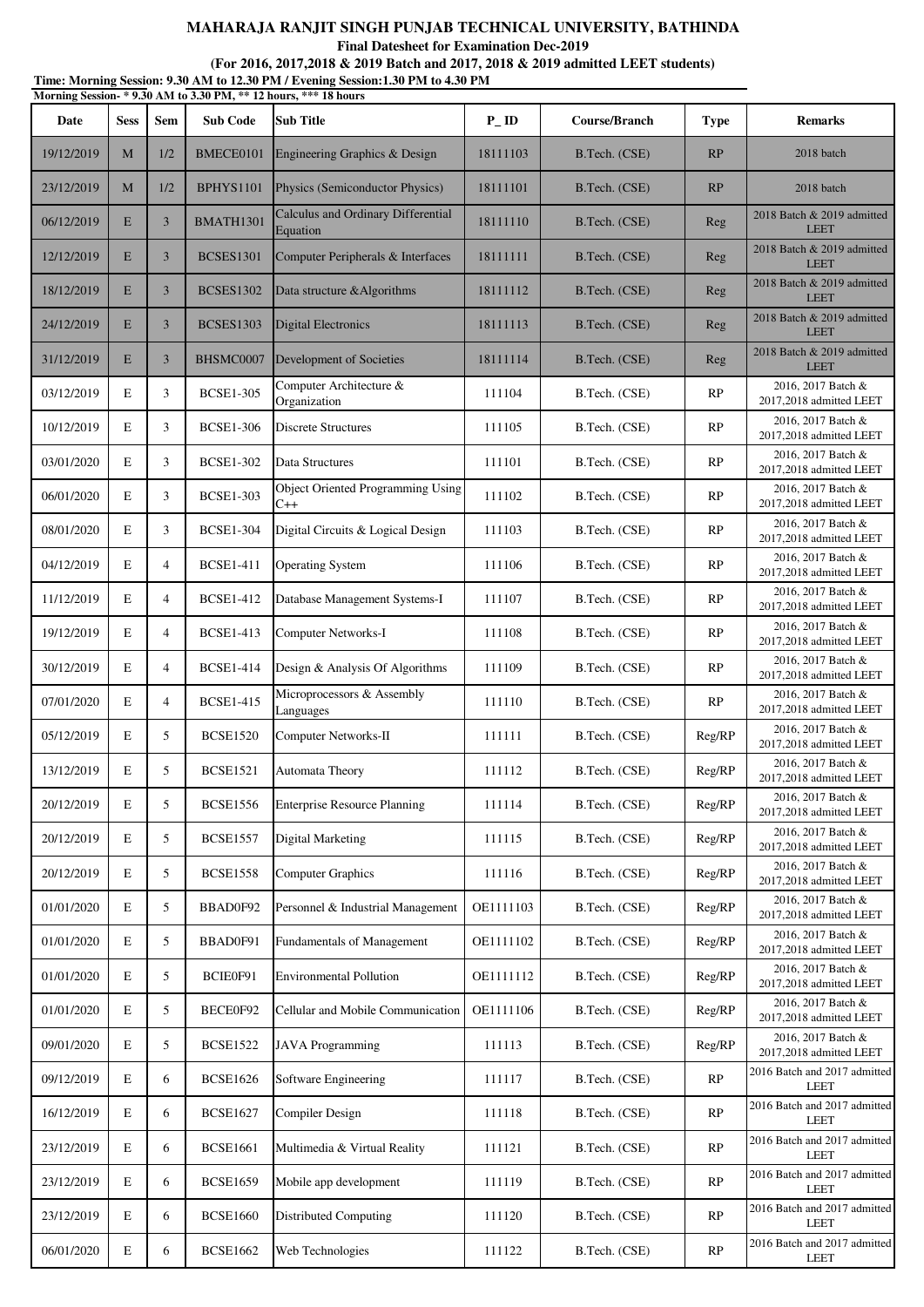# MAHARAJA RANJIT SINGH PUNJAB TECHNICAL UNIVERSITY, BATHINDA

**Final Datesheet for Examination Dec-2019**

**(For 2016, 2017,2018 & 2019 Batch and 2017, 2018 & 2019 admitted LEET students)**

**Time: Morning Session: 9.30 AM to 12.30 PM / Evening Session:1.30 PM to 4.30 PM**

**Morning Session- * 9.30 AM to 3.30 PM, ** 12 hours, *** 18 hours**

| Date | Sess | Sem | Sub Code | Sub Title | P_ID | Course/Branch | Type | Remarks |
|---|---|---|---|---|---|---|---|---|
| 19/12/2019 | M | 1/2 | BMECE0101 | Engineering Graphics & Design | 18111103 | B.Tech. (CSE) | RP | 2018 batch |
| 23/12/2019 | M | 1/2 | BPHYS1101 | Physics (Semiconductor Physics) | 18111101 | B.Tech. (CSE) | RP | 2018 batch |
| 06/12/2019 | E | 3 | BMATH1301 | Calculus and Ordinary Differential Equation | 18111110 | B.Tech. (CSE) | Reg | 2018 Batch & 2019 admitted LEET |
| 12/12/2019 | E | 3 | BCSES1301 | Computer Peripherals & Interfaces | 18111111 | B.Tech. (CSE) | Reg | 2018 Batch & 2019 admitted LEET |
| 18/12/2019 | E | 3 | BCSES1302 | Data structure &Algorithms | 18111112 | B.Tech. (CSE) | Reg | 2018 Batch & 2019 admitted LEET |
| 24/12/2019 | E | 3 | BCSES1303 | Digital Electronics | 18111113 | B.Tech. (CSE) | Reg | 2018 Batch & 2019 admitted LEET |
| 31/12/2019 | E | 3 | BHSMC0007 | Development of Societies | 18111114 | B.Tech. (CSE) | Reg | 2018 Batch & 2019 admitted LEET |
| 03/12/2019 | E | 3 | BCSE1-305 | Computer Architecture & Organization | 111104 | B.Tech. (CSE) | RP | 2016, 2017 Batch & 2017,2018 admitted LEET |
| 10/12/2019 | E | 3 | BCSE1-306 | Discrete Structures | 111105 | B.Tech. (CSE) | RP | 2016, 2017 Batch & 2017,2018 admitted LEET |
| 03/01/2020 | E | 3 | BCSE1-302 | Data Structures | 111101 | B.Tech. (CSE) | RP | 2016, 2017 Batch & 2017,2018 admitted LEET |
| 06/01/2020 | E | 3 | BCSE1-303 | Object Oriented Programming Using C++ | 111102 | B.Tech. (CSE) | RP | 2016, 2017 Batch & 2017,2018 admitted LEET |
| 08/01/2020 | E | 3 | BCSE1-304 | Digital Circuits & Logical Design | 111103 | B.Tech. (CSE) | RP | 2016, 2017 Batch & 2017,2018 admitted LEET |
| 04/12/2019 | E | 4 | BCSE1-411 | Operating System | 111106 | B.Tech. (CSE) | RP | 2016, 2017 Batch & 2017,2018 admitted LEET |
| 11/12/2019 | E | 4 | BCSE1-412 | Database Management Systems-I | 111107 | B.Tech. (CSE) | RP | 2016, 2017 Batch & 2017,2018 admitted LEET |
| 19/12/2019 | E | 4 | BCSE1-413 | Computer Networks-I | 111108 | B.Tech. (CSE) | RP | 2016, 2017 Batch & 2017,2018 admitted LEET |
| 30/12/2019 | E | 4 | BCSE1-414 | Design & Analysis Of Algorithms | 111109 | B.Tech. (CSE) | RP | 2016, 2017 Batch & 2017,2018 admitted LEET |
| 07/01/2020 | E | 4 | BCSE1-415 | Microprocessors & Assembly Languages | 111110 | B.Tech. (CSE) | RP | 2016, 2017 Batch & 2017,2018 admitted LEET |
| 05/12/2019 | E | 5 | BCSE1520 | Computer Networks-II | 111111 | B.Tech. (CSE) | Reg/RP | 2016, 2017 Batch & 2017,2018 admitted LEET |
| 13/12/2019 | E | 5 | BCSE1521 | Automata Theory | 111112 | B.Tech. (CSE) | Reg/RP | 2016, 2017 Batch & 2017,2018 admitted LEET |
| 20/12/2019 | E | 5 | BCSE1556 | Enterprise Resource Planning | 111114 | B.Tech. (CSE) | Reg/RP | 2016, 2017 Batch & 2017,2018 admitted LEET |
| 20/12/2019 | E | 5 | BCSE1557 | Digital Marketing | 111115 | B.Tech. (CSE) | Reg/RP | 2016, 2017 Batch & 2017,2018 admitted LEET |
| 20/12/2019 | E | 5 | BCSE1558 | Computer Graphics | 111116 | B.Tech. (CSE) | Reg/RP | 2016, 2017 Batch & 2017,2018 admitted LEET |
| 01/01/2020 | E | 5 | BBAD0F92 | Personnel & Industrial Management | OE1111103 | B.Tech. (CSE) | Reg/RP | 2016, 2017 Batch & 2017,2018 admitted LEET |
| 01/01/2020 | E | 5 | BBAD0F91 | Fundamentals of Management | OE1111102 | B.Tech. (CSE) | Reg/RP | 2016, 2017 Batch & 2017,2018 admitted LEET |
| 01/01/2020 | E | 5 | BCIE0F91 | Environmental Pollution | OE1111112 | B.Tech. (CSE) | Reg/RP | 2016, 2017 Batch & 2017,2018 admitted LEET |
| 01/01/2020 | E | 5 | BECE0F92 | Cellular and Mobile Communication | OE1111106 | B.Tech. (CSE) | Reg/RP | 2016, 2017 Batch & 2017,2018 admitted LEET |
| 09/01/2020 | E | 5 | BCSE1522 | JAVA Programming | 111113 | B.Tech. (CSE) | Reg/RP | 2016, 2017 Batch & 2017,2018 admitted LEET |
| 09/12/2019 | E | 6 | BCSE1626 | Software Engineering | 111117 | B.Tech. (CSE) | RP | 2016 Batch and 2017 admitted LEET |
| 16/12/2019 | E | 6 | BCSE1627 | Compiler Design | 111118 | B.Tech. (CSE) | RP | 2016 Batch and 2017 admitted LEET |
| 23/12/2019 | E | 6 | BCSE1661 | Multimedia & Virtual Reality | 111121 | B.Tech. (CSE) | RP | 2016 Batch and 2017 admitted LEET |
| 23/12/2019 | E | 6 | BCSE1659 | Mobile app development | 111119 | B.Tech. (CSE) | RP | 2016 Batch and 2017 admitted LEET |
| 23/12/2019 | E | 6 | BCSE1660 | Distributed Computing | 111120 | B.Tech. (CSE) | RP | 2016 Batch and 2017 admitted LEET |
| 06/01/2020 | E | 6 | BCSE1662 | Web Technologies | 111122 | B.Tech. (CSE) | RP | 2016 Batch and 2017 admitted LEET |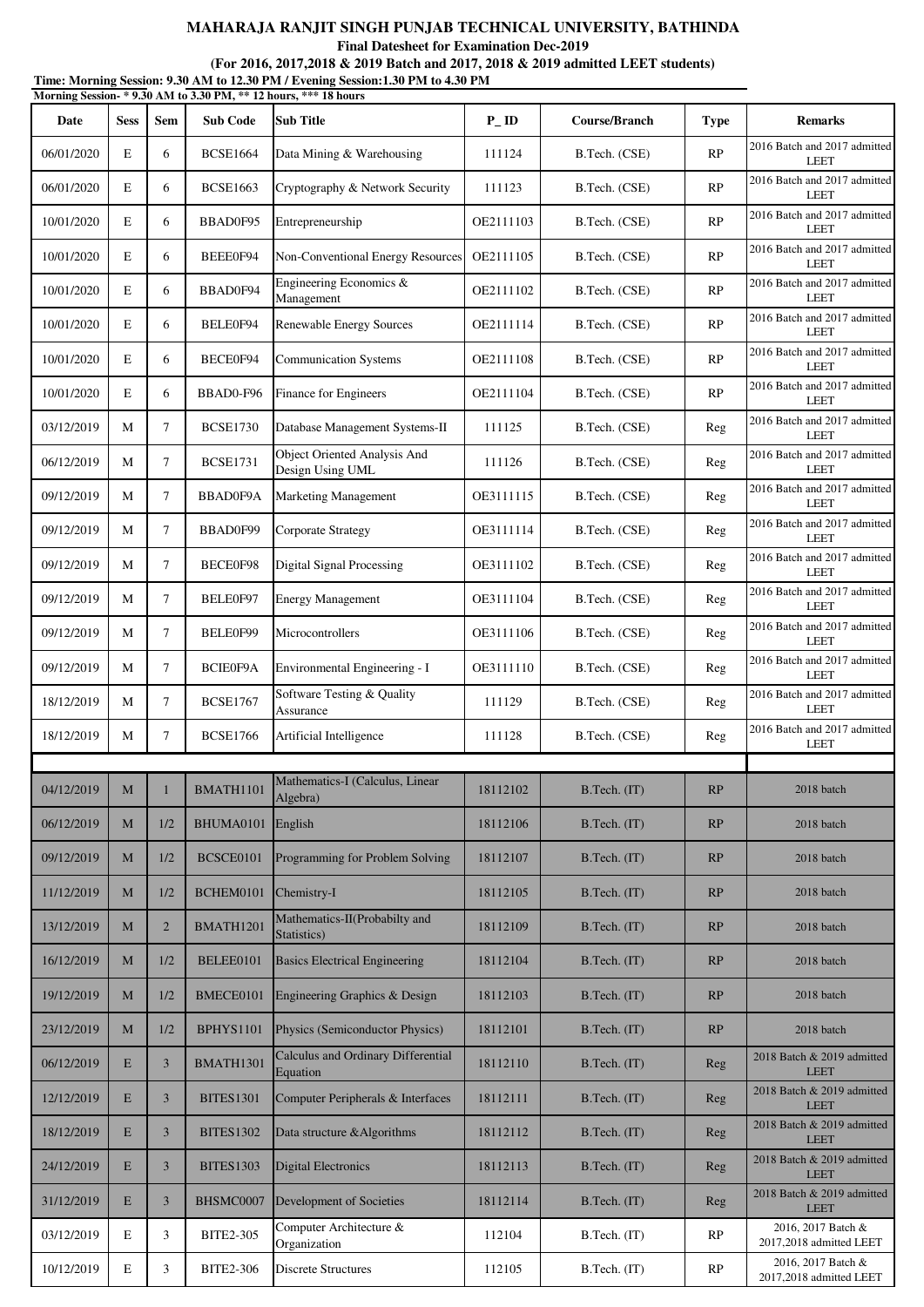# MAHARAJA RANJIT SINGH PUNJAB TECHNICAL UNIVERSITY, BATHINDA

**Final Datesheet for Examination Dec-2019**

**(For 2016, 2017,2018 & 2019 Batch and 2017, 2018 & 2019 admitted LEET students)**

**Time: Morning Session: 9.30 AM to 12.30 PM / Evening Session:1.30 PM to 4.30 PM**

**Morning Session- * 9.30 AM to 3.30 PM, ** 12 hours, *** 18 hours**

| Date | Sess | Sem | Sub Code | Sub Title | P_ ID | Course/Branch | Type | Remarks |
|---|---|---|---|---|---|---|---|---|
| 06/01/2020 | E | 6 | BCSE1664 | Data Mining & Warehousing | 111124 | B.Tech. (CSE) | RP | 2016 Batch and 2017 admitted LEET |
| 06/01/2020 | E | 6 | BCSE1663 | Cryptography & Network Security | 111123 | B.Tech. (CSE) | RP | 2016 Batch and 2017 admitted LEET |
| 10/01/2020 | E | 6 | BBAD0F95 | Entrepreneurship | OE2111103 | B.Tech. (CSE) | RP | 2016 Batch and 2017 admitted LEET |
| 10/01/2020 | E | 6 | BEEE0F94 | Non-Conventional Energy Resources | OE2111105 | B.Tech. (CSE) | RP | 2016 Batch and 2017 admitted LEET |
| 10/01/2020 | E | 6 | BBAD0F94 | Engineering Economics & Management | OE2111102 | B.Tech. (CSE) | RP | 2016 Batch and 2017 admitted LEET |
| 10/01/2020 | E | 6 | BELE0F94 | Renewable Energy Sources | OE2111114 | B.Tech. (CSE) | RP | 2016 Batch and 2017 admitted LEET |
| 10/01/2020 | E | 6 | BECE0F94 | Communication Systems | OE2111108 | B.Tech. (CSE) | RP | 2016 Batch and 2017 admitted LEET |
| 10/01/2020 | E | 6 | BBAD0-F96 | Finance for Engineers | OE2111104 | B.Tech. (CSE) | RP | 2016 Batch and 2017 admitted LEET |
| 03/12/2019 | M | 7 | BCSE1730 | Database Management Systems-II | 111125 | B.Tech. (CSE) | Reg | 2016 Batch and 2017 admitted LEET |
| 06/12/2019 | M | 7 | BCSE1731 | Object Oriented Analysis And Design Using UML | 111126 | B.Tech. (CSE) | Reg | 2016 Batch and 2017 admitted LEET |
| 09/12/2019 | M | 7 | BBAD0F9A | Marketing Management | OE3111115 | B.Tech. (CSE) | Reg | 2016 Batch and 2017 admitted LEET |
| 09/12/2019 | M | 7 | BBAD0F99 | Corporate Strategy | OE3111114 | B.Tech. (CSE) | Reg | 2016 Batch and 2017 admitted LEET |
| 09/12/2019 | M | 7 | BECE0F98 | Digital Signal Processing | OE3111102 | B.Tech. (CSE) | Reg | 2016 Batch and 2017 admitted LEET |
| 09/12/2019 | M | 7 | BELE0F97 | Energy Management | OE3111104 | B.Tech. (CSE) | Reg | 2016 Batch and 2017 admitted LEET |
| 09/12/2019 | M | 7 | BELE0F99 | Microcontrollers | OE3111106 | B.Tech. (CSE) | Reg | 2016 Batch and 2017 admitted LEET |
| 09/12/2019 | M | 7 | BCIE0F9A | Environmental Engineering - I | OE3111110 | B.Tech. (CSE) | Reg | 2016 Batch and 2017 admitted LEET |
| 18/12/2019 | M | 7 | BCSE1767 | Software Testing & Quality Assurance | 111129 | B.Tech. (CSE) | Reg | 2016 Batch and 2017 admitted LEET |
| 18/12/2019 | M | 7 | BCSE1766 | Artificial Intelligence | 111128 | B.Tech. (CSE) | Reg | 2016 Batch and 2017 admitted LEET |
| | | | | | | | | |
| 04/12/2019 | M | 1 | BMATH1101 | Mathematics-I (Calculus, Linear Algebra) | 18112102 | B.Tech. (IT) | RP | 2018 batch |
| 06/12/2019 | M | 1/2 | BHUMA0101 | English | 18112106 | B.Tech. (IT) | RP | 2018 batch |
| 09/12/2019 | M | 1/2 | BCSCE0101 | Programming for Problem Solving | 18112107 | B.Tech. (IT) | RP | 2018 batch |
| 11/12/2019 | M | 1/2 | BCHEM0101 | Chemistry-I | 18112105 | B.Tech. (IT) | RP | 2018 batch |
| 13/12/2019 | M | 2 | BMATH1201 | Mathematics-II(Probabilty and Statistics) | 18112109 | B.Tech. (IT) | RP | 2018 batch |
| 16/12/2019 | M | 1/2 | BELEE0101 | Basics Electrical Engineering | 18112104 | B.Tech. (IT) | RP | 2018 batch |
| 19/12/2019 | M | 1/2 | BMECE0101 | Engineering Graphics & Design | 18112103 | B.Tech. (IT) | RP | 2018 batch |
| 23/12/2019 | M | 1/2 | BPHYS1101 | Physics (Semiconductor Physics) | 18112101 | B.Tech. (IT) | RP | 2018 batch |
| 06/12/2019 | E | 3 | BMATH1301 | Calculus and Ordinary Differential Equation | 18112110 | B.Tech. (IT) | Reg | 2018 Batch & 2019 admitted LEET |
| 12/12/2019 | E | 3 | BITES1301 | Computer Peripherals & Interfaces | 18112111 | B.Tech. (IT) | Reg | 2018 Batch & 2019 admitted LEET |
| 18/12/2019 | E | 3 | BITES1302 | Data structure &Algorithms | 18112112 | B.Tech. (IT) | Reg | 2018 Batch & 2019 admitted LEET |
| 24/12/2019 | E | 3 | BITES1303 | Digital Electronics | 18112113 | B.Tech. (IT) | Reg | 2018 Batch & 2019 admitted LEET |
| 31/12/2019 | E | 3 | BHSMC0007 | Development of Societies | 18112114 | B.Tech. (IT) | Reg | 2018 Batch & 2019 admitted LEET |
| 03/12/2019 | E | 3 | BITE2-305 | Computer Architecture & Organization | 112104 | B.Tech. (IT) | RP | 2016, 2017 Batch & 2017,2018 admitted LEET |
| 10/12/2019 | E | 3 | BITE2-306 | Discrete Structures | 112105 | B.Tech. (IT) | RP | 2016, 2017 Batch & 2017,2018 admitted LEET |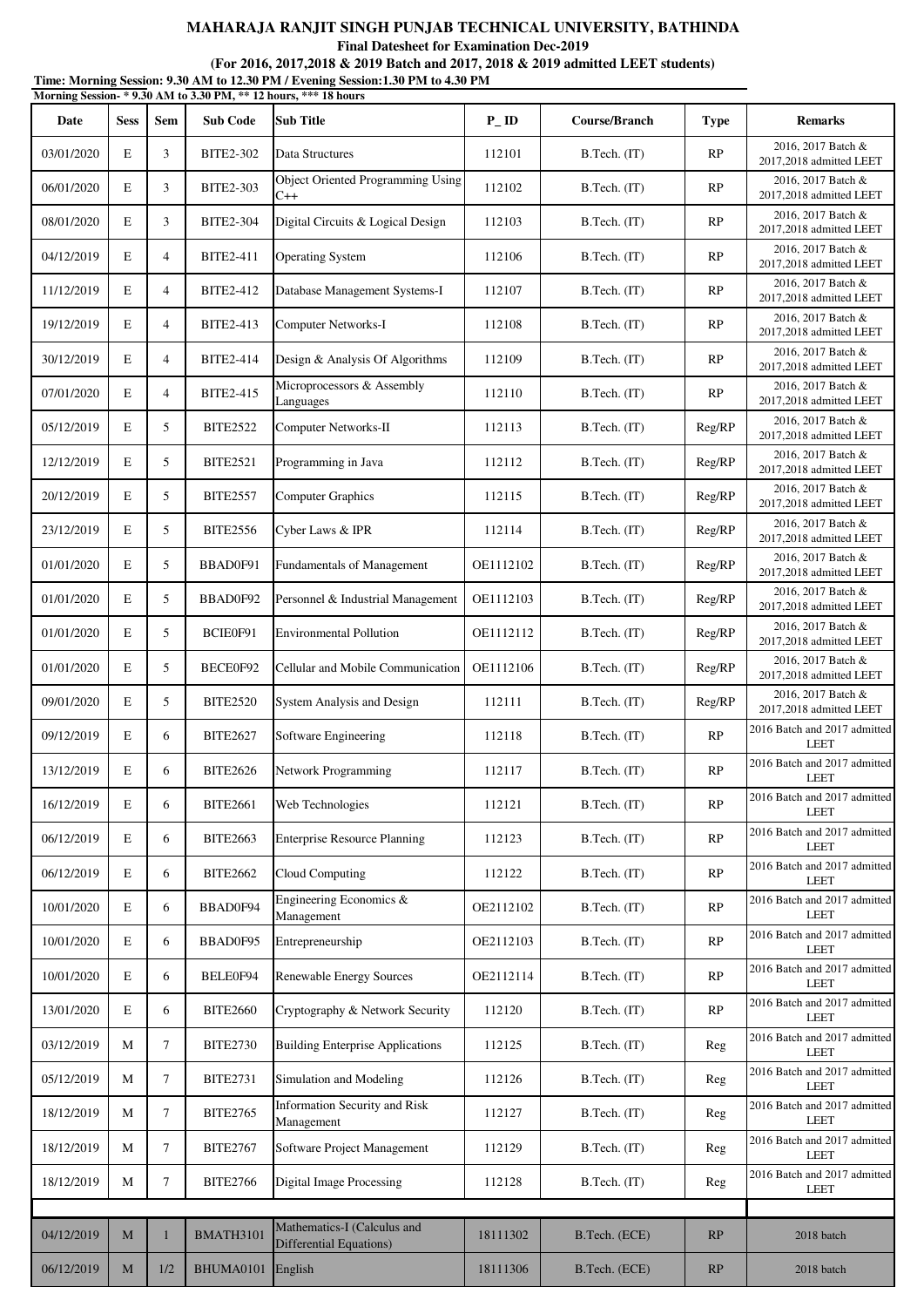# MAHARAJA RANJIT SINGH PUNJAB TECHNICAL UNIVERSITY, BATHINDA

**Final Datesheet for Examination Dec-2019**

**(For 2016, 2017,2018 & 2019 Batch and 2017, 2018 & 2019 admitted LEET students)**

**Time: Morning Session: 9.30 AM to 12.30 PM / Evening Session:1.30 PM to 4.30 PM**

**Morning Session- * 9.30 AM to 3.30 PM, ** 12 hours, *** 18 hours**

| Date | Sess | Sem | Sub Code | Sub Title | P_ID | Course/Branch | Type | Remarks |
|---|---|---|---|---|---|---|---|---|
| 03/01/2020 | E | 3 | BITE2-302 | Data Structures | 112101 | B.Tech. (IT) | RP | 2016, 2017 Batch & 2017,2018 admitted LEET |
| 06/01/2020 | E | 3 | BITE2-303 | Object Oriented Programming Using C++ | 112102 | B.Tech. (IT) | RP | 2016, 2017 Batch & 2017,2018 admitted LEET |
| 08/01/2020 | E | 3 | BITE2-304 | Digital Circuits & Logical Design | 112103 | B.Tech. (IT) | RP | 2016, 2017 Batch & 2017,2018 admitted LEET |
| 04/12/2019 | E | 4 | BITE2-411 | Operating System | 112106 | B.Tech. (IT) | RP | 2016, 2017 Batch & 2017,2018 admitted LEET |
| 11/12/2019 | E | 4 | BITE2-412 | Database Management Systems-I | 112107 | B.Tech. (IT) | RP | 2016, 2017 Batch & 2017,2018 admitted LEET |
| 19/12/2019 | E | 4 | BITE2-413 | Computer Networks-I | 112108 | B.Tech. (IT) | RP | 2016, 2017 Batch & 2017,2018 admitted LEET |
| 30/12/2019 | E | 4 | BITE2-414 | Design & Analysis Of Algorithms | 112109 | B.Tech. (IT) | RP | 2016, 2017 Batch & 2017,2018 admitted LEET |
| 07/01/2020 | E | 4 | BITE2-415 | Microprocessors & Assembly Languages | 112110 | B.Tech. (IT) | RP | 2016, 2017 Batch & 2017,2018 admitted LEET |
| 05/12/2019 | E | 5 | BITE2522 | Computer Networks-II | 112113 | B.Tech. (IT) | Reg/RP | 2016, 2017 Batch & 2017,2018 admitted LEET |
| 12/12/2019 | E | 5 | BITE2521 | Programming in Java | 112112 | B.Tech. (IT) | Reg/RP | 2016, 2017 Batch & 2017,2018 admitted LEET |
| 20/12/2019 | E | 5 | BITE2557 | Computer Graphics | 112115 | B.Tech. (IT) | Reg/RP | 2016, 2017 Batch & 2017,2018 admitted LEET |
| 23/12/2019 | E | 5 | BITE2556 | Cyber Laws & IPR | 112114 | B.Tech. (IT) | Reg/RP | 2016, 2017 Batch & 2017,2018 admitted LEET |
| 01/01/2020 | E | 5 | BBAD0F91 | Fundamentals of Management | OE1112102 | B.Tech. (IT) | Reg/RP | 2016, 2017 Batch & 2017,2018 admitted LEET |
| 01/01/2020 | E | 5 | BBAD0F92 | Personnel & Industrial Management | OE1112103 | B.Tech. (IT) | Reg/RP | 2016, 2017 Batch & 2017,2018 admitted LEET |
| 01/01/2020 | E | 5 | BCIE0F91 | Environmental Pollution | OE1112112 | B.Tech. (IT) | Reg/RP | 2016, 2017 Batch & 2017,2018 admitted LEET |
| 01/01/2020 | E | 5 | BECE0F92 | Cellular and Mobile Communication | OE1112106 | B.Tech. (IT) | Reg/RP | 2016, 2017 Batch & 2017,2018 admitted LEET |
| 09/01/2020 | E | 5 | BITE2520 | System Analysis and Design | 112111 | B.Tech. (IT) | Reg/RP | 2016, 2017 Batch & 2017,2018 admitted LEET |
| 09/12/2019 | E | 6 | BITE2627 | Software Engineering | 112118 | B.Tech. (IT) | RP | 2016 Batch and 2017 admitted LEET |
| 13/12/2019 | E | 6 | BITE2626 | Network Programming | 112117 | B.Tech. (IT) | RP | 2016 Batch and 2017 admitted LEET |
| 16/12/2019 | E | 6 | BITE2661 | Web Technologies | 112121 | B.Tech. (IT) | RP | 2016 Batch and 2017 admitted LEET |
| 06/12/2019 | E | 6 | BITE2663 | Enterprise Resource Planning | 112123 | B.Tech. (IT) | RP | 2016 Batch and 2017 admitted LEET |
| 06/12/2019 | E | 6 | BITE2662 | Cloud Computing | 112122 | B.Tech. (IT) | RP | 2016 Batch and 2017 admitted LEET |
| 10/01/2020 | E | 6 | BBAD0F94 | Engineering Economics & Management | OE2112102 | B.Tech. (IT) | RP | 2016 Batch and 2017 admitted LEET |
| 10/01/2020 | E | 6 | BBAD0F95 | Entrepreneurship | OE2112103 | B.Tech. (IT) | RP | 2016 Batch and 2017 admitted LEET |
| 10/01/2020 | E | 6 | BELE0F94 | Renewable Energy Sources | OE2112114 | B.Tech. (IT) | RP | 2016 Batch and 2017 admitted LEET |
| 13/01/2020 | E | 6 | BITE2660 | Cryptography & Network Security | 112120 | B.Tech. (IT) | RP | 2016 Batch and 2017 admitted LEET |
| 03/12/2019 | M | 7 | BITE2730 | Building Enterprise Applications | 112125 | B.Tech. (IT) | Reg | 2016 Batch and 2017 admitted LEET |
| 05/12/2019 | M | 7 | BITE2731 | Simulation and Modeling | 112126 | B.Tech. (IT) | Reg | 2016 Batch and 2017 admitted LEET |
| 18/12/2019 | M | 7 | BITE2765 | Information Security and Risk Management | 112127 | B.Tech. (IT) | Reg | 2016 Batch and 2017 admitted LEET |
| 18/12/2019 | M | 7 | BITE2767 | Software Project Management | 112129 | B.Tech. (IT) | Reg | 2016 Batch and 2017 admitted LEET |
| 18/12/2019 | M | 7 | BITE2766 | Digital Image Processing | 112128 | B.Tech. (IT) | Reg | 2016 Batch and 2017 admitted LEET |
| | | | | | | | | |
| 04/12/2019 | M | 1 | BMATH3101 | Mathematics-I (Calculus and Differential Equations) | 18111302 | B.Tech. (ECE) | RP | 2018 batch |
| 06/12/2019 | M | 1/2 | BHUMA0101 | English | 18111306 | B.Tech. (ECE) | RP | 2018 batch |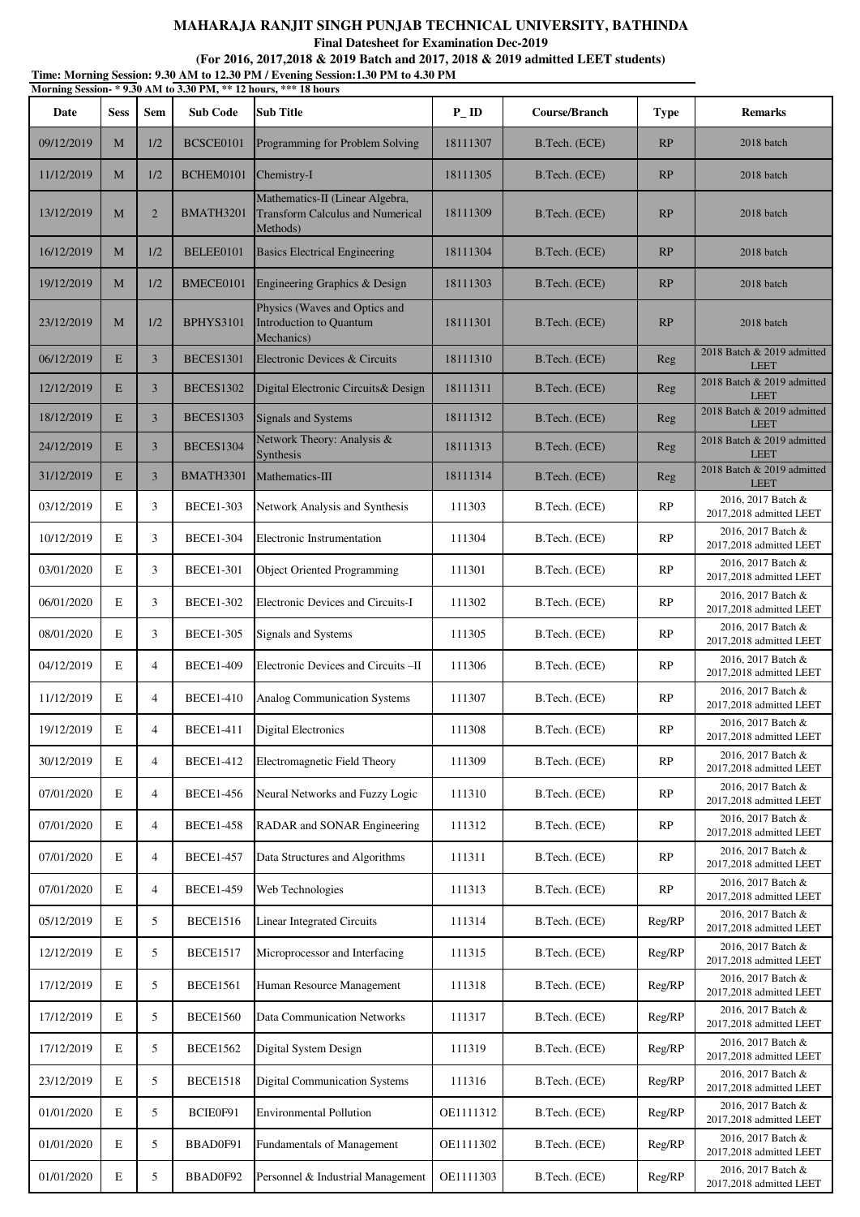# MAHARAJA RANJIT SINGH PUNJAB TECHNICAL UNIVERSITY, BATHINDA

**Final Datesheet for Examination Dec-2019**

**(For 2016, 2017,2018 & 2019 Batch and 2017, 2018 & 2019 admitted LEET students)**

**Time: Morning Session: 9.30 AM to 12.30 PM / Evening Session:1.30 PM to 4.30 PM**

**Morning Session- * 9.30 AM to 3.30 PM, ** 12 hours, *** 18 hours**

| Date | Sess | Sem | Sub Code | Sub Title | P_ID | Course/Branch | Type | Remarks |
|---|---|---|---|---|---|---|---|---|
| 09/12/2019 | M | 1/2 | BCSCE0101 | Programming for Problem Solving | 18111307 | B.Tech. (ECE) | RP | 2018 batch |
| 11/12/2019 | M | 1/2 | BCHEM0101 | Chemistry-I | 18111305 | B.Tech. (ECE) | RP | 2018 batch |
| 13/12/2019 | M | 2 | BMATH3201 | Mathematics-II (Linear Algebra, Transform Calculus and Numerical Methods) | 18111309 | B.Tech. (ECE) | RP | 2018 batch |
| 16/12/2019 | M | 1/2 | BELEE0101 | Basics Electrical Engineering | 18111304 | B.Tech. (ECE) | RP | 2018 batch |
| 19/12/2019 | M | 1/2 | BMECE0101 | Engineering Graphics & Design | 18111303 | B.Tech. (ECE) | RP | 2018 batch |
| 23/12/2019 | M | 1/2 | BPHYS3101 | Physics (Waves and Optics and Introduction to Quantum Mechanics) | 18111301 | B.Tech. (ECE) | RP | 2018 batch |
| 06/12/2019 | E | 3 | BECES1301 | Electronic Devices & Circuits | 18111310 | B.Tech. (ECE) | Reg | 2018 Batch & 2019 admitted LEET |
| 12/12/2019 | E | 3 | BECES1302 | Digital Electronic Circuits& Design | 18111311 | B.Tech. (ECE) | Reg | 2018 Batch & 2019 admitted LEET |
| 18/12/2019 | E | 3 | BECES1303 | Signals and Systems | 18111312 | B.Tech. (ECE) | Reg | 2018 Batch & 2019 admitted LEET |
| 24/12/2019 | E | 3 | BECES1304 | Network Theory: Analysis & Synthesis | 18111313 | B.Tech. (ECE) | Reg | 2018 Batch & 2019 admitted LEET |
| 31/12/2019 | E | 3 | BMATH3301 | Mathematics-III | 18111314 | B.Tech. (ECE) | Reg | 2018 Batch & 2019 admitted LEET |
| 03/12/2019 | E | 3 | BECE1-303 | Network Analysis and Synthesis | 111303 | B.Tech. (ECE) | RP | 2016, 2017 Batch & 2017,2018 admitted LEET |
| 10/12/2019 | E | 3 | BECE1-304 | Electronic Instrumentation | 111304 | B.Tech. (ECE) | RP | 2016, 2017 Batch & 2017,2018 admitted LEET |
| 03/01/2020 | E | 3 | BECE1-301 | Object Oriented Programming | 111301 | B.Tech. (ECE) | RP | 2016, 2017 Batch & 2017,2018 admitted LEET |
| 06/01/2020 | E | 3 | BECE1-302 | Electronic Devices and Circuits-I | 111302 | B.Tech. (ECE) | RP | 2016, 2017 Batch & 2017,2018 admitted LEET |
| 08/01/2020 | E | 3 | BECE1-305 | Signals and Systems | 111305 | B.Tech. (ECE) | RP | 2016, 2017 Batch & 2017,2018 admitted LEET |
| 04/12/2019 | E | 4 | BECE1-409 | Electronic Devices and Circuits –II | 111306 | B.Tech. (ECE) | RP | 2016, 2017 Batch & 2017,2018 admitted LEET |
| 11/12/2019 | E | 4 | BECE1-410 | Analog Communication Systems | 111307 | B.Tech. (ECE) | RP | 2016, 2017 Batch & 2017,2018 admitted LEET |
| 19/12/2019 | E | 4 | BECE1-411 | Digital Electronics | 111308 | B.Tech. (ECE) | RP | 2016, 2017 Batch & 2017,2018 admitted LEET |
| 30/12/2019 | E | 4 | BECE1-412 | Electromagnetic Field Theory | 111309 | B.Tech. (ECE) | RP | 2016, 2017 Batch & 2017,2018 admitted LEET |
| 07/01/2020 | E | 4 | BECE1-456 | Neural Networks and Fuzzy Logic | 111310 | B.Tech. (ECE) | RP | 2016, 2017 Batch & 2017,2018 admitted LEET |
| 07/01/2020 | E | 4 | BECE1-458 | RADAR and SONAR Engineering | 111312 | B.Tech. (ECE) | RP | 2016, 2017 Batch & 2017,2018 admitted LEET |
| 07/01/2020 | E | 4 | BECE1-457 | Data Structures and Algorithms | 111311 | B.Tech. (ECE) | RP | 2016, 2017 Batch & 2017,2018 admitted LEET |
| 07/01/2020 | E | 4 | BECE1-459 | Web Technologies | 111313 | B.Tech. (ECE) | RP | 2016, 2017 Batch & 2017,2018 admitted LEET |
| 05/12/2019 | E | 5 | BECE1516 | Linear Integrated Circuits | 111314 | B.Tech. (ECE) | Reg/RP | 2016, 2017 Batch & 2017,2018 admitted LEET |
| 12/12/2019 | E | 5 | BECE1517 | Microprocessor and Interfacing | 111315 | B.Tech. (ECE) | Reg/RP | 2016, 2017 Batch & 2017,2018 admitted LEET |
| 17/12/2019 | E | 5 | BECE1561 | Human Resource Management | 111318 | B.Tech. (ECE) | Reg/RP | 2016, 2017 Batch & 2017,2018 admitted LEET |
| 17/12/2019 | E | 5 | BECE1560 | Data Communication Networks | 111317 | B.Tech. (ECE) | Reg/RP | 2016, 2017 Batch & 2017,2018 admitted LEET |
| 17/12/2019 | E | 5 | BECE1562 | Digital System Design | 111319 | B.Tech. (ECE) | Reg/RP | 2016, 2017 Batch & 2017,2018 admitted LEET |
| 23/12/2019 | E | 5 | BECE1518 | Digital Communication Systems | 111316 | B.Tech. (ECE) | Reg/RP | 2016, 2017 Batch & 2017,2018 admitted LEET |
| 01/01/2020 | E | 5 | BCIE0F91 | Environmental Pollution | OE1111312 | B.Tech. (ECE) | Reg/RP | 2016, 2017 Batch & 2017,2018 admitted LEET |
| 01/01/2020 | E | 5 | BBAD0F91 | Fundamentals of Management | OE1111302 | B.Tech. (ECE) | Reg/RP | 2016, 2017 Batch & 2017,2018 admitted LEET |
| 01/01/2020 | E | 5 | BBAD0F92 | Personnel & Industrial Management | OE1111303 | B.Tech. (ECE) | Reg/RP | 2016, 2017 Batch & 2017,2018 admitted LEET |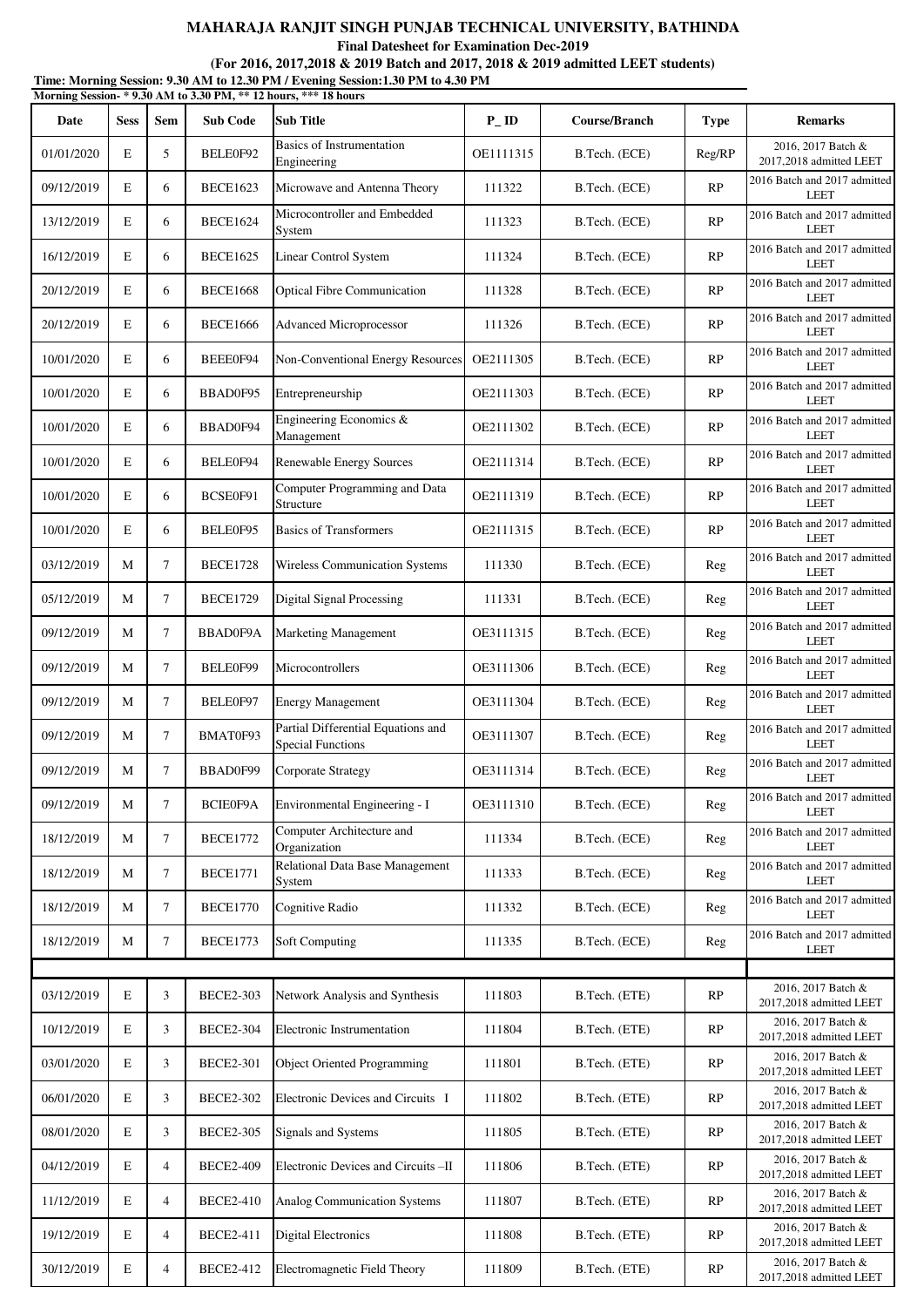**MAHARAJA RANJIT SINGH PUNJAB TECHNICAL UNIVERSITY, BATHINDA**

**Final Datesheet for Examination Dec-2019**

**(For 2016, 2017,2018 & 2019 Batch and 2017, 2018 & 2019 admitted LEET students)**

**Time: Morning Session: 9.30 AM to 12.30 PM / Evening Session:1.30 PM to 4.30 PM**

**Morning Session- * 9.30 AM to 3.30 PM, ** 12 hours, *** 18 hours**

| Date | Sess | Sem | Sub Code | Sub Title | P_ID | Course/Branch | Type | Remarks |
|---|---|---|---|---|---|---|---|---|
| 01/01/2020 | E | 5 | BELE0F92 | Basics of Instrumentation Engineering | OE1111315 | B.Tech. (ECE) | Reg/RP | 2016, 2017 Batch & 2017,2018 admitted LEET |
| 09/12/2019 | E | 6 | BECE1623 | Microwave and Antenna Theory | 111322 | B.Tech. (ECE) | RP | 2016 Batch and 2017 admitted LEET |
| 13/12/2019 | E | 6 | BECE1624 | Microcontroller and Embedded System | 111323 | B.Tech. (ECE) | RP | 2016 Batch and 2017 admitted LEET |
| 16/12/2019 | E | 6 | BECE1625 | Linear Control System | 111324 | B.Tech. (ECE) | RP | 2016 Batch and 2017 admitted LEET |
| 20/12/2019 | E | 6 | BECE1668 | Optical Fibre Communication | 111328 | B.Tech. (ECE) | RP | 2016 Batch and 2017 admitted LEET |
| 20/12/2019 | E | 6 | BECE1666 | Advanced Microprocessor | 111326 | B.Tech. (ECE) | RP | 2016 Batch and 2017 admitted LEET |
| 10/01/2020 | E | 6 | BEEE0F94 | Non-Conventional Energy Resources | OE2111305 | B.Tech. (ECE) | RP | 2016 Batch and 2017 admitted LEET |
| 10/01/2020 | E | 6 | BBAD0F95 | Entrepreneurship | OE2111303 | B.Tech. (ECE) | RP | 2016 Batch and 2017 admitted LEET |
| 10/01/2020 | E | 6 | BBAD0F94 | Engineering Economics & Management | OE2111302 | B.Tech. (ECE) | RP | 2016 Batch and 2017 admitted LEET |
| 10/01/2020 | E | 6 | BELE0F94 | Renewable Energy Sources | OE2111314 | B.Tech. (ECE) | RP | 2016 Batch and 2017 admitted LEET |
| 10/01/2020 | E | 6 | BCSE0F91 | Computer Programming and Data Structure | OE2111319 | B.Tech. (ECE) | RP | 2016 Batch and 2017 admitted LEET |
| 10/01/2020 | E | 6 | BELE0F95 | Basics of Transformers | OE2111315 | B.Tech. (ECE) | RP | 2016 Batch and 2017 admitted LEET |
| 03/12/2019 | M | 7 | BECE1728 | Wireless Communication Systems | 111330 | B.Tech. (ECE) | Reg | 2016 Batch and 2017 admitted LEET |
| 05/12/2019 | M | 7 | BECE1729 | Digital Signal Processing | 111331 | B.Tech. (ECE) | Reg | 2016 Batch and 2017 admitted LEET |
| 09/12/2019 | M | 7 | BBAD0F9A | Marketing Management | OE3111315 | B.Tech. (ECE) | Reg | 2016 Batch and 2017 admitted LEET |
| 09/12/2019 | M | 7 | BELE0F99 | Microcontrollers | OE3111306 | B.Tech. (ECE) | Reg | 2016 Batch and 2017 admitted LEET |
| 09/12/2019 | M | 7 | BELE0F97 | Energy Management | OE3111304 | B.Tech. (ECE) | Reg | 2016 Batch and 2017 admitted LEET |
| 09/12/2019 | M | 7 | BMAT0F93 | Partial Differential Equations and Special Functions | OE3111307 | B.Tech. (ECE) | Reg | 2016 Batch and 2017 admitted LEET |
| 09/12/2019 | M | 7 | BBAD0F99 | Corporate Strategy | OE3111314 | B.Tech. (ECE) | Reg | 2016 Batch and 2017 admitted LEET |
| 09/12/2019 | M | 7 | BCIE0F9A | Environmental Engineering - I | OE3111310 | B.Tech. (ECE) | Reg | 2016 Batch and 2017 admitted LEET |
| 18/12/2019 | M | 7 | BECE1772 | Computer Architecture and Organization | 111334 | B.Tech. (ECE) | Reg | 2016 Batch and 2017 admitted LEET |
| 18/12/2019 | M | 7 | BECE1771 | Relational Data Base Management System | 111333 | B.Tech. (ECE) | Reg | 2016 Batch and 2017 admitted LEET |
| 18/12/2019 | M | 7 | BECE1770 | Cognitive Radio | 111332 | B.Tech. (ECE) | Reg | 2016 Batch and 2017 admitted LEET |
| 18/12/2019 | M | 7 | BECE1773 | Soft Computing | 111335 | B.Tech. (ECE) | Reg | 2016 Batch and 2017 admitted LEET |
| | | | | | | | | |
| 03/12/2019 | E | 3 | BECE2-303 | Network Analysis and Synthesis | 111803 | B.Tech. (ETE) | RP | 2016, 2017 Batch & 2017,2018 admitted LEET |
| 10/12/2019 | E | 3 | BECE2-304 | Electronic Instrumentation | 111804 | B.Tech. (ETE) | RP | 2016, 2017 Batch & 2017,2018 admitted LEET |
| 03/01/2020 | E | 3 | BECE2-301 | Object Oriented Programming | 111801 | B.Tech. (ETE) | RP | 2016, 2017 Batch & 2017,2018 admitted LEET |
| 06/01/2020 | E | 3 | BECE2-302 | Electronic Devices and Circuits I | 111802 | B.Tech. (ETE) | RP | 2016, 2017 Batch & 2017,2018 admitted LEET |
| 08/01/2020 | E | 3 | BECE2-305 | Signals and Systems | 111805 | B.Tech. (ETE) | RP | 2016, 2017 Batch & 2017,2018 admitted LEET |
| 04/12/2019 | E | 4 | BECE2-409 | Electronic Devices and Circuits –II | 111806 | B.Tech. (ETE) | RP | 2016, 2017 Batch & 2017,2018 admitted LEET |
| 11/12/2019 | E | 4 | BECE2-410 | Analog Communication Systems | 111807 | B.Tech. (ETE) | RP | 2016, 2017 Batch & 2017,2018 admitted LEET |
| 19/12/2019 | E | 4 | BECE2-411 | Digital Electronics | 111808 | B.Tech. (ETE) | RP | 2016, 2017 Batch & 2017,2018 admitted LEET |
| 30/12/2019 | E | 4 | BECE2-412 | Electromagnetic Field Theory | 111809 | B.Tech. (ETE) | RP | 2016, 2017 Batch & 2017,2018 admitted LEET |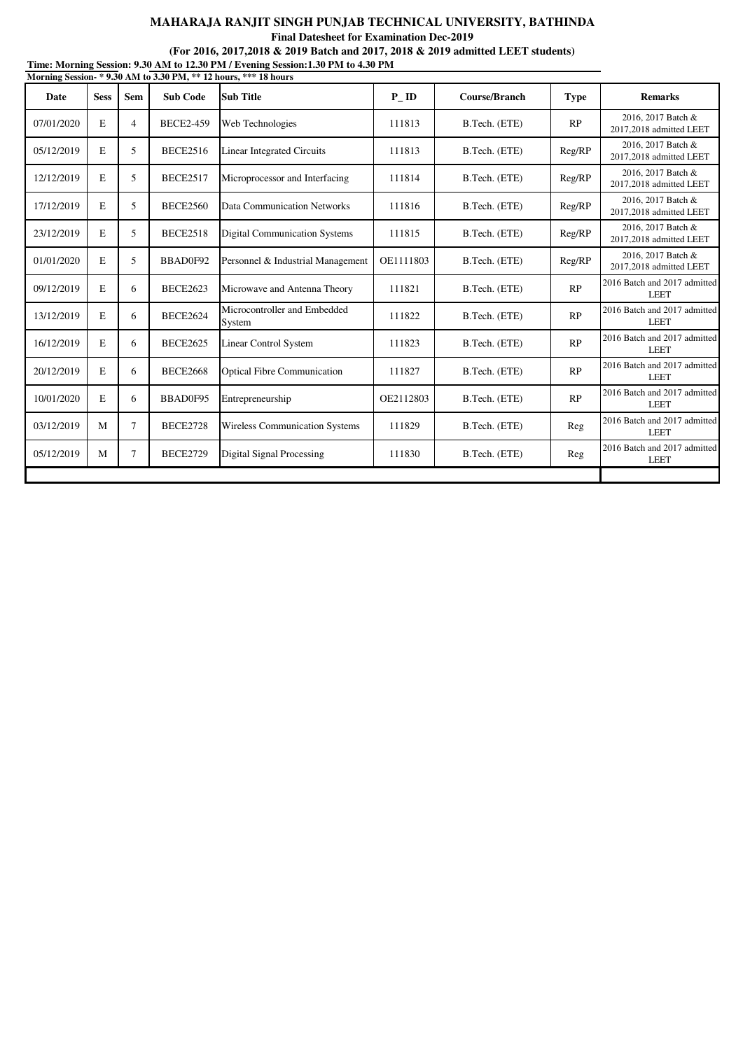**MAHARAJA RANJIT SINGH PUNJAB TECHNICAL UNIVERSITY, BATHINDA**

**Final Datesheet for Examination Dec-2019**

**(For 2016, 2017,2018 & 2019 Batch and 2017, 2018 & 2019 admitted LEET students)**

**Time: Morning Session: 9.30 AM to 12.30 PM / Evening Session:1.30 PM to 4.30 PM**

**Morning Session- * 9.30 AM to 3.30 PM, ** 12 hours, *** 18 hours**

| Date | Sess | Sem | Sub Code | Sub Title | P_ID | Course/Branch | Type | Remarks |
|---|---|---|---|---|---|---|---|---|
| 07/01/2020 | E | 4 | BECE2-459 | Web Technologies | 111813 | B.Tech. (ETE) | RP | 2016, 2017 Batch & 2017,2018 admitted LEET |
| 05/12/2019 | E | 5 | BECE2516 | Linear Integrated Circuits | 111813 | B.Tech. (ETE) | Reg/RP | 2016, 2017 Batch & 2017,2018 admitted LEET |
| 12/12/2019 | E | 5 | BECE2517 | Microprocessor and Interfacing | 111814 | B.Tech. (ETE) | Reg/RP | 2016, 2017 Batch & 2017,2018 admitted LEET |
| 17/12/2019 | E | 5 | BECE2560 | Data Communication Networks | 111816 | B.Tech. (ETE) | Reg/RP | 2016, 2017 Batch & 2017,2018 admitted LEET |
| 23/12/2019 | E | 5 | BECE2518 | Digital Communication Systems | 111815 | B.Tech. (ETE) | Reg/RP | 2016, 2017 Batch & 2017,2018 admitted LEET |
| 01/01/2020 | E | 5 | BBAD0F92 | Personnel & Industrial Management | OE1111803 | B.Tech. (ETE) | Reg/RP | 2016, 2017 Batch & 2017,2018 admitted LEET |
| 09/12/2019 | E | 6 | BECE2623 | Microwave and Antenna Theory | 111821 | B.Tech. (ETE) | RP | 2016 Batch and 2017 admitted LEET |
| 13/12/2019 | E | 6 | BECE2624 | Microcontroller and Embedded System | 111822 | B.Tech. (ETE) | RP | 2016 Batch and 2017 admitted LEET |
| 16/12/2019 | E | 6 | BECE2625 | Linear Control System | 111823 | B.Tech. (ETE) | RP | 2016 Batch and 2017 admitted LEET |
| 20/12/2019 | E | 6 | BECE2668 | Optical Fibre Communication | 111827 | B.Tech. (ETE) | RP | 2016 Batch and 2017 admitted LEET |
| 10/01/2020 | E | 6 | BBAD0F95 | Entrepreneurship | OE2112803 | B.Tech. (ETE) | RP | 2016 Batch and 2017 admitted LEET |
| 03/12/2019 | M | 7 | BECE2728 | Wireless Communication Systems | 111829 | B.Tech. (ETE) | Reg | 2016 Batch and 2017 admitted LEET |
| 05/12/2019 | M | 7 | BECE2729 | Digital Signal Processing | 111830 | B.Tech. (ETE) | Reg | 2016 Batch and 2017 admitted LEET |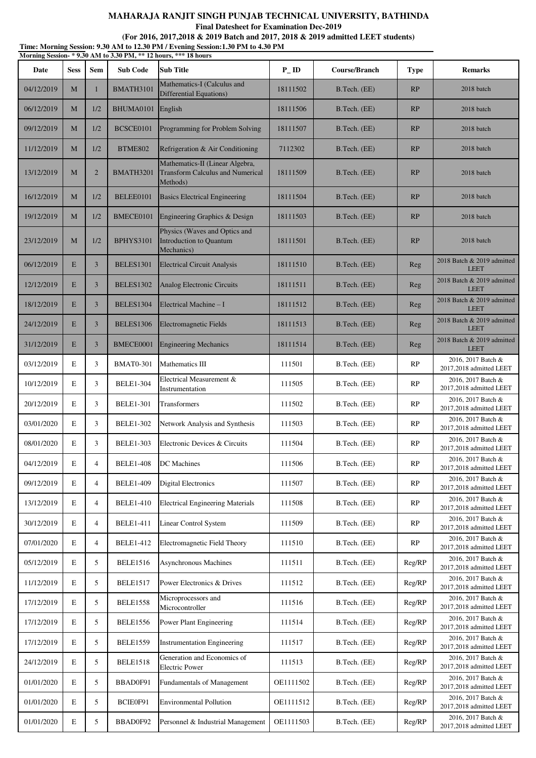**MAHARAJA RANJIT SINGH PUNJAB TECHNICAL UNIVERSITY, BATHINDA**

**Final Datesheet for Examination Dec-2019**

**(For 2016, 2017,2018 & 2019 Batch and 2017, 2018 & 2019 admitted LEET students)**

**Time: Morning Session: 9.30 AM to 12.30 PM / Evening Session:1.30 PM to 4.30 PM**

**Morning Session- * 9.30 AM to 3.30 PM, ** 12 hours, *** 18 hours**

| Date | Sess | Sem | Sub Code | Sub Title | P_ID | Course/Branch | Type | Remarks |
|---|---|---|---|---|---|---|---|---|
| 04/12/2019 | M | 1 | BMATH3101 | Mathematics-I (Calculus and Differential Equations) | 18111502 | B.Tech. (EE) | RP | 2018 batch |
| 06/12/2019 | M | 1/2 | BHUMA0101 | English | 18111506 | B.Tech. (EE) | RP | 2018 batch |
| 09/12/2019 | M | 1/2 | BCSCE0101 | Programming for Problem Solving | 18111507 | B.Tech. (EE) | RP | 2018 batch |
| 11/12/2019 | M | 1/2 | BTME802 | Refrigeration & Air Conditioning | 7112302 | B.Tech. (EE) | RP | 2018 batch |
| 13/12/2019 | M | 2 | BMATH3201 | Mathematics-II (Linear Algebra, Transform Calculus and Numerical Methods) | 18111509 | B.Tech. (EE) | RP | 2018 batch |
| 16/12/2019 | M | 1/2 | BELEE0101 | Basics Electrical Engineering | 18111504 | B.Tech. (EE) | RP | 2018 batch |
| 19/12/2019 | M | 1/2 | BMECE0101 | Engineering Graphics & Design | 18111503 | B.Tech. (EE) | RP | 2018 batch |
| 23/12/2019 | M | 1/2 | BPHYS3101 | Physics (Waves and Optics and Introduction to Quantum Mechanics) | 18111501 | B.Tech. (EE) | RP | 2018 batch |
| 06/12/2019 | E | 3 | BELES1301 | Electrical Circuit Analysis | 18111510 | B.Tech. (EE) | Reg | 2018 Batch & 2019 admitted LEET |
| 12/12/2019 | E | 3 | BELES1302 | Analog Electronic Circuits | 18111511 | B.Tech. (EE) | Reg | 2018 Batch & 2019 admitted LEET |
| 18/12/2019 | E | 3 | BELES1304 | Electrical Machine – I | 18111512 | B.Tech. (EE) | Reg | 2018 Batch & 2019 admitted LEET |
| 24/12/2019 | E | 3 | BELES1306 | Electromagnetic Fields | 18111513 | B.Tech. (EE) | Reg | 2018 Batch & 2019 admitted LEET |
| 31/12/2019 | E | 3 | BMECE0001 | Engineering Mechanics | 18111514 | B.Tech. (EE) | Reg | 2018 Batch & 2019 admitted LEET |
| 03/12/2019 | E | 3 | BMAT0-301 | Mathematics III | 111501 | B.Tech. (EE) | RP | 2016, 2017 Batch & 2017,2018 admitted LEET |
| 10/12/2019 | E | 3 | BELE1-304 | Electrical Measurement & Instrumentation | 111505 | B.Tech. (EE) | RP | 2016, 2017 Batch & 2017,2018 admitted LEET |
| 20/12/2019 | E | 3 | BELE1-301 | Transformers | 111502 | B.Tech. (EE) | RP | 2016, 2017 Batch & 2017,2018 admitted LEET |
| 03/01/2020 | E | 3 | BELE1-302 | Network Analysis and Synthesis | 111503 | B.Tech. (EE) | RP | 2016, 2017 Batch & 2017,2018 admitted LEET |
| 08/01/2020 | E | 3 | BELE1-303 | Electronic Devices & Circuits | 111504 | B.Tech. (EE) | RP | 2016, 2017 Batch & 2017,2018 admitted LEET |
| 04/12/2019 | E | 4 | BELE1-408 | DC Machines | 111506 | B.Tech. (EE) | RP | 2016, 2017 Batch & 2017,2018 admitted LEET |
| 09/12/2019 | E | 4 | BELE1-409 | Digital Electronics | 111507 | B.Tech. (EE) | RP | 2016, 2017 Batch & 2017,2018 admitted LEET |
| 13/12/2019 | E | 4 | BELE1-410 | Electrical Engineering Materials | 111508 | B.Tech. (EE) | RP | 2016, 2017 Batch & 2017,2018 admitted LEET |
| 30/12/2019 | E | 4 | BELE1-411 | Linear Control System | 111509 | B.Tech. (EE) | RP | 2016, 2017 Batch & 2017,2018 admitted LEET |
| 07/01/2020 | E | 4 | BELE1-412 | Electromagnetic Field Theory | 111510 | B.Tech. (EE) | RP | 2016, 2017 Batch & 2017,2018 admitted LEET |
| 05/12/2019 | E | 5 | BELE1516 | Asynchronous Machines | 111511 | B.Tech. (EE) | Reg/RP | 2016, 2017 Batch & 2017,2018 admitted LEET |
| 11/12/2019 | E | 5 | BELE1517 | Power Electronics & Drives | 111512 | B.Tech. (EE) | Reg/RP | 2016, 2017 Batch & 2017,2018 admitted LEET |
| 17/12/2019 | E | 5 | BELE1558 | Microprocessors and Microcontroller | 111516 | B.Tech. (EE) | Reg/RP | 2016, 2017 Batch & 2017,2018 admitted LEET |
| 17/12/2019 | E | 5 | BELE1556 | Power Plant Engineering | 111514 | B.Tech. (EE) | Reg/RP | 2016, 2017 Batch & 2017,2018 admitted LEET |
| 17/12/2019 | E | 5 | BELE1559 | Instrumentation Engineering | 111517 | B.Tech. (EE) | Reg/RP | 2016, 2017 Batch & 2017,2018 admitted LEET |
| 24/12/2019 | E | 5 | BELE1518 | Generation and Economics of Electric Power | 111513 | B.Tech. (EE) | Reg/RP | 2016, 2017 Batch & 2017,2018 admitted LEET |
| 01/01/2020 | E | 5 | BBAD0F91 | Fundamentals of Management | OE1111502 | B.Tech. (EE) | Reg/RP | 2016, 2017 Batch & 2017,2018 admitted LEET |
| 01/01/2020 | E | 5 | BCIE0F91 | Environmental Pollution | OE1111512 | B.Tech. (EE) | Reg/RP | 2016, 2017 Batch & 2017,2018 admitted LEET |
| 01/01/2020 | E | 5 | BBAD0F92 | Personnel & Industrial Management | OE1111503 | B.Tech. (EE) | Reg/RP | 2016, 2017 Batch & 2017,2018 admitted LEET |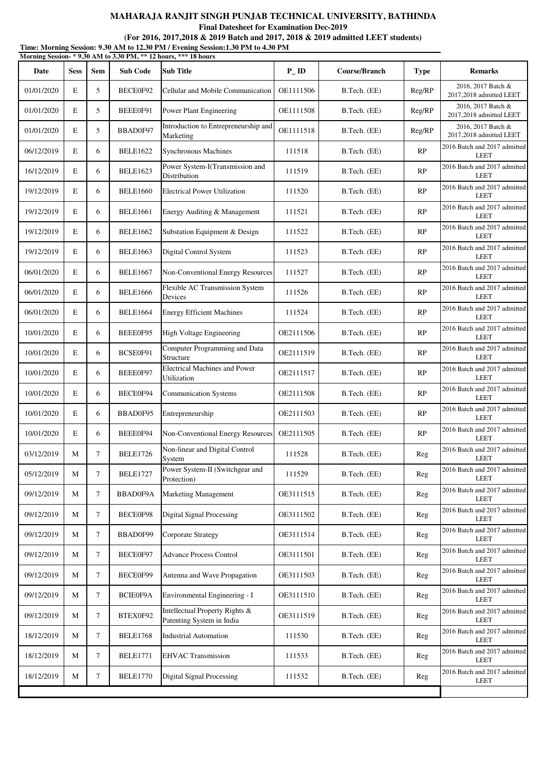**MAHARAJA RANJIT SINGH PUNJAB TECHNICAL UNIVERSITY, BATHINDA**

**Final Datesheet for Examination Dec-2019**

**(For 2016, 2017,2018 & 2019 Batch and 2017, 2018 & 2019 admitted LEET students)**

**Time: Morning Session: 9.30 AM to 12.30 PM / Evening Session:1.30 PM to 4.30 PM**

**Morning Session- * 9.30 AM to 3.30 PM, ** 12 hours, *** 18 hours**

| Date | Sess | Sem | Sub Code | Sub Title | P_ID | Course/Branch | Type | Remarks |
|---|---|---|---|---|---|---|---|---|
| 01/01/2020 | E | 5 | BECE0F92 | Cellular and Mobile Communication | OE1111506 | B.Tech. (EE) | Reg/RP | 2016, 2017 Batch & 2017,2018 admitted LEET |
| 01/01/2020 | E | 5 | BEEE0F91 | Power Plant Engineering | OE1111508 | B.Tech. (EE) | Reg/RP | 2016, 2017 Batch & 2017,2018 admitted LEET |
| 01/01/2020 | E | 5 | BBAD0F97 | Introduction to Entrepreneurship and Marketing | OE1111518 | B.Tech. (EE) | Reg/RP | 2016, 2017 Batch & 2017,2018 admitted LEET |
| 06/12/2019 | E | 6 | BELE1622 | Synchronous Machines | 111518 | B.Tech. (EE) | RP | 2016 Batch and 2017 admitted LEET |
| 16/12/2019 | E | 6 | BELE1623 | Power System-I(Transmission and Distribution | 111519 | B.Tech. (EE) | RP | 2016 Batch and 2017 admitted LEET |
| 19/12/2019 | E | 6 | BELE1660 | Electrical Power Utilization | 111520 | B.Tech. (EE) | RP | 2016 Batch and 2017 admitted LEET |
| 19/12/2019 | E | 6 | BELE1661 | Energy Auditing & Management | 111521 | B.Tech. (EE) | RP | 2016 Batch and 2017 admitted LEET |
| 19/12/2019 | E | 6 | BELE1662 | Substation Equipment & Design | 111522 | B.Tech. (EE) | RP | 2016 Batch and 2017 admitted LEET |
| 19/12/2019 | E | 6 | BELE1663 | Digital Control System | 111523 | B.Tech. (EE) | RP | 2016 Batch and 2017 admitted LEET |
| 06/01/2020 | E | 6 | BELE1667 | Non-Conventional Energy Resources | 111527 | B.Tech. (EE) | RP | 2016 Batch and 2017 admitted LEET |
| 06/01/2020 | E | 6 | BELE1666 | Flexible AC Transmission System Devices | 111526 | B.Tech. (EE) | RP | 2016 Batch and 2017 admitted LEET |
| 06/01/2020 | E | 6 | BELE1664 | Energy Efficient Machines | 111524 | B.Tech. (EE) | RP | 2016 Batch and 2017 admitted LEET |
| 10/01/2020 | E | 6 | BEEE0F95 | High Voltage Engineering | OE2111506 | B.Tech. (EE) | RP | 2016 Batch and 2017 admitted LEET |
| 10/01/2020 | E | 6 | BCSE0F91 | Computer Programming and Data Structure | OE2111519 | B.Tech. (EE) | RP | 2016 Batch and 2017 admitted LEET |
| 10/01/2020 | E | 6 | BEEE0F97 | Electrical Machines and Power Utilization | OE2111517 | B.Tech. (EE) | RP | 2016 Batch and 2017 admitted LEET |
| 10/01/2020 | E | 6 | BECE0F94 | Communication Systems | OE2111508 | B.Tech. (EE) | RP | 2016 Batch and 2017 admitted LEET |
| 10/01/2020 | E | 6 | BBAD0F95 | Entrepreneurship | OE2111503 | B.Tech. (EE) | RP | 2016 Batch and 2017 admitted LEET |
| 10/01/2020 | E | 6 | BEEE0F94 | Non-Conventional Energy Resources | OE2111505 | B.Tech. (EE) | RP | 2016 Batch and 2017 admitted LEET |
| 03/12/2019 | M | 7 | BELE1726 | Non-linear and Digital Control System | 111528 | B.Tech. (EE) | Reg | 2016 Batch and 2017 admitted LEET |
| 05/12/2019 | M | 7 | BELE1727 | Power System-II (Switchgear and Protection) | 111529 | B.Tech. (EE) | Reg | 2016 Batch and 2017 admitted LEET |
| 09/12/2019 | M | 7 | BBAD0F9A | Marketing Management | OE3111515 | B.Tech. (EE) | Reg | 2016 Batch and 2017 admitted LEET |
| 09/12/2019 | M | 7 | BECE0F98 | Digital Signal Processing | OE3111502 | B.Tech. (EE) | Reg | 2016 Batch and 2017 admitted LEET |
| 09/12/2019 | M | 7 | BBAD0F99 | Corporate Strategy | OE3111514 | B.Tech. (EE) | Reg | 2016 Batch and 2017 admitted LEET |
| 09/12/2019 | M | 7 | BECE0F97 | Advance Process Control | OE3111501 | B.Tech. (EE) | Reg | 2016 Batch and 2017 admitted LEET |
| 09/12/2019 | M | 7 | BECE0F99 | Antenna and Wave Propagation | OE3111503 | B.Tech. (EE) | Reg | 2016 Batch and 2017 admitted LEET |
| 09/12/2019 | M | 7 | BCIE0F9A | Environmental Engineering - I | OE3111510 | B.Tech. (EE) | Reg | 2016 Batch and 2017 admitted LEET |
| 09/12/2019 | M | 7 | BTEX0F92 | Intellectual Property Rights & Patenting System in India | OE3111519 | B.Tech. (EE) | Reg | 2016 Batch and 2017 admitted LEET |
| 18/12/2019 | M | 7 | BELE1768 | Industrial Automation | 111530 | B.Tech. (EE) | Reg | 2016 Batch and 2017 admitted LEET |
| 18/12/2019 | M | 7 | BELE1771 | EHVAC Transmission | 111533 | B.Tech. (EE) | Reg | 2016 Batch and 2017 admitted LEET |
| 18/12/2019 | M | 7 | BELE1770 | Digital Signal Processing | 111532 | B.Tech. (EE) | Reg | 2016 Batch and 2017 admitted LEET |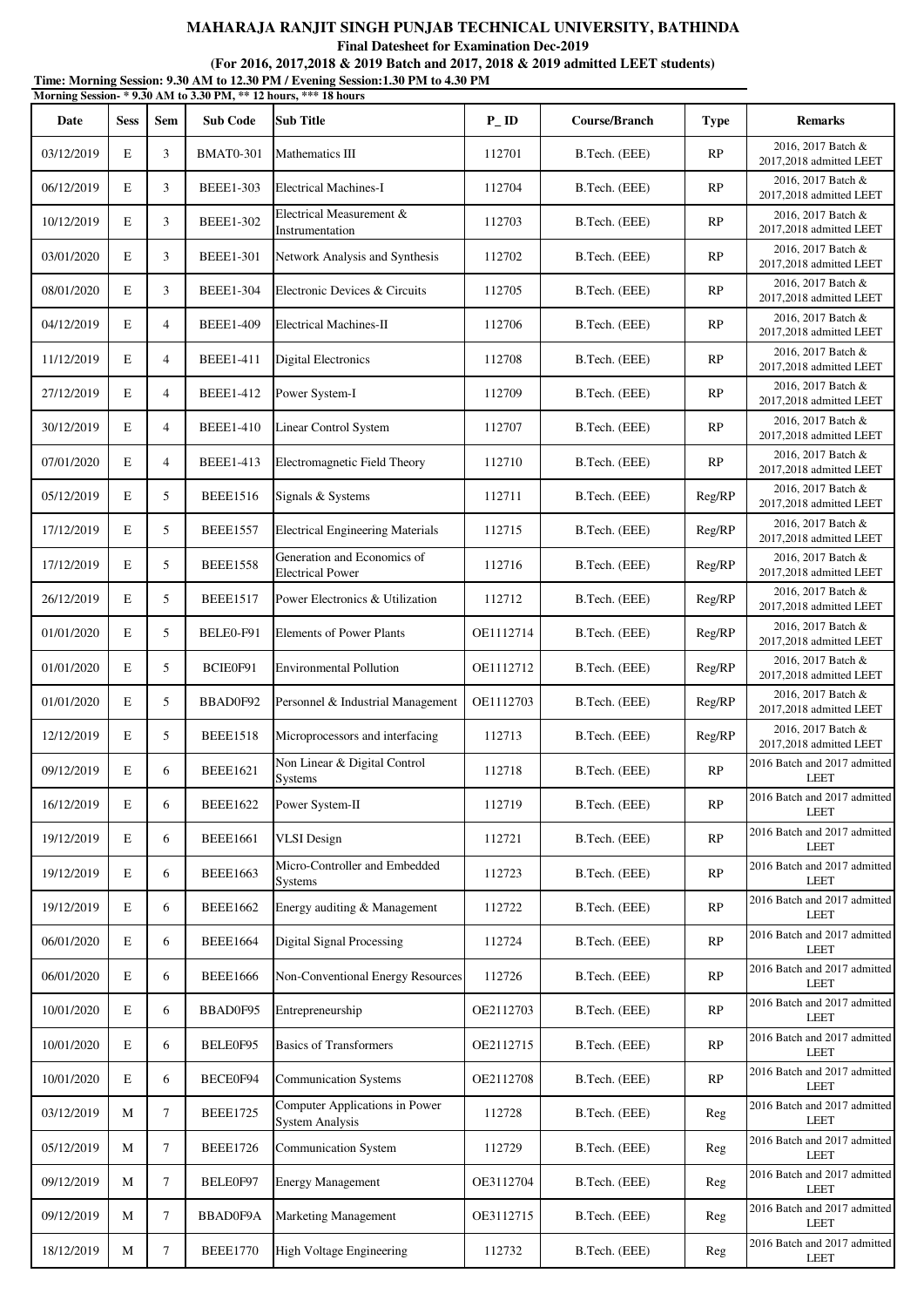# MAHARAJA RANJIT SINGH PUNJAB TECHNICAL UNIVERSITY, BATHINDA

**Final Datesheet for Examination Dec-2019**

**(For 2016, 2017,2018 & 2019 Batch and 2017, 2018 & 2019 admitted LEET students)**

**Time: Morning Session: 9.30 AM to 12.30 PM / Evening Session:1.30 PM to 4.30 PM**

**Morning Session- * 9.30 AM to 3.30 PM, ** 12 hours, *** 18 hours**

| Date | Sess | Sem | Sub Code | Sub Title | P_ID | Course/Branch | Type | Remarks |
|---|---|---|---|---|---|---|---|---|
| 03/12/2019 | E | 3 | BMAT0-301 | Mathematics III | 112701 | B.Tech. (EEE) | RP | 2016, 2017 Batch & 2017,2018 admitted LEET |
| 06/12/2019 | E | 3 | BEEE1-303 | Electrical Machines-I | 112704 | B.Tech. (EEE) | RP | 2016, 2017 Batch & 2017,2018 admitted LEET |
| 10/12/2019 | E | 3 | BEEE1-302 | Electrical Measurement & Instrumentation | 112703 | B.Tech. (EEE) | RP | 2016, 2017 Batch & 2017,2018 admitted LEET |
| 03/01/2020 | E | 3 | BEEE1-301 | Network Analysis and Synthesis | 112702 | B.Tech. (EEE) | RP | 2016, 2017 Batch & 2017,2018 admitted LEET |
| 08/01/2020 | E | 3 | BEEE1-304 | Electronic Devices & Circuits | 112705 | B.Tech. (EEE) | RP | 2016, 2017 Batch & 2017,2018 admitted LEET |
| 04/12/2019 | E | 4 | BEEE1-409 | Electrical Machines-II | 112706 | B.Tech. (EEE) | RP | 2016, 2017 Batch & 2017,2018 admitted LEET |
| 11/12/2019 | E | 4 | BEEE1-411 | Digital Electronics | 112708 | B.Tech. (EEE) | RP | 2016, 2017 Batch & 2017,2018 admitted LEET |
| 27/12/2019 | E | 4 | BEEE1-412 | Power System-I | 112709 | B.Tech. (EEE) | RP | 2016, 2017 Batch & 2017,2018 admitted LEET |
| 30/12/2019 | E | 4 | BEEE1-410 | Linear Control System | 112707 | B.Tech. (EEE) | RP | 2016, 2017 Batch & 2017,2018 admitted LEET |
| 07/01/2020 | E | 4 | BEEE1-413 | Electromagnetic Field Theory | 112710 | B.Tech. (EEE) | RP | 2016, 2017 Batch & 2017,2018 admitted LEET |
| 05/12/2019 | E | 5 | BEEE1516 | Signals & Systems | 112711 | B.Tech. (EEE) | Reg/RP | 2016, 2017 Batch & 2017,2018 admitted LEET |
| 17/12/2019 | E | 5 | BEEE1557 | Electrical Engineering Materials | 112715 | B.Tech. (EEE) | Reg/RP | 2016, 2017 Batch & 2017,2018 admitted LEET |
| 17/12/2019 | E | 5 | BEEE1558 | Generation and Economics of Electrical Power | 112716 | B.Tech. (EEE) | Reg/RP | 2016, 2017 Batch & 2017,2018 admitted LEET |
| 26/12/2019 | E | 5 | BEEE1517 | Power Electronics & Utilization | 112712 | B.Tech. (EEE) | Reg/RP | 2016, 2017 Batch & 2017,2018 admitted LEET |
| 01/01/2020 | E | 5 | BELE0-F91 | Elements of Power Plants | OE1112714 | B.Tech. (EEE) | Reg/RP | 2016, 2017 Batch & 2017,2018 admitted LEET |
| 01/01/2020 | E | 5 | BCIE0F91 | Environmental Pollution | OE1112712 | B.Tech. (EEE) | Reg/RP | 2016, 2017 Batch & 2017,2018 admitted LEET |
| 01/01/2020 | E | 5 | BBAD0F92 | Personnel & Industrial Management | OE1112703 | B.Tech. (EEE) | Reg/RP | 2016, 2017 Batch & 2017,2018 admitted LEET |
| 12/12/2019 | E | 5 | BEEE1518 | Microprocessors and interfacing | 112713 | B.Tech. (EEE) | Reg/RP | 2016, 2017 Batch & 2017,2018 admitted LEET |
| 09/12/2019 | E | 6 | BEEE1621 | Non Linear & Digital Control Systems | 112718 | B.Tech. (EEE) | RP | 2016 Batch and 2017 admitted LEET |
| 16/12/2019 | E | 6 | BEEE1622 | Power System-II | 112719 | B.Tech. (EEE) | RP | 2016 Batch and 2017 admitted LEET |
| 19/12/2019 | E | 6 | BEEE1661 | VLSI Design | 112721 | B.Tech. (EEE) | RP | 2016 Batch and 2017 admitted LEET |
| 19/12/2019 | E | 6 | BEEE1663 | Micro-Controller and Embedded Systems | 112723 | B.Tech. (EEE) | RP | 2016 Batch and 2017 admitted LEET |
| 19/12/2019 | E | 6 | BEEE1662 | Energy auditing & Management | 112722 | B.Tech. (EEE) | RP | 2016 Batch and 2017 admitted LEET |
| 06/01/2020 | E | 6 | BEEE1664 | Digital Signal Processing | 112724 | B.Tech. (EEE) | RP | 2016 Batch and 2017 admitted LEET |
| 06/01/2020 | E | 6 | BEEE1666 | Non-Conventional Energy Resources | 112726 | B.Tech. (EEE) | RP | 2016 Batch and 2017 admitted LEET |
| 10/01/2020 | E | 6 | BBAD0F95 | Entrepreneurship | OE2112703 | B.Tech. (EEE) | RP | 2016 Batch and 2017 admitted LEET |
| 10/01/2020 | E | 6 | BELE0F95 | Basics of Transformers | OE2112715 | B.Tech. (EEE) | RP | 2016 Batch and 2017 admitted LEET |
| 10/01/2020 | E | 6 | BECE0F94 | Communication Systems | OE2112708 | B.Tech. (EEE) | RP | 2016 Batch and 2017 admitted LEET |
| 03/12/2019 | M | 7 | BEEE1725 | Computer Applications in Power System Analysis | 112728 | B.Tech. (EEE) | Reg | 2016 Batch and 2017 admitted LEET |
| 05/12/2019 | M | 7 | BEEE1726 | Communication System | 112729 | B.Tech. (EEE) | Reg | 2016 Batch and 2017 admitted LEET |
| 09/12/2019 | M | 7 | BELE0F97 | Energy Management | OE3112704 | B.Tech. (EEE) | Reg | 2016 Batch and 2017 admitted LEET |
| 09/12/2019 | M | 7 | BBAD0F9A | Marketing Management | OE3112715 | B.Tech. (EEE) | Reg | 2016 Batch and 2017 admitted LEET |
| 18/12/2019 | M | 7 | BEEE1770 | High Voltage Engineering | 112732 | B.Tech. (EEE) | Reg | 2016 Batch and 2017 admitted LEET |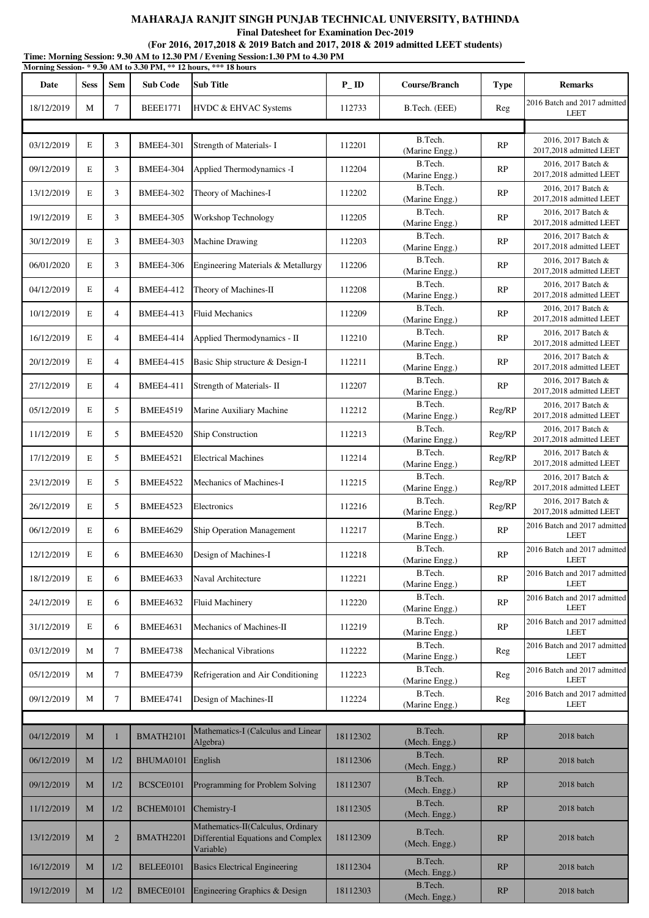**MAHARAJA RANJIT SINGH PUNJAB TECHNICAL UNIVERSITY, BATHINDA**

**Final Datesheet for Examination Dec-2019**

**(For 2016, 2017,2018 & 2019 Batch and 2017, 2018 & 2019 admitted LEET students)**

**Time: Morning Session: 9.30 AM to 12.30 PM / Evening Session:1.30 PM to 4.30 PM**

**Morning Session- * 9.30 AM to 3.30 PM, ** 12 hours, *** 18 hours**

| Date | Sess | Sem | Sub Code | Sub Title | P_ID | Course/Branch | Type | Remarks |
|---|---|---|---|---|---|---|---|---|
| 18/12/2019 | M | 7 | BEEE1771 | HVDC & EHVAC Systems | 112733 | B.Tech. (EEE) | Reg | 2016 Batch and 2017 admitted LEET |
| | | | | | | | | |
| 03/12/2019 | E | 3 | BMEE4-301 | Strength of Materials- I | 112201 | B.Tech. (Marine Engg.) | RP | 2016, 2017 Batch & 2017,2018 admitted LEET |
| 09/12/2019 | E | 3 | BMEE4-304 | Applied Thermodynamics -I | 112204 | B.Tech. (Marine Engg.) | RP | 2016, 2017 Batch & 2017,2018 admitted LEET |
| 13/12/2019 | E | 3 | BMEE4-302 | Theory of Machines-I | 112202 | B.Tech. (Marine Engg.) | RP | 2016, 2017 Batch & 2017,2018 admitted LEET |
| 19/12/2019 | E | 3 | BMEE4-305 | Workshop Technology | 112205 | B.Tech. (Marine Engg.) | RP | 2016, 2017 Batch & 2017,2018 admitted LEET |
| 30/12/2019 | E | 3 | BMEE4-303 | Machine Drawing | 112203 | B.Tech. (Marine Engg.) | RP | 2016, 2017 Batch & 2017,2018 admitted LEET |
| 06/01/2020 | E | 3 | BMEE4-306 | Engineering Materials & Metallurgy | 112206 | B.Tech. (Marine Engg.) | RP | 2016, 2017 Batch & 2017,2018 admitted LEET |
| 04/12/2019 | E | 4 | BMEE4-412 | Theory of Machines-II | 112208 | B.Tech. (Marine Engg.) | RP | 2016, 2017 Batch & 2017,2018 admitted LEET |
| 10/12/2019 | E | 4 | BMEE4-413 | Fluid Mechanics | 112209 | B.Tech. (Marine Engg.) | RP | 2016, 2017 Batch & 2017,2018 admitted LEET |
| 16/12/2019 | E | 4 | BMEE4-414 | Applied Thermodynamics - II | 112210 | B.Tech. (Marine Engg.) | RP | 2016, 2017 Batch & 2017,2018 admitted LEET |
| 20/12/2019 | E | 4 | BMEE4-415 | Basic Ship structure & Design-I | 112211 | B.Tech. (Marine Engg.) | RP | 2016, 2017 Batch & 2017,2018 admitted LEET |
| 27/12/2019 | E | 4 | BMEE4-411 | Strength of Materials- II | 112207 | B.Tech. (Marine Engg.) | RP | 2016, 2017 Batch & 2017,2018 admitted LEET |
| 05/12/2019 | E | 5 | BMEE4519 | Marine Auxiliary Machine | 112212 | B.Tech. (Marine Engg.) | Reg/RP | 2016, 2017 Batch & 2017,2018 admitted LEET |
| 11/12/2019 | E | 5 | BMEE4520 | Ship Construction | 112213 | B.Tech. (Marine Engg.) | Reg/RP | 2016, 2017 Batch & 2017,2018 admitted LEET |
| 17/12/2019 | E | 5 | BMEE4521 | Electrical Machines | 112214 | B.Tech. (Marine Engg.) | Reg/RP | 2016, 2017 Batch & 2017,2018 admitted LEET |
| 23/12/2019 | E | 5 | BMEE4522 | Mechanics of Machines-I | 112215 | B.Tech. (Marine Engg.) | Reg/RP | 2016, 2017 Batch & 2017,2018 admitted LEET |
| 26/12/2019 | E | 5 | BMEE4523 | Electronics | 112216 | B.Tech. (Marine Engg.) | Reg/RP | 2016, 2017 Batch & 2017,2018 admitted LEET |
| 06/12/2019 | E | 6 | BMEE4629 | Ship Operation Management | 112217 | B.Tech. (Marine Engg.) | RP | 2016 Batch and 2017 admitted LEET |
| 12/12/2019 | E | 6 | BMEE4630 | Design of Machines-I | 112218 | B.Tech. (Marine Engg.) | RP | 2016 Batch and 2017 admitted LEET |
| 18/12/2019 | E | 6 | BMEE4633 | Naval Architecture | 112221 | B.Tech. (Marine Engg.) | RP | 2016 Batch and 2017 admitted LEET |
| 24/12/2019 | E | 6 | BMEE4632 | Fluid Machinery | 112220 | B.Tech. (Marine Engg.) | RP | 2016 Batch and 2017 admitted LEET |
| 31/12/2019 | E | 6 | BMEE4631 | Mechanics of Machines-II | 112219 | B.Tech. (Marine Engg.) | RP | 2016 Batch and 2017 admitted LEET |
| 03/12/2019 | M | 7 | BMEE4738 | Mechanical Vibrations | 112222 | B.Tech. (Marine Engg.) | Reg | 2016 Batch and 2017 admitted LEET |
| 05/12/2019 | M | 7 | BMEE4739 | Refrigeration and Air Conditioning | 112223 | B.Tech. (Marine Engg.) | Reg | 2016 Batch and 2017 admitted LEET |
| 09/12/2019 | M | 7 | BMEE4741 | Design of Machines-II | 112224 | B.Tech. (Marine Engg.) | Reg | 2016 Batch and 2017 admitted LEET |
| | | | | | | | | |
| 04/12/2019 | M | 1 | BMATH2101 | Mathematics-I (Calculus and Linear Algebra) | 18112302 | B.Tech. (Mech. Engg.) | RP | 2018 batch |
| 06/12/2019 | M | 1/2 | BHUMA0101 | English | 18112306 | B.Tech. (Mech. Engg.) | RP | 2018 batch |
| 09/12/2019 | M | 1/2 | BCSCE0101 | Programming for Problem Solving | 18112307 | B.Tech. (Mech. Engg.) | RP | 2018 batch |
| 11/12/2019 | M | 1/2 | BCHEM0101 | Chemistry-I | 18112305 | B.Tech. (Mech. Engg.) | RP | 2018 batch |
| 13/12/2019 | M | 2 | BMATH2201 | Mathematics-II(Calculus, Ordinary Differential Equations and Complex Variable) | 18112309 | B.Tech. (Mech. Engg.) | RP | 2018 batch |
| 16/12/2019 | M | 1/2 | BELEE0101 | Basics Electrical Engineering | 18112304 | B.Tech. (Mech. Engg.) | RP | 2018 batch |
| 19/12/2019 | M | 1/2 | BMECE0101 | Engineering Graphics & Design | 18112303 | B.Tech. (Mech. Engg.) | RP | 2018 batch |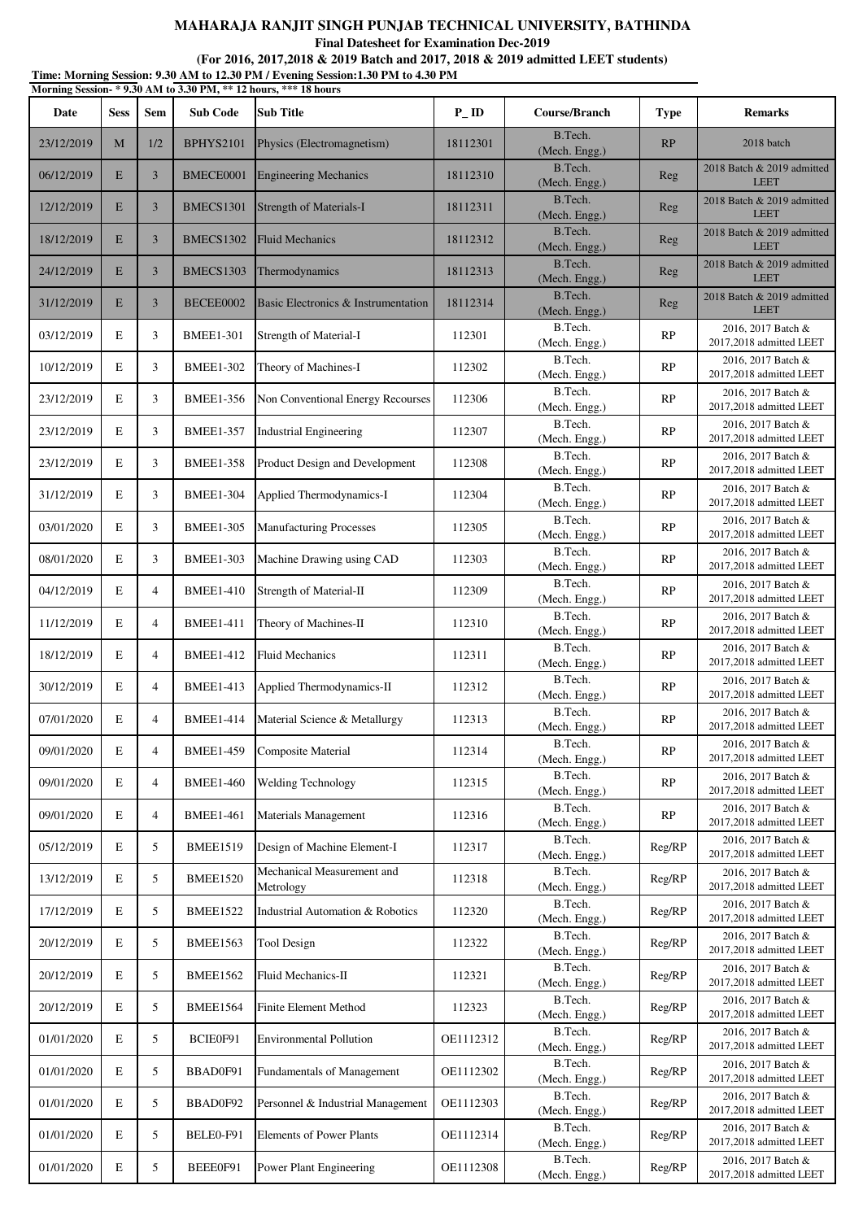# MAHARAJA RANJIT SINGH PUNJAB TECHNICAL UNIVERSITY, BATHINDA

**Final Datesheet for Examination Dec-2019**

**(For 2016, 2017,2018 & 2019 Batch and 2017, 2018 & 2019 admitted LEET students)**

**Time: Morning Session: 9.30 AM to 12.30 PM / Evening Session:1.30 PM to 4.30 PM**

**Morning Session- * 9.30 AM to 3.30 PM, ** 12 hours, *** 18 hours**

| Date | Sess | Sem | Sub Code | Sub Title | P_ID | Course/Branch | Type | Remarks |
|---|---|---|---|---|---|---|---|---|
| 23/12/2019 | M | 1/2 | BPHYS2101 | Physics (Electromagnetism) | 18112301 | B.Tech. (Mech. Engg.) | RP | 2018 batch |
| 06/12/2019 | E | 3 | BMECE0001 | Engineering Mechanics | 18112310 | B.Tech. (Mech. Engg.) | Reg | 2018 Batch & 2019 admitted LEET |
| 12/12/2019 | E | 3 | BMECS1301 | Strength of Materials-I | 18112311 | B.Tech. (Mech. Engg.) | Reg | 2018 Batch & 2019 admitted LEET |
| 18/12/2019 | E | 3 | BMECS1302 | Fluid Mechanics | 18112312 | B.Tech. (Mech. Engg.) | Reg | 2018 Batch & 2019 admitted LEET |
| 24/12/2019 | E | 3 | BMECS1303 | Thermodynamics | 18112313 | B.Tech. (Mech. Engg.) | Reg | 2018 Batch & 2019 admitted LEET |
| 31/12/2019 | E | 3 | BECEE0002 | Basic Electronics & Instrumentation | 18112314 | B.Tech. (Mech. Engg.) | Reg | 2018 Batch & 2019 admitted LEET |
| 03/12/2019 | E | 3 | BMEE1-301 | Strength of Material-I | 112301 | B.Tech. (Mech. Engg.) | RP | 2016, 2017 Batch & 2017,2018 admitted LEET |
| 10/12/2019 | E | 3 | BMEE1-302 | Theory of Machines-I | 112302 | B.Tech. (Mech. Engg.) | RP | 2016, 2017 Batch & 2017,2018 admitted LEET |
| 23/12/2019 | E | 3 | BMEE1-356 | Non Conventional Energy Recourses | 112306 | B.Tech. (Mech. Engg.) | RP | 2016, 2017 Batch & 2017,2018 admitted LEET |
| 23/12/2019 | E | 3 | BMEE1-357 | Industrial Engineering | 112307 | B.Tech. (Mech. Engg.) | RP | 2016, 2017 Batch & 2017,2018 admitted LEET |
| 23/12/2019 | E | 3 | BMEE1-358 | Product Design and Development | 112308 | B.Tech. (Mech. Engg.) | RP | 2016, 2017 Batch & 2017,2018 admitted LEET |
| 31/12/2019 | E | 3 | BMEE1-304 | Applied Thermodynamics-I | 112304 | B.Tech. (Mech. Engg.) | RP | 2016, 2017 Batch & 2017,2018 admitted LEET |
| 03/01/2020 | E | 3 | BMEE1-305 | Manufacturing Processes | 112305 | B.Tech. (Mech. Engg.) | RP | 2016, 2017 Batch & 2017,2018 admitted LEET |
| 08/01/2020 | E | 3 | BMEE1-303 | Machine Drawing using CAD | 112303 | B.Tech. (Mech. Engg.) | RP | 2016, 2017 Batch & 2017,2018 admitted LEET |
| 04/12/2019 | E | 4 | BMEE1-410 | Strength of Material-II | 112309 | B.Tech. (Mech. Engg.) | RP | 2016, 2017 Batch & 2017,2018 admitted LEET |
| 11/12/2019 | E | 4 | BMEE1-411 | Theory of Machines-II | 112310 | B.Tech. (Mech. Engg.) | RP | 2016, 2017 Batch & 2017,2018 admitted LEET |
| 18/12/2019 | E | 4 | BMEE1-412 | Fluid Mechanics | 112311 | B.Tech. (Mech. Engg.) | RP | 2016, 2017 Batch & 2017,2018 admitted LEET |
| 30/12/2019 | E | 4 | BMEE1-413 | Applied Thermodynamics-II | 112312 | B.Tech. (Mech. Engg.) | RP | 2016, 2017 Batch & 2017,2018 admitted LEET |
| 07/01/2020 | E | 4 | BMEE1-414 | Material Science & Metallurgy | 112313 | B.Tech. (Mech. Engg.) | RP | 2016, 2017 Batch & 2017,2018 admitted LEET |
| 09/01/2020 | E | 4 | BMEE1-459 | Composite Material | 112314 | B.Tech. (Mech. Engg.) | RP | 2016, 2017 Batch & 2017,2018 admitted LEET |
| 09/01/2020 | E | 4 | BMEE1-460 | Welding Technology | 112315 | B.Tech. (Mech. Engg.) | RP | 2016, 2017 Batch & 2017,2018 admitted LEET |
| 09/01/2020 | E | 4 | BMEE1-461 | Materials Management | 112316 | B.Tech. (Mech. Engg.) | RP | 2016, 2017 Batch & 2017,2018 admitted LEET |
| 05/12/2019 | E | 5 | BMEE1519 | Design of Machine Element-I | 112317 | B.Tech. (Mech. Engg.) | Reg/RP | 2016, 2017 Batch & 2017,2018 admitted LEET |
| 13/12/2019 | E | 5 | BMEE1520 | Mechanical Measurement and Metrology | 112318 | B.Tech. (Mech. Engg.) | Reg/RP | 2016, 2017 Batch & 2017,2018 admitted LEET |
| 17/12/2019 | E | 5 | BMEE1522 | Industrial Automation & Robotics | 112320 | B.Tech. (Mech. Engg.) | Reg/RP | 2016, 2017 Batch & 2017,2018 admitted LEET |
| 20/12/2019 | E | 5 | BMEE1563 | Tool Design | 112322 | B.Tech. (Mech. Engg.) | Reg/RP | 2016, 2017 Batch & 2017,2018 admitted LEET |
| 20/12/2019 | E | 5 | BMEE1562 | Fluid Mechanics-II | 112321 | B.Tech. (Mech. Engg.) | Reg/RP | 2016, 2017 Batch & 2017,2018 admitted LEET |
| 20/12/2019 | E | 5 | BMEE1564 | Finite Element Method | 112323 | B.Tech. (Mech. Engg.) | Reg/RP | 2016, 2017 Batch & 2017,2018 admitted LEET |
| 01/01/2020 | E | 5 | BCIE0F91 | Environmental Pollution | OE1112312 | B.Tech. (Mech. Engg.) | Reg/RP | 2016, 2017 Batch & 2017,2018 admitted LEET |
| 01/01/2020 | E | 5 | BBAD0F91 | Fundamentals of Management | OE1112302 | B.Tech. (Mech. Engg.) | Reg/RP | 2016, 2017 Batch & 2017,2018 admitted LEET |
| 01/01/2020 | E | 5 | BBAD0F92 | Personnel & Industrial Management | OE1112303 | B.Tech. (Mech. Engg.) | Reg/RP | 2016, 2017 Batch & 2017,2018 admitted LEET |
| 01/01/2020 | E | 5 | BELE0-F91 | Elements of Power Plants | OE1112314 | B.Tech. (Mech. Engg.) | Reg/RP | 2016, 2017 Batch & 2017,2018 admitted LEET |
| 01/01/2020 | E | 5 | BEEE0F91 | Power Plant Engineering | OE1112308 | B.Tech. (Mech. Engg.) | Reg/RP | 2016, 2017 Batch & 2017,2018 admitted LEET |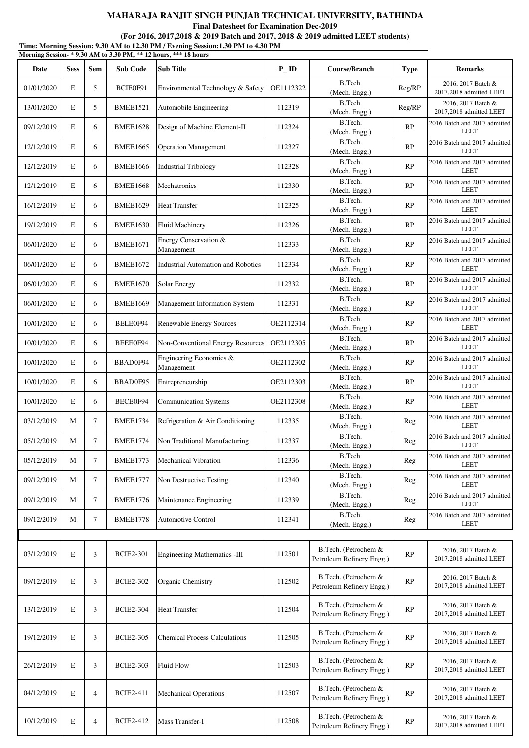# MAHARAJA RANJIT SINGH PUNJAB TECHNICAL UNIVERSITY, BATHINDA

**Final Datesheet for Examination Dec-2019**

**(For 2016, 2017,2018 & 2019 Batch and 2017, 2018 & 2019 admitted LEET students)**

**Time: Morning Session: 9.30 AM to 12.30 PM / Evening Session:1.30 PM to 4.30 PM**

**Morning Session- * 9.30 AM to 3.30 PM, ** 12 hours, *** 18 hours**

| Date | Sess | Sem | Sub Code | Sub Title | P_ID | Course/Branch | Type | Remarks |
|---|---|---|---|---|---|---|---|---|
| 01/01/2020 | E | 5 | BCIE0F91 | Environmental Technology & Safety | OE1112322 | B.Tech. (Mech. Engg.) | Reg/RP | 2016, 2017 Batch & 2017,2018 admitted LEET |
| 13/01/2020 | E | 5 | BMEE1521 | Automobile Engineering | 112319 | B.Tech. (Mech. Engg.) | Reg/RP | 2016, 2017 Batch & 2017,2018 admitted LEET |
| 09/12/2019 | E | 6 | BMEE1628 | Design of Machine Element-II | 112324 | B.Tech. (Mech. Engg.) | RP | 2016 Batch and 2017 admitted LEET |
| 12/12/2019 | E | 6 | BMEE1665 | Operation Management | 112327 | B.Tech. (Mech. Engg.) | RP | 2016 Batch and 2017 admitted LEET |
| 12/12/2019 | E | 6 | BMEE1666 | Industrial Tribology | 112328 | B.Tech. (Mech. Engg.) | RP | 2016 Batch and 2017 admitted LEET |
| 12/12/2019 | E | 6 | BMEE1668 | Mechatronics | 112330 | B.Tech. (Mech. Engg.) | RP | 2016 Batch and 2017 admitted LEET |
| 16/12/2019 | E | 6 | BMEE1629 | Heat Transfer | 112325 | B.Tech. (Mech. Engg.) | RP | 2016 Batch and 2017 admitted LEET |
| 19/12/2019 | E | 6 | BMEE1630 | Fluid Machinery | 112326 | B.Tech. (Mech. Engg.) | RP | 2016 Batch and 2017 admitted LEET |
| 06/01/2020 | E | 6 | BMEE1671 | Energy Conservation & Management | 112333 | B.Tech. (Mech. Engg.) | RP | 2016 Batch and 2017 admitted LEET |
| 06/01/2020 | E | 6 | BMEE1672 | Industrial Automation and Robotics | 112334 | B.Tech. (Mech. Engg.) | RP | 2016 Batch and 2017 admitted LEET |
| 06/01/2020 | E | 6 | BMEE1670 | Solar Energy | 112332 | B.Tech. (Mech. Engg.) | RP | 2016 Batch and 2017 admitted LEET |
| 06/01/2020 | E | 6 | BMEE1669 | Management Information System | 112331 | B.Tech. (Mech. Engg.) | RP | 2016 Batch and 2017 admitted LEET |
| 10/01/2020 | E | 6 | BELE0F94 | Renewable Energy Sources | OE2112314 | B.Tech. (Mech. Engg.) | RP | 2016 Batch and 2017 admitted LEET |
| 10/01/2020 | E | 6 | BEEE0F94 | Non-Conventional Energy Resources | OE2112305 | B.Tech. (Mech. Engg.) | RP | 2016 Batch and 2017 admitted LEET |
| 10/01/2020 | E | 6 | BBAD0F94 | Engineering Economics & Management | OE2112302 | B.Tech. (Mech. Engg.) | RP | 2016 Batch and 2017 admitted LEET |
| 10/01/2020 | E | 6 | BBAD0F95 | Entrepreneurship | OE2112303 | B.Tech. (Mech. Engg.) | RP | 2016 Batch and 2017 admitted LEET |
| 10/01/2020 | E | 6 | BECE0F94 | Communication Systems | OE2112308 | B.Tech. (Mech. Engg.) | RP | 2016 Batch and 2017 admitted LEET |
| 03/12/2019 | M | 7 | BMEE1734 | Refrigeration & Air Conditioning | 112335 | B.Tech. (Mech. Engg.) | Reg | 2016 Batch and 2017 admitted LEET |
| 05/12/2019 | M | 7 | BMEE1774 | Non Traditional Manufacturing | 112337 | B.Tech. (Mech. Engg.) | Reg | 2016 Batch and 2017 admitted LEET |
| 05/12/2019 | M | 7 | BMEE1773 | Mechanical Vibration | 112336 | B.Tech. (Mech. Engg.) | Reg | 2016 Batch and 2017 admitted LEET |
| 09/12/2019 | M | 7 | BMEE1777 | Non Destructive Testing | 112340 | B.Tech. (Mech. Engg.) | Reg | 2016 Batch and 2017 admitted LEET |
| 09/12/2019 | M | 7 | BMEE1776 | Maintenance Engineering | 112339 | B.Tech. (Mech. Engg.) | Reg | 2016 Batch and 2017 admitted LEET |
| 09/12/2019 | M | 7 | BMEE1778 | Automotive Control | 112341 | B.Tech. (Mech. Engg.) | Reg | 2016 Batch and 2017 admitted LEET |
| | | | | | | | | |
| 03/12/2019 | E | 3 | BCIE2-301 | Engineering Mathematics -III | 112501 | B.Tech. (Petrochem & Petroleum Refinery Engg.) | RP | 2016, 2017 Batch & 2017,2018 admitted LEET |
| 09/12/2019 | E | 3 | BCIE2-302 | Organic Chemistry | 112502 | B.Tech. (Petrochem & Petroleum Refinery Engg.) | RP | 2016, 2017 Batch & 2017,2018 admitted LEET |
| 13/12/2019 | E | 3 | BCIE2-304 | Heat Transfer | 112504 | B.Tech. (Petrochem & Petroleum Refinery Engg.) | RP | 2016, 2017 Batch & 2017,2018 admitted LEET |
| 19/12/2019 | E | 3 | BCIE2-305 | Chemical Process Calculations | 112505 | B.Tech. (Petrochem & Petroleum Refinery Engg.) | RP | 2016, 2017 Batch & 2017,2018 admitted LEET |
| 26/12/2019 | E | 3 | BCIE2-303 | Fluid Flow | 112503 | B.Tech. (Petrochem & Petroleum Refinery Engg.) | RP | 2016, 2017 Batch & 2017,2018 admitted LEET |
| 04/12/2019 | E | 4 | BCIE2-411 | Mechanical Operations | 112507 | B.Tech. (Petrochem & Petroleum Refinery Engg.) | RP | 2016, 2017 Batch & 2017,2018 admitted LEET |
| 10/12/2019 | E | 4 | BCIE2-412 | Mass Transfer-I | 112508 | B.Tech. (Petrochem & Petroleum Refinery Engg.) | RP | 2016, 2017 Batch & 2017,2018 admitted LEET |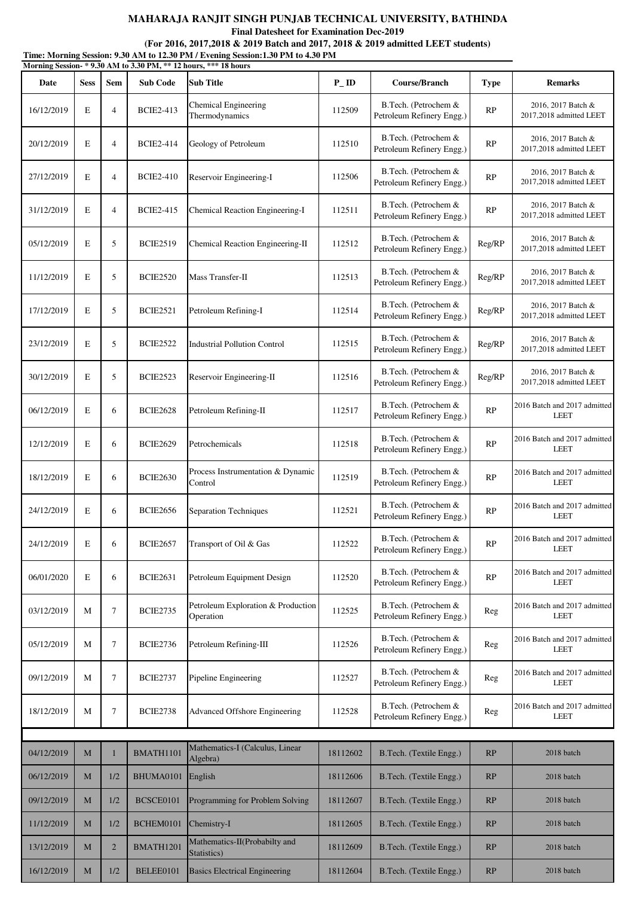# MAHARAJA RANJIT SINGH PUNJAB TECHNICAL UNIVERSITY, BATHINDA

**Final Datesheet for Examination Dec-2019**

**(For 2016, 2017,2018 & 2019 Batch and 2017, 2018 & 2019 admitted LEET students)**

**Time: Morning Session: 9.30 AM to 12.30 PM / Evening Session:1.30 PM to 4.30 PM**

**Morning Session- * 9.30 AM to 3.30 PM, ** 12 hours, *** 18 hours**

| Date | Sess | Sem | Sub Code | Sub Title | P_ID | Course/Branch | Type | Remarks |
|---|---|---|---|---|---|---|---|---|
| 16/12/2019 | E | 4 | BCIE2-413 | Chemical Engineering Thermodynamics | 112509 | B.Tech. (Petrochem & Petroleum Refinery Engg.) | RP | 2016, 2017 Batch & 2017,2018 admitted LEET |
| 20/12/2019 | E | 4 | BCIE2-414 | Geology of Petroleum | 112510 | B.Tech. (Petrochem & Petroleum Refinery Engg.) | RP | 2016, 2017 Batch & 2017,2018 admitted LEET |
| 27/12/2019 | E | 4 | BCIE2-410 | Reservoir Engineering-I | 112506 | B.Tech. (Petrochem & Petroleum Refinery Engg.) | RP | 2016, 2017 Batch & 2017,2018 admitted LEET |
| 31/12/2019 | E | 4 | BCIE2-415 | Chemical Reaction Engineering-I | 112511 | B.Tech. (Petrochem & Petroleum Refinery Engg.) | RP | 2016, 2017 Batch & 2017,2018 admitted LEET |
| 05/12/2019 | E | 5 | BCIE2519 | Chemical Reaction Engineering-II | 112512 | B.Tech. (Petrochem & Petroleum Refinery Engg.) | Reg/RP | 2016, 2017 Batch & 2017,2018 admitted LEET |
| 11/12/2019 | E | 5 | BCIE2520 | Mass Transfer-II | 112513 | B.Tech. (Petrochem & Petroleum Refinery Engg.) | Reg/RP | 2016, 2017 Batch & 2017,2018 admitted LEET |
| 17/12/2019 | E | 5 | BCIE2521 | Petroleum Refining-I | 112514 | B.Tech. (Petrochem & Petroleum Refinery Engg.) | Reg/RP | 2016, 2017 Batch & 2017,2018 admitted LEET |
| 23/12/2019 | E | 5 | BCIE2522 | Industrial Pollution Control | 112515 | B.Tech. (Petrochem & Petroleum Refinery Engg.) | Reg/RP | 2016, 2017 Batch & 2017,2018 admitted LEET |
| 30/12/2019 | E | 5 | BCIE2523 | Reservoir Engineering-II | 112516 | B.Tech. (Petrochem & Petroleum Refinery Engg.) | Reg/RP | 2016, 2017 Batch & 2017,2018 admitted LEET |
| 06/12/2019 | E | 6 | BCIE2628 | Petroleum Refining-II | 112517 | B.Tech. (Petrochem & Petroleum Refinery Engg.) | RP | 2016 Batch and 2017 admitted LEET |
| 12/12/2019 | E | 6 | BCIE2629 | Petrochemicals | 112518 | B.Tech. (Petrochem & Petroleum Refinery Engg.) | RP | 2016 Batch and 2017 admitted LEET |
| 18/12/2019 | E | 6 | BCIE2630 | Process Instrumentation & Dynamic Control | 112519 | B.Tech. (Petrochem & Petroleum Refinery Engg.) | RP | 2016 Batch and 2017 admitted LEET |
| 24/12/2019 | E | 6 | BCIE2656 | Separation Techniques | 112521 | B.Tech. (Petrochem & Petroleum Refinery Engg.) | RP | 2016 Batch and 2017 admitted LEET |
| 24/12/2019 | E | 6 | BCIE2657 | Transport of Oil & Gas | 112522 | B.Tech. (Petrochem & Petroleum Refinery Engg.) | RP | 2016 Batch and 2017 admitted LEET |
| 06/01/2020 | E | 6 | BCIE2631 | Petroleum Equipment Design | 112520 | B.Tech. (Petrochem & Petroleum Refinery Engg.) | RP | 2016 Batch and 2017 admitted LEET |
| 03/12/2019 | M | 7 | BCIE2735 | Petroleum Exploration & Production Operation | 112525 | B.Tech. (Petrochem & Petroleum Refinery Engg.) | Reg | 2016 Batch and 2017 admitted LEET |
| 05/12/2019 | M | 7 | BCIE2736 | Petroleum Refining-III | 112526 | B.Tech. (Petrochem & Petroleum Refinery Engg.) | Reg | 2016 Batch and 2017 admitted LEET |
| 09/12/2019 | M | 7 | BCIE2737 | Pipeline Engineering | 112527 | B.Tech. (Petrochem & Petroleum Refinery Engg.) | Reg | 2016 Batch and 2017 admitted LEET |
| 18/12/2019 | M | 7 | BCIE2738 | Advanced Offshore Engineering | 112528 | B.Tech. (Petrochem & Petroleum Refinery Engg.) | Reg | 2016 Batch and 2017 admitted LEET |
| | | | | | | | | |
| 04/12/2019 | M | 1 | BMATH1101 | Mathematics-I (Calculus, Linear Algebra) | 18112602 | B.Tech. (Textile Engg.) | RP | 2018 batch |
| 06/12/2019 | M | 1/2 | BHUMA0101 | English | 18112606 | B.Tech. (Textile Engg.) | RP | 2018 batch |
| 09/12/2019 | M | 1/2 | BCSCE0101 | Programming for Problem Solving | 18112607 | B.Tech. (Textile Engg.) | RP | 2018 batch |
| 11/12/2019 | M | 1/2 | BCHEM0101 | Chemistry-I | 18112605 | B.Tech. (Textile Engg.) | RP | 2018 batch |
| 13/12/2019 | M | 2 | BMATH1201 | Mathematics-II(Probabilty and Statistics) | 18112609 | B.Tech. (Textile Engg.) | RP | 2018 batch |
| 16/12/2019 | M | 1/2 | BELEE0101 | Basics Electrical Engineering | 18112604 | B.Tech. (Textile Engg.) | RP | 2018 batch |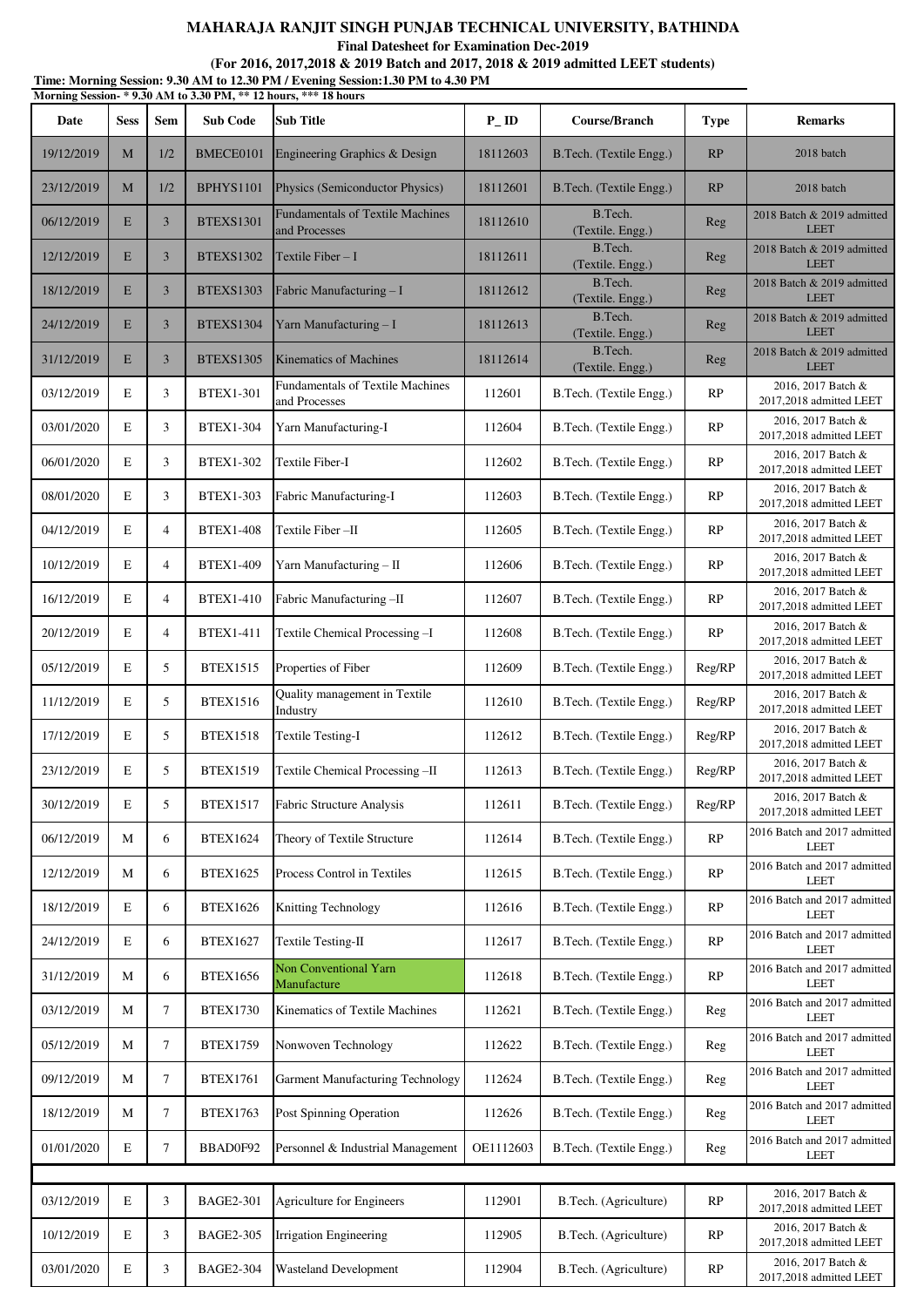# MAHARAJA RANJIT SINGH PUNJAB TECHNICAL UNIVERSITY, BATHINDA

**Final Datesheet for Examination Dec-2019**

**(For 2016, 2017,2018 & 2019 Batch and 2017, 2018 & 2019 admitted LEET students)**

**Time: Morning Session: 9.30 AM to 12.30 PM / Evening Session:1.30 PM to 4.30 PM**

**Morning Session- * 9.30 AM to 3.30 PM, ** 12 hours, *** 18 hours**

| Date | Sess | Sem | Sub Code | Sub Title | P_ID | Course/Branch | Type | Remarks |
|---|---|---|---|---|---|---|---|---|
| 19/12/2019 | M | 1/2 | BMECE0101 | Engineering Graphics & Design | 18112603 | B.Tech. (Textile Engg.) | RP | 2018 batch |
| 23/12/2019 | M | 1/2 | BPHYS1101 | Physics (Semiconductor Physics) | 18112601 | B.Tech. (Textile Engg.) | RP | 2018 batch |
| 06/12/2019 | E | 3 | BTEXS1301 | Fundamentals of Textile Machines and Processes | 18112610 | B.Tech. (Textile. Engg.) | Reg | 2018 Batch & 2019 admitted LEET |
| 12/12/2019 | E | 3 | BTEXS1302 | Textile Fiber – I | 18112611 | B.Tech. (Textile. Engg.) | Reg | 2018 Batch & 2019 admitted LEET |
| 18/12/2019 | E | 3 | BTEXS1303 | Fabric Manufacturing – I | 18112612 | B.Tech. (Textile. Engg.) | Reg | 2018 Batch & 2019 admitted LEET |
| 24/12/2019 | E | 3 | BTEXS1304 | Yarn Manufacturing – I | 18112613 | B.Tech. (Textile. Engg.) | Reg | 2018 Batch & 2019 admitted LEET |
| 31/12/2019 | E | 3 | BTEXS1305 | Kinematics of Machines | 18112614 | B.Tech. (Textile. Engg.) | Reg | 2018 Batch & 2019 admitted LEET |
| 03/12/2019 | E | 3 | BTEX1-301 | Fundamentals of Textile Machines and Processes | 112601 | B.Tech. (Textile Engg.) | RP | 2016, 2017 Batch & 2017,2018 admitted LEET |
| 03/01/2020 | E | 3 | BTEX1-304 | Yarn Manufacturing-I | 112604 | B.Tech. (Textile Engg.) | RP | 2016, 2017 Batch & 2017,2018 admitted LEET |
| 06/01/2020 | E | 3 | BTEX1-302 | Textile Fiber-I | 112602 | B.Tech. (Textile Engg.) | RP | 2016, 2017 Batch & 2017,2018 admitted LEET |
| 08/01/2020 | E | 3 | BTEX1-303 | Fabric Manufacturing-I | 112603 | B.Tech. (Textile Engg.) | RP | 2016, 2017 Batch & 2017,2018 admitted LEET |
| 04/12/2019 | E | 4 | BTEX1-408 | Textile Fiber –II | 112605 | B.Tech. (Textile Engg.) | RP | 2016, 2017 Batch & 2017,2018 admitted LEET |
| 10/12/2019 | E | 4 | BTEX1-409 | Yarn Manufacturing – II | 112606 | B.Tech. (Textile Engg.) | RP | 2016, 2017 Batch & 2017,2018 admitted LEET |
| 16/12/2019 | E | 4 | BTEX1-410 | Fabric Manufacturing –II | 112607 | B.Tech. (Textile Engg.) | RP | 2016, 2017 Batch & 2017,2018 admitted LEET |
| 20/12/2019 | E | 4 | BTEX1-411 | Textile Chemical Processing –I | 112608 | B.Tech. (Textile Engg.) | RP | 2016, 2017 Batch & 2017,2018 admitted LEET |
| 05/12/2019 | E | 5 | BTEX1515 | Properties of Fiber | 112609 | B.Tech. (Textile Engg.) | Reg/RP | 2016, 2017 Batch & 2017,2018 admitted LEET |
| 11/12/2019 | E | 5 | BTEX1516 | Quality management in Textile Industry | 112610 | B.Tech. (Textile Engg.) | Reg/RP | 2016, 2017 Batch & 2017,2018 admitted LEET |
| 17/12/2019 | E | 5 | BTEX1518 | Textile Testing-I | 112612 | B.Tech. (Textile Engg.) | Reg/RP | 2016, 2017 Batch & 2017,2018 admitted LEET |
| 23/12/2019 | E | 5 | BTEX1519 | Textile Chemical Processing –II | 112613 | B.Tech. (Textile Engg.) | Reg/RP | 2016, 2017 Batch & 2017,2018 admitted LEET |
| 30/12/2019 | E | 5 | BTEX1517 | Fabric Structure Analysis | 112611 | B.Tech. (Textile Engg.) | Reg/RP | 2016, 2017 Batch & 2017,2018 admitted LEET |
| 06/12/2019 | M | 6 | BTEX1624 | Theory of Textile Structure | 112614 | B.Tech. (Textile Engg.) | RP | 2016 Batch and 2017 admitted LEET |
| 12/12/2019 | M | 6 | BTEX1625 | Process Control in Textiles | 112615 | B.Tech. (Textile Engg.) | RP | 2016 Batch and 2017 admitted LEET |
| 18/12/2019 | E | 6 | BTEX1626 | Knitting Technology | 112616 | B.Tech. (Textile Engg.) | RP | 2016 Batch and 2017 admitted LEET |
| 24/12/2019 | E | 6 | BTEX1627 | Textile Testing-II | 112617 | B.Tech. (Textile Engg.) | RP | 2016 Batch and 2017 admitted LEET |
| 31/12/2019 | M | 6 | BTEX1656 | Non Conventional Yarn Manufacture | 112618 | B.Tech. (Textile Engg.) | RP | 2016 Batch and 2017 admitted LEET |
| 03/12/2019 | M | 7 | BTEX1730 | Kinematics of Textile Machines | 112621 | B.Tech. (Textile Engg.) | Reg | 2016 Batch and 2017 admitted LEET |
| 05/12/2019 | M | 7 | BTEX1759 | Nonwoven Technology | 112622 | B.Tech. (Textile Engg.) | Reg | 2016 Batch and 2017 admitted LEET |
| 09/12/2019 | M | 7 | BTEX1761 | Garment Manufacturing Technology | 112624 | B.Tech. (Textile Engg.) | Reg | 2016 Batch and 2017 admitted LEET |
| 18/12/2019 | M | 7 | BTEX1763 | Post Spinning Operation | 112626 | B.Tech. (Textile Engg.) | Reg | 2016 Batch and 2017 admitted LEET |
| 01/01/2020 | E | 7 | BBAD0F92 | Personnel & Industrial Management | OE1112603 | B.Tech. (Textile Engg.) | Reg | 2016 Batch and 2017 admitted LEET |
| | | | | | | | | |
| 03/12/2019 | E | 3 | BAGE2-301 | Agriculture for Engineers | 112901 | B.Tech. (Agriculture) | RP | 2016, 2017 Batch & 2017,2018 admitted LEET |
| 10/12/2019 | E | 3 | BAGE2-305 | Irrigation Engineering | 112905 | B.Tech. (Agriculture) | RP | 2016, 2017 Batch & 2017,2018 admitted LEET |
| 03/01/2020 | E | 3 | BAGE2-304 | Wasteland Development | 112904 | B.Tech. (Agriculture) | RP | 2016, 2017 Batch & 2017,2018 admitted LEET |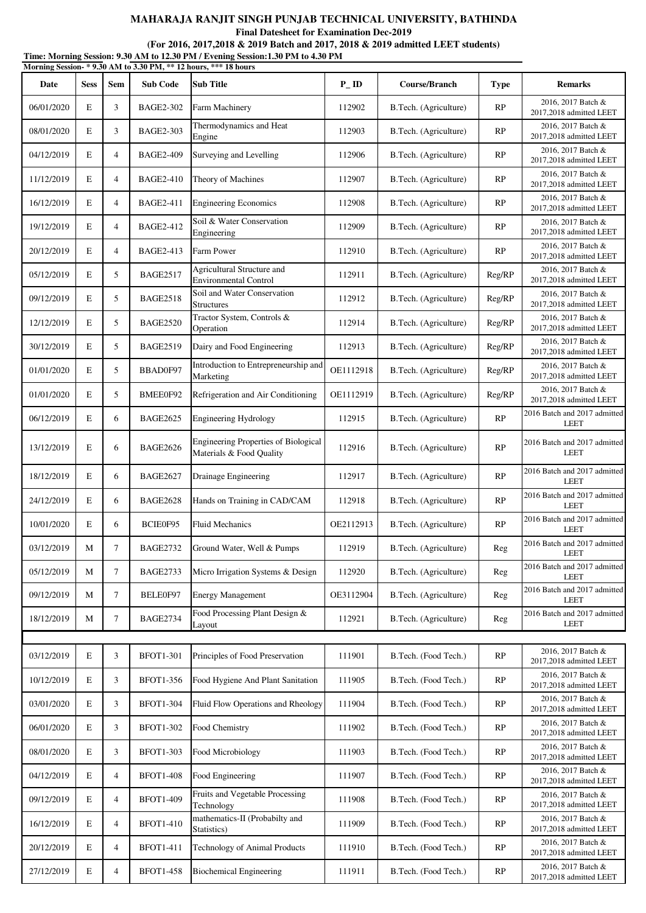**MAHARAJA RANJIT SINGH PUNJAB TECHNICAL UNIVERSITY, BATHINDA**

**Final Datesheet for Examination Dec-2019**

**(For 2016, 2017,2018 & 2019 Batch and 2017, 2018 & 2019 admitted LEET students)**

**Time: Morning Session: 9.30 AM to 12.30 PM / Evening Session:1.30 PM to 4.30 PM**

**Morning Session- * 9.30 AM to 3.30 PM, ** 12 hours, *** 18 hours**

| Date | Sess | Sem | Sub Code | Sub Title | P_ID | Course/Branch | Type | Remarks |
|---|---|---|---|---|---|---|---|---|
| 06/01/2020 | E | 3 | BAGE2-302 | Farm Machinery | 112902 | B.Tech. (Agriculture) | RP | 2016, 2017 Batch & 2017,2018 admitted LEET |
| 08/01/2020 | E | 3 | BAGE2-303 | Thermodynamics and Heat Engine | 112903 | B.Tech. (Agriculture) | RP | 2016, 2017 Batch & 2017,2018 admitted LEET |
| 04/12/2019 | E | 4 | BAGE2-409 | Surveying and Levelling | 112906 | B.Tech. (Agriculture) | RP | 2016, 2017 Batch & 2017,2018 admitted LEET |
| 11/12/2019 | E | 4 | BAGE2-410 | Theory of Machines | 112907 | B.Tech. (Agriculture) | RP | 2016, 2017 Batch & 2017,2018 admitted LEET |
| 16/12/2019 | E | 4 | BAGE2-411 | Engineering Economics | 112908 | B.Tech. (Agriculture) | RP | 2016, 2017 Batch & 2017,2018 admitted LEET |
| 19/12/2019 | E | 4 | BAGE2-412 | Soil & Water Conservation Engineering | 112909 | B.Tech. (Agriculture) | RP | 2016, 2017 Batch & 2017,2018 admitted LEET |
| 20/12/2019 | E | 4 | BAGE2-413 | Farm Power | 112910 | B.Tech. (Agriculture) | RP | 2016, 2017 Batch & 2017,2018 admitted LEET |
| 05/12/2019 | E | 5 | BAGE2517 | Agricultural Structure and Environmental Control | 112911 | B.Tech. (Agriculture) | Reg/RP | 2016, 2017 Batch & 2017,2018 admitted LEET |
| 09/12/2019 | E | 5 | BAGE2518 | Soil and Water Conservation Structures | 112912 | B.Tech. (Agriculture) | Reg/RP | 2016, 2017 Batch & 2017,2018 admitted LEET |
| 12/12/2019 | E | 5 | BAGE2520 | Tractor System, Controls & Operation | 112914 | B.Tech. (Agriculture) | Reg/RP | 2016, 2017 Batch & 2017,2018 admitted LEET |
| 30/12/2019 | E | 5 | BAGE2519 | Dairy and Food Engineering | 112913 | B.Tech. (Agriculture) | Reg/RP | 2016, 2017 Batch & 2017,2018 admitted LEET |
| 01/01/2020 | E | 5 | BBAD0F97 | Introduction to Entrepreneurship and Marketing | OE1112918 | B.Tech. (Agriculture) | Reg/RP | 2016, 2017 Batch & 2017,2018 admitted LEET |
| 01/01/2020 | E | 5 | BMEE0F92 | Refrigeration and Air Conditioning | OE1112919 | B.Tech. (Agriculture) | Reg/RP | 2016, 2017 Batch & 2017,2018 admitted LEET |
| 06/12/2019 | E | 6 | BAGE2625 | Engineering Hydrology | 112915 | B.Tech. (Agriculture) | RP | 2016 Batch and 2017 admitted LEET |
| 13/12/2019 | E | 6 | BAGE2626 | Engineering Properties of Biological Materials & Food Quality | 112916 | B.Tech. (Agriculture) | RP | 2016 Batch and 2017 admitted LEET |
| 18/12/2019 | E | 6 | BAGE2627 | Drainage Engineering | 112917 | B.Tech. (Agriculture) | RP | 2016 Batch and 2017 admitted LEET |
| 24/12/2019 | E | 6 | BAGE2628 | Hands on Training in CAD/CAM | 112918 | B.Tech. (Agriculture) | RP | 2016 Batch and 2017 admitted LEET |
| 10/01/2020 | E | 6 | BCIE0F95 | Fluid Mechanics | OE2112913 | B.Tech. (Agriculture) | RP | 2016 Batch and 2017 admitted LEET |
| 03/12/2019 | M | 7 | BAGE2732 | Ground Water, Well & Pumps | 112919 | B.Tech. (Agriculture) | Reg | 2016 Batch and 2017 admitted LEET |
| 05/12/2019 | M | 7 | BAGE2733 | Micro Irrigation Systems & Design | 112920 | B.Tech. (Agriculture) | Reg | 2016 Batch and 2017 admitted LEET |
| 09/12/2019 | M | 7 | BELE0F97 | Energy Management | OE3112904 | B.Tech. (Agriculture) | Reg | 2016 Batch and 2017 admitted LEET |
| 18/12/2019 | M | 7 | BAGE2734 | Food Processing Plant Design & Layout | 112921 | B.Tech. (Agriculture) | Reg | 2016 Batch and 2017 admitted LEET |
| | | | | | | | | |
| 03/12/2019 | E | 3 | BFOT1-301 | Principles of Food Preservation | 111901 | B.Tech. (Food Tech.) | RP | 2016, 2017 Batch & 2017,2018 admitted LEET |
| 10/12/2019 | E | 3 | BFOT1-356 | Food Hygiene And Plant Sanitation | 111905 | B.Tech. (Food Tech.) | RP | 2016, 2017 Batch & 2017,2018 admitted LEET |
| 03/01/2020 | E | 3 | BFOT1-304 | Fluid Flow Operations and Rheology | 111904 | B.Tech. (Food Tech.) | RP | 2016, 2017 Batch & 2017,2018 admitted LEET |
| 06/01/2020 | E | 3 | BFOT1-302 | Food Chemistry | 111902 | B.Tech. (Food Tech.) | RP | 2016, 2017 Batch & 2017,2018 admitted LEET |
| 08/01/2020 | E | 3 | BFOT1-303 | Food Microbiology | 111903 | B.Tech. (Food Tech.) | RP | 2016, 2017 Batch & 2017,2018 admitted LEET |
| 04/12/2019 | E | 4 | BFOT1-408 | Food Engineering | 111907 | B.Tech. (Food Tech.) | RP | 2016, 2017 Batch & 2017,2018 admitted LEET |
| 09/12/2019 | E | 4 | BFOT1-409 | Fruits and Vegetable Processing Technology | 111908 | B.Tech. (Food Tech.) | RP | 2016, 2017 Batch & 2017,2018 admitted LEET |
| 16/12/2019 | E | 4 | BFOT1-410 | mathematics-II (Probabilty and Statistics) | 111909 | B.Tech. (Food Tech.) | RP | 2016, 2017 Batch & 2017,2018 admitted LEET |
| 20/12/2019 | E | 4 | BFOT1-411 | Technology of Animal Products | 111910 | B.Tech. (Food Tech.) | RP | 2016, 2017 Batch & 2017,2018 admitted LEET |
| 27/12/2019 | E | 4 | BFOT1-458 | Biochemical Engineering | 111911 | B.Tech. (Food Tech.) | RP | 2016, 2017 Batch & 2017,2018 admitted LEET |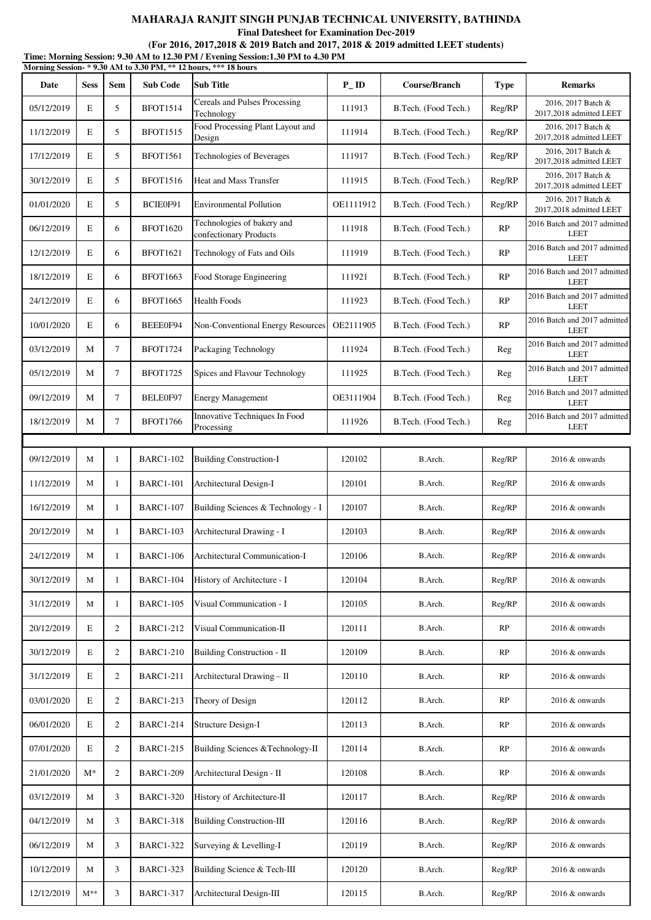# MAHARAJA RANJIT SINGH PUNJAB TECHNICAL UNIVERSITY, BATHINDA

**Final Datesheet for Examination Dec-2019**

**(For 2016, 2017,2018 & 2019 Batch and 2017, 2018 & 2019 admitted LEET students)**

**Time: Morning Session: 9.30 AM to 12.30 PM / Evening Session:1.30 PM to 4.30 PM**

**Morning Session- * 9.30 AM to 3.30 PM, ** 12 hours, *** 18 hours**

| Date | Sess | Sem | Sub Code | Sub Title | P_ID | Course/Branch | Type | Remarks |
|---|---|---|---|---|---|---|---|---|
| 05/12/2019 | E | 5 | BFOT1514 | Cereals and Pulses Processing Technology | 111913 | B.Tech. (Food Tech.) | Reg/RP | 2016, 2017 Batch & 2017,2018 admitted LEET |
| 11/12/2019 | E | 5 | BFOT1515 | Food Processing Plant Layout and Design | 111914 | B.Tech. (Food Tech.) | Reg/RP | 2016, 2017 Batch & 2017,2018 admitted LEET |
| 17/12/2019 | E | 5 | BFOT1561 | Technologies of Beverages | 111917 | B.Tech. (Food Tech.) | Reg/RP | 2016, 2017 Batch & 2017,2018 admitted LEET |
| 30/12/2019 | E | 5 | BFOT1516 | Heat and Mass Transfer | 111915 | B.Tech. (Food Tech.) | Reg/RP | 2016, 2017 Batch & 2017,2018 admitted LEET |
| 01/01/2020 | E | 5 | BCIE0F91 | Environmental Pollution | OE1111912 | B.Tech. (Food Tech.) | Reg/RP | 2016, 2017 Batch & 2017,2018 admitted LEET |
| 06/12/2019 | E | 6 | BFOT1620 | Technologies of bakery and confectionary Products | 111918 | B.Tech. (Food Tech.) | RP | 2016 Batch and 2017 admitted LEET |
| 12/12/2019 | E | 6 | BFOT1621 | Technology of Fats and Oils | 111919 | B.Tech. (Food Tech.) | RP | 2016 Batch and 2017 admitted LEET |
| 18/12/2019 | E | 6 | BFOT1663 | Food Storage Engineering | 111921 | B.Tech. (Food Tech.) | RP | 2016 Batch and 2017 admitted LEET |
| 24/12/2019 | E | 6 | BFOT1665 | Health Foods | 111923 | B.Tech. (Food Tech.) | RP | 2016 Batch and 2017 admitted LEET |
| 10/01/2020 | E | 6 | BEEE0F94 | Non-Conventional Energy Resources | OE2111905 | B.Tech. (Food Tech.) | RP | 2016 Batch and 2017 admitted LEET |
| 03/12/2019 | M | 7 | BFOT1724 | Packaging Technology | 111924 | B.Tech. (Food Tech.) | Reg | 2016 Batch and 2017 admitted LEET |
| 05/12/2019 | M | 7 | BFOT1725 | Spices and Flavour Technology | 111925 | B.Tech. (Food Tech.) | Reg | 2016 Batch and 2017 admitted LEET |
| 09/12/2019 | M | 7 | BELE0F97 | Energy Management | OE3111904 | B.Tech. (Food Tech.) | Reg | 2016 Batch and 2017 admitted LEET |
| 18/12/2019 | M | 7 | BFOT1766 | Innovative Techniques In Food Processing | 111926 | B.Tech. (Food Tech.) | Reg | 2016 Batch and 2017 admitted LEET |
| 09/12/2019 | M | 1 | BARC1-102 | Building Construction-I | 120102 | B.Arch. | Reg/RP | 2016 & onwards |
| 11/12/2019 | M | 1 | BARC1-101 | Architectural Design-I | 120101 | B.Arch. | Reg/RP | 2016 & onwards |
| 16/12/2019 | M | 1 | BARC1-107 | Building Sciences & Technology - I | 120107 | B.Arch. | Reg/RP | 2016 & onwards |
| 20/12/2019 | M | 1 | BARC1-103 | Architectural Drawing - I | 120103 | B.Arch. | Reg/RP | 2016 & onwards |
| 24/12/2019 | M | 1 | BARC1-106 | Architectural Communication-I | 120106 | B.Arch. | Reg/RP | 2016 & onwards |
| 30/12/2019 | M | 1 | BARC1-104 | History of Architecture - I | 120104 | B.Arch. | Reg/RP | 2016 & onwards |
| 31/12/2019 | M | 1 | BARC1-105 | Visual Communication - I | 120105 | B.Arch. | Reg/RP | 2016 & onwards |
| 20/12/2019 | E | 2 | BARC1-212 | Visual Communication-II | 120111 | B.Arch. | RP | 2016 & onwards |
| 30/12/2019 | E | 2 | BARC1-210 | Building Construction - II | 120109 | B.Arch. | RP | 2016 & onwards |
| 31/12/2019 | E | 2 | BARC1-211 | Architectural Drawing – II | 120110 | B.Arch. | RP | 2016 & onwards |
| 03/01/2020 | E | 2 | BARC1-213 | Theory of Design | 120112 | B.Arch. | RP | 2016 & onwards |
| 06/01/2020 | E | 2 | BARC1-214 | Structure Design-I | 120113 | B.Arch. | RP | 2016 & onwards |
| 07/01/2020 | E | 2 | BARC1-215 | Building Sciences &Technology-II | 120114 | B.Arch. | RP | 2016 & onwards |
| 21/01/2020 | M* | 2 | BARC1-209 | Architectural Design - II | 120108 | B.Arch. | RP | 2016 & onwards |
| 03/12/2019 | M | 3 | BARC1-320 | History of Architecture-II | 120117 | B.Arch. | Reg/RP | 2016 & onwards |
| 04/12/2019 | M | 3 | BARC1-318 | Building Construction-III | 120116 | B.Arch. | Reg/RP | 2016 & onwards |
| 06/12/2019 | M | 3 | BARC1-322 | Surveying & Levelling-I | 120119 | B.Arch. | Reg/RP | 2016 & onwards |
| 10/12/2019 | M | 3 | BARC1-323 | Building Science & Tech-III | 120120 | B.Arch. | Reg/RP | 2016 & onwards |
| 12/12/2019 | M** | 3 | BARC1-317 | Architectural Design-III | 120115 | B.Arch. | Reg/RP | 2016 & onwards |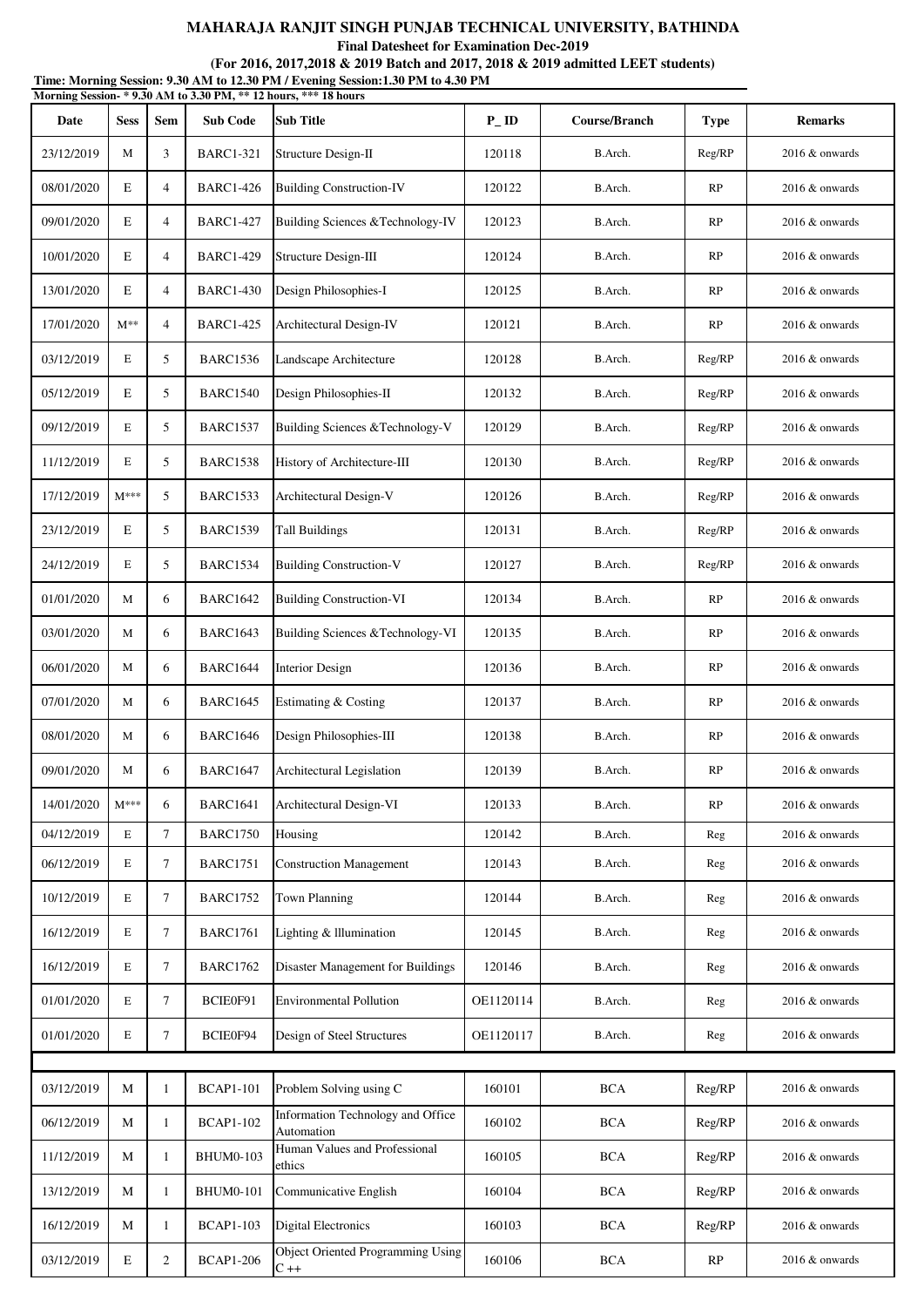**MAHARAJA RANJIT SINGH PUNJAB TECHNICAL UNIVERSITY, BATHINDA**

**Final Datesheet for Examination Dec-2019**

**(For 2016, 2017,2018 & 2019 Batch and 2017, 2018 & 2019 admitted LEET students)**

**Time: Morning Session: 9.30 AM to 12.30 PM / Evening Session:1.30 PM to 4.30 PM**

**Morning Session- * 9.30 AM to 3.30 PM, ** 12 hours, *** 18 hours**

| Date | Sess | Sem | Sub Code | Sub Title | P_ID | Course/Branch | Type | Remarks |
|---|---|---|---|---|---|---|---|---|
| 23/12/2019 | M | 3 | BARC1-321 | Structure Design-II | 120118 | B.Arch. | Reg/RP | 2016 & onwards |
| 08/01/2020 | E | 4 | BARC1-426 | Building Construction-IV | 120122 | B.Arch. | RP | 2016 & onwards |
| 09/01/2020 | E | 4 | BARC1-427 | Building Sciences &Technology-IV | 120123 | B.Arch. | RP | 2016 & onwards |
| 10/01/2020 | E | 4 | BARC1-429 | Structure Design-III | 120124 | B.Arch. | RP | 2016 & onwards |
| 13/01/2020 | E | 4 | BARC1-430 | Design Philosophies-I | 120125 | B.Arch. | RP | 2016 & onwards |
| 17/01/2020 | M** | 4 | BARC1-425 | Architectural Design-IV | 120121 | B.Arch. | RP | 2016 & onwards |
| 03/12/2019 | E | 5 | BARC1536 | Landscape Architecture | 120128 | B.Arch. | Reg/RP | 2016 & onwards |
| 05/12/2019 | E | 5 | BARC1540 | Design Philosophies-II | 120132 | B.Arch. | Reg/RP | 2016 & onwards |
| 09/12/2019 | E | 5 | BARC1537 | Building Sciences &Technology-V | 120129 | B.Arch. | Reg/RP | 2016 & onwards |
| 11/12/2019 | E | 5 | BARC1538 | History of Architecture-III | 120130 | B.Arch. | Reg/RP | 2016 & onwards |
| 17/12/2019 | M*** | 5 | BARC1533 | Architectural Design-V | 120126 | B.Arch. | Reg/RP | 2016 & onwards |
| 23/12/2019 | E | 5 | BARC1539 | Tall Buildings | 120131 | B.Arch. | Reg/RP | 2016 & onwards |
| 24/12/2019 | E | 5 | BARC1534 | Building Construction-V | 120127 | B.Arch. | Reg/RP | 2016 & onwards |
| 01/01/2020 | M | 6 | BARC1642 | Building Construction-VI | 120134 | B.Arch. | RP | 2016 & onwards |
| 03/01/2020 | M | 6 | BARC1643 | Building Sciences &Technology-VI | 120135 | B.Arch. | RP | 2016 & onwards |
| 06/01/2020 | M | 6 | BARC1644 | Interior Design | 120136 | B.Arch. | RP | 2016 & onwards |
| 07/01/2020 | M | 6 | BARC1645 | Estimating & Costing | 120137 | B.Arch. | RP | 2016 & onwards |
| 08/01/2020 | M | 6 | BARC1646 | Design Philosophies-III | 120138 | B.Arch. | RP | 2016 & onwards |
| 09/01/2020 | M | 6 | BARC1647 | Architectural Legislation | 120139 | B.Arch. | RP | 2016 & onwards |
| 14/01/2020 | M*** | 6 | BARC1641 | Architectural Design-VI | 120133 | B.Arch. | RP | 2016 & onwards |
| 04/12/2019 | E | 7 | BARC1750 | Housing | 120142 | B.Arch. | Reg | 2016 & onwards |
| 06/12/2019 | E | 7 | BARC1751 | Construction Management | 120143 | B.Arch. | Reg | 2016 & onwards |
| 10/12/2019 | E | 7 | BARC1752 | Town Planning | 120144 | B.Arch. | Reg | 2016 & onwards |
| 16/12/2019 | E | 7 | BARC1761 | Lighting & lllumination | 120145 | B.Arch. | Reg | 2016 & onwards |
| 16/12/2019 | E | 7 | BARC1762 | Disaster Management for Buildings | 120146 | B.Arch. | Reg | 2016 & onwards |
| 01/01/2020 | E | 7 | BCIE0F91 | Environmental Pollution | OE1120114 | B.Arch. | Reg | 2016 & onwards |
| 01/01/2020 | E | 7 | BCIE0F94 | Design of Steel Structures | OE1120117 | B.Arch. | Reg | 2016 & onwards |
| | | | | | | | | |
| 03/12/2019 | M | 1 | BCAP1-101 | Problem Solving using C | 160101 | BCA | Reg/RP | 2016 & onwards |
| 06/12/2019 | M | 1 | BCAP1-102 | Information Technology and Office Automation | 160102 | BCA | Reg/RP | 2016 & onwards |
| 11/12/2019 | M | 1 | BHUM0-103 | Human Values and Professional ethics | 160105 | BCA | Reg/RP | 2016 & onwards |
| 13/12/2019 | M | 1 | BHUM0-101 | Communicative English | 160104 | BCA | Reg/RP | 2016 & onwards |
| 16/12/2019 | M | 1 | BCAP1-103 | Digital Electronics | 160103 | BCA | Reg/RP | 2016 & onwards |
| 03/12/2019 | E | 2 | BCAP1-206 | Object Oriented Programming Using C ++ | 160106 | BCA | RP | 2016 & onwards |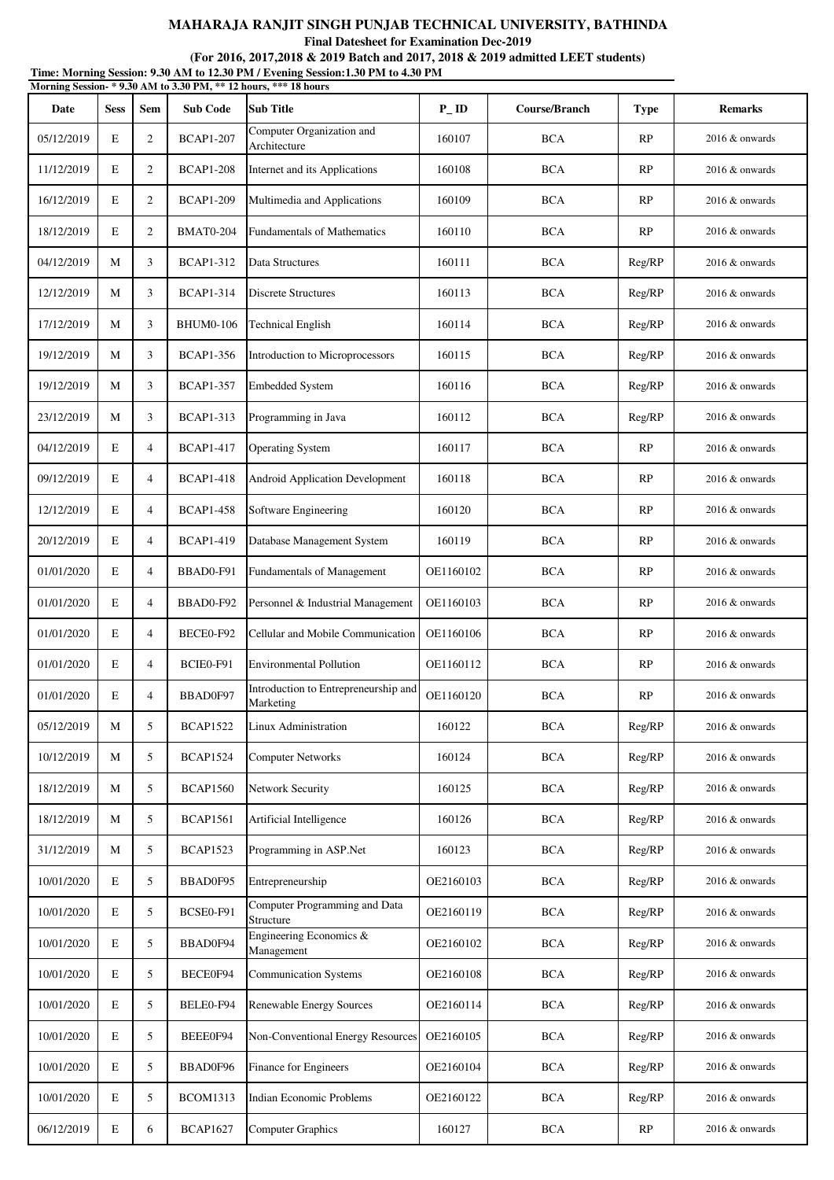**MAHARAJA RANJIT SINGH PUNJAB TECHNICAL UNIVERSITY, BATHINDA**

**Final Datesheet for Examination Dec-2019**

**(For 2016, 2017,2018 & 2019 Batch and 2017, 2018 & 2019 admitted LEET students)**

**Time: Morning Session: 9.30 AM to 12.30 PM / Evening Session:1.30 PM to 4.30 PM**

**Morning Session- * 9.30 AM to 3.30 PM, ** 12 hours, *** 18 hours**

| Date | Sess | Sem | Sub Code | Sub Title | P_ID | Course/Branch | Type | Remarks |
|---|---|---|---|---|---|---|---|---|
| 05/12/2019 | E | 2 | BCAP1-207 | Computer Organization and Architecture | 160107 | BCA | RP | 2016 & onwards |
| 11/12/2019 | E | 2 | BCAP1-208 | Internet and its Applications | 160108 | BCA | RP | 2016 & onwards |
| 16/12/2019 | E | 2 | BCAP1-209 | Multimedia and Applications | 160109 | BCA | RP | 2016 & onwards |
| 18/12/2019 | E | 2 | BMAT0-204 | Fundamentals of Mathematics | 160110 | BCA | RP | 2016 & onwards |
| 04/12/2019 | M | 3 | BCAP1-312 | Data Structures | 160111 | BCA | Reg/RP | 2016 & onwards |
| 12/12/2019 | M | 3 | BCAP1-314 | Discrete Structures | 160113 | BCA | Reg/RP | 2016 & onwards |
| 17/12/2019 | M | 3 | BHUM0-106 | Technical English | 160114 | BCA | Reg/RP | 2016 & onwards |
| 19/12/2019 | M | 3 | BCAP1-356 | Introduction to Microprocessors | 160115 | BCA | Reg/RP | 2016 & onwards |
| 19/12/2019 | M | 3 | BCAP1-357 | Embedded System | 160116 | BCA | Reg/RP | 2016 & onwards |
| 23/12/2019 | M | 3 | BCAP1-313 | Programming in Java | 160112 | BCA | Reg/RP | 2016 & onwards |
| 04/12/2019 | E | 4 | BCAP1-417 | Operating System | 160117 | BCA | RP | 2016 & onwards |
| 09/12/2019 | E | 4 | BCAP1-418 | Android Application Development | 160118 | BCA | RP | 2016 & onwards |
| 12/12/2019 | E | 4 | BCAP1-458 | Software Engineering | 160120 | BCA | RP | 2016 & onwards |
| 20/12/2019 | E | 4 | BCAP1-419 | Database Management System | 160119 | BCA | RP | 2016 & onwards |
| 01/01/2020 | E | 4 | BBAD0-F91 | Fundamentals of Management | OE1160102 | BCA | RP | 2016 & onwards |
| 01/01/2020 | E | 4 | BBAD0-F92 | Personnel & Industrial Management | OE1160103 | BCA | RP | 2016 & onwards |
| 01/01/2020 | E | 4 | BECE0-F92 | Cellular and Mobile Communication | OE1160106 | BCA | RP | 2016 & onwards |
| 01/01/2020 | E | 4 | BCIE0-F91 | Environmental Pollution | OE1160112 | BCA | RP | 2016 & onwards |
| 01/01/2020 | E | 4 | BBAD0F97 | Introduction to Entrepreneurship and Marketing | OE1160120 | BCA | RP | 2016 & onwards |
| 05/12/2019 | M | 5 | BCAP1522 | Linux Administration | 160122 | BCA | Reg/RP | 2016 & onwards |
| 10/12/2019 | M | 5 | BCAP1524 | Computer Networks | 160124 | BCA | Reg/RP | 2016 & onwards |
| 18/12/2019 | M | 5 | BCAP1560 | Network Security | 160125 | BCA | Reg/RP | 2016 & onwards |
| 18/12/2019 | M | 5 | BCAP1561 | Artificial Intelligence | 160126 | BCA | Reg/RP | 2016 & onwards |
| 31/12/2019 | M | 5 | BCAP1523 | Programming in ASP.Net | 160123 | BCA | Reg/RP | 2016 & onwards |
| 10/01/2020 | E | 5 | BBAD0F95 | Entrepreneurship | OE2160103 | BCA | Reg/RP | 2016 & onwards |
| 10/01/2020 | E | 5 | BCSE0-F91 | Computer Programming and Data Structure | OE2160119 | BCA | Reg/RP | 2016 & onwards |
| 10/01/2020 | E | 5 | BBAD0F94 | Engineering Economics & Management | OE2160102 | BCA | Reg/RP | 2016 & onwards |
| 10/01/2020 | E | 5 | BECE0F94 | Communication Systems | OE2160108 | BCA | Reg/RP | 2016 & onwards |
| 10/01/2020 | E | 5 | BELE0-F94 | Renewable Energy Sources | OE2160114 | BCA | Reg/RP | 2016 & onwards |
| 10/01/2020 | E | 5 | BEEE0F94 | Non-Conventional Energy Resources | OE2160105 | BCA | Reg/RP | 2016 & onwards |
| 10/01/2020 | E | 5 | BBAD0F96 | Finance for Engineers | OE2160104 | BCA | Reg/RP | 2016 & onwards |
| 10/01/2020 | E | 5 | BCOM1313 | Indian Economic Problems | OE2160122 | BCA | Reg/RP | 2016 & onwards |
| 06/12/2019 | E | 6 | BCAP1627 | Computer Graphics | 160127 | BCA | RP | 2016 & onwards |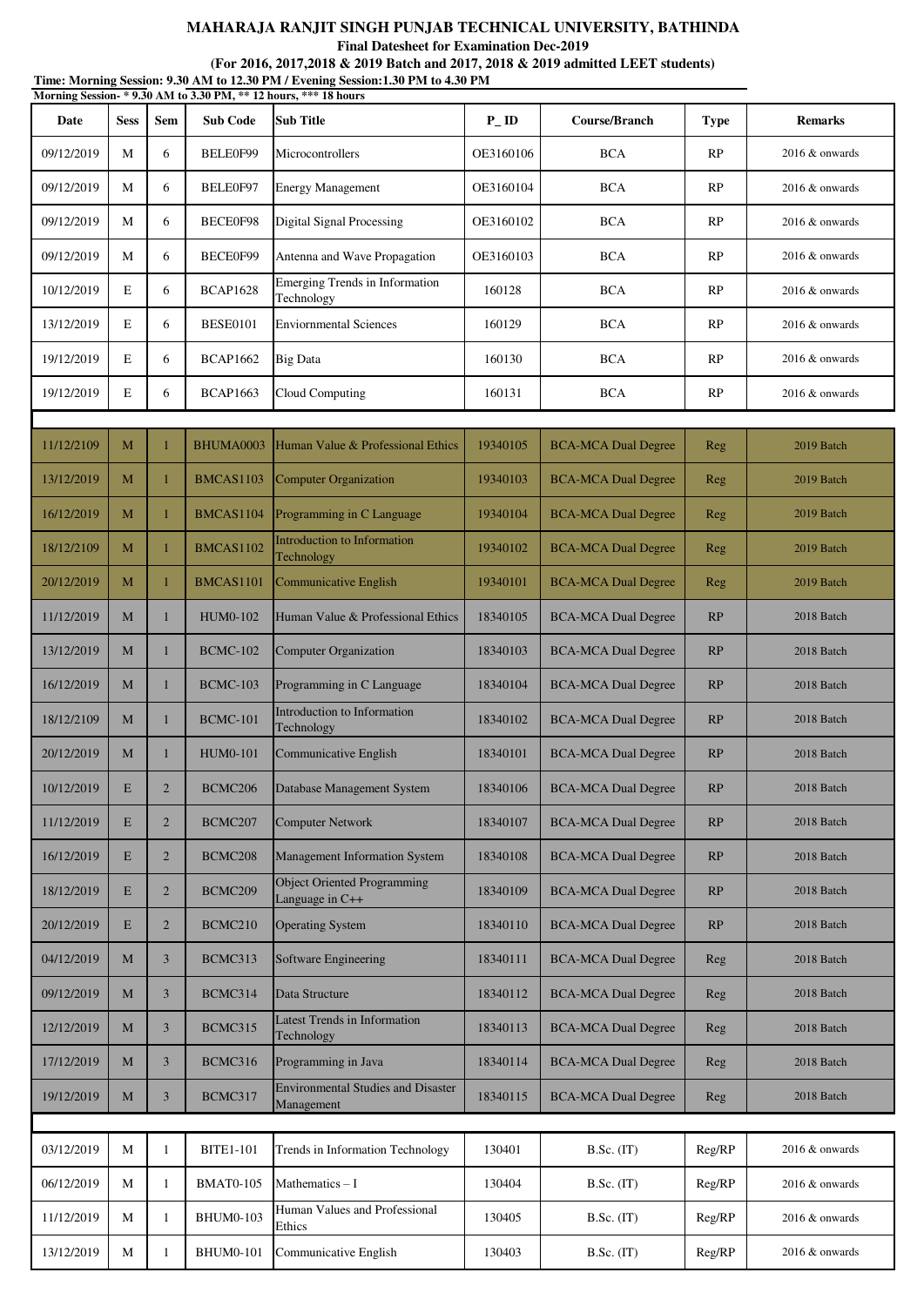# MAHARAJA RANJIT SINGH PUNJAB TECHNICAL UNIVERSITY, BATHINDA

**Final Datesheet for Examination Dec-2019**

**(For 2016, 2017,2018 & 2019 Batch and 2017, 2018 & 2019 admitted LEET students)**

**Time: Morning Session: 9.30 AM to 12.30 PM / Evening Session:1.30 PM to 4.30 PM**

**Morning Session- * 9.30 AM to 3.30 PM, ** 12 hours, *** 18 hours**

| Date | Sess | Sem | Sub Code | Sub Title | P_ID | Course/Branch | Type | Remarks |
|---|---|---|---|---|---|---|---|---|
| 09/12/2019 | M | 6 | BELE0F99 | Microcontrollers | OE3160106 | BCA | RP | 2016 & onwards |
| 09/12/2019 | M | 6 | BELE0F97 | Energy Management | OE3160104 | BCA | RP | 2016 & onwards |
| 09/12/2019 | M | 6 | BECE0F98 | Digital Signal Processing | OE3160102 | BCA | RP | 2016 & onwards |
| 09/12/2019 | M | 6 | BECE0F99 | Antenna and Wave Propagation | OE3160103 | BCA | RP | 2016 & onwards |
| 10/12/2019 | E | 6 | BCAP1628 | Emerging Trends in Information Technology | 160128 | BCA | RP | 2016 & onwards |
| 13/12/2019 | E | 6 | BESE0101 | Enviornmental Sciences | 160129 | BCA | RP | 2016 & onwards |
| 19/12/2019 | E | 6 | BCAP1662 | Big Data | 160130 | BCA | RP | 2016 & onwards |
| 19/12/2019 | E | 6 | BCAP1663 | Cloud Computing | 160131 | BCA | RP | 2016 & onwards |
| | | | | | | | | |
| 11/12/2109 | M | 1 | BHUMA0003 | Human Value & Professional Ethics | 19340105 | BCA-MCA Dual Degree | Reg | 2019 Batch |
| 13/12/2019 | M | 1 | BMCAS1103 | Computer Organization | 19340103 | BCA-MCA Dual Degree | Reg | 2019 Batch |
| 16/12/2019 | M | 1 | BMCAS1104 | Programming in C Language | 19340104 | BCA-MCA Dual Degree | Reg | 2019 Batch |
| 18/12/2109 | M | 1 | BMCAS1102 | Introduction to Information Technology | 19340102 | BCA-MCA Dual Degree | Reg | 2019 Batch |
| 20/12/2019 | M | 1 | BMCAS1101 | Communicative English | 19340101 | BCA-MCA Dual Degree | Reg | 2019 Batch |
| 11/12/2019 | M | 1 | HUM0-102 | Human Value & Professional Ethics | 18340105 | BCA-MCA Dual Degree | RP | 2018 Batch |
| 13/12/2019 | M | 1 | BCMC-102 | Computer Organization | 18340103 | BCA-MCA Dual Degree | RP | 2018 Batch |
| 16/12/2019 | M | 1 | BCMC-103 | Programming in C Language | 18340104 | BCA-MCA Dual Degree | RP | 2018 Batch |
| 18/12/2109 | M | 1 | BCMC-101 | Introduction to Information Technology | 18340102 | BCA-MCA Dual Degree | RP | 2018 Batch |
| 20/12/2019 | M | 1 | HUM0-101 | Communicative English | 18340101 | BCA-MCA Dual Degree | RP | 2018 Batch |
| 10/12/2019 | E | 2 | BCMC206 | Database Management System | 18340106 | BCA-MCA Dual Degree | RP | 2018 Batch |
| 11/12/2019 | E | 2 | BCMC207 | Computer Network | 18340107 | BCA-MCA Dual Degree | RP | 2018 Batch |
| 16/12/2019 | E | 2 | BCMC208 | Management Information System | 18340108 | BCA-MCA Dual Degree | RP | 2018 Batch |
| 18/12/2019 | E | 2 | BCMC209 | Object Oriented Programming Language in C++ | 18340109 | BCA-MCA Dual Degree | RP | 2018 Batch |
| 20/12/2019 | E | 2 | BCMC210 | Operating System | 18340110 | BCA-MCA Dual Degree | RP | 2018 Batch |
| 04/12/2019 | M | 3 | BCMC313 | Software Engineering | 18340111 | BCA-MCA Dual Degree | Reg | 2018 Batch |
| 09/12/2019 | M | 3 | BCMC314 | Data Structure | 18340112 | BCA-MCA Dual Degree | Reg | 2018 Batch |
| 12/12/2019 | M | 3 | BCMC315 | Latest Trends in Information Technology | 18340113 | BCA-MCA Dual Degree | Reg | 2018 Batch |
| 17/12/2019 | M | 3 | BCMC316 | Programming in Java | 18340114 | BCA-MCA Dual Degree | Reg | 2018 Batch |
| 19/12/2019 | M | 3 | BCMC317 | Environmental Studies and Disaster Management | 18340115 | BCA-MCA Dual Degree | Reg | 2018 Batch |
| | | | | | | | | |
| 03/12/2019 | M | 1 | BITE1-101 | Trends in Information Technology | 130401 | B.Sc. (IT) | Reg/RP | 2016 & onwards |
| 06/12/2019 | M | 1 | BMAT0-105 | Mathematics – I | 130404 | B.Sc. (IT) | Reg/RP | 2016 & onwards |
| 11/12/2019 | M | 1 | BHUM0-103 | Human Values and Professional Ethics | 130405 | B.Sc. (IT) | Reg/RP | 2016 & onwards |
| 13/12/2019 | M | 1 | BHUM0-101 | Communicative English | 130403 | B.Sc. (IT) | Reg/RP | 2016 & onwards |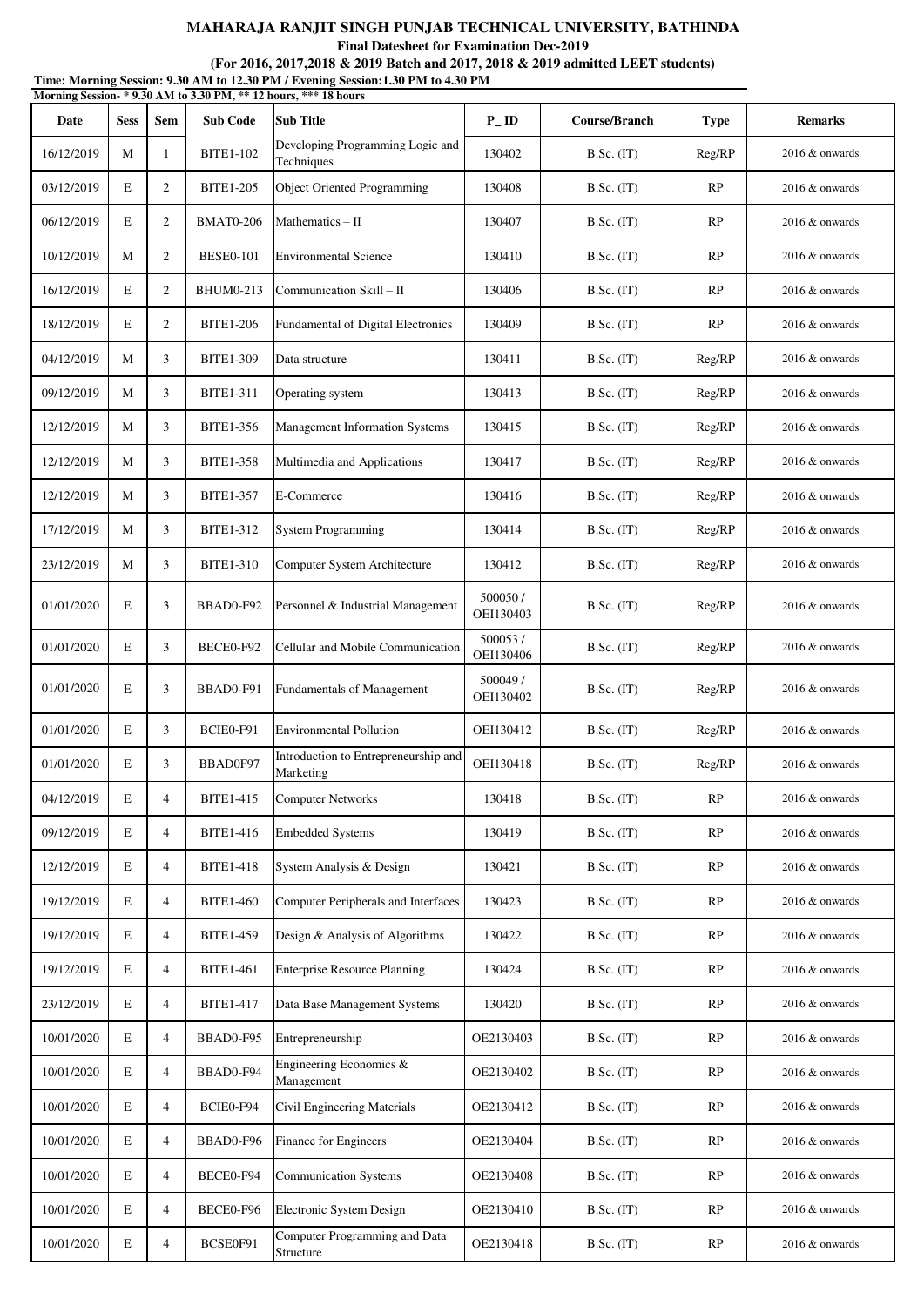**MAHARAJA RANJIT SINGH PUNJAB TECHNICAL UNIVERSITY, BATHINDA**

**Final Datesheet for Examination Dec-2019**

**(For 2016, 2017,2018 & 2019 Batch and 2017, 2018 & 2019 admitted LEET students)**

**Time: Morning Session: 9.30 AM to 12.30 PM / Evening Session:1.30 PM to 4.30 PM**

**Morning Session- * 9.30 AM to 3.30 PM, ** 12 hours, *** 18 hours**

| Date | Sess | Sem | Sub Code | Sub Title | P_ID | Course/Branch | Type | Remarks |
|---|---|---|---|---|---|---|---|---|
| 16/12/2019 | M | 1 | BITE1-102 | Developing Programming Logic and Techniques | 130402 | B.Sc. (IT) | Reg/RP | 2016 & onwards |
| 03/12/2019 | E | 2 | BITE1-205 | Object Oriented Programming | 130408 | B.Sc. (IT) | RP | 2016 & onwards |
| 06/12/2019 | E | 2 | BMAT0-206 | Mathematics – II | 130407 | B.Sc. (IT) | RP | 2016 & onwards |
| 10/12/2019 | M | 2 | BESE0-101 | Environmental Science | 130410 | B.Sc. (IT) | RP | 2016 & onwards |
| 16/12/2019 | E | 2 | BHUM0-213 | Communication Skill – II | 130406 | B.Sc. (IT) | RP | 2016 & onwards |
| 18/12/2019 | E | 2 | BITE1-206 | Fundamental of Digital Electronics | 130409 | B.Sc. (IT) | RP | 2016 & onwards |
| 04/12/2019 | M | 3 | BITE1-309 | Data structure | 130411 | B.Sc. (IT) | Reg/RP | 2016 & onwards |
| 09/12/2019 | M | 3 | BITE1-311 | Operating system | 130413 | B.Sc. (IT) | Reg/RP | 2016 & onwards |
| 12/12/2019 | M | 3 | BITE1-356 | Management Information Systems | 130415 | B.Sc. (IT) | Reg/RP | 2016 & onwards |
| 12/12/2019 | M | 3 | BITE1-358 | Multimedia and Applications | 130417 | B.Sc. (IT) | Reg/RP | 2016 & onwards |
| 12/12/2019 | M | 3 | BITE1-357 | E-Commerce | 130416 | B.Sc. (IT) | Reg/RP | 2016 & onwards |
| 17/12/2019 | M | 3 | BITE1-312 | System Programming | 130414 | B.Sc. (IT) | Reg/RP | 2016 & onwards |
| 23/12/2019 | M | 3 | BITE1-310 | Computer System Architecture | 130412 | B.Sc. (IT) | Reg/RP | 2016 & onwards |
| 01/01/2020 | E | 3 | BBAD0-F92 | Personnel & Industrial Management | 500050 / OEI130403 | B.Sc. (IT) | Reg/RP | 2016 & onwards |
| 01/01/2020 | E | 3 | BECE0-F92 | Cellular and Mobile Communication | 500053 / OEI130406 | B.Sc. (IT) | Reg/RP | 2016 & onwards |
| 01/01/2020 | E | 3 | BBAD0-F91 | Fundamentals of Management | 500049 / OEI130402 | B.Sc. (IT) | Reg/RP | 2016 & onwards |
| 01/01/2020 | E | 3 | BCIE0-F91 | Environmental Pollution | OEI130412 | B.Sc. (IT) | Reg/RP | 2016 & onwards |
| 01/01/2020 | E | 3 | BBAD0F97 | Introduction to Entrepreneurship and Marketing | OEI130418 | B.Sc. (IT) | Reg/RP | 2016 & onwards |
| 04/12/2019 | E | 4 | BITE1-415 | Computer Networks | 130418 | B.Sc. (IT) | RP | 2016 & onwards |
| 09/12/2019 | E | 4 | BITE1-416 | Embedded Systems | 130419 | B.Sc. (IT) | RP | 2016 & onwards |
| 12/12/2019 | E | 4 | BITE1-418 | System Analysis & Design | 130421 | B.Sc. (IT) | RP | 2016 & onwards |
| 19/12/2019 | E | 4 | BITE1-460 | Computer Peripherals and Interfaces | 130423 | B.Sc. (IT) | RP | 2016 & onwards |
| 19/12/2019 | E | 4 | BITE1-459 | Design & Analysis of Algorithms | 130422 | B.Sc. (IT) | RP | 2016 & onwards |
| 19/12/2019 | E | 4 | BITE1-461 | Enterprise Resource Planning | 130424 | B.Sc. (IT) | RP | 2016 & onwards |
| 23/12/2019 | E | 4 | BITE1-417 | Data Base Management Systems | 130420 | B.Sc. (IT) | RP | 2016 & onwards |
| 10/01/2020 | E | 4 | BBAD0-F95 | Entrepreneurship | OE2130403 | B.Sc. (IT) | RP | 2016 & onwards |
| 10/01/2020 | E | 4 | BBAD0-F94 | Engineering Economics & Management | OE2130402 | B.Sc. (IT) | RP | 2016 & onwards |
| 10/01/2020 | E | 4 | BCIE0-F94 | Civil Engineering Materials | OE2130412 | B.Sc. (IT) | RP | 2016 & onwards |
| 10/01/2020 | E | 4 | BBAD0-F96 | Finance for Engineers | OE2130404 | B.Sc. (IT) | RP | 2016 & onwards |
| 10/01/2020 | E | 4 | BECE0-F94 | Communication Systems | OE2130408 | B.Sc. (IT) | RP | 2016 & onwards |
| 10/01/2020 | E | 4 | BECE0-F96 | Electronic System Design | OE2130410 | B.Sc. (IT) | RP | 2016 & onwards |
| 10/01/2020 | E | 4 | BCSE0F91 | Computer Programming and Data Structure | OE2130418 | B.Sc. (IT) | RP | 2016 & onwards |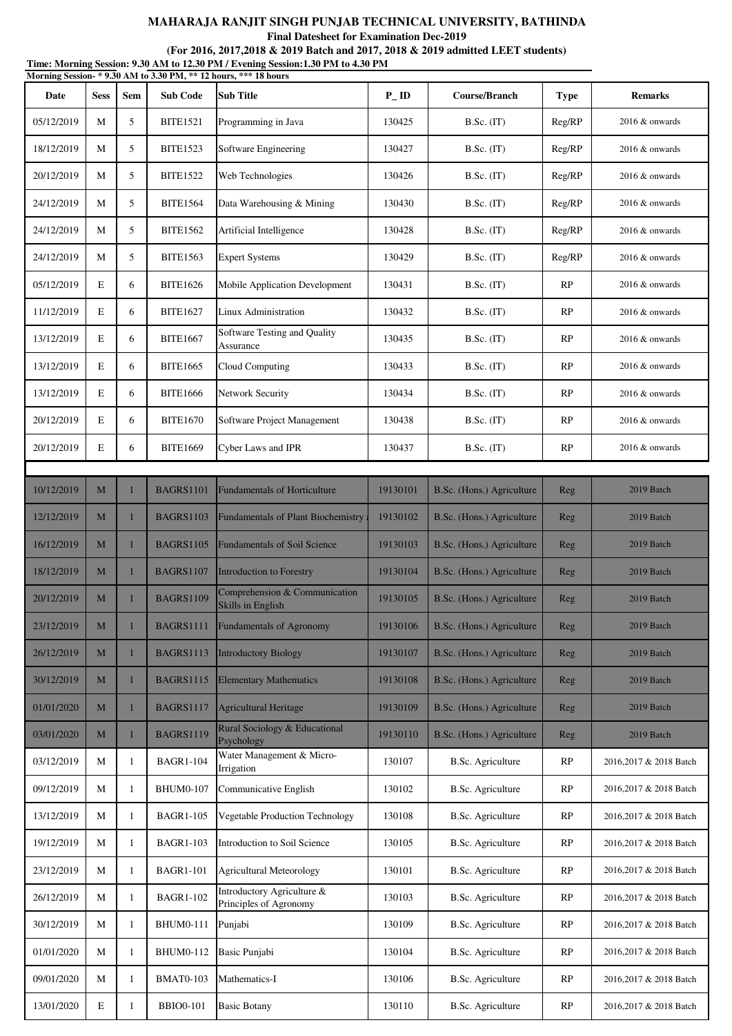**MAHARAJA RANJIT SINGH PUNJAB TECHNICAL UNIVERSITY, BATHINDA**

**Final Datesheet for Examination Dec-2019**

**(For 2016, 2017,2018 & 2019 Batch and 2017, 2018 & 2019 admitted LEET students)**

**Time: Morning Session: 9.30 AM to 12.30 PM / Evening Session:1.30 PM to 4.30 PM**

**Morning Session- * 9.30 AM to 3.30 PM, ** 12 hours, *** 18 hours**

| Date | Sess | Sem | Sub Code | Sub Title | P_ID | Course/Branch | Type | Remarks |
|---|---|---|---|---|---|---|---|---|
| 05/12/2019 | M | 5 | BITE1521 | Programming in Java | 130425 | B.Sc. (IT) | Reg/RP | 2016 & onwards |
| 18/12/2019 | M | 5 | BITE1523 | Software Engineering | 130427 | B.Sc. (IT) | Reg/RP | 2016 & onwards |
| 20/12/2019 | M | 5 | BITE1522 | Web Technologies | 130426 | B.Sc. (IT) | Reg/RP | 2016 & onwards |
| 24/12/2019 | M | 5 | BITE1564 | Data Warehousing & Mining | 130430 | B.Sc. (IT) | Reg/RP | 2016 & onwards |
| 24/12/2019 | M | 5 | BITE1562 | Artificial Intelligence | 130428 | B.Sc. (IT) | Reg/RP | 2016 & onwards |
| 24/12/2019 | M | 5 | BITE1563 | Expert Systems | 130429 | B.Sc. (IT) | Reg/RP | 2016 & onwards |
| 05/12/2019 | E | 6 | BITE1626 | Mobile Application Development | 130431 | B.Sc. (IT) | RP | 2016 & onwards |
| 11/12/2019 | E | 6 | BITE1627 | Linux Administration | 130432 | B.Sc. (IT) | RP | 2016 & onwards |
| 13/12/2019 | E | 6 | BITE1667 | Software Testing and Quality Assurance | 130435 | B.Sc. (IT) | RP | 2016 & onwards |
| 13/12/2019 | E | 6 | BITE1665 | Cloud Computing | 130433 | B.Sc. (IT) | RP | 2016 & onwards |
| 13/12/2019 | E | 6 | BITE1666 | Network Security | 130434 | B.Sc. (IT) | RP | 2016 & onwards |
| 20/12/2019 | E | 6 | BITE1670 | Software Project Management | 130438 | B.Sc. (IT) | RP | 2016 & onwards |
| 20/12/2019 | E | 6 | BITE1669 | Cyber Laws and IPR | 130437 | B.Sc. (IT) | RP | 2016 & onwards |
| | | | | | | | | |
| 10/12/2019 | M | 1 | BAGRS1101 | Fundamentals of Horticulture | 19130101 | B.Sc. (Hons.) Agriculture | Reg | 2019 Batch |
| 12/12/2019 | M | 1 | BAGRS1103 | Fundamentals of Plant Biochemistry | 19130102 | B.Sc. (Hons.) Agriculture | Reg | 2019 Batch |
| 16/12/2019 | M | 1 | BAGRS1105 | Fundamentals of Soil Science | 19130103 | B.Sc. (Hons.) Agriculture | Reg | 2019 Batch |
| 18/12/2019 | M | 1 | BAGRS1107 | Introduction to Forestry | 19130104 | B.Sc. (Hons.) Agriculture | Reg | 2019 Batch |
| 20/12/2019 | M | 1 | BAGRS1109 | Comprehension & Communication Skills in English | 19130105 | B.Sc. (Hons.) Agriculture | Reg | 2019 Batch |
| 23/12/2019 | M | 1 | BAGRS1111 | Fundamentals of Agronomy | 19130106 | B.Sc. (Hons.) Agriculture | Reg | 2019 Batch |
| 26/12/2019 | M | 1 | BAGRS1113 | Introductory Biology | 19130107 | B.Sc. (Hons.) Agriculture | Reg | 2019 Batch |
| 30/12/2019 | M | 1 | BAGRS1115 | Elementary Mathematics | 19130108 | B.Sc. (Hons.) Agriculture | Reg | 2019 Batch |
| 01/01/2020 | M | 1 | BAGRS1117 | Agricultural Heritage | 19130109 | B.Sc. (Hons.) Agriculture | Reg | 2019 Batch |
| 03/01/2020 | M | 1 | BAGRS1119 | Rural Sociology & Educational Psychology | 19130110 | B.Sc. (Hons.) Agriculture | Reg | 2019 Batch |
| 03/12/2019 | M | 1 | BAGR1-104 | Water Management & Micro-Irrigation | 130107 | B.Sc. Agriculture | RP | 2016,2017 & 2018 Batch |
| 09/12/2019 | M | 1 | BHUM0-107 | Communicative English | 130102 | B.Sc. Agriculture | RP | 2016,2017 & 2018 Batch |
| 13/12/2019 | M | 1 | BAGR1-105 | Vegetable Production Technology | 130108 | B.Sc. Agriculture | RP | 2016,2017 & 2018 Batch |
| 19/12/2019 | M | 1 | BAGR1-103 | Introduction to Soil Science | 130105 | B.Sc. Agriculture | RP | 2016,2017 & 2018 Batch |
| 23/12/2019 | M | 1 | BAGR1-101 | Agricultural Meteorology | 130101 | B.Sc. Agriculture | RP | 2016,2017 & 2018 Batch |
| 26/12/2019 | M | 1 | BAGR1-102 | Introductory Agriculture & Principles of Agronomy | 130103 | B.Sc. Agriculture | RP | 2016,2017 & 2018 Batch |
| 30/12/2019 | M | 1 | BHUM0-111 | Punjabi | 130109 | B.Sc. Agriculture | RP | 2016,2017 & 2018 Batch |
| 01/01/2020 | M | 1 | BHUM0-112 | Basic Punjabi | 130104 | B.Sc. Agriculture | RP | 2016,2017 & 2018 Batch |
| 09/01/2020 | M | 1 | BMAT0-103 | Mathematics-I | 130106 | B.Sc. Agriculture | RP | 2016,2017 & 2018 Batch |
| 13/01/2020 | E | 1 | BBIO0-101 | Basic Botany | 130110 | B.Sc. Agriculture | RP | 2016,2017 & 2018 Batch |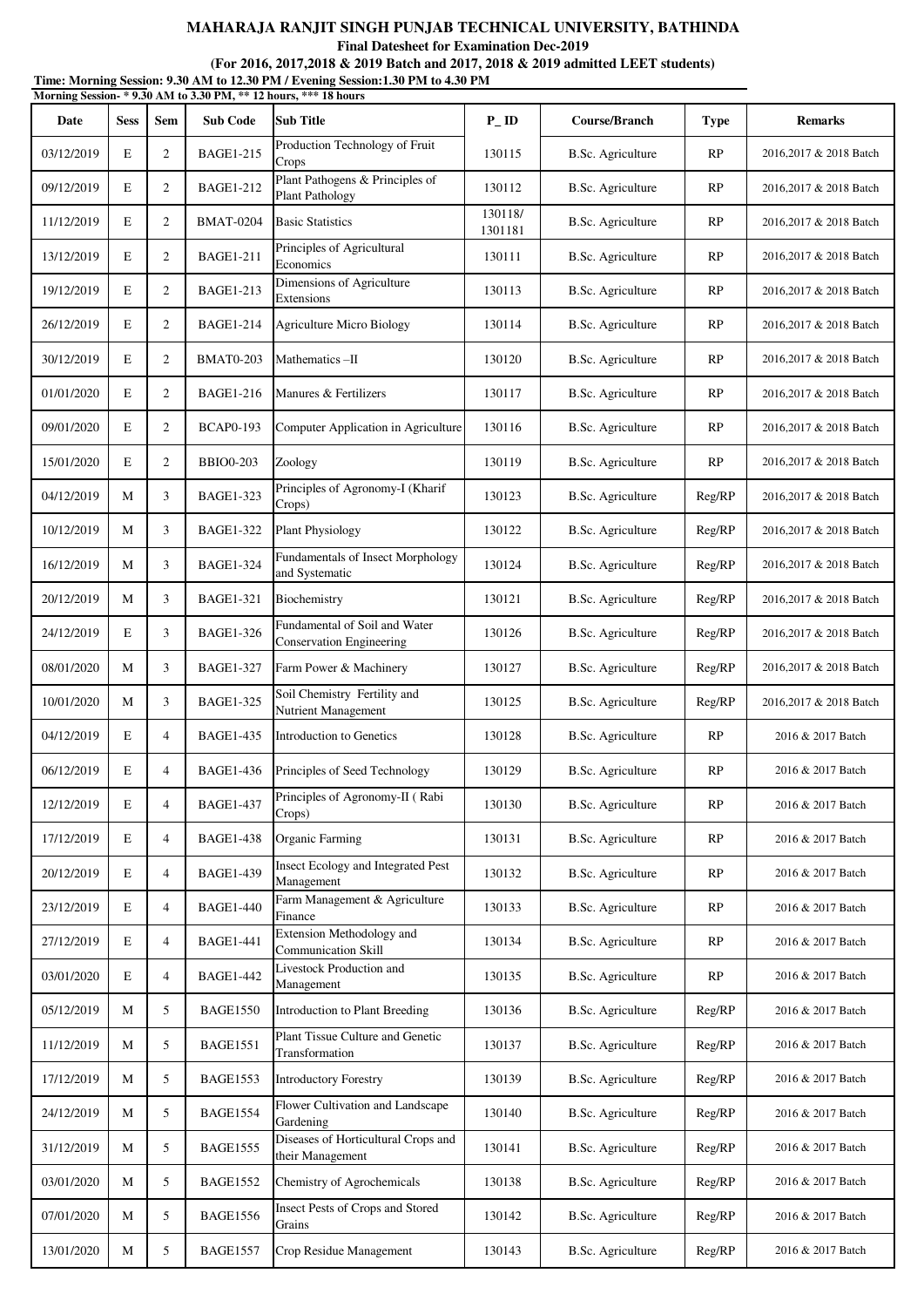**MAHARAJA RANJIT SINGH PUNJAB TECHNICAL UNIVERSITY, BATHINDA**

**Final Datesheet for Examination Dec-2019**

**(For 2016, 2017,2018 & 2019 Batch and 2017, 2018 & 2019 admitted LEET students)**

**Time: Morning Session: 9.30 AM to 12.30 PM / Evening Session:1.30 PM to 4.30 PM**

**Morning Session- * 9.30 AM to 3.30 PM, ** 12 hours, *** 18 hours**

| Date | Sess | Sem | Sub Code | Sub Title | P_ID | Course/Branch | Type | Remarks |
|---|---|---|---|---|---|---|---|---|
| 03/12/2019 | E | 2 | BAGE1-215 | Production Technology of Fruit Crops | 130115 | B.Sc. Agriculture | RP | 2016,2017 & 2018 Batch |
| 09/12/2019 | E | 2 | BAGE1-212 | Plant Pathogens & Principles of Plant Pathology | 130112 | B.Sc. Agriculture | RP | 2016,2017 & 2018 Batch |
| 11/12/2019 | E | 2 | BMAT-0204 | Basic Statistics | 130118/ 1301181 | B.Sc. Agriculture | RP | 2016,2017 & 2018 Batch |
| 13/12/2019 | E | 2 | BAGE1-211 | Principles of Agricultural Economics | 130111 | B.Sc. Agriculture | RP | 2016,2017 & 2018 Batch |
| 19/12/2019 | E | 2 | BAGE1-213 | Dimensions of Agriculture Extensions | 130113 | B.Sc. Agriculture | RP | 2016,2017 & 2018 Batch |
| 26/12/2019 | E | 2 | BAGE1-214 | Agriculture Micro Biology | 130114 | B.Sc. Agriculture | RP | 2016,2017 & 2018 Batch |
| 30/12/2019 | E | 2 | BMAT0-203 | Mathematics –II | 130120 | B.Sc. Agriculture | RP | 2016,2017 & 2018 Batch |
| 01/01/2020 | E | 2 | BAGE1-216 | Manures & Fertilizers | 130117 | B.Sc. Agriculture | RP | 2016,2017 & 2018 Batch |
| 09/01/2020 | E | 2 | BCAP0-193 | Computer Application in Agriculture | 130116 | B.Sc. Agriculture | RP | 2016,2017 & 2018 Batch |
| 15/01/2020 | E | 2 | BBIO0-203 | Zoology | 130119 | B.Sc. Agriculture | RP | 2016,2017 & 2018 Batch |
| 04/12/2019 | M | 3 | BAGE1-323 | Principles of Agronomy-I (Kharif Crops) | 130123 | B.Sc. Agriculture | Reg/RP | 2016,2017 & 2018 Batch |
| 10/12/2019 | M | 3 | BAGE1-322 | Plant Physiology | 130122 | B.Sc. Agriculture | Reg/RP | 2016,2017 & 2018 Batch |
| 16/12/2019 | M | 3 | BAGE1-324 | Fundamentals of Insect Morphology and Systematic | 130124 | B.Sc. Agriculture | Reg/RP | 2016,2017 & 2018 Batch |
| 20/12/2019 | M | 3 | BAGE1-321 | Biochemistry | 130121 | B.Sc. Agriculture | Reg/RP | 2016,2017 & 2018 Batch |
| 24/12/2019 | E | 3 | BAGE1-326 | Fundamental of Soil and Water Conservation Engineering | 130126 | B.Sc. Agriculture | Reg/RP | 2016,2017 & 2018 Batch |
| 08/01/2020 | M | 3 | BAGE1-327 | Farm Power & Machinery | 130127 | B.Sc. Agriculture | Reg/RP | 2016,2017 & 2018 Batch |
| 10/01/2020 | M | 3 | BAGE1-325 | Soil Chemistry Fertility and Nutrient Management | 130125 | B.Sc. Agriculture | Reg/RP | 2016,2017 & 2018 Batch |
| 04/12/2019 | E | 4 | BAGE1-435 | Introduction to Genetics | 130128 | B.Sc. Agriculture | RP | 2016 & 2017 Batch |
| 06/12/2019 | E | 4 | BAGE1-436 | Principles of Seed Technology | 130129 | B.Sc. Agriculture | RP | 2016 & 2017 Batch |
| 12/12/2019 | E | 4 | BAGE1-437 | Principles of Agronomy-II ( Rabi Crops) | 130130 | B.Sc. Agriculture | RP | 2016 & 2017 Batch |
| 17/12/2019 | E | 4 | BAGE1-438 | Organic Farming | 130131 | B.Sc. Agriculture | RP | 2016 & 2017 Batch |
| 20/12/2019 | E | 4 | BAGE1-439 | Insect Ecology and Integrated Pest Management | 130132 | B.Sc. Agriculture | RP | 2016 & 2017 Batch |
| 23/12/2019 | E | 4 | BAGE1-440 | Farm Management & Agriculture Finance | 130133 | B.Sc. Agriculture | RP | 2016 & 2017 Batch |
| 27/12/2019 | E | 4 | BAGE1-441 | Extension Methodology and Communication Skill | 130134 | B.Sc. Agriculture | RP | 2016 & 2017 Batch |
| 03/01/2020 | E | 4 | BAGE1-442 | Livestock Production and Management | 130135 | B.Sc. Agriculture | RP | 2016 & 2017 Batch |
| 05/12/2019 | M | 5 | BAGE1550 | Introduction to Plant Breeding | 130136 | B.Sc. Agriculture | Reg/RP | 2016 & 2017 Batch |
| 11/12/2019 | M | 5 | BAGE1551 | Plant Tissue Culture and Genetic Transformation | 130137 | B.Sc. Agriculture | Reg/RP | 2016 & 2017 Batch |
| 17/12/2019 | M | 5 | BAGE1553 | Introductory Forestry | 130139 | B.Sc. Agriculture | Reg/RP | 2016 & 2017 Batch |
| 24/12/2019 | M | 5 | BAGE1554 | Flower Cultivation and Landscape Gardening | 130140 | B.Sc. Agriculture | Reg/RP | 2016 & 2017 Batch |
| 31/12/2019 | M | 5 | BAGE1555 | Diseases of Horticultural Crops and their Management | 130141 | B.Sc. Agriculture | Reg/RP | 2016 & 2017 Batch |
| 03/01/2020 | M | 5 | BAGE1552 | Chemistry of Agrochemicals | 130138 | B.Sc. Agriculture | Reg/RP | 2016 & 2017 Batch |
| 07/01/2020 | M | 5 | BAGE1556 | Insect Pests of Crops and Stored Grains | 130142 | B.Sc. Agriculture | Reg/RP | 2016 & 2017 Batch |
| 13/01/2020 | M | 5 | BAGE1557 | Crop Residue Management | 130143 | B.Sc. Agriculture | Reg/RP | 2016 & 2017 Batch |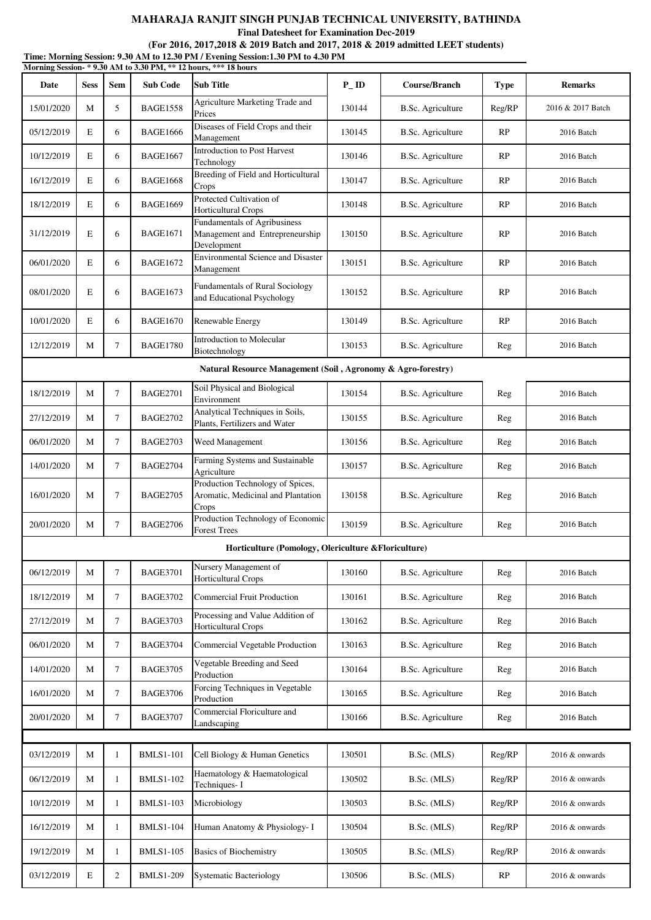**MAHARAJA RANJIT SINGH PUNJAB TECHNICAL UNIVERSITY, BATHINDA**

**Final Datesheet for Examination Dec-2019**

**(For 2016, 2017,2018 & 2019 Batch and 2017, 2018 & 2019 admitted LEET students)**

**Time: Morning Session: 9.30 AM to 12.30 PM / Evening Session:1.30 PM to 4.30 PM**

**Morning Session- * 9.30 AM to 3.30 PM, ** 12 hours, *** 18 hours**

| Date | Sess | Sem | Sub Code | Sub Title | P_ID | Course/Branch | Type | Remarks |
|---|---|---|---|---|---|---|---|---|
| 15/01/2020 | M | 5 | BAGE1558 | Agriculture Marketing Trade and Prices | 130144 | B.Sc. Agriculture | Reg/RP | 2016 & 2017 Batch |
| 05/12/2019 | E | 6 | BAGE1666 | Diseases of Field Crops and their Management | 130145 | B.Sc. Agriculture | RP | 2016 Batch |
| 10/12/2019 | E | 6 | BAGE1667 | Introduction to Post Harvest Technology | 130146 | B.Sc. Agriculture | RP | 2016 Batch |
| 16/12/2019 | E | 6 | BAGE1668 | Breeding of Field and Horticultural Crops | 130147 | B.Sc. Agriculture | RP | 2016 Batch |
| 18/12/2019 | E | 6 | BAGE1669 | Protected Cultivation of Horticultural Crops | 130148 | B.Sc. Agriculture | RP | 2016 Batch |
| 31/12/2019 | E | 6 | BAGE1671 | Fundamentals of Agribusiness Management and Entrepreneurship Development | 130150 | B.Sc. Agriculture | RP | 2016 Batch |
| 06/01/2020 | E | 6 | BAGE1672 | Environmental Science and Disaster Management | 130151 | B.Sc. Agriculture | RP | 2016 Batch |
| 08/01/2020 | E | 6 | BAGE1673 | Fundamentals of Rural Sociology and Educational Psychology | 130152 | B.Sc. Agriculture | RP | 2016 Batch |
| 10/01/2020 | E | 6 | BAGE1670 | Renewable Energy | 130149 | B.Sc. Agriculture | RP | 2016 Batch |
| 12/12/2019 | M | 7 | BAGE1780 | Introduction to Molecular Biotechnology | 130153 | B.Sc. Agriculture | Reg | 2016 Batch |
| **Natural Resource Management (Soil , Agronomy & Agro-forestry)** | | | | | | | | |
| 18/12/2019 | M | 7 | BAGE2701 | Soil Physical and Biological Environment | 130154 | B.Sc. Agriculture | Reg | 2016 Batch |
| 27/12/2019 | M | 7 | BAGE2702 | Analytical Techniques in Soils, Plants, Fertilizers and Water | 130155 | B.Sc. Agriculture | Reg | 2016 Batch |
| 06/01/2020 | M | 7 | BAGE2703 | Weed Management | 130156 | B.Sc. Agriculture | Reg | 2016 Batch |
| 14/01/2020 | M | 7 | BAGE2704 | Farming Systems and Sustainable Agriculture | 130157 | B.Sc. Agriculture | Reg | 2016 Batch |
| 16/01/2020 | M | 7 | BAGE2705 | Production Technology of Spices, Aromatic, Medicinal and Plantation Crops | 130158 | B.Sc. Agriculture | Reg | 2016 Batch |
| 20/01/2020 | M | 7 | BAGE2706 | Production Technology of Economic Forest Trees | 130159 | B.Sc. Agriculture | Reg | 2016 Batch |
| **Horticulture (Pomology, Olericulture &Floriculture)** | | | | | | | | |
| 06/12/2019 | M | 7 | BAGE3701 | Nursery Management of Horticultural Crops | 130160 | B.Sc. Agriculture | Reg | 2016 Batch |
| 18/12/2019 | M | 7 | BAGE3702 | Commercial Fruit Production | 130161 | B.Sc. Agriculture | Reg | 2016 Batch |
| 27/12/2019 | M | 7 | BAGE3703 | Processing and Value Addition of Horticultural Crops | 130162 | B.Sc. Agriculture | Reg | 2016 Batch |
| 06/01/2020 | M | 7 | BAGE3704 | Commercial Vegetable Production | 130163 | B.Sc. Agriculture | Reg | 2016 Batch |
| 14/01/2020 | M | 7 | BAGE3705 | Vegetable Breeding and Seed Production | 130164 | B.Sc. Agriculture | Reg | 2016 Batch |
| 16/01/2020 | M | 7 | BAGE3706 | Forcing Techniques in Vegetable Production | 130165 | B.Sc. Agriculture | Reg | 2016 Batch |
| 20/01/2020 | M | 7 | BAGE3707 | Commercial Floriculture and Landscaping | 130166 | B.Sc. Agriculture | Reg | 2016 Batch |
| | | | | | | | | |
| 03/12/2019 | M | 1 | BMLS1-101 | Cell Biology & Human Genetics | 130501 | B.Sc. (MLS) | Reg/RP | 2016 & onwards |
| 06/12/2019 | M | 1 | BMLS1-102 | Haematology & Haematological Techniques- I | 130502 | B.Sc. (MLS) | Reg/RP | 2016 & onwards |
| 10/12/2019 | M | 1 | BMLS1-103 | Microbiology | 130503 | B.Sc. (MLS) | Reg/RP | 2016 & onwards |
| 16/12/2019 | M | 1 | BMLS1-104 | Human Anatomy & Physiology- I | 130504 | B.Sc. (MLS) | Reg/RP | 2016 & onwards |
| 19/12/2019 | M | 1 | BMLS1-105 | Basics of Biochemistry | 130505 | B.Sc. (MLS) | Reg/RP | 2016 & onwards |
| 03/12/2019 | E | 2 | BMLS1-209 | Systematic Bacteriology | 130506 | B.Sc. (MLS) | RP | 2016 & onwards |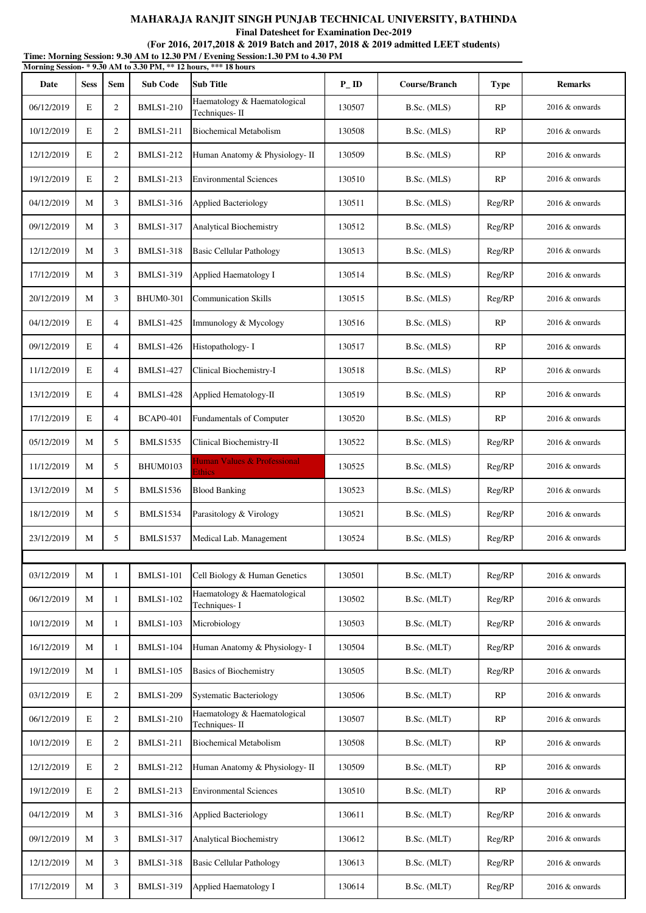**MAHARAJA RANJIT SINGH PUNJAB TECHNICAL UNIVERSITY, BATHINDA**

**Final Datesheet for Examination Dec-2019**

**(For 2016, 2017,2018 & 2019 Batch and 2017, 2018 & 2019 admitted LEET students)**

**Time: Morning Session: 9.30 AM to 12.30 PM / Evening Session:1.30 PM to 4.30 PM**

**Morning Session- * 9.30 AM to 3.30 PM, ** 12 hours, *** 18 hours**

| Date | Sess | Sem | Sub Code | Sub Title | P_ID | Course/Branch | Type | Remarks |
|---|---|---|---|---|---|---|---|---|
| 06/12/2019 | E | 2 | BMLS1-210 | Haematology & Haematological Techniques- II | 130507 | B.Sc. (MLS) | RP | 2016 & onwards |
| 10/12/2019 | E | 2 | BMLS1-211 | Biochemical Metabolism | 130508 | B.Sc. (MLS) | RP | 2016 & onwards |
| 12/12/2019 | E | 2 | BMLS1-212 | Human Anatomy & Physiology- II | 130509 | B.Sc. (MLS) | RP | 2016 & onwards |
| 19/12/2019 | E | 2 | BMLS1-213 | Environmental Sciences | 130510 | B.Sc. (MLS) | RP | 2016 & onwards |
| 04/12/2019 | M | 3 | BMLS1-316 | Applied Bacteriology | 130511 | B.Sc. (MLS) | Reg/RP | 2016 & onwards |
| 09/12/2019 | M | 3 | BMLS1-317 | Analytical Biochemistry | 130512 | B.Sc. (MLS) | Reg/RP | 2016 & onwards |
| 12/12/2019 | M | 3 | BMLS1-318 | Basic Cellular Pathology | 130513 | B.Sc. (MLS) | Reg/RP | 2016 & onwards |
| 17/12/2019 | M | 3 | BMLS1-319 | Applied Haematology I | 130514 | B.Sc. (MLS) | Reg/RP | 2016 & onwards |
| 20/12/2019 | M | 3 | BHUM0-301 | Communication Skills | 130515 | B.Sc. (MLS) | Reg/RP | 2016 & onwards |
| 04/12/2019 | E | 4 | BMLS1-425 | Immunology & Mycology | 130516 | B.Sc. (MLS) | RP | 2016 & onwards |
| 09/12/2019 | E | 4 | BMLS1-426 | Histopathology- I | 130517 | B.Sc. (MLS) | RP | 2016 & onwards |
| 11/12/2019 | E | 4 | BMLS1-427 | Clinical Biochemistry-I | 130518 | B.Sc. (MLS) | RP | 2016 & onwards |
| 13/12/2019 | E | 4 | BMLS1-428 | Applied Hematology-II | 130519 | B.Sc. (MLS) | RP | 2016 & onwards |
| 17/12/2019 | E | 4 | BCAP0-401 | Fundamentals of Computer | 130520 | B.Sc. (MLS) | RP | 2016 & onwards |
| 05/12/2019 | M | 5 | BMLS1535 | Clinical Biochemistry-II | 130522 | B.Sc. (MLS) | Reg/RP | 2016 & onwards |
| 11/12/2019 | M | 5 | BHUM0103 | Human Values & Professional Ethics | 130525 | B.Sc. (MLS) | Reg/RP | 2016 & onwards |
| 13/12/2019 | M | 5 | BMLS1536 | Blood Banking | 130523 | B.Sc. (MLS) | Reg/RP | 2016 & onwards |
| 18/12/2019 | M | 5 | BMLS1534 | Parasitology & Virology | 130521 | B.Sc. (MLS) | Reg/RP | 2016 & onwards |
| 23/12/2019 | M | 5 | BMLS1537 | Medical Lab. Management | 130524 | B.Sc. (MLS) | Reg/RP | 2016 & onwards |
| | | | | | | | | |
| 03/12/2019 | M | 1 | BMLS1-101 | Cell Biology & Human Genetics | 130501 | B.Sc. (MLT) | Reg/RP | 2016 & onwards |
| 06/12/2019 | M | 1 | BMLS1-102 | Haematology & Haematological Techniques- I | 130502 | B.Sc. (MLT) | Reg/RP | 2016 & onwards |
| 10/12/2019 | M | 1 | BMLS1-103 | Microbiology | 130503 | B.Sc. (MLT) | Reg/RP | 2016 & onwards |
| 16/12/2019 | M | 1 | BMLS1-104 | Human Anatomy & Physiology- I | 130504 | B.Sc. (MLT) | Reg/RP | 2016 & onwards |
| 19/12/2019 | M | 1 | BMLS1-105 | Basics of Biochemistry | 130505 | B.Sc. (MLT) | Reg/RP | 2016 & onwards |
| 03/12/2019 | E | 2 | BMLS1-209 | Systematic Bacteriology | 130506 | B.Sc. (MLT) | RP | 2016 & onwards |
| 06/12/2019 | E | 2 | BMLS1-210 | Haematology & Haematological Techniques- II | 130507 | B.Sc. (MLT) | RP | 2016 & onwards |
| 10/12/2019 | E | 2 | BMLS1-211 | Biochemical Metabolism | 130508 | B.Sc. (MLT) | RP | 2016 & onwards |
| 12/12/2019 | E | 2 | BMLS1-212 | Human Anatomy & Physiology- II | 130509 | B.Sc. (MLT) | RP | 2016 & onwards |
| 19/12/2019 | E | 2 | BMLS1-213 | Environmental Sciences | 130510 | B.Sc. (MLT) | RP | 2016 & onwards |
| 04/12/2019 | M | 3 | BMLS1-316 | Applied Bacteriology | 130611 | B.Sc. (MLT) | Reg/RP | 2016 & onwards |
| 09/12/2019 | M | 3 | BMLS1-317 | Analytical Biochemistry | 130612 | B.Sc. (MLT) | Reg/RP | 2016 & onwards |
| 12/12/2019 | M | 3 | BMLS1-318 | Basic Cellular Pathology | 130613 | B.Sc. (MLT) | Reg/RP | 2016 & onwards |
| 17/12/2019 | M | 3 | BMLS1-319 | Applied Haematology I | 130614 | B.Sc. (MLT) | Reg/RP | 2016 & onwards |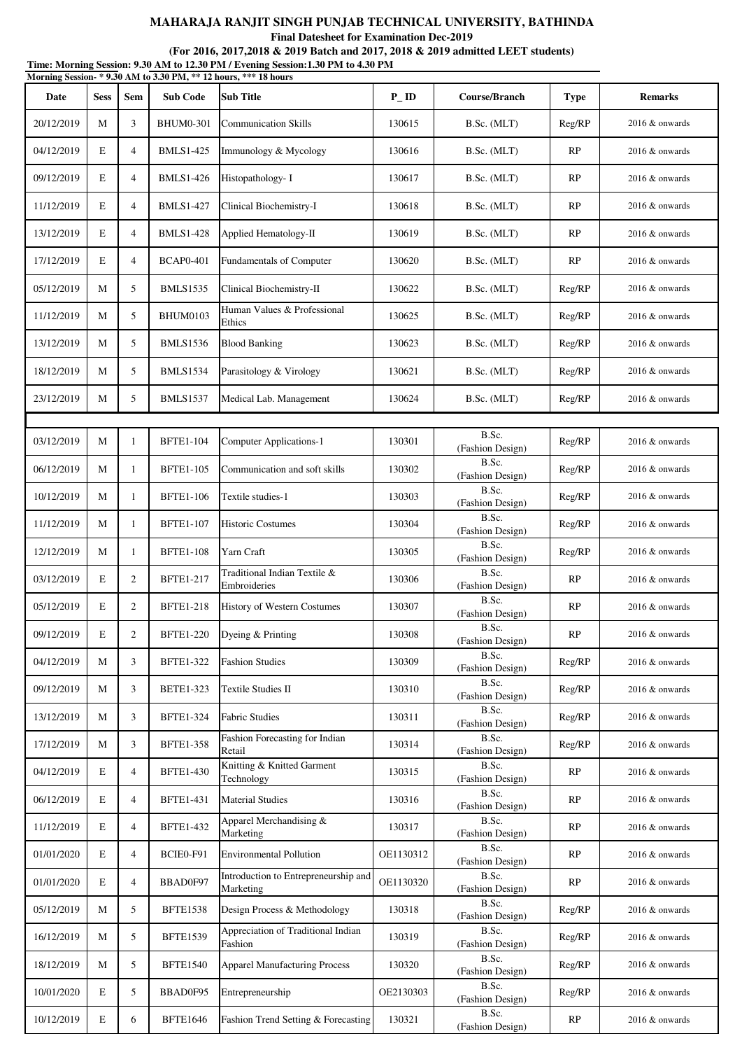**MAHARAJA RANJIT SINGH PUNJAB TECHNICAL UNIVERSITY, BATHINDA**

**Final Datesheet for Examination Dec-2019**

**(For 2016, 2017,2018 & 2019 Batch and 2017, 2018 & 2019 admitted LEET students)**

**Time: Morning Session: 9.30 AM to 12.30 PM / Evening Session:1.30 PM to 4.30 PM**

**Morning Session- * 9.30 AM to 3.30 PM, ** 12 hours, *** 18 hours**

| Date | Sess | Sem | Sub Code | Sub Title | P_ID | Course/Branch | Type | Remarks |
|---|---|---|---|---|---|---|---|---|
| 20/12/2019 | M | 3 | BHUM0-301 | Communication Skills | 130615 | B.Sc. (MLT) | Reg/RP | 2016 & onwards |
| 04/12/2019 | E | 4 | BMLS1-425 | Immunology & Mycology | 130616 | B.Sc. (MLT) | RP | 2016 & onwards |
| 09/12/2019 | E | 4 | BMLS1-426 | Histopathology- I | 130617 | B.Sc. (MLT) | RP | 2016 & onwards |
| 11/12/2019 | E | 4 | BMLS1-427 | Clinical Biochemistry-I | 130618 | B.Sc. (MLT) | RP | 2016 & onwards |
| 13/12/2019 | E | 4 | BMLS1-428 | Applied Hematology-II | 130619 | B.Sc. (MLT) | RP | 2016 & onwards |
| 17/12/2019 | E | 4 | BCAP0-401 | Fundamentals of Computer | 130620 | B.Sc. (MLT) | RP | 2016 & onwards |
| 05/12/2019 | M | 5 | BMLS1535 | Clinical Biochemistry-II | 130622 | B.Sc. (MLT) | Reg/RP | 2016 & onwards |
| 11/12/2019 | M | 5 | BHUM0103 | Human Values & Professional Ethics | 130625 | B.Sc. (MLT) | Reg/RP | 2016 & onwards |
| 13/12/2019 | M | 5 | BMLS1536 | Blood Banking | 130623 | B.Sc. (MLT) | Reg/RP | 2016 & onwards |
| 18/12/2019 | M | 5 | BMLS1534 | Parasitology & Virology | 130621 | B.Sc. (MLT) | Reg/RP | 2016 & onwards |
| 23/12/2019 | M | 5 | BMLS1537 | Medical Lab. Management | 130624 | B.Sc. (MLT) | Reg/RP | 2016 & onwards |
| | | | | | | | | |
| 03/12/2019 | M | 1 | BFTE1-104 | Computer Applications-1 | 130301 | B.Sc. (Fashion Design) | Reg/RP | 2016 & onwards |
| 06/12/2019 | M | 1 | BFTE1-105 | Communication and soft skills | 130302 | B.Sc. (Fashion Design) | Reg/RP | 2016 & onwards |
| 10/12/2019 | M | 1 | BFTE1-106 | Textile studies-1 | 130303 | B.Sc. (Fashion Design) | Reg/RP | 2016 & onwards |
| 11/12/2019 | M | 1 | BFTE1-107 | Historic Costumes | 130304 | B.Sc. (Fashion Design) | Reg/RP | 2016 & onwards |
| 12/12/2019 | M | 1 | BFTE1-108 | Yarn Craft | 130305 | B.Sc. (Fashion Design) | Reg/RP | 2016 & onwards |
| 03/12/2019 | E | 2 | BFTE1-217 | Traditional Indian Textile & Embroideries | 130306 | B.Sc. (Fashion Design) | RP | 2016 & onwards |
| 05/12/2019 | E | 2 | BFTE1-218 | History of Western Costumes | 130307 | B.Sc. (Fashion Design) | RP | 2016 & onwards |
| 09/12/2019 | E | 2 | BFTE1-220 | Dyeing & Printing | 130308 | B.Sc. (Fashion Design) | RP | 2016 & onwards |
| 04/12/2019 | M | 3 | BFTE1-322 | Fashion Studies | 130309 | B.Sc. (Fashion Design) | Reg/RP | 2016 & onwards |
| 09/12/2019 | M | 3 | BETE1-323 | Textile Studies II | 130310 | B.Sc. (Fashion Design) | Reg/RP | 2016 & onwards |
| 13/12/2019 | M | 3 | BFTE1-324 | Fabric Studies | 130311 | B.Sc. (Fashion Design) | Reg/RP | 2016 & onwards |
| 17/12/2019 | M | 3 | BFTE1-358 | Fashion Forecasting for Indian Retail | 130314 | B.Sc. (Fashion Design) | Reg/RP | 2016 & onwards |
| 04/12/2019 | E | 4 | BFTE1-430 | Knitting & Knitted Garment Technology | 130315 | B.Sc. (Fashion Design) | RP | 2016 & onwards |
| 06/12/2019 | E | 4 | BFTE1-431 | Material Studies | 130316 | B.Sc. (Fashion Design) | RP | 2016 & onwards |
| 11/12/2019 | E | 4 | BFTE1-432 | Apparel Merchandising & Marketing | 130317 | B.Sc. (Fashion Design) | RP | 2016 & onwards |
| 01/01/2020 | E | 4 | BCIE0-F91 | Environmental Pollution | OE1130312 | B.Sc. (Fashion Design) | RP | 2016 & onwards |
| 01/01/2020 | E | 4 | BBAD0F97 | Introduction to Entrepreneurship and Marketing | OE1130320 | B.Sc. (Fashion Design) | RP | 2016 & onwards |
| 05/12/2019 | M | 5 | BFTE1538 | Design Process & Methodology | 130318 | B.Sc. (Fashion Design) | Reg/RP | 2016 & onwards |
| 16/12/2019 | M | 5 | BFTE1539 | Appreciation of Traditional Indian Fashion | 130319 | B.Sc. (Fashion Design) | Reg/RP | 2016 & onwards |
| 18/12/2019 | M | 5 | BFTE1540 | Apparel Manufacturing Process | 130320 | B.Sc. (Fashion Design) | Reg/RP | 2016 & onwards |
| 10/01/2020 | E | 5 | BBAD0F95 | Entrepreneurship | OE2130303 | B.Sc. (Fashion Design) | Reg/RP | 2016 & onwards |
| 10/12/2019 | E | 6 | BFTE1646 | Fashion Trend Setting & Forecasting | 130321 | B.Sc. (Fashion Design) | RP | 2016 & onwards |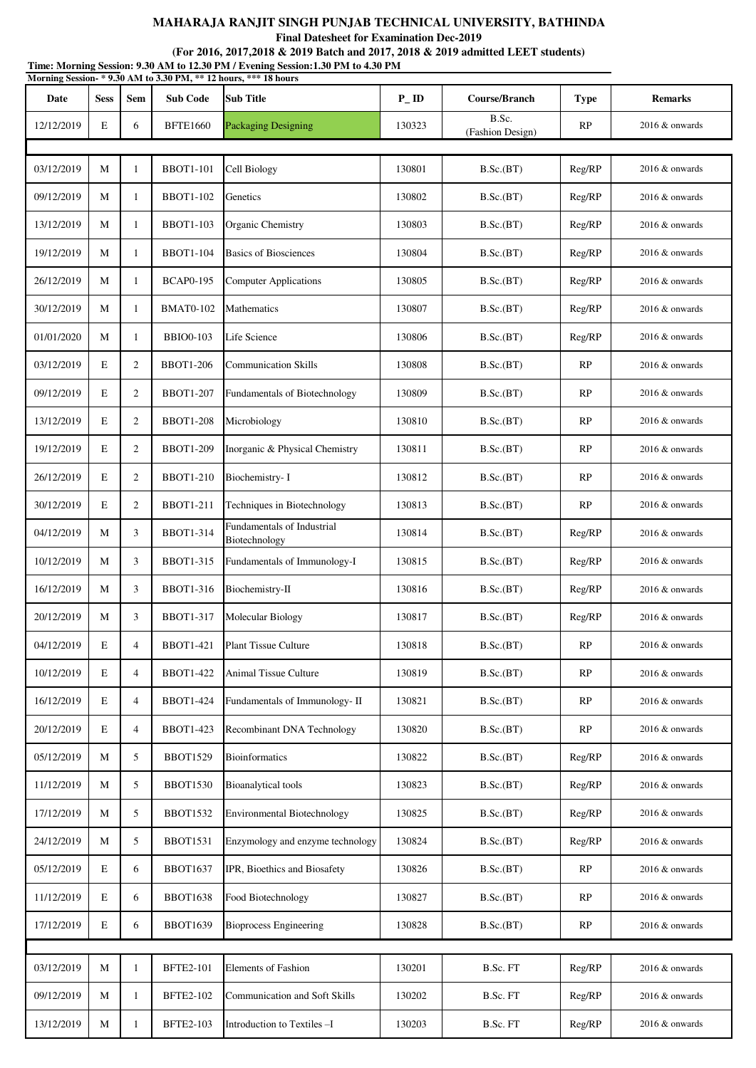**MAHARAJA RANJIT SINGH PUNJAB TECHNICAL UNIVERSITY, BATHINDA**

**Final Datesheet for Examination Dec-2019**

**(For 2016, 2017,2018 & 2019 Batch and 2017, 2018 & 2019 admitted LEET students)**

**Time: Morning Session: 9.30 AM to 12.30 PM / Evening Session:1.30 PM to 4.30 PM**

**Morning Session- * 9.30 AM to 3.30 PM, ** 12 hours, *** 18 hours**

| Date | Sess | Sem | Sub Code | Sub Title | P_ID | Course/Branch | Type | Remarks |
|---|---|---|---|---|---|---|---|---|
| 12/12/2019 | E | 6 | BFTE1660 | Packaging Designing | 130323 | B.Sc. (Fashion Design) | RP | 2016 & onwards |
| | | | | | | | | |
| 03/12/2019 | M | 1 | BBOT1-101 | Cell Biology | 130801 | B.Sc.(BT) | Reg/RP | 2016 & onwards |
| 09/12/2019 | M | 1 | BBOT1-102 | Genetics | 130802 | B.Sc.(BT) | Reg/RP | 2016 & onwards |
| 13/12/2019 | M | 1 | BBOT1-103 | Organic Chemistry | 130803 | B.Sc.(BT) | Reg/RP | 2016 & onwards |
| 19/12/2019 | M | 1 | BBOT1-104 | Basics of Biosciences | 130804 | B.Sc.(BT) | Reg/RP | 2016 & onwards |
| 26/12/2019 | M | 1 | BCAP0-195 | Computer Applications | 130805 | B.Sc.(BT) | Reg/RP | 2016 & onwards |
| 30/12/2019 | M | 1 | BMAT0-102 | Mathematics | 130807 | B.Sc.(BT) | Reg/RP | 2016 & onwards |
| 01/01/2020 | M | 1 | BBIO0-103 | Life Science | 130806 | B.Sc.(BT) | Reg/RP | 2016 & onwards |
| 03/12/2019 | E | 2 | BBOT1-206 | Communication Skills | 130808 | B.Sc.(BT) | RP | 2016 & onwards |
| 09/12/2019 | E | 2 | BBOT1-207 | Fundamentals of Biotechnology | 130809 | B.Sc.(BT) | RP | 2016 & onwards |
| 13/12/2019 | E | 2 | BBOT1-208 | Microbiology | 130810 | B.Sc.(BT) | RP | 2016 & onwards |
| 19/12/2019 | E | 2 | BBOT1-209 | Inorganic & Physical Chemistry | 130811 | B.Sc.(BT) | RP | 2016 & onwards |
| 26/12/2019 | E | 2 | BBOT1-210 | Biochemistry- I | 130812 | B.Sc.(BT) | RP | 2016 & onwards |
| 30/12/2019 | E | 2 | BBOT1-211 | Techniques in Biotechnology | 130813 | B.Sc.(BT) | RP | 2016 & onwards |
| 04/12/2019 | M | 3 | BBOT1-314 | Fundamentals of Industrial Biotechnology | 130814 | B.Sc.(BT) | Reg/RP | 2016 & onwards |
| 10/12/2019 | M | 3 | BBOT1-315 | Fundamentals of Immunology-I | 130815 | B.Sc.(BT) | Reg/RP | 2016 & onwards |
| 16/12/2019 | M | 3 | BBOT1-316 | Biochemistry-II | 130816 | B.Sc.(BT) | Reg/RP | 2016 & onwards |
| 20/12/2019 | M | 3 | BBOT1-317 | Molecular Biology | 130817 | B.Sc.(BT) | Reg/RP | 2016 & onwards |
| 04/12/2019 | E | 4 | BBOT1-421 | Plant Tissue Culture | 130818 | B.Sc.(BT) | RP | 2016 & onwards |
| 10/12/2019 | E | 4 | BBOT1-422 | Animal Tissue Culture | 130819 | B.Sc.(BT) | RP | 2016 & onwards |
| 16/12/2019 | E | 4 | BBOT1-424 | Fundamentals of Immunology- II | 130821 | B.Sc.(BT) | RP | 2016 & onwards |
| 20/12/2019 | E | 4 | BBOT1-423 | Recombinant DNA Technology | 130820 | B.Sc.(BT) | RP | 2016 & onwards |
| 05/12/2019 | M | 5 | BBOT1529 | Bioinformatics | 130822 | B.Sc.(BT) | Reg/RP | 2016 & onwards |
| 11/12/2019 | M | 5 | BBOT1530 | Bioanalytical tools | 130823 | B.Sc.(BT) | Reg/RP | 2016 & onwards |
| 17/12/2019 | M | 5 | BBOT1532 | Environmental Biotechnology | 130825 | B.Sc.(BT) | Reg/RP | 2016 & onwards |
| 24/12/2019 | M | 5 | BBOT1531 | Enzymology and enzyme technology | 130824 | B.Sc.(BT) | Reg/RP | 2016 & onwards |
| 05/12/2019 | E | 6 | BBOT1637 | IPR, Bioethics and Biosafety | 130826 | B.Sc.(BT) | RP | 2016 & onwards |
| 11/12/2019 | E | 6 | BBOT1638 | Food Biotechnology | 130827 | B.Sc.(BT) | RP | 2016 & onwards |
| 17/12/2019 | E | 6 | BBOT1639 | Bioprocess Engineering | 130828 | B.Sc.(BT) | RP | 2016 & onwards |
| | | | | | | | | |
| 03/12/2019 | M | 1 | BFTE2-101 | Elements of Fashion | 130201 | B.Sc. FT | Reg/RP | 2016 & onwards |
| 09/12/2019 | M | 1 | BFTE2-102 | Communication and Soft Skills | 130202 | B.Sc. FT | Reg/RP | 2016 & onwards |
| 13/12/2019 | M | 1 | BFTE2-103 | Introduction to Textiles –I | 130203 | B.Sc. FT | Reg/RP | 2016 & onwards |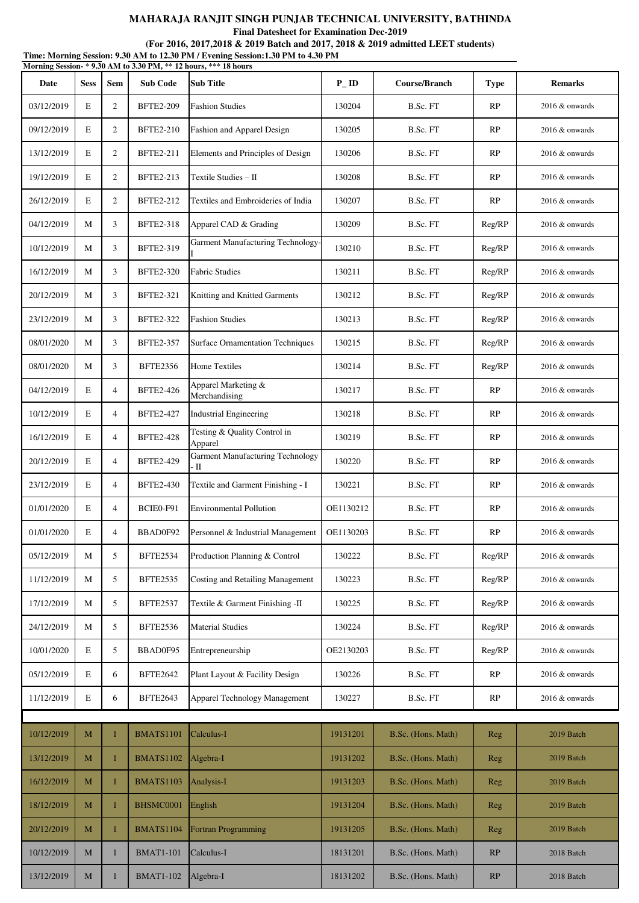**MAHARAJA RANJIT SINGH PUNJAB TECHNICAL UNIVERSITY, BATHINDA**

**Final Datesheet for Examination Dec-2019**

**(For 2016, 2017,2018 & 2019 Batch and 2017, 2018 & 2019 admitted LEET students)**

**Time: Morning Session: 9.30 AM to 12.30 PM / Evening Session:1.30 PM to 4.30 PM**

**Morning Session- * 9.30 AM to 3.30 PM, ** 12 hours, *** 18 hours**

| Date | Sess | Sem | Sub Code | Sub Title | P_ID | Course/Branch | Type | Remarks |
|---|---|---|---|---|---|---|---|---|
| 03/12/2019 | E | 2 | BFTE2-209 | Fashion Studies | 130204 | B.Sc. FT | RP | 2016 & onwards |
| 09/12/2019 | E | 2 | BFTE2-210 | Fashion and Apparel Design | 130205 | B.Sc. FT | RP | 2016 & onwards |
| 13/12/2019 | E | 2 | BFTE2-211 | Elements and Principles of Design | 130206 | B.Sc. FT | RP | 2016 & onwards |
| 19/12/2019 | E | 2 | BFTE2-213 | Textile Studies – II | 130208 | B.Sc. FT | RP | 2016 & onwards |
| 26/12/2019 | E | 2 | BFTE2-212 | Textiles and Embroideries of India | 130207 | B.Sc. FT | RP | 2016 & onwards |
| 04/12/2019 | M | 3 | BFTE2-318 | Apparel CAD & Grading | 130209 | B.Sc. FT | Reg/RP | 2016 & onwards |
| 10/12/2019 | M | 3 | BFTE2-319 | Garment Manufacturing Technology-I | 130210 | B.Sc. FT | Reg/RP | 2016 & onwards |
| 16/12/2019 | M | 3 | BFTE2-320 | Fabric Studies | 130211 | B.Sc. FT | Reg/RP | 2016 & onwards |
| 20/12/2019 | M | 3 | BFTE2-321 | Knitting and Knitted Garments | 130212 | B.Sc. FT | Reg/RP | 2016 & onwards |
| 23/12/2019 | M | 3 | BFTE2-322 | Fashion Studies | 130213 | B.Sc. FT | Reg/RP | 2016 & onwards |
| 08/01/2020 | M | 3 | BFTE2-357 | Surface Ornamentation Techniques | 130215 | B.Sc. FT | Reg/RP | 2016 & onwards |
| 08/01/2020 | M | 3 | BFTE2356 | Home Textiles | 130214 | B.Sc. FT | Reg/RP | 2016 & onwards |
| 04/12/2019 | E | 4 | BFTE2-426 | Apparel Marketing & Merchandising | 130217 | B.Sc. FT | RP | 2016 & onwards |
| 10/12/2019 | E | 4 | BFTE2-427 | Industrial Engineering | 130218 | B.Sc. FT | RP | 2016 & onwards |
| 16/12/2019 | E | 4 | BFTE2-428 | Testing & Quality Control in Apparel | 130219 | B.Sc. FT | RP | 2016 & onwards |
| 20/12/2019 | E | 4 | BFTE2-429 | Garment Manufacturing Technology - II | 130220 | B.Sc. FT | RP | 2016 & onwards |
| 23/12/2019 | E | 4 | BFTE2-430 | Textile and Garment Finishing - I | 130221 | B.Sc. FT | RP | 2016 & onwards |
| 01/01/2020 | E | 4 | BCIE0-F91 | Environmental Pollution | OE1130212 | B.Sc. FT | RP | 2016 & onwards |
| 01/01/2020 | E | 4 | BBAD0F92 | Personnel & Industrial Management | OE1130203 | B.Sc. FT | RP | 2016 & onwards |
| 05/12/2019 | M | 5 | BFTE2534 | Production Planning & Control | 130222 | B.Sc. FT | Reg/RP | 2016 & onwards |
| 11/12/2019 | M | 5 | BFTE2535 | Costing and Retailing Management | 130223 | B.Sc. FT | Reg/RP | 2016 & onwards |
| 17/12/2019 | M | 5 | BFTE2537 | Textile & Garment Finishing -II | 130225 | B.Sc. FT | Reg/RP | 2016 & onwards |
| 24/12/2019 | M | 5 | BFTE2536 | Material Studies | 130224 | B.Sc. FT | Reg/RP | 2016 & onwards |
| 10/01/2020 | E | 5 | BBAD0F95 | Entrepreneurship | OE2130203 | B.Sc. FT | Reg/RP | 2016 & onwards |
| 05/12/2019 | E | 6 | BFTE2642 | Plant Layout & Facility Design | 130226 | B.Sc. FT | RP | 2016 & onwards |
| 11/12/2019 | E | 6 | BFTE2643 | Apparel Technology Management | 130227 | B.Sc. FT | RP | 2016 & onwards |
| 10/12/2019 | M | 1 | BMATS1101 | Calculus-I | 19131201 | B.Sc. (Hons. Math) | Reg | 2019 Batch |
| 13/12/2019 | M | 1 | BMATS1102 | Algebra-I | 19131202 | B.Sc. (Hons. Math) | Reg | 2019 Batch |
| 16/12/2019 | M | 1 | BMATS1103 | Analysis-I | 19131203 | B.Sc. (Hons. Math) | Reg | 2019 Batch |
| 18/12/2019 | M | 1 | BHSMC0001 | English | 19131204 | B.Sc. (Hons. Math) | Reg | 2019 Batch |
| 20/12/2019 | M | 1 | BMATS1104 | Fortran Programming | 19131205 | B.Sc. (Hons. Math) | Reg | 2019 Batch |
| 10/12/2019 | M | 1 | BMAT1-101 | Calculus-I | 18131201 | B.Sc. (Hons. Math) | RP | 2018 Batch |
| 13/12/2019 | M | 1 | BMAT1-102 | Algebra-I | 18131202 | B.Sc. (Hons. Math) | RP | 2018 Batch |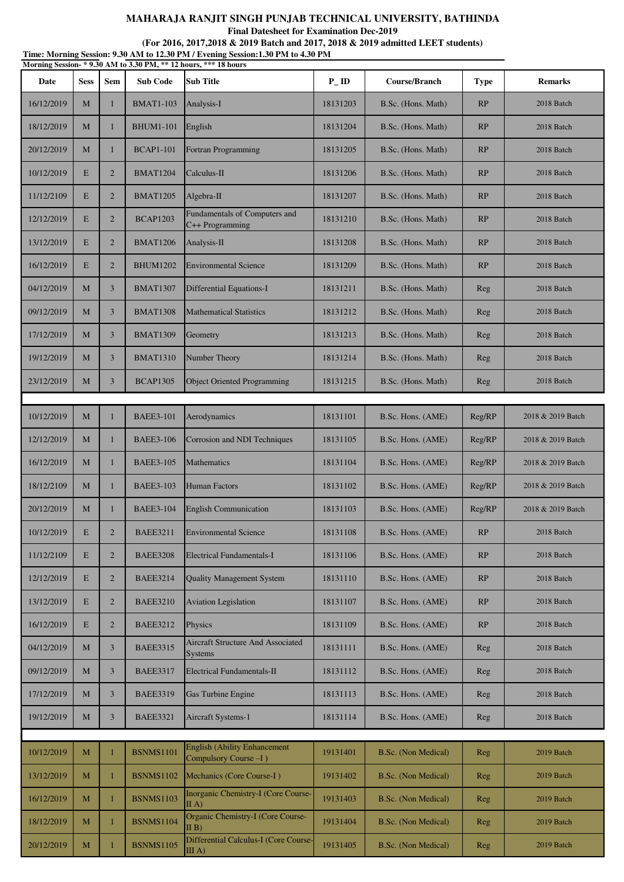**MAHARAJA RANJIT SINGH PUNJAB TECHNICAL UNIVERSITY, BATHINDA**

**Final Datesheet for Examination Dec-2019**

**(For 2016, 2017,2018 & 2019 Batch and 2017, 2018 & 2019 admitted LEET students)**

**Time: Morning Session: 9.30 AM to 12.30 PM / Evening Session:1.30 PM to 4.30 PM**

**Morning Session- * 9.30 AM to 3.30 PM, ** 12 hours, *** 18 hours**

| Date | Sess | Sem | Sub Code | Sub Title | P_ID | Course/Branch | Type | Remarks |
|---|---|---|---|---|---|---|---|---|
| 16/12/2019 | M | 1 | BMAT1-103 | Analysis-I | 18131203 | B.Sc. (Hons. Math) | RP | 2018 Batch |
| 18/12/2019 | M | 1 | BHUM1-101 | English | 18131204 | B.Sc. (Hons. Math) | RP | 2018 Batch |
| 20/12/2019 | M | 1 | BCAP1-101 | Fortran Programming | 18131205 | B.Sc. (Hons. Math) | RP | 2018 Batch |
| 10/12/2019 | E | 2 | BMAT1204 | Calculus-II | 18131206 | B.Sc. (Hons. Math) | RP | 2018 Batch |
| 11/12/2109 | E | 2 | BMAT1205 | Algebra-II | 18131207 | B.Sc. (Hons. Math) | RP | 2018 Batch |
| 12/12/2019 | E | 2 | BCAP1203 | Fundamentals of Computers and C++ Programming | 18131210 | B.Sc. (Hons. Math) | RP | 2018 Batch |
| 13/12/2019 | E | 2 | BMAT1206 | Analysis-II | 18131208 | B.Sc. (Hons. Math) | RP | 2018 Batch |
| 16/12/2019 | E | 2 | BHUM1202 | Environmental Science | 18131209 | B.Sc. (Hons. Math) | RP | 2018 Batch |
| 04/12/2019 | M | 3 | BMAT1307 | Differential Equations-I | 18131211 | B.Sc. (Hons. Math) | Reg | 2018 Batch |
| 09/12/2019 | M | 3 | BMAT1308 | Mathematical Statistics | 18131212 | B.Sc. (Hons. Math) | Reg | 2018 Batch |
| 17/12/2019 | M | 3 | BMAT1309 | Geometry | 18131213 | B.Sc. (Hons. Math) | Reg | 2018 Batch |
| 19/12/2019 | M | 3 | BMAT1310 | Number Theory | 18131214 | B.Sc. (Hons. Math) | Reg | 2018 Batch |
| 23/12/2019 | M | 3 | BCAP1305 | Object Oriented Programming | 18131215 | B.Sc. (Hons. Math) | Reg | 2018 Batch |
| | | | | | | | | |
| 10/12/2019 | M | 1 | BAEE3-101 | Aerodynamics | 18131101 | B.Sc. Hons. (AME) | Reg/RP | 2018 & 2019 Batch |
| 12/12/2019 | M | 1 | BAEE3-106 | Corrosion and NDI Techniques | 18131105 | B.Sc. Hons. (AME) | Reg/RP | 2018 & 2019 Batch |
| 16/12/2019 | M | 1 | BAEE3-105 | Mathematics | 18131104 | B.Sc. Hons. (AME) | Reg/RP | 2018 & 2019 Batch |
| 18/12/2109 | M | 1 | BAEE3-103 | Human Factors | 18131102 | B.Sc. Hons. (AME) | Reg/RP | 2018 & 2019 Batch |
| 20/12/2019 | M | 1 | BAEE3-104 | English Communication | 18131103 | B.Sc. Hons. (AME) | Reg/RP | 2018 & 2019 Batch |
| 10/12/2019 | E | 2 | BAEE3211 | Environmental Science | 18131108 | B.Sc. Hons. (AME) | RP | 2018 Batch |
| 11/12/2109 | E | 2 | BAEE3208 | Electrical Fundamentals-I | 18131106 | B.Sc. Hons. (AME) | RP | 2018 Batch |
| 12/12/2019 | E | 2 | BAEE3214 | Quality Management System | 18131110 | B.Sc. Hons. (AME) | RP | 2018 Batch |
| 13/12/2019 | E | 2 | BAEE3210 | Aviation Legislation | 18131107 | B.Sc. Hons. (AME) | RP | 2018 Batch |
| 16/12/2019 | E | 2 | BAEE3212 | Physics | 18131109 | B.Sc. Hons. (AME) | RP | 2018 Batch |
| 04/12/2019 | M | 3 | BAEE3315 | Aircraft Structure And Associated Systems | 18131111 | B.Sc. Hons. (AME) | Reg | 2018 Batch |
| 09/12/2019 | M | 3 | BAEE3317 | Electrical Fundamentals-II | 18131112 | B.Sc. Hons. (AME) | Reg | 2018 Batch |
| 17/12/2019 | M | 3 | BAEE3319 | Gas Turbine Engine | 18131113 | B.Sc. Hons. (AME) | Reg | 2018 Batch |
| 19/12/2019 | M | 3 | BAEE3321 | Aircraft Systems-1 | 18131114 | B.Sc. Hons. (AME) | Reg | 2018 Batch |
| | | | | | | | | |
| 10/12/2019 | M | 1 | BSNMS1101 | English (Ability Enhancement Compulsory Course –I ) | 19131401 | B.Sc. (Non Medical) | Reg | 2019 Batch |
| 13/12/2019 | M | 1 | BSNMS1102 | Mechanics (Core Course-I ) | 19131402 | B.Sc. (Non Medical) | Reg | 2019 Batch |
| 16/12/2019 | M | 1 | BSNMS1103 | Inorganic Chemistry-I (Core Course-II A) | 19131403 | B.Sc. (Non Medical) | Reg | 2019 Batch |
| 18/12/2019 | M | 1 | BSNMS1104 | Organic Chemistry-I (Core Course-II B) | 19131404 | B.Sc. (Non Medical) | Reg | 2019 Batch |
| 20/12/2019 | M | 1 | BSNMS1105 | Differential Calculus-I (Core Course-III A) | 19131405 | B.Sc. (Non Medical) | Reg | 2019 Batch |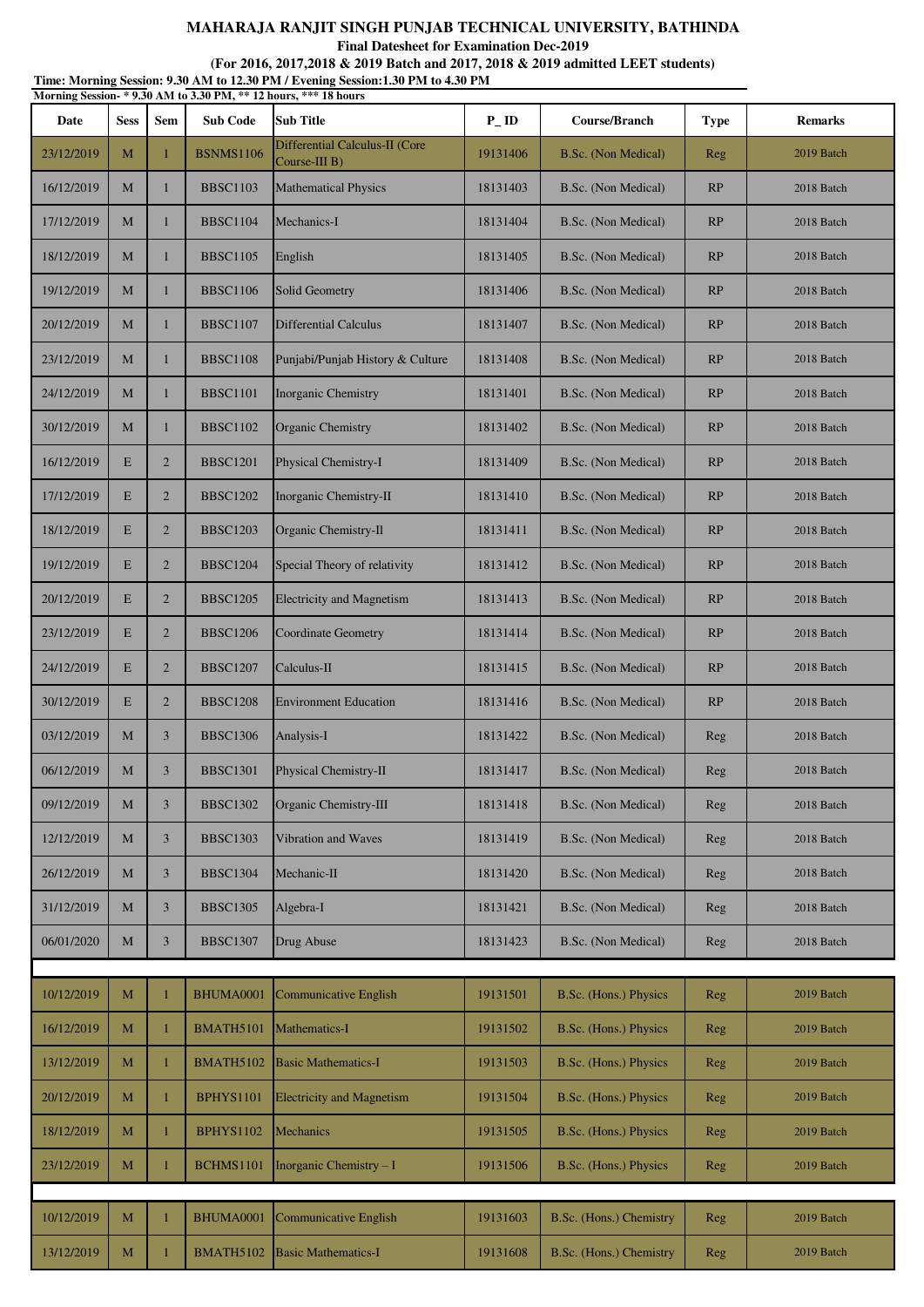**MAHARAJA RANJIT SINGH PUNJAB TECHNICAL UNIVERSITY, BATHINDA**

**Final Datesheet for Examination Dec-2019**

**(For 2016, 2017,2018 & 2019 Batch and 2017, 2018 & 2019 admitted LEET students)**

**Time: Morning Session: 9.30 AM to 12.30 PM / Evening Session:1.30 PM to 4.30 PM**

**Morning Session- * 9.30 AM to 3.30 PM, ** 12 hours, *** 18 hours**

| Date | Sess | Sem | Sub Code | Sub Title | P_ID | Course/Branch | Type | Remarks |
|---|---|---|---|---|---|---|---|---|
| 23/12/2019 | M | 1 | BSNMS1106 | Differential Calculus-II (Core Course-III B) | 19131406 | B.Sc. (Non Medical) | Reg | 2019 Batch |
| 16/12/2019 | M | 1 | BBSC1103 | Mathematical Physics | 18131403 | B.Sc. (Non Medical) | RP | 2018 Batch |
| 17/12/2019 | M | 1 | BBSC1104 | Mechanics-I | 18131404 | B.Sc. (Non Medical) | RP | 2018 Batch |
| 18/12/2019 | M | 1 | BBSC1105 | English | 18131405 | B.Sc. (Non Medical) | RP | 2018 Batch |
| 19/12/2019 | M | 1 | BBSC1106 | Solid Geometry | 18131406 | B.Sc. (Non Medical) | RP | 2018 Batch |
| 20/12/2019 | M | 1 | BBSC1107 | Differential Calculus | 18131407 | B.Sc. (Non Medical) | RP | 2018 Batch |
| 23/12/2019 | M | 1 | BBSC1108 | Punjabi/Punjab History & Culture | 18131408 | B.Sc. (Non Medical) | RP | 2018 Batch |
| 24/12/2019 | M | 1 | BBSC1101 | Inorganic Chemistry | 18131401 | B.Sc. (Non Medical) | RP | 2018 Batch |
| 30/12/2019 | M | 1 | BBSC1102 | Organic Chemistry | 18131402 | B.Sc. (Non Medical) | RP | 2018 Batch |
| 16/12/2019 | E | 2 | BBSC1201 | Physical Chemistry-I | 18131409 | B.Sc. (Non Medical) | RP | 2018 Batch |
| 17/12/2019 | E | 2 | BBSC1202 | Inorganic Chemistry-II | 18131410 | B.Sc. (Non Medical) | RP | 2018 Batch |
| 18/12/2019 | E | 2 | BBSC1203 | Organic Chemistry-Il | 18131411 | B.Sc. (Non Medical) | RP | 2018 Batch |
| 19/12/2019 | E | 2 | BBSC1204 | Special Theory of relativity | 18131412 | B.Sc. (Non Medical) | RP | 2018 Batch |
| 20/12/2019 | E | 2 | BBSC1205 | Electricity and Magnetism | 18131413 | B.Sc. (Non Medical) | RP | 2018 Batch |
| 23/12/2019 | E | 2 | BBSC1206 | Coordinate Geometry | 18131414 | B.Sc. (Non Medical) | RP | 2018 Batch |
| 24/12/2019 | E | 2 | BBSC1207 | Calculus-II | 18131415 | B.Sc. (Non Medical) | RP | 2018 Batch |
| 30/12/2019 | E | 2 | BBSC1208 | Environment Education | 18131416 | B.Sc. (Non Medical) | RP | 2018 Batch |
| 03/12/2019 | M | 3 | BBSC1306 | Analysis-I | 18131422 | B.Sc. (Non Medical) | Reg | 2018 Batch |
| 06/12/2019 | M | 3 | BBSC1301 | Physical Chemistry-II | 18131417 | B.Sc. (Non Medical) | Reg | 2018 Batch |
| 09/12/2019 | M | 3 | BBSC1302 | Organic Chemistry-III | 18131418 | B.Sc. (Non Medical) | Reg | 2018 Batch |
| 12/12/2019 | M | 3 | BBSC1303 | Vibration and Waves | 18131419 | B.Sc. (Non Medical) | Reg | 2018 Batch |
| 26/12/2019 | M | 3 | BBSC1304 | Mechanic-II | 18131420 | B.Sc. (Non Medical) | Reg | 2018 Batch |
| 31/12/2019 | M | 3 | BBSC1305 | Algebra-I | 18131421 | B.Sc. (Non Medical) | Reg | 2018 Batch |
| 06/01/2020 | M | 3 | BBSC1307 | Drug Abuse | 18131423 | B.Sc. (Non Medical) | Reg | 2018 Batch |
| | | | | | | | | |
| 10/12/2019 | M | 1 | BHUMA0001 | Communicative English | 19131501 | B.Sc. (Hons.) Physics | Reg | 2019 Batch |
| 16/12/2019 | M | 1 | BMATH5101 | Mathematics-I | 19131502 | B.Sc. (Hons.) Physics | Reg | 2019 Batch |
| 13/12/2019 | M | 1 | BMATH5102 | Basic Mathematics-I | 19131503 | B.Sc. (Hons.) Physics | Reg | 2019 Batch |
| 20/12/2019 | M | 1 | BPHYS1101 | Electricity and Magnetism | 19131504 | B.Sc. (Hons.) Physics | Reg | 2019 Batch |
| 18/12/2019 | M | 1 | BPHYS1102 | Mechanics | 19131505 | B.Sc. (Hons.) Physics | Reg | 2019 Batch |
| 23/12/2019 | M | 1 | BCHMS1101 | Inorganic Chemistry – I | 19131506 | B.Sc. (Hons.) Physics | Reg | 2019 Batch |
| | | | | | | | | |
| 10/12/2019 | M | 1 | BHUMA0001 | Communicative English | 19131603 | B.Sc. (Hons.) Chemistry | Reg | 2019 Batch |
| 13/12/2019 | M | 1 | BMATH5102 | Basic Mathematics-I | 19131608 | B.Sc. (Hons.) Chemistry | Reg | 2019 Batch |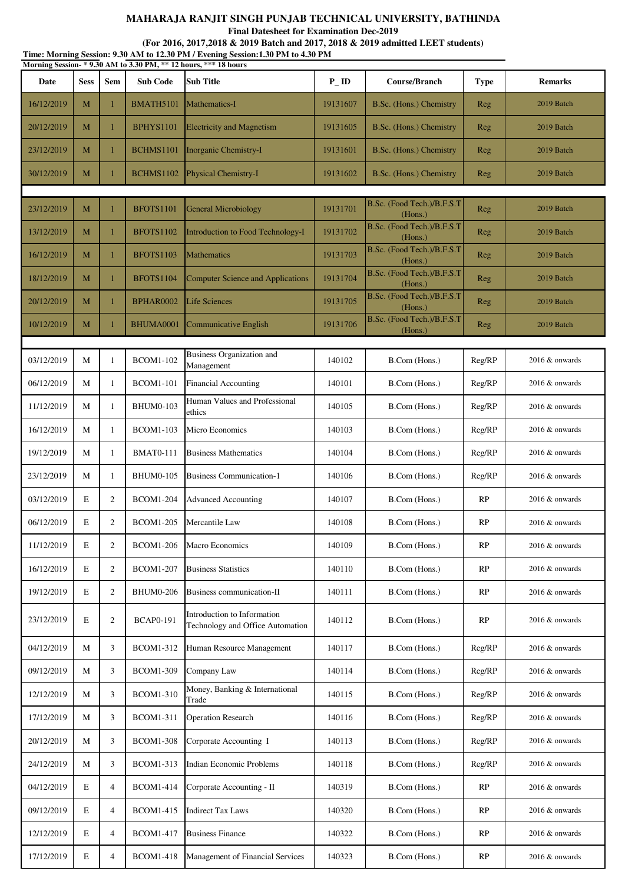# MAHARAJA RANJIT SINGH PUNJAB TECHNICAL UNIVERSITY, BATHINDA

**Final Datesheet for Examination Dec-2019**

**(For 2016, 2017,2018 & 2019 Batch and 2017, 2018 & 2019 admitted LEET students)**

**Time: Morning Session: 9.30 AM to 12.30 PM / Evening Session:1.30 PM to 4.30 PM**

**Morning Session- * 9.30 AM to 3.30 PM, ** 12 hours, *** 18 hours**

| Date | Sess | Sem | Sub Code | Sub Title | P_ID | Course/Branch | Type | Remarks |
|---|---|---|---|---|---|---|---|---|
| 16/12/2019 | M | 1 | BMATH5101 | Mathematics-I | 19131607 | B.Sc. (Hons.) Chemistry | Reg | 2019 Batch |
| 20/12/2019 | M | 1 | BPHYS1101 | Electricity and Magnetism | 19131605 | B.Sc. (Hons.) Chemistry | Reg | 2019 Batch |
| 23/12/2019 | M | 1 | BCHMS1101 | Inorganic Chemistry-I | 19131601 | B.Sc. (Hons.) Chemistry | Reg | 2019 Batch |
| 30/12/2019 | M | 1 | BCHMS1102 | Physical Chemistry-I | 19131602 | B.Sc. (Hons.) Chemistry | Reg | 2019 Batch |
| | | | | | | | | |
| 23/12/2019 | M | 1 | BFOTS1101 | General Microbiology | 19131701 | B.Sc. (Food Tech.)/B.F.S.T (Hons.) | Reg | 2019 Batch |
| 13/12/2019 | M | 1 | BFOTS1102 | Introduction to Food Technology-I | 19131702 | B.Sc. (Food Tech.)/B.F.S.T (Hons.) | Reg | 2019 Batch |
| 16/12/2019 | M | 1 | BFOTS1103 | Mathematics | 19131703 | B.Sc. (Food Tech.)/B.F.S.T (Hons.) | Reg | 2019 Batch |
| 18/12/2019 | M | 1 | BFOTS1104 | Computer Science and Applications | 19131704 | B.Sc. (Food Tech.)/B.F.S.T (Hons.) | Reg | 2019 Batch |
| 20/12/2019 | M | 1 | BPHAR0002 | Life Sciences | 19131705 | B.Sc. (Food Tech.)/B.F.S.T (Hons.) | Reg | 2019 Batch |
| 10/12/2019 | M | 1 | BHUMA0001 | Communicative English | 19131706 | B.Sc. (Food Tech.)/B.F.S.T (Hons.) | Reg | 2019 Batch |
| | | | | | | | | |
| 03/12/2019 | M | 1 | BCOM1-102 | Business Organization and Management | 140102 | B.Com (Hons.) | Reg/RP | 2016 & onwards |
| 06/12/2019 | M | 1 | BCOM1-101 | Financial Accounting | 140101 | B.Com (Hons.) | Reg/RP | 2016 & onwards |
| 11/12/2019 | M | 1 | BHUM0-103 | Human Values and Professional ethics | 140105 | B.Com (Hons.) | Reg/RP | 2016 & onwards |
| 16/12/2019 | M | 1 | BCOM1-103 | Micro Economics | 140103 | B.Com (Hons.) | Reg/RP | 2016 & onwards |
| 19/12/2019 | M | 1 | BMAT0-111 | Business Mathematics | 140104 | B.Com (Hons.) | Reg/RP | 2016 & onwards |
| 23/12/2019 | M | 1 | BHUM0-105 | Business Communication-1 | 140106 | B.Com (Hons.) | Reg/RP | 2016 & onwards |
| 03/12/2019 | E | 2 | BCOM1-204 | Advanced Accounting | 140107 | B.Com (Hons.) | RP | 2016 & onwards |
| 06/12/2019 | E | 2 | BCOM1-205 | Mercantile Law | 140108 | B.Com (Hons.) | RP | 2016 & onwards |
| 11/12/2019 | E | 2 | BCOM1-206 | Macro Economics | 140109 | B.Com (Hons.) | RP | 2016 & onwards |
| 16/12/2019 | E | 2 | BCOM1-207 | Business Statistics | 140110 | B.Com (Hons.) | RP | 2016 & onwards |
| 19/12/2019 | E | 2 | BHUM0-206 | Business communication-II | 140111 | B.Com (Hons.) | RP | 2016 & onwards |
| 23/12/2019 | E | 2 | BCAP0-191 | Introduction to Information Technology and Office Automation | 140112 | B.Com (Hons.) | RP | 2016 & onwards |
| 04/12/2019 | M | 3 | BCOM1-312 | Human Resource Management | 140117 | B.Com (Hons.) | Reg/RP | 2016 & onwards |
| 09/12/2019 | M | 3 | BCOM1-309 | Company Law | 140114 | B.Com (Hons.) | Reg/RP | 2016 & onwards |
| 12/12/2019 | M | 3 | BCOM1-310 | Money, Banking & International Trade | 140115 | B.Com (Hons.) | Reg/RP | 2016 & onwards |
| 17/12/2019 | M | 3 | BCOM1-311 | Operation Research | 140116 | B.Com (Hons.) | Reg/RP | 2016 & onwards |
| 20/12/2019 | M | 3 | BCOM1-308 | Corporate Accounting I | 140113 | B.Com (Hons.) | Reg/RP | 2016 & onwards |
| 24/12/2019 | M | 3 | BCOM1-313 | Indian Economic Problems | 140118 | B.Com (Hons.) | Reg/RP | 2016 & onwards |
| 04/12/2019 | E | 4 | BCOM1-414 | Corporate Accounting - II | 140319 | B.Com (Hons.) | RP | 2016 & onwards |
| 09/12/2019 | E | 4 | BCOM1-415 | Indirect Tax Laws | 140320 | B.Com (Hons.) | RP | 2016 & onwards |
| 12/12/2019 | E | 4 | BCOM1-417 | Business Finance | 140322 | B.Com (Hons.) | RP | 2016 & onwards |
| 17/12/2019 | E | 4 | BCOM1-418 | Management of Financial Services | 140323 | B.Com (Hons.) | RP | 2016 & onwards |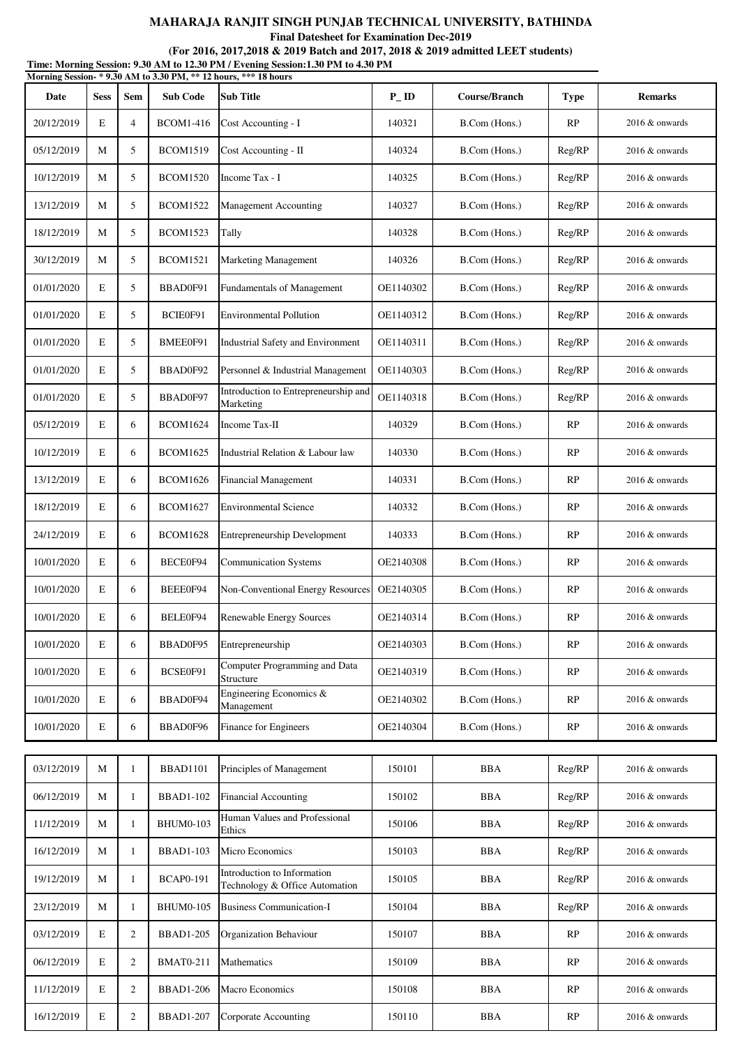# MAHARAJA RANJIT SINGH PUNJAB TECHNICAL UNIVERSITY, BATHINDA

**Final Datesheet for Examination Dec-2019**

**(For 2016, 2017,2018 & 2019 Batch and 2017, 2018 & 2019 admitted LEET students)**

**Time: Morning Session: 9.30 AM to 12.30 PM / Evening Session:1.30 PM to 4.30 PM**

**Morning Session- * 9.30 AM to 3.30 PM, ** 12 hours, *** 18 hours**

| Date | Sess | Sem | Sub Code | Sub Title | P_ID | Course/Branch | Type | Remarks |
|---|---|---|---|---|---|---|---|---|
| 20/12/2019 | E | 4 | BCOM1-416 | Cost Accounting - I | 140321 | B.Com (Hons.) | RP | 2016 & onwards |
| 05/12/2019 | M | 5 | BCOM1519 | Cost Accounting - II | 140324 | B.Com (Hons.) | Reg/RP | 2016 & onwards |
| 10/12/2019 | M | 5 | BCOM1520 | Income Tax - I | 140325 | B.Com (Hons.) | Reg/RP | 2016 & onwards |
| 13/12/2019 | M | 5 | BCOM1522 | Management Accounting | 140327 | B.Com (Hons.) | Reg/RP | 2016 & onwards |
| 18/12/2019 | M | 5 | BCOM1523 | Tally | 140328 | B.Com (Hons.) | Reg/RP | 2016 & onwards |
| 30/12/2019 | M | 5 | BCOM1521 | Marketing Management | 140326 | B.Com (Hons.) | Reg/RP | 2016 & onwards |
| 01/01/2020 | E | 5 | BBAD0F91 | Fundamentals of Management | OE1140302 | B.Com (Hons.) | Reg/RP | 2016 & onwards |
| 01/01/2020 | E | 5 | BCIE0F91 | Environmental Pollution | OE1140312 | B.Com (Hons.) | Reg/RP | 2016 & onwards |
| 01/01/2020 | E | 5 | BMEE0F91 | Industrial Safety and Environment | OE1140311 | B.Com (Hons.) | Reg/RP | 2016 & onwards |
| 01/01/2020 | E | 5 | BBAD0F92 | Personnel & Industrial Management | OE1140303 | B.Com (Hons.) | Reg/RP | 2016 & onwards |
| 01/01/2020 | E | 5 | BBAD0F97 | Introduction to Entrepreneurship and Marketing | OE1140318 | B.Com (Hons.) | Reg/RP | 2016 & onwards |
| 05/12/2019 | E | 6 | BCOM1624 | Income Tax-II | 140329 | B.Com (Hons.) | RP | 2016 & onwards |
| 10/12/2019 | E | 6 | BCOM1625 | Industrial Relation & Labour law | 140330 | B.Com (Hons.) | RP | 2016 & onwards |
| 13/12/2019 | E | 6 | BCOM1626 | Financial Management | 140331 | B.Com (Hons.) | RP | 2016 & onwards |
| 18/12/2019 | E | 6 | BCOM1627 | Environmental Science | 140332 | B.Com (Hons.) | RP | 2016 & onwards |
| 24/12/2019 | E | 6 | BCOM1628 | Entrepreneurship Development | 140333 | B.Com (Hons.) | RP | 2016 & onwards |
| 10/01/2020 | E | 6 | BECE0F94 | Communication Systems | OE2140308 | B.Com (Hons.) | RP | 2016 & onwards |
| 10/01/2020 | E | 6 | BEEE0F94 | Non-Conventional Energy Resources | OE2140305 | B.Com (Hons.) | RP | 2016 & onwards |
| 10/01/2020 | E | 6 | BELE0F94 | Renewable Energy Sources | OE2140314 | B.Com (Hons.) | RP | 2016 & onwards |
| 10/01/2020 | E | 6 | BBAD0F95 | Entrepreneurship | OE2140303 | B.Com (Hons.) | RP | 2016 & onwards |
| 10/01/2020 | E | 6 | BCSE0F91 | Computer Programming and Data Structure | OE2140319 | B.Com (Hons.) | RP | 2016 & onwards |
| 10/01/2020 | E | 6 | BBAD0F94 | Engineering Economics & Management | OE2140302 | B.Com (Hons.) | RP | 2016 & onwards |
| 10/01/2020 | E | 6 | BBAD0F96 | Finance for Engineers | OE2140304 | B.Com (Hons.) | RP | 2016 & onwards |
| 03/12/2019 | M | 1 | BBAD1101 | Principles of Management | 150101 | BBA | Reg/RP | 2016 & onwards |
| 06/12/2019 | M | 1 | BBAD1-102 | Financial Accounting | 150102 | BBA | Reg/RP | 2016 & onwards |
| 11/12/2019 | M | 1 | BHUM0-103 | Human Values and Professional Ethics | 150106 | BBA | Reg/RP | 2016 & onwards |
| 16/12/2019 | M | 1 | BBAD1-103 | Micro Economics | 150103 | BBA | Reg/RP | 2016 & onwards |
| 19/12/2019 | M | 1 | BCAP0-191 | Introduction to Information Technology & Office Automation | 150105 | BBA | Reg/RP | 2016 & onwards |
| 23/12/2019 | M | 1 | BHUM0-105 | Business Communication-I | 150104 | BBA | Reg/RP | 2016 & onwards |
| 03/12/2019 | E | 2 | BBAD1-205 | Organization Behaviour | 150107 | BBA | RP | 2016 & onwards |
| 06/12/2019 | E | 2 | BMAT0-211 | Mathematics | 150109 | BBA | RP | 2016 & onwards |
| 11/12/2019 | E | 2 | BBAD1-206 | Macro Economics | 150108 | BBA | RP | 2016 & onwards |
| 16/12/2019 | E | 2 | BBAD1-207 | Corporate Accounting | 150110 | BBA | RP | 2016 & onwards |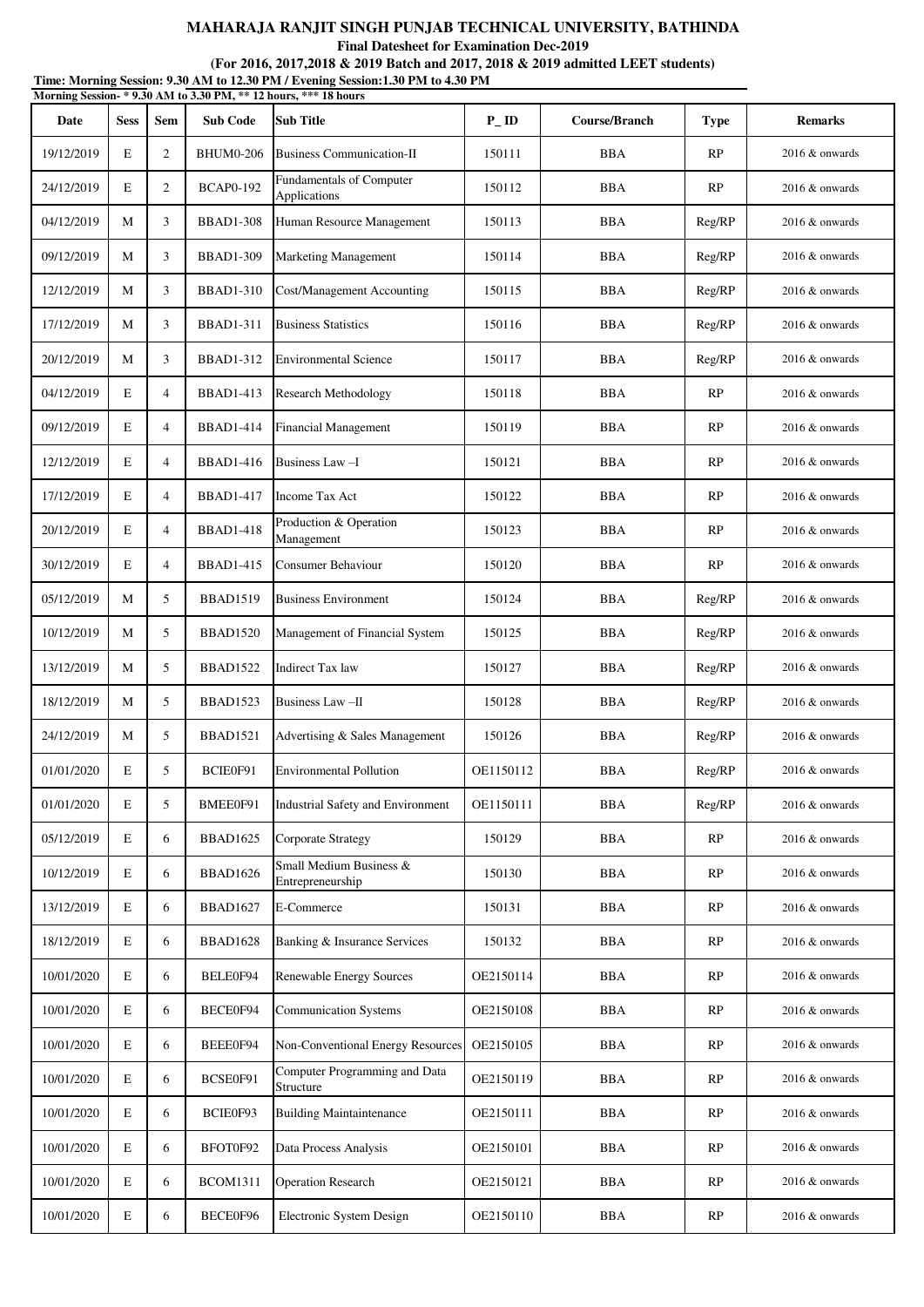**MAHARAJA RANJIT SINGH PUNJAB TECHNICAL UNIVERSITY, BATHINDA**

**Final Datesheet for Examination Dec-2019**

**(For 2016, 2017,2018 & 2019 Batch and 2017, 2018 & 2019 admitted LEET students)**

**Time: Morning Session: 9.30 AM to 12.30 PM / Evening Session:1.30 PM to 4.30 PM**

**Morning Session- * 9.30 AM to 3.30 PM, ** 12 hours, *** 18 hours**

| Date | Sess | Sem | Sub Code | Sub Title | P_ID | Course/Branch | Type | Remarks |
|---|---|---|---|---|---|---|---|---|
| 19/12/2019 | E | 2 | BHUM0-206 | Business Communication-II | 150111 | BBA | RP | 2016 & onwards |
| 24/12/2019 | E | 2 | BCAP0-192 | Fundamentals of Computer Applications | 150112 | BBA | RP | 2016 & onwards |
| 04/12/2019 | M | 3 | BBAD1-308 | Human Resource Management | 150113 | BBA | Reg/RP | 2016 & onwards |
| 09/12/2019 | M | 3 | BBAD1-309 | Marketing Management | 150114 | BBA | Reg/RP | 2016 & onwards |
| 12/12/2019 | M | 3 | BBAD1-310 | Cost/Management Accounting | 150115 | BBA | Reg/RP | 2016 & onwards |
| 17/12/2019 | M | 3 | BBAD1-311 | Business Statistics | 150116 | BBA | Reg/RP | 2016 & onwards |
| 20/12/2019 | M | 3 | BBAD1-312 | Environmental Science | 150117 | BBA | Reg/RP | 2016 & onwards |
| 04/12/2019 | E | 4 | BBAD1-413 | Research Methodology | 150118 | BBA | RP | 2016 & onwards |
| 09/12/2019 | E | 4 | BBAD1-414 | Financial Management | 150119 | BBA | RP | 2016 & onwards |
| 12/12/2019 | E | 4 | BBAD1-416 | Business Law –I | 150121 | BBA | RP | 2016 & onwards |
| 17/12/2019 | E | 4 | BBAD1-417 | Income Tax Act | 150122 | BBA | RP | 2016 & onwards |
| 20/12/2019 | E | 4 | BBAD1-418 | Production & Operation Management | 150123 | BBA | RP | 2016 & onwards |
| 30/12/2019 | E | 4 | BBAD1-415 | Consumer Behaviour | 150120 | BBA | RP | 2016 & onwards |
| 05/12/2019 | M | 5 | BBAD1519 | Business Environment | 150124 | BBA | Reg/RP | 2016 & onwards |
| 10/12/2019 | M | 5 | BBAD1520 | Management of Financial System | 150125 | BBA | Reg/RP | 2016 & onwards |
| 13/12/2019 | M | 5 | BBAD1522 | Indirect Tax law | 150127 | BBA | Reg/RP | 2016 & onwards |
| 18/12/2019 | M | 5 | BBAD1523 | Business Law –II | 150128 | BBA | Reg/RP | 2016 & onwards |
| 24/12/2019 | M | 5 | BBAD1521 | Advertising & Sales Management | 150126 | BBA | Reg/RP | 2016 & onwards |
| 01/01/2020 | E | 5 | BCIE0F91 | Environmental Pollution | OE1150112 | BBA | Reg/RP | 2016 & onwards |
| 01/01/2020 | E | 5 | BMEE0F91 | Industrial Safety and Environment | OE1150111 | BBA | Reg/RP | 2016 & onwards |
| 05/12/2019 | E | 6 | BBAD1625 | Corporate Strategy | 150129 | BBA | RP | 2016 & onwards |
| 10/12/2019 | E | 6 | BBAD1626 | Small Medium Business & Entrepreneurship | 150130 | BBA | RP | 2016 & onwards |
| 13/12/2019 | E | 6 | BBAD1627 | E-Commerce | 150131 | BBA | RP | 2016 & onwards |
| 18/12/2019 | E | 6 | BBAD1628 | Banking & Insurance Services | 150132 | BBA | RP | 2016 & onwards |
| 10/01/2020 | E | 6 | BELE0F94 | Renewable Energy Sources | OE2150114 | BBA | RP | 2016 & onwards |
| 10/01/2020 | E | 6 | BECE0F94 | Communication Systems | OE2150108 | BBA | RP | 2016 & onwards |
| 10/01/2020 | E | 6 | BEEE0F94 | Non-Conventional Energy Resources | OE2150105 | BBA | RP | 2016 & onwards |
| 10/01/2020 | E | 6 | BCSE0F91 | Computer Programming and Data Structure | OE2150119 | BBA | RP | 2016 & onwards |
| 10/01/2020 | E | 6 | BCIE0F93 | Building Maintaintenance | OE2150111 | BBA | RP | 2016 & onwards |
| 10/01/2020 | E | 6 | BFOT0F92 | Data Process Analysis | OE2150101 | BBA | RP | 2016 & onwards |
| 10/01/2020 | E | 6 | BCOM1311 | Operation Research | OE2150121 | BBA | RP | 2016 & onwards |
| 10/01/2020 | E | 6 | BECE0F96 | Electronic System Design | OE2150110 | BBA | RP | 2016 & onwards |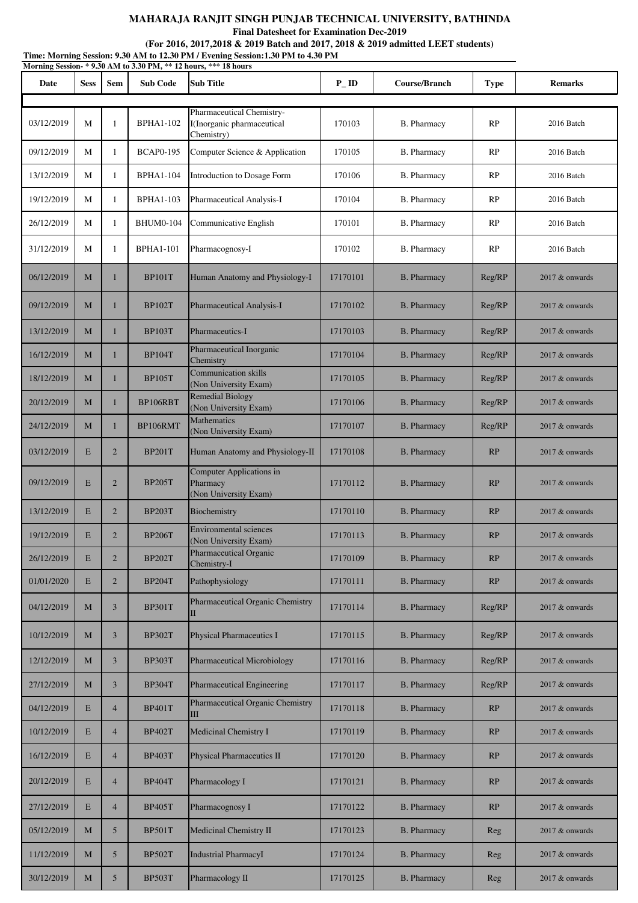**MAHARAJA RANJIT SINGH PUNJAB TECHNICAL UNIVERSITY, BATHINDA**

**Final Datesheet for Examination Dec-2019**

**(For 2016, 2017,2018 & 2019 Batch and 2017, 2018 & 2019 admitted LEET students)**

**Time: Morning Session: 9.30 AM to 12.30 PM / Evening Session:1.30 PM to 4.30 PM**

**Morning Session- * 9.30 AM to 3.30 PM, ** 12 hours, *** 18 hours**

| Date | Sess | Sem | Sub Code | Sub Title | P_ID | Course/Branch | Type | Remarks |
|---|---|---|---|---|---|---|---|---|
| 03/12/2019 | M | 1 | BPHA1-102 | Pharmaceutical Chemistry-I(Inorganic pharmaceutical Chemistry) | 170103 | B. Pharmacy | RP | 2016 Batch |
| 09/12/2019 | M | 1 | BCAP0-195 | Computer Science & Application | 170105 | B. Pharmacy | RP | 2016 Batch |
| 13/12/2019 | M | 1 | BPHA1-104 | Introduction to Dosage Form | 170106 | B. Pharmacy | RP | 2016 Batch |
| 19/12/2019 | M | 1 | BPHA1-103 | Pharmaceutical Analysis-I | 170104 | B. Pharmacy | RP | 2016 Batch |
| 26/12/2019 | M | 1 | BHUM0-104 | Communicative English | 170101 | B. Pharmacy | RP | 2016 Batch |
| 31/12/2019 | M | 1 | BPHA1-101 | Pharmacognosy-I | 170102 | B. Pharmacy | RP | 2016 Batch |
| 06/12/2019 | M | 1 | BP101T | Human Anatomy and Physiology-I | 17170101 | B. Pharmacy | Reg/RP | 2017 & onwards |
| 09/12/2019 | M | 1 | BP102T | Pharmaceutical Analysis-I | 17170102 | B. Pharmacy | Reg/RP | 2017 & onwards |
| 13/12/2019 | M | 1 | BP103T | Pharmaceutics-I | 17170103 | B. Pharmacy | Reg/RP | 2017 & onwards |
| 16/12/2019 | M | 1 | BP104T | Pharmaceutical Inorganic Chemistry | 17170104 | B. Pharmacy | Reg/RP | 2017 & onwards |
| 18/12/2019 | M | 1 | BP105T | Communication skills (Non University Exam) | 17170105 | B. Pharmacy | Reg/RP | 2017 & onwards |
| 20/12/2019 | M | 1 | BP106RBT | Remedial Biology (Non University Exam) | 17170106 | B. Pharmacy | Reg/RP | 2017 & onwards |
| 24/12/2019 | M | 1 | BP106RMT | Mathematics (Non University Exam) | 17170107 | B. Pharmacy | Reg/RP | 2017 & onwards |
| 03/12/2019 | E | 2 | BP201T | Human Anatomy and Physiology-II | 17170108 | B. Pharmacy | RP | 2017 & onwards |
| 09/12/2019 | E | 2 | BP205T | Computer Applications in Pharmacy (Non University Exam) | 17170112 | B. Pharmacy | RP | 2017 & onwards |
| 13/12/2019 | E | 2 | BP203T | Biochemistry | 17170110 | B. Pharmacy | RP | 2017 & onwards |
| 19/12/2019 | E | 2 | BP206T | Environmental sciences (Non University Exam) | 17170113 | B. Pharmacy | RP | 2017 & onwards |
| 26/12/2019 | E | 2 | BP202T | Pharmaceutical Organic Chemistry-I | 17170109 | B. Pharmacy | RP | 2017 & onwards |
| 01/01/2020 | E | 2 | BP204T | Pathophysiology | 17170111 | B. Pharmacy | RP | 2017 & onwards |
| 04/12/2019 | M | 3 | BP301T | Pharmaceutical Organic Chemistry II | 17170114 | B. Pharmacy | Reg/RP | 2017 & onwards |
| 10/12/2019 | M | 3 | BP302T | Physical Pharmaceutics I | 17170115 | B. Pharmacy | Reg/RP | 2017 & onwards |
| 12/12/2019 | M | 3 | BP303T | Pharmaceutical Microbiology | 17170116 | B. Pharmacy | Reg/RP | 2017 & onwards |
| 27/12/2019 | M | 3 | BP304T | Pharmaceutical Engineering | 17170117 | B. Pharmacy | Reg/RP | 2017 & onwards |
| 04/12/2019 | E | 4 | BP401T | Pharmaceutical Organic Chemistry III | 17170118 | B. Pharmacy | RP | 2017 & onwards |
| 10/12/2019 | E | 4 | BP402T | Medicinal Chemistry I | 17170119 | B. Pharmacy | RP | 2017 & onwards |
| 16/12/2019 | E | 4 | BP403T | Physical Pharmaceutics II | 17170120 | B. Pharmacy | RP | 2017 & onwards |
| 20/12/2019 | E | 4 | BP404T | Pharmacology I | 17170121 | B. Pharmacy | RP | 2017 & onwards |
| 27/12/2019 | E | 4 | BP405T | Pharmacognosy I | 17170122 | B. Pharmacy | RP | 2017 & onwards |
| 05/12/2019 | M | 5 | BP501T | Medicinal Chemistry II | 17170123 | B. Pharmacy | Reg | 2017 & onwards |
| 11/12/2019 | M | 5 | BP502T | Industrial PharmacyI | 17170124 | B. Pharmacy | Reg | 2017 & onwards |
| 30/12/2019 | M | 5 | BP503T | Pharmacology II | 17170125 | B. Pharmacy | Reg | 2017 & onwards |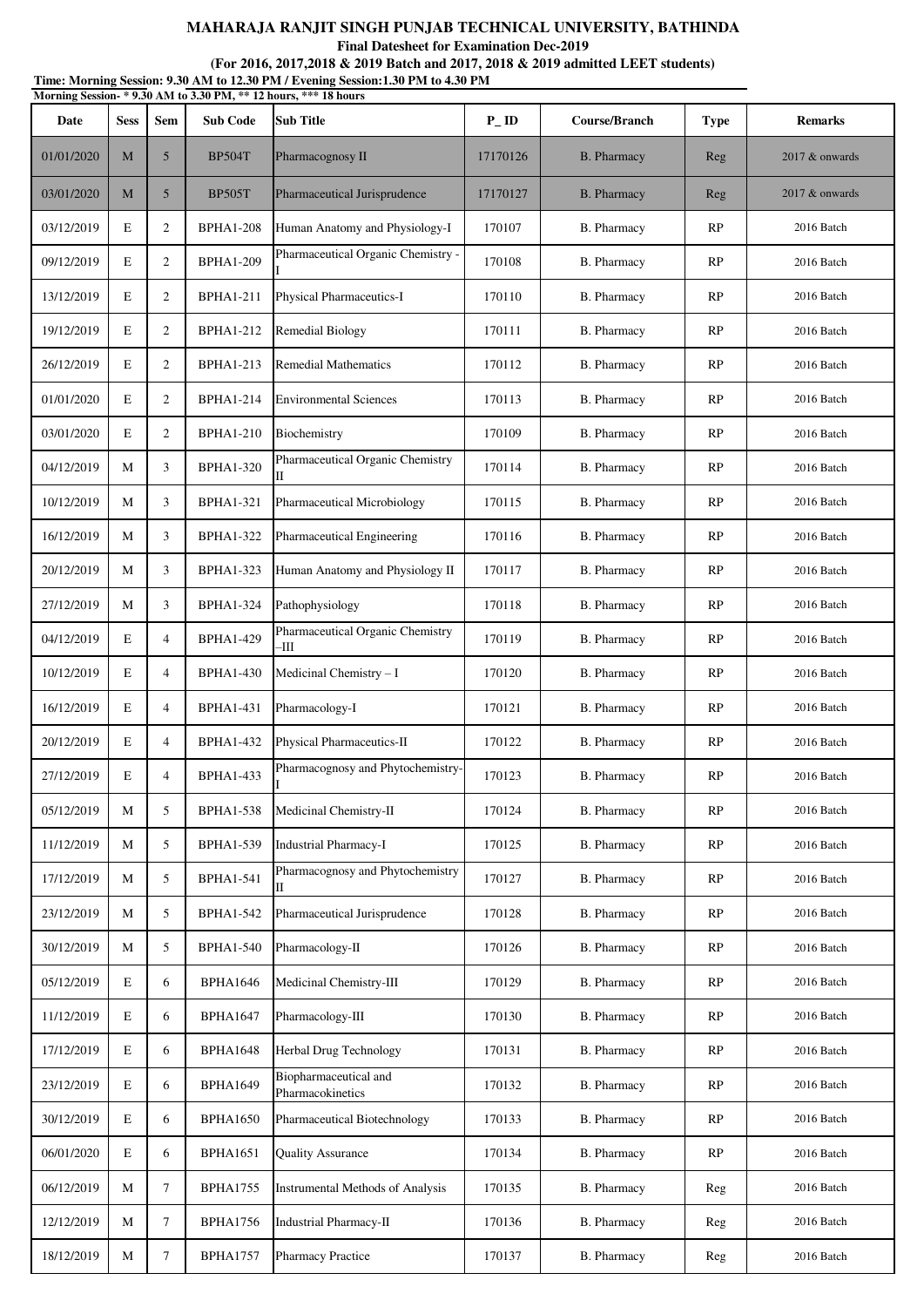**MAHARAJA RANJIT SINGH PUNJAB TECHNICAL UNIVERSITY, BATHINDA**

**Final Datesheet for Examination Dec-2019**

**(For 2016, 2017,2018 & 2019 Batch and 2017, 2018 & 2019 admitted LEET students)**

**Time: Morning Session: 9.30 AM to 12.30 PM / Evening Session:1.30 PM to 4.30 PM**

**Morning Session- * 9.30 AM to 3.30 PM, ** 12 hours, *** 18 hours**

| Date | Sess | Sem | Sub Code | Sub Title | P_ID | Course/Branch | Type | Remarks |
|---|---|---|---|---|---|---|---|---|
| 01/01/2020 | M | 5 | BP504T | Pharmacognosy II | 17170126 | B. Pharmacy | Reg | 2017 & onwards |
| 03/01/2020 | M | 5 | BP505T | Pharmaceutical Jurisprudence | 17170127 | B. Pharmacy | Reg | 2017 & onwards |
| 03/12/2019 | E | 2 | BPHA1-208 | Human Anatomy and Physiology-I | 170107 | B. Pharmacy | RP | 2016 Batch |
| 09/12/2019 | E | 2 | BPHA1-209 | Pharmaceutical Organic Chemistry - I | 170108 | B. Pharmacy | RP | 2016 Batch |
| 13/12/2019 | E | 2 | BPHA1-211 | Physical Pharmaceutics-I | 170110 | B. Pharmacy | RP | 2016 Batch |
| 19/12/2019 | E | 2 | BPHA1-212 | Remedial Biology | 170111 | B. Pharmacy | RP | 2016 Batch |
| 26/12/2019 | E | 2 | BPHA1-213 | Remedial Mathematics | 170112 | B. Pharmacy | RP | 2016 Batch |
| 01/01/2020 | E | 2 | BPHA1-214 | Environmental Sciences | 170113 | B. Pharmacy | RP | 2016 Batch |
| 03/01/2020 | E | 2 | BPHA1-210 | Biochemistry | 170109 | B. Pharmacy | RP | 2016 Batch |
| 04/12/2019 | M | 3 | BPHA1-320 | Pharmaceutical Organic Chemistry II | 170114 | B. Pharmacy | RP | 2016 Batch |
| 10/12/2019 | M | 3 | BPHA1-321 | Pharmaceutical Microbiology | 170115 | B. Pharmacy | RP | 2016 Batch |
| 16/12/2019 | M | 3 | BPHA1-322 | Pharmaceutical Engineering | 170116 | B. Pharmacy | RP | 2016 Batch |
| 20/12/2019 | M | 3 | BPHA1-323 | Human Anatomy and Physiology II | 170117 | B. Pharmacy | RP | 2016 Batch |
| 27/12/2019 | M | 3 | BPHA1-324 | Pathophysiology | 170118 | B. Pharmacy | RP | 2016 Batch |
| 04/12/2019 | E | 4 | BPHA1-429 | Pharmaceutical Organic Chemistry –III | 170119 | B. Pharmacy | RP | 2016 Batch |
| 10/12/2019 | E | 4 | BPHA1-430 | Medicinal Chemistry – I | 170120 | B. Pharmacy | RP | 2016 Batch |
| 16/12/2019 | E | 4 | BPHA1-431 | Pharmacology-I | 170121 | B. Pharmacy | RP | 2016 Batch |
| 20/12/2019 | E | 4 | BPHA1-432 | Physical Pharmaceutics-II | 170122 | B. Pharmacy | RP | 2016 Batch |
| 27/12/2019 | E | 4 | BPHA1-433 | Pharmacognosy and Phytochemistry-I | 170123 | B. Pharmacy | RP | 2016 Batch |
| 05/12/2019 | M | 5 | BPHA1-538 | Medicinal Chemistry-II | 170124 | B. Pharmacy | RP | 2016 Batch |
| 11/12/2019 | M | 5 | BPHA1-539 | Industrial Pharmacy-I | 170125 | B. Pharmacy | RP | 2016 Batch |
| 17/12/2019 | M | 5 | BPHA1-541 | Pharmacognosy and Phytochemistry II | 170127 | B. Pharmacy | RP | 2016 Batch |
| 23/12/2019 | M | 5 | BPHA1-542 | Pharmaceutical Jurisprudence | 170128 | B. Pharmacy | RP | 2016 Batch |
| 30/12/2019 | M | 5 | BPHA1-540 | Pharmacology-II | 170126 | B. Pharmacy | RP | 2016 Batch |
| 05/12/2019 | E | 6 | BPHA1646 | Medicinal Chemistry-III | 170129 | B. Pharmacy | RP | 2016 Batch |
| 11/12/2019 | E | 6 | BPHA1647 | Pharmacology-III | 170130 | B. Pharmacy | RP | 2016 Batch |
| 17/12/2019 | E | 6 | BPHA1648 | Herbal Drug Technology | 170131 | B. Pharmacy | RP | 2016 Batch |
| 23/12/2019 | E | 6 | BPHA1649 | Biopharmaceutical and Pharmacokinetics | 170132 | B. Pharmacy | RP | 2016 Batch |
| 30/12/2019 | E | 6 | BPHA1650 | Pharmaceutical Biotechnology | 170133 | B. Pharmacy | RP | 2016 Batch |
| 06/01/2020 | E | 6 | BPHA1651 | Quality Assurance | 170134 | B. Pharmacy | RP | 2016 Batch |
| 06/12/2019 | M | 7 | BPHA1755 | Instrumental Methods of Analysis | 170135 | B. Pharmacy | Reg | 2016 Batch |
| 12/12/2019 | M | 7 | BPHA1756 | Industrial Pharmacy-II | 170136 | B. Pharmacy | Reg | 2016 Batch |
| 18/12/2019 | M | 7 | BPHA1757 | Pharmacy Practice | 170137 | B. Pharmacy | Reg | 2016 Batch |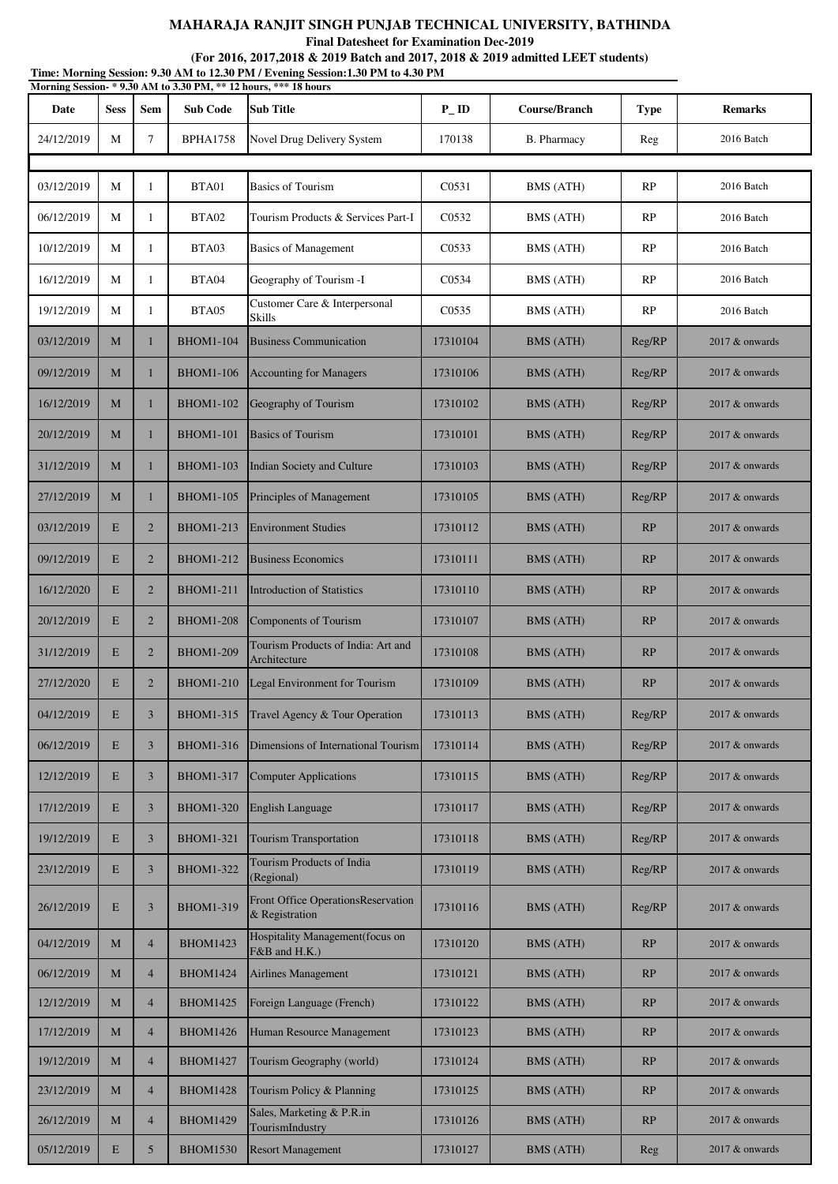# MAHARAJA RANJIT SINGH PUNJAB TECHNICAL UNIVERSITY, BATHINDA

**Final Datesheet for Examination Dec-2019**

**(For 2016, 2017,2018 & 2019 Batch and 2017, 2018 & 2019 admitted LEET students)**

**Time: Morning Session: 9.30 AM to 12.30 PM / Evening Session:1.30 PM to 4.30 PM**

**Morning Session- * 9.30 AM to 3.30 PM, ** 12 hours, *** 18 hours**

| Date | Sess | Sem | Sub Code | Sub Title | P_ID | Course/Branch | Type | Remarks |
|---|---|---|---|---|---|---|---|---|
| 24/12/2019 | M | 7 | BPHA1758 | Novel Drug Delivery System | 170138 | B. Pharmacy | Reg | 2016 Batch |
| | | | | | | | | |
| 03/12/2019 | M | 1 | BTA01 | Basics of Tourism | C0531 | BMS (ATH) | RP | 2016 Batch |
| 06/12/2019 | M | 1 | BTA02 | Tourism Products & Services Part-I | C0532 | BMS (ATH) | RP | 2016 Batch |
| 10/12/2019 | M | 1 | BTA03 | Basics of Management | C0533 | BMS (ATH) | RP | 2016 Batch |
| 16/12/2019 | M | 1 | BTA04 | Geography of Tourism -I | C0534 | BMS (ATH) | RP | 2016 Batch |
| 19/12/2019 | M | 1 | BTA05 | Customer Care & Interpersonal Skills | C0535 | BMS (ATH) | RP | 2016 Batch |
| 03/12/2019 | M | 1 | BHOM1-104 | Business Communication | 17310104 | BMS (ATH) | Reg/RP | 2017 & onwards |
| 09/12/2019 | M | 1 | BHOM1-106 | Accounting for Managers | 17310106 | BMS (ATH) | Reg/RP | 2017 & onwards |
| 16/12/2019 | M | 1 | BHOM1-102 | Geography of Tourism | 17310102 | BMS (ATH) | Reg/RP | 2017 & onwards |
| 20/12/2019 | M | 1 | BHOM1-101 | Basics of Tourism | 17310101 | BMS (ATH) | Reg/RP | 2017 & onwards |
| 31/12/2019 | M | 1 | BHOM1-103 | Indian Society and Culture | 17310103 | BMS (ATH) | Reg/RP | 2017 & onwards |
| 27/12/2019 | M | 1 | BHOM1-105 | Principles of Management | 17310105 | BMS (ATH) | Reg/RP | 2017 & onwards |
| 03/12/2019 | E | 2 | BHOM1-213 | Environment Studies | 17310112 | BMS (ATH) | RP | 2017 & onwards |
| 09/12/2019 | E | 2 | BHOM1-212 | Business Economics | 17310111 | BMS (ATH) | RP | 2017 & onwards |
| 16/12/2020 | E | 2 | BHOM1-211 | Introduction of Statistics | 17310110 | BMS (ATH) | RP | 2017 & onwards |
| 20/12/2019 | E | 2 | BHOM1-208 | Components of Tourism | 17310107 | BMS (ATH) | RP | 2017 & onwards |
| 31/12/2019 | E | 2 | BHOM1-209 | Tourism Products of India: Art and Architecture | 17310108 | BMS (ATH) | RP | 2017 & onwards |
| 27/12/2020 | E | 2 | BHOM1-210 | Legal Environment for Tourism | 17310109 | BMS (ATH) | RP | 2017 & onwards |
| 04/12/2019 | E | 3 | BHOM1-315 | Travel Agency & Tour Operation | 17310113 | BMS (ATH) | Reg/RP | 2017 & onwards |
| 06/12/2019 | E | 3 | BHOM1-316 | Dimensions of International Tourism | 17310114 | BMS (ATH) | Reg/RP | 2017 & onwards |
| 12/12/2019 | E | 3 | BHOM1-317 | Computer Applications | 17310115 | BMS (ATH) | Reg/RP | 2017 & onwards |
| 17/12/2019 | E | 3 | BHOM1-320 | English Language | 17310117 | BMS (ATH) | Reg/RP | 2017 & onwards |
| 19/12/2019 | E | 3 | BHOM1-321 | Tourism Transportation | 17310118 | BMS (ATH) | Reg/RP | 2017 & onwards |
| 23/12/2019 | E | 3 | BHOM1-322 | Tourism Products of India (Regional) | 17310119 | BMS (ATH) | Reg/RP | 2017 & onwards |
| 26/12/2019 | E | 3 | BHOM1-319 | Front Office OperationsReservation & Registration | 17310116 | BMS (ATH) | Reg/RP | 2017 & onwards |
| 04/12/2019 | M | 4 | BHOM1423 | Hospitality Management(focus on F&B and H.K.) | 17310120 | BMS (ATH) | RP | 2017 & onwards |
| 06/12/2019 | M | 4 | BHOM1424 | Airlines Management | 17310121 | BMS (ATH) | RP | 2017 & onwards |
| 12/12/2019 | M | 4 | BHOM1425 | Foreign Language (French) | 17310122 | BMS (ATH) | RP | 2017 & onwards |
| 17/12/2019 | M | 4 | BHOM1426 | Human Resource Management | 17310123 | BMS (ATH) | RP | 2017 & onwards |
| 19/12/2019 | M | 4 | BHOM1427 | Tourism Geography (world) | 17310124 | BMS (ATH) | RP | 2017 & onwards |
| 23/12/2019 | M | 4 | BHOM1428 | Tourism Policy & Planning | 17310125 | BMS (ATH) | RP | 2017 & onwards |
| 26/12/2019 | M | 4 | BHOM1429 | Sales, Marketing & P.R.in TourismIndustry | 17310126 | BMS (ATH) | RP | 2017 & onwards |
| 05/12/2019 | E | 5 | BHOM1530 | Resort Management | 17310127 | BMS (ATH) | Reg | 2017 & onwards |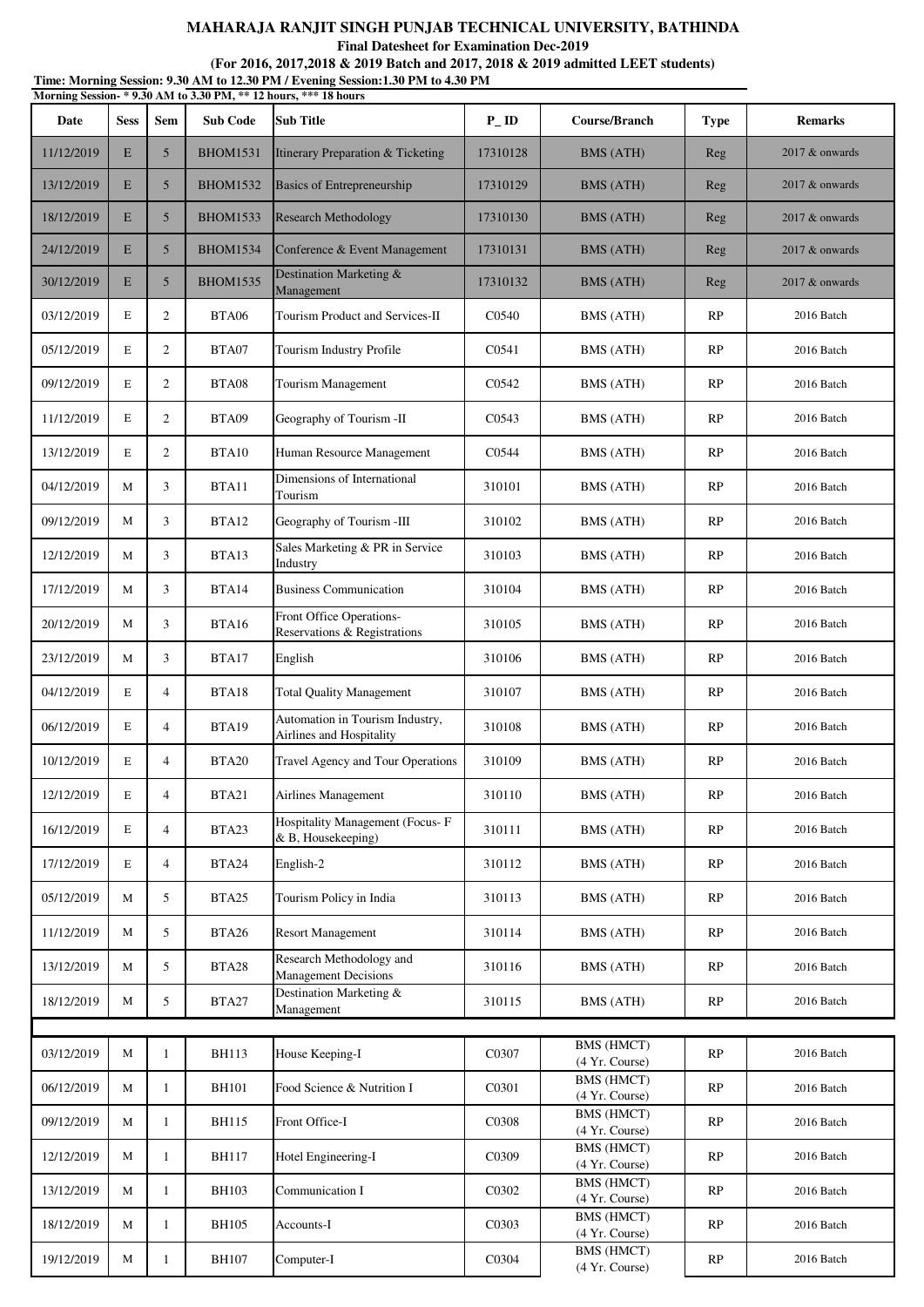**MAHARAJA RANJIT SINGH PUNJAB TECHNICAL UNIVERSITY, BATHINDA**

**Final Datesheet for Examination Dec-2019**

**(For 2016, 2017,2018 & 2019 Batch and 2017, 2018 & 2019 admitted LEET students)**

**Time: Morning Session: 9.30 AM to 12.30 PM / Evening Session:1.30 PM to 4.30 PM**

**Morning Session- * 9.30 AM to 3.30 PM, ** 12 hours, *** 18 hours**

| Date | Sess | Sem | Sub Code | Sub Title | P_ ID | Course/Branch | Type | Remarks |
|---|---|---|---|---|---|---|---|---|
| 11/12/2019 | E | 5 | BHOM1531 | Itinerary Preparation & Ticketing | 17310128 | BMS (ATH) | Reg | 2017 & onwards |
| 13/12/2019 | E | 5 | BHOM1532 | Basics of Entrepreneurship | 17310129 | BMS (ATH) | Reg | 2017 & onwards |
| 18/12/2019 | E | 5 | BHOM1533 | Research Methodology | 17310130 | BMS (ATH) | Reg | 2017 & onwards |
| 24/12/2019 | E | 5 | BHOM1534 | Conference & Event Management | 17310131 | BMS (ATH) | Reg | 2017 & onwards |
| 30/12/2019 | E | 5 | BHOM1535 | Destination Marketing & Management | 17310132 | BMS (ATH) | Reg | 2017 & onwards |
| 03/12/2019 | E | 2 | BTA06 | Tourism Product and Services-II | C0540 | BMS (ATH) | RP | 2016 Batch |
| 05/12/2019 | E | 2 | BTA07 | Tourism Industry Profile | C0541 | BMS (ATH) | RP | 2016 Batch |
| 09/12/2019 | E | 2 | BTA08 | Tourism Management | C0542 | BMS (ATH) | RP | 2016 Batch |
| 11/12/2019 | E | 2 | BTA09 | Geography of Tourism -II | C0543 | BMS (ATH) | RP | 2016 Batch |
| 13/12/2019 | E | 2 | BTA10 | Human Resource Management | C0544 | BMS (ATH) | RP | 2016 Batch |
| 04/12/2019 | M | 3 | BTA11 | Dimensions of International Tourism | 310101 | BMS (ATH) | RP | 2016 Batch |
| 09/12/2019 | M | 3 | BTA12 | Geography of Tourism -III | 310102 | BMS (ATH) | RP | 2016 Batch |
| 12/12/2019 | M | 3 | BTA13 | Sales Marketing & PR in Service Industry | 310103 | BMS (ATH) | RP | 2016 Batch |
| 17/12/2019 | M | 3 | BTA14 | Business Communication | 310104 | BMS (ATH) | RP | 2016 Batch |
| 20/12/2019 | M | 3 | BTA16 | Front Office Operations- Reservations & Registrations | 310105 | BMS (ATH) | RP | 2016 Batch |
| 23/12/2019 | M | 3 | BTA17 | English | 310106 | BMS (ATH) | RP | 2016 Batch |
| 04/12/2019 | E | 4 | BTA18 | Total Quality Management | 310107 | BMS (ATH) | RP | 2016 Batch |
| 06/12/2019 | E | 4 | BTA19 | Automation in Tourism Industry, Airlines and Hospitality | 310108 | BMS (ATH) | RP | 2016 Batch |
| 10/12/2019 | E | 4 | BTA20 | Travel Agency and Tour Operations | 310109 | BMS (ATH) | RP | 2016 Batch |
| 12/12/2019 | E | 4 | BTA21 | Airlines Management | 310110 | BMS (ATH) | RP | 2016 Batch |
| 16/12/2019 | E | 4 | BTA23 | Hospitality Management (Focus- F & B, Housekeeping) | 310111 | BMS (ATH) | RP | 2016 Batch |
| 17/12/2019 | E | 4 | BTA24 | English-2 | 310112 | BMS (ATH) | RP | 2016 Batch |
| 05/12/2019 | M | 5 | BTA25 | Tourism Policy in India | 310113 | BMS (ATH) | RP | 2016 Batch |
| 11/12/2019 | M | 5 | BTA26 | Resort Management | 310114 | BMS (ATH) | RP | 2016 Batch |
| 13/12/2019 | M | 5 | BTA28 | Research Methodology and Management Decisions | 310116 | BMS (ATH) | RP | 2016 Batch |
| 18/12/2019 | M | 5 | BTA27 | Destination Marketing & Management | 310115 | BMS (ATH) | RP | 2016 Batch |
| | | | | | | | | |
| 03/12/2019 | M | 1 | BH113 | House Keeping-I | C0307 | BMS (HMCT) (4 Yr. Course) | RP | 2016 Batch |
| 06/12/2019 | M | 1 | BH101 | Food Science & Nutrition I | C0301 | BMS (HMCT) (4 Yr. Course) | RP | 2016 Batch |
| 09/12/2019 | M | 1 | BH115 | Front Office-I | C0308 | BMS (HMCT) (4 Yr. Course) | RP | 2016 Batch |
| 12/12/2019 | M | 1 | BH117 | Hotel Engineering-I | C0309 | BMS (HMCT) (4 Yr. Course) | RP | 2016 Batch |
| 13/12/2019 | M | 1 | BH103 | Communication I | C0302 | BMS (HMCT) (4 Yr. Course) | RP | 2016 Batch |
| 18/12/2019 | M | 1 | BH105 | Accounts-I | C0303 | BMS (HMCT) (4 Yr. Course) | RP | 2016 Batch |
| 19/12/2019 | M | 1 | BH107 | Computer-I | C0304 | BMS (HMCT) (4 Yr. Course) | RP | 2016 Batch |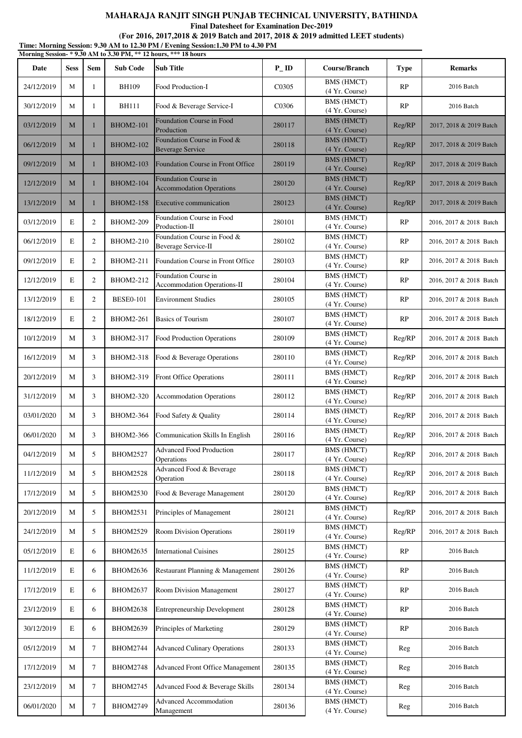**MAHARAJA RANJIT SINGH PUNJAB TECHNICAL UNIVERSITY, BATHINDA**

**Final Datesheet for Examination Dec-2019**

**(For 2016, 2017,2018 & 2019 Batch and 2017, 2018 & 2019 admitted LEET students)**

**Time: Morning Session: 9.30 AM to 12.30 PM / Evening Session:1.30 PM to 4.30 PM**

**Morning Session- * 9.30 AM to 3.30 PM, ** 12 hours, *** 18 hours**

| Date | Sess | Sem | Sub Code | Sub Title | P_ID | Course/Branch | Type | Remarks |
|---|---|---|---|---|---|---|---|---|
| 24/12/2019 | M | 1 | BH109 | Food Production-I | C0305 | BMS (HMCT) (4 Yr. Course) | RP | 2016 Batch |
| 30/12/2019 | M | 1 | BH111 | Food & Beverage Service-I | C0306 | BMS (HMCT) (4 Yr. Course) | RP | 2016 Batch |
| 03/12/2019 | M | 1 | BHOM2-101 | Foundation Course in Food Production | 280117 | BMS (HMCT) (4 Yr. Course) | Reg/RP | 2017, 2018 & 2019 Batch |
| 06/12/2019 | M | 1 | BHOM2-102 | Foundation Course in Food & Beverage Service | 280118 | BMS (HMCT) (4 Yr. Course) | Reg/RP | 2017, 2018 & 2019 Batch |
| 09/12/2019 | M | 1 | BHOM2-103 | Foundation Course in Front Office | 280119 | BMS (HMCT) (4 Yr. Course) | Reg/RP | 2017, 2018 & 2019 Batch |
| 12/12/2019 | M | 1 | BHOM2-104 | Foundation Course in Accommodation Operations | 280120 | BMS (HMCT) (4 Yr. Course) | Reg/RP | 2017, 2018 & 2019 Batch |
| 13/12/2019 | M | 1 | BHOM2-158 | Executive communication | 280123 | BMS (HMCT) (4 Yr. Course) | Reg/RP | 2017, 2018 & 2019 Batch |
| 03/12/2019 | E | 2 | BHOM2-209 | Foundation Course in Food Production-II | 280101 | BMS (HMCT) (4 Yr. Course) | RP | 2016, 2017 & 2018 Batch |
| 06/12/2019 | E | 2 | BHOM2-210 | Foundation Course in Food & Beverage Service-II | 280102 | BMS (HMCT) (4 Yr. Course) | RP | 2016, 2017 & 2018 Batch |
| 09/12/2019 | E | 2 | BHOM2-211 | Foundation Course in Front Office | 280103 | BMS (HMCT) (4 Yr. Course) | RP | 2016, 2017 & 2018 Batch |
| 12/12/2019 | E | 2 | BHOM2-212 | Foundation Course in Accommodation Operations-II | 280104 | BMS (HMCT) (4 Yr. Course) | RP | 2016, 2017 & 2018 Batch |
| 13/12/2019 | E | 2 | BESE0-101 | Environment Studies | 280105 | BMS (HMCT) (4 Yr. Course) | RP | 2016, 2017 & 2018 Batch |
| 18/12/2019 | E | 2 | BHOM2-261 | Basics of Tourism | 280107 | BMS (HMCT) (4 Yr. Course) | RP | 2016, 2017 & 2018 Batch |
| 10/12/2019 | M | 3 | BHOM2-317 | Food Production Operations | 280109 | BMS (HMCT) (4 Yr. Course) | Reg/RP | 2016, 2017 & 2018 Batch |
| 16/12/2019 | M | 3 | BHOM2-318 | Food & Beverage Operations | 280110 | BMS (HMCT) (4 Yr. Course) | Reg/RP | 2016, 2017 & 2018 Batch |
| 20/12/2019 | M | 3 | BHOM2-319 | Front Office Operations | 280111 | BMS (HMCT) (4 Yr. Course) | Reg/RP | 2016, 2017 & 2018 Batch |
| 31/12/2019 | M | 3 | BHOM2-320 | Accommodation Operations | 280112 | BMS (HMCT) (4 Yr. Course) | Reg/RP | 2016, 2017 & 2018 Batch |
| 03/01/2020 | M | 3 | BHOM2-364 | Food Safety & Quality | 280114 | BMS (HMCT) (4 Yr. Course) | Reg/RP | 2016, 2017 & 2018 Batch |
| 06/01/2020 | M | 3 | BHOM2-366 | Communication Skills In English | 280116 | BMS (HMCT) (4 Yr. Course) | Reg/RP | 2016, 2017 & 2018 Batch |
| 04/12/2019 | M | 5 | BHOM2527 | Advanced Food Production Operations | 280117 | BMS (HMCT) (4 Yr. Course) | Reg/RP | 2016, 2017 & 2018 Batch |
| 11/12/2019 | M | 5 | BHOM2528 | Advanced Food & Beverage Operation | 280118 | BMS (HMCT) (4 Yr. Course) | Reg/RP | 2016, 2017 & 2018 Batch |
| 17/12/2019 | M | 5 | BHOM2530 | Food & Beverage Management | 280120 | BMS (HMCT) (4 Yr. Course) | Reg/RP | 2016, 2017 & 2018 Batch |
| 20/12/2019 | M | 5 | BHOM2531 | Principles of Management | 280121 | BMS (HMCT) (4 Yr. Course) | Reg/RP | 2016, 2017 & 2018 Batch |
| 24/12/2019 | M | 5 | BHOM2529 | Room Division Operations | 280119 | BMS (HMCT) (4 Yr. Course) | Reg/RP | 2016, 2017 & 2018 Batch |
| 05/12/2019 | E | 6 | BHOM2635 | International Cuisines | 280125 | BMS (HMCT) (4 Yr. Course) | RP | 2016 Batch |
| 11/12/2019 | E | 6 | BHOM2636 | Restaurant Planning & Management | 280126 | BMS (HMCT) (4 Yr. Course) | RP | 2016 Batch |
| 17/12/2019 | E | 6 | BHOM2637 | Room Division Management | 280127 | BMS (HMCT) (4 Yr. Course) | RP | 2016 Batch |
| 23/12/2019 | E | 6 | BHOM2638 | Entrepreneurship Development | 280128 | BMS (HMCT) (4 Yr. Course) | RP | 2016 Batch |
| 30/12/2019 | E | 6 | BHOM2639 | Principles of Marketing | 280129 | BMS (HMCT) (4 Yr. Course) | RP | 2016 Batch |
| 05/12/2019 | M | 7 | BHOM2744 | Advanced Culinary Operations | 280133 | BMS (HMCT) (4 Yr. Course) | Reg | 2016 Batch |
| 17/12/2019 | M | 7 | BHOM2748 | Advanced Front Office Management | 280135 | BMS (HMCT) (4 Yr. Course) | Reg | 2016 Batch |
| 23/12/2019 | M | 7 | BHOM2745 | Advanced Food & Beverage Skills | 280134 | BMS (HMCT) (4 Yr. Course) | Reg | 2016 Batch |
| 06/01/2020 | M | 7 | BHOM2749 | Advanced Accommodation Management | 280136 | BMS (HMCT) (4 Yr. Course) | Reg | 2016 Batch |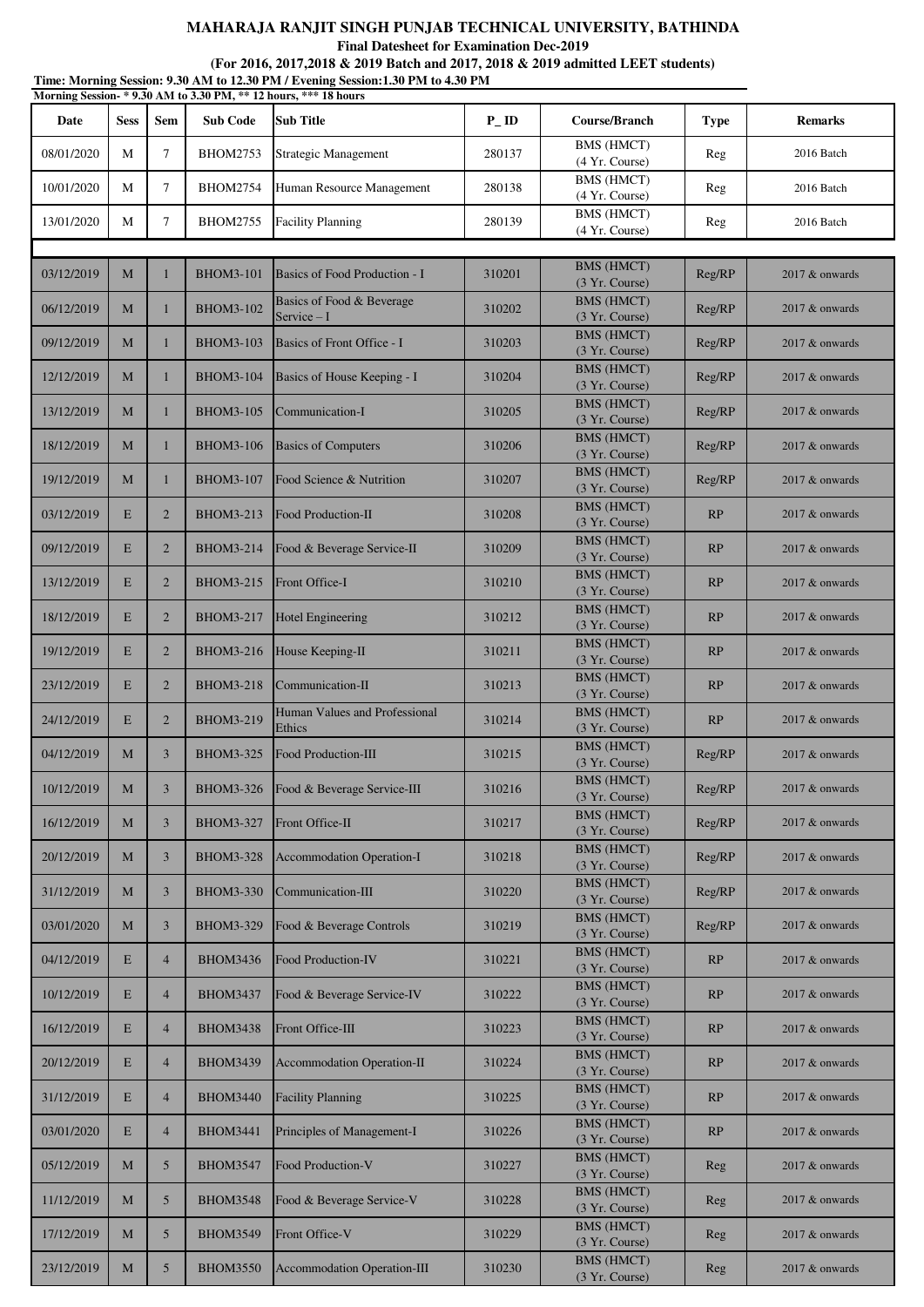# MAHARAJA RANJIT SINGH PUNJAB TECHNICAL UNIVERSITY, BATHINDA

**Final Datesheet for Examination Dec-2019**

**(For 2016, 2017,2018 & 2019 Batch and 2017, 2018 & 2019 admitted LEET students)**

**Time: Morning Session: 9.30 AM to 12.30 PM / Evening Session:1.30 PM to 4.30 PM**

**Morning Session- * 9.30 AM to 3.30 PM, ** 12 hours, *** 18 hours**

| Date | Sess | Sem | Sub Code | Sub Title | P_ID | Course/Branch | Type | Remarks |
|---|---|---|---|---|---|---|---|---|
| 08/01/2020 | M | 7 | BHOM2753 | Strategic Management | 280137 | BMS (HMCT) (4 Yr. Course) | Reg | 2016 Batch |
| 10/01/2020 | M | 7 | BHOM2754 | Human Resource Management | 280138 | BMS (HMCT) (4 Yr. Course) | Reg | 2016 Batch |
| 13/01/2020 | M | 7 | BHOM2755 | Facility Planning | 280139 | BMS (HMCT) (4 Yr. Course) | Reg | 2016 Batch |
| | | | | | | | | |
| 03/12/2019 | M | 1 | BHOM3-101 | Basics of Food Production - I | 310201 | BMS (HMCT) (3 Yr. Course) | Reg/RP | 2017 & onwards |
| 06/12/2019 | M | 1 | BHOM3-102 | Basics of Food & Beverage Service – I | 310202 | BMS (HMCT) (3 Yr. Course) | Reg/RP | 2017 & onwards |
| 09/12/2019 | M | 1 | BHOM3-103 | Basics of Front Office - I | 310203 | BMS (HMCT) (3 Yr. Course) | Reg/RP | 2017 & onwards |
| 12/12/2019 | M | 1 | BHOM3-104 | Basics of House Keeping - I | 310204 | BMS (HMCT) (3 Yr. Course) | Reg/RP | 2017 & onwards |
| 13/12/2019 | M | 1 | BHOM3-105 | Communication-I | 310205 | BMS (HMCT) (3 Yr. Course) | Reg/RP | 2017 & onwards |
| 18/12/2019 | M | 1 | BHOM3-106 | Basics of Computers | 310206 | BMS (HMCT) (3 Yr. Course) | Reg/RP | 2017 & onwards |
| 19/12/2019 | M | 1 | BHOM3-107 | Food Science & Nutrition | 310207 | BMS (HMCT) (3 Yr. Course) | Reg/RP | 2017 & onwards |
| 03/12/2019 | E | 2 | BHOM3-213 | Food Production-II | 310208 | BMS (HMCT) (3 Yr. Course) | RP | 2017 & onwards |
| 09/12/2019 | E | 2 | BHOM3-214 | Food & Beverage Service-II | 310209 | BMS (HMCT) (3 Yr. Course) | RP | 2017 & onwards |
| 13/12/2019 | E | 2 | BHOM3-215 | Front Office-I | 310210 | BMS (HMCT) (3 Yr. Course) | RP | 2017 & onwards |
| 18/12/2019 | E | 2 | BHOM3-217 | Hotel Engineering | 310212 | BMS (HMCT) (3 Yr. Course) | RP | 2017 & onwards |
| 19/12/2019 | E | 2 | BHOM3-216 | House Keeping-II | 310211 | BMS (HMCT) (3 Yr. Course) | RP | 2017 & onwards |
| 23/12/2019 | E | 2 | BHOM3-218 | Communication-II | 310213 | BMS (HMCT) (3 Yr. Course) | RP | 2017 & onwards |
| 24/12/2019 | E | 2 | BHOM3-219 | Human Values and Professional Ethics | 310214 | BMS (HMCT) (3 Yr. Course) | RP | 2017 & onwards |
| 04/12/2019 | M | 3 | BHOM3-325 | Food Production-III | 310215 | BMS (HMCT) (3 Yr. Course) | Reg/RP | 2017 & onwards |
| 10/12/2019 | M | 3 | BHOM3-326 | Food & Beverage Service-III | 310216 | BMS (HMCT) (3 Yr. Course) | Reg/RP | 2017 & onwards |
| 16/12/2019 | M | 3 | BHOM3-327 | Front Office-II | 310217 | BMS (HMCT) (3 Yr. Course) | Reg/RP | 2017 & onwards |
| 20/12/2019 | M | 3 | BHOM3-328 | Accommodation Operation-I | 310218 | BMS (HMCT) (3 Yr. Course) | Reg/RP | 2017 & onwards |
| 31/12/2019 | M | 3 | BHOM3-330 | Communication-III | 310220 | BMS (HMCT) (3 Yr. Course) | Reg/RP | 2017 & onwards |
| 03/01/2020 | M | 3 | BHOM3-329 | Food & Beverage Controls | 310219 | BMS (HMCT) (3 Yr. Course) | Reg/RP | 2017 & onwards |
| 04/12/2019 | E | 4 | BHOM3436 | Food Production-IV | 310221 | BMS (HMCT) (3 Yr. Course) | RP | 2017 & onwards |
| 10/12/2019 | E | 4 | BHOM3437 | Food & Beverage Service-IV | 310222 | BMS (HMCT) (3 Yr. Course) | RP | 2017 & onwards |
| 16/12/2019 | E | 4 | BHOM3438 | Front Office-III | 310223 | BMS (HMCT) (3 Yr. Course) | RP | 2017 & onwards |
| 20/12/2019 | E | 4 | BHOM3439 | Accommodation Operation-II | 310224 | BMS (HMCT) (3 Yr. Course) | RP | 2017 & onwards |
| 31/12/2019 | E | 4 | BHOM3440 | Facility Planning | 310225 | BMS (HMCT) (3 Yr. Course) | RP | 2017 & onwards |
| 03/01/2020 | E | 4 | BHOM3441 | Principles of Management-I | 310226 | BMS (HMCT) (3 Yr. Course) | RP | 2017 & onwards |
| 05/12/2019 | M | 5 | BHOM3547 | Food Production-V | 310227 | BMS (HMCT) (3 Yr. Course) | Reg | 2017 & onwards |
| 11/12/2019 | M | 5 | BHOM3548 | Food & Beverage Service-V | 310228 | BMS (HMCT) (3 Yr. Course) | Reg | 2017 & onwards |
| 17/12/2019 | M | 5 | BHOM3549 | Front Office-V | 310229 | BMS (HMCT) (3 Yr. Course) | Reg | 2017 & onwards |
| 23/12/2019 | M | 5 | BHOM3550 | Accommodation Operation-III | 310230 | BMS (HMCT) (3 Yr. Course) | Reg | 2017 & onwards |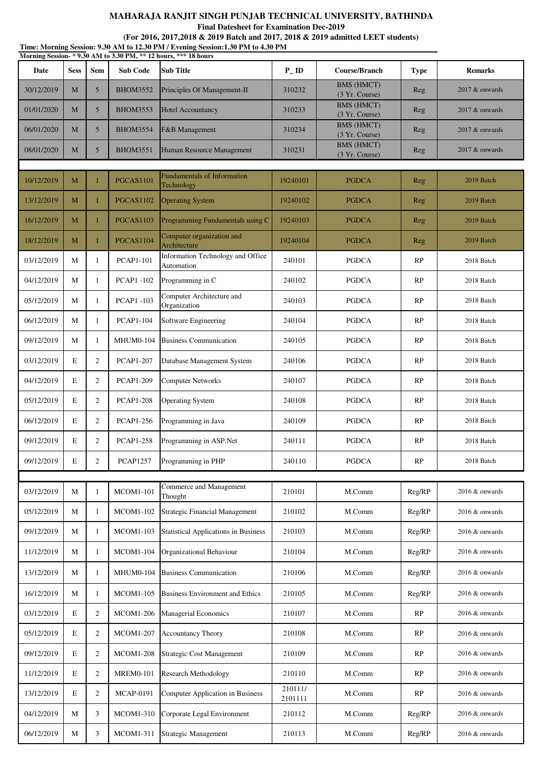**MAHARAJA RANJIT SINGH PUNJAB TECHNICAL UNIVERSITY, BATHINDA**

**Final Datesheet for Examination Dec-2019**

**(For 2016, 2017,2018 & 2019 Batch and 2017, 2018 & 2019 admitted LEET students)**

**Time: Morning Session: 9.30 AM to 12.30 PM / Evening Session:1.30 PM to 4.30 PM**

**Morning Session- * 9.30 AM to 3.30 PM, ** 12 hours, *** 18 hours**

| Date | Sess | Sem | Sub Code | Sub Title | P_ID | Course/Branch | Type | Remarks |
|---|---|---|---|---|---|---|---|---|
| 30/12/2019 | M | 5 | BHOM3552 | Principles Of Management-II | 310232 | BMS (HMCT) (3 Yr. Course) | Reg | 2017 & onwards |
| 01/01/2020 | M | 5 | BHOM3553 | Hotel Accountancy | 310233 | BMS (HMCT) (3 Yr. Course) | Reg | 2017 & onwards |
| 06/01/2020 | M | 5 | BHOM3554 | F&B Management | 310234 | BMS (HMCT) (3 Yr. Course) | Reg | 2017 & onwards |
| 08/01/2020 | M | 5 | BHOM3551 | Human Resource Management | 310231 | BMS (HMCT) (3 Yr. Course) | Reg | 2017 & onwards |
| | | | | | | | | |
| 10/12/2019 | M | 1 | PGCAS1101 | Fundamentals of Information Technology | 19240101 | PGDCA | Reg | 2019 Batch |
| 13/12/2019 | M | 1 | PGCAS1102 | Operating System | 19240102 | PGDCA | Reg | 2019 Batch |
| 16/12/2019 | M | 1 | PGCAS1103 | Programming Fundamentals using C | 19240103 | PGDCA | Reg | 2019 Batch |
| 18/12/2019 | M | 1 | PGCAS1104 | Computer organization and Architecture | 19240104 | PGDCA | Reg | 2019 Batch |
| 03/12/2019 | M | 1 | PCAP1-101 | Information Technology and Office Automation | 240101 | PGDCA | RP | 2018 Batch |
| 04/12/2019 | M | 1 | PCAP1 -102 | Programming in C | 240102 | PGDCA | RP | 2018 Batch |
| 05/12/2019 | M | 1 | PCAP1 -103 | Computer Architecture and Organization | 240103 | PGDCA | RP | 2018 Batch |
| 06/12/2019 | M | 1 | PCAP1-104 | Software Engineering | 240104 | PGDCA | RP | 2018 Batch |
| 09/12/2019 | M | 1 | MHUM0-104 | Business Communication | 240105 | PGDCA | RP | 2018 Batch |
| 03/12/2019 | E | 2 | PCAP1-207 | Database Management System | 240106 | PGDCA | RP | 2018 Batch |
| 04/12/2019 | E | 2 | PCAP1-209 | Computer Networks | 240107 | PGDCA | RP | 2018 Batch |
| 05/12/2019 | E | 2 | PCAP1-208 | Operating System | 240108 | PGDCA | RP | 2018 Batch |
| 06/12/2019 | E | 2 | PCAP1-256 | Programming in Java | 240109 | PGDCA | RP | 2018 Batch |
| 09/12/2019 | E | 2 | PCAP1-258 | Programming in ASP.Net | 240111 | PGDCA | RP | 2018 Batch |
| 09/12/2019 | E | 2 | PCAP1257 | Programming in PHP | 240110 | PGDCA | RP | 2018 Batch |
| | | | | | | | | |
| 03/12/2019 | M | 1 | MCOM1-101 | Commerce and Management Thought | 210101 | M.Comm | Reg/RP | 2016 & onwards |
| 05/12/2019 | M | 1 | MCOM1-102 | Strategic Financial Management | 210102 | M.Comm | Reg/RP | 2016 & onwards |
| 09/12/2019 | M | 1 | MCOM1-103 | Statistical Applications in Business | 210103 | M.Comm | Reg/RP | 2016 & onwards |
| 11/12/2019 | M | 1 | MCOM1-104 | Organizational Behaviour | 210104 | M.Comm | Reg/RP | 2016 & onwards |
| 13/12/2019 | M | 1 | MHUM0-104 | Business Communication | 210106 | M.Comm | Reg/RP | 2016 & onwards |
| 16/12/2019 | M | 1 | MCOM1-105 | Business Environment and Ethics | 210105 | M.Comm | Reg/RP | 2016 & onwards |
| 03/12/2019 | E | 2 | MCOM1-206 | Managerial Economics | 210107 | M.Comm | RP | 2016 & onwards |
| 05/12/2019 | E | 2 | MCOM1-207 | Accountancy Theory | 210108 | M.Comm | RP | 2016 & onwards |
| 09/12/2019 | E | 2 | MCOM1-208 | Strategic Cost Management | 210109 | M.Comm | RP | 2016 & onwards |
| 11/12/2019 | E | 2 | MREM0-101 | Research Methodology | 210110 | M.Comm | RP | 2016 & onwards |
| 13/12/2019 | E | 2 | MCAP-0191 | Computer Application in Business | 210111/ 2101111 | M.Comm | RP | 2016 & onwards |
| 04/12/2019 | M | 3 | MCOM1-310 | Corporate Legal Environment | 210112 | M.Comm | Reg/RP | 2016 & onwards |
| 06/12/2019 | M | 3 | MCOM1-311 | Strategic Management | 210113 | M.Comm | Reg/RP | 2016 & onwards |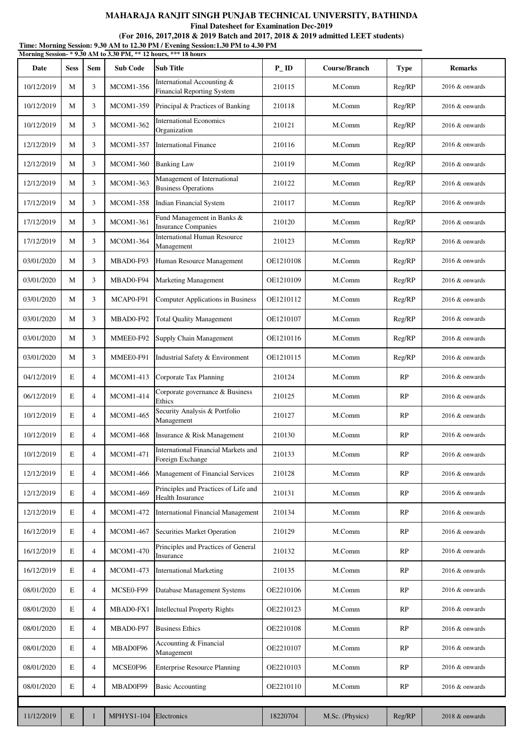**MAHARAJA RANJIT SINGH PUNJAB TECHNICAL UNIVERSITY, BATHINDA**

**Final Datesheet for Examination Dec-2019**

**(For 2016, 2017,2018 & 2019 Batch and 2017, 2018 & 2019 admitted LEET students)**

**Time: Morning Session: 9.30 AM to 12.30 PM / Evening Session:1.30 PM to 4.30 PM**

**Morning Session- * 9.30 AM to 3.30 PM, ** 12 hours, *** 18 hours**

| Date | Sess | Sem | Sub Code | Sub Title | P_ID | Course/Branch | Type | Remarks |
|---|---|---|---|---|---|---|---|---|
| 10/12/2019 | M | 3 | MCOM1-356 | International Accounting & Financial Reporting System | 210115 | M.Comm | Reg/RP | 2016 & onwards |
| 10/12/2019 | M | 3 | MCOM1-359 | Principal & Practices of Banking | 210118 | M.Comm | Reg/RP | 2016 & onwards |
| 10/12/2019 | M | 3 | MCOM1-362 | International Economics Organization | 210121 | M.Comm | Reg/RP | 2016 & onwards |
| 12/12/2019 | M | 3 | MCOM1-357 | International Finance | 210116 | M.Comm | Reg/RP | 2016 & onwards |
| 12/12/2019 | M | 3 | MCOM1-360 | Banking Law | 210119 | M.Comm | Reg/RP | 2016 & onwards |
| 12/12/2019 | M | 3 | MCOM1-363 | Management of International Business Operations | 210122 | M.Comm | Reg/RP | 2016 & onwards |
| 17/12/2019 | M | 3 | MCOM1-358 | Indian Financial System | 210117 | M.Comm | Reg/RP | 2016 & onwards |
| 17/12/2019 | M | 3 | MCOM1-361 | Fund Management in Banks & Insurance Companies | 210120 | M.Comm | Reg/RP | 2016 & onwards |
| 17/12/2019 | M | 3 | MCOM1-364 | International Human Resource Management | 210123 | M.Comm | Reg/RP | 2016 & onwards |
| 03/01/2020 | M | 3 | MBAD0-F93 | Human Resource Management | OE1210108 | M.Comm | Reg/RP | 2016 & onwards |
| 03/01/2020 | M | 3 | MBAD0-F94 | Marketing Management | OE1210109 | M.Comm | Reg/RP | 2016 & onwards |
| 03/01/2020 | M | 3 | MCAP0-F91 | Computer Applications in Business | OE1210112 | M.Comm | Reg/RP | 2016 & onwards |
| 03/01/2020 | M | 3 | MBAD0-F92 | Total Quality Management | OE1210107 | M.Comm | Reg/RP | 2016 & onwards |
| 03/01/2020 | M | 3 | MMEE0-F92 | Supply Chain Management | OE1210116 | M.Comm | Reg/RP | 2016 & onwards |
| 03/01/2020 | M | 3 | MMEE0-F91 | Industrial Safety & Environment | OE1210115 | M.Comm | Reg/RP | 2016 & onwards |
| 04/12/2019 | E | 4 | MCOM1-413 | Corporate Tax Planning | 210124 | M.Comm | RP | 2016 & onwards |
| 06/12/2019 | E | 4 | MCOM1-414 | Corporate governance & Business Ethics | 210125 | M.Comm | RP | 2016 & onwards |
| 10/12/2019 | E | 4 | MCOM1-465 | Security Analysis & Portfolio Management | 210127 | M.Comm | RP | 2016 & onwards |
| 10/12/2019 | E | 4 | MCOM1-468 | Insurance & Risk Management | 210130 | M.Comm | RP | 2016 & onwards |
| 10/12/2019 | E | 4 | MCOM1-471 | International Financial Markets and Foreign Exchange | 210133 | M.Comm | RP | 2016 & onwards |
| 12/12/2019 | E | 4 | MCOM1-466 | Management of Financial Services | 210128 | M.Comm | RP | 2016 & onwards |
| 12/12/2019 | E | 4 | MCOM1-469 | Principles and Practices of Life and Health Insurance | 210131 | M.Comm | RP | 2016 & onwards |
| 12/12/2019 | E | 4 | MCOM1-472 | International Financial Management | 210134 | M.Comm | RP | 2016 & onwards |
| 16/12/2019 | E | 4 | MCOM1-467 | Securities Market Operation | 210129 | M.Comm | RP | 2016 & onwards |
| 16/12/2019 | E | 4 | MCOM1-470 | Principles and Practices of General Insurance | 210132 | M.Comm | RP | 2016 & onwards |
| 16/12/2019 | E | 4 | MCOM1-473 | International Marketing | 210135 | M.Comm | RP | 2016 & onwards |
| 08/01/2020 | E | 4 | MCSE0-F99 | Database Management Systems | OE2210106 | M.Comm | RP | 2016 & onwards |
| 08/01/2020 | E | 4 | MBAD0-FX1 | Intellectual Property Rights | OE2210123 | M.Comm | RP | 2016 & onwards |
| 08/01/2020 | E | 4 | MBAD0-F97 | Business Ethics | OE2210108 | M.Comm | RP | 2016 & onwards |
| 08/01/2020 | E | 4 | MBAD0F96 | Accounting & Financial Management | OE2210107 | M.Comm | RP | 2016 & onwards |
| 08/01/2020 | E | 4 | MCSE0F96 | Enterprise Resource Planning | OE2210103 | M.Comm | RP | 2016 & onwards |
| 08/01/2020 | E | 4 | MBAD0F99 | Basic Accounting | OE2210110 | M.Comm | RP | 2016 & onwards |
| 11/12/2019 | E | 1 | MPHYS1-104 | Electronics | 18220704 | M.Sc. (Physics) | Reg/RP | 2018 & onwards |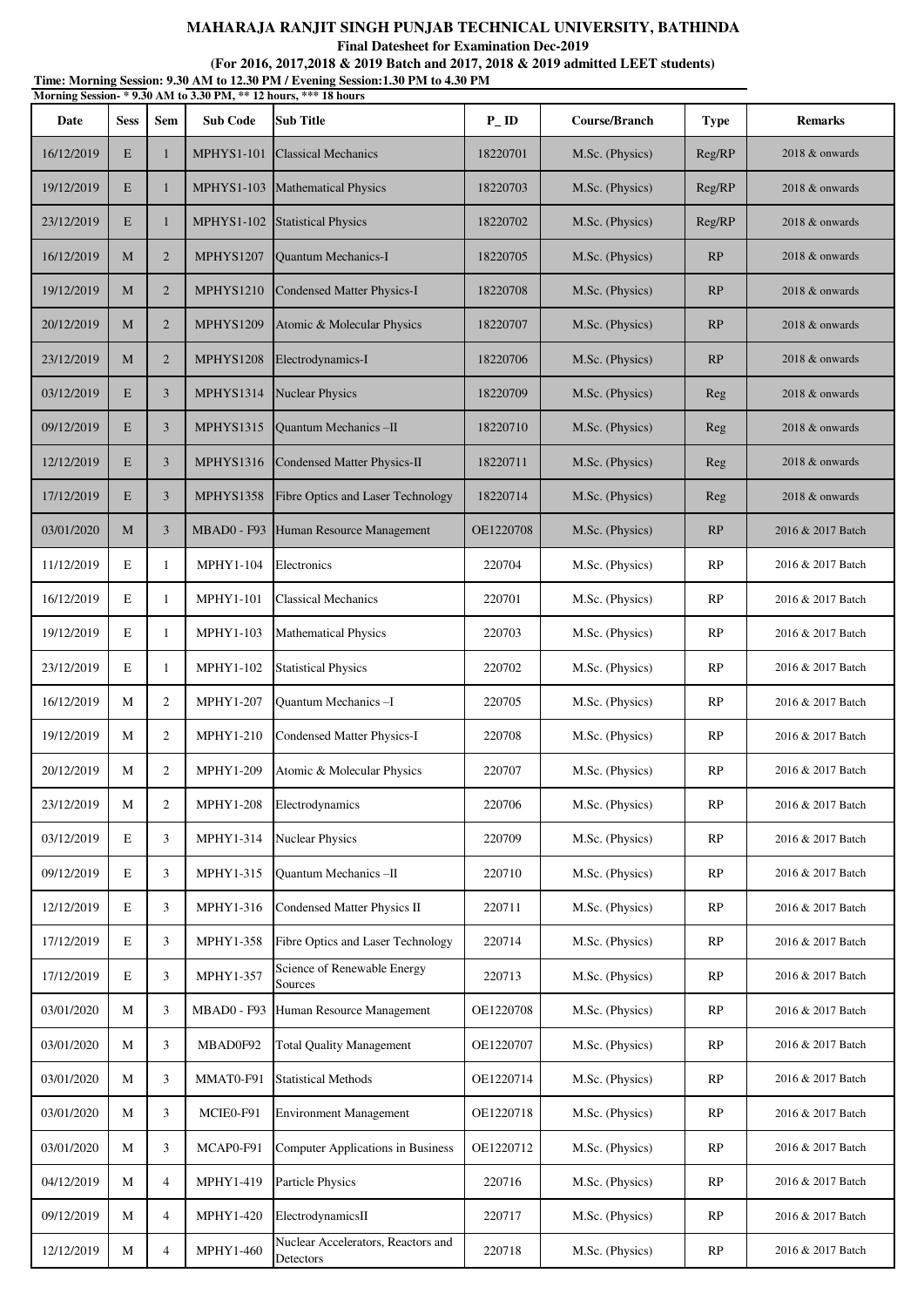**MAHARAJA RANJIT SINGH PUNJAB TECHNICAL UNIVERSITY, BATHINDA**

**Final Datesheet for Examination Dec-2019**

**(For 2016, 2017,2018 & 2019 Batch and 2017, 2018 & 2019 admitted LEET students)**

**Time: Morning Session: 9.30 AM to 12.30 PM / Evening Session:1.30 PM to 4.30 PM**

**Morning Session- * 9.30 AM to 3.30 PM, ** 12 hours, *** 18 hours**

| Date | Sess | Sem | Sub Code | Sub Title | P_ID | Course/Branch | Type | Remarks |
|---|---|---|---|---|---|---|---|---|
| 16/12/2019 | E | 1 | MPHYS1-101 | Classical Mechanics | 18220701 | M.Sc. (Physics) | Reg/RP | 2018 & onwards |
| 19/12/2019 | E | 1 | MPHYS1-103 | Mathematical Physics | 18220703 | M.Sc. (Physics) | Reg/RP | 2018 & onwards |
| 23/12/2019 | E | 1 | MPHYS1-102 | Statistical Physics | 18220702 | M.Sc. (Physics) | Reg/RP | 2018 & onwards |
| 16/12/2019 | M | 2 | MPHYS1207 | Quantum Mechanics-I | 18220705 | M.Sc. (Physics) | RP | 2018 & onwards |
| 19/12/2019 | M | 2 | MPHYS1210 | Condensed Matter Physics-I | 18220708 | M.Sc. (Physics) | RP | 2018 & onwards |
| 20/12/2019 | M | 2 | MPHYS1209 | Atomic & Molecular Physics | 18220707 | M.Sc. (Physics) | RP | 2018 & onwards |
| 23/12/2019 | M | 2 | MPHYS1208 | Electrodynamics-I | 18220706 | M.Sc. (Physics) | RP | 2018 & onwards |
| 03/12/2019 | E | 3 | MPHYS1314 | Nuclear Physics | 18220709 | M.Sc. (Physics) | Reg | 2018 & onwards |
| 09/12/2019 | E | 3 | MPHYS1315 | Quantum Mechanics –II | 18220710 | M.Sc. (Physics) | Reg | 2018 & onwards |
| 12/12/2019 | E | 3 | MPHYS1316 | Condensed Matter Physics-II | 18220711 | M.Sc. (Physics) | Reg | 2018 & onwards |
| 17/12/2019 | E | 3 | MPHYS1358 | Fibre Optics and Laser Technology | 18220714 | M.Sc. (Physics) | Reg | 2018 & onwards |
| 03/01/2020 | M | 3 | MBAD0 - F93 | Human Resource Management | OE1220708 | M.Sc. (Physics) | RP | 2016 & 2017 Batch |
| 11/12/2019 | E | 1 | MPHY1-104 | Electronics | 220704 | M.Sc. (Physics) | RP | 2016 & 2017 Batch |
| 16/12/2019 | E | 1 | MPHY1-101 | Classical Mechanics | 220701 | M.Sc. (Physics) | RP | 2016 & 2017 Batch |
| 19/12/2019 | E | 1 | MPHY1-103 | Mathematical Physics | 220703 | M.Sc. (Physics) | RP | 2016 & 2017 Batch |
| 23/12/2019 | E | 1 | MPHY1-102 | Statistical Physics | 220702 | M.Sc. (Physics) | RP | 2016 & 2017 Batch |
| 16/12/2019 | M | 2 | MPHY1-207 | Quantum Mechanics –I | 220705 | M.Sc. (Physics) | RP | 2016 & 2017 Batch |
| 19/12/2019 | M | 2 | MPHY1-210 | Condensed Matter Physics-I | 220708 | M.Sc. (Physics) | RP | 2016 & 2017 Batch |
| 20/12/2019 | M | 2 | MPHY1-209 | Atomic & Molecular Physics | 220707 | M.Sc. (Physics) | RP | 2016 & 2017 Batch |
| 23/12/2019 | M | 2 | MPHY1-208 | Electrodynamics | 220706 | M.Sc. (Physics) | RP | 2016 & 2017 Batch |
| 03/12/2019 | E | 3 | MPHY1-314 | Nuclear Physics | 220709 | M.Sc. (Physics) | RP | 2016 & 2017 Batch |
| 09/12/2019 | E | 3 | MPHY1-315 | Quantum Mechanics –II | 220710 | M.Sc. (Physics) | RP | 2016 & 2017 Batch |
| 12/12/2019 | E | 3 | MPHY1-316 | Condensed Matter Physics II | 220711 | M.Sc. (Physics) | RP | 2016 & 2017 Batch |
| 17/12/2019 | E | 3 | MPHY1-358 | Fibre Optics and Laser Technology | 220714 | M.Sc. (Physics) | RP | 2016 & 2017 Batch |
| 17/12/2019 | E | 3 | MPHY1-357 | Science of Renewable Energy Sources | 220713 | M.Sc. (Physics) | RP | 2016 & 2017 Batch |
| 03/01/2020 | M | 3 | MBAD0 - F93 | Human Resource Management | OE1220708 | M.Sc. (Physics) | RP | 2016 & 2017 Batch |
| 03/01/2020 | M | 3 | MBAD0F92 | Total Quality Management | OE1220707 | M.Sc. (Physics) | RP | 2016 & 2017 Batch |
| 03/01/2020 | M | 3 | MMAT0-F91 | Statistical Methods | OE1220714 | M.Sc. (Physics) | RP | 2016 & 2017 Batch |
| 03/01/2020 | M | 3 | MCIE0-F91 | Environment Management | OE1220718 | M.Sc. (Physics) | RP | 2016 & 2017 Batch |
| 03/01/2020 | M | 3 | MCAP0-F91 | Computer Applications in Business | OE1220712 | M.Sc. (Physics) | RP | 2016 & 2017 Batch |
| 04/12/2019 | M | 4 | MPHY1-419 | Particle Physics | 220716 | M.Sc. (Physics) | RP | 2016 & 2017 Batch |
| 09/12/2019 | M | 4 | MPHY1-420 | ElectrodynamicsII | 220717 | M.Sc. (Physics) | RP | 2016 & 2017 Batch |
| 12/12/2019 | M | 4 | MPHY1-460 | Nuclear Accelerators, Reactors and Detectors | 220718 | M.Sc. (Physics) | RP | 2016 & 2017 Batch |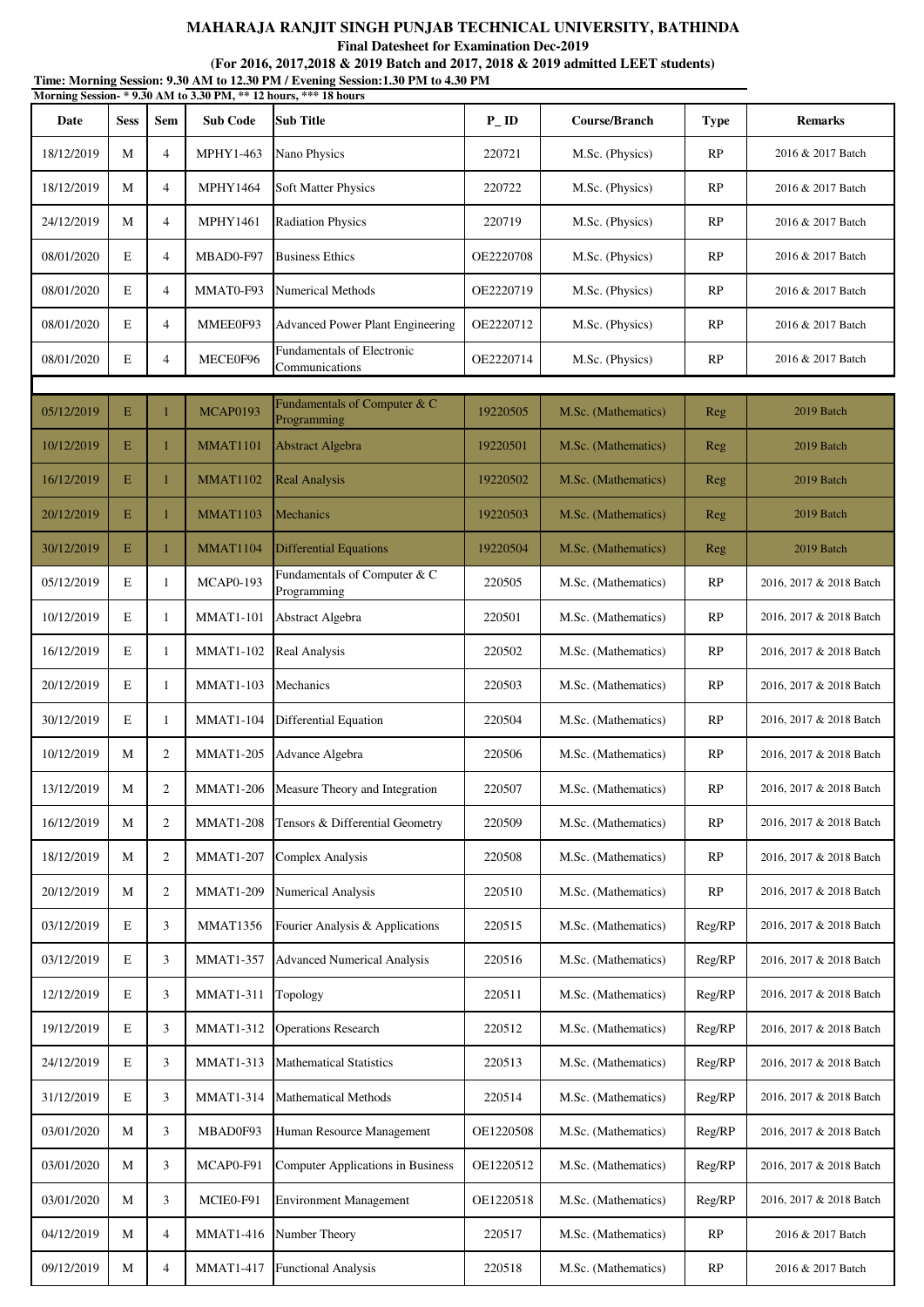**MAHARAJA RANJIT SINGH PUNJAB TECHNICAL UNIVERSITY, BATHINDA**

**Final Datesheet for Examination Dec-2019**

**(For 2016, 2017,2018 & 2019 Batch and 2017, 2018 & 2019 admitted LEET students)**

**Time: Morning Session: 9.30 AM to 12.30 PM / Evening Session:1.30 PM to 4.30 PM**

**Morning Session- * 9.30 AM to 3.30 PM, ** 12 hours, *** 18 hours**

| Date | Sess | Sem | Sub Code | Sub Title | P_ID | Course/Branch | Type | Remarks |
|---|---|---|---|---|---|---|---|---|
| 18/12/2019 | M | 4 | MPHY1-463 | Nano Physics | 220721 | M.Sc. (Physics) | RP | 2016 & 2017 Batch |
| 18/12/2019 | M | 4 | MPHY1464 | Soft Matter Physics | 220722 | M.Sc. (Physics) | RP | 2016 & 2017 Batch |
| 24/12/2019 | M | 4 | MPHY1461 | Radiation Physics | 220719 | M.Sc. (Physics) | RP | 2016 & 2017 Batch |
| 08/01/2020 | E | 4 | MBAD0-F97 | Business Ethics | OE2220708 | M.Sc. (Physics) | RP | 2016 & 2017 Batch |
| 08/01/2020 | E | 4 | MMAT0-F93 | Numerical Methods | OE2220719 | M.Sc. (Physics) | RP | 2016 & 2017 Batch |
| 08/01/2020 | E | 4 | MMEE0F93 | Advanced Power Plant Engineering | OE2220712 | M.Sc. (Physics) | RP | 2016 & 2017 Batch |
| 08/01/2020 | E | 4 | MECE0F96 | Fundamentals of Electronic Communications | OE2220714 | M.Sc. (Physics) | RP | 2016 & 2017 Batch |
| | | | | | | | | |
| 05/12/2019 | E | 1 | MCAP0193 | Fundamentals of Computer & C Programming | 19220505 | M.Sc. (Mathematics) | Reg | 2019 Batch |
| 10/12/2019 | E | 1 | MMAT1101 | Abstract Algebra | 19220501 | M.Sc. (Mathematics) | Reg | 2019 Batch |
| 16/12/2019 | E | 1 | MMAT1102 | Real Analysis | 19220502 | M.Sc. (Mathematics) | Reg | 2019 Batch |
| 20/12/2019 | E | 1 | MMAT1103 | Mechanics | 19220503 | M.Sc. (Mathematics) | Reg | 2019 Batch |
| 30/12/2019 | E | 1 | MMAT1104 | Differential Equations | 19220504 | M.Sc. (Mathematics) | Reg | 2019 Batch |
| 05/12/2019 | E | 1 | MCAP0-193 | Fundamentals of Computer & C Programming | 220505 | M.Sc. (Mathematics) | RP | 2016, 2017 & 2018 Batch |
| 10/12/2019 | E | 1 | MMAT1-101 | Abstract Algebra | 220501 | M.Sc. (Mathematics) | RP | 2016, 2017 & 2018 Batch |
| 16/12/2019 | E | 1 | MMAT1-102 | Real Analysis | 220502 | M.Sc. (Mathematics) | RP | 2016, 2017 & 2018 Batch |
| 20/12/2019 | E | 1 | MMAT1-103 | Mechanics | 220503 | M.Sc. (Mathematics) | RP | 2016, 2017 & 2018 Batch |
| 30/12/2019 | E | 1 | MMAT1-104 | Differential Equation | 220504 | M.Sc. (Mathematics) | RP | 2016, 2017 & 2018 Batch |
| 10/12/2019 | M | 2 | MMAT1-205 | Advance Algebra | 220506 | M.Sc. (Mathematics) | RP | 2016, 2017 & 2018 Batch |
| 13/12/2019 | M | 2 | MMAT1-206 | Measure Theory and Integration | 220507 | M.Sc. (Mathematics) | RP | 2016, 2017 & 2018 Batch |
| 16/12/2019 | M | 2 | MMAT1-208 | Tensors & Differential Geometry | 220509 | M.Sc. (Mathematics) | RP | 2016, 2017 & 2018 Batch |
| 18/12/2019 | M | 2 | MMAT1-207 | Complex Analysis | 220508 | M.Sc. (Mathematics) | RP | 2016, 2017 & 2018 Batch |
| 20/12/2019 | M | 2 | MMAT1-209 | Numerical Analysis | 220510 | M.Sc. (Mathematics) | RP | 2016, 2017 & 2018 Batch |
| 03/12/2019 | E | 3 | MMAT1356 | Fourier Analysis & Applications | 220515 | M.Sc. (Mathematics) | Reg/RP | 2016, 2017 & 2018 Batch |
| 03/12/2019 | E | 3 | MMAT1-357 | Advanced Numerical Analysis | 220516 | M.Sc. (Mathematics) | Reg/RP | 2016, 2017 & 2018 Batch |
| 12/12/2019 | E | 3 | MMAT1-311 | Topology | 220511 | M.Sc. (Mathematics) | Reg/RP | 2016, 2017 & 2018 Batch |
| 19/12/2019 | E | 3 | MMAT1-312 | Operations Research | 220512 | M.Sc. (Mathematics) | Reg/RP | 2016, 2017 & 2018 Batch |
| 24/12/2019 | E | 3 | MMAT1-313 | Mathematical Statistics | 220513 | M.Sc. (Mathematics) | Reg/RP | 2016, 2017 & 2018 Batch |
| 31/12/2019 | E | 3 | MMAT1-314 | Mathematical Methods | 220514 | M.Sc. (Mathematics) | Reg/RP | 2016, 2017 & 2018 Batch |
| 03/01/2020 | M | 3 | MBAD0F93 | Human Resource Management | OE1220508 | M.Sc. (Mathematics) | Reg/RP | 2016, 2017 & 2018 Batch |
| 03/01/2020 | M | 3 | MCAP0-F91 | Computer Applications in Business | OE1220512 | M.Sc. (Mathematics) | Reg/RP | 2016, 2017 & 2018 Batch |
| 03/01/2020 | M | 3 | MCIE0-F91 | Environment Management | OE1220518 | M.Sc. (Mathematics) | Reg/RP | 2016, 2017 & 2018 Batch |
| 04/12/2019 | M | 4 | MMAT1-416 | Number Theory | 220517 | M.Sc. (Mathematics) | RP | 2016 & 2017 Batch |
| 09/12/2019 | M | 4 | MMAT1-417 | Functional Analysis | 220518 | M.Sc. (Mathematics) | RP | 2016 & 2017 Batch |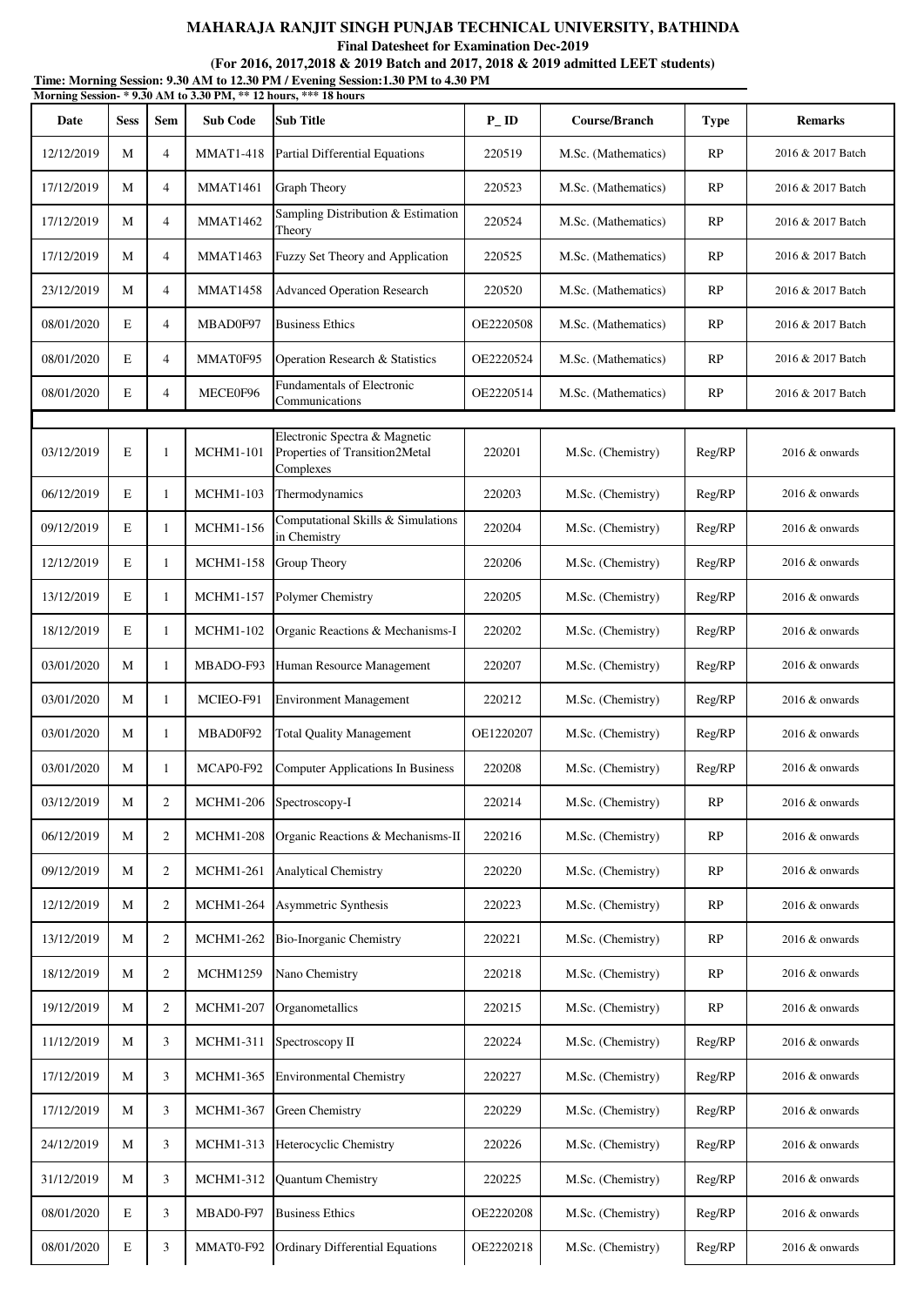**MAHARAJA RANJIT SINGH PUNJAB TECHNICAL UNIVERSITY, BATHINDA**

**Final Datesheet for Examination Dec-2019**

**(For 2016, 2017,2018 & 2019 Batch and 2017, 2018 & 2019 admitted LEET students)**

**Time: Morning Session: 9.30 AM to 12.30 PM / Evening Session:1.30 PM to 4.30 PM**

**Morning Session- * 9.30 AM to 3.30 PM, ** 12 hours, *** 18 hours**

| Date | Sess | Sem | Sub Code | Sub Title | P_ID | Course/Branch | Type | Remarks |
|---|---|---|---|---|---|---|---|---|
| 12/12/2019 | M | 4 | MMAT1-418 | Partial Differential Equations | 220519 | M.Sc. (Mathematics) | RP | 2016 & 2017 Batch |
| 17/12/2019 | M | 4 | MMAT1461 | Graph Theory | 220523 | M.Sc. (Mathematics) | RP | 2016 & 2017 Batch |
| 17/12/2019 | M | 4 | MMAT1462 | Sampling Distribution & Estimation Theory | 220524 | M.Sc. (Mathematics) | RP | 2016 & 2017 Batch |
| 17/12/2019 | M | 4 | MMAT1463 | Fuzzy Set Theory and Application | 220525 | M.Sc. (Mathematics) | RP | 2016 & 2017 Batch |
| 23/12/2019 | M | 4 | MMAT1458 | Advanced Operation Research | 220520 | M.Sc. (Mathematics) | RP | 2016 & 2017 Batch |
| 08/01/2020 | E | 4 | MBAD0F97 | Business Ethics | OE2220508 | M.Sc. (Mathematics) | RP | 2016 & 2017 Batch |
| 08/01/2020 | E | 4 | MMAT0F95 | Operation Research & Statistics | OE2220524 | M.Sc. (Mathematics) | RP | 2016 & 2017 Batch |
| 08/01/2020 | E | 4 | MECE0F96 | Fundamentals of Electronic Communications | OE2220514 | M.Sc. (Mathematics) | RP | 2016 & 2017 Batch |
| | | | | | | | | |
| 03/12/2019 | E | 1 | MCHM1-101 | Electronic Spectra & Magnetic Properties of Transition2Metal Complexes | 220201 | M.Sc. (Chemistry) | Reg/RP | 2016 & onwards |
| 06/12/2019 | E | 1 | MCHM1-103 | Thermodynamics | 220203 | M.Sc. (Chemistry) | Reg/RP | 2016 & onwards |
| 09/12/2019 | E | 1 | MCHM1-156 | Computational Skills & Simulations in Chemistry | 220204 | M.Sc. (Chemistry) | Reg/RP | 2016 & onwards |
| 12/12/2019 | E | 1 | MCHM1-158 | Group Theory | 220206 | M.Sc. (Chemistry) | Reg/RP | 2016 & onwards |
| 13/12/2019 | E | 1 | MCHM1-157 | Polymer Chemistry | 220205 | M.Sc. (Chemistry) | Reg/RP | 2016 & onwards |
| 18/12/2019 | E | 1 | MCHM1-102 | Organic Reactions & Mechanisms-I | 220202 | M.Sc. (Chemistry) | Reg/RP | 2016 & onwards |
| 03/01/2020 | M | 1 | MBADO-F93 | Human Resource Management | 220207 | M.Sc. (Chemistry) | Reg/RP | 2016 & onwards |
| 03/01/2020 | M | 1 | MCIEO-F91 | Environment Management | 220212 | M.Sc. (Chemistry) | Reg/RP | 2016 & onwards |
| 03/01/2020 | M | 1 | MBAD0F92 | Total Quality Management | OE1220207 | M.Sc. (Chemistry) | Reg/RP | 2016 & onwards |
| 03/01/2020 | M | 1 | MCAP0-F92 | Computer Applications In Business | 220208 | M.Sc. (Chemistry) | Reg/RP | 2016 & onwards |
| 03/12/2019 | M | 2 | MCHM1-206 | Spectroscopy-I | 220214 | M.Sc. (Chemistry) | RP | 2016 & onwards |
| 06/12/2019 | M | 2 | MCHM1-208 | Organic Reactions & Mechanisms-II | 220216 | M.Sc. (Chemistry) | RP | 2016 & onwards |
| 09/12/2019 | M | 2 | MCHM1-261 | Analytical Chemistry | 220220 | M.Sc. (Chemistry) | RP | 2016 & onwards |
| 12/12/2019 | M | 2 | MCHM1-264 | Asymmetric Synthesis | 220223 | M.Sc. (Chemistry) | RP | 2016 & onwards |
| 13/12/2019 | M | 2 | MCHM1-262 | Bio-Inorganic Chemistry | 220221 | M.Sc. (Chemistry) | RP | 2016 & onwards |
| 18/12/2019 | M | 2 | MCHM1259 | Nano Chemistry | 220218 | M.Sc. (Chemistry) | RP | 2016 & onwards |
| 19/12/2019 | M | 2 | MCHM1-207 | Organometallics | 220215 | M.Sc. (Chemistry) | RP | 2016 & onwards |
| 11/12/2019 | M | 3 | MCHM1-311 | Spectroscopy II | 220224 | M.Sc. (Chemistry) | Reg/RP | 2016 & onwards |
| 17/12/2019 | M | 3 | MCHM1-365 | Environmental Chemistry | 220227 | M.Sc. (Chemistry) | Reg/RP | 2016 & onwards |
| 17/12/2019 | M | 3 | MCHM1-367 | Green Chemistry | 220229 | M.Sc. (Chemistry) | Reg/RP | 2016 & onwards |
| 24/12/2019 | M | 3 | MCHM1-313 | Heterocyclic Chemistry | 220226 | M.Sc. (Chemistry) | Reg/RP | 2016 & onwards |
| 31/12/2019 | M | 3 | MCHM1-312 | Quantum Chemistry | 220225 | M.Sc. (Chemistry) | Reg/RP | 2016 & onwards |
| 08/01/2020 | E | 3 | MBAD0-F97 | Business Ethics | OE2220208 | M.Sc. (Chemistry) | Reg/RP | 2016 & onwards |
| 08/01/2020 | E | 3 | MMAT0-F92 | Ordinary Differential Equations | OE2220218 | M.Sc. (Chemistry) | Reg/RP | 2016 & onwards |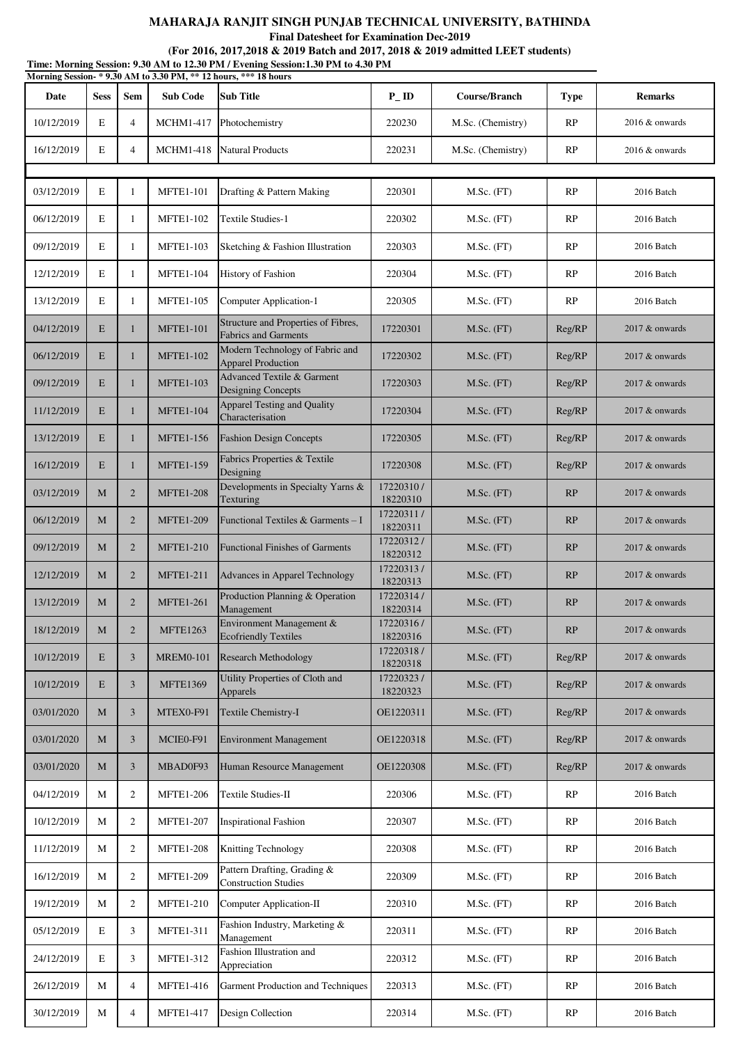# MAHARAJA RANJIT SINGH PUNJAB TECHNICAL UNIVERSITY, BATHINDA

**Final Datesheet for Examination Dec-2019**

**(For 2016, 2017,2018 & 2019 Batch and 2017, 2018 & 2019 admitted LEET students)**

**Time: Morning Session: 9.30 AM to 12.30 PM / Evening Session:1.30 PM to 4.30 PM**

**Morning Session- * 9.30 AM to 3.30 PM, ** 12 hours, *** 18 hours**

| Date | Sess | Sem | Sub Code | Sub Title | P_ID | Course/Branch | Type | Remarks |
|---|---|---|---|---|---|---|---|---|
| 10/12/2019 | E | 4 | MCHM1-417 | Photochemistry | 220230 | M.Sc. (Chemistry) | RP | 2016 & onwards |
| 16/12/2019 | E | 4 | MCHM1-418 | Natural Products | 220231 | M.Sc. (Chemistry) | RP | 2016 & onwards |
| 03/12/2019 | E | 1 | MFTE1-101 | Drafting & Pattern Making | 220301 | M.Sc. (FT) | RP | 2016 Batch |
| 06/12/2019 | E | 1 | MFTE1-102 | Textile Studies-1 | 220302 | M.Sc. (FT) | RP | 2016 Batch |
| 09/12/2019 | E | 1 | MFTE1-103 | Sketching & Fashion Illustration | 220303 | M.Sc. (FT) | RP | 2016 Batch |
| 12/12/2019 | E | 1 | MFTE1-104 | History of Fashion | 220304 | M.Sc. (FT) | RP | 2016 Batch |
| 13/12/2019 | E | 1 | MFTE1-105 | Computer Application-1 | 220305 | M.Sc. (FT) | RP | 2016 Batch |
| 04/12/2019 | E | 1 | MFTE1-101 | Structure and Properties of Fibres, Fabrics and Garments | 17220301 | M.Sc. (FT) | Reg/RP | 2017 & onwards |
| 06/12/2019 | E | 1 | MFTE1-102 | Modern Technology of Fabric and Apparel Production | 17220302 | M.Sc. (FT) | Reg/RP | 2017 & onwards |
| 09/12/2019 | E | 1 | MFTE1-103 | Advanced Textile & Garment Designing Concepts | 17220303 | M.Sc. (FT) | Reg/RP | 2017 & onwards |
| 11/12/2019 | E | 1 | MFTE1-104 | Apparel Testing and Quality Characterisation | 17220304 | M.Sc. (FT) | Reg/RP | 2017 & onwards |
| 13/12/2019 | E | 1 | MFTE1-156 | Fashion Design Concepts | 17220305 | M.Sc. (FT) | Reg/RP | 2017 & onwards |
| 16/12/2019 | E | 1 | MFTE1-159 | Fabrics Properties & Textile Designing | 17220308 | M.Sc. (FT) | Reg/RP | 2017 & onwards |
| 03/12/2019 | M | 2 | MFTE1-208 | Developments in Specialty Yarns & Texturing | 17220310 / 18220310 | M.Sc. (FT) | RP | 2017 & onwards |
| 06/12/2019 | M | 2 | MFTE1-209 | Functional Textiles & Garments – I | 17220311 / 18220311 | M.Sc. (FT) | RP | 2017 & onwards |
| 09/12/2019 | M | 2 | MFTE1-210 | Functional Finishes of Garments | 17220312 / 18220312 | M.Sc. (FT) | RP | 2017 & onwards |
| 12/12/2019 | M | 2 | MFTE1-211 | Advances in Apparel Technology | 17220313 / 18220313 | M.Sc. (FT) | RP | 2017 & onwards |
| 13/12/2019 | M | 2 | MFTE1-261 | Production Planning & Operation Management | 17220314 / 18220314 | M.Sc. (FT) | RP | 2017 & onwards |
| 18/12/2019 | M | 2 | MFTE1263 | Environment Management & Ecofriendly Textiles | 17220316 / 18220316 | M.Sc. (FT) | RP | 2017 & onwards |
| 10/12/2019 | E | 3 | MREM0-101 | Research Methodology | 17220318 / 18220318 | M.Sc. (FT) | Reg/RP | 2017 & onwards |
| 10/12/2019 | E | 3 | MFTE1369 | Utility Properties of Cloth and Apparels | 17220323 / 18220323 | M.Sc. (FT) | Reg/RP | 2017 & onwards |
| 03/01/2020 | M | 3 | MTEX0-F91 | Textile Chemistry-I | OE1220311 | M.Sc. (FT) | Reg/RP | 2017 & onwards |
| 03/01/2020 | M | 3 | MCIE0-F91 | Environment Management | OE1220318 | M.Sc. (FT) | Reg/RP | 2017 & onwards |
| 03/01/2020 | M | 3 | MBAD0F93 | Human Resource Management | OE1220308 | M.Sc. (FT) | Reg/RP | 2017 & onwards |
| 04/12/2019 | M | 2 | MFTE1-206 | Textile Studies-II | 220306 | M.Sc. (FT) | RP | 2016 Batch |
| 10/12/2019 | M | 2 | MFTE1-207 | Inspirational Fashion | 220307 | M.Sc. (FT) | RP | 2016 Batch |
| 11/12/2019 | M | 2 | MFTE1-208 | Knitting Technology | 220308 | M.Sc. (FT) | RP | 2016 Batch |
| 16/12/2019 | M | 2 | MFTE1-209 | Pattern Drafting, Grading & Construction Studies | 220309 | M.Sc. (FT) | RP | 2016 Batch |
| 19/12/2019 | M | 2 | MFTE1-210 | Computer Application-II | 220310 | M.Sc. (FT) | RP | 2016 Batch |
| 05/12/2019 | E | 3 | MFTE1-311 | Fashion Industry, Marketing & Management | 220311 | M.Sc. (FT) | RP | 2016 Batch |
| 24/12/2019 | E | 3 | MFTE1-312 | Fashion Illustration and Appreciation | 220312 | M.Sc. (FT) | RP | 2016 Batch |
| 26/12/2019 | M | 4 | MFTE1-416 | Garment Production and Techniques | 220313 | M.Sc. (FT) | RP | 2016 Batch |
| 30/12/2019 | M | 4 | MFTE1-417 | Design Collection | 220314 | M.Sc. (FT) | RP | 2016 Batch |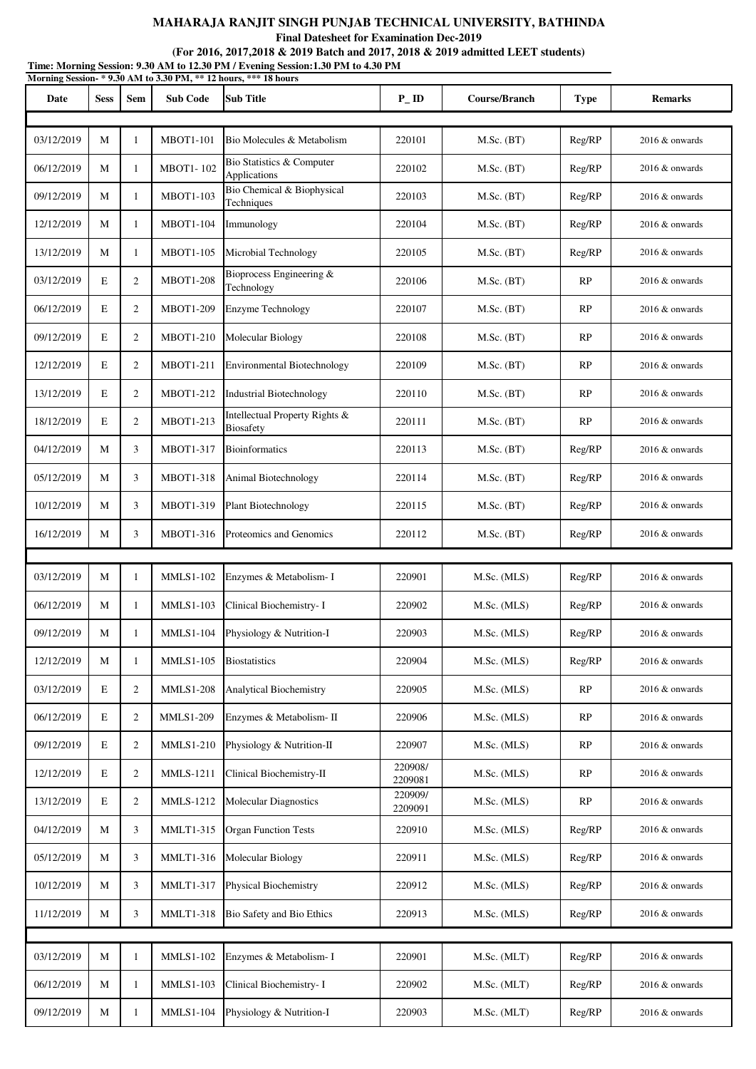**MAHARAJA RANJIT SINGH PUNJAB TECHNICAL UNIVERSITY, BATHINDA**

**Final Datesheet for Examination Dec-2019**

**(For 2016, 2017,2018 & 2019 Batch and 2017, 2018 & 2019 admitted LEET students)**

**Time: Morning Session: 9.30 AM to 12.30 PM / Evening Session:1.30 PM to 4.30 PM**

**Morning Session- * 9.30 AM to 3.30 PM, ** 12 hours, *** 18 hours**

| Date | Sess | Sem | Sub Code | Sub Title | P_ID | Course/Branch | Type | Remarks |
|---|---|---|---|---|---|---|---|---|
| | | | | | | | | |
| 03/12/2019 | M | 1 | MBOT1-101 | Bio Molecules & Metabolism | 220101 | M.Sc. (BT) | Reg/RP | 2016 & onwards |
| 06/12/2019 | M | 1 | MBOT1- 102 | Bio Statistics & Computer Applications | 220102 | M.Sc. (BT) | Reg/RP | 2016 & onwards |
| 09/12/2019 | M | 1 | MBOT1-103 | Bio Chemical & Biophysical Techniques | 220103 | M.Sc. (BT) | Reg/RP | 2016 & onwards |
| 12/12/2019 | M | 1 | MBOT1-104 | Immunology | 220104 | M.Sc. (BT) | Reg/RP | 2016 & onwards |
| 13/12/2019 | M | 1 | MBOT1-105 | Microbial Technology | 220105 | M.Sc. (BT) | Reg/RP | 2016 & onwards |
| 03/12/2019 | E | 2 | MBOT1-208 | Bioprocess Engineering & Technology | 220106 | M.Sc. (BT) | RP | 2016 & onwards |
| 06/12/2019 | E | 2 | MBOT1-209 | Enzyme Technology | 220107 | M.Sc. (BT) | RP | 2016 & onwards |
| 09/12/2019 | E | 2 | MBOT1-210 | Molecular Biology | 220108 | M.Sc. (BT) | RP | 2016 & onwards |
| 12/12/2019 | E | 2 | MBOT1-211 | Environmental Biotechnology | 220109 | M.Sc. (BT) | RP | 2016 & onwards |
| 13/12/2019 | E | 2 | MBOT1-212 | Industrial Biotechnology | 220110 | M.Sc. (BT) | RP | 2016 & onwards |
| 18/12/2019 | E | 2 | MBOT1-213 | Intellectual Property Rights & Biosafety | 220111 | M.Sc. (BT) | RP | 2016 & onwards |
| 04/12/2019 | M | 3 | MBOT1-317 | Bioinformatics | 220113 | M.Sc. (BT) | Reg/RP | 2016 & onwards |
| 05/12/2019 | M | 3 | MBOT1-318 | Animal Biotechnology | 220114 | M.Sc. (BT) | Reg/RP | 2016 & onwards |
| 10/12/2019 | M | 3 | MBOT1-319 | Plant Biotechnology | 220115 | M.Sc. (BT) | Reg/RP | 2016 & onwards |
| 16/12/2019 | M | 3 | MBOT1-316 | Proteomics and Genomics | 220112 | M.Sc. (BT) | Reg/RP | 2016 & onwards |
| | | | | | | | | |
| 03/12/2019 | M | 1 | MMLS1-102 | Enzymes & Metabolism- I | 220901 | M.Sc. (MLS) | Reg/RP | 2016 & onwards |
| 06/12/2019 | M | 1 | MMLS1-103 | Clinical Biochemistry- I | 220902 | M.Sc. (MLS) | Reg/RP | 2016 & onwards |
| 09/12/2019 | M | 1 | MMLS1-104 | Physiology & Nutrition-I | 220903 | M.Sc. (MLS) | Reg/RP | 2016 & onwards |
| 12/12/2019 | M | 1 | MMLS1-105 | Biostatistics | 220904 | M.Sc. (MLS) | Reg/RP | 2016 & onwards |
| 03/12/2019 | E | 2 | MMLS1-208 | Analytical Biochemistry | 220905 | M.Sc. (MLS) | RP | 2016 & onwards |
| 06/12/2019 | E | 2 | MMLS1-209 | Enzymes & Metabolism- II | 220906 | M.Sc. (MLS) | RP | 2016 & onwards |
| 09/12/2019 | E | 2 | MMLS1-210 | Physiology & Nutrition-II | 220907 | M.Sc. (MLS) | RP | 2016 & onwards |
| 12/12/2019 | E | 2 | MMLS-1211 | Clinical Biochemistry-II | 220908/ 2209081 | M.Sc. (MLS) | RP | 2016 & onwards |
| 13/12/2019 | E | 2 | MMLS-1212 | Molecular Diagnostics | 220909/ 2209091 | M.Sc. (MLS) | RP | 2016 & onwards |
| 04/12/2019 | M | 3 | MMLT1-315 | Organ Function Tests | 220910 | M.Sc. (MLS) | Reg/RP | 2016 & onwards |
| 05/12/2019 | M | 3 | MMLT1-316 | Molecular Biology | 220911 | M.Sc. (MLS) | Reg/RP | 2016 & onwards |
| 10/12/2019 | M | 3 | MMLT1-317 | Physical Biochemistry | 220912 | M.Sc. (MLS) | Reg/RP | 2016 & onwards |
| 11/12/2019 | M | 3 | MMLT1-318 | Bio Safety and Bio Ethics | 220913 | M.Sc. (MLS) | Reg/RP | 2016 & onwards |
| | | | | | | | | |
| 03/12/2019 | M | 1 | MMLS1-102 | Enzymes & Metabolism- I | 220901 | M.Sc. (MLT) | Reg/RP | 2016 & onwards |
| 06/12/2019 | M | 1 | MMLS1-103 | Clinical Biochemistry- I | 220902 | M.Sc. (MLT) | Reg/RP | 2016 & onwards |
| 09/12/2019 | M | 1 | MMLS1-104 | Physiology & Nutrition-I | 220903 | M.Sc. (MLT) | Reg/RP | 2016 & onwards |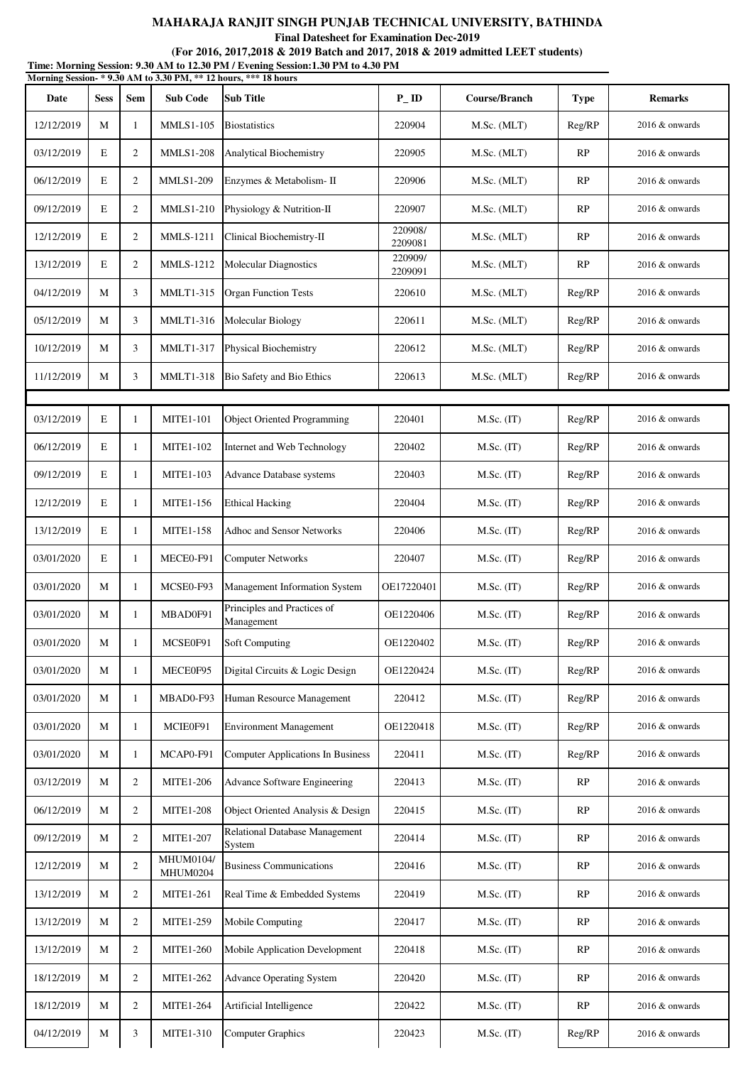# MAHARAJA RANJIT SINGH PUNJAB TECHNICAL UNIVERSITY, BATHINDA

**Final Datesheet for Examination Dec-2019**

**(For 2016, 2017,2018 & 2019 Batch and 2017, 2018 & 2019 admitted LEET students)**

**Time: Morning Session: 9.30 AM to 12.30 PM / Evening Session:1.30 PM to 4.30 PM**

**Morning Session- * 9.30 AM to 3.30 PM, ** 12 hours, *** 18 hours**

| Date | Sess | Sem | Sub Code | Sub Title | P_ ID | Course/Branch | Type | Remarks |
|---|---|---|---|---|---|---|---|---|
| 12/12/2019 | M | 1 | MMLS1-105 | Biostatistics | 220904 | M.Sc. (MLT) | Reg/RP | 2016 & onwards |
| 03/12/2019 | E | 2 | MMLS1-208 | Analytical Biochemistry | 220905 | M.Sc. (MLT) | RP | 2016 & onwards |
| 06/12/2019 | E | 2 | MMLS1-209 | Enzymes & Metabolism- II | 220906 | M.Sc. (MLT) | RP | 2016 & onwards |
| 09/12/2019 | E | 2 | MMLS1-210 | Physiology & Nutrition-II | 220907 | M.Sc. (MLT) | RP | 2016 & onwards |
| 12/12/2019 | E | 2 | MMLS-1211 | Clinical Biochemistry-II | 220908/ 2209081 | M.Sc. (MLT) | RP | 2016 & onwards |
| 13/12/2019 | E | 2 | MMLS-1212 | Molecular Diagnostics | 220909/ 2209091 | M.Sc. (MLT) | RP | 2016 & onwards |
| 04/12/2019 | M | 3 | MMLT1-315 | Organ Function Tests | 220610 | M.Sc. (MLT) | Reg/RP | 2016 & onwards |
| 05/12/2019 | M | 3 | MMLT1-316 | Molecular Biology | 220611 | M.Sc. (MLT) | Reg/RP | 2016 & onwards |
| 10/12/2019 | M | 3 | MMLT1-317 | Physical Biochemistry | 220612 | M.Sc. (MLT) | Reg/RP | 2016 & onwards |
| 11/12/2019 | M | 3 | MMLT1-318 | Bio Safety and Bio Ethics | 220613 | M.Sc. (MLT) | Reg/RP | 2016 & onwards |
| | | | | | | | | |
| 03/12/2019 | E | 1 | MITE1-101 | Object Oriented Programming | 220401 | M.Sc. (IT) | Reg/RP | 2016 & onwards |
| 06/12/2019 | E | 1 | MITE1-102 | Internet and Web Technology | 220402 | M.Sc. (IT) | Reg/RP | 2016 & onwards |
| 09/12/2019 | E | 1 | MITE1-103 | Advance Database systems | 220403 | M.Sc. (IT) | Reg/RP | 2016 & onwards |
| 12/12/2019 | E | 1 | MITE1-156 | Ethical Hacking | 220404 | M.Sc. (IT) | Reg/RP | 2016 & onwards |
| 13/12/2019 | E | 1 | MITE1-158 | Adhoc and Sensor Networks | 220406 | M.Sc. (IT) | Reg/RP | 2016 & onwards |
| 03/01/2020 | E | 1 | MECE0-F91 | Computer Networks | 220407 | M.Sc. (IT) | Reg/RP | 2016 & onwards |
| 03/01/2020 | M | 1 | MCSE0-F93 | Management Information System | OE17220401 | M.Sc. (IT) | Reg/RP | 2016 & onwards |
| 03/01/2020 | M | 1 | MBAD0F91 | Principles and Practices of Management | OE1220406 | M.Sc. (IT) | Reg/RP | 2016 & onwards |
| 03/01/2020 | M | 1 | MCSE0F91 | Soft Computing | OE1220402 | M.Sc. (IT) | Reg/RP | 2016 & onwards |
| 03/01/2020 | M | 1 | MECE0F95 | Digital Circuits & Logic Design | OE1220424 | M.Sc. (IT) | Reg/RP | 2016 & onwards |
| 03/01/2020 | M | 1 | MBAD0-F93 | Human Resource Management | 220412 | M.Sc. (IT) | Reg/RP | 2016 & onwards |
| 03/01/2020 | M | 1 | MCIE0F91 | Environment Management | OE1220418 | M.Sc. (IT) | Reg/RP | 2016 & onwards |
| 03/01/2020 | M | 1 | MCAP0-F91 | Computer Applications In Business | 220411 | M.Sc. (IT) | Reg/RP | 2016 & onwards |
| 03/12/2019 | M | 2 | MITE1-206 | Advance Software Engineering | 220413 | M.Sc. (IT) | RP | 2016 & onwards |
| 06/12/2019 | M | 2 | MITE1-208 | Object Oriented Analysis & Design | 220415 | M.Sc. (IT) | RP | 2016 & onwards |
| 09/12/2019 | M | 2 | MITE1-207 | Relational Database Management System | 220414 | M.Sc. (IT) | RP | 2016 & onwards |
| 12/12/2019 | M | 2 | MHUM0104/ MHUM0204 | Business Communications | 220416 | M.Sc. (IT) | RP | 2016 & onwards |
| 13/12/2019 | M | 2 | MITE1-261 | Real Time & Embedded Systems | 220419 | M.Sc. (IT) | RP | 2016 & onwards |
| 13/12/2019 | M | 2 | MITE1-259 | Mobile Computing | 220417 | M.Sc. (IT) | RP | 2016 & onwards |
| 13/12/2019 | M | 2 | MITE1-260 | Mobile Application Development | 220418 | M.Sc. (IT) | RP | 2016 & onwards |
| 18/12/2019 | M | 2 | MITE1-262 | Advance Operating System | 220420 | M.Sc. (IT) | RP | 2016 & onwards |
| 18/12/2019 | M | 2 | MITE1-264 | Artificial Intelligence | 220422 | M.Sc. (IT) | RP | 2016 & onwards |
| 04/12/2019 | M | 3 | MITE1-310 | Computer Graphics | 220423 | M.Sc. (IT) | Reg/RP | 2016 & onwards |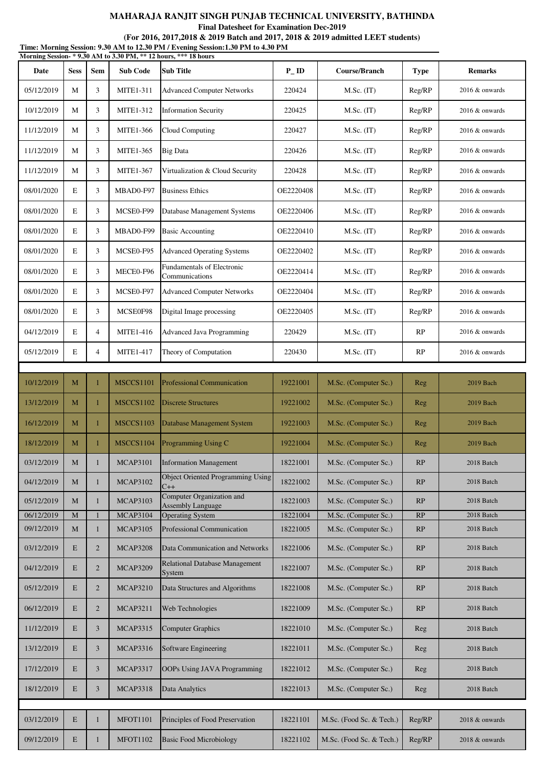**MAHARAJA RANJIT SINGH PUNJAB TECHNICAL UNIVERSITY, BATHINDA**

**Final Datesheet for Examination Dec-2019**

**(For 2016, 2017,2018 & 2019 Batch and 2017, 2018 & 2019 admitted LEET students)**

**Time: Morning Session: 9.30 AM to 12.30 PM / Evening Session:1.30 PM to 4.30 PM**

**Morning Session- * 9.30 AM to 3.30 PM, ** 12 hours, *** 18 hours**

| Date | Sess | Sem | Sub Code | Sub Title | P_ID | Course/Branch | Type | Remarks |
|---|---|---|---|---|---|---|---|---|
| 05/12/2019 | M | 3 | MITE1-311 | Advanced Computer Networks | 220424 | M.Sc. (IT) | Reg/RP | 2016 & onwards |
| 10/12/2019 | M | 3 | MITE1-312 | Information Security | 220425 | M.Sc. (IT) | Reg/RP | 2016 & onwards |
| 11/12/2019 | M | 3 | MITE1-366 | Cloud Computing | 220427 | M.Sc. (IT) | Reg/RP | 2016 & onwards |
| 11/12/2019 | M | 3 | MITE1-365 | Big Data | 220426 | M.Sc. (IT) | Reg/RP | 2016 & onwards |
| 11/12/2019 | M | 3 | MITE1-367 | Virtualization & Cloud Security | 220428 | M.Sc. (IT) | Reg/RP | 2016 & onwards |
| 08/01/2020 | E | 3 | MBAD0-F97 | Business Ethics | OE2220408 | M.Sc. (IT) | Reg/RP | 2016 & onwards |
| 08/01/2020 | E | 3 | MCSE0-F99 | Database Management Systems | OE2220406 | M.Sc. (IT) | Reg/RP | 2016 & onwards |
| 08/01/2020 | E | 3 | MBAD0-F99 | Basic Accounting | OE2220410 | M.Sc. (IT) | Reg/RP | 2016 & onwards |
| 08/01/2020 | E | 3 | MCSE0-F95 | Advanced Operating Systems | OE2220402 | M.Sc. (IT) | Reg/RP | 2016 & onwards |
| 08/01/2020 | E | 3 | MECE0-F96 | Fundamentals of Electronic Communications | OE2220414 | M.Sc. (IT) | Reg/RP | 2016 & onwards |
| 08/01/2020 | E | 3 | MCSE0-F97 | Advanced Computer Networks | OE2220404 | M.Sc. (IT) | Reg/RP | 2016 & onwards |
| 08/01/2020 | E | 3 | MCSE0F98 | Digital Image processing | OE2220405 | M.Sc. (IT) | Reg/RP | 2016 & onwards |
| 04/12/2019 | E | 4 | MITE1-416 | Advanced Java Programming | 220429 | M.Sc. (IT) | RP | 2016 & onwards |
| 05/12/2019 | E | 4 | MITE1-417 | Theory of Computation | 220430 | M.Sc. (IT) | RP | 2016 & onwards |

| Date | Sess | Sem | Sub Code | Sub Title | P_ID | Course/Branch | Type | Remarks |
|---|---|---|---|---|---|---|---|---|
| 10/12/2019 | M | 1 | MSCCS1101 | Professional Communication | 19221001 | M.Sc. (Computer Sc.) | Reg | 2019 Bach |
| 13/12/2019 | M | 1 | MSCCS1102 | Discrete Structures | 19221002 | M.Sc. (Computer Sc.) | Reg | 2019 Bach |
| 16/12/2019 | M | 1 | MSCCS1103 | Database Management System | 19221003 | M.Sc. (Computer Sc.) | Reg | 2019 Bach |
| 18/12/2019 | M | 1 | MSCCS1104 | Programming Using C | 19221004 | M.Sc. (Computer Sc.) | Reg | 2019 Bach |
| 03/12/2019 | M | 1 | MCAP3101 | Information Management | 18221001 | M.Sc. (Computer Sc.) | RP | 2018 Batch |
| 04/12/2019 | M | 1 | MCAP3102 | Object Oriented Programming Using C++ | 18221002 | M.Sc. (Computer Sc.) | RP | 2018 Batch |
| 05/12/2019 | M | 1 | MCAP3103 | Computer Organization and Assembly Language | 18221003 | M.Sc. (Computer Sc.) | RP | 2018 Batch |
| 06/12/2019 | M | 1 | MCAP3104 | Operating System | 18221004 | M.Sc. (Computer Sc.) | RP | 2018 Batch |
| 09/12/2019 | M | 1 | MCAP3105 | Professional Communication | 18221005 | M.Sc. (Computer Sc.) | RP | 2018 Batch |
| 03/12/2019 | E | 2 | MCAP3208 | Data Communication and Networks | 18221006 | M.Sc. (Computer Sc.) | RP | 2018 Batch |
| 04/12/2019 | E | 2 | MCAP3209 | Relational Database Management System | 18221007 | M.Sc. (Computer Sc.) | RP | 2018 Batch |
| 05/12/2019 | E | 2 | MCAP3210 | Data Structures and Algorithms | 18221008 | M.Sc. (Computer Sc.) | RP | 2018 Batch |
| 06/12/2019 | E | 2 | MCAP3211 | Web Technologies | 18221009 | M.Sc. (Computer Sc.) | RP | 2018 Batch |
| 11/12/2019 | E | 3 | MCAP3315 | Computer Graphics | 18221010 | M.Sc. (Computer Sc.) | Reg | 2018 Batch |
| 13/12/2019 | E | 3 | MCAP3316 | Software Engineering | 18221011 | M.Sc. (Computer Sc.) | Reg | 2018 Batch |
| 17/12/2019 | E | 3 | MCAP3317 | OOPs Using JAVA Programming | 18221012 | M.Sc. (Computer Sc.) | Reg | 2018 Batch |
| 18/12/2019 | E | 3 | MCAP3318 | Data Analytics | 18221013 | M.Sc. (Computer Sc.) | Reg | 2018 Batch |

| Date | Sess | Sem | Sub Code | Sub Title | P_ID | Course/Branch | Type | Remarks |
|---|---|---|---|---|---|---|---|---|
| 03/12/2019 | E | 1 | MFOT1101 | Principles of Food Preservation | 18221101 | M.Sc. (Food Sc. & Tech.) | Reg/RP | 2018 & onwards |
| 09/12/2019 | E | 1 | MFOT1102 | Basic Food Microbiology | 18221102 | M.Sc. (Food Sc. & Tech.) | Reg/RP | 2018 & onwards |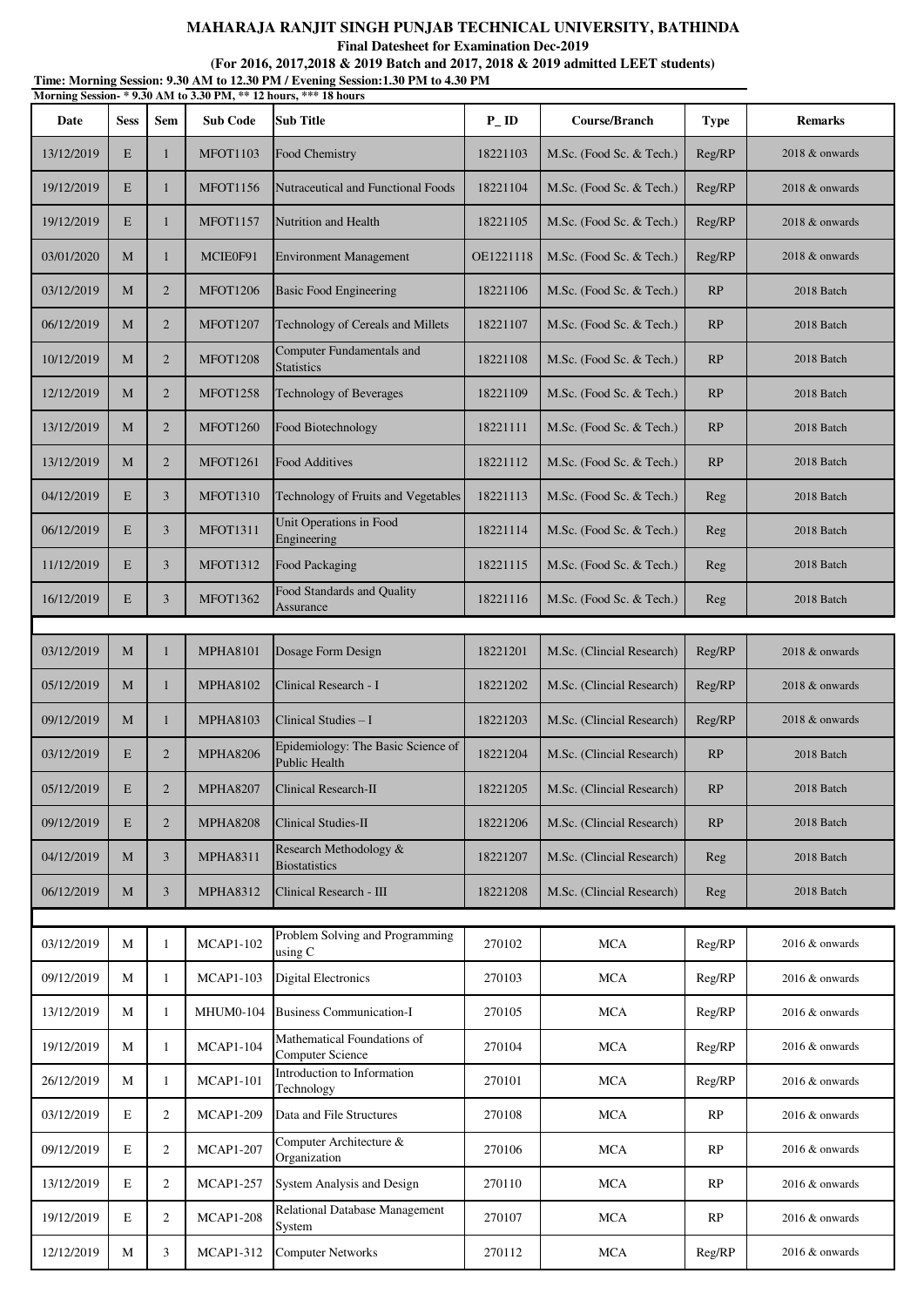**MAHARAJA RANJIT SINGH PUNJAB TECHNICAL UNIVERSITY, BATHINDA**

**Final Datesheet for Examination Dec-2019**

**(For 2016, 2017,2018 & 2019 Batch and 2017, 2018 & 2019 admitted LEET students)**

**Time: Morning Session: 9.30 AM to 12.30 PM / Evening Session:1.30 PM to 4.30 PM**

**Morning Session- * 9.30 AM to 3.30 PM, ** 12 hours, *** 18 hours**

| Date | Sess | Sem | Sub Code | Sub Title | P_ID | Course/Branch | Type | Remarks |
|---|---|---|---|---|---|---|---|---|
| 13/12/2019 | E | 1 | MFOT1103 | Food Chemistry | 18221103 | M.Sc. (Food Sc. & Tech.) | Reg/RP | 2018 & onwards |
| 19/12/2019 | E | 1 | MFOT1156 | Nutraceutical and Functional Foods | 18221104 | M.Sc. (Food Sc. & Tech.) | Reg/RP | 2018 & onwards |
| 19/12/2019 | E | 1 | MFOT1157 | Nutrition and Health | 18221105 | M.Sc. (Food Sc. & Tech.) | Reg/RP | 2018 & onwards |
| 03/01/2020 | M | 1 | MCIE0F91 | Environment Management | OE1221118 | M.Sc. (Food Sc. & Tech.) | Reg/RP | 2018 & onwards |
| 03/12/2019 | M | 2 | MFOT1206 | Basic Food Engineering | 18221106 | M.Sc. (Food Sc. & Tech.) | RP | 2018 Batch |
| 06/12/2019 | M | 2 | MFOT1207 | Technology of Cereals and Millets | 18221107 | M.Sc. (Food Sc. & Tech.) | RP | 2018 Batch |
| 10/12/2019 | M | 2 | MFOT1208 | Computer Fundamentals and Statistics | 18221108 | M.Sc. (Food Sc. & Tech.) | RP | 2018 Batch |
| 12/12/2019 | M | 2 | MFOT1258 | Technology of Beverages | 18221109 | M.Sc. (Food Sc. & Tech.) | RP | 2018 Batch |
| 13/12/2019 | M | 2 | MFOT1260 | Food Biotechnology | 18221111 | M.Sc. (Food Sc. & Tech.) | RP | 2018 Batch |
| 13/12/2019 | M | 2 | MFOT1261 | Food Additives | 18221112 | M.Sc. (Food Sc. & Tech.) | RP | 2018 Batch |
| 04/12/2019 | E | 3 | MFOT1310 | Technology of Fruits and Vegetables | 18221113 | M.Sc. (Food Sc. & Tech.) | Reg | 2018 Batch |
| 06/12/2019 | E | 3 | MFOT1311 | Unit Operations in Food Engineering | 18221114 | M.Sc. (Food Sc. & Tech.) | Reg | 2018 Batch |
| 11/12/2019 | E | 3 | MFOT1312 | Food Packaging | 18221115 | M.Sc. (Food Sc. & Tech.) | Reg | 2018 Batch |
| 16/12/2019 | E | 3 | MFOT1362 | Food Standards and Quality Assurance | 18221116 | M.Sc. (Food Sc. & Tech.) | Reg | 2018 Batch |
| | | | | | | | | |
| 03/12/2019 | M | 1 | MPHA8101 | Dosage Form Design | 18221201 | M.Sc. (Clincial Research) | Reg/RP | 2018 & onwards |
| 05/12/2019 | M | 1 | MPHA8102 | Clinical Research - I | 18221202 | M.Sc. (Clincial Research) | Reg/RP | 2018 & onwards |
| 09/12/2019 | M | 1 | MPHA8103 | Clinical Studies – I | 18221203 | M.Sc. (Clincial Research) | Reg/RP | 2018 & onwards |
| 03/12/2019 | E | 2 | MPHA8206 | Epidemiology: The Basic Science of Public Health | 18221204 | M.Sc. (Clincial Research) | RP | 2018 Batch |
| 05/12/2019 | E | 2 | MPHA8207 | Clinical Research-II | 18221205 | M.Sc. (Clincial Research) | RP | 2018 Batch |
| 09/12/2019 | E | 2 | MPHA8208 | Clinical Studies-II | 18221206 | M.Sc. (Clincial Research) | RP | 2018 Batch |
| 04/12/2019 | M | 3 | MPHA8311 | Research Methodology & Biostatistics | 18221207 | M.Sc. (Clincial Research) | Reg | 2018 Batch |
| 06/12/2019 | M | 3 | MPHA8312 | Clinical Research - III | 18221208 | M.Sc. (Clincial Research) | Reg | 2018 Batch |
| | | | | | | | | |
| 03/12/2019 | M | 1 | MCAP1-102 | Problem Solving and Programming using C | 270102 | MCA | Reg/RP | 2016 & onwards |
| 09/12/2019 | M | 1 | MCAP1-103 | Digital Electronics | 270103 | MCA | Reg/RP | 2016 & onwards |
| 13/12/2019 | M | 1 | MHUM0-104 | Business Communication-I | 270105 | MCA | Reg/RP | 2016 & onwards |
| 19/12/2019 | M | 1 | MCAP1-104 | Mathematical Foundations of Computer Science | 270104 | MCA | Reg/RP | 2016 & onwards |
| 26/12/2019 | M | 1 | MCAP1-101 | Introduction to Information Technology | 270101 | MCA | Reg/RP | 2016 & onwards |
| 03/12/2019 | E | 2 | MCAP1-209 | Data and File Structures | 270108 | MCA | RP | 2016 & onwards |
| 09/12/2019 | E | 2 | MCAP1-207 | Computer Architecture & Organization | 270106 | MCA | RP | 2016 & onwards |
| 13/12/2019 | E | 2 | MCAP1-257 | System Analysis and Design | 270110 | MCA | RP | 2016 & onwards |
| 19/12/2019 | E | 2 | MCAP1-208 | Relational Database Management System | 270107 | MCA | RP | 2016 & onwards |
| 12/12/2019 | M | 3 | MCAP1-312 | Computer Networks | 270112 | MCA | Reg/RP | 2016 & onwards |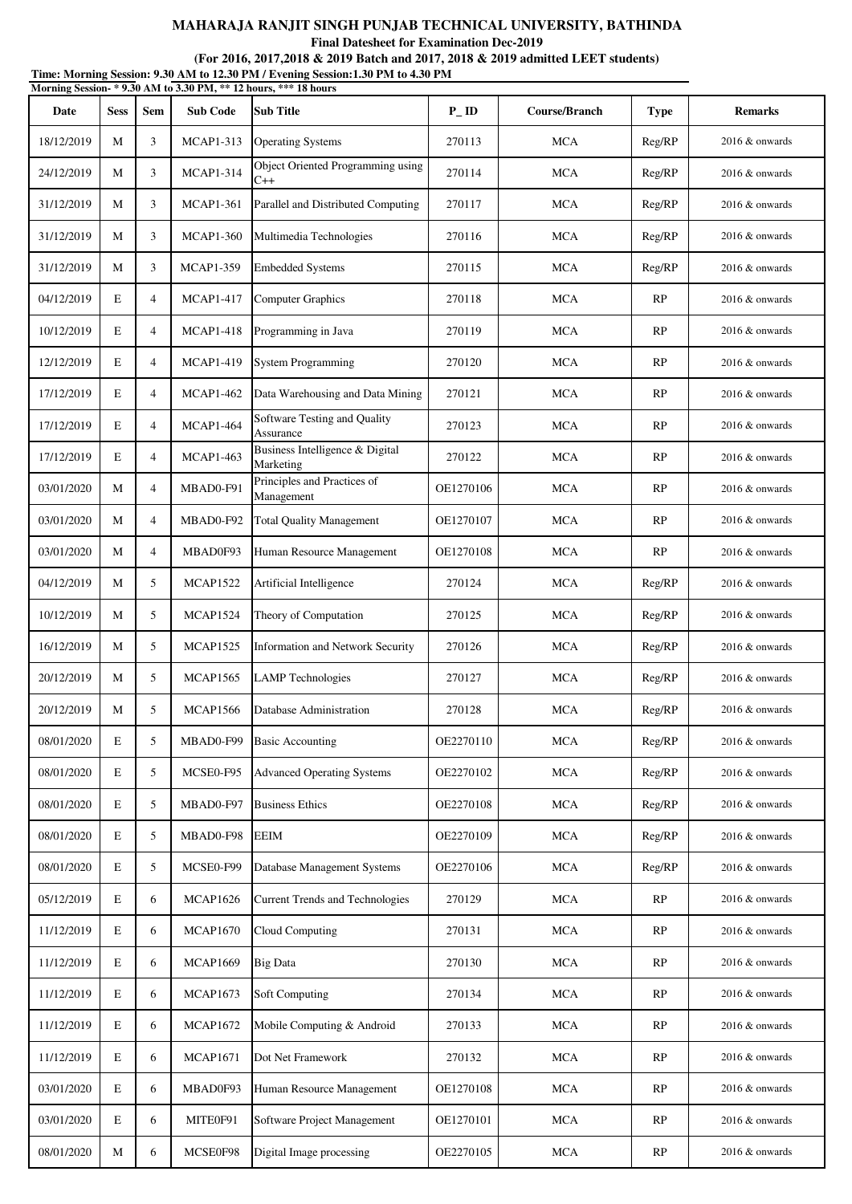**MAHARAJA RANJIT SINGH PUNJAB TECHNICAL UNIVERSITY, BATHINDA**

**Final Datesheet for Examination Dec-2019**

**(For 2016, 2017,2018 & 2019 Batch and 2017, 2018 & 2019 admitted LEET students)**

**Time: Morning Session: 9.30 AM to 12.30 PM / Evening Session:1.30 PM to 4.30 PM**

**Morning Session- * 9.30 AM to 3.30 PM, ** 12 hours, *** 18 hours**

| Date | Sess | Sem | Sub Code | Sub Title | P_ID | Course/Branch | Type | Remarks |
|---|---|---|---|---|---|---|---|---|
| 18/12/2019 | M | 3 | MCAP1-313 | Operating Systems | 270113 | MCA | Reg/RP | 2016 & onwards |
| 24/12/2019 | M | 3 | MCAP1-314 | Object Oriented Programming using C++ | 270114 | MCA | Reg/RP | 2016 & onwards |
| 31/12/2019 | M | 3 | MCAP1-361 | Parallel and Distributed Computing | 270117 | MCA | Reg/RP | 2016 & onwards |
| 31/12/2019 | M | 3 | MCAP1-360 | Multimedia Technologies | 270116 | MCA | Reg/RP | 2016 & onwards |
| 31/12/2019 | M | 3 | MCAP1-359 | Embedded Systems | 270115 | MCA | Reg/RP | 2016 & onwards |
| 04/12/2019 | E | 4 | MCAP1-417 | Computer Graphics | 270118 | MCA | RP | 2016 & onwards |
| 10/12/2019 | E | 4 | MCAP1-418 | Programming in Java | 270119 | MCA | RP | 2016 & onwards |
| 12/12/2019 | E | 4 | MCAP1-419 | System Programming | 270120 | MCA | RP | 2016 & onwards |
| 17/12/2019 | E | 4 | MCAP1-462 | Data Warehousing and Data Mining | 270121 | MCA | RP | 2016 & onwards |
| 17/12/2019 | E | 4 | MCAP1-464 | Software Testing and Quality Assurance | 270123 | MCA | RP | 2016 & onwards |
| 17/12/2019 | E | 4 | MCAP1-463 | Business Intelligence & Digital Marketing | 270122 | MCA | RP | 2016 & onwards |
| 03/01/2020 | M | 4 | MBAD0-F91 | Principles and Practices of Management | OE1270106 | MCA | RP | 2016 & onwards |
| 03/01/2020 | M | 4 | MBAD0-F92 | Total Quality Management | OE1270107 | MCA | RP | 2016 & onwards |
| 03/01/2020 | M | 4 | MBAD0F93 | Human Resource Management | OE1270108 | MCA | RP | 2016 & onwards |
| 04/12/2019 | M | 5 | MCAP1522 | Artificial Intelligence | 270124 | MCA | Reg/RP | 2016 & onwards |
| 10/12/2019 | M | 5 | MCAP1524 | Theory of Computation | 270125 | MCA | Reg/RP | 2016 & onwards |
| 16/12/2019 | M | 5 | MCAP1525 | Information and Network Security | 270126 | MCA | Reg/RP | 2016 & onwards |
| 20/12/2019 | M | 5 | MCAP1565 | LAMP Technologies | 270127 | MCA | Reg/RP | 2016 & onwards |
| 20/12/2019 | M | 5 | MCAP1566 | Database Administration | 270128 | MCA | Reg/RP | 2016 & onwards |
| 08/01/2020 | E | 5 | MBAD0-F99 | Basic Accounting | OE2270110 | MCA | Reg/RP | 2016 & onwards |
| 08/01/2020 | E | 5 | MCSE0-F95 | Advanced Operating Systems | OE2270102 | MCA | Reg/RP | 2016 & onwards |
| 08/01/2020 | E | 5 | MBAD0-F97 | Business Ethics | OE2270108 | MCA | Reg/RP | 2016 & onwards |
| 08/01/2020 | E | 5 | MBAD0-F98 | EEIM | OE2270109 | MCA | Reg/RP | 2016 & onwards |
| 08/01/2020 | E | 5 | MCSE0-F99 | Database Management Systems | OE2270106 | MCA | Reg/RP | 2016 & onwards |
| 05/12/2019 | E | 6 | MCAP1626 | Current Trends and Technologies | 270129 | MCA | RP | 2016 & onwards |
| 11/12/2019 | E | 6 | MCAP1670 | Cloud Computing | 270131 | MCA | RP | 2016 & onwards |
| 11/12/2019 | E | 6 | MCAP1669 | Big Data | 270130 | MCA | RP | 2016 & onwards |
| 11/12/2019 | E | 6 | MCAP1673 | Soft Computing | 270134 | MCA | RP | 2016 & onwards |
| 11/12/2019 | E | 6 | MCAP1672 | Mobile Computing & Android | 270133 | MCA | RP | 2016 & onwards |
| 11/12/2019 | E | 6 | MCAP1671 | Dot Net Framework | 270132 | MCA | RP | 2016 & onwards |
| 03/01/2020 | E | 6 | MBAD0F93 | Human Resource Management | OE1270108 | MCA | RP | 2016 & onwards |
| 03/01/2020 | E | 6 | MITE0F91 | Software Project Management | OE1270101 | MCA | RP | 2016 & onwards |
| 08/01/2020 | M | 6 | MCSE0F98 | Digital Image processing | OE2270105 | MCA | RP | 2016 & onwards |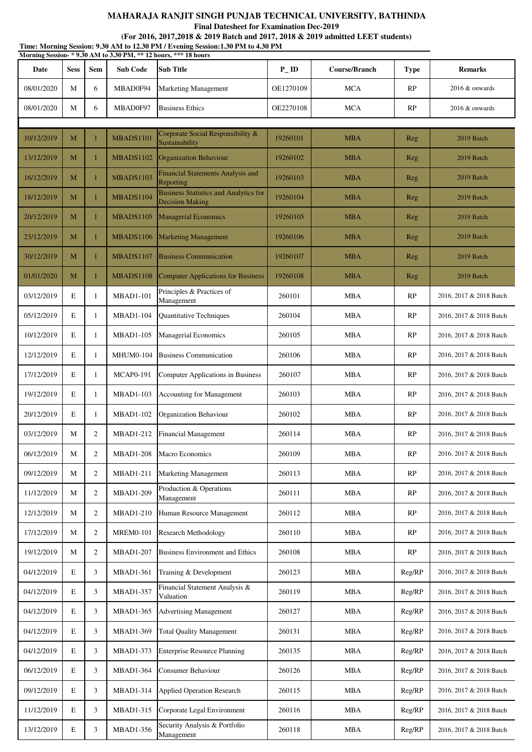**MAHARAJA RANJIT SINGH PUNJAB TECHNICAL UNIVERSITY, BATHINDA**

**Final Datesheet for Examination Dec-2019**

**(For 2016, 2017,2018 & 2019 Batch and 2017, 2018 & 2019 admitted LEET students)**

**Time: Morning Session: 9.30 AM to 12.30 PM / Evening Session:1.30 PM to 4.30 PM**

**Morning Session- * 9.30 AM to 3.30 PM, ** 12 hours, *** 18 hours**

| Date | Sess | Sem | Sub Code | Sub Title | P_ID | Course/Branch | Type | Remarks |
|---|---|---|---|---|---|---|---|---|
| 08/01/2020 | M | 6 | MBAD0F94 | Marketing Management | OE1270109 | MCA | RP | 2016 & onwards |
| 08/01/2020 | M | 6 | MBAD0F97 | Business Ethics | OE2270108 | MCA | RP | 2016 & onwards |
| | | | | | | | | |
| 10/12/2019 | M | 1 | MBADS1101 | Corporate Social Responsibility & Sustainability | 19260101 | MBA | Reg | 2019 Batch |
| 13/12/2019 | M | 1 | MBADS1102 | Organization Behaviour | 19260102 | MBA | Reg | 2019 Batch |
| 16/12/2019 | M | 1 | MBADS1103 | Financial Statements Analysis and Reporting | 19260103 | MBA | Reg | 2019 Batch |
| 18/12/2019 | M | 1 | MBADS1104 | Business Statistics and Analytics for Decision Making | 19260104 | MBA | Reg | 2019 Batch |
| 20/12/2019 | M | 1 | MBADS1105 | Managerial Economics | 19260105 | MBA | Reg | 2019 Batch |
| 23/12/2019 | M | 1 | MBADS1106 | Marketing Management | 19260106 | MBA | Reg | 2019 Batch |
| 30/12/2019 | M | 1 | MBADS1107 | Business Communication | 19260107 | MBA | Reg | 2019 Batch |
| 01/01/2020 | M | 1 | MBADS1108 | Computer Applications for Business | 19260108 | MBA | Reg | 2019 Batch |
| 03/12/2019 | E | 1 | MBAD1-101 | Principles & Practices of Management | 260101 | MBA | RP | 2016, 2017 & 2018 Batch |
| 05/12/2019 | E | 1 | MBAD1-104 | Quantitative Techniques | 260104 | MBA | RP | 2016, 2017 & 2018 Batch |
| 10/12/2019 | E | 1 | MBAD1-105 | Managerial Economics | 260105 | MBA | RP | 2016, 2017 & 2018 Batch |
| 12/12/2019 | E | 1 | MHUM0-104 | Business Communication | 260106 | MBA | RP | 2016, 2017 & 2018 Batch |
| 17/12/2019 | E | 1 | MCAP0-191 | Computer Applications in Business | 260107 | MBA | RP | 2016, 2017 & 2018 Batch |
| 19/12/2019 | E | 1 | MBAD1-103 | Accounting for Management | 260103 | MBA | RP | 2016, 2017 & 2018 Batch |
| 20/12/2019 | E | 1 | MBAD1-102 | Organization Behaviour | 260102 | MBA | RP | 2016, 2017 & 2018 Batch |
| 03/12/2019 | M | 2 | MBAD1-212 | Financial Management | 260114 | MBA | RP | 2016, 2017 & 2018 Batch |
| 06/12/2019 | M | 2 | MBAD1-208 | Macro Economics | 260109 | MBA | RP | 2016, 2017 & 2018 Batch |
| 09/12/2019 | M | 2 | MBAD1-211 | Marketing Management | 260113 | MBA | RP | 2016, 2017 & 2018 Batch |
| 11/12/2019 | M | 2 | MBAD1-209 | Production & Operations Management | 260111 | MBA | RP | 2016, 2017 & 2018 Batch |
| 12/12/2019 | M | 2 | MBAD1-210 | Human Resource Management | 260112 | MBA | RP | 2016, 2017 & 2018 Batch |
| 17/12/2019 | M | 2 | MREM0-101 | Research Methodology | 260110 | MBA | RP | 2016, 2017 & 2018 Batch |
| 19/12/2019 | M | 2 | MBAD1-207 | Business Environment and Ethics | 260108 | MBA | RP | 2016, 2017 & 2018 Batch |
| 04/12/2019 | E | 3 | MBAD1-361 | Training & Development | 260123 | MBA | Reg/RP | 2016, 2017 & 2018 Batch |
| 04/12/2019 | E | 3 | MBAD1-357 | Financial Statement Analysis & Valuation | 260119 | MBA | Reg/RP | 2016, 2017 & 2018 Batch |
| 04/12/2019 | E | 3 | MBAD1-365 | Advertising Management | 260127 | MBA | Reg/RP | 2016, 2017 & 2018 Batch |
| 04/12/2019 | E | 3 | MBAD1-369 | Total Quality Management | 260131 | MBA | Reg/RP | 2016, 2017 & 2018 Batch |
| 04/12/2019 | E | 3 | MBAD1-373 | Enterprise Resource Planning | 260135 | MBA | Reg/RP | 2016, 2017 & 2018 Batch |
| 06/12/2019 | E | 3 | MBAD1-364 | Consumer Behaviour | 260126 | MBA | Reg/RP | 2016, 2017 & 2018 Batch |
| 09/12/2019 | E | 3 | MBAD1-314 | Applied Operation Research | 260115 | MBA | Reg/RP | 2016, 2017 & 2018 Batch |
| 11/12/2019 | E | 3 | MBAD1-315 | Corporate Legal Environment | 260116 | MBA | Reg/RP | 2016, 2017 & 2018 Batch |
| 13/12/2019 | E | 3 | MBAD1-356 | Security Analysis & Portfolio Management | 260118 | MBA | Reg/RP | 2016, 2017 & 2018 Batch |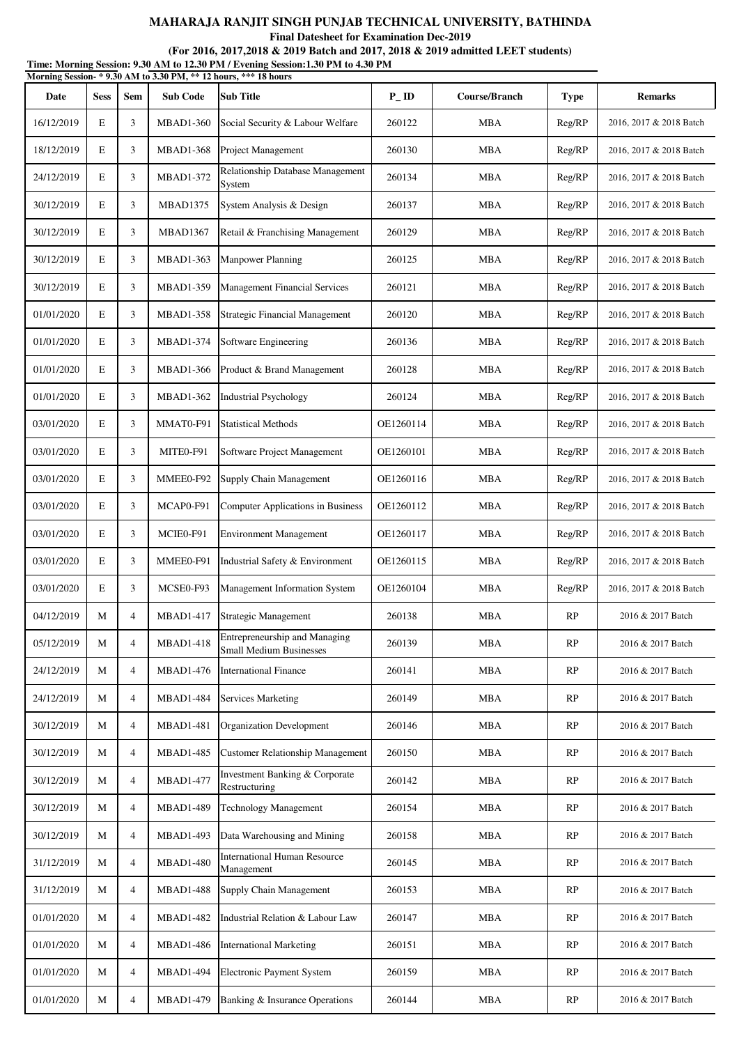**MAHARAJA RANJIT SINGH PUNJAB TECHNICAL UNIVERSITY, BATHINDA**

**Final Datesheet for Examination Dec-2019**

**(For 2016, 2017,2018 & 2019 Batch and 2017, 2018 & 2019 admitted LEET students)**

**Time: Morning Session: 9.30 AM to 12.30 PM / Evening Session:1.30 PM to 4.30 PM**

**Morning Session- * 9.30 AM to 3.30 PM, ** 12 hours, *** 18 hours**

| Date | Sess | Sem | Sub Code | Sub Title | P_ID | Course/Branch | Type | Remarks |
|---|---|---|---|---|---|---|---|---|
| 16/12/2019 | E | 3 | MBAD1-360 | Social Security & Labour Welfare | 260122 | MBA | Reg/RP | 2016, 2017 & 2018 Batch |
| 18/12/2019 | E | 3 | MBAD1-368 | Project Management | 260130 | MBA | Reg/RP | 2016, 2017 & 2018 Batch |
| 24/12/2019 | E | 3 | MBAD1-372 | Relationship Database Management System | 260134 | MBA | Reg/RP | 2016, 2017 & 2018 Batch |
| 30/12/2019 | E | 3 | MBAD1375 | System Analysis & Design | 260137 | MBA | Reg/RP | 2016, 2017 & 2018 Batch |
| 30/12/2019 | E | 3 | MBAD1367 | Retail & Franchising Management | 260129 | MBA | Reg/RP | 2016, 2017 & 2018 Batch |
| 30/12/2019 | E | 3 | MBAD1-363 | Manpower Planning | 260125 | MBA | Reg/RP | 2016, 2017 & 2018 Batch |
| 30/12/2019 | E | 3 | MBAD1-359 | Management Financial Services | 260121 | MBA | Reg/RP | 2016, 2017 & 2018 Batch |
| 01/01/2020 | E | 3 | MBAD1-358 | Strategic Financial Management | 260120 | MBA | Reg/RP | 2016, 2017 & 2018 Batch |
| 01/01/2020 | E | 3 | MBAD1-374 | Software Engineering | 260136 | MBA | Reg/RP | 2016, 2017 & 2018 Batch |
| 01/01/2020 | E | 3 | MBAD1-366 | Product & Brand Management | 260128 | MBA | Reg/RP | 2016, 2017 & 2018 Batch |
| 01/01/2020 | E | 3 | MBAD1-362 | Industrial Psychology | 260124 | MBA | Reg/RP | 2016, 2017 & 2018 Batch |
| 03/01/2020 | E | 3 | MMAT0-F91 | Statistical Methods | OE1260114 | MBA | Reg/RP | 2016, 2017 & 2018 Batch |
| 03/01/2020 | E | 3 | MITE0-F91 | Software Project Management | OE1260101 | MBA | Reg/RP | 2016, 2017 & 2018 Batch |
| 03/01/2020 | E | 3 | MMEE0-F92 | Supply Chain Management | OE1260116 | MBA | Reg/RP | 2016, 2017 & 2018 Batch |
| 03/01/2020 | E | 3 | MCAP0-F91 | Computer Applications in Business | OE1260112 | MBA | Reg/RP | 2016, 2017 & 2018 Batch |
| 03/01/2020 | E | 3 | MCIE0-F91 | Environment Management | OE1260117 | MBA | Reg/RP | 2016, 2017 & 2018 Batch |
| 03/01/2020 | E | 3 | MMEE0-F91 | Industrial Safety & Environment | OE1260115 | MBA | Reg/RP | 2016, 2017 & 2018 Batch |
| 03/01/2020 | E | 3 | MCSE0-F93 | Management Information System | OE1260104 | MBA | Reg/RP | 2016, 2017 & 2018 Batch |
| 04/12/2019 | M | 4 | MBAD1-417 | Strategic Management | 260138 | MBA | RP | 2016 & 2017 Batch |
| 05/12/2019 | M | 4 | MBAD1-418 | Entrepreneurship and Managing Small Medium Businesses | 260139 | MBA | RP | 2016 & 2017 Batch |
| 24/12/2019 | M | 4 | MBAD1-476 | International Finance | 260141 | MBA | RP | 2016 & 2017 Batch |
| 24/12/2019 | M | 4 | MBAD1-484 | Services Marketing | 260149 | MBA | RP | 2016 & 2017 Batch |
| 30/12/2019 | M | 4 | MBAD1-481 | Organization Development | 260146 | MBA | RP | 2016 & 2017 Batch |
| 30/12/2019 | M | 4 | MBAD1-485 | Customer Relationship Management | 260150 | MBA | RP | 2016 & 2017 Batch |
| 30/12/2019 | M | 4 | MBAD1-477 | Investment Banking & Corporate Restructuring | 260142 | MBA | RP | 2016 & 2017 Batch |
| 30/12/2019 | M | 4 | MBAD1-489 | Technology Management | 260154 | MBA | RP | 2016 & 2017 Batch |
| 30/12/2019 | M | 4 | MBAD1-493 | Data Warehousing and Mining | 260158 | MBA | RP | 2016 & 2017 Batch |
| 31/12/2019 | M | 4 | MBAD1-480 | International Human Resource Management | 260145 | MBA | RP | 2016 & 2017 Batch |
| 31/12/2019 | M | 4 | MBAD1-488 | Supply Chain Management | 260153 | MBA | RP | 2016 & 2017 Batch |
| 01/01/2020 | M | 4 | MBAD1-482 | Industrial Relation & Labour Law | 260147 | MBA | RP | 2016 & 2017 Batch |
| 01/01/2020 | M | 4 | MBAD1-486 | International Marketing | 260151 | MBA | RP | 2016 & 2017 Batch |
| 01/01/2020 | M | 4 | MBAD1-494 | Electronic Payment System | 260159 | MBA | RP | 2016 & 2017 Batch |
| 01/01/2020 | M | 4 | MBAD1-479 | Banking & Insurance Operations | 260144 | MBA | RP | 2016 & 2017 Batch |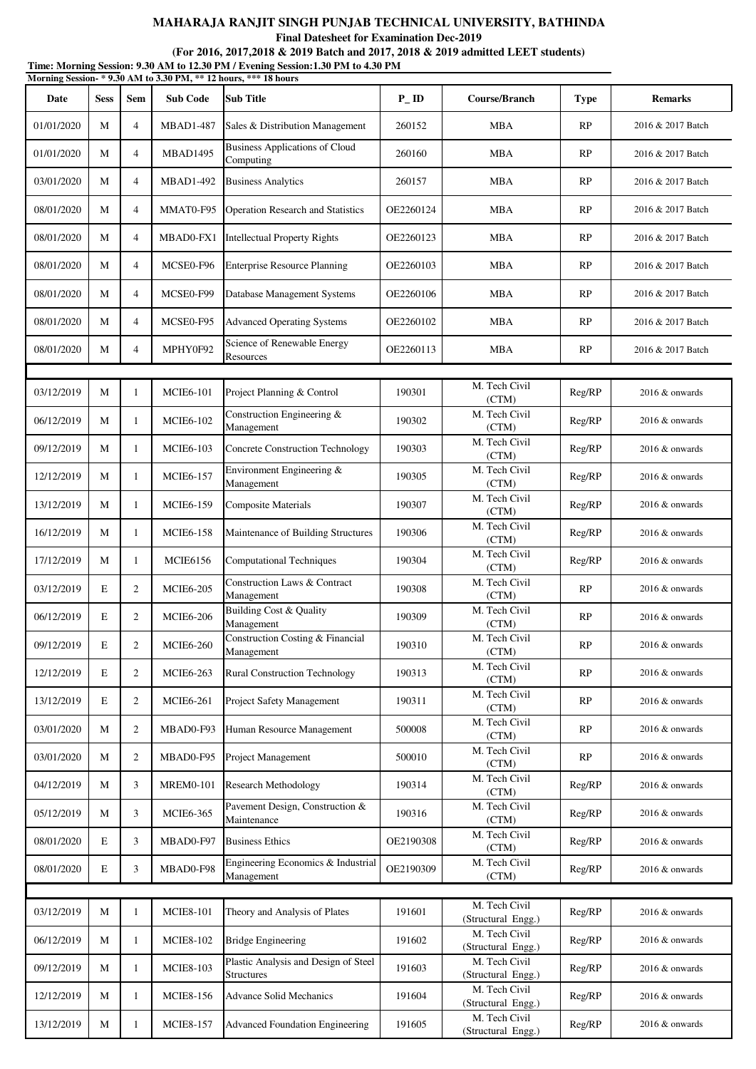# MAHARAJA RANJIT SINGH PUNJAB TECHNICAL UNIVERSITY, BATHINDA

**Final Datesheet for Examination Dec-2019**

**(For 2016, 2017,2018 & 2019 Batch and 2017, 2018 & 2019 admitted LEET students)**

**Time: Morning Session: 9.30 AM to 12.30 PM / Evening Session:1.30 PM to 4.30 PM**

**Morning Session- * 9.30 AM to 3.30 PM, ** 12 hours, *** 18 hours**

| Date | Sess | Sem | Sub Code | Sub Title | P_ID | Course/Branch | Type | Remarks |
|---|---|---|---|---|---|---|---|---|
| 01/01/2020 | M | 4 | MBAD1-487 | Sales & Distribution Management | 260152 | MBA | RP | 2016 & 2017 Batch |
| 01/01/2020 | M | 4 | MBAD1495 | Business Applications of Cloud Computing | 260160 | MBA | RP | 2016 & 2017 Batch |
| 03/01/2020 | M | 4 | MBAD1-492 | Business Analytics | 260157 | MBA | RP | 2016 & 2017 Batch |
| 08/01/2020 | M | 4 | MMAT0-F95 | Operation Research and Statistics | OE2260124 | MBA | RP | 2016 & 2017 Batch |
| 08/01/2020 | M | 4 | MBAD0-FX1 | Intellectual Property Rights | OE2260123 | MBA | RP | 2016 & 2017 Batch |
| 08/01/2020 | M | 4 | MCSE0-F96 | Enterprise Resource Planning | OE2260103 | MBA | RP | 2016 & 2017 Batch |
| 08/01/2020 | M | 4 | MCSE0-F99 | Database Management Systems | OE2260106 | MBA | RP | 2016 & 2017 Batch |
| 08/01/2020 | M | 4 | MCSE0-F95 | Advanced Operating Systems | OE2260102 | MBA | RP | 2016 & 2017 Batch |
| 08/01/2020 | M | 4 | MPHY0F92 | Science of Renewable Energy Resources | OE2260113 | MBA | RP | 2016 & 2017 Batch |
| | | | | | | | | |
| 03/12/2019 | M | 1 | MCIE6-101 | Project Planning & Control | 190301 | M. Tech Civil (CTM) | Reg/RP | 2016 & onwards |
| 06/12/2019 | M | 1 | MCIE6-102 | Construction Engineering & Management | 190302 | M. Tech Civil (CTM) | Reg/RP | 2016 & onwards |
| 09/12/2019 | M | 1 | MCIE6-103 | Concrete Construction Technology | 190303 | M. Tech Civil (CTM) | Reg/RP | 2016 & onwards |
| 12/12/2019 | M | 1 | MCIE6-157 | Environment Engineering & Management | 190305 | M. Tech Civil (CTM) | Reg/RP | 2016 & onwards |
| 13/12/2019 | M | 1 | MCIE6-159 | Composite Materials | 190307 | M. Tech Civil (CTM) | Reg/RP | 2016 & onwards |
| 16/12/2019 | M | 1 | MCIE6-158 | Maintenance of Building Structures | 190306 | M. Tech Civil (CTM) | Reg/RP | 2016 & onwards |
| 17/12/2019 | M | 1 | MCIE6156 | Computational Techniques | 190304 | M. Tech Civil (CTM) | Reg/RP | 2016 & onwards |
| 03/12/2019 | E | 2 | MCIE6-205 | Construction Laws & Contract Management | 190308 | M. Tech Civil (CTM) | RP | 2016 & onwards |
| 06/12/2019 | E | 2 | MCIE6-206 | Building Cost & Quality Management | 190309 | M. Tech Civil (CTM) | RP | 2016 & onwards |
| 09/12/2019 | E | 2 | MCIE6-260 | Construction Costing & Financial Management | 190310 | M. Tech Civil (CTM) | RP | 2016 & onwards |
| 12/12/2019 | E | 2 | MCIE6-263 | Rural Construction Technology | 190313 | M. Tech Civil (CTM) | RP | 2016 & onwards |
| 13/12/2019 | E | 2 | MCIE6-261 | Project Safety Management | 190311 | M. Tech Civil (CTM) | RP | 2016 & onwards |
| 03/01/2020 | M | 2 | MBAD0-F93 | Human Resource Management | 500008 | M. Tech Civil (CTM) | RP | 2016 & onwards |
| 03/01/2020 | M | 2 | MBAD0-F95 | Project Management | 500010 | M. Tech Civil (CTM) | RP | 2016 & onwards |
| 04/12/2019 | M | 3 | MREM0-101 | Research Methodology | 190314 | M. Tech Civil (CTM) | Reg/RP | 2016 & onwards |
| 05/12/2019 | M | 3 | MCIE6-365 | Pavement Design, Construction & Maintenance | 190316 | M. Tech Civil (CTM) | Reg/RP | 2016 & onwards |
| 08/01/2020 | E | 3 | MBAD0-F97 | Business Ethics | OE2190308 | M. Tech Civil (CTM) | Reg/RP | 2016 & onwards |
| 08/01/2020 | E | 3 | MBAD0-F98 | Engineering Economics & Industrial Management | OE2190309 | M. Tech Civil (CTM) | Reg/RP | 2016 & onwards |
| | | | | | | | | |
| 03/12/2019 | M | 1 | MCIE8-101 | Theory and Analysis of Plates | 191601 | M. Tech Civil (Structural Engg.) | Reg/RP | 2016 & onwards |
| 06/12/2019 | M | 1 | MCIE8-102 | Bridge Engineering | 191602 | M. Tech Civil (Structural Engg.) | Reg/RP | 2016 & onwards |
| 09/12/2019 | M | 1 | MCIE8-103 | Plastic Analysis and Design of Steel Structures | 191603 | M. Tech Civil (Structural Engg.) | Reg/RP | 2016 & onwards |
| 12/12/2019 | M | 1 | MCIE8-156 | Advance Solid Mechanics | 191604 | M. Tech Civil (Structural Engg.) | Reg/RP | 2016 & onwards |
| 13/12/2019 | M | 1 | MCIE8-157 | Advanced Foundation Engineering | 191605 | M. Tech Civil (Structural Engg.) | Reg/RP | 2016 & onwards |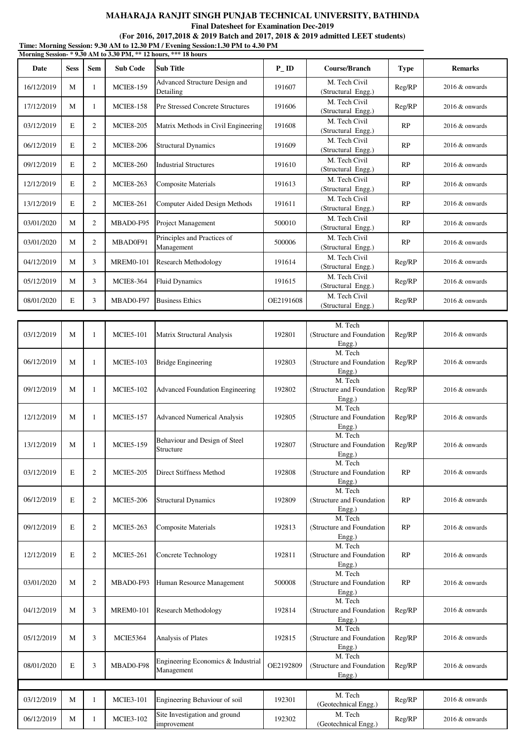**MAHARAJA RANJIT SINGH PUNJAB TECHNICAL UNIVERSITY, BATHINDA**

**Final Datesheet for Examination Dec-2019**

**(For 2016, 2017,2018 & 2019 Batch and 2017, 2018 & 2019 admitted LEET students)**

**Time: Morning Session: 9.30 AM to 12.30 PM / Evening Session:1.30 PM to 4.30 PM**

**Morning Session- * 9.30 AM to 3.30 PM, ** 12 hours, *** 18 hours**

| Date | Sess | Sem | Sub Code | Sub Title | P_ID | Course/Branch | Type | Remarks |
|---|---|---|---|---|---|---|---|---|
| 16/12/2019 | M | 1 | MCIE8-159 | Advanced Structure Design and Detailing | 191607 | M. Tech Civil (Structural Engg.) | Reg/RP | 2016 & onwards |
| 17/12/2019 | M | 1 | MCIE8-158 | Pre Stressed Concrete Structures | 191606 | M. Tech Civil (Structural Engg.) | Reg/RP | 2016 & onwards |
| 03/12/2019 | E | 2 | MCIE8-205 | Matrix Methods in Civil Engineering | 191608 | M. Tech Civil (Structural Engg.) | RP | 2016 & onwards |
| 06/12/2019 | E | 2 | MCIE8-206 | Structural Dynamics | 191609 | M. Tech Civil (Structural Engg.) | RP | 2016 & onwards |
| 09/12/2019 | E | 2 | MCIE8-260 | Industrial Structures | 191610 | M. Tech Civil (Structural Engg.) | RP | 2016 & onwards |
| 12/12/2019 | E | 2 | MCIE8-263 | Composite Materials | 191613 | M. Tech Civil (Structural Engg.) | RP | 2016 & onwards |
| 13/12/2019 | E | 2 | MCIE8-261 | Computer Aided Design Methods | 191611 | M. Tech Civil (Structural Engg.) | RP | 2016 & onwards |
| 03/01/2020 | M | 2 | MBAD0-F95 | Project Management | 500010 | M. Tech Civil (Structural Engg.) | RP | 2016 & onwards |
| 03/01/2020 | M | 2 | MBAD0F91 | Principles and Practices of Management | 500006 | M. Tech Civil (Structural Engg.) | RP | 2016 & onwards |
| 04/12/2019 | M | 3 | MREM0-101 | Research Methodology | 191614 | M. Tech Civil (Structural Engg.) | Reg/RP | 2016 & onwards |
| 05/12/2019 | M | 3 | MCIE8-364 | Fluid Dynamics | 191615 | M. Tech Civil (Structural Engg.) | Reg/RP | 2016 & onwards |
| 08/01/2020 | E | 3 | MBAD0-F97 | Business Ethics | OE2191608 | M. Tech Civil (Structural Engg.) | Reg/RP | 2016 & onwards |

| Date | Sess | Sem | Sub Code | Sub Title | P_ID | Course/Branch | Type | Remarks |
|---|---|---|---|---|---|---|---|---|
| 03/12/2019 | M | 1 | MCIE5-101 | Matrix Structural Analysis | 192801 | M. Tech (Structure and Foundation Engg.) | Reg/RP | 2016 & onwards |
| 06/12/2019 | M | 1 | MCIE5-103 | Bridge Engineering | 192803 | M. Tech (Structure and Foundation Engg.) | Reg/RP | 2016 & onwards |
| 09/12/2019 | M | 1 | MCIE5-102 | Advanced Foundation Engineering | 192802 | M. Tech (Structure and Foundation Engg.) | Reg/RP | 2016 & onwards |
| 12/12/2019 | M | 1 | MCIE5-157 | Advanced Numerical Analysis | 192805 | M. Tech (Structure and Foundation Engg.) | Reg/RP | 2016 & onwards |
| 13/12/2019 | M | 1 | MCIE5-159 | Behaviour and Design of Steel Structure | 192807 | M. Tech (Structure and Foundation Engg.) | Reg/RP | 2016 & onwards |
| 03/12/2019 | E | 2 | MCIE5-205 | Direct Stiffness Method | 192808 | M. Tech (Structure and Foundation Engg.) | RP | 2016 & onwards |
| 06/12/2019 | E | 2 | MCIE5-206 | Structural Dynamics | 192809 | M. Tech (Structure and Foundation Engg.) | RP | 2016 & onwards |
| 09/12/2019 | E | 2 | MCIE5-263 | Composite Materials | 192813 | M. Tech (Structure and Foundation Engg.) | RP | 2016 & onwards |
| 12/12/2019 | E | 2 | MCIE5-261 | Concrete Technology | 192811 | M. Tech (Structure and Foundation Engg.) | RP | 2016 & onwards |
| 03/01/2020 | M | 2 | MBAD0-F93 | Human Resource Management | 500008 | M. Tech (Structure and Foundation Engg.) | RP | 2016 & onwards |
| 04/12/2019 | M | 3 | MREM0-101 | Research Methodology | 192814 | M. Tech (Structure and Foundation Engg.) | Reg/RP | 2016 & onwards |
| 05/12/2019 | M | 3 | MCIE5364 | Analysis of Plates | 192815 | M. Tech (Structure and Foundation Engg.) | Reg/RP | 2016 & onwards |
| 08/01/2020 | E | 3 | MBAD0-F98 | Engineering Economics & Industrial Management | OE2192809 | M. Tech (Structure and Foundation Engg.) | Reg/RP | 2016 & onwards |

| Date | Sess | Sem | Sub Code | Sub Title | P_ID | Course/Branch | Type | Remarks |
|---|---|---|---|---|---|---|---|---|
| 03/12/2019 | M | 1 | MCIE3-101 | Engineering Behaviour of soil | 192301 | M. Tech (Geotechnical Engg.) | Reg/RP | 2016 & onwards |
| 06/12/2019 | M | 1 | MCIE3-102 | Site Investigation and ground improvement | 192302 | M. Tech (Geotechnical Engg.) | Reg/RP | 2016 & onwards |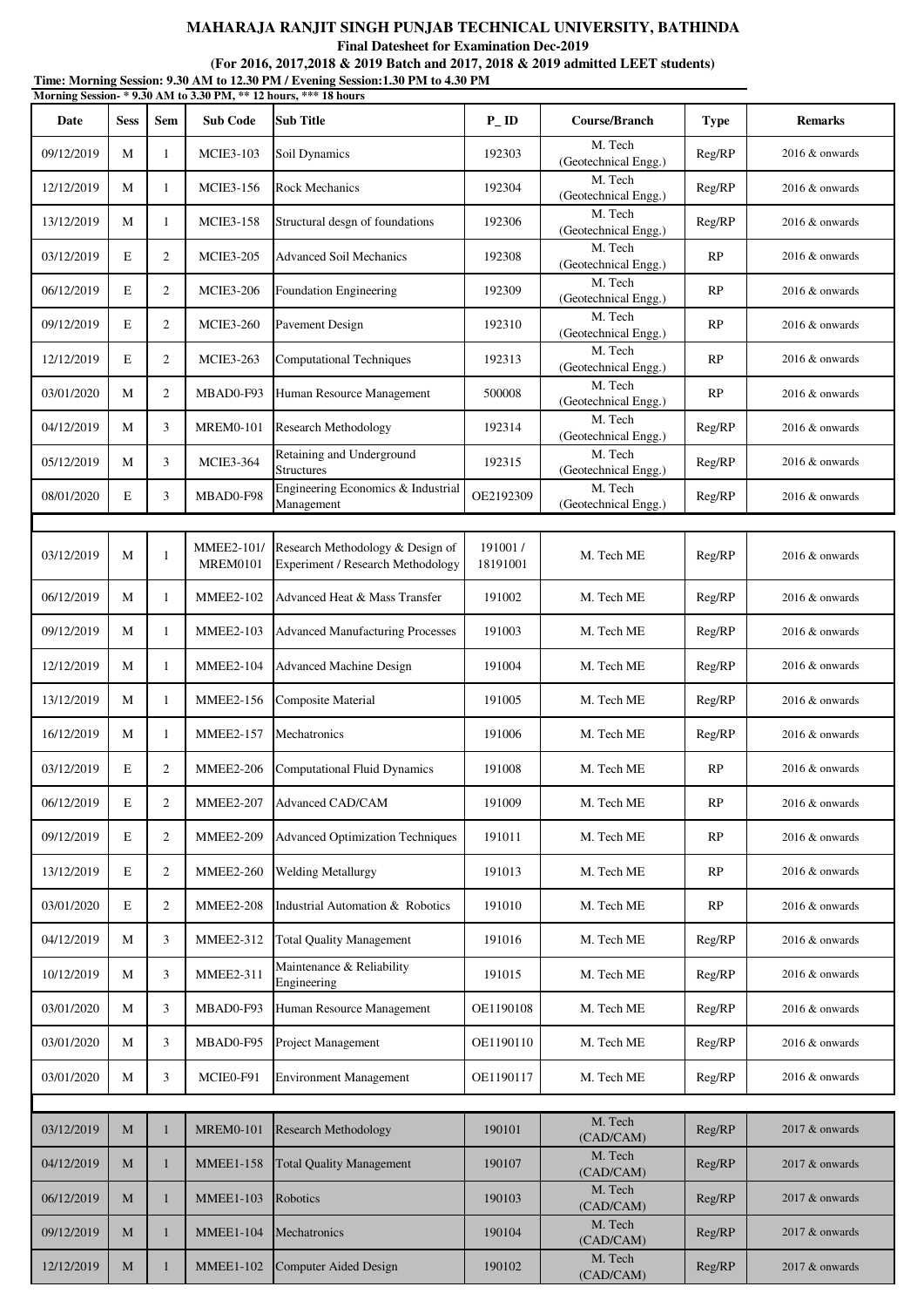# MAHARAJA RANJIT SINGH PUNJAB TECHNICAL UNIVERSITY, BATHINDA

**Final Datesheet for Examination Dec-2019**

**(For 2016, 2017,2018 & 2019 Batch and 2017, 2018 & 2019 admitted LEET students)**

**Time: Morning Session: 9.30 AM to 12.30 PM / Evening Session:1.30 PM to 4.30 PM**

**Morning Session- * 9.30 AM to 3.30 PM, ** 12 hours, *** 18 hours**

| Date | Sess | Sem | Sub Code | Sub Title | P_ID | Course/Branch | Type | Remarks |
|---|---|---|---|---|---|---|---|---|
| 09/12/2019 | M | 1 | MCIE3-103 | Soil Dynamics | 192303 | M. Tech (Geotechnical Engg.) | Reg/RP | 2016 & onwards |
| 12/12/2019 | M | 1 | MCIE3-156 | Rock Mechanics | 192304 | M. Tech (Geotechnical Engg.) | Reg/RP | 2016 & onwards |
| 13/12/2019 | M | 1 | MCIE3-158 | Structural desgn of foundations | 192306 | M. Tech (Geotechnical Engg.) | Reg/RP | 2016 & onwards |
| 03/12/2019 | E | 2 | MCIE3-205 | Advanced Soil Mechanics | 192308 | M. Tech (Geotechnical Engg.) | RP | 2016 & onwards |
| 06/12/2019 | E | 2 | MCIE3-206 | Foundation Engineering | 192309 | M. Tech (Geotechnical Engg.) | RP | 2016 & onwards |
| 09/12/2019 | E | 2 | MCIE3-260 | Pavement Design | 192310 | M. Tech (Geotechnical Engg.) | RP | 2016 & onwards |
| 12/12/2019 | E | 2 | MCIE3-263 | Computational Techniques | 192313 | M. Tech (Geotechnical Engg.) | RP | 2016 & onwards |
| 03/01/2020 | M | 2 | MBAD0-F93 | Human Resource Management | 500008 | M. Tech (Geotechnical Engg.) | RP | 2016 & onwards |
| 04/12/2019 | M | 3 | MREM0-101 | Research Methodology | 192314 | M. Tech (Geotechnical Engg.) | Reg/RP | 2016 & onwards |
| 05/12/2019 | M | 3 | MCIE3-364 | Retaining and Underground Structures | 192315 | M. Tech (Geotechnical Engg.) | Reg/RP | 2016 & onwards |
| 08/01/2020 | E | 3 | MBAD0-F98 | Engineering Economics & Industrial Management | OE2192309 | M. Tech (Geotechnical Engg.) | Reg/RP | 2016 & onwards |
| | | | | | | | | |
| 03/12/2019 | M | 1 | MMEE2-101/ MREM0101 | Research Methodology & Design of Experiment / Research Methodology | 191001 / 18191001 | M. Tech ME | Reg/RP | 2016 & onwards |
| 06/12/2019 | M | 1 | MMEE2-102 | Advanced Heat & Mass Transfer | 191002 | M. Tech ME | Reg/RP | 2016 & onwards |
| 09/12/2019 | M | 1 | MMEE2-103 | Advanced Manufacturing Processes | 191003 | M. Tech ME | Reg/RP | 2016 & onwards |
| 12/12/2019 | M | 1 | MMEE2-104 | Advanced Machine Design | 191004 | M. Tech ME | Reg/RP | 2016 & onwards |
| 13/12/2019 | M | 1 | MMEE2-156 | Composite Material | 191005 | M. Tech ME | Reg/RP | 2016 & onwards |
| 16/12/2019 | M | 1 | MMEE2-157 | Mechatronics | 191006 | M. Tech ME | Reg/RP | 2016 & onwards |
| 03/12/2019 | E | 2 | MMEE2-206 | Computational Fluid Dynamics | 191008 | M. Tech ME | RP | 2016 & onwards |
| 06/12/2019 | E | 2 | MMEE2-207 | Advanced CAD/CAM | 191009 | M. Tech ME | RP | 2016 & onwards |
| 09/12/2019 | E | 2 | MMEE2-209 | Advanced Optimization Techniques | 191011 | M. Tech ME | RP | 2016 & onwards |
| 13/12/2019 | E | 2 | MMEE2-260 | Welding Metallurgy | 191013 | M. Tech ME | RP | 2016 & onwards |
| 03/01/2020 | E | 2 | MMEE2-208 | Industrial Automation & Robotics | 191010 | M. Tech ME | RP | 2016 & onwards |
| 04/12/2019 | M | 3 | MMEE2-312 | Total Quality Management | 191016 | M. Tech ME | Reg/RP | 2016 & onwards |
| 10/12/2019 | M | 3 | MMEE2-311 | Maintenance & Reliability Engineering | 191015 | M. Tech ME | Reg/RP | 2016 & onwards |
| 03/01/2020 | M | 3 | MBAD0-F93 | Human Resource Management | OE1190108 | M. Tech ME | Reg/RP | 2016 & onwards |
| 03/01/2020 | M | 3 | MBAD0-F95 | Project Management | OE1190110 | M. Tech ME | Reg/RP | 2016 & onwards |
| 03/01/2020 | M | 3 | MCIE0-F91 | Environment Management | OE1190117 | M. Tech ME | Reg/RP | 2016 & onwards |
| | | | | | | | | |
| 03/12/2019 | M | 1 | MREM0-101 | Research Methodology | 190101 | M. Tech (CAD/CAM) | Reg/RP | 2017 & onwards |
| 04/12/2019 | M | 1 | MMEE1-158 | Total Quality Management | 190107 | M. Tech (CAD/CAM) | Reg/RP | 2017 & onwards |
| 06/12/2019 | M | 1 | MMEE1-103 | Robotics | 190103 | M. Tech (CAD/CAM) | Reg/RP | 2017 & onwards |
| 09/12/2019 | M | 1 | MMEE1-104 | Mechatronics | 190104 | M. Tech (CAD/CAM) | Reg/RP | 2017 & onwards |
| 12/12/2019 | M | 1 | MMEE1-102 | Computer Aided Design | 190102 | M. Tech (CAD/CAM) | Reg/RP | 2017 & onwards |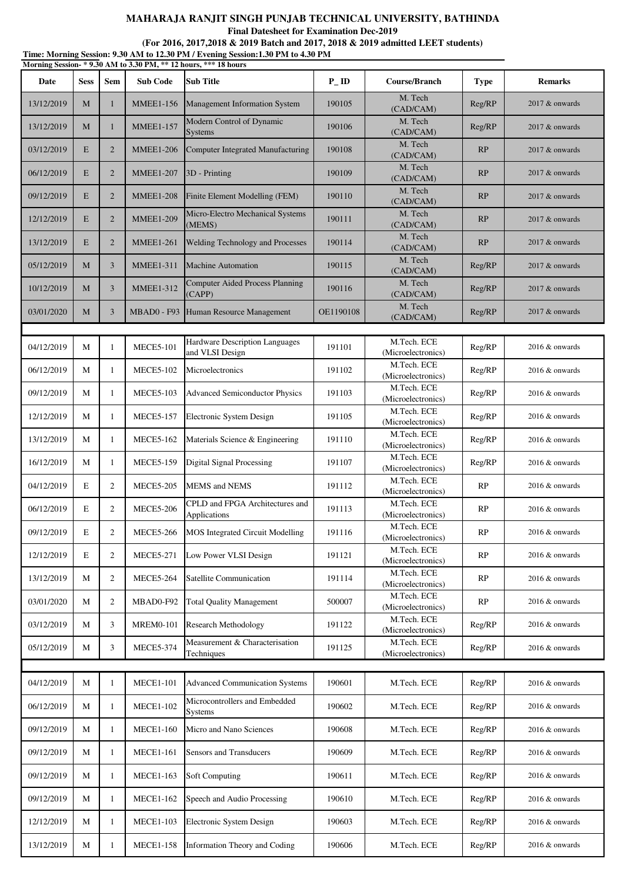**MAHARAJA RANJIT SINGH PUNJAB TECHNICAL UNIVERSITY, BATHINDA**

**Final Datesheet for Examination Dec-2019**

**(For 2016, 2017,2018 & 2019 Batch and 2017, 2018 & 2019 admitted LEET students)**

**Time: Morning Session: 9.30 AM to 12.30 PM / Evening Session:1.30 PM to 4.30 PM**

**Morning Session- * 9.30 AM to 3.30 PM, ** 12 hours, *** 18 hours**

| Date | Sess | Sem | Sub Code | Sub Title | P_ID | Course/Branch | Type | Remarks |
|---|---|---|---|---|---|---|---|---|
| 13/12/2019 | M | 1 | MMEE1-156 | Management Information System | 190105 | M. Tech (CAD/CAM) | Reg/RP | 2017 & onwards |
| 13/12/2019 | M | 1 | MMEE1-157 | Modern Control of Dynamic Systems | 190106 | M. Tech (CAD/CAM) | Reg/RP | 2017 & onwards |
| 03/12/2019 | E | 2 | MMEE1-206 | Computer Integrated Manufacturing | 190108 | M. Tech (CAD/CAM) | RP | 2017 & onwards |
| 06/12/2019 | E | 2 | MMEE1-207 | 3D - Printing | 190109 | M. Tech (CAD/CAM) | RP | 2017 & onwards |
| 09/12/2019 | E | 2 | MMEE1-208 | Finite Element Modelling (FEM) | 190110 | M. Tech (CAD/CAM) | RP | 2017 & onwards |
| 12/12/2019 | E | 2 | MMEE1-209 | Micro-Electro Mechanical Systems (MEMS) | 190111 | M. Tech (CAD/CAM) | RP | 2017 & onwards |
| 13/12/2019 | E | 2 | MMEE1-261 | Welding Technology and Processes | 190114 | M. Tech (CAD/CAM) | RP | 2017 & onwards |
| 05/12/2019 | M | 3 | MMEE1-311 | Machine Automation | 190115 | M. Tech (CAD/CAM) | Reg/RP | 2017 & onwards |
| 10/12/2019 | M | 3 | MMEE1-312 | Computer Aided Process Planning (CAPP) | 190116 | M. Tech (CAD/CAM) | Reg/RP | 2017 & onwards |
| 03/01/2020 | M | 3 | MBAD0 - F93 | Human Resource Management | OE1190108 | M. Tech (CAD/CAM) | Reg/RP | 2017 & onwards |
| | | | | | | | | |
| 04/12/2019 | M | 1 | MECE5-101 | Hardware Description Languages and VLSI Design | 191101 | M.Tech. ECE (Microelectronics) | Reg/RP | 2016 & onwards |
| 06/12/2019 | M | 1 | MECE5-102 | Microelectronics | 191102 | M.Tech. ECE (Microelectronics) | Reg/RP | 2016 & onwards |
| 09/12/2019 | M | 1 | MECE5-103 | Advanced Semiconductor Physics | 191103 | M.Tech. ECE (Microelectronics) | Reg/RP | 2016 & onwards |
| 12/12/2019 | M | 1 | MECE5-157 | Electronic System Design | 191105 | M.Tech. ECE (Microelectronics) | Reg/RP | 2016 & onwards |
| 13/12/2019 | M | 1 | MECE5-162 | Materials Science & Engineering | 191110 | M.Tech. ECE (Microelectronics) | Reg/RP | 2016 & onwards |
| 16/12/2019 | M | 1 | MECE5-159 | Digital Signal Processing | 191107 | M.Tech. ECE (Microelectronics) | Reg/RP | 2016 & onwards |
| 04/12/2019 | E | 2 | MECE5-205 | MEMS and NEMS | 191112 | M.Tech. ECE (Microelectronics) | RP | 2016 & onwards |
| 06/12/2019 | E | 2 | MECE5-206 | CPLD and FPGA Architectures and Applications | 191113 | M.Tech. ECE (Microelectronics) | RP | 2016 & onwards |
| 09/12/2019 | E | 2 | MECE5-266 | MOS Integrated Circuit Modelling | 191116 | M.Tech. ECE (Microelectronics) | RP | 2016 & onwards |
| 12/12/2019 | E | 2 | MECE5-271 | Low Power VLSI Design | 191121 | M.Tech. ECE (Microelectronics) | RP | 2016 & onwards |
| 13/12/2019 | M | 2 | MECE5-264 | Satellite Communication | 191114 | M.Tech. ECE (Microelectronics) | RP | 2016 & onwards |
| 03/01/2020 | M | 2 | MBAD0-F92 | Total Quality Management | 500007 | M.Tech. ECE (Microelectronics) | RP | 2016 & onwards |
| 03/12/2019 | M | 3 | MREM0-101 | Research Methodology | 191122 | M.Tech. ECE (Microelectronics) | Reg/RP | 2016 & onwards |
| 05/12/2019 | M | 3 | MECE5-374 | Measurement & Characterisation Techniques | 191125 | M.Tech. ECE (Microelectronics) | Reg/RP | 2016 & onwards |
| | | | | | | | | |
| 04/12/2019 | M | 1 | MECE1-101 | Advanced Communication Systems | 190601 | M.Tech. ECE | Reg/RP | 2016 & onwards |
| 06/12/2019 | M | 1 | MECE1-102 | Microcontrollers and Embedded Systems | 190602 | M.Tech. ECE | Reg/RP | 2016 & onwards |
| 09/12/2019 | M | 1 | MECE1-160 | Micro and Nano Sciences | 190608 | M.Tech. ECE | Reg/RP | 2016 & onwards |
| 09/12/2019 | M | 1 | MECE1-161 | Sensors and Transducers | 190609 | M.Tech. ECE | Reg/RP | 2016 & onwards |
| 09/12/2019 | M | 1 | MECE1-163 | Soft Computing | 190611 | M.Tech. ECE | Reg/RP | 2016 & onwards |
| 09/12/2019 | M | 1 | MECE1-162 | Speech and Audio Processing | 190610 | M.Tech. ECE | Reg/RP | 2016 & onwards |
| 12/12/2019 | M | 1 | MECE1-103 | Electronic System Design | 190603 | M.Tech. ECE | Reg/RP | 2016 & onwards |
| 13/12/2019 | M | 1 | MECE1-158 | Information Theory and Coding | 190606 | M.Tech. ECE | Reg/RP | 2016 & onwards |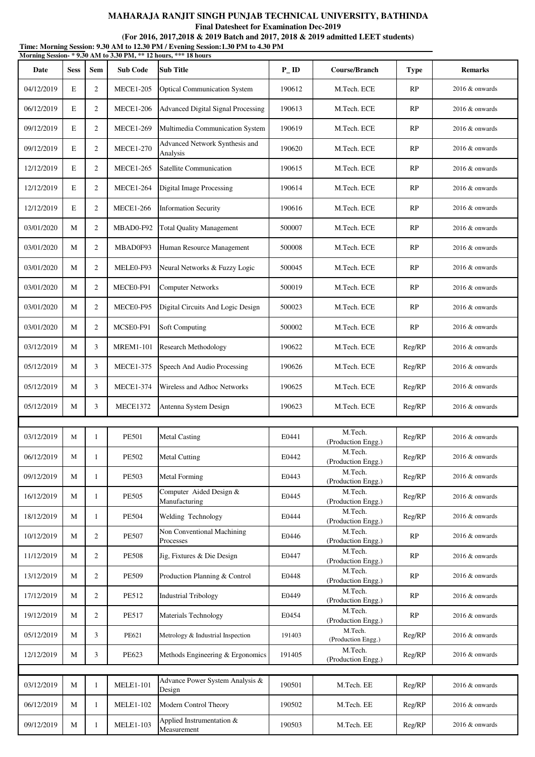# MAHARAJA RANJIT SINGH PUNJAB TECHNICAL UNIVERSITY, BATHINDA

**Final Datesheet for Examination Dec-2019**

**(For 2016, 2017,2018 & 2019 Batch and 2017, 2018 & 2019 admitted LEET students)**

**Time: Morning Session: 9.30 AM to 12.30 PM / Evening Session:1.30 PM to 4.30 PM**

**Morning Session- * 9.30 AM to 3.30 PM, ** 12 hours, *** 18 hours**

| Date | Sess | Sem | Sub Code | Sub Title | P_ID | Course/Branch | Type | Remarks |
|---|---|---|---|---|---|---|---|---|
| 04/12/2019 | E | 2 | MECE1-205 | Optical Communication System | 190612 | M.Tech. ECE | RP | 2016 & onwards |
| 06/12/2019 | E | 2 | MECE1-206 | Advanced Digital Signal Processing | 190613 | M.Tech. ECE | RP | 2016 & onwards |
| 09/12/2019 | E | 2 | MECE1-269 | Multimedia Communication System | 190619 | M.Tech. ECE | RP | 2016 & onwards |
| 09/12/2019 | E | 2 | MECE1-270 | Advanced Network Synthesis and Analysis | 190620 | M.Tech. ECE | RP | 2016 & onwards |
| 12/12/2019 | E | 2 | MECE1-265 | Satellite Communication | 190615 | M.Tech. ECE | RP | 2016 & onwards |
| 12/12/2019 | E | 2 | MECE1-264 | Digital Image Processing | 190614 | M.Tech. ECE | RP | 2016 & onwards |
| 12/12/2019 | E | 2 | MECE1-266 | Information Security | 190616 | M.Tech. ECE | RP | 2016 & onwards |
| 03/01/2020 | M | 2 | MBAD0-F92 | Total Quality Management | 500007 | M.Tech. ECE | RP | 2016 & onwards |
| 03/01/2020 | M | 2 | MBAD0F93 | Human Resource Management | 500008 | M.Tech. ECE | RP | 2016 & onwards |
| 03/01/2020 | M | 2 | MELE0-F93 | Neural Networks & Fuzzy Logic | 500045 | M.Tech. ECE | RP | 2016 & onwards |
| 03/01/2020 | M | 2 | MECE0-F91 | Computer Networks | 500019 | M.Tech. ECE | RP | 2016 & onwards |
| 03/01/2020 | M | 2 | MECE0-F95 | Digital Circuits And Logic Design | 500023 | M.Tech. ECE | RP | 2016 & onwards |
| 03/01/2020 | M | 2 | MCSE0-F91 | Soft Computing | 500002 | M.Tech. ECE | RP | 2016 & onwards |
| 03/12/2019 | M | 3 | MREM1-101 | Research Methodology | 190622 | M.Tech. ECE | Reg/RP | 2016 & onwards |
| 05/12/2019 | M | 3 | MECE1-375 | Speech And Audio Processing | 190626 | M.Tech. ECE | Reg/RP | 2016 & onwards |
| 05/12/2019 | M | 3 | MECE1-374 | Wireless and Adhoc Networks | 190625 | M.Tech. ECE | Reg/RP | 2016 & onwards |
| 05/12/2019 | M | 3 | MECE1372 | Antenna System Design | 190623 | M.Tech. ECE | Reg/RP | 2016 & onwards |
| | | | | | | | | |
| 03/12/2019 | M | 1 | PE501 | Metal Casting | E0441 | M.Tech. (Production Engg.) | Reg/RP | 2016 & onwards |
| 06/12/2019 | M | 1 | PE502 | Metal Cutting | E0442 | M.Tech. (Production Engg.) | Reg/RP | 2016 & onwards |
| 09/12/2019 | M | 1 | PE503 | Metal Forming | E0443 | M.Tech. (Production Engg.) | Reg/RP | 2016 & onwards |
| 16/12/2019 | M | 1 | PE505 | Computer Aided Design & Manufacturing | E0445 | M.Tech. (Production Engg.) | Reg/RP | 2016 & onwards |
| 18/12/2019 | M | 1 | PE504 | Welding Technology | E0444 | M.Tech. (Production Engg.) | Reg/RP | 2016 & onwards |
| 10/12/2019 | M | 2 | PE507 | Non Conventional Machining Processes | E0446 | M.Tech. (Production Engg.) | RP | 2016 & onwards |
| 11/12/2019 | M | 2 | PE508 | Jig, Fixtures & Die Design | E0447 | M.Tech. (Production Engg.) | RP | 2016 & onwards |
| 13/12/2019 | M | 2 | PE509 | Production Planning & Control | E0448 | M.Tech. (Production Engg.) | RP | 2016 & onwards |
| 17/12/2019 | M | 2 | PE512 | Industrial Tribology | E0449 | M.Tech. (Production Engg.) | RP | 2016 & onwards |
| 19/12/2019 | M | 2 | PE517 | Materials Technology | E0454 | M.Tech. (Production Engg.) | RP | 2016 & onwards |
| 05/12/2019 | M | 3 | PE621 | Metrology & Industrial Inspection | 191403 | M.Tech. (Production Engg.) | Reg/RP | 2016 & onwards |
| 12/12/2019 | M | 3 | PE623 | Methods Engineering & Ergonomics | 191405 | M.Tech. (Production Engg.) | Reg/RP | 2016 & onwards |
| | | | | | | | | |
| 03/12/2019 | M | 1 | MELE1-101 | Advance Power System Analysis & Design | 190501 | M.Tech. EE | Reg/RP | 2016 & onwards |
| 06/12/2019 | M | 1 | MELE1-102 | Modern Control Theory | 190502 | M.Tech. EE | Reg/RP | 2016 & onwards |
| 09/12/2019 | M | 1 | MELE1-103 | Applied Instrumentation & Measurement | 190503 | M.Tech. EE | Reg/RP | 2016 & onwards |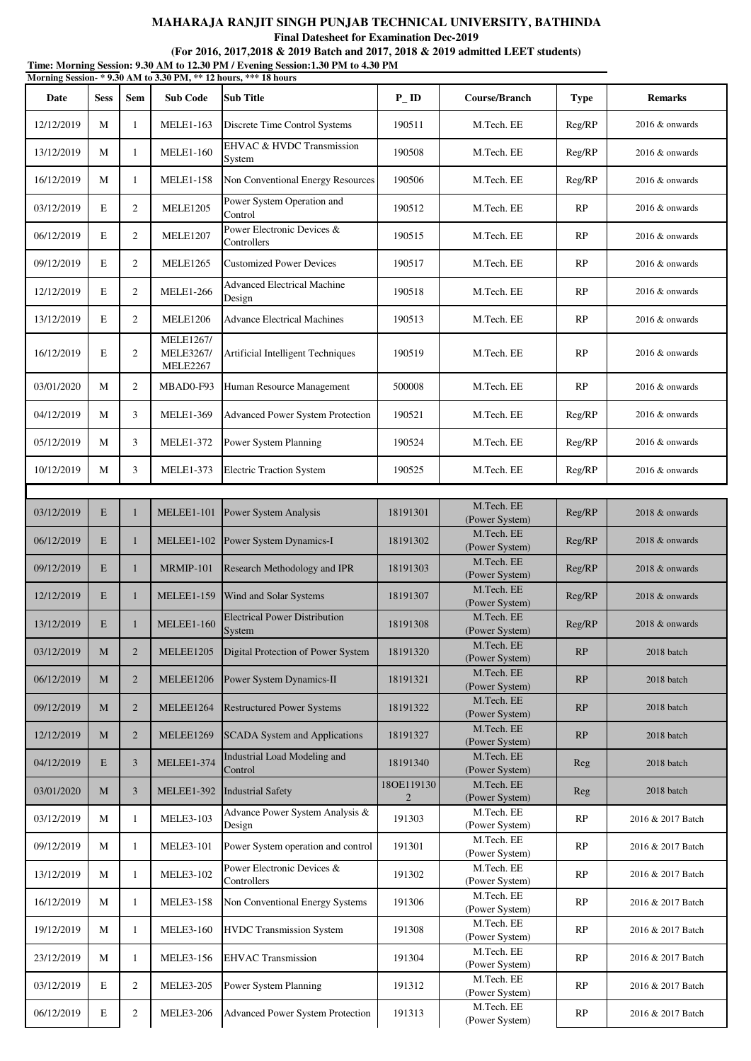**MAHARAJA RANJIT SINGH PUNJAB TECHNICAL UNIVERSITY, BATHINDA**

**Final Datesheet for Examination Dec-2019**

**(For 2016, 2017,2018 & 2019 Batch and 2017, 2018 & 2019 admitted LEET students)**

**Time: Morning Session: 9.30 AM to 12.30 PM / Evening Session:1.30 PM to 4.30 PM**

**Morning Session- * 9.30 AM to 3.30 PM, ** 12 hours, *** 18 hours**

| Date | Sess | Sem | Sub Code | Sub Title | P_ID | Course/Branch | Type | Remarks |
|---|---|---|---|---|---|---|---|---|
| 12/12/2019 | M | 1 | MELE1-163 | Discrete Time Control Systems | 190511 | M.Tech. EE | Reg/RP | 2016 & onwards |
| 13/12/2019 | M | 1 | MELE1-160 | EHVAC & HVDC Transmission System | 190508 | M.Tech. EE | Reg/RP | 2016 & onwards |
| 16/12/2019 | M | 1 | MELE1-158 | Non Conventional Energy Resources | 190506 | M.Tech. EE | Reg/RP | 2016 & onwards |
| 03/12/2019 | E | 2 | MELE1205 | Power System Operation and Control | 190512 | M.Tech. EE | RP | 2016 & onwards |
| 06/12/2019 | E | 2 | MELE1207 | Power Electronic Devices & Controllers | 190515 | M.Tech. EE | RP | 2016 & onwards |
| 09/12/2019 | E | 2 | MELE1265 | Customized Power Devices | 190517 | M.Tech. EE | RP | 2016 & onwards |
| 12/12/2019 | E | 2 | MELE1-266 | Advanced Electrical Machine Design | 190518 | M.Tech. EE | RP | 2016 & onwards |
| 13/12/2019 | E | 2 | MELE1206 | Advance Electrical Machines | 190513 | M.Tech. EE | RP | 2016 & onwards |
| 16/12/2019 | E | 2 | MELE1267/ MELE3267/ MELE2267 | Artificial Intelligent Techniques | 190519 | M.Tech. EE | RP | 2016 & onwards |
| 03/01/2020 | M | 2 | MBAD0-F93 | Human Resource Management | 500008 | M.Tech. EE | RP | 2016 & onwards |
| 04/12/2019 | M | 3 | MELE1-369 | Advanced Power System Protection | 190521 | M.Tech. EE | Reg/RP | 2016 & onwards |
| 05/12/2019 | M | 3 | MELE1-372 | Power System Planning | 190524 | M.Tech. EE | Reg/RP | 2016 & onwards |
| 10/12/2019 | M | 3 | MELE1-373 | Electric Traction System | 190525 | M.Tech. EE | Reg/RP | 2016 & onwards |
| 03/12/2019 | E | 1 | MELEE1-101 | Power System Analysis | 18191301 | M.Tech. EE (Power System) | Reg/RP | 2018 & onwards |
| 06/12/2019 | E | 1 | MELEE1-102 | Power System Dynamics-I | 18191302 | M.Tech. EE (Power System) | Reg/RP | 2018 & onwards |
| 09/12/2019 | E | 1 | MRMIP-101 | Research Methodology and IPR | 18191303 | M.Tech. EE (Power System) | Reg/RP | 2018 & onwards |
| 12/12/2019 | E | 1 | MELEE1-159 | Wind and Solar Systems | 18191307 | M.Tech. EE (Power System) | Reg/RP | 2018 & onwards |
| 13/12/2019 | E | 1 | MELEE1-160 | Electrical Power Distribution System | 18191308 | M.Tech. EE (Power System) | Reg/RP | 2018 & onwards |
| 03/12/2019 | M | 2 | MELEE1205 | Digital Protection of Power System | 18191320 | M.Tech. EE (Power System) | RP | 2018 batch |
| 06/12/2019 | M | 2 | MELEE1206 | Power System Dynamics-II | 18191321 | M.Tech. EE (Power System) | RP | 2018 batch |
| 09/12/2019 | M | 2 | MELEE1264 | Restructured Power Systems | 18191322 | M.Tech. EE (Power System) | RP | 2018 batch |
| 12/12/2019 | M | 2 | MELEE1269 | SCADA System and Applications | 18191327 | M.Tech. EE (Power System) | RP | 2018 batch |
| 04/12/2019 | E | 3 | MELEE1-374 | Industrial Load Modeling and Control | 18191340 | M.Tech. EE (Power System) | Reg | 2018 batch |
| 03/01/2020 | M | 3 | MELEE1-392 | Industrial Safety | 18OE1191302 | M.Tech. EE (Power System) | Reg | 2018 batch |
| 03/12/2019 | M | 1 | MELE3-103 | Advance Power System Analysis & Design | 191303 | M.Tech. EE (Power System) | RP | 2016 & 2017 Batch |
| 09/12/2019 | M | 1 | MELE3-101 | Power System operation and control | 191301 | M.Tech. EE (Power System) | RP | 2016 & 2017 Batch |
| 13/12/2019 | M | 1 | MELE3-102 | Power Electronic Devices & Controllers | 191302 | M.Tech. EE (Power System) | RP | 2016 & 2017 Batch |
| 16/12/2019 | M | 1 | MELE3-158 | Non Conventional Energy Systems | 191306 | M.Tech. EE (Power System) | RP | 2016 & 2017 Batch |
| 19/12/2019 | M | 1 | MELE3-160 | HVDC Transmission System | 191308 | M.Tech. EE (Power System) | RP | 2016 & 2017 Batch |
| 23/12/2019 | M | 1 | MELE3-156 | EHVAC Transmission | 191304 | M.Tech. EE (Power System) | RP | 2016 & 2017 Batch |
| 03/12/2019 | E | 2 | MELE3-205 | Power System Planning | 191312 | M.Tech. EE (Power System) | RP | 2016 & 2017 Batch |
| 06/12/2019 | E | 2 | MELE3-206 | Advanced Power System Protection | 191313 | M.Tech. EE (Power System) | RP | 2016 & 2017 Batch |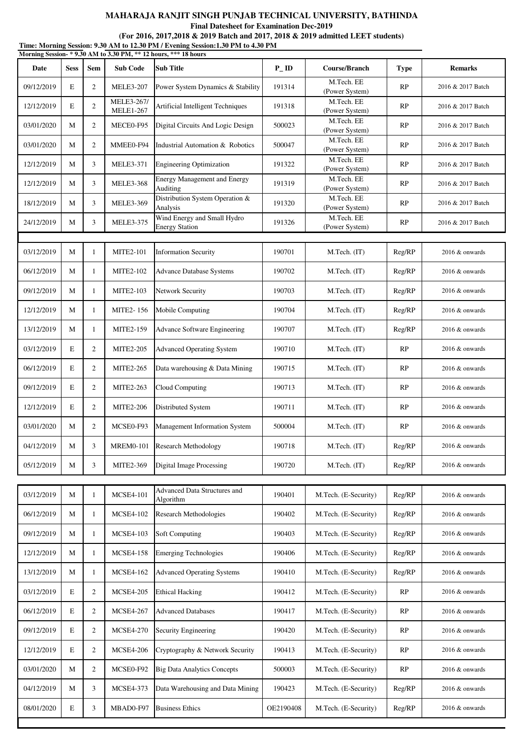**MAHARAJA RANJIT SINGH PUNJAB TECHNICAL UNIVERSITY, BATHINDA**

**Final Datesheet for Examination Dec-2019**

**(For 2016, 2017,2018 & 2019 Batch and 2017, 2018 & 2019 admitted LEET students)**

**Time: Morning Session: 9.30 AM to 12.30 PM / Evening Session:1.30 PM to 4.30 PM**

**Morning Session- * 9.30 AM to 3.30 PM, ** 12 hours, *** 18 hours**

| Date | Sess | Sem | Sub Code | Sub Title | P_ID | Course/Branch | Type | Remarks |
|---|---|---|---|---|---|---|---|---|
| 09/12/2019 | E | 2 | MELE3-207 | Power System Dynamics & Stability | 191314 | M.Tech. EE (Power System) | RP | 2016 & 2017 Batch |
| 12/12/2019 | E | 2 | MELE3-267/ MELE1-267 | Artificial Intelligent Techniques | 191318 | M.Tech. EE (Power System) | RP | 2016 & 2017 Batch |
| 03/01/2020 | M | 2 | MECE0-F95 | Digital Circuits And Logic Design | 500023 | M.Tech. EE (Power System) | RP | 2016 & 2017 Batch |
| 03/01/2020 | M | 2 | MMEE0-F94 | Industrial Automation & Robotics | 500047 | M.Tech. EE (Power System) | RP | 2016 & 2017 Batch |
| 12/12/2019 | M | 3 | MELE3-371 | Engineering Optimization | 191322 | M.Tech. EE (Power System) | RP | 2016 & 2017 Batch |
| 12/12/2019 | M | 3 | MELE3-368 | Energy Management and Energy Auditing | 191319 | M.Tech. EE (Power System) | RP | 2016 & 2017 Batch |
| 18/12/2019 | M | 3 | MELE3-369 | Distribution System Operation & Analysis | 191320 | M.Tech. EE (Power System) | RP | 2016 & 2017 Batch |
| 24/12/2019 | M | 3 | MELE3-375 | Wind Energy and Small Hydro Energy Station | 191326 | M.Tech. EE (Power System) | RP | 2016 & 2017 Batch |
| | | | | | | | | |
| 03/12/2019 | M | 1 | MITE2-101 | Information Security | 190701 | M.Tech. (IT) | Reg/RP | 2016 & onwards |
| 06/12/2019 | M | 1 | MITE2-102 | Advance Database Systems | 190702 | M.Tech. (IT) | Reg/RP | 2016 & onwards |
| 09/12/2019 | M | 1 | MITE2-103 | Network Security | 190703 | M.Tech. (IT) | Reg/RP | 2016 & onwards |
| 12/12/2019 | M | 1 | MITE2- 156 | Mobile Computing | 190704 | M.Tech. (IT) | Reg/RP | 2016 & onwards |
| 13/12/2019 | M | 1 | MITE2-159 | Advance Software Engineering | 190707 | M.Tech. (IT) | Reg/RP | 2016 & onwards |
| 03/12/2019 | E | 2 | MITE2-205 | Advanced Operating System | 190710 | M.Tech. (IT) | RP | 2016 & onwards |
| 06/12/2019 | E | 2 | MITE2-265 | Data warehousing & Data Mining | 190715 | M.Tech. (IT) | RP | 2016 & onwards |
| 09/12/2019 | E | 2 | MITE2-263 | Cloud Computing | 190713 | M.Tech. (IT) | RP | 2016 & onwards |
| 12/12/2019 | E | 2 | MITE2-206 | Distributed System | 190711 | M.Tech. (IT) | RP | 2016 & onwards |
| 03/01/2020 | M | 2 | MCSE0-F93 | Management Information System | 500004 | M.Tech. (IT) | RP | 2016 & onwards |
| 04/12/2019 | M | 3 | MREM0-101 | Research Methodology | 190718 | M.Tech. (IT) | Reg/RP | 2016 & onwards |
| 05/12/2019 | M | 3 | MITE2-369 | Digital Image Processing | 190720 | M.Tech. (IT) | Reg/RP | 2016 & onwards |
| | | | | | | | | |
| 03/12/2019 | M | 1 | MCSE4-101 | Advanced Data Structures and Algorithm | 190401 | M.Tech. (E-Security) | Reg/RP | 2016 & onwards |
| 06/12/2019 | M | 1 | MCSE4-102 | Research Methodologies | 190402 | M.Tech. (E-Security) | Reg/RP | 2016 & onwards |
| 09/12/2019 | M | 1 | MCSE4-103 | Soft Computing | 190403 | M.Tech. (E-Security) | Reg/RP | 2016 & onwards |
| 12/12/2019 | M | 1 | MCSE4-158 | Emerging Technologies | 190406 | M.Tech. (E-Security) | Reg/RP | 2016 & onwards |
| 13/12/2019 | M | 1 | MCSE4-162 | Advanced Operating Systems | 190410 | M.Tech. (E-Security) | Reg/RP | 2016 & onwards |
| 03/12/2019 | E | 2 | MCSE4-205 | Ethical Hacking | 190412 | M.Tech. (E-Security) | RP | 2016 & onwards |
| 06/12/2019 | E | 2 | MCSE4-267 | Advanced Databases | 190417 | M.Tech. (E-Security) | RP | 2016 & onwards |
| 09/12/2019 | E | 2 | MCSE4-270 | Security Engineering | 190420 | M.Tech. (E-Security) | RP | 2016 & onwards |
| 12/12/2019 | E | 2 | MCSE4-206 | Cryptography & Network Security | 190413 | M.Tech. (E-Security) | RP | 2016 & onwards |
| 03/01/2020 | M | 2 | MCSE0-F92 | Big Data Analytics Concepts | 500003 | M.Tech. (E-Security) | RP | 2016 & onwards |
| 04/12/2019 | M | 3 | MCSE4-373 | Data Warehousing and Data Mining | 190423 | M.Tech. (E-Security) | Reg/RP | 2016 & onwards |
| 08/01/2020 | E | 3 | MBAD0-F97 | Business Ethics | OE2190408 | M.Tech. (E-Security) | Reg/RP | 2016 & onwards |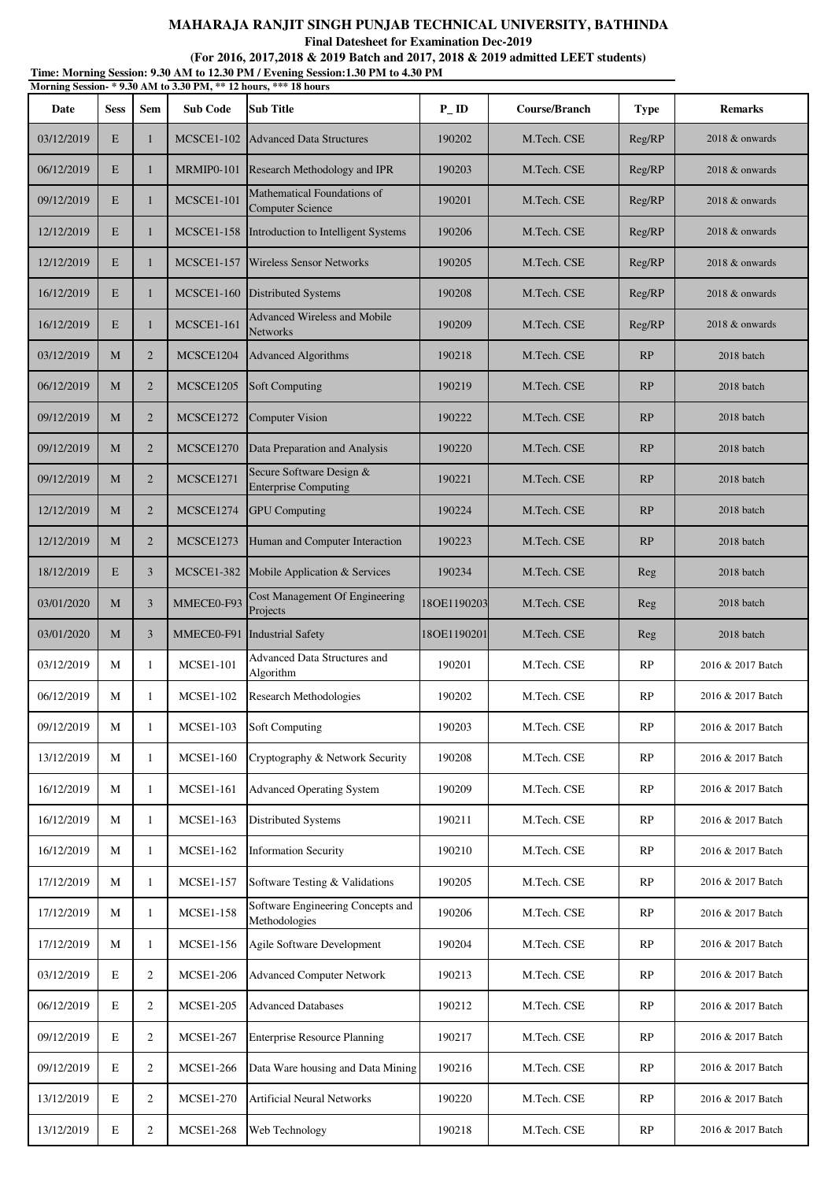**MAHARAJA RANJIT SINGH PUNJAB TECHNICAL UNIVERSITY, BATHINDA**

**Final Datesheet for Examination Dec-2019**

**(For 2016, 2017,2018 & 2019 Batch and 2017, 2018 & 2019 admitted LEET students)**

**Time: Morning Session: 9.30 AM to 12.30 PM / Evening Session:1.30 PM to 4.30 PM**

**Morning Session- * 9.30 AM to 3.30 PM, ** 12 hours, *** 18 hours**

| Date | Sess | Sem | Sub Code | Sub Title | P_ID | Course/Branch | Type | Remarks |
|---|---|---|---|---|---|---|---|---|
| 03/12/2019 | E | 1 | MCSCE1-102 | Advanced Data Structures | 190202 | M.Tech. CSE | Reg/RP | 2018 & onwards |
| 06/12/2019 | E | 1 | MRMIP0-101 | Research Methodology and IPR | 190203 | M.Tech. CSE | Reg/RP | 2018 & onwards |
| 09/12/2019 | E | 1 | MCSCE1-101 | Mathematical Foundations of Computer Science | 190201 | M.Tech. CSE | Reg/RP | 2018 & onwards |
| 12/12/2019 | E | 1 | MCSCE1-158 | Introduction to Intelligent Systems | 190206 | M.Tech. CSE | Reg/RP | 2018 & onwards |
| 12/12/2019 | E | 1 | MCSCE1-157 | Wireless Sensor Networks | 190205 | M.Tech. CSE | Reg/RP | 2018 & onwards |
| 16/12/2019 | E | 1 | MCSCE1-160 | Distributed Systems | 190208 | M.Tech. CSE | Reg/RP | 2018 & onwards |
| 16/12/2019 | E | 1 | MCSCE1-161 | Advanced Wireless and Mobile Networks | 190209 | M.Tech. CSE | Reg/RP | 2018 & onwards |
| 03/12/2019 | M | 2 | MCSCE1204 | Advanced Algorithms | 190218 | M.Tech. CSE | RP | 2018 batch |
| 06/12/2019 | M | 2 | MCSCE1205 | Soft Computing | 190219 | M.Tech. CSE | RP | 2018 batch |
| 09/12/2019 | M | 2 | MCSCE1272 | Computer Vision | 190222 | M.Tech. CSE | RP | 2018 batch |
| 09/12/2019 | M | 2 | MCSCE1270 | Data Preparation and Analysis | 190220 | M.Tech. CSE | RP | 2018 batch |
| 09/12/2019 | M | 2 | MCSCE1271 | Secure Software Design & Enterprise Computing | 190221 | M.Tech. CSE | RP | 2018 batch |
| 12/12/2019 | M | 2 | MCSCE1274 | GPU Computing | 190224 | M.Tech. CSE | RP | 2018 batch |
| 12/12/2019 | M | 2 | MCSCE1273 | Human and Computer Interaction | 190223 | M.Tech. CSE | RP | 2018 batch |
| 18/12/2019 | E | 3 | MCSCE1-382 | Mobile Application & Services | 190234 | M.Tech. CSE | Reg | 2018 batch |
| 03/01/2020 | M | 3 | MMECE0-F93 | Cost Management Of Engineering Projects | 18OE1190203 | M.Tech. CSE | Reg | 2018 batch |
| 03/01/2020 | M | 3 | MMECE0-F91 | Industrial Safety | 18OE1190201 | M.Tech. CSE | Reg | 2018 batch |
| 03/12/2019 | M | 1 | MCSE1-101 | Advanced Data Structures and Algorithm | 190201 | M.Tech. CSE | RP | 2016 & 2017 Batch |
| 06/12/2019 | M | 1 | MCSE1-102 | Research Methodologies | 190202 | M.Tech. CSE | RP | 2016 & 2017 Batch |
| 09/12/2019 | M | 1 | MCSE1-103 | Soft Computing | 190203 | M.Tech. CSE | RP | 2016 & 2017 Batch |
| 13/12/2019 | M | 1 | MCSE1-160 | Cryptography & Network Security | 190208 | M.Tech. CSE | RP | 2016 & 2017 Batch |
| 16/12/2019 | M | 1 | MCSE1-161 | Advanced Operating System | 190209 | M.Tech. CSE | RP | 2016 & 2017 Batch |
| 16/12/2019 | M | 1 | MCSE1-163 | Distributed Systems | 190211 | M.Tech. CSE | RP | 2016 & 2017 Batch |
| 16/12/2019 | M | 1 | MCSE1-162 | Information Security | 190210 | M.Tech. CSE | RP | 2016 & 2017 Batch |
| 17/12/2019 | M | 1 | MCSE1-157 | Software Testing & Validations | 190205 | M.Tech. CSE | RP | 2016 & 2017 Batch |
| 17/12/2019 | M | 1 | MCSE1-158 | Software Engineering Concepts and Methodologies | 190206 | M.Tech. CSE | RP | 2016 & 2017 Batch |
| 17/12/2019 | M | 1 | MCSE1-156 | Agile Software Development | 190204 | M.Tech. CSE | RP | 2016 & 2017 Batch |
| 03/12/2019 | E | 2 | MCSE1-206 | Advanced Computer Network | 190213 | M.Tech. CSE | RP | 2016 & 2017 Batch |
| 06/12/2019 | E | 2 | MCSE1-205 | Advanced Databases | 190212 | M.Tech. CSE | RP | 2016 & 2017 Batch |
| 09/12/2019 | E | 2 | MCSE1-267 | Enterprise Resource Planning | 190217 | M.Tech. CSE | RP | 2016 & 2017 Batch |
| 09/12/2019 | E | 2 | MCSE1-266 | Data Ware housing and Data Mining | 190216 | M.Tech. CSE | RP | 2016 & 2017 Batch |
| 13/12/2019 | E | 2 | MCSE1-270 | Artificial Neural Networks | 190220 | M.Tech. CSE | RP | 2016 & 2017 Batch |
| 13/12/2019 | E | 2 | MCSE1-268 | Web Technology | 190218 | M.Tech. CSE | RP | 2016 & 2017 Batch |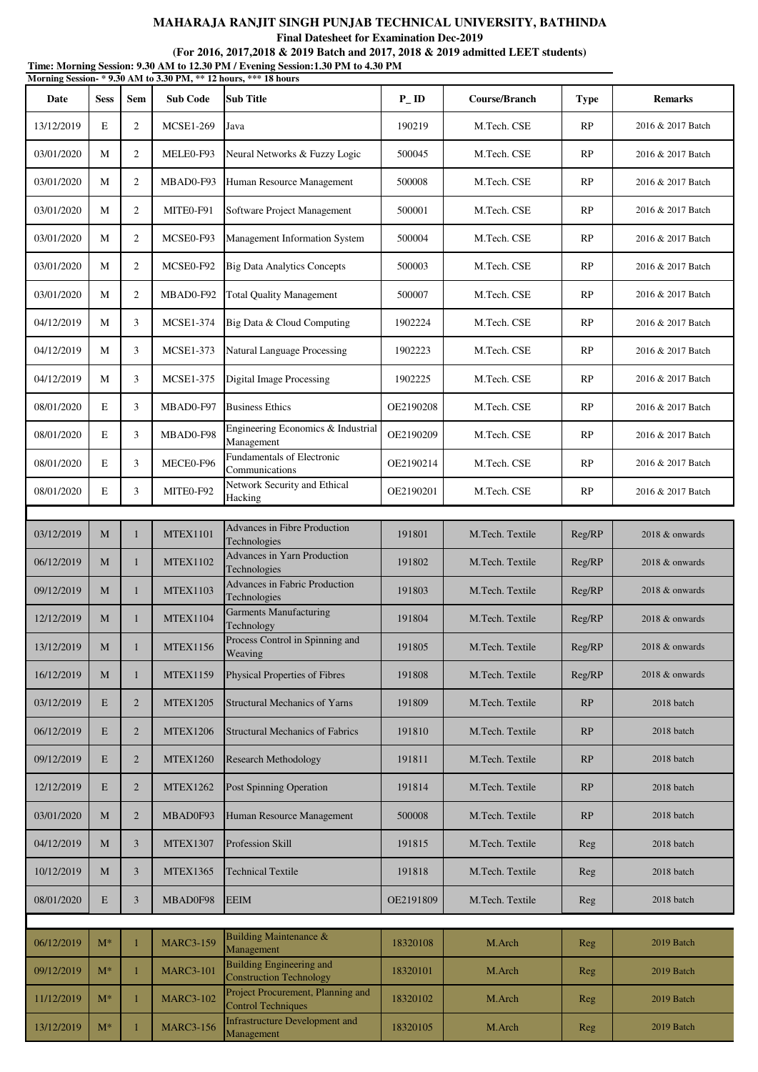**MAHARAJA RANJIT SINGH PUNJAB TECHNICAL UNIVERSITY, BATHINDA**

**Final Datesheet for Examination Dec-2019**

**(For 2016, 2017,2018 & 2019 Batch and 2017, 2018 & 2019 admitted LEET students)**

**Time: Morning Session: 9.30 AM to 12.30 PM / Evening Session:1.30 PM to 4.30 PM**

**Morning Session- * 9.30 AM to 3.30 PM, ** 12 hours, *** 18 hours**

| Date | Sess | Sem | Sub Code | Sub Title | P_ID | Course/Branch | Type | Remarks |
|---|---|---|---|---|---|---|---|---|
| 13/12/2019 | E | 2 | MCSE1-269 | Java | 190219 | M.Tech. CSE | RP | 2016 & 2017 Batch |
| 03/01/2020 | M | 2 | MELE0-F93 | Neural Networks & Fuzzy Logic | 500045 | M.Tech. CSE | RP | 2016 & 2017 Batch |
| 03/01/2020 | M | 2 | MBAD0-F93 | Human Resource Management | 500008 | M.Tech. CSE | RP | 2016 & 2017 Batch |
| 03/01/2020 | M | 2 | MITE0-F91 | Software Project Management | 500001 | M.Tech. CSE | RP | 2016 & 2017 Batch |
| 03/01/2020 | M | 2 | MCSE0-F93 | Management Information System | 500004 | M.Tech. CSE | RP | 2016 & 2017 Batch |
| 03/01/2020 | M | 2 | MCSE0-F92 | Big Data Analytics Concepts | 500003 | M.Tech. CSE | RP | 2016 & 2017 Batch |
| 03/01/2020 | M | 2 | MBAD0-F92 | Total Quality Management | 500007 | M.Tech. CSE | RP | 2016 & 2017 Batch |
| 04/12/2019 | M | 3 | MCSE1-374 | Big Data & Cloud Computing | 1902224 | M.Tech. CSE | RP | 2016 & 2017 Batch |
| 04/12/2019 | M | 3 | MCSE1-373 | Natural Language Processing | 1902223 | M.Tech. CSE | RP | 2016 & 2017 Batch |
| 04/12/2019 | M | 3 | MCSE1-375 | Digital Image Processing | 1902225 | M.Tech. CSE | RP | 2016 & 2017 Batch |
| 08/01/2020 | E | 3 | MBAD0-F97 | Business Ethics | OE2190208 | M.Tech. CSE | RP | 2016 & 2017 Batch |
| 08/01/2020 | E | 3 | MBAD0-F98 | Engineering Economics & Industrial Management | OE2190209 | M.Tech. CSE | RP | 2016 & 2017 Batch |
| 08/01/2020 | E | 3 | MECE0-F96 | Fundamentals of Electronic Communications | OE2190214 | M.Tech. CSE | RP | 2016 & 2017 Batch |
| 08/01/2020 | E | 3 | MITE0-F92 | Network Security and Ethical Hacking | OE2190201 | M.Tech. CSE | RP | 2016 & 2017 Batch |
| | | | | | | | | |
| 03/12/2019 | M | 1 | MTEX1101 | Advances in Fibre Production Technologies | 191801 | M.Tech. Textile | Reg/RP | 2018 & onwards |
| 06/12/2019 | M | 1 | MTEX1102 | Advances in Yarn Production Technologies | 191802 | M.Tech. Textile | Reg/RP | 2018 & onwards |
| 09/12/2019 | M | 1 | MTEX1103 | Advances in Fabric Production Technologies | 191803 | M.Tech. Textile | Reg/RP | 2018 & onwards |
| 12/12/2019 | M | 1 | MTEX1104 | Garments Manufacturing Technology | 191804 | M.Tech. Textile | Reg/RP | 2018 & onwards |
| 13/12/2019 | M | 1 | MTEX1156 | Process Control in Spinning and Weaving | 191805 | M.Tech. Textile | Reg/RP | 2018 & onwards |
| 16/12/2019 | M | 1 | MTEX1159 | Physical Properties of Fibres | 191808 | M.Tech. Textile | Reg/RP | 2018 & onwards |
| 03/12/2019 | E | 2 | MTEX1205 | Structural Mechanics of Yarns | 191809 | M.Tech. Textile | RP | 2018 batch |
| 06/12/2019 | E | 2 | MTEX1206 | Structural Mechanics of Fabrics | 191810 | M.Tech. Textile | RP | 2018 batch |
| 09/12/2019 | E | 2 | MTEX1260 | Research Methodology | 191811 | M.Tech. Textile | RP | 2018 batch |
| 12/12/2019 | E | 2 | MTEX1262 | Post Spinning Operation | 191814 | M.Tech. Textile | RP | 2018 batch |
| 03/01/2020 | M | 2 | MBAD0F93 | Human Resource Management | 500008 | M.Tech. Textile | RP | 2018 batch |
| 04/12/2019 | M | 3 | MTEX1307 | Profession Skill | 191815 | M.Tech. Textile | Reg | 2018 batch |
| 10/12/2019 | M | 3 | MTEX1365 | Technical Textile | 191818 | M.Tech. Textile | Reg | 2018 batch |
| 08/01/2020 | E | 3 | MBAD0F98 | EEIM | OE2191809 | M.Tech. Textile | Reg | 2018 batch |
| | | | | | | | | |
| 06/12/2019 | M* | 1 | MARC3-159 | Building Maintenance & Management | 18320108 | M.Arch | Reg | 2019 Batch |
| 09/12/2019 | M* | 1 | MARC3-101 | Building Engineering and Construction Technology | 18320101 | M.Arch | Reg | 2019 Batch |
| 11/12/2019 | M* | 1 | MARC3-102 | Project Procurement, Planning and Control Techniques | 18320102 | M.Arch | Reg | 2019 Batch |
| 13/12/2019 | M* | 1 | MARC3-156 | Infrastructure Development and Management | 18320105 | M.Arch | Reg | 2019 Batch |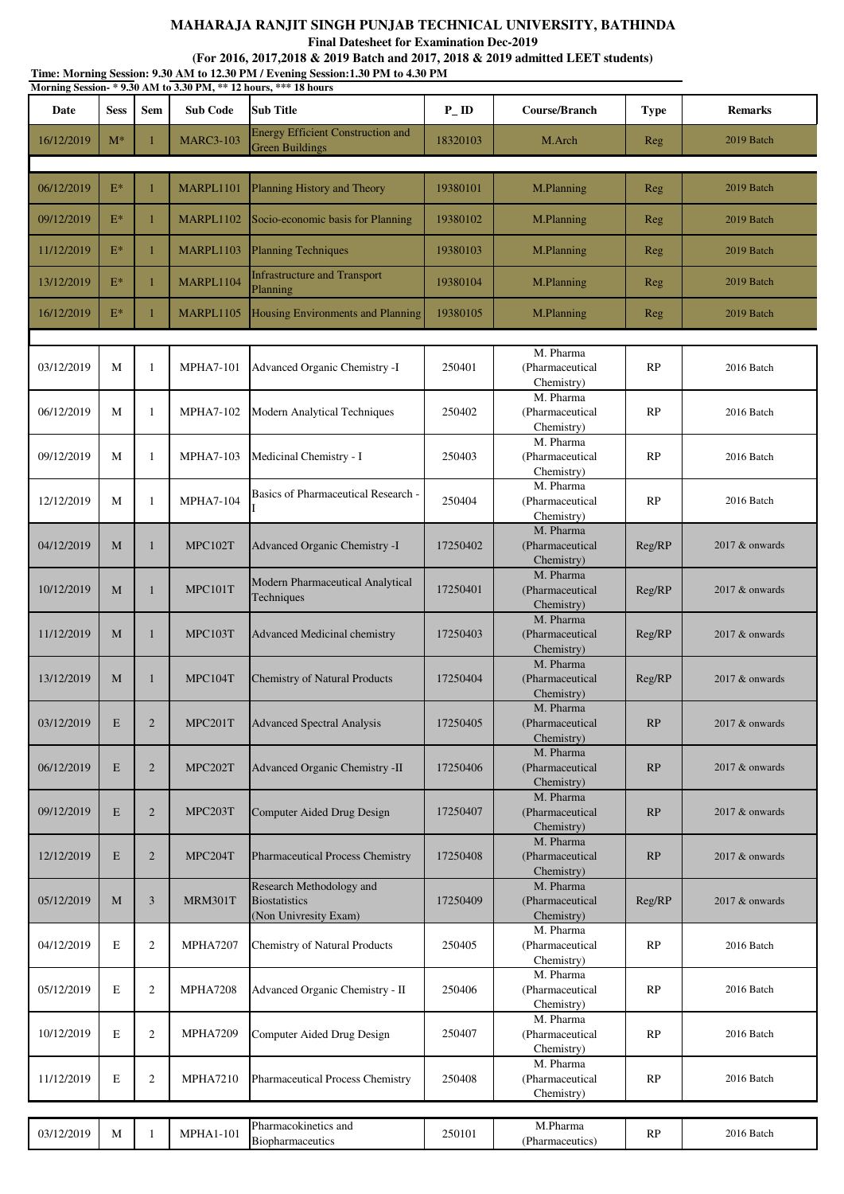# MAHARAJA RANJIT SINGH PUNJAB TECHNICAL UNIVERSITY, BATHINDA

**Final Datesheet for Examination Dec-2019**

**(For 2016, 2017,2018 & 2019 Batch and 2017, 2018 & 2019 admitted LEET students)**

**Time: Morning Session: 9.30 AM to 12.30 PM / Evening Session:1.30 PM to 4.30 PM**

**Morning Session- * 9.30 AM to 3.30 PM, ** 12 hours, *** 18 hours**

| Date | Sess | Sem | Sub Code | Sub Title | P_ID | Course/Branch | Type | Remarks |
|---|---|---|---|---|---|---|---|---|
| 16/12/2019 | M* | 1 | MARC3-103 | Energy Efficient Construction and Green Buildings | 18320103 | M.Arch | Reg | 2019 Batch |
| 06/12/2019 | E* | 1 | MARPL1101 | Planning History and Theory | 19380101 | M.Planning | Reg | 2019 Batch |
| 09/12/2019 | E* | 1 | MARPL1102 | Socio-economic basis for Planning | 19380102 | M.Planning | Reg | 2019 Batch |
| 11/12/2019 | E* | 1 | MARPL1103 | Planning Techniques | 19380103 | M.Planning | Reg | 2019 Batch |
| 13/12/2019 | E* | 1 | MARPL1104 | Infrastructure and Transport Planning | 19380104 | M.Planning | Reg | 2019 Batch |
| 16/12/2019 | E* | 1 | MARPL1105 | Housing Environments and Planning | 19380105 | M.Planning | Reg | 2019 Batch |
| 03/12/2019 | M | 1 | MPHA7-101 | Advanced Organic Chemistry -I | 250401 | M. Pharma (Pharmaceutical Chemistry) | RP | 2016 Batch |
| 06/12/2019 | M | 1 | MPHA7-102 | Modern Analytical Techniques | 250402 | M. Pharma (Pharmaceutical Chemistry) | RP | 2016 Batch |
| 09/12/2019 | M | 1 | MPHA7-103 | Medicinal Chemistry - I | 250403 | M. Pharma (Pharmaceutical Chemistry) | RP | 2016 Batch |
| 12/12/2019 | M | 1 | MPHA7-104 | Basics of Pharmaceutical Research - I | 250404 | M. Pharma (Pharmaceutical Chemistry) | RP | 2016 Batch |
| 04/12/2019 | M | 1 | MPC102T | Advanced Organic Chemistry -I | 17250402 | M. Pharma (Pharmaceutical Chemistry) | Reg/RP | 2017 & onwards |
| 10/12/2019 | M | 1 | MPC101T | Modern Pharmaceutical Analytical Techniques | 17250401 | M. Pharma (Pharmaceutical Chemistry) | Reg/RP | 2017 & onwards |
| 11/12/2019 | M | 1 | MPC103T | Advanced Medicinal chemistry | 17250403 | M. Pharma (Pharmaceutical Chemistry) | Reg/RP | 2017 & onwards |
| 13/12/2019 | M | 1 | MPC104T | Chemistry of Natural Products | 17250404 | M. Pharma (Pharmaceutical Chemistry) | Reg/RP | 2017 & onwards |
| 03/12/2019 | E | 2 | MPC201T | Advanced Spectral Analysis | 17250405 | M. Pharma (Pharmaceutical Chemistry) | RP | 2017 & onwards |
| 06/12/2019 | E | 2 | MPC202T | Advanced Organic Chemistry -II | 17250406 | M. Pharma (Pharmaceutical Chemistry) | RP | 2017 & onwards |
| 09/12/2019 | E | 2 | MPC203T | Computer Aided Drug Design | 17250407 | M. Pharma (Pharmaceutical Chemistry) | RP | 2017 & onwards |
| 12/12/2019 | E | 2 | MPC204T | Pharmaceutical Process Chemistry | 17250408 | M. Pharma (Pharmaceutical Chemistry) | RP | 2017 & onwards |
| 05/12/2019 | M | 3 | MRM301T | Research Methodology and Biostatistics (Non Univresity Exam) | 17250409 | M. Pharma (Pharmaceutical Chemistry) | Reg/RP | 2017 & onwards |
| 04/12/2019 | E | 2 | MPHA7207 | Chemistry of Natural Products | 250405 | M. Pharma (Pharmaceutical Chemistry) | RP | 2016 Batch |
| 05/12/2019 | E | 2 | MPHA7208 | Advanced Organic Chemistry - II | 250406 | M. Pharma (Pharmaceutical Chemistry) | RP | 2016 Batch |
| 10/12/2019 | E | 2 | MPHA7209 | Computer Aided Drug Design | 250407 | M. Pharma (Pharmaceutical Chemistry) | RP | 2016 Batch |
| 11/12/2019 | E | 2 | MPHA7210 | Pharmaceutical Process Chemistry | 250408 | M. Pharma (Pharmaceutical Chemistry) | RP | 2016 Batch |
| 03/12/2019 | M | 1 | MPHA1-101 | Pharmacokinetics and Biopharmaceutics | 250101 | M.Pharma (Pharmaceutics) | RP | 2016 Batch |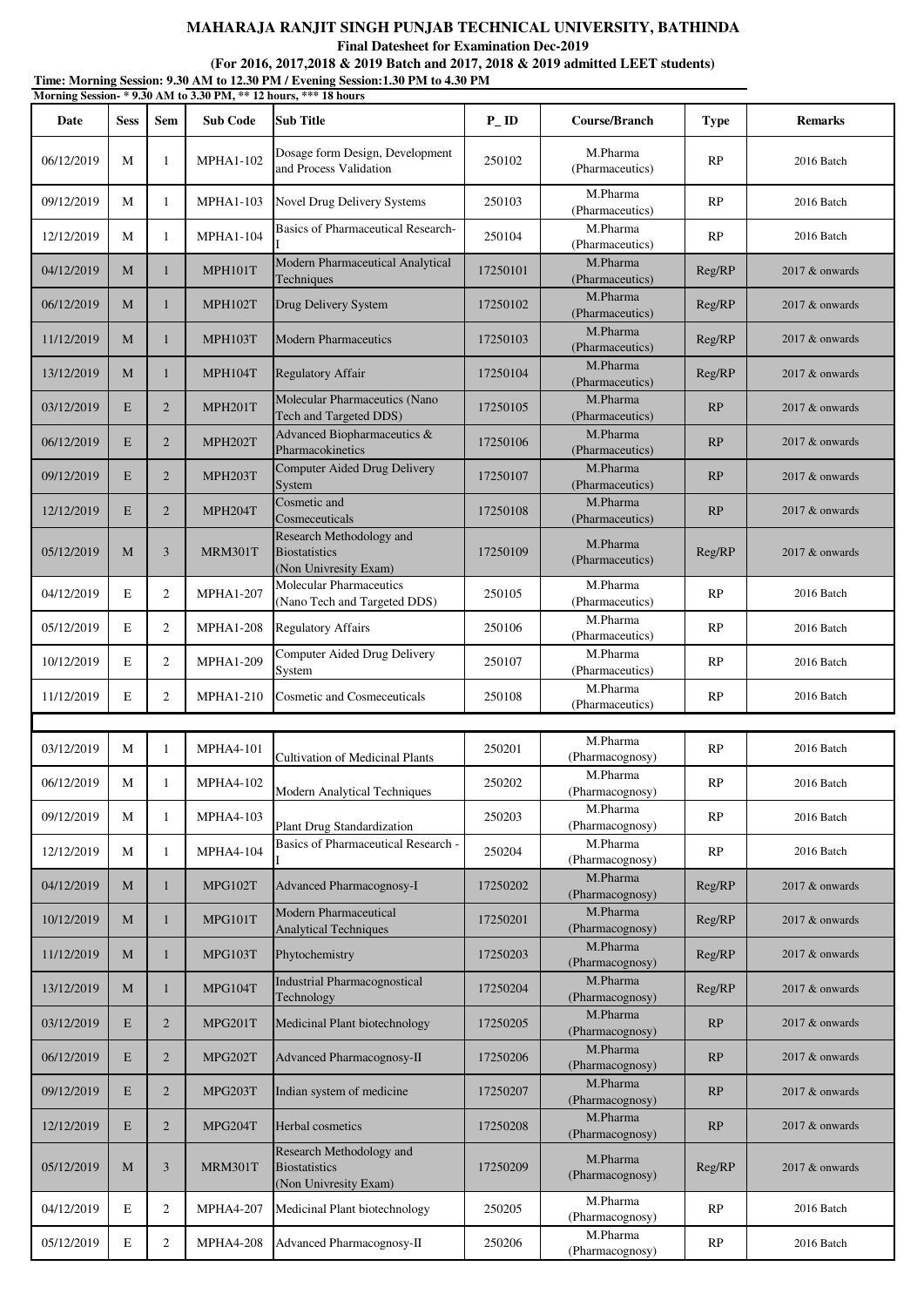# MAHARAJA RANJIT SINGH PUNJAB TECHNICAL UNIVERSITY, BATHINDA

**Final Datesheet for Examination Dec-2019**

**(For 2016, 2017,2018 & 2019 Batch and 2017, 2018 & 2019 admitted LEET students)**

**Time: Morning Session: 9.30 AM to 12.30 PM / Evening Session:1.30 PM to 4.30 PM**

**Morning Session- * 9.30 AM to 3.30 PM, ** 12 hours, *** 18 hours**

| Date | Sess | Sem | Sub Code | Sub Title | P_ID | Course/Branch | Type | Remarks |
|---|---|---|---|---|---|---|---|---|
| 06/12/2019 | M | 1 | MPHA1-102 | Dosage form Design, Development and Process Validation | 250102 | M.Pharma (Pharmaceutics) | RP | 2016 Batch |
| 09/12/2019 | M | 1 | MPHA1-103 | Novel Drug Delivery Systems | 250103 | M.Pharma (Pharmaceutics) | RP | 2016 Batch |
| 12/12/2019 | M | 1 | MPHA1-104 | Basics of Pharmaceutical Research-I | 250104 | M.Pharma (Pharmaceutics) | RP | 2016 Batch |
| 04/12/2019 | M | 1 | MPH101T | Modern Pharmaceutical Analytical Techniques | 17250101 | M.Pharma (Pharmaceutics) | Reg/RP | 2017 & onwards |
| 06/12/2019 | M | 1 | MPH102T | Drug Delivery System | 17250102 | M.Pharma (Pharmaceutics) | Reg/RP | 2017 & onwards |
| 11/12/2019 | M | 1 | MPH103T | Modern Pharmaceutics | 17250103 | M.Pharma (Pharmaceutics) | Reg/RP | 2017 & onwards |
| 13/12/2019 | M | 1 | MPH104T | Regulatory Affair | 17250104 | M.Pharma (Pharmaceutics) | Reg/RP | 2017 & onwards |
| 03/12/2019 | E | 2 | MPH201T | Molecular Pharmaceutics (Nano Tech and Targeted DDS) | 17250105 | M.Pharma (Pharmaceutics) | RP | 2017 & onwards |
| 06/12/2019 | E | 2 | MPH202T | Advanced Biopharmaceutics & Pharmacokinetics | 17250106 | M.Pharma (Pharmaceutics) | RP | 2017 & onwards |
| 09/12/2019 | E | 2 | MPH203T | Computer Aided Drug Delivery System | 17250107 | M.Pharma (Pharmaceutics) | RP | 2017 & onwards |
| 12/12/2019 | E | 2 | MPH204T | Cosmetic and Cosmeceuticals | 17250108 | M.Pharma (Pharmaceutics) | RP | 2017 & onwards |
| 05/12/2019 | M | 3 | MRM301T | Research Methodology and Biostatistics (Non Univresity Exam) | 17250109 | M.Pharma (Pharmaceutics) | Reg/RP | 2017 & onwards |
| 04/12/2019 | E | 2 | MPHA1-207 | Molecular Pharmaceutics (Nano Tech and Targeted DDS) | 250105 | M.Pharma (Pharmaceutics) | RP | 2016 Batch |
| 05/12/2019 | E | 2 | MPHA1-208 | Regulatory Affairs | 250106 | M.Pharma (Pharmaceutics) | RP | 2016 Batch |
| 10/12/2019 | E | 2 | MPHA1-209 | Computer Aided Drug Delivery System | 250107 | M.Pharma (Pharmaceutics) | RP | 2016 Batch |
| 11/12/2019 | E | 2 | MPHA1-210 | Cosmetic and Cosmeceuticals | 250108 | M.Pharma (Pharmaceutics) | RP | 2016 Batch |
| | | | | | | | | |
| 03/12/2019 | M | 1 | MPHA4-101 | Cultivation of Medicinal Plants | 250201 | M.Pharma (Pharmacognosy) | RP | 2016 Batch |
| 06/12/2019 | M | 1 | MPHA4-102 | Modern Analytical Techniques | 250202 | M.Pharma (Pharmacognosy) | RP | 2016 Batch |
| 09/12/2019 | M | 1 | MPHA4-103 | Plant Drug Standardization | 250203 | M.Pharma (Pharmacognosy) | RP | 2016 Batch |
| 12/12/2019 | M | 1 | MPHA4-104 | Basics of Pharmaceutical Research - I | 250204 | M.Pharma (Pharmacognosy) | RP | 2016 Batch |
| 04/12/2019 | M | 1 | MPG102T | Advanced Pharmacognosy-I | 17250202 | M.Pharma (Pharmacognosy) | Reg/RP | 2017 & onwards |
| 10/12/2019 | M | 1 | MPG101T | Modern Pharmaceutical Analytical Techniques | 17250201 | M.Pharma (Pharmacognosy) | Reg/RP | 2017 & onwards |
| 11/12/2019 | M | 1 | MPG103T | Phytochemistry | 17250203 | M.Pharma (Pharmacognosy) | Reg/RP | 2017 & onwards |
| 13/12/2019 | M | 1 | MPG104T | Industrial Pharmacognostical Technology | 17250204 | M.Pharma (Pharmacognosy) | Reg/RP | 2017 & onwards |
| 03/12/2019 | E | 2 | MPG201T | Medicinal Plant biotechnology | 17250205 | M.Pharma (Pharmacognosy) | RP | 2017 & onwards |
| 06/12/2019 | E | 2 | MPG202T | Advanced Pharmacognosy-II | 17250206 | M.Pharma (Pharmacognosy) | RP | 2017 & onwards |
| 09/12/2019 | E | 2 | MPG203T | Indian system of medicine | 17250207 | M.Pharma (Pharmacognosy) | RP | 2017 & onwards |
| 12/12/2019 | E | 2 | MPG204T | Herbal cosmetics | 17250208 | M.Pharma (Pharmacognosy) | RP | 2017 & onwards |
| 05/12/2019 | M | 3 | MRM301T | Research Methodology and Biostatistics (Non Univresity Exam) | 17250209 | M.Pharma (Pharmacognosy) | Reg/RP | 2017 & onwards |
| 04/12/2019 | E | 2 | MPHA4-207 | Medicinal Plant biotechnology | 250205 | M.Pharma (Pharmacognosy) | RP | 2016 Batch |
| 05/12/2019 | E | 2 | MPHA4-208 | Advanced Pharmacognosy-II | 250206 | M.Pharma (Pharmacognosy) | RP | 2016 Batch |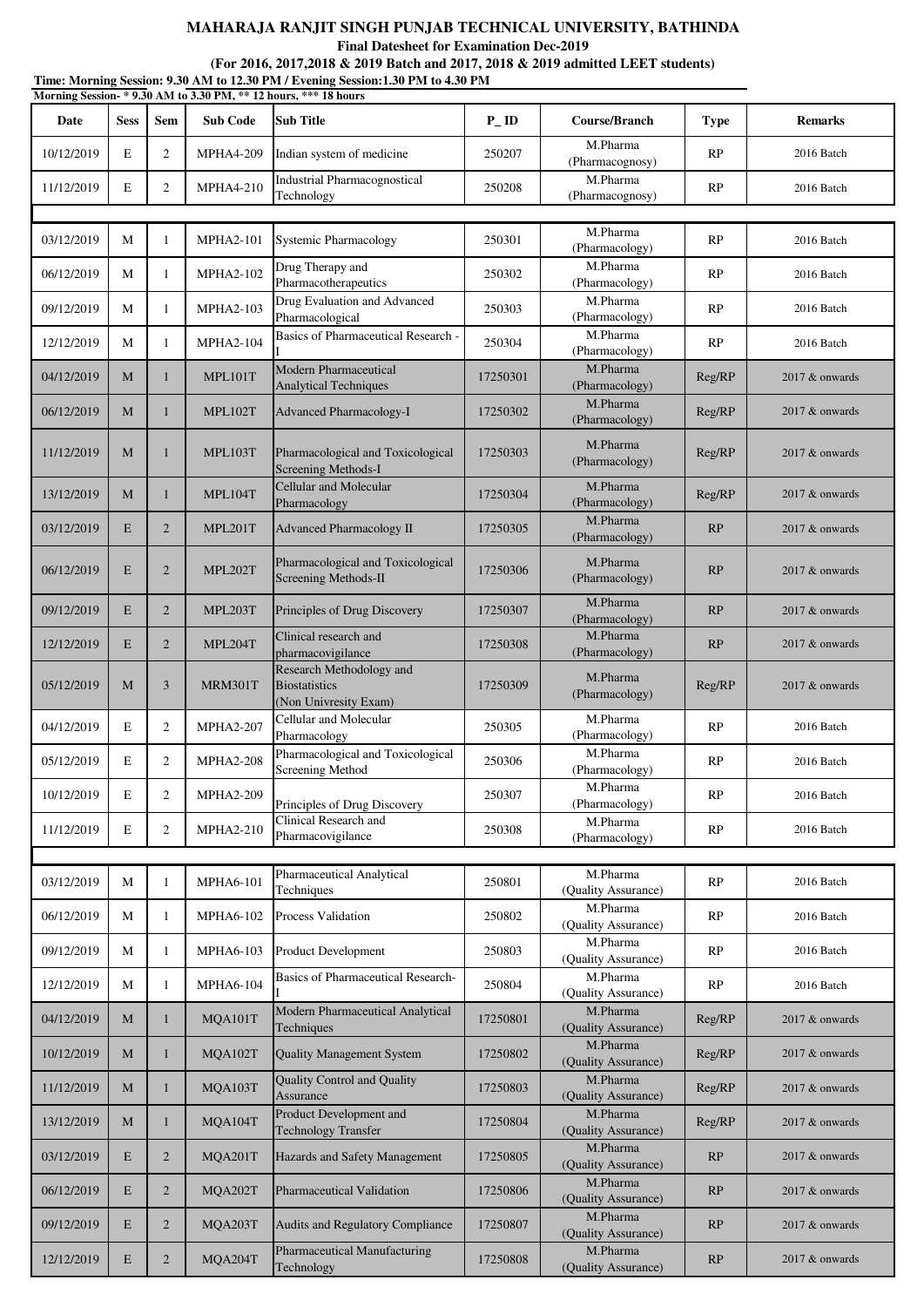**MAHARAJA RANJIT SINGH PUNJAB TECHNICAL UNIVERSITY, BATHINDA**

**Final Datesheet for Examination Dec-2019**

**(For 2016, 2017,2018 & 2019 Batch and 2017, 2018 & 2019 admitted LEET students)**

**Time: Morning Session: 9.30 AM to 12.30 PM / Evening Session:1.30 PM to 4.30 PM**

**Morning Session- * 9.30 AM to 3.30 PM, ** 12 hours, *** 18 hours**

| Date | Sess | Sem | Sub Code | Sub Title | P_ID | Course/Branch | Type | Remarks |
|---|---|---|---|---|---|---|---|---|
| 10/12/2019 | E | 2 | MPHA4-209 | Indian system of medicine | 250207 | M.Pharma (Pharmacognosy) | RP | 2016 Batch |
| 11/12/2019 | E | 2 | MPHA4-210 | Industrial Pharmacognostical Technology | 250208 | M.Pharma (Pharmacognosy) | RP | 2016 Batch |
| | | | | | | | | |
| 03/12/2019 | M | 1 | MPHA2-101 | Systemic Pharmacology | 250301 | M.Pharma (Pharmacology) | RP | 2016 Batch |
| 06/12/2019 | M | 1 | MPHA2-102 | Drug Therapy and Pharmacotherapeutics | 250302 | M.Pharma (Pharmacology) | RP | 2016 Batch |
| 09/12/2019 | M | 1 | MPHA2-103 | Drug Evaluation and Advanced Pharmacological | 250303 | M.Pharma (Pharmacology) | RP | 2016 Batch |
| 12/12/2019 | M | 1 | MPHA2-104 | Basics of Pharmaceutical Research - I | 250304 | M.Pharma (Pharmacology) | RP | 2016 Batch |
| 04/12/2019 | M | 1 | MPL101T | Modern Pharmaceutical Analytical Techniques | 17250301 | M.Pharma (Pharmacology) | Reg/RP | 2017 & onwards |
| 06/12/2019 | M | 1 | MPL102T | Advanced Pharmacology-I | 17250302 | M.Pharma (Pharmacology) | Reg/RP | 2017 & onwards |
| 11/12/2019 | M | 1 | MPL103T | Pharmacological and Toxicological Screening Methods-I | 17250303 | M.Pharma (Pharmacology) | Reg/RP | 2017 & onwards |
| 13/12/2019 | M | 1 | MPL104T | Cellular and Molecular Pharmacology | 17250304 | M.Pharma (Pharmacology) | Reg/RP | 2017 & onwards |
| 03/12/2019 | E | 2 | MPL201T | Advanced Pharmacology II | 17250305 | M.Pharma (Pharmacology) | RP | 2017 & onwards |
| 06/12/2019 | E | 2 | MPL202T | Pharmacological and Toxicological Screening Methods-II | 17250306 | M.Pharma (Pharmacology) | RP | 2017 & onwards |
| 09/12/2019 | E | 2 | MPL203T | Principles of Drug Discovery | 17250307 | M.Pharma (Pharmacology) | RP | 2017 & onwards |
| 12/12/2019 | E | 2 | MPL204T | Clinical research and pharmacovigilance | 17250308 | M.Pharma (Pharmacology) | RP | 2017 & onwards |
| 05/12/2019 | M | 3 | MRM301T | Research Methodology and Biostatistics (Non Univresity Exam) | 17250309 | M.Pharma (Pharmacology) | Reg/RP | 2017 & onwards |
| 04/12/2019 | E | 2 | MPHA2-207 | Cellular and Molecular Pharmacology | 250305 | M.Pharma (Pharmacology) | RP | 2016 Batch |
| 05/12/2019 | E | 2 | MPHA2-208 | Pharmacological and Toxicological Screening Method | 250306 | M.Pharma (Pharmacology) | RP | 2016 Batch |
| 10/12/2019 | E | 2 | MPHA2-209 | Principles of Drug Discovery | 250307 | M.Pharma (Pharmacology) | RP | 2016 Batch |
| 11/12/2019 | E | 2 | MPHA2-210 | Clinical Research and Pharmacovigilance | 250308 | M.Pharma (Pharmacology) | RP | 2016 Batch |
| | | | | | | | | |
| 03/12/2019 | M | 1 | MPHA6-101 | Pharmaceutical Analytical Techniques | 250801 | M.Pharma (Quality Assurance) | RP | 2016 Batch |
| 06/12/2019 | M | 1 | MPHA6-102 | Process Validation | 250802 | M.Pharma (Quality Assurance) | RP | 2016 Batch |
| 09/12/2019 | M | 1 | MPHA6-103 | Product Development | 250803 | M.Pharma (Quality Assurance) | RP | 2016 Batch |
| 12/12/2019 | M | 1 | MPHA6-104 | Basics of Pharmaceutical Research-I | 250804 | M.Pharma (Quality Assurance) | RP | 2016 Batch |
| 04/12/2019 | M | 1 | MQA101T | Modern Pharmaceutical Analytical Techniques | 17250801 | M.Pharma (Quality Assurance) | Reg/RP | 2017 & onwards |
| 10/12/2019 | M | 1 | MQA102T | Quality Management System | 17250802 | M.Pharma (Quality Assurance) | Reg/RP | 2017 & onwards |
| 11/12/2019 | M | 1 | MQA103T | Quality Control and Quality Assurance | 17250803 | M.Pharma (Quality Assurance) | Reg/RP | 2017 & onwards |
| 13/12/2019 | M | 1 | MQA104T | Product Development and Technology Transfer | 17250804 | M.Pharma (Quality Assurance) | Reg/RP | 2017 & onwards |
| 03/12/2019 | E | 2 | MQA201T | Hazards and Safety Management | 17250805 | M.Pharma (Quality Assurance) | RP | 2017 & onwards |
| 06/12/2019 | E | 2 | MQA202T | Pharmaceutical Validation | 17250806 | M.Pharma (Quality Assurance) | RP | 2017 & onwards |
| 09/12/2019 | E | 2 | MQA203T | Audits and Regulatory Compliance | 17250807 | M.Pharma (Quality Assurance) | RP | 2017 & onwards |
| 12/12/2019 | E | 2 | MQA204T | Pharmaceutical Manufacturing Technology | 17250808 | M.Pharma (Quality Assurance) | RP | 2017 & onwards |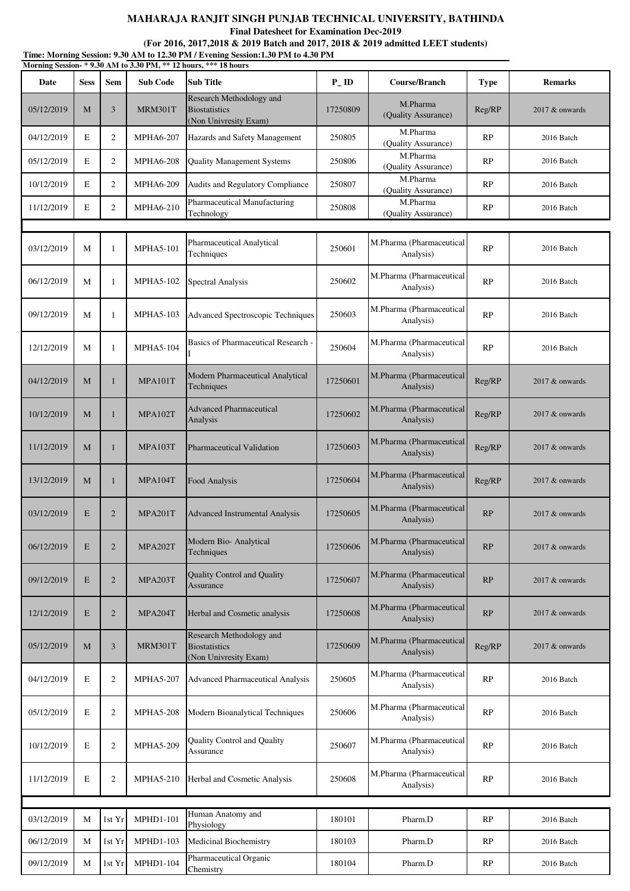**MAHARAJA RANJIT SINGH PUNJAB TECHNICAL UNIVERSITY, BATHINDA**

**Final Datesheet for Examination Dec-2019**

**(For 2016, 2017,2018 & 2019 Batch and 2017, 2018 & 2019 admitted LEET students)**

**Time: Morning Session: 9.30 AM to 12.30 PM / Evening Session:1.30 PM to 4.30 PM**

**Morning Session- * 9.30 AM to 3.30 PM, ** 12 hours, *** 18 hours**

| Date | Sess | Sem | Sub Code | Sub Title | P_ID | Course/Branch | Type | Remarks |
|---|---|---|---|---|---|---|---|---|
| 05/12/2019 | M | 3 | MRM301T | Research Methodology and Biostatistics (Non Univresity Exam) | 17250809 | M.Pharma (Quality Assurance) | Reg/RP | 2017 & onwards |
| 04/12/2019 | E | 2 | MPHA6-207 | Hazards and Safety Management | 250805 | M.Pharma (Quality Assurance) | RP | 2016 Batch |
| 05/12/2019 | E | 2 | MPHA6-208 | Quality Management Systems | 250806 | M.Pharma (Quality Assurance) | RP | 2016 Batch |
| 10/12/2019 | E | 2 | MPHA6-209 | Audits and Regulatory Compliance | 250807 | M.Pharma (Quality Assurance) | RP | 2016 Batch |
| 11/12/2019 | E | 2 | MPHA6-210 | Pharmaceutical Manufacturing Technology | 250808 | M.Pharma (Quality Assurance) | RP | 2016 Batch |
| | | | | | | | | |
| 03/12/2019 | M | 1 | MPHA5-101 | Pharmaceutical Analytical Techniques | 250601 | M.Pharma (Pharmaceutical Analysis) | RP | 2016 Batch |
| 06/12/2019 | M | 1 | MPHA5-102 | Spectral Analysis | 250602 | M.Pharma (Pharmaceutical Analysis) | RP | 2016 Batch |
| 09/12/2019 | M | 1 | MPHA5-103 | Advanced Spectroscopic Techniques | 250603 | M.Pharma (Pharmaceutical Analysis) | RP | 2016 Batch |
| 12/12/2019 | M | 1 | MPHA5-104 | Basics of Pharmaceutical Research - I | 250604 | M.Pharma (Pharmaceutical Analysis) | RP | 2016 Batch |
| 04/12/2019 | M | 1 | MPA101T | Modern Pharmaceutical Analytical Techniques | 17250601 | M.Pharma (Pharmaceutical Analysis) | Reg/RP | 2017 & onwards |
| 10/12/2019 | M | 1 | MPA102T | Advanced Pharmaceutical Analysis | 17250602 | M.Pharma (Pharmaceutical Analysis) | Reg/RP | 2017 & onwards |
| 11/12/2019 | M | 1 | MPA103T | Pharmaceutical Validation | 17250603 | M.Pharma (Pharmaceutical Analysis) | Reg/RP | 2017 & onwards |
| 13/12/2019 | M | 1 | MPA104T | Food Analysis | 17250604 | M.Pharma (Pharmaceutical Analysis) | Reg/RP | 2017 & onwards |
| 03/12/2019 | E | 2 | MPA201T | Advanced Instrumental Analysis | 17250605 | M.Pharma (Pharmaceutical Analysis) | RP | 2017 & onwards |
| 06/12/2019 | E | 2 | MPA202T | Modern Bio- Analytical Techniques | 17250606 | M.Pharma (Pharmaceutical Analysis) | RP | 2017 & onwards |
| 09/12/2019 | E | 2 | MPA203T | Quality Control and Quality Assurance | 17250607 | M.Pharma (Pharmaceutical Analysis) | RP | 2017 & onwards |
| 12/12/2019 | E | 2 | MPA204T | Herbal and Cosmetic analysis | 17250608 | M.Pharma (Pharmaceutical Analysis) | RP | 2017 & onwards |
| 05/12/2019 | M | 3 | MRM301T | Research Methodology and Biostatistics (Non Univresity Exam) | 17250609 | M.Pharma (Pharmaceutical Analysis) | Reg/RP | 2017 & onwards |
| 04/12/2019 | E | 2 | MPHA5-207 | Advanced Pharmaceutical Analysis | 250605 | M.Pharma (Pharmaceutical Analysis) | RP | 2016 Batch |
| 05/12/2019 | E | 2 | MPHA5-208 | Modern Bioanalytical Techniques | 250606 | M.Pharma (Pharmaceutical Analysis) | RP | 2016 Batch |
| 10/12/2019 | E | 2 | MPHA5-209 | Quality Control and Quality Assurance | 250607 | M.Pharma (Pharmaceutical Analysis) | RP | 2016 Batch |
| 11/12/2019 | E | 2 | MPHA5-210 | Herbal and Cosmetic Analysis | 250608 | M.Pharma (Pharmaceutical Analysis) | RP | 2016 Batch |
| | | | | | | | | |
| 03/12/2019 | M | 1st Yr | MPHD1-101 | Human Anatomy and Physiology | 180101 | Pharm.D | RP | 2016 Batch |
| 06/12/2019 | M | 1st Yr | MPHD1-103 | Medicinal Biochemistry | 180103 | Pharm.D | RP | 2016 Batch |
| 09/12/2019 | M | 1st Yr | MPHD1-104 | Pharmaceutical Organic Chemistry | 180104 | Pharm.D | RP | 2016 Batch |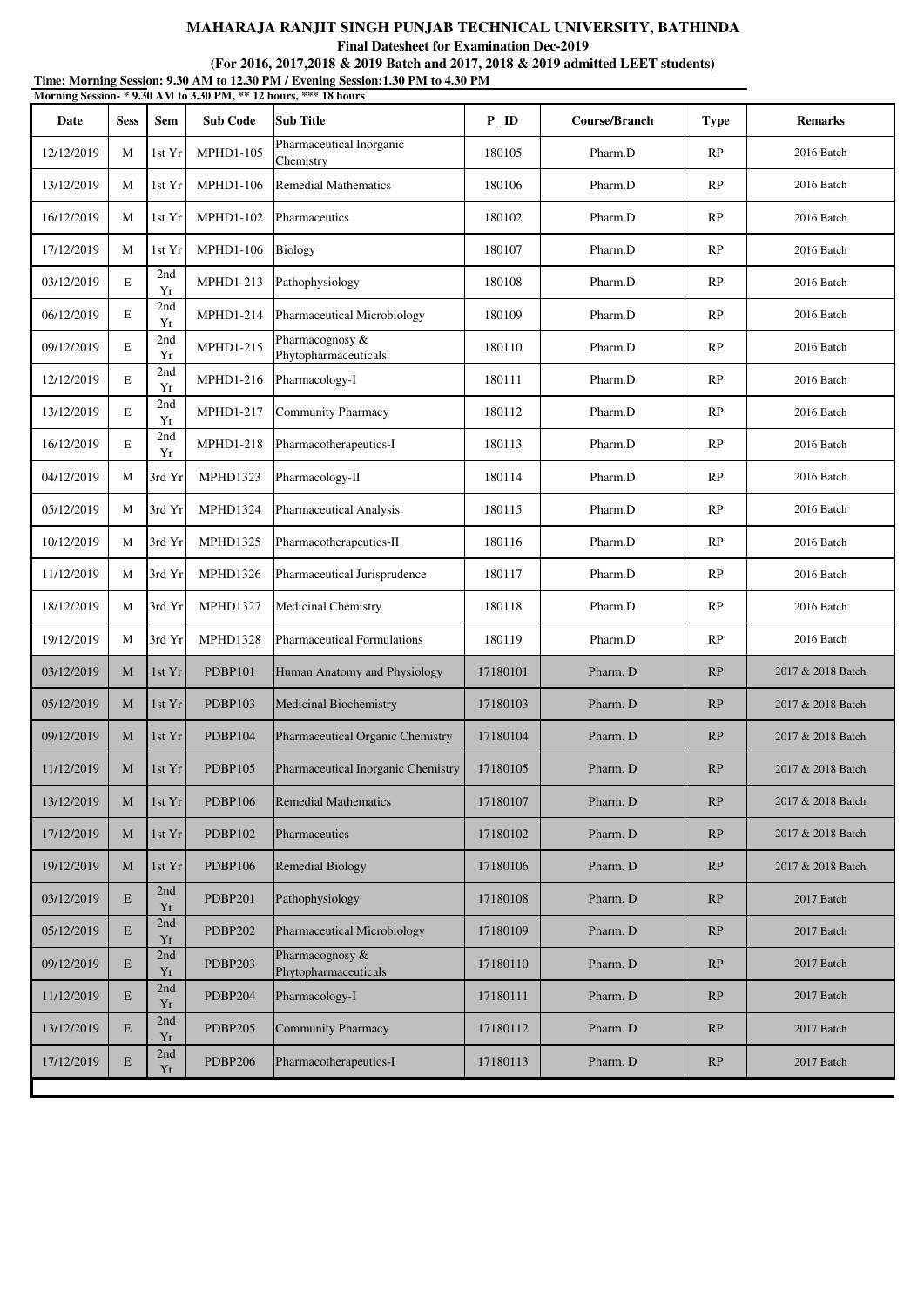**MAHARAJA RANJIT SINGH PUNJAB TECHNICAL UNIVERSITY, BATHINDA**

**Final Datesheet for Examination Dec-2019**

**(For 2016, 2017,2018 & 2019 Batch and 2017, 2018 & 2019 admitted LEET students)**

**Time: Morning Session: 9.30 AM to 12.30 PM / Evening Session:1.30 PM to 4.30 PM**

**Morning Session- * 9.30 AM to 3.30 PM, ** 12 hours, *** 18 hours**

| Date | Sess | Sem | Sub Code | Sub Title | P_ID | Course/Branch | Type | Remarks |
|---|---|---|---|---|---|---|---|---|
| 12/12/2019 | M | 1st Yr | MPHD1-105 | Pharmaceutical Inorganic Chemistry | 180105 | Pharm.D | RP | 2016 Batch |
| 13/12/2019 | M | 1st Yr | MPHD1-106 | Remedial Mathematics | 180106 | Pharm.D | RP | 2016 Batch |
| 16/12/2019 | M | 1st Yr | MPHD1-102 | Pharmaceutics | 180102 | Pharm.D | RP | 2016 Batch |
| 17/12/2019 | M | 1st Yr | MPHD1-106 | Biology | 180107 | Pharm.D | RP | 2016 Batch |
| 03/12/2019 | E | 2nd Yr | MPHD1-213 | Pathophysiology | 180108 | Pharm.D | RP | 2016 Batch |
| 06/12/2019 | E | 2nd Yr | MPHD1-214 | Pharmaceutical Microbiology | 180109 | Pharm.D | RP | 2016 Batch |
| 09/12/2019 | E | 2nd Yr | MPHD1-215 | Pharmacognosy & Phytopharmaceuticals | 180110 | Pharm.D | RP | 2016 Batch |
| 12/12/2019 | E | 2nd Yr | MPHD1-216 | Pharmacology-I | 180111 | Pharm.D | RP | 2016 Batch |
| 13/12/2019 | E | 2nd Yr | MPHD1-217 | Community Pharmacy | 180112 | Pharm.D | RP | 2016 Batch |
| 16/12/2019 | E | 2nd Yr | MPHD1-218 | Pharmacotherapeutics-I | 180113 | Pharm.D | RP | 2016 Batch |
| 04/12/2019 | M | 3rd Yr | MPHD1323 | Pharmacology-II | 180114 | Pharm.D | RP | 2016 Batch |
| 05/12/2019 | M | 3rd Yr | MPHD1324 | Pharmaceutical Analysis | 180115 | Pharm.D | RP | 2016 Batch |
| 10/12/2019 | M | 3rd Yr | MPHD1325 | Pharmacotherapeutics-II | 180116 | Pharm.D | RP | 2016 Batch |
| 11/12/2019 | M | 3rd Yr | MPHD1326 | Pharmaceutical Jurisprudence | 180117 | Pharm.D | RP | 2016 Batch |
| 18/12/2019 | M | 3rd Yr | MPHD1327 | Medicinal Chemistry | 180118 | Pharm.D | RP | 2016 Batch |
| 19/12/2019 | M | 3rd Yr | MPHD1328 | Pharmaceutical Formulations | 180119 | Pharm.D | RP | 2016 Batch |
| 03/12/2019 | M | 1st Yr | PDBP101 | Human Anatomy and Physiology | 17180101 | Pharm. D | RP | 2017 & 2018 Batch |
| 05/12/2019 | M | 1st Yr | PDBP103 | Medicinal Biochemistry | 17180103 | Pharm. D | RP | 2017 & 2018 Batch |
| 09/12/2019 | M | 1st Yr | PDBP104 | Pharmaceutical Organic Chemistry | 17180104 | Pharm. D | RP | 2017 & 2018 Batch |
| 11/12/2019 | M | 1st Yr | PDBP105 | Pharmaceutical Inorganic Chemistry | 17180105 | Pharm. D | RP | 2017 & 2018 Batch |
| 13/12/2019 | M | 1st Yr | PDBP106 | Remedial Mathematics | 17180107 | Pharm. D | RP | 2017 & 2018 Batch |
| 17/12/2019 | M | 1st Yr | PDBP102 | Pharmaceutics | 17180102 | Pharm. D | RP | 2017 & 2018 Batch |
| 19/12/2019 | M | 1st Yr | PDBP106 | Remedial Biology | 17180106 | Pharm. D | RP | 2017 & 2018 Batch |
| 03/12/2019 | E | 2nd Yr | PDBP201 | Pathophysiology | 17180108 | Pharm. D | RP | 2017 Batch |
| 05/12/2019 | E | 2nd Yr | PDBP202 | Pharmaceutical Microbiology | 17180109 | Pharm. D | RP | 2017 Batch |
| 09/12/2019 | E | 2nd Yr | PDBP203 | Pharmacognosy & Phytopharmaceuticals | 17180110 | Pharm. D | RP | 2017 Batch |
| 11/12/2019 | E | 2nd Yr | PDBP204 | Pharmacology-I | 17180111 | Pharm. D | RP | 2017 Batch |
| 13/12/2019 | E | 2nd Yr | PDBP205 | Community Pharmacy | 17180112 | Pharm. D | RP | 2017 Batch |
| 17/12/2019 | E | 2nd Yr | PDBP206 | Pharmacotherapeutics-I | 17180113 | Pharm. D | RP | 2017 Batch |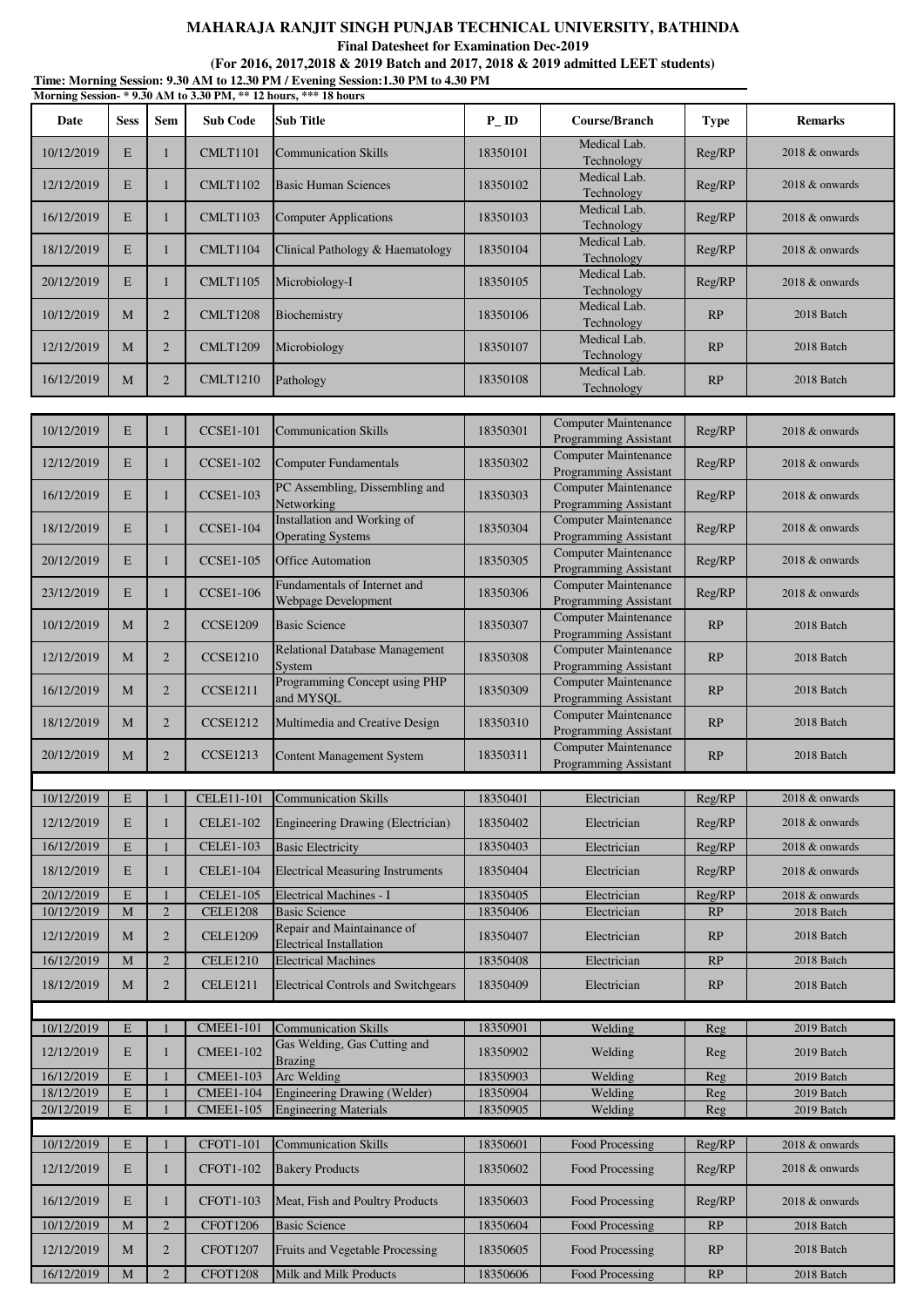# MAHARAJA RANJIT SINGH PUNJAB TECHNICAL UNIVERSITY, BATHINDA

**Final Datesheet for Examination Dec-2019**

**(For 2016, 2017,2018 & 2019 Batch and 2017, 2018 & 2019 admitted LEET students)**

**Time: Morning Session: 9.30 AM to 12.30 PM / Evening Session:1.30 PM to 4.30 PM**

**Morning Session- * 9.30 AM to 3.30 PM, ** 12 hours, *** 18 hours**

| Date | Sess | Sem | Sub Code | Sub Title | P_ ID | Course/Branch | Type | Remarks |
|---|---|---|---|---|---|---|---|---|
| 10/12/2019 | E | 1 | CMLT1101 | Communication Skills | 18350101 | Medical Lab. Technology | Reg/RP | 2018 & onwards |
| 12/12/2019 | E | 1 | CMLT1102 | Basic Human Sciences | 18350102 | Medical Lab. Technology | Reg/RP | 2018 & onwards |
| 16/12/2019 | E | 1 | CMLT1103 | Computer Applications | 18350103 | Medical Lab. Technology | Reg/RP | 2018 & onwards |
| 18/12/2019 | E | 1 | CMLT1104 | Clinical Pathology & Haematology | 18350104 | Medical Lab. Technology | Reg/RP | 2018 & onwards |
| 20/12/2019 | E | 1 | CMLT1105 | Microbiology-I | 18350105 | Medical Lab. Technology | Reg/RP | 2018 & onwards |
| 10/12/2019 | M | 2 | CMLT1208 | Biochemistry | 18350106 | Medical Lab. Technology | RP | 2018 Batch |
| 12/12/2019 | M | 2 | CMLT1209 | Microbiology | 18350107 | Medical Lab. Technology | RP | 2018 Batch |
| 16/12/2019 | M | 2 | CMLT1210 | Pathology | 18350108 | Medical Lab. Technology | RP | 2018 Batch |
| | | | | | | | | |
| 10/12/2019 | E | 1 | CCSE1-101 | Communication Skills | 18350301 | Computer Maintenance Programming Assistant | Reg/RP | 2018 & onwards |
| 12/12/2019 | E | 1 | CCSE1-102 | Computer Fundamentals | 18350302 | Computer Maintenance Programming Assistant | Reg/RP | 2018 & onwards |
| 16/12/2019 | E | 1 | CCSE1-103 | PC Assembling, Dissembling and Networking | 18350303 | Computer Maintenance Programming Assistant | Reg/RP | 2018 & onwards |
| 18/12/2019 | E | 1 | CCSE1-104 | Installation and Working of Operating Systems | 18350304 | Computer Maintenance Programming Assistant | Reg/RP | 2018 & onwards |
| 20/12/2019 | E | 1 | CCSE1-105 | Office Automation | 18350305 | Computer Maintenance Programming Assistant | Reg/RP | 2018 & onwards |
| 23/12/2019 | E | 1 | CCSE1-106 | Fundamentals of Internet and Webpage Development | 18350306 | Computer Maintenance Programming Assistant | Reg/RP | 2018 & onwards |
| 10/12/2019 | M | 2 | CCSE1209 | Basic Science | 18350307 | Computer Maintenance Programming Assistant | RP | 2018 Batch |
| 12/12/2019 | M | 2 | CCSE1210 | Relational Database Management System | 18350308 | Computer Maintenance Programming Assistant | RP | 2018 Batch |
| 16/12/2019 | M | 2 | CCSE1211 | Programming Concept using PHP and MYSQL | 18350309 | Computer Maintenance Programming Assistant | RP | 2018 Batch |
| 18/12/2019 | M | 2 | CCSE1212 | Multimedia and Creative Design | 18350310 | Computer Maintenance Programming Assistant | RP | 2018 Batch |
| 20/12/2019 | M | 2 | CCSE1213 | Content Management System | 18350311 | Computer Maintenance Programming Assistant | RP | 2018 Batch |
| | | | | | | | | |
| 10/12/2019 | E | 1 | CELE11-101 | Communication Skills | 18350401 | Electrician | Reg/RP | 2018 & onwards |
| 12/12/2019 | E | 1 | CELE1-102 | Engineering Drawing (Electrician) | 18350402 | Electrician | Reg/RP | 2018 & onwards |
| 16/12/2019 | E | 1 | CELE1-103 | Basic Electricity | 18350403 | Electrician | Reg/RP | 2018 & onwards |
| 18/12/2019 | E | 1 | CELE1-104 | Electrical Measuring Instruments | 18350404 | Electrician | Reg/RP | 2018 & onwards |
| 20/12/2019 | E | 1 | CELE1-105 | Electrical Machines - I | 18350405 | Electrician | Reg/RP | 2018 & onwards |
| 10/12/2019 | M | 2 | CELE1208 | Basic Science | 18350406 | Electrician | RP | 2018 Batch |
| 12/12/2019 | M | 2 | CELE1209 | Repair and Maintainance of Electrical Installation | 18350407 | Electrician | RP | 2018 Batch |
| 16/12/2019 | M | 2 | CELE1210 | Electrical Machines | 18350408 | Electrician | RP | 2018 Batch |
| 18/12/2019 | M | 2 | CELE1211 | Electrical Controls and Switchgears | 18350409 | Electrician | RP | 2018 Batch |
| | | | | | | | | |
| 10/12/2019 | E | 1 | CMEE1-101 | Communication Skills | 18350901 | Welding | Reg | 2019 Batch |
| 12/12/2019 | E | 1 | CMEE1-102 | Gas Welding, Gas Cutting and Brazing | 18350902 | Welding | Reg | 2019 Batch |
| 16/12/2019 | E | 1 | CMEE1-103 | Arc Welding | 18350903 | Welding | Reg | 2019 Batch |
| 18/12/2019 | E | 1 | CMEE1-104 | Engineering Drawing (Welder) | 18350904 | Welding | Reg | 2019 Batch |
| 20/12/2019 | E | 1 | CMEE1-105 | Engineering Materials | 18350905 | Welding | Reg | 2019 Batch |
| | | | | | | | | |
| 10/12/2019 | E | 1 | CFOT1-101 | Communication Skills | 18350601 | Food Processing | Reg/RP | 2018 & onwards |
| 12/12/2019 | E | 1 | CFOT1-102 | Bakery Products | 18350602 | Food Processing | Reg/RP | 2018 & onwards |
| 16/12/2019 | E | 1 | CFOT1-103 | Meat, Fish and Poultry Products | 18350603 | Food Processing | Reg/RP | 2018 & onwards |
| 10/12/2019 | M | 2 | CFOT1206 | Basic Science | 18350604 | Food Processing | RP | 2018 Batch |
| 12/12/2019 | M | 2 | CFOT1207 | Fruits and Vegetable Processing | 18350605 | Food Processing | RP | 2018 Batch |
| 16/12/2019 | M | 2 | CFOT1208 | Milk and Milk Products | 18350606 | Food Processing | RP | 2018 Batch |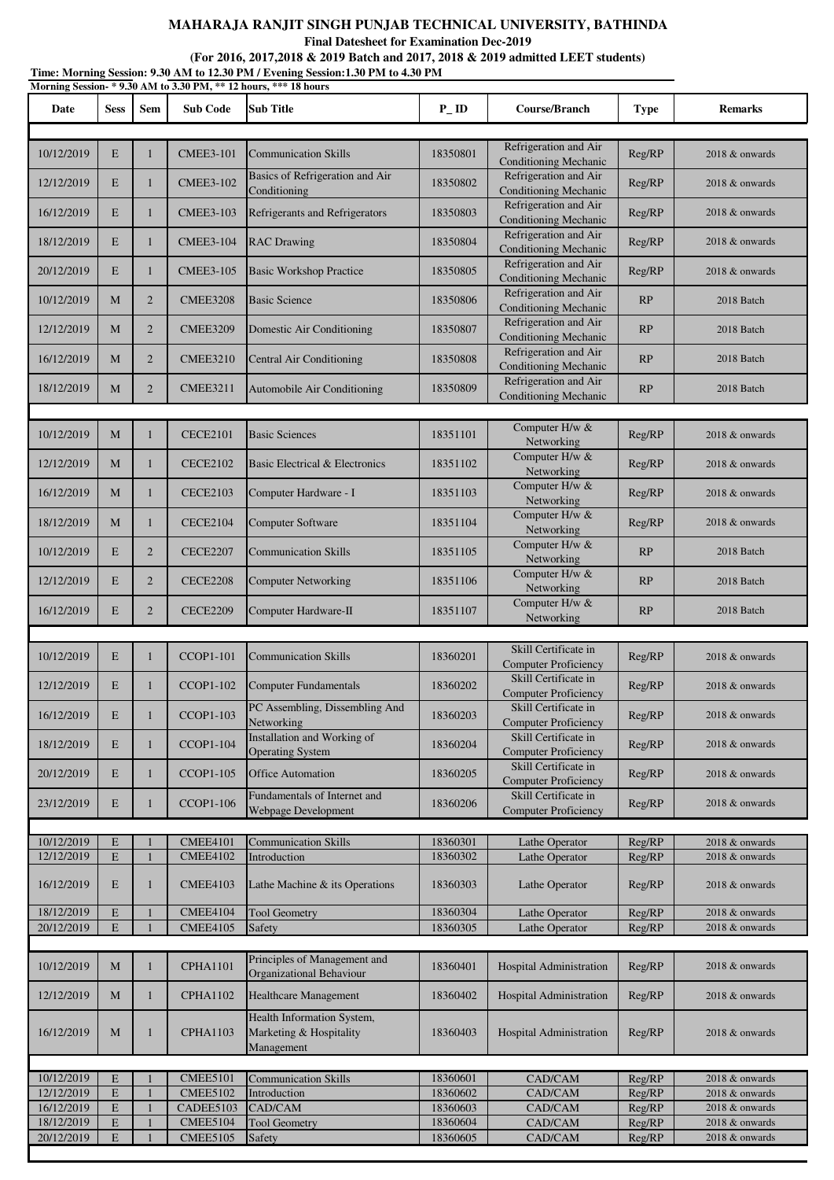# MAHARAJA RANJIT SINGH PUNJAB TECHNICAL UNIVERSITY, BATHINDA

**Final Datesheet for Examination Dec-2019**

**(For 2016, 2017,2018 & 2019 Batch and 2017, 2018 & 2019 admitted LEET students)**

**Time: Morning Session: 9.30 AM to 12.30 PM / Evening Session:1.30 PM to 4.30 PM**

**Morning Session- * 9.30 AM to 3.30 PM, ** 12 hours, *** 18 hours**

| Date | Sess | Sem | Sub Code | Sub Title | P_ ID | Course/Branch | Type | Remarks |
|---|---|---|---|---|---|---|---|---|
| 10/12/2019 | E | 1 | CMEE3-101 | Communication Skills | 18350801 | Refrigeration and Air Conditioning Mechanic | Reg/RP | 2018 & onwards |
| 12/12/2019 | E | 1 | CMEE3-102 | Basics of Refrigeration and Air Conditioning | 18350802 | Refrigeration and Air Conditioning Mechanic | Reg/RP | 2018 & onwards |
| 16/12/2019 | E | 1 | CMEE3-103 | Refrigerants and Refrigerators | 18350803 | Refrigeration and Air Conditioning Mechanic | Reg/RP | 2018 & onwards |
| 18/12/2019 | E | 1 | CMEE3-104 | RAC Drawing | 18350804 | Refrigeration and Air Conditioning Mechanic | Reg/RP | 2018 & onwards |
| 20/12/2019 | E | 1 | CMEE3-105 | Basic Workshop Practice | 18350805 | Refrigeration and Air Conditioning Mechanic | Reg/RP | 2018 & onwards |
| 10/12/2019 | M | 2 | CMEE3208 | Basic Science | 18350806 | Refrigeration and Air Conditioning Mechanic | RP | 2018 Batch |
| 12/12/2019 | M | 2 | CMEE3209 | Domestic Air Conditioning | 18350807 | Refrigeration and Air Conditioning Mechanic | RP | 2018 Batch |
| 16/12/2019 | M | 2 | CMEE3210 | Central Air Conditioning | 18350808 | Refrigeration and Air Conditioning Mechanic | RP | 2018 Batch |
| 18/12/2019 | M | 2 | CMEE3211 | Automobile Air Conditioning | 18350809 | Refrigeration and Air Conditioning Mechanic | RP | 2018 Batch |
| | | | | | | | | |
| 10/12/2019 | M | 1 | CECE2101 | Basic Sciences | 18351101 | Computer H/w & Networking | Reg/RP | 2018 & onwards |
| 12/12/2019 | M | 1 | CECE2102 | Basic Electrical & Electronics | 18351102 | Computer H/w & Networking | Reg/RP | 2018 & onwards |
| 16/12/2019 | M | 1 | CECE2103 | Computer Hardware - I | 18351103 | Computer H/w & Networking | Reg/RP | 2018 & onwards |
| 18/12/2019 | M | 1 | CECE2104 | Computer Software | 18351104 | Computer H/w & Networking | Reg/RP | 2018 & onwards |
| 10/12/2019 | E | 2 | CECE2207 | Communication Skills | 18351105 | Computer H/w & Networking | RP | 2018 Batch |
| 12/12/2019 | E | 2 | CECE2208 | Computer Networking | 18351106 | Computer H/w & Networking | RP | 2018 Batch |
| 16/12/2019 | E | 2 | CECE2209 | Computer Hardware-II | 18351107 | Computer H/w & Networking | RP | 2018 Batch |
| | | | | | | | | |
| 10/12/2019 | E | 1 | CCOP1-101 | Communication Skills | 18360201 | Skill Certificate in Computer Proficiency | Reg/RP | 2018 & onwards |
| 12/12/2019 | E | 1 | CCOP1-102 | Computer Fundamentals | 18360202 | Skill Certificate in Computer Proficiency | Reg/RP | 2018 & onwards |
| 16/12/2019 | E | 1 | CCOP1-103 | PC Assembling, Dissembling And Networking | 18360203 | Skill Certificate in Computer Proficiency | Reg/RP | 2018 & onwards |
| 18/12/2019 | E | 1 | CCOP1-104 | Installation and Working of Operating System | 18360204 | Skill Certificate in Computer Proficiency | Reg/RP | 2018 & onwards |
| 20/12/2019 | E | 1 | CCOP1-105 | Office Automation | 18360205 | Skill Certificate in Computer Proficiency | Reg/RP | 2018 & onwards |
| 23/12/2019 | E | 1 | CCOP1-106 | Fundamentals of Internet and Webpage Development | 18360206 | Skill Certificate in Computer Proficiency | Reg/RP | 2018 & onwards |
| | | | | | | | | |
| 10/12/2019 | E | 1 | CMEE4101 | Communication Skills | 18360301 | Lathe Operator | Reg/RP | 2018 & onwards |
| 12/12/2019 | E | 1 | CMEE4102 | Introduction | 18360302 | Lathe Operator | Reg/RP | 2018 & onwards |
| 16/12/2019 | E | 1 | CMEE4103 | Lathe Machine & its Operations | 18360303 | Lathe Operator | Reg/RP | 2018 & onwards |
| 18/12/2019 | E | 1 | CMEE4104 | Tool Geometry | 18360304 | Lathe Operator | Reg/RP | 2018 & onwards |
| 20/12/2019 | E | 1 | CMEE4105 | Safety | 18360305 | Lathe Operator | Reg/RP | 2018 & onwards |
| | | | | | | | | |
| 10/12/2019 | M | 1 | CPHA1101 | Principles of Management and Organizational Behaviour | 18360401 | Hospital Administration | Reg/RP | 2018 & onwards |
| 12/12/2019 | M | 1 | CPHA1102 | Healthcare Management | 18360402 | Hospital Administration | Reg/RP | 2018 & onwards |
| 16/12/2019 | M | 1 | CPHA1103 | Health Information System, Marketing & Hospitality Management | 18360403 | Hospital Administration | Reg/RP | 2018 & onwards |
| | | | | | | | | |
| 10/12/2019 | E | 1 | CMEE5101 | Communication Skills | 18360601 | CAD/CAM | Reg/RP | 2018 & onwards |
| 12/12/2019 | E | 1 | CMEE5102 | Introduction | 18360602 | CAD/CAM | Reg/RP | 2018 & onwards |
| 16/12/2019 | E | 1 | CADEE5103 | CAD/CAM | 18360603 | CAD/CAM | Reg/RP | 2018 & onwards |
| 18/12/2019 | E | 1 | CMEE5104 | Tool Geometry | 18360604 | CAD/CAM | Reg/RP | 2018 & onwards |
| 20/12/2019 | E | 1 | CMEE5105 | Safety | 18360605 | CAD/CAM | Reg/RP | 2018 & onwards |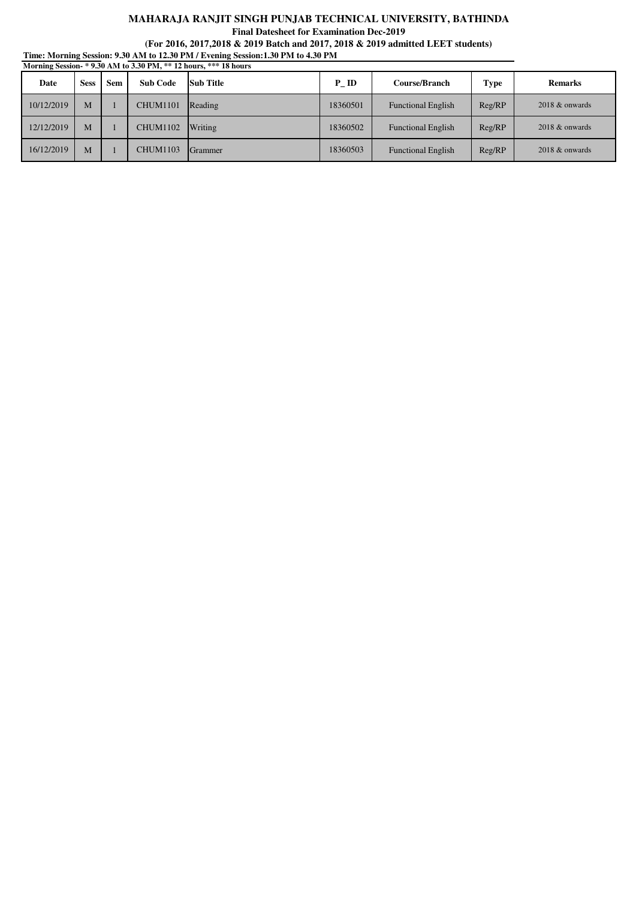**MAHARAJA RANJIT SINGH PUNJAB TECHNICAL UNIVERSITY, BATHINDA**

**Final Datesheet for Examination Dec-2019**

**(For 2016, 2017,2018 & 2019 Batch and 2017, 2018 & 2019 admitted LEET students)**

**Time: Morning Session: 9.30 AM to 12.30 PM / Evening Session:1.30 PM to 4.30 PM**

**Morning Session- * 9.30 AM to 3.30 PM, ** 12 hours, *** 18 hours**

| Date | Sess | Sem | Sub Code | Sub Title | P_ ID | Course/Branch | Type | Remarks |
|---|---|---|---|---|---|---|---|---|
| 10/12/2019 | M | 1 | CHUM1101 | Reading | 18360501 | Functional English | Reg/RP | 2018 & onwards |
| 12/12/2019 | M | 1 | CHUM1102 | Writing | 18360502 | Functional English | Reg/RP | 2018 & onwards |
| 16/12/2019 | M | 1 | CHUM1103 | Grammer | 18360503 | Functional English | Reg/RP | 2018 & onwards |